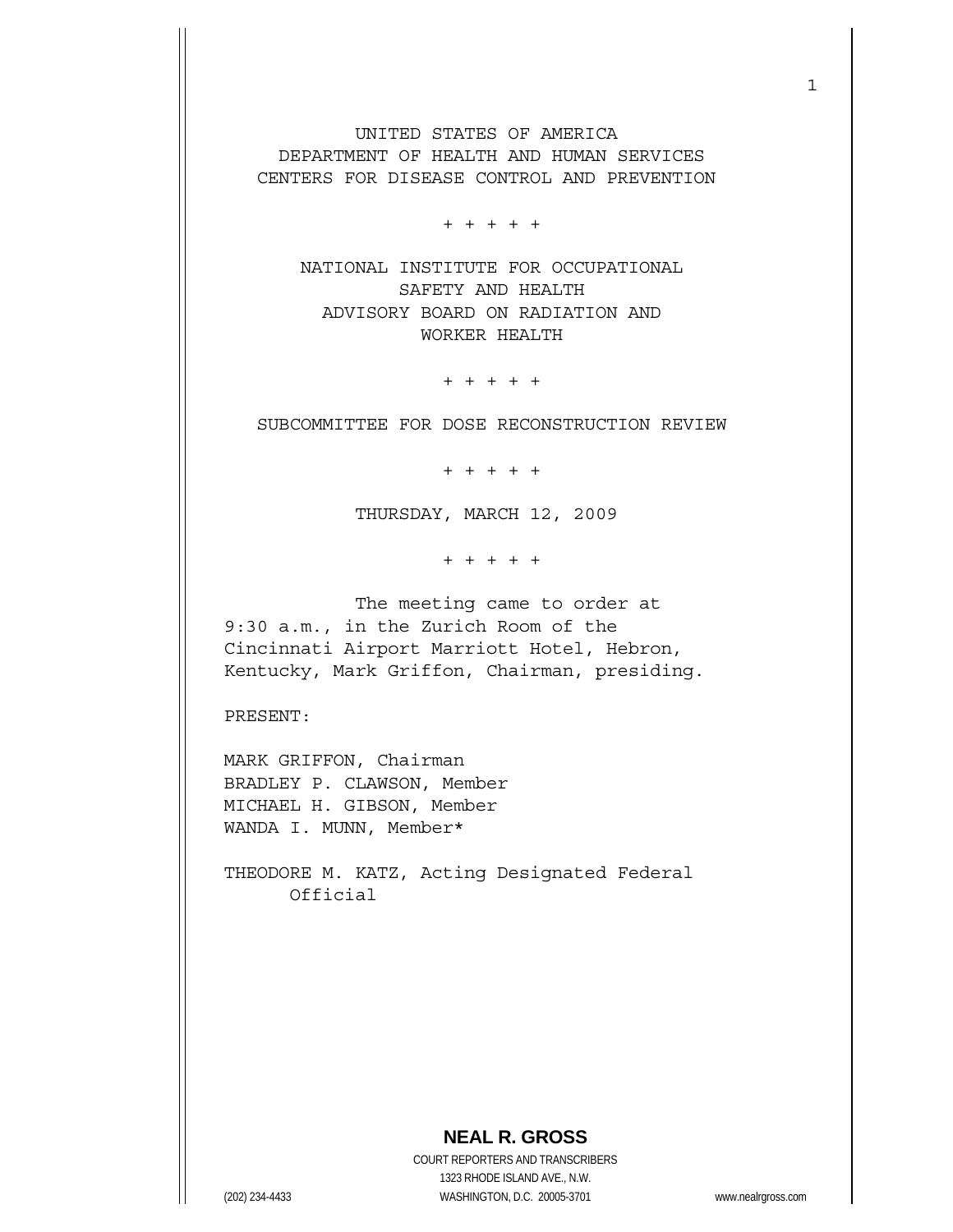UNITED STATES OF AMERICA
DEPARTMENT OF HEALTH AND HUMAN SERVICES
CENTERS FOR DISEASE CONTROL AND PREVENTION

\+ + + + +

NATIONAL INSTITUTE FOR OCCUPATIONAL
SAFETY AND HEALTH
ADVISORY BOARD ON RADIATION AND
WORKER HEALTH

\+ + + + +

SUBCOMMITTEE FOR DOSE RECONSTRUCTION REVIEW

\+ + + + +

THURSDAY, MARCH 12, 2009

\+ + + + +

The meeting came to order at 9:30 a.m., in the Zurich Room of the Cincinnati Airport Marriott Hotel, Hebron, Kentucky, Mark Griffon, Chairman, presiding.

PRESENT:

MARK GRIFFON, Chairman
BRADLEY P. CLAWSON, Member
MICHAEL H. GIBSON, Member
WANDA I. MUNN, Member*

THEODORE M. KATZ, Acting Designated Federal Official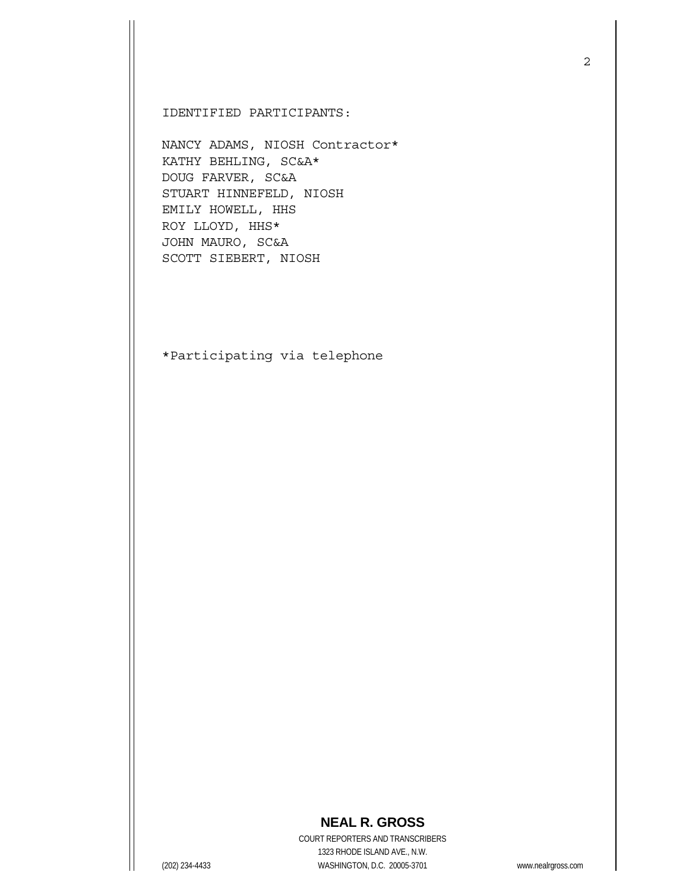IDENTIFIED PARTICIPANTS:

NANCY ADAMS, NIOSH Contractor*
KATHY BEHLING, SC&A*
DOUG FARVER, SC&A
STUART HINNEFELD, NIOSH
EMILY HOWELL, HHS
ROY LLOYD, HHS*
JOHN MAURO, SC&A
SCOTT SIEBERT, NIOSH

*Participating via telephone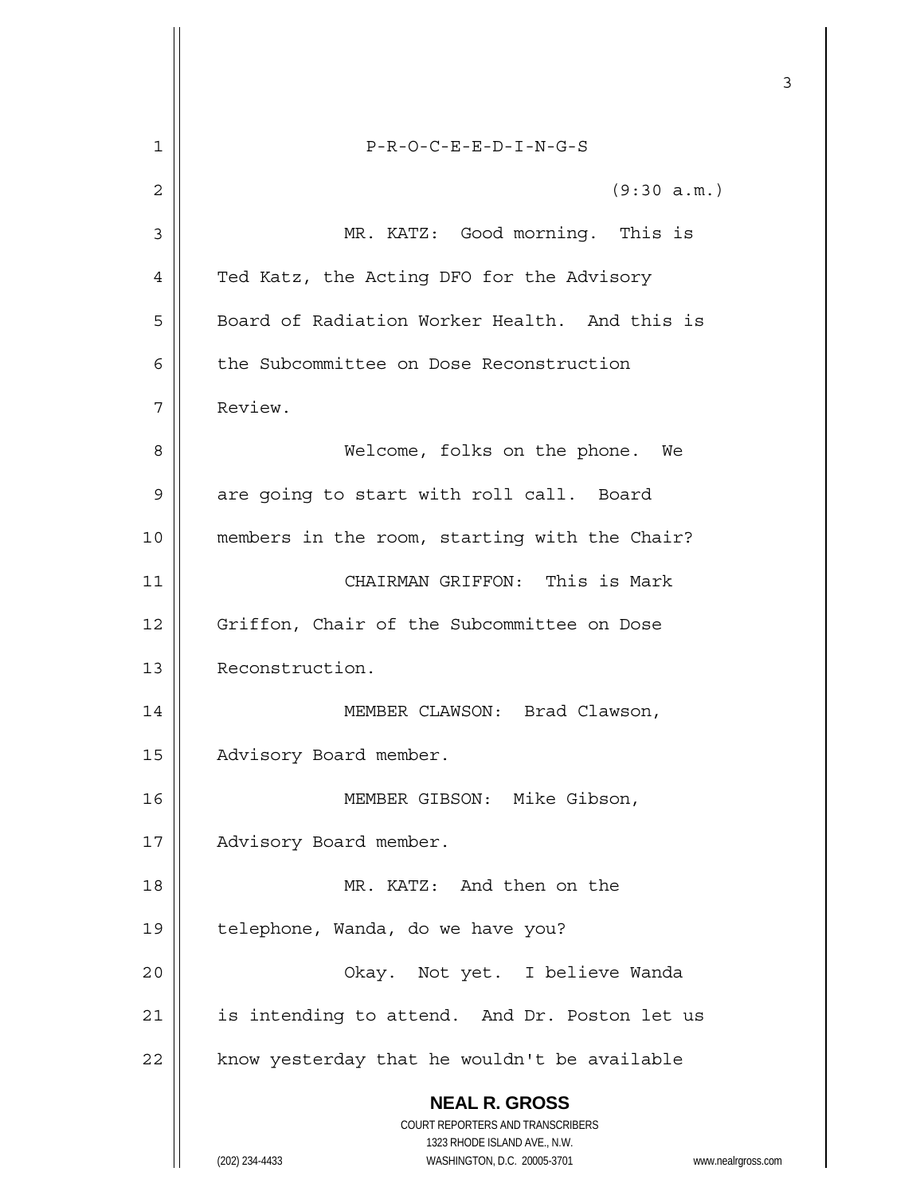P-R-O-C-E-E-D-I-N-G-S

(9:30 a.m.)

MR. KATZ: Good morning. This is Ted Katz, the Acting DFO for the Advisory Board of Radiation Worker Health. And this is the Subcommittee on Dose Reconstruction Review.

Welcome, folks on the phone. We are going to start with roll call. Board members in the room, starting with the Chair?

CHAIRMAN GRIFFON: This is Mark Griffon, Chair of the Subcommittee on Dose Reconstruction.

MEMBER CLAWSON: Brad Clawson, Advisory Board member.

MEMBER GIBSON: Mike Gibson, Advisory Board member.

MR. KATZ: And then on the telephone, Wanda, do we have you?

Okay. Not yet. I believe Wanda is intending to attend. And Dr. Poston let us know yesterday that he wouldn't be available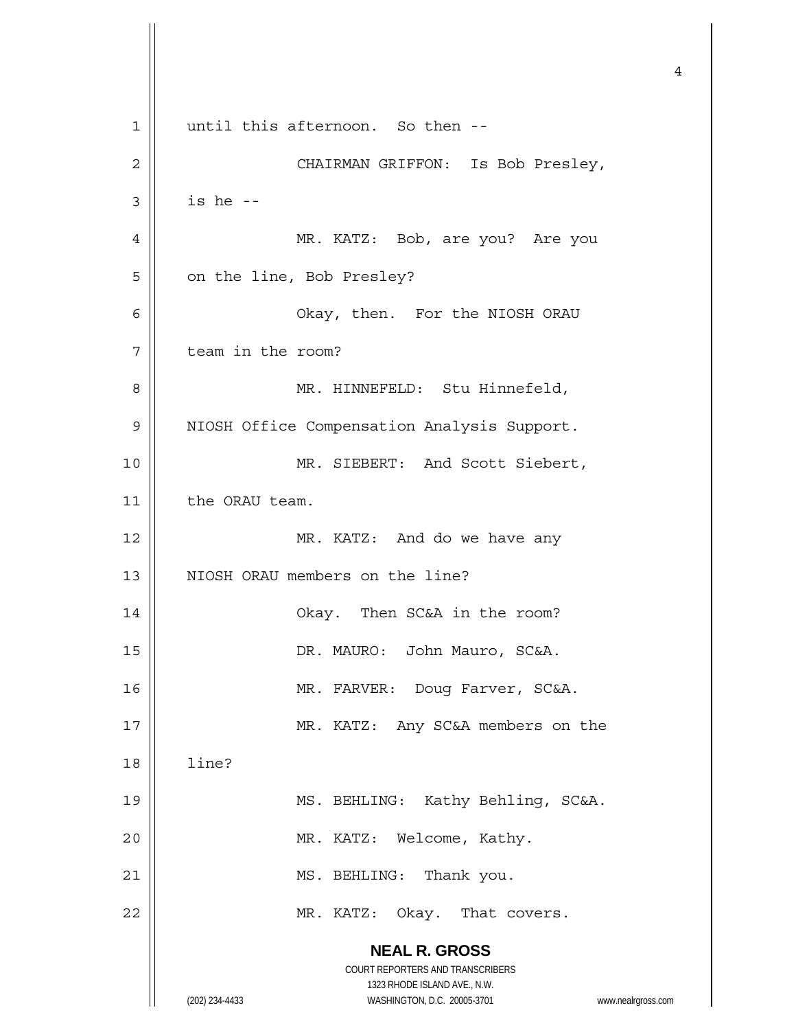until this afternoon. So then --

CHAIRMAN GRIFFON: Is Bob Presley, is he --

MR. KATZ: Bob, are you? Are you on the line, Bob Presley?

Okay, then. For the NIOSH ORAU team in the room?

MR. HINNEFELD: Stu Hinnefeld, NIOSH Office Compensation Analysis Support.

MR. SIEBERT: And Scott Siebert, the ORAU team.

MR. KATZ: And do we have any NIOSH ORAU members on the line?

Okay. Then SC&A in the room?

DR. MAURO: John Mauro, SC&A.

MR. FARVER: Doug Farver, SC&A.

MR. KATZ: Any SC&A members on the line?

MS. BEHLING: Kathy Behling, SC&A.

MR. KATZ: Welcome, Kathy.

MS. BEHLING: Thank you.

MR. KATZ: Okay. That covers.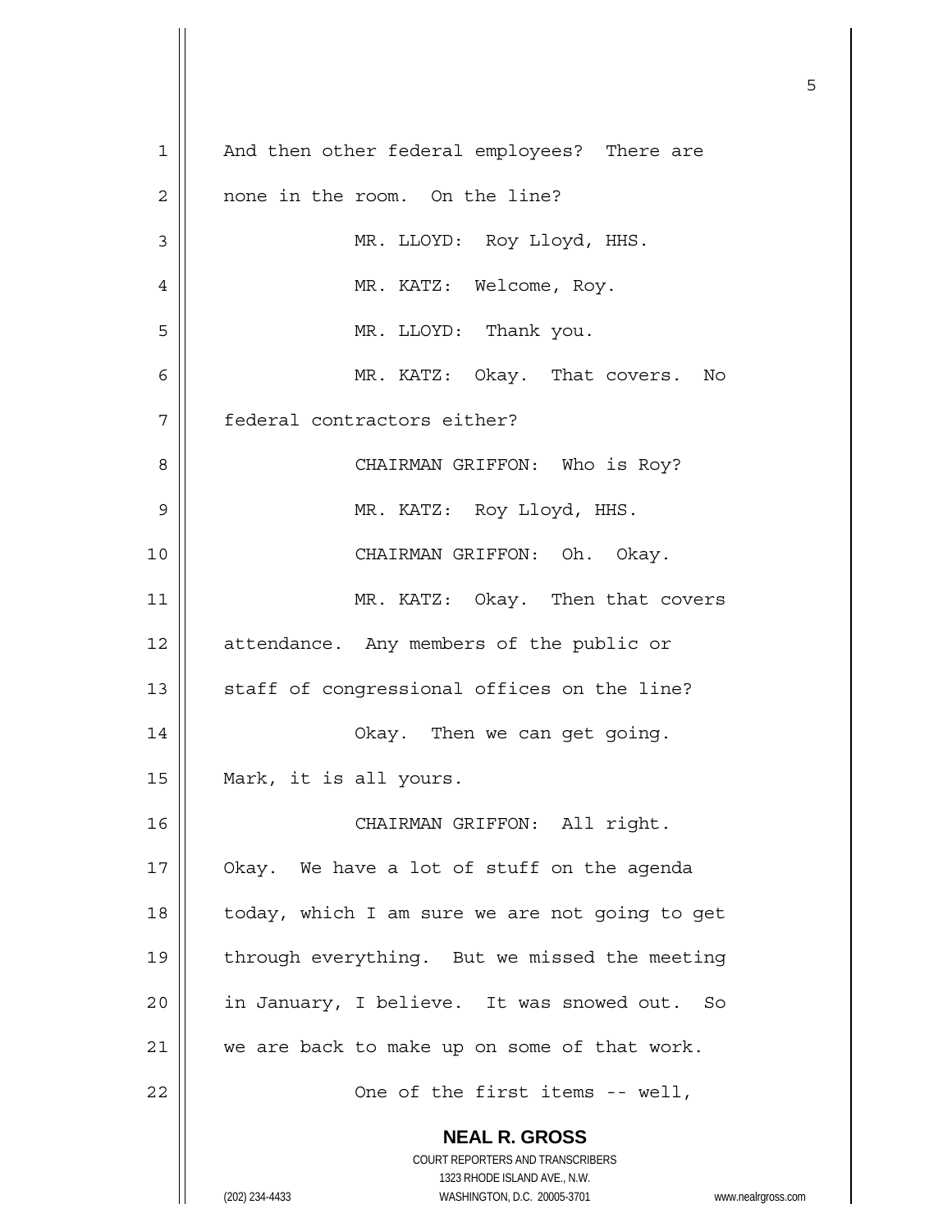And then other federal employees? There are none in the room. On the line?

MR. LLOYD: Roy Lloyd, HHS.

MR. KATZ: Welcome, Roy.

MR. LLOYD: Thank you.

MR. KATZ: Okay. That covers. No federal contractors either?

CHAIRMAN GRIFFON: Who is Roy?

MR. KATZ: Roy Lloyd, HHS.

CHAIRMAN GRIFFON: Oh. Okay.

MR. KATZ: Okay. Then that covers attendance. Any members of the public or staff of congressional offices on the line?

Okay. Then we can get going. Mark, it is all yours.

CHAIRMAN GRIFFON: All right. Okay. We have a lot of stuff on the agenda today, which I am sure we are not going to get through everything. But we missed the meeting in January, I believe. It was snowed out. So we are back to make up on some of that work.

One of the first items -- well,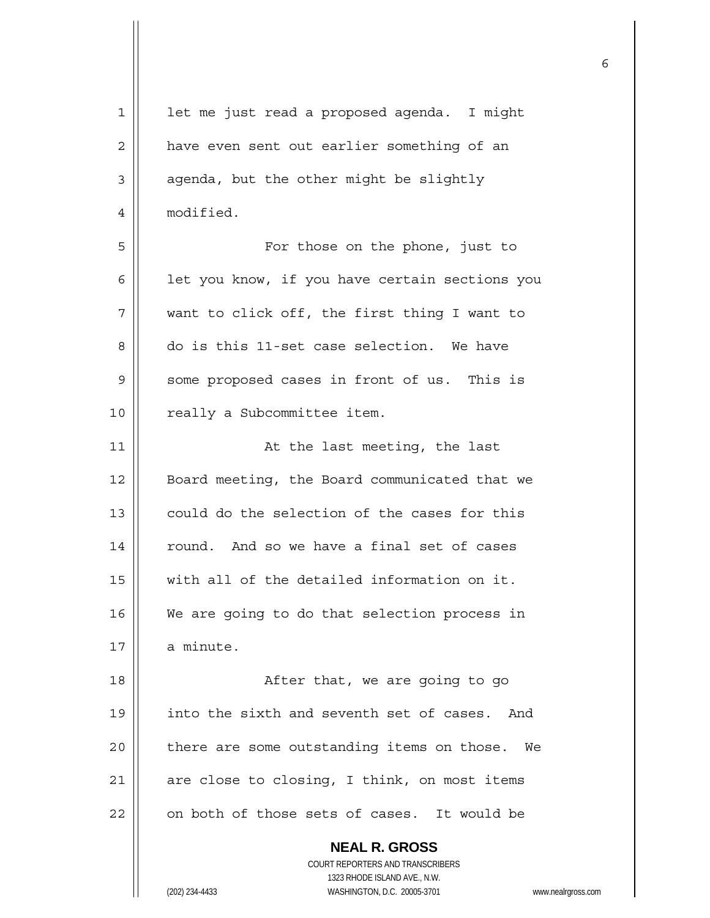let me just read a proposed agenda. I might have even sent out earlier something of an agenda, but the other might be slightly modified.

For those on the phone, just to let you know, if you have certain sections you want to click off, the first thing I want to do is this 11-set case selection. We have some proposed cases in front of us. This is really a Subcommittee item.

At the last meeting, the last Board meeting, the Board communicated that we could do the selection of the cases for this round. And so we have a final set of cases with all of the detailed information on it. We are going to do that selection process in a minute.

After that, we are going to go into the sixth and seventh set of cases. And there are some outstanding items on those. We are close to closing, I think, on most items on both of those sets of cases. It would be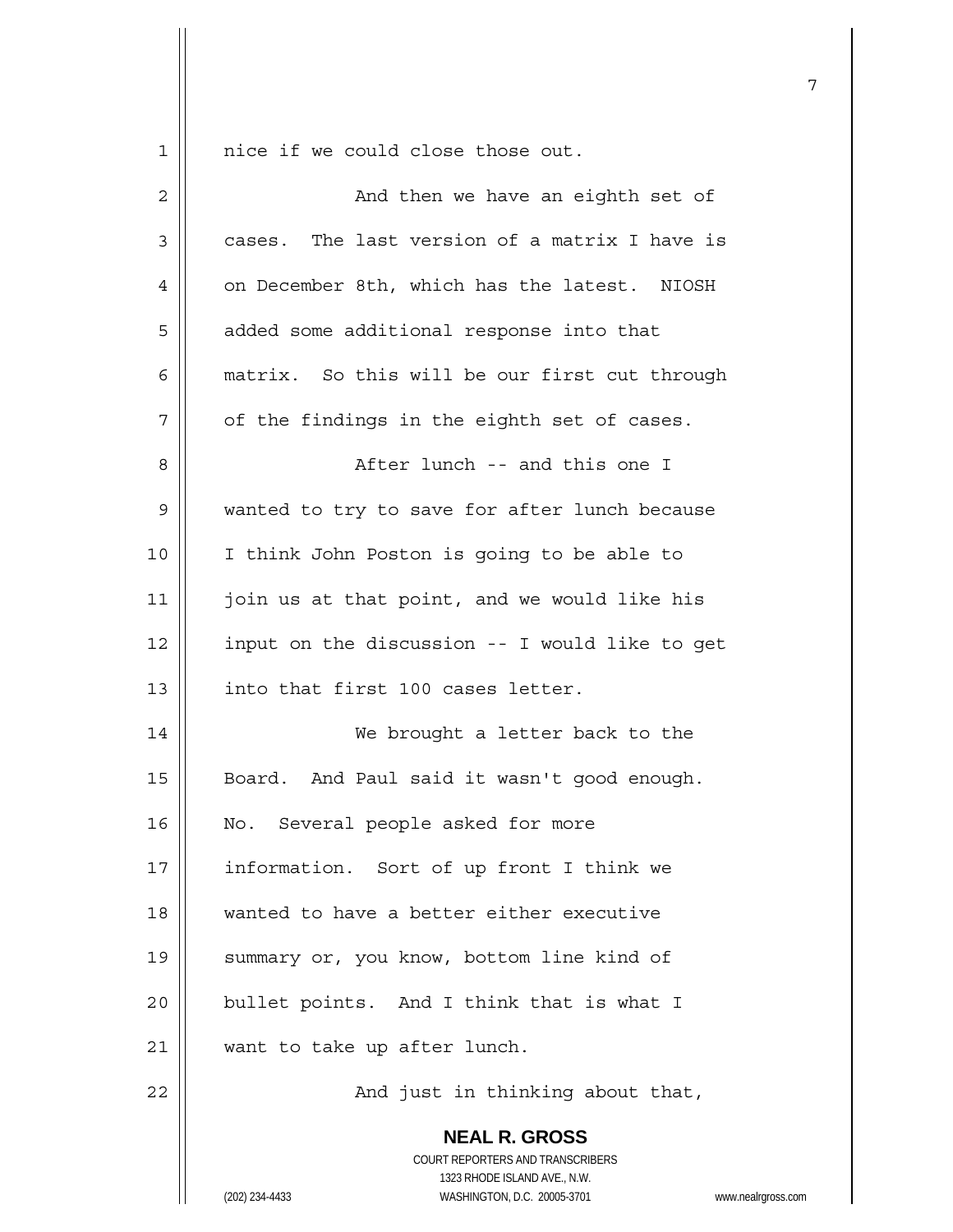nice if we could close those out.

And then we have an eighth set of cases. The last version of a matrix I have is on December 8th, which has the latest. NIOSH added some additional response into that matrix. So this will be our first cut through of the findings in the eighth set of cases.

After lunch -- and this one I wanted to try to save for after lunch because I think John Poston is going to be able to join us at that point, and we would like his input on the discussion -- I would like to get into that first 100 cases letter.

We brought a letter back to the Board. And Paul said it wasn't good enough. No. Several people asked for more information. Sort of up front I think we wanted to have a better either executive summary or, you know, bottom line kind of bullet points. And I think that is what I want to take up after lunch.

And just in thinking about that,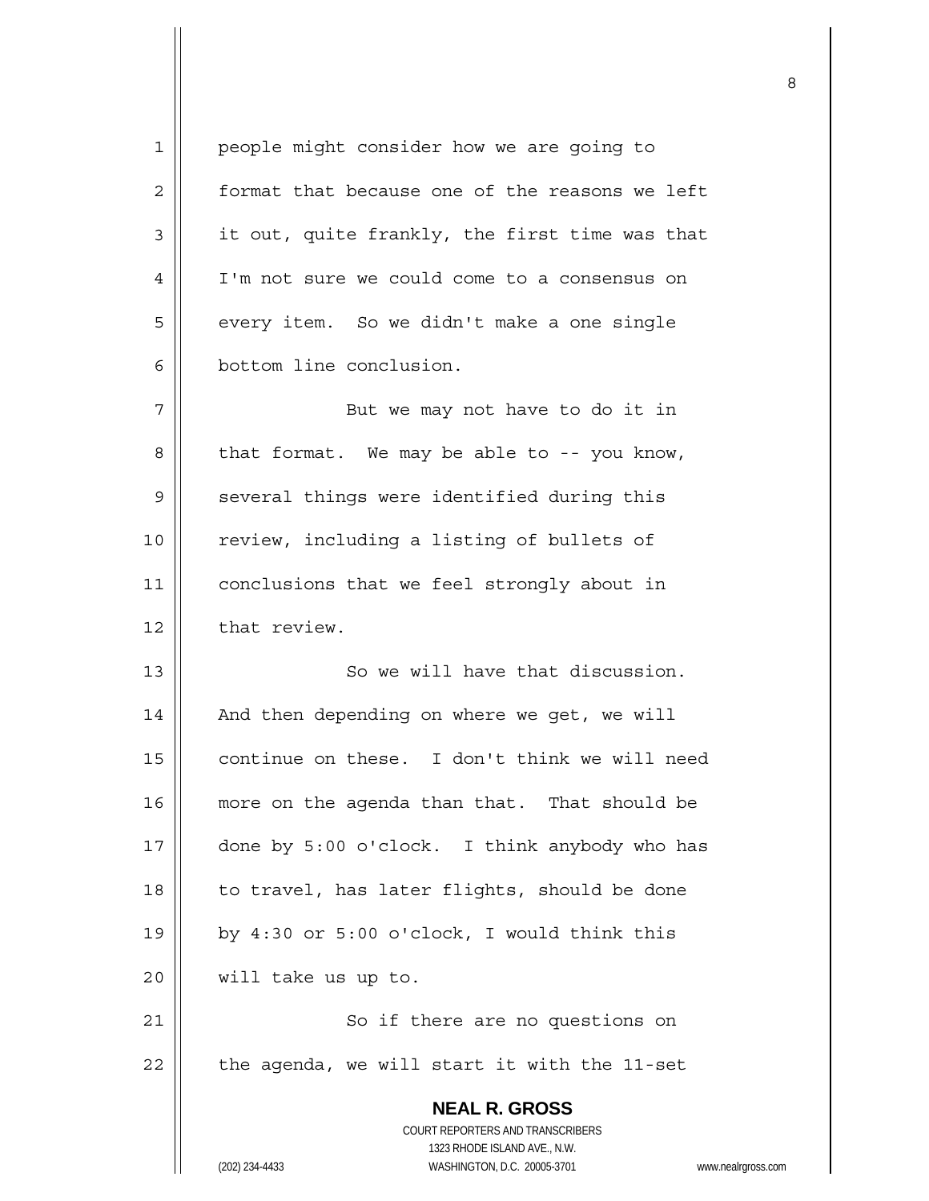people might consider how we are going to format that because one of the reasons we left it out, quite frankly, the first time was that I'm not sure we could come to a consensus on every item. So we didn't make a one single bottom line conclusion.

But we may not have to do it in that format. We may be able to -- you know, several things were identified during this review, including a listing of bullets of conclusions that we feel strongly about in that review.

So we will have that discussion. And then depending on where we get, we will continue on these. I don't think we will need more on the agenda than that. That should be done by 5:00 o'clock. I think anybody who has to travel, has later flights, should be done by 4:30 or 5:00 o'clock, I would think this will take us up to.

So if there are no questions on the agenda, we will start it with the 11-set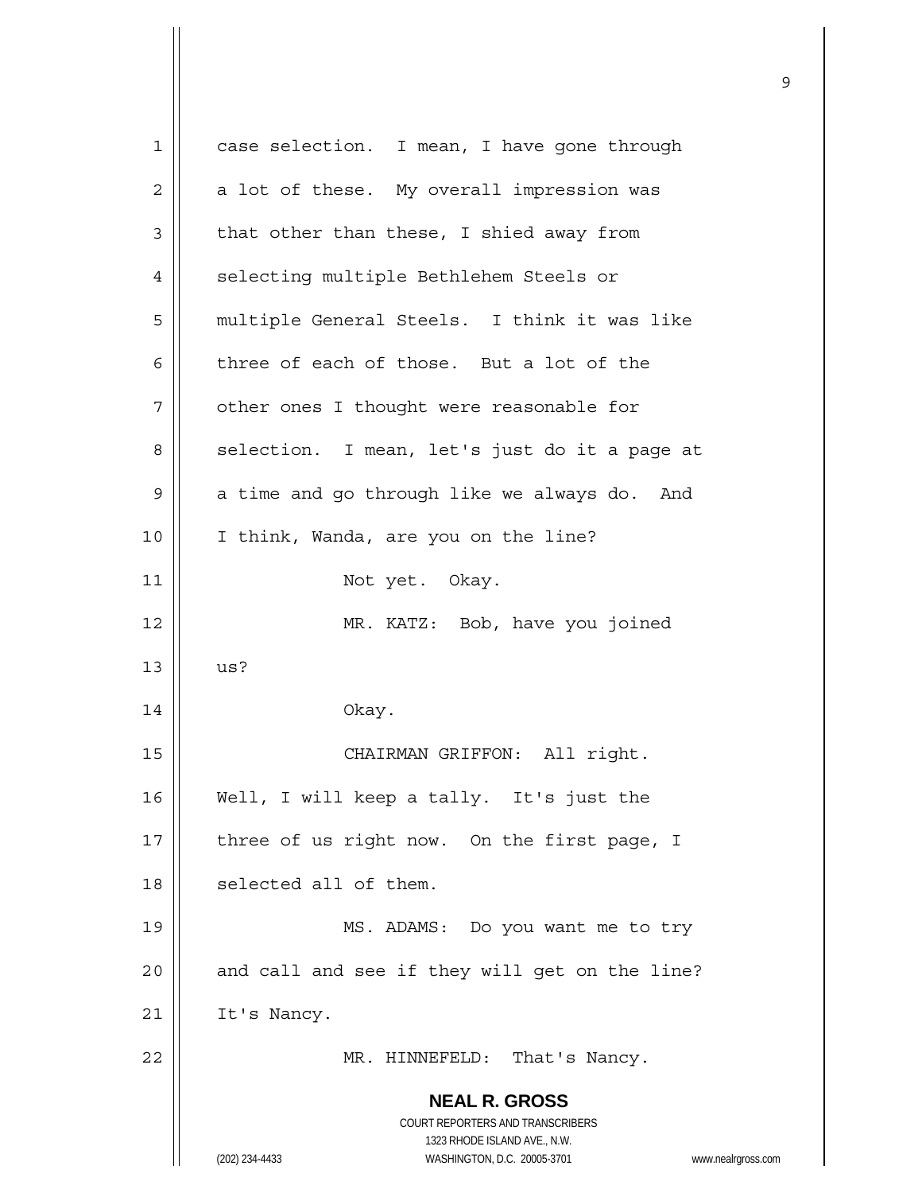case selection. I mean, I have gone through a lot of these. My overall impression was that other than these, I shied away from selecting multiple Bethlehem Steels or multiple General Steels. I think it was like three of each of those. But a lot of the other ones I thought were reasonable for selection. I mean, let's just do it a page at a time and go through like we always do. And I think, Wanda, are you on the line?

Not yet. Okay.

MR. KATZ: Bob, have you joined us?

Okay.

CHAIRMAN GRIFFON: All right. Well, I will keep a tally. It's just the three of us right now. On the first page, I selected all of them.

MS. ADAMS: Do you want me to try and call and see if they will get on the line? It's Nancy.

MR. HINNEFELD: That's Nancy.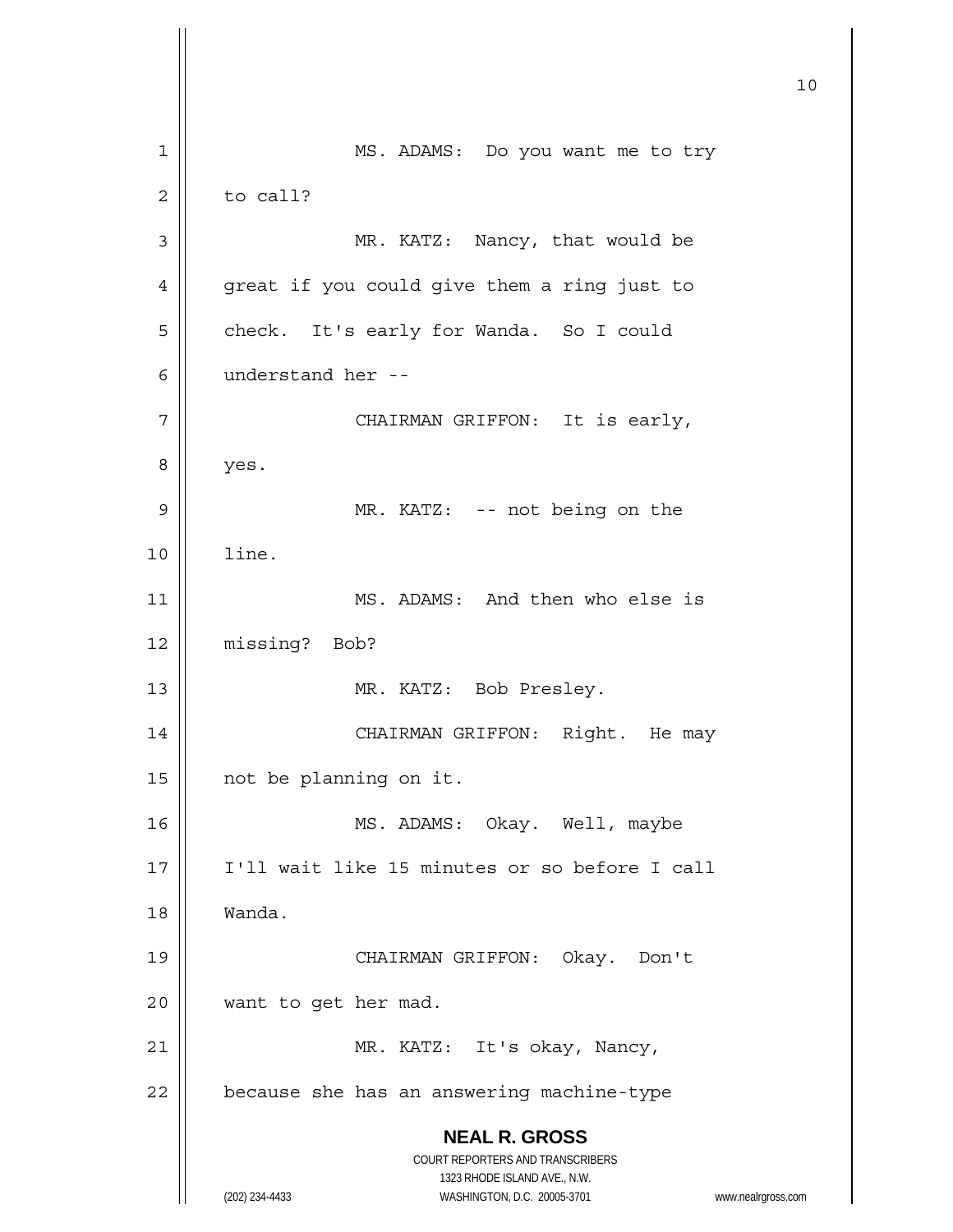MS. ADAMS: Do you want me to try to call?

MR. KATZ: Nancy, that would be great if you could give them a ring just to check. It's early for Wanda. So I could understand her --

CHAIRMAN GRIFFON: It is early, yes.

MR. KATZ: -- not being on the line.

MS. ADAMS: And then who else is missing? Bob?

MR. KATZ: Bob Presley.

CHAIRMAN GRIFFON: Right. He may not be planning on it.

MS. ADAMS: Okay. Well, maybe I'll wait like 15 minutes or so before I call Wanda.

CHAIRMAN GRIFFON: Okay. Don't want to get her mad.

MR. KATZ: It's okay, Nancy, because she has an answering machine-type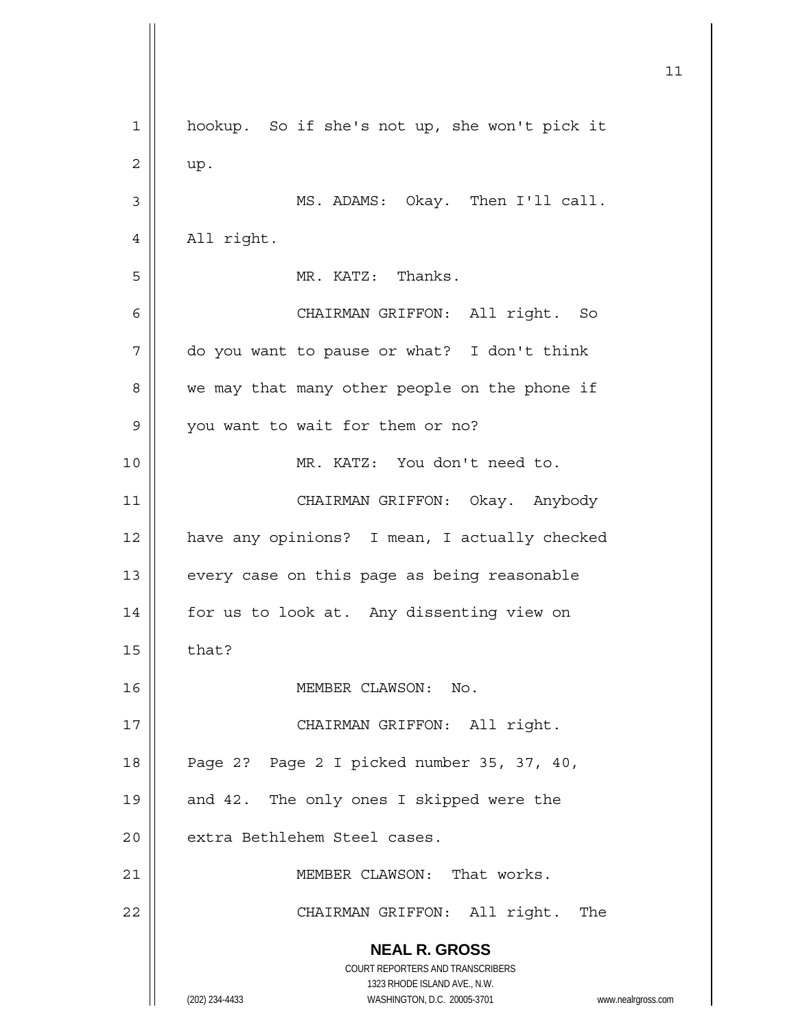hookup. So if she's not up, she won't pick it up.

MS. ADAMS: Okay. Then I'll call. All right.

MR. KATZ: Thanks.

CHAIRMAN GRIFFON: All right. So do you want to pause or what? I don't think we may that many other people on the phone if you want to wait for them or no?

MR. KATZ: You don't need to.

CHAIRMAN GRIFFON: Okay. Anybody have any opinions? I mean, I actually checked every case on this page as being reasonable for us to look at. Any dissenting view on that?

MEMBER CLAWSON: No.

CHAIRMAN GRIFFON: All right. Page 2? Page 2 I picked number 35, 37, 40, and 42. The only ones I skipped were the extra Bethlehem Steel cases.

MEMBER CLAWSON: That works.

CHAIRMAN GRIFFON: All right. The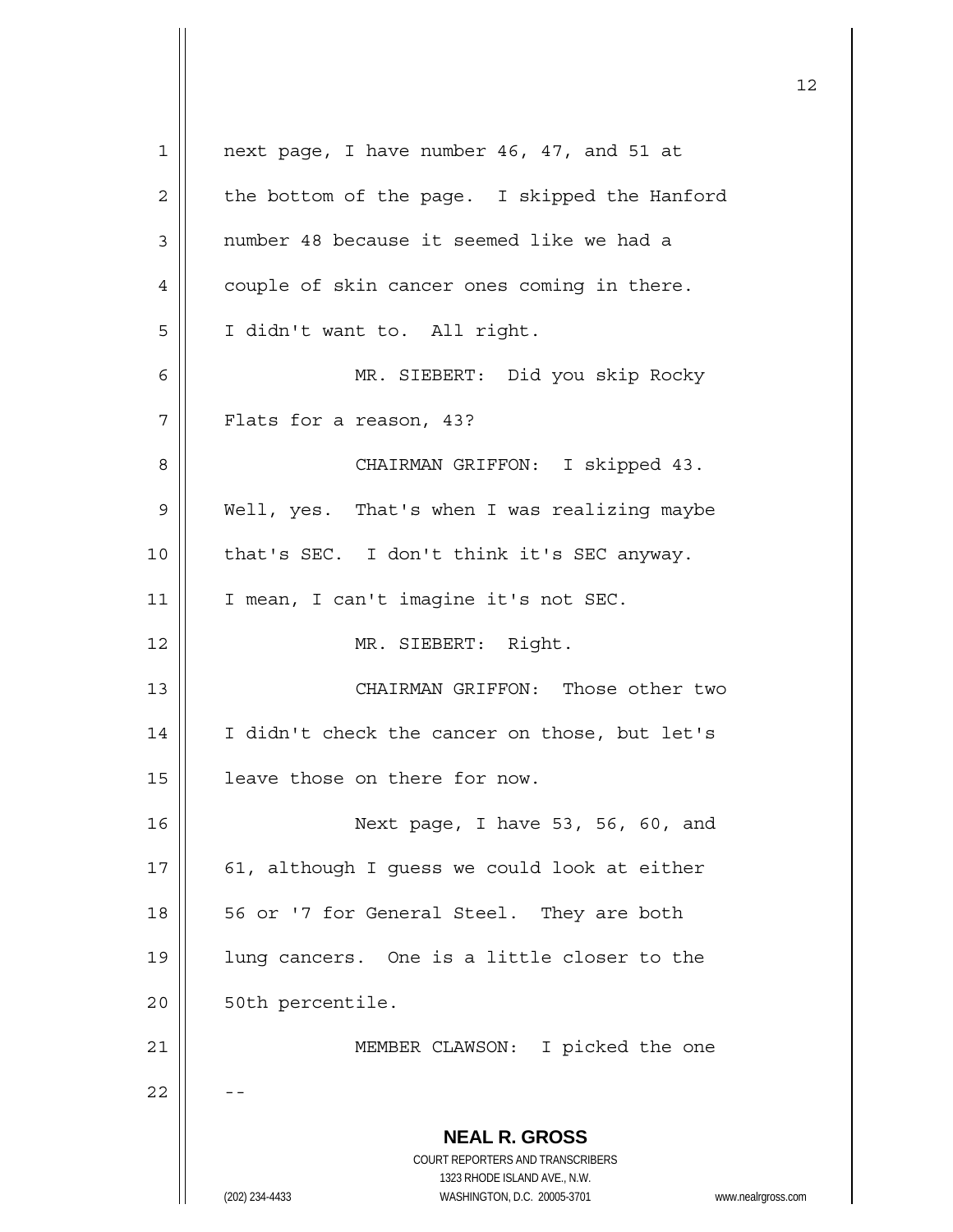next page, I have number 46, 47, and 51 at the bottom of the page. I skipped the Hanford number 48 because it seemed like we had a couple of skin cancer ones coming in there. I didn't want to. All right.

MR. SIEBERT: Did you skip Rocky Flats for a reason, 43?

CHAIRMAN GRIFFON: I skipped 43. Well, yes. That's when I was realizing maybe that's SEC. I don't think it's SEC anyway. I mean, I can't imagine it's not SEC.

MR. SIEBERT: Right.

CHAIRMAN GRIFFON: Those other two I didn't check the cancer on those, but let's leave those on there for now.

Next page, I have 53, 56, 60, and 61, although I guess we could look at either 56 or '7 for General Steel. They are both lung cancers. One is a little closer to the 50th percentile.

MEMBER CLAWSON: I picked the one --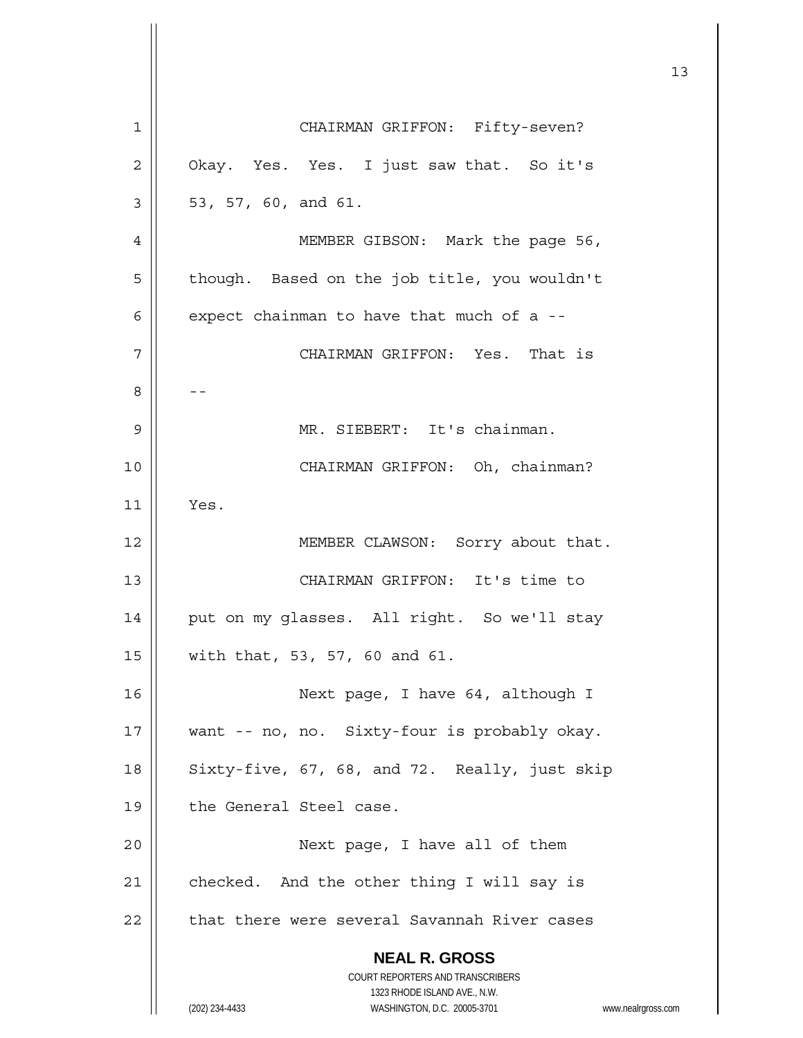CHAIRMAN GRIFFON: Fifty-seven? Okay. Yes. Yes. I just saw that. So it's 53, 57, 60, and 61.

MEMBER GIBSON: Mark the page 56, though. Based on the job title, you wouldn't expect chainman to have that much of a --

CHAIRMAN GRIFFON: Yes. That is --

MR. SIEBERT: It's chainman.

CHAIRMAN GRIFFON: Oh, chainman? Yes.

MEMBER CLAWSON: Sorry about that.

CHAIRMAN GRIFFON: It's time to put on my glasses. All right. So we'll stay with that, 53, 57, 60 and 61.

Next page, I have 64, although I want -- no, no. Sixty-four is probably okay. Sixty-five, 67, 68, and 72. Really, just skip the General Steel case.

Next page, I have all of them checked. And the other thing I will say is that there were several Savannah River cases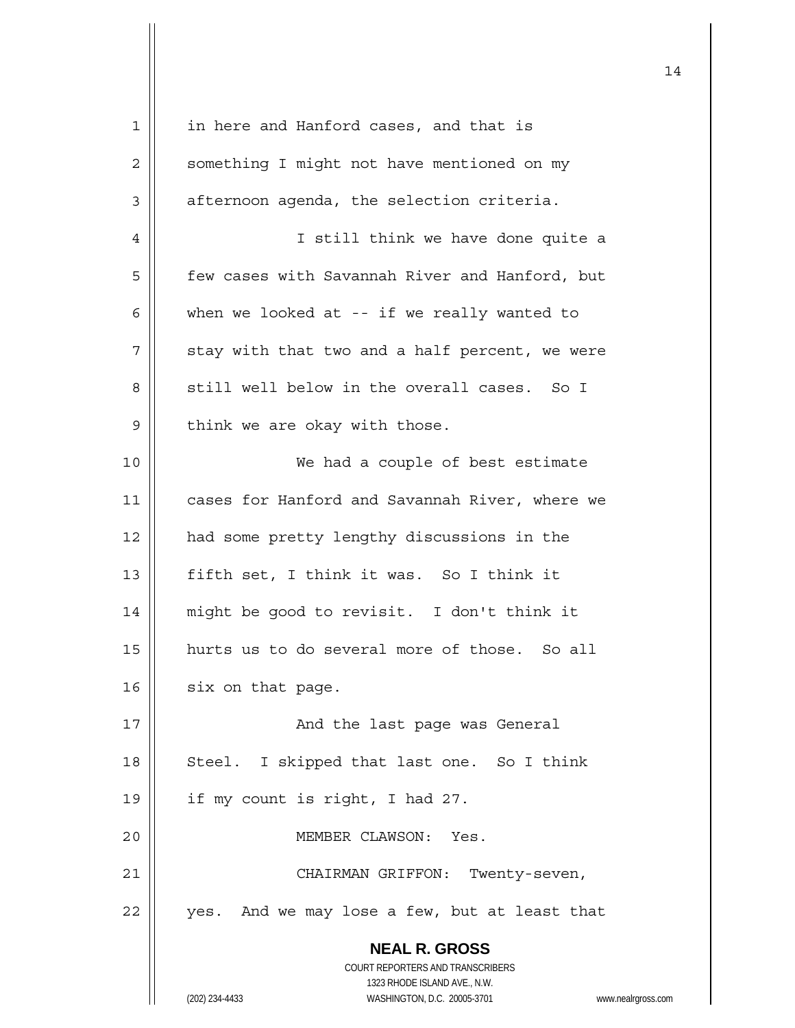in here and Hanford cases, and that is something I might not have mentioned on my afternoon agenda, the selection criteria.

I still think we have done quite a few cases with Savannah River and Hanford, but when we looked at -- if we really wanted to stay with that two and a half percent, we were still well below in the overall cases. So I think we are okay with those.

We had a couple of best estimate cases for Hanford and Savannah River, where we had some pretty lengthy discussions in the fifth set, I think it was. So I think it might be good to revisit. I don't think it hurts us to do several more of those. So all six on that page.

And the last page was General Steel. I skipped that last one. So I think if my count is right, I had 27.

MEMBER CLAWSON: Yes.

CHAIRMAN GRIFFON: Twenty-seven, yes. And we may lose a few, but at least that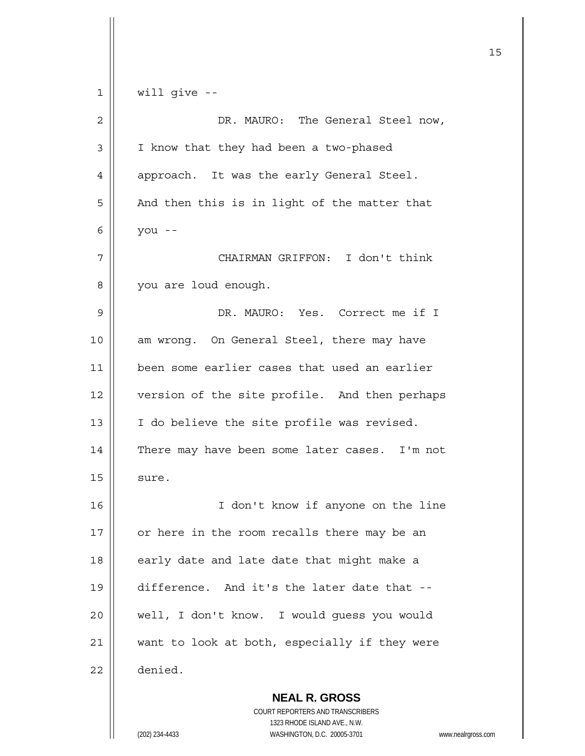will give --

DR. MAURO: The General Steel now, I know that they had been a two-phased approach. It was the early General Steel. And then this is in light of the matter that you --

CHAIRMAN GRIFFON: I don't think you are loud enough.

DR. MAURO: Yes. Correct me if I am wrong. On General Steel, there may have been some earlier cases that used an earlier version of the site profile. And then perhaps I do believe the site profile was revised. There may have been some later cases. I'm not sure.

I don't know if anyone on the line or here in the room recalls there may be an early date and late date that might make a difference. And it's the later date that -- well, I don't know. I would guess you would want to look at both, especially if they were denied.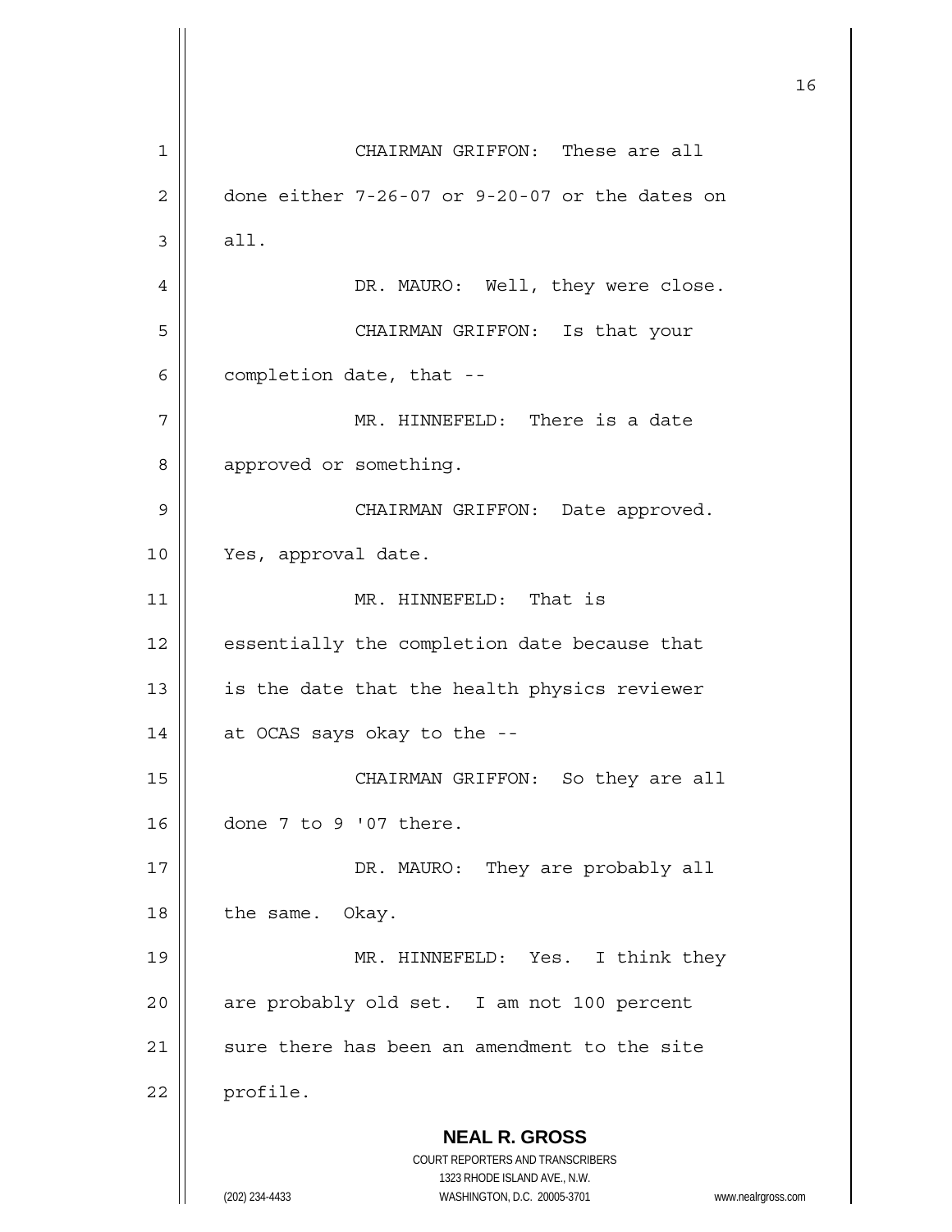CHAIRMAN GRIFFON: These are all done either 7-26-07 or 9-20-07 or the dates on all.

DR. MAURO: Well, they were close.

CHAIRMAN GRIFFON: Is that your completion date, that --

MR. HINNEFELD: There is a date approved or something.

CHAIRMAN GRIFFON: Date approved. Yes, approval date.

MR. HINNEFELD: That is essentially the completion date because that is the date that the health physics reviewer at OCAS says okay to the --

CHAIRMAN GRIFFON: So they are all done 7 to 9 '07 there.

DR. MAURO: They are probably all the same. Okay.

MR. HINNEFELD: Yes. I think they are probably old set. I am not 100 percent sure there has been an amendment to the site profile.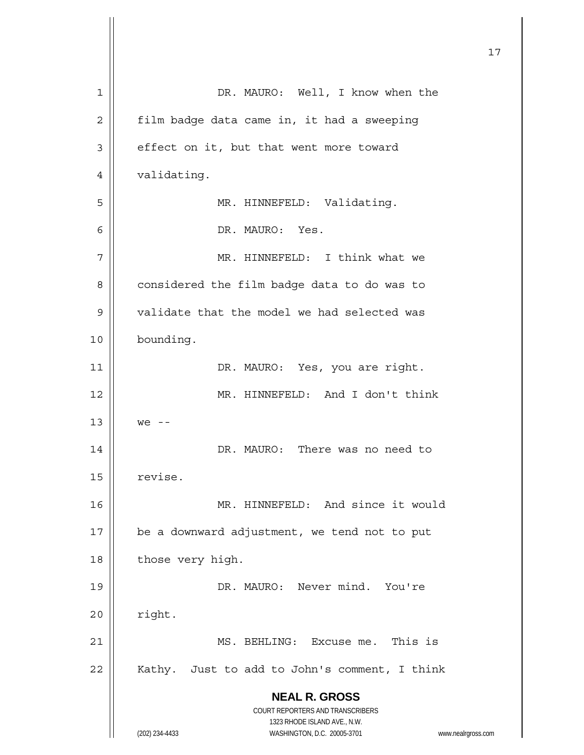DR. MAURO: Well, I know when the film badge data came in, it had a sweeping effect on it, but that went more toward validating.

MR. HINNEFELD: Validating.

DR. MAURO: Yes.

MR. HINNEFELD: I think what we considered the film badge data to do was to validate that the model we had selected was bounding.

DR. MAURO: Yes, you are right.

MR. HINNEFELD: And I don't think we --

DR. MAURO: There was no need to revise.

MR. HINNEFELD: And since it would be a downward adjustment, we tend not to put those very high.

DR. MAURO: Never mind. You're right.

MS. BEHLING: Excuse me. This is Kathy. Just to add to John's comment, I think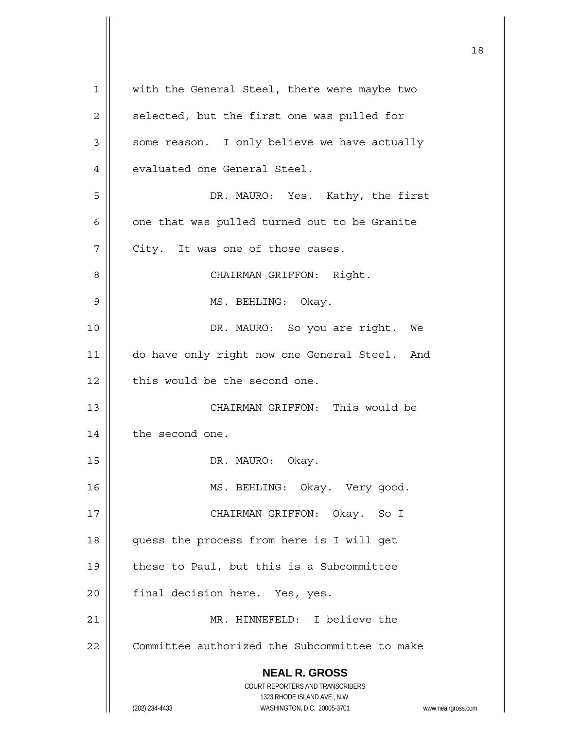with the General Steel, there were maybe two selected, but the first one was pulled for some reason. I only believe we have actually evaluated one General Steel.

DR. MAURO: Yes. Kathy, the first one that was pulled turned out to be Granite City. It was one of those cases.

CHAIRMAN GRIFFON: Right.

MS. BEHLING: Okay.

DR. MAURO: So you are right. We do have only right now one General Steel. And this would be the second one.

CHAIRMAN GRIFFON: This would be the second one.

DR. MAURO: Okay.

MS. BEHLING: Okay. Very good.

CHAIRMAN GRIFFON: Okay. So I guess the process from here is I will get these to Paul, but this is a Subcommittee final decision here. Yes, yes.

MR. HINNEFELD: I believe the Committee authorized the Subcommittee to make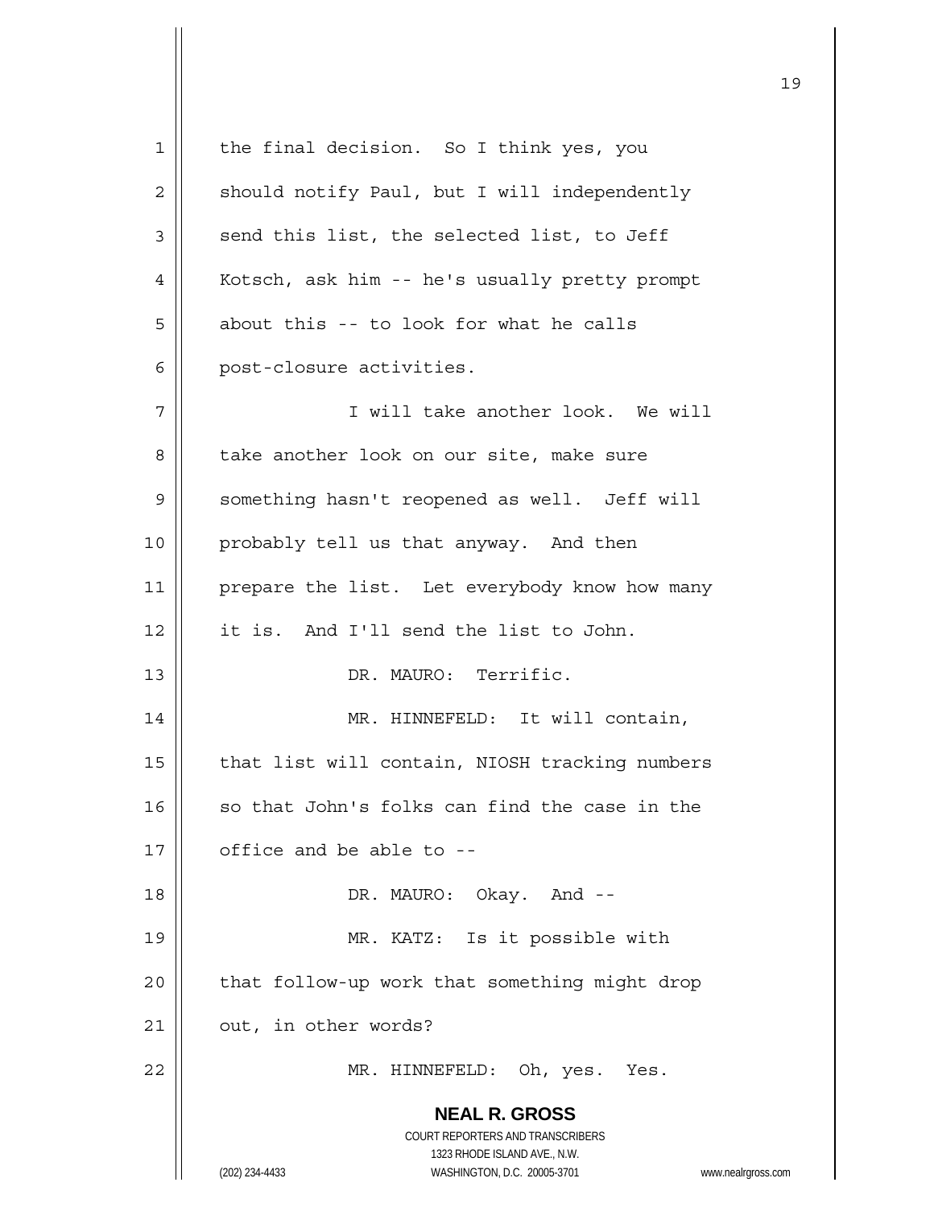the final decision. So I think yes, you should notify Paul, but I will independently send this list, the selected list, to Jeff Kotsch, ask him -- he's usually pretty prompt about this -- to look for what he calls post-closure activities.

I will take another look. We will take another look on our site, make sure something hasn't reopened as well. Jeff will probably tell us that anyway. And then prepare the list. Let everybody know how many it is. And I'll send the list to John.

DR. MAURO: Terrific.

MR. HINNEFELD: It will contain, that list will contain, NIOSH tracking numbers so that John's folks can find the case in the office and be able to --

DR. MAURO: Okay. And --

MR. KATZ: Is it possible with that follow-up work that something might drop out, in other words?

MR. HINNEFELD: Oh, yes. Yes.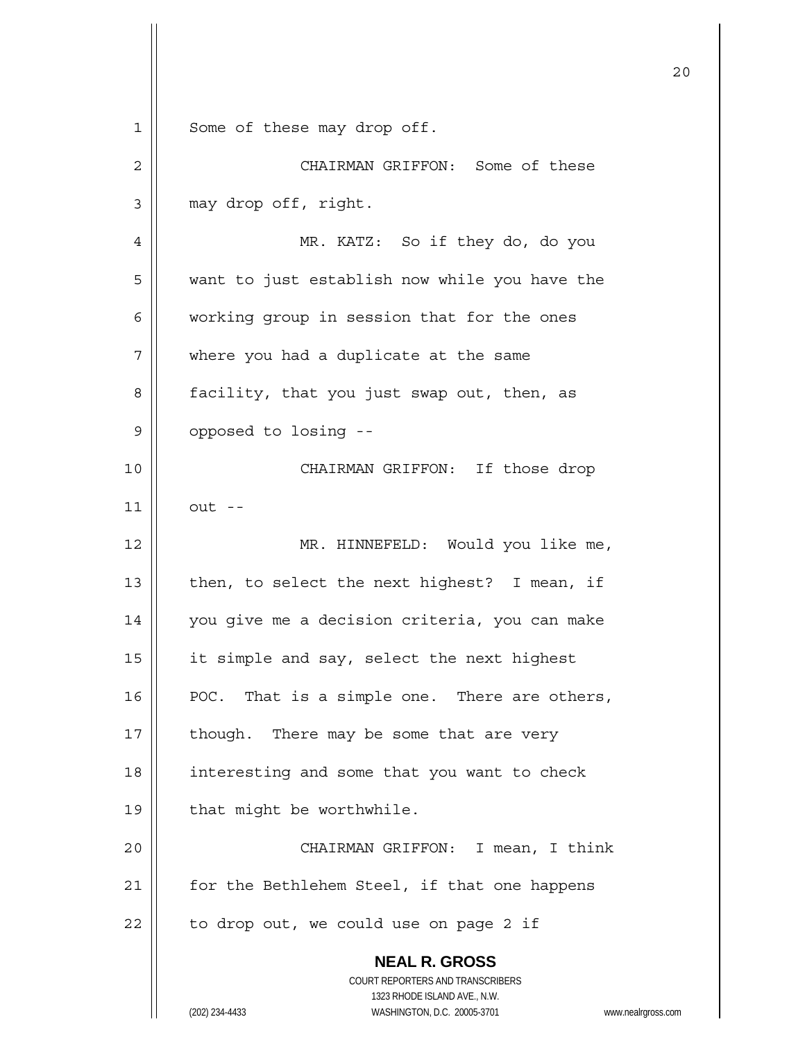Some of these may drop off.

CHAIRMAN GRIFFON: Some of these may drop off, right.

MR. KATZ: So if they do, do you want to just establish now while you have the working group in session that for the ones where you had a duplicate at the same facility, that you just swap out, then, as opposed to losing --

CHAIRMAN GRIFFON: If those drop out --

MR. HINNEFELD: Would you like me, then, to select the next highest? I mean, if you give me a decision criteria, you can make it simple and say, select the next highest POC. That is a simple one. There are others, though. There may be some that are very interesting and some that you want to check that might be worthwhile.

CHAIRMAN GRIFFON: I mean, I think for the Bethlehem Steel, if that one happens to drop out, we could use on page 2 if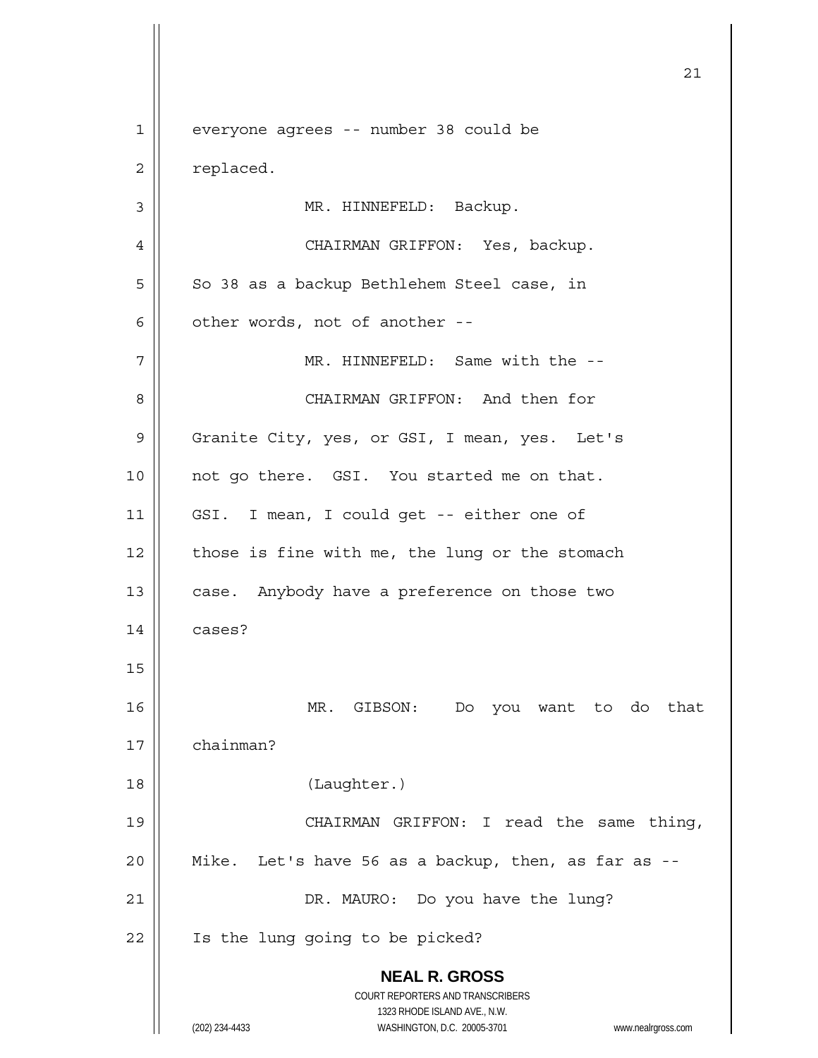everyone agrees -- number 38 could be replaced.

MR. HINNEFELD: Backup.

CHAIRMAN GRIFFON: Yes, backup. So 38 as a backup Bethlehem Steel case, in other words, not of another --

MR. HINNEFELD: Same with the --

CHAIRMAN GRIFFON: And then for Granite City, yes, or GSI, I mean, yes. Let's not go there. GSI. You started me on that. GSI. I mean, I could get -- either one of those is fine with me, the lung or the stomach case. Anybody have a preference on those two cases?

MR. GIBSON: Do you want to do that chainman?

(Laughter.)

CHAIRMAN GRIFFON: I read the same thing, Mike. Let's have 56 as a backup, then, as far as --

DR. MAURO: Do you have the lung? Is the lung going to be picked?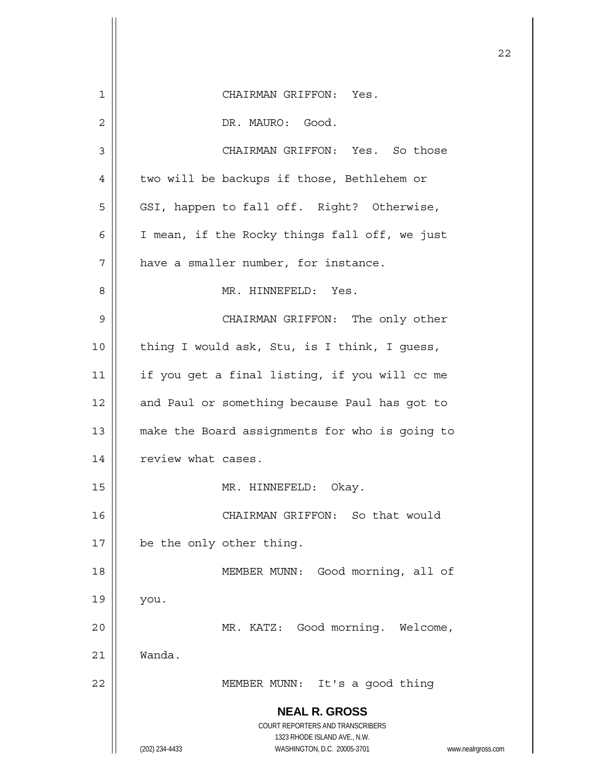CHAIRMAN GRIFFON: Yes.

DR. MAURO: Good.

CHAIRMAN GRIFFON: Yes. So those two will be backups if those, Bethlehem or GSI, happen to fall off. Right? Otherwise, I mean, if the Rocky things fall off, we just have a smaller number, for instance.

MR. HINNEFELD: Yes.

CHAIRMAN GRIFFON: The only other thing I would ask, Stu, is I think, I guess, if you get a final listing, if you will cc me and Paul or something because Paul has got to make the Board assignments for who is going to review what cases.

MR. HINNEFELD: Okay.

CHAIRMAN GRIFFON: So that would be the only other thing.

MEMBER MUNN: Good morning, all of you.

MR. KATZ: Good morning. Welcome, Wanda.

MEMBER MUNN: It's a good thing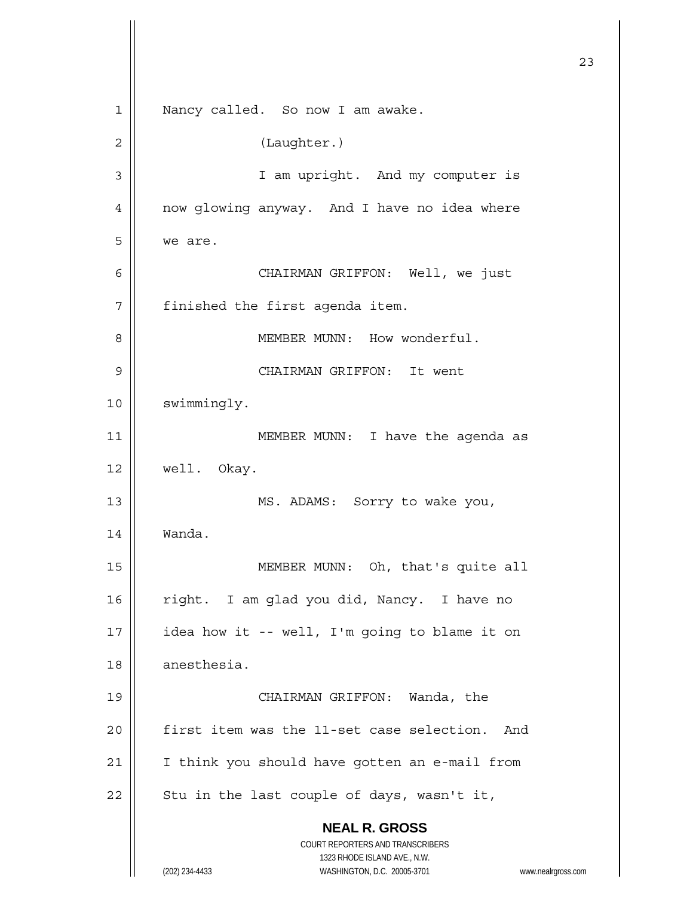Nancy called. So now I am awake.

(Laughter.)

I am upright. And my computer is now glowing anyway. And I have no idea where we are.

CHAIRMAN GRIFFON: Well, we just finished the first agenda item.

MEMBER MUNN: How wonderful.

CHAIRMAN GRIFFON: It went swimmingly.

MEMBER MUNN: I have the agenda as well. Okay.

MS. ADAMS: Sorry to wake you, Wanda.

MEMBER MUNN: Oh, that's quite all right. I am glad you did, Nancy. I have no idea how it -- well, I'm going to blame it on anesthesia.

CHAIRMAN GRIFFON: Wanda, the first item was the 11-set case selection. And I think you should have gotten an e-mail from Stu in the last couple of days, wasn't it,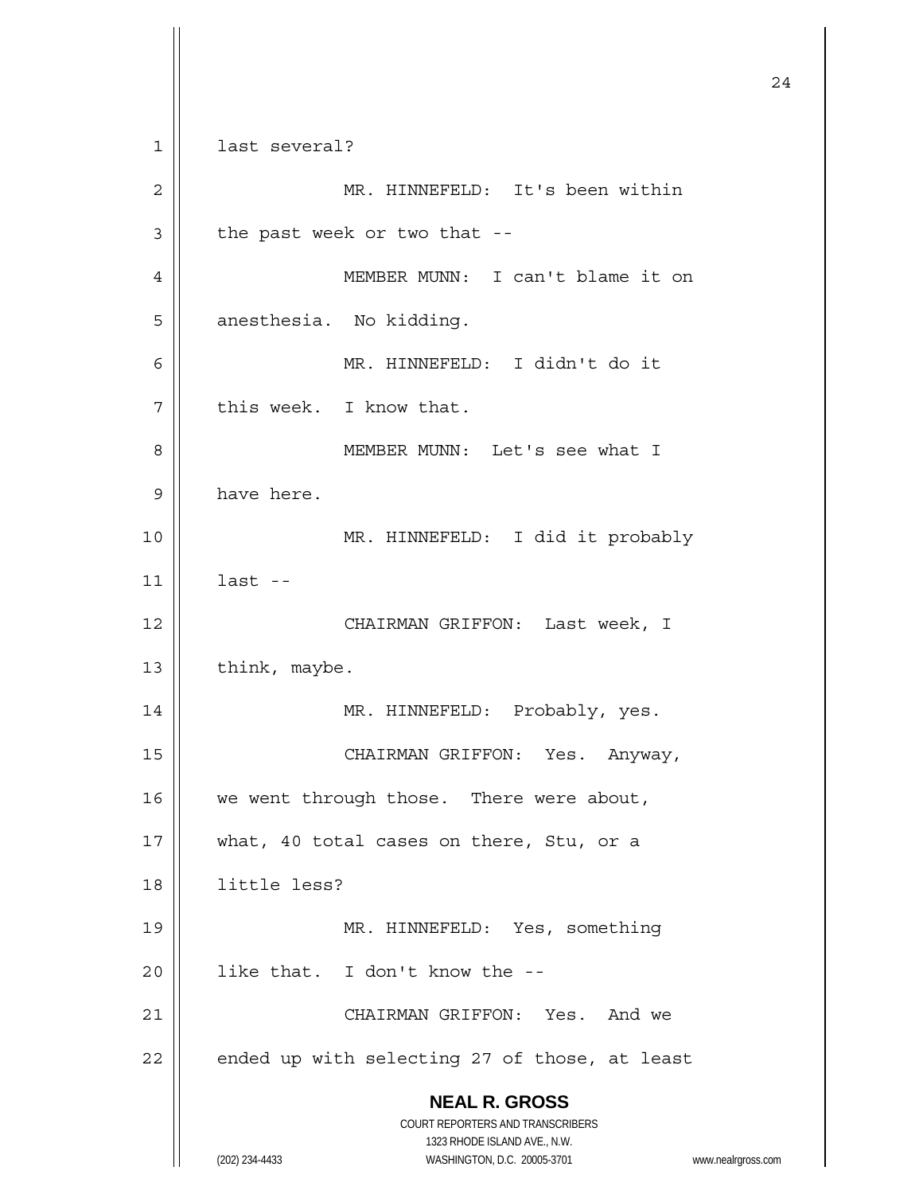last several?

MR. HINNEFELD: It's been within the past week or two that --

MEMBER MUNN: I can't blame it on anesthesia. No kidding.

MR. HINNEFELD: I didn't do it this week. I know that.

MEMBER MUNN: Let's see what I have here.

MR. HINNEFELD: I did it probably last --

CHAIRMAN GRIFFON: Last week, I think, maybe.

MR. HINNEFELD: Probably, yes.

CHAIRMAN GRIFFON: Yes. Anyway, we went through those. There were about, what, 40 total cases on there, Stu, or a little less?

MR. HINNEFELD: Yes, something like that. I don't know the --

CHAIRMAN GRIFFON: Yes. And we ended up with selecting 27 of those, at least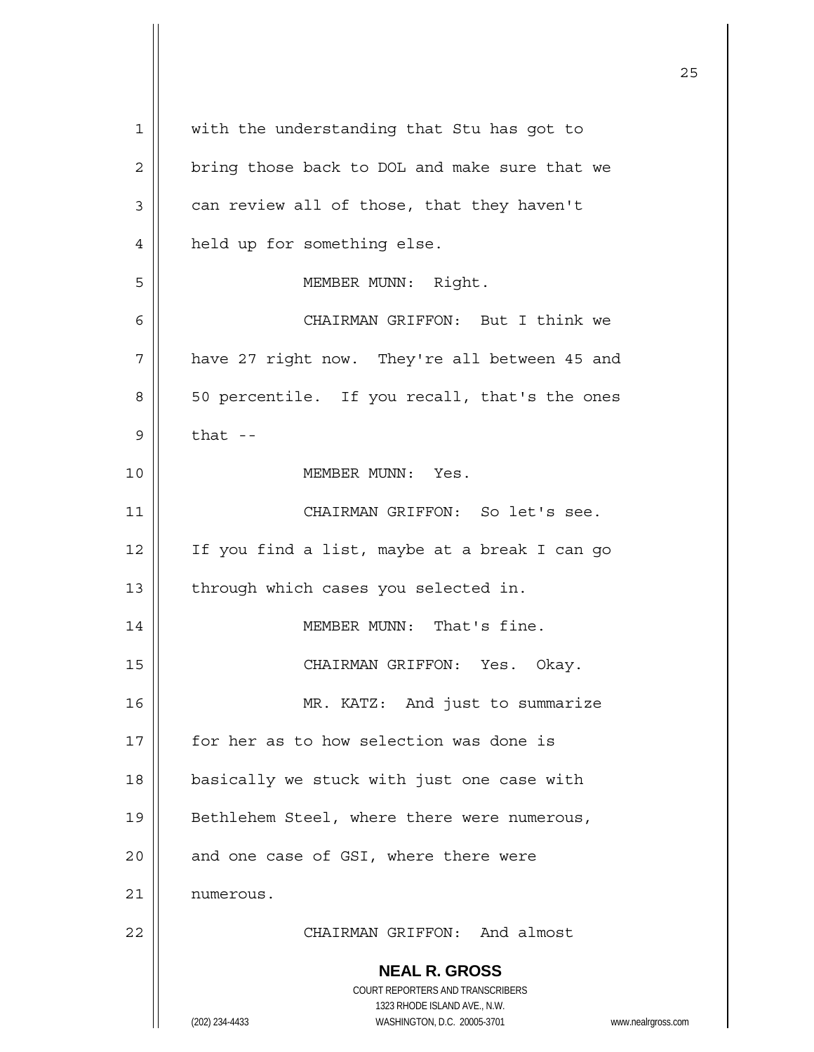with the understanding that Stu has got to bring those back to DOL and make sure that we can review all of those, that they haven't held up for something else.

MEMBER MUNN: Right.

CHAIRMAN GRIFFON: But I think we have 27 right now. They're all between 45 and 50 percentile. If you recall, that's the ones that --

MEMBER MUNN: Yes.

CHAIRMAN GRIFFON: So let's see. If you find a list, maybe at a break I can go through which cases you selected in.

MEMBER MUNN: That's fine.

CHAIRMAN GRIFFON: Yes. Okay.

MR. KATZ: And just to summarize for her as to how selection was done is basically we stuck with just one case with Bethlehem Steel, where there were numerous, and one case of GSI, where there were numerous.

CHAIRMAN GRIFFON: And almost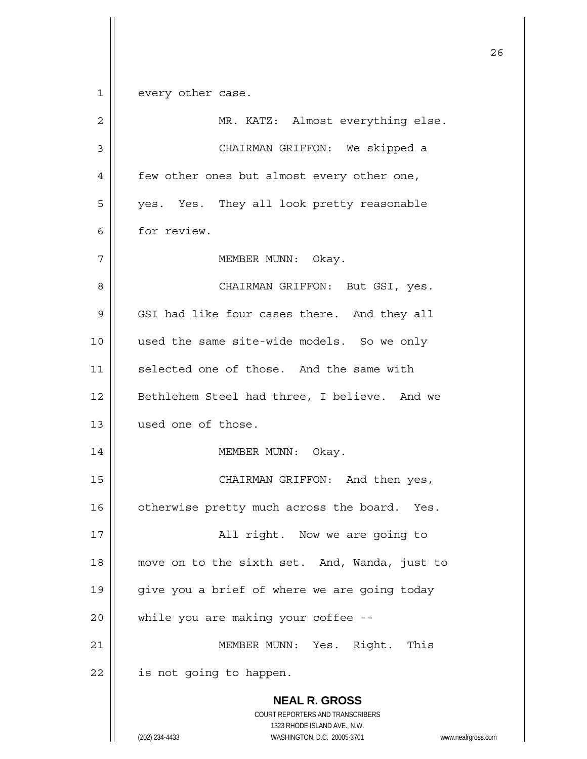every other case.

MR. KATZ: Almost everything else.

CHAIRMAN GRIFFON: We skipped a few other ones but almost every other one, yes. Yes. They all look pretty reasonable for review.

MEMBER MUNN: Okay.

CHAIRMAN GRIFFON: But GSI, yes. GSI had like four cases there. And they all used the same site-wide models. So we only selected one of those. And the same with Bethlehem Steel had three, I believe. And we used one of those.

MEMBER MUNN: Okay.

CHAIRMAN GRIFFON: And then yes, otherwise pretty much across the board. Yes.

All right. Now we are going to move on to the sixth set. And, Wanda, just to give you a brief of where we are going today while you are making your coffee --

MEMBER MUNN: Yes. Right. This is not going to happen.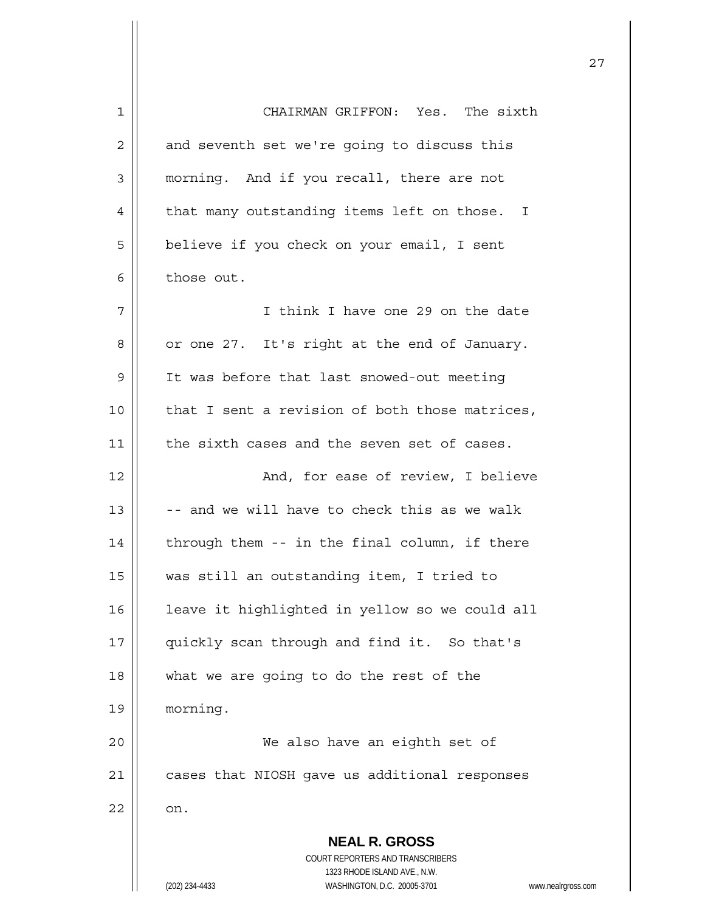CHAIRMAN GRIFFON: Yes. The sixth and seventh set we're going to discuss this morning. And if you recall, there are not that many outstanding items left on those. I believe if you check on your email, I sent those out.

I think I have one 29 on the date or one 27. It's right at the end of January. It was before that last snowed-out meeting that I sent a revision of both those matrices, the sixth cases and the seven set of cases.

And, for ease of review, I believe -- and we will have to check this as we walk through them -- in the final column, if there was still an outstanding item, I tried to leave it highlighted in yellow so we could all quickly scan through and find it. So that's what we are going to do the rest of the morning.

We also have an eighth set of cases that NIOSH gave us additional responses on.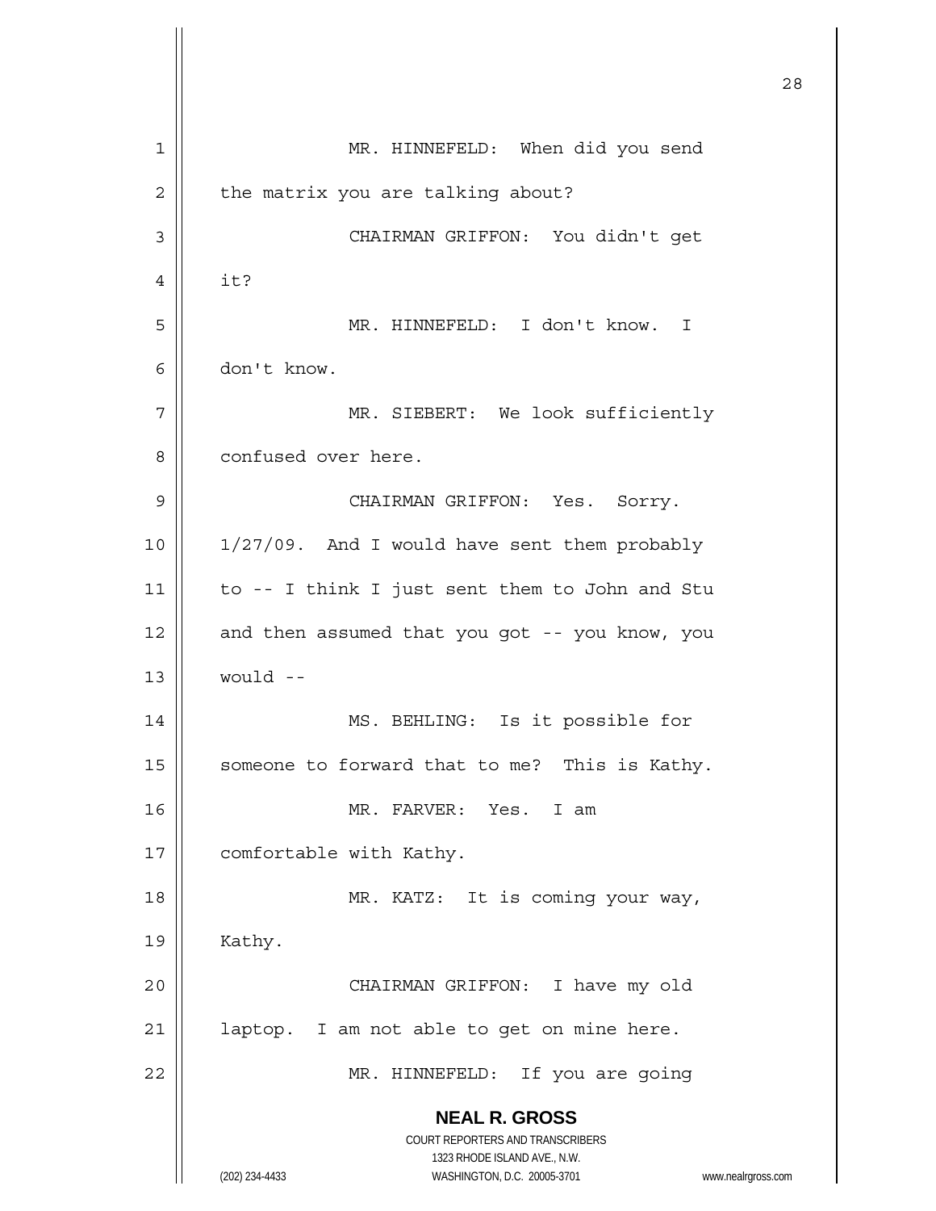MR. HINNEFELD: When did you send the matrix you are talking about?

CHAIRMAN GRIFFON: You didn't get it?

MR. HINNEFELD: I don't know. I don't know.

MR. SIEBERT: We look sufficiently confused over here.

CHAIRMAN GRIFFON: Yes. Sorry. 1/27/09. And I would have sent them probably to -- I think I just sent them to John and Stu and then assumed that you got -- you know, you would --

MS. BEHLING: Is it possible for someone to forward that to me? This is Kathy.

MR. FARVER: Yes. I am comfortable with Kathy.

MR. KATZ: It is coming your way, Kathy.

CHAIRMAN GRIFFON: I have my old laptop. I am not able to get on mine here.

MR. HINNEFELD: If you are going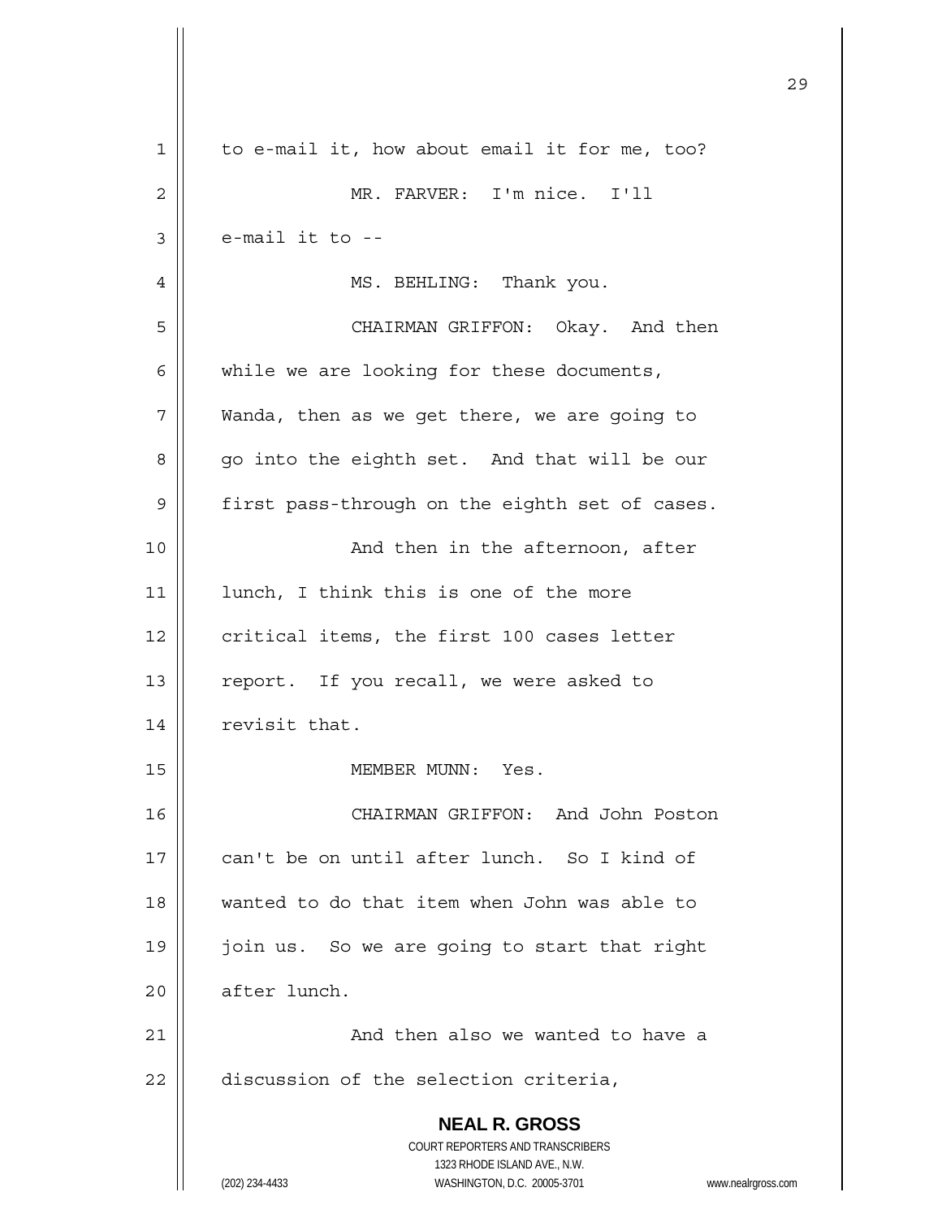to e-mail it, how about email it for me, too?

MR. FARVER: I'm nice. I'll e-mail it to --

MS. BEHLING: Thank you.

CHAIRMAN GRIFFON: Okay. And then while we are looking for these documents, Wanda, then as we get there, we are going to go into the eighth set. And that will be our first pass-through on the eighth set of cases.

And then in the afternoon, after lunch, I think this is one of the more critical items, the first 100 cases letter report. If you recall, we were asked to revisit that.

MEMBER MUNN: Yes.

CHAIRMAN GRIFFON: And John Poston can't be on until after lunch. So I kind of wanted to do that item when John was able to join us. So we are going to start that right after lunch.

And then also we wanted to have a discussion of the selection criteria,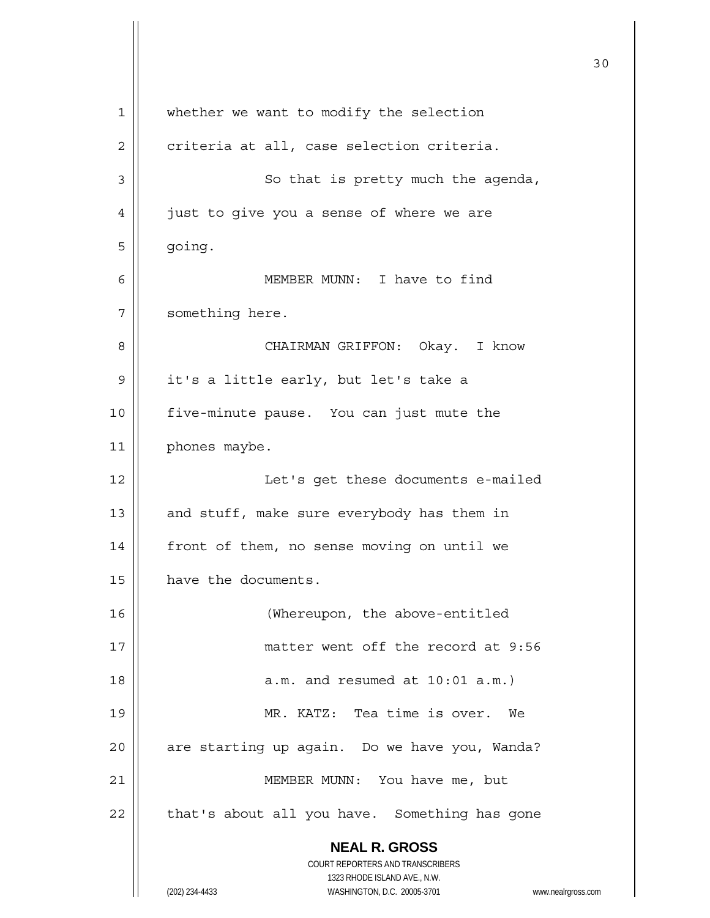whether we want to modify the selection criteria at all, case selection criteria.

So that is pretty much the agenda, just to give you a sense of where we are going.

MEMBER MUNN: I have to find something here.

CHAIRMAN GRIFFON: Okay. I know it's a little early, but let's take a five-minute pause. You can just mute the phones maybe.

Let's get these documents e-mailed and stuff, make sure everybody has them in front of them, no sense moving on until we have the documents.

(Whereupon, the above-entitled matter went off the record at 9:56 a.m. and resumed at 10:01 a.m.)

MR. KATZ: Tea time is over. We are starting up again. Do we have you, Wanda?

MEMBER MUNN: You have me, but that's about all you have. Something has gone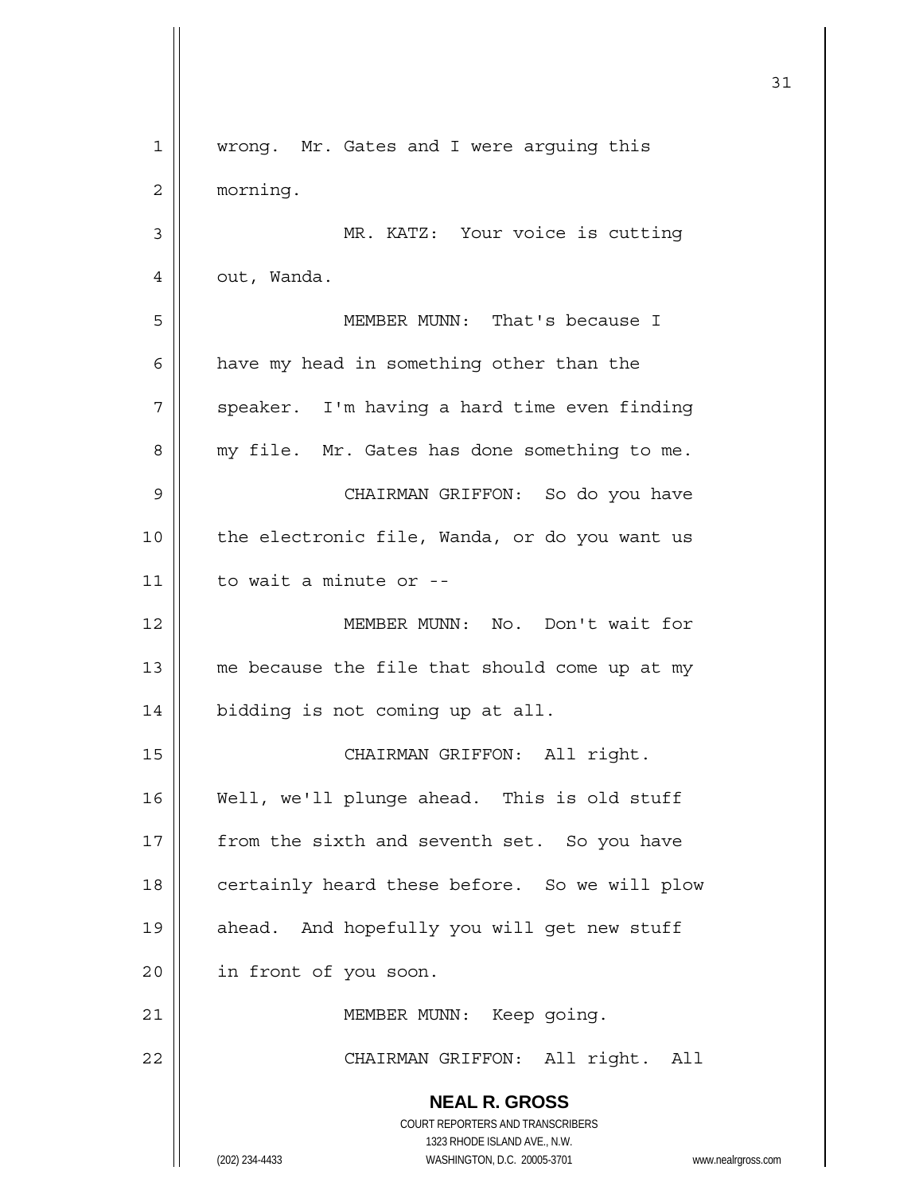wrong. Mr. Gates and I were arguing this morning.

MR. KATZ: Your voice is cutting out, Wanda.

MEMBER MUNN: That's because I have my head in something other than the speaker. I'm having a hard time even finding my file. Mr. Gates has done something to me.

CHAIRMAN GRIFFON: So do you have the electronic file, Wanda, or do you want us to wait a minute or --

MEMBER MUNN: No. Don't wait for me because the file that should come up at my bidding is not coming up at all.

CHAIRMAN GRIFFON: All right. Well, we'll plunge ahead. This is old stuff from the sixth and seventh set. So you have certainly heard these before. So we will plow ahead. And hopefully you will get new stuff in front of you soon.

MEMBER MUNN: Keep going.

CHAIRMAN GRIFFON: All right. All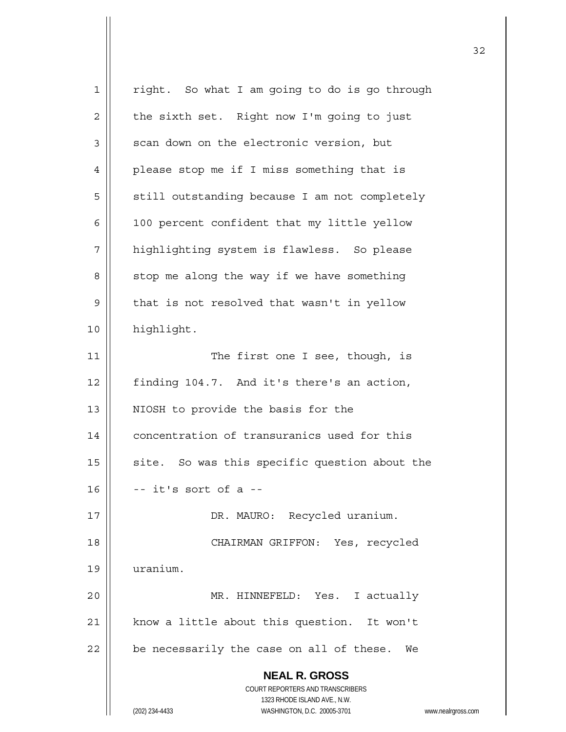right. So what I am going to do is go through the sixth set. Right now I'm going to just scan down on the electronic version, but please stop me if I miss something that is still outstanding because I am not completely 100 percent confident that my little yellow highlighting system is flawless. So please stop me along the way if we have something that is not resolved that wasn't in yellow highlight.

The first one I see, though, is finding 104.7. And it's there's an action, NIOSH to provide the basis for the concentration of transuranics used for this site. So was this specific question about the -- it's sort of a --

DR. MAURO: Recycled uranium.

CHAIRMAN GRIFFON: Yes, recycled uranium.

MR. HINNEFELD: Yes. I actually know a little about this question. It won't be necessarily the case on all of these. We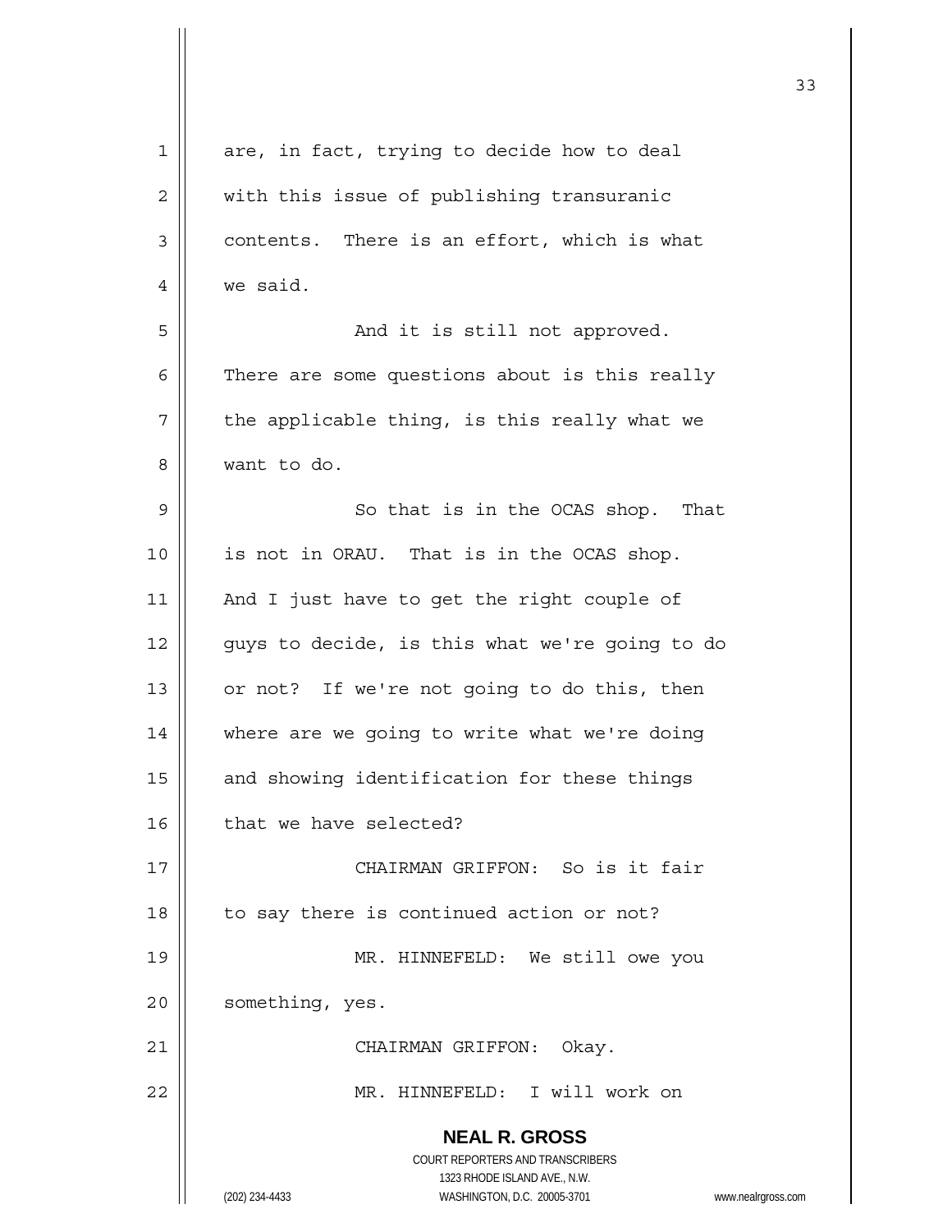are, in fact, trying to decide how to deal with this issue of publishing transuranic contents. There is an effort, which is what we said.

And it is still not approved. There are some questions about is this really the applicable thing, is this really what we want to do.

So that is in the OCAS shop. That is not in ORAU. That is in the OCAS shop. And I just have to get the right couple of guys to decide, is this what we're going to do or not? If we're not going to do this, then where are we going to write what we're doing and showing identification for these things that we have selected?

CHAIRMAN GRIFFON: So is it fair to say there is continued action or not?

MR. HINNEFELD: We still owe you something, yes.

CHAIRMAN GRIFFON: Okay.

MR. HINNEFELD: I will work on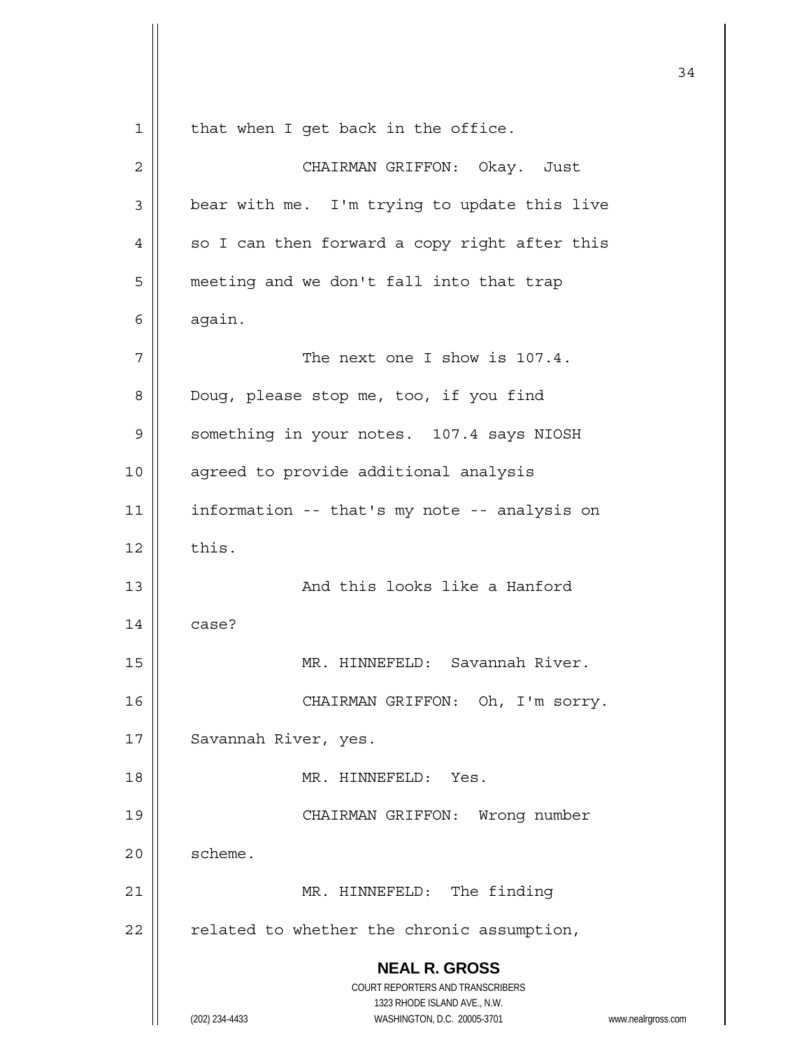that when I get back in the office.

CHAIRMAN GRIFFON: Okay. Just bear with me. I'm trying to update this live so I can then forward a copy right after this meeting and we don't fall into that trap again.

The next one I show is 107.4. Doug, please stop me, too, if you find something in your notes. 107.4 says NIOSH agreed to provide additional analysis information -- that's my note -- analysis on this.

And this looks like a Hanford case?

MR. HINNEFELD: Savannah River.

CHAIRMAN GRIFFON: Oh, I'm sorry. Savannah River, yes.

MR. HINNEFELD: Yes.

CHAIRMAN GRIFFON: Wrong number scheme.

MR. HINNEFELD: The finding related to whether the chronic assumption,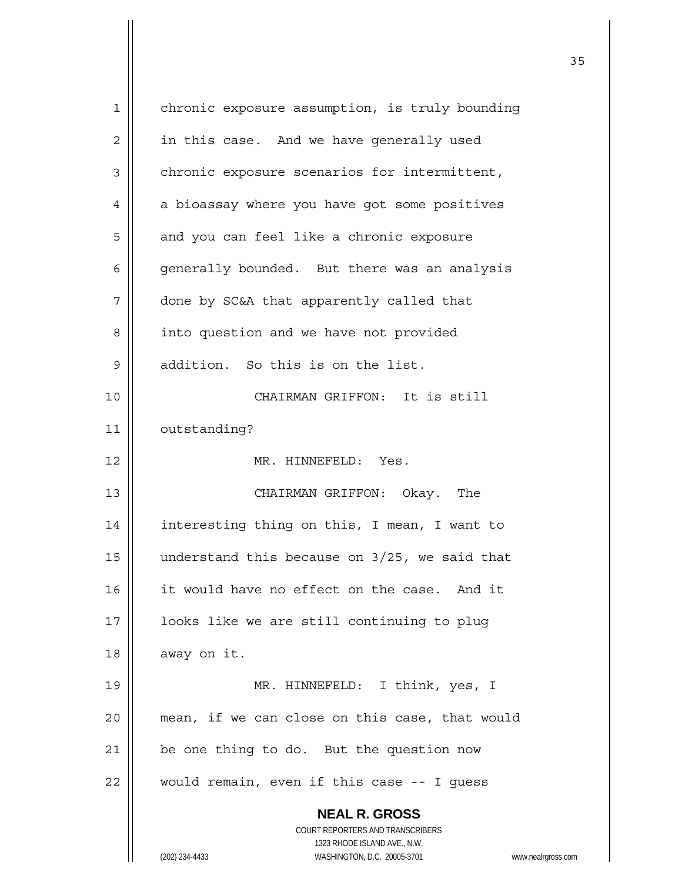chronic exposure assumption, is truly bounding in this case. And we have generally used chronic exposure scenarios for intermittent, a bioassay where you have got some positives and you can feel like a chronic exposure generally bounded. But there was an analysis done by SC&A that apparently called that into question and we have not provided addition. So this is on the list.

CHAIRMAN GRIFFON: It is still outstanding?

MR. HINNEFELD: Yes.

CHAIRMAN GRIFFON: Okay. The interesting thing on this, I mean, I want to understand this because on 3/25, we said that it would have no effect on the case. And it looks like we are still continuing to plug away on it.

MR. HINNEFELD: I think, yes, I mean, if we can close on this case, that would be one thing to do. But the question now would remain, even if this case -- I guess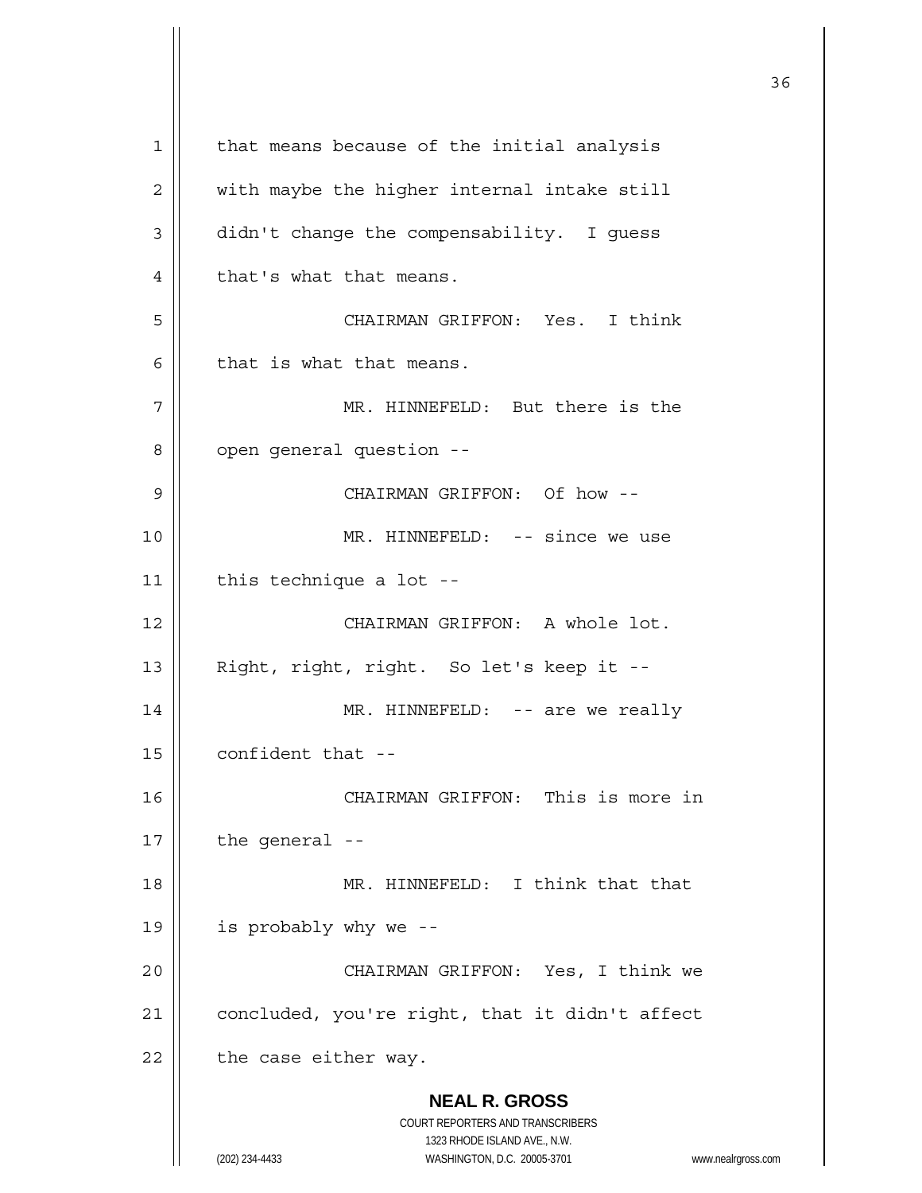that means because of the initial analysis with maybe the higher internal intake still didn't change the compensability. I guess that's what that means.

CHAIRMAN GRIFFON: Yes. I think that is what that means.

MR. HINNEFELD: But there is the open general question --

CHAIRMAN GRIFFON: Of how --

MR. HINNEFELD: -- since we use this technique a lot --

CHAIRMAN GRIFFON: A whole lot. Right, right, right. So let's keep it --

MR. HINNEFELD: -- are we really confident that --

CHAIRMAN GRIFFON: This is more in the general --

MR. HINNEFELD: I think that that is probably why we --

CHAIRMAN GRIFFON: Yes, I think we concluded, you're right, that it didn't affect the case either way.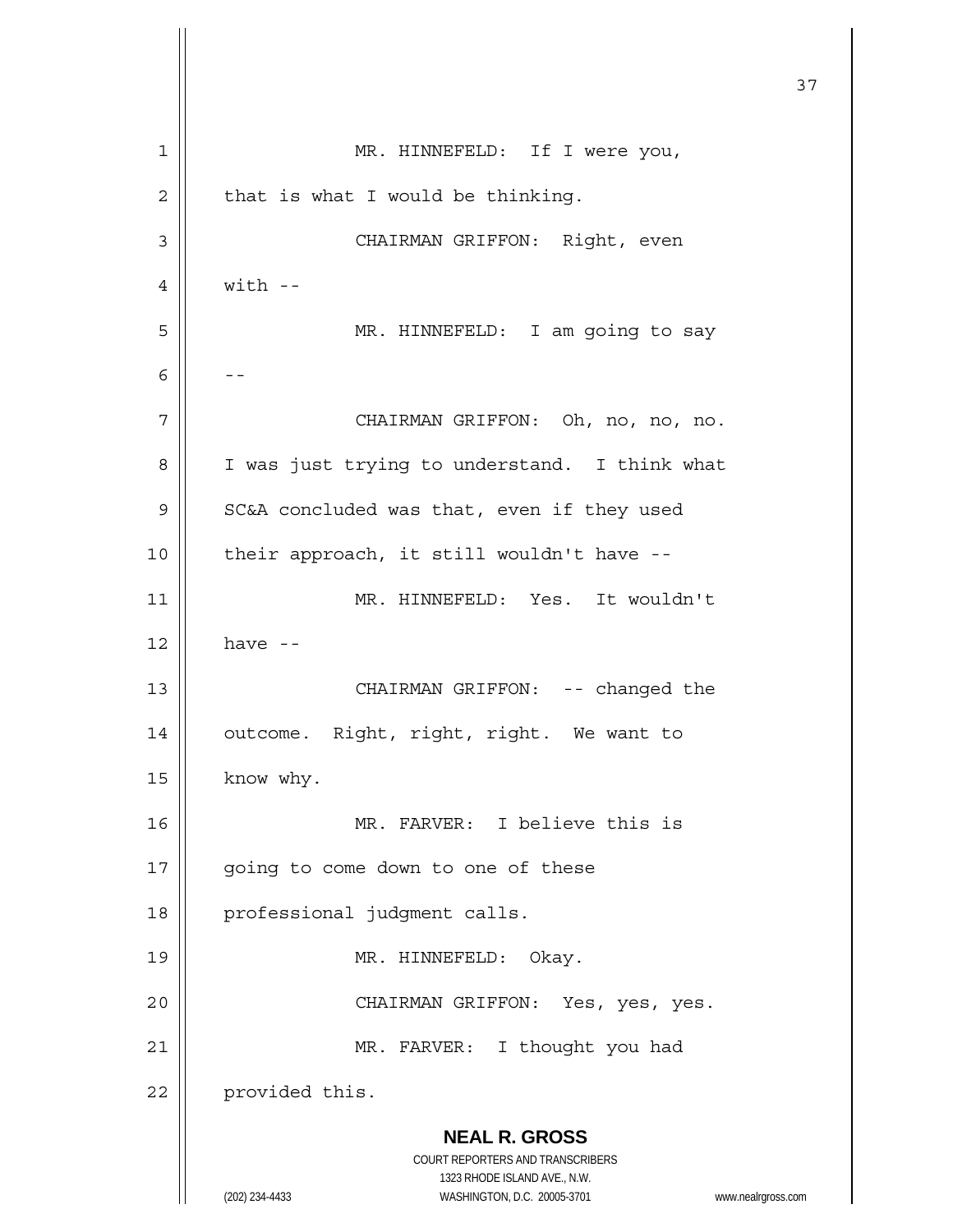MR. HINNEFELD: If I were you, that is what I would be thinking.

CHAIRMAN GRIFFON: Right, even with --

MR. HINNEFELD: I am going to say --

CHAIRMAN GRIFFON: Oh, no, no, no. I was just trying to understand. I think what SC&A concluded was that, even if they used their approach, it still wouldn't have --

MR. HINNEFELD: Yes. It wouldn't have --

CHAIRMAN GRIFFON: -- changed the outcome. Right, right, right. We want to know why.

MR. FARVER: I believe this is going to come down to one of these professional judgment calls.

MR. HINNEFELD: Okay.

CHAIRMAN GRIFFON: Yes, yes, yes.

MR. FARVER: I thought you had provided this.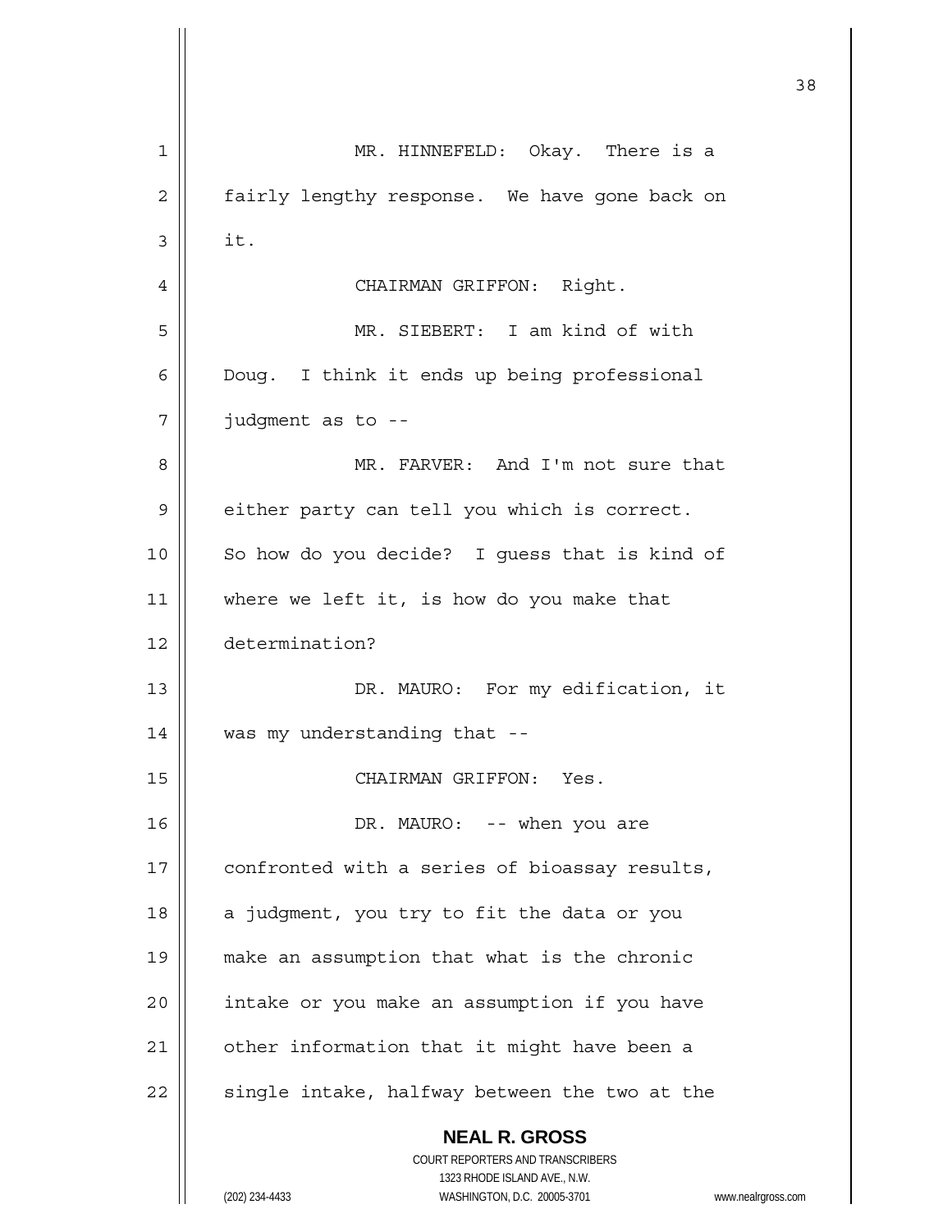MR. HINNEFELD: Okay. There is a fairly lengthy response. We have gone back on it.

CHAIRMAN GRIFFON: Right.

MR. SIEBERT: I am kind of with Doug. I think it ends up being professional judgment as to --

MR. FARVER: And I'm not sure that either party can tell you which is correct. So how do you decide? I guess that is kind of where we left it, is how do you make that determination?

DR. MAURO: For my edification, it was my understanding that --

CHAIRMAN GRIFFON: Yes.

DR. MAURO: -- when you are confronted with a series of bioassay results, a judgment, you try to fit the data or you make an assumption that what is the chronic intake or you make an assumption if you have other information that it might have been a single intake, halfway between the two at the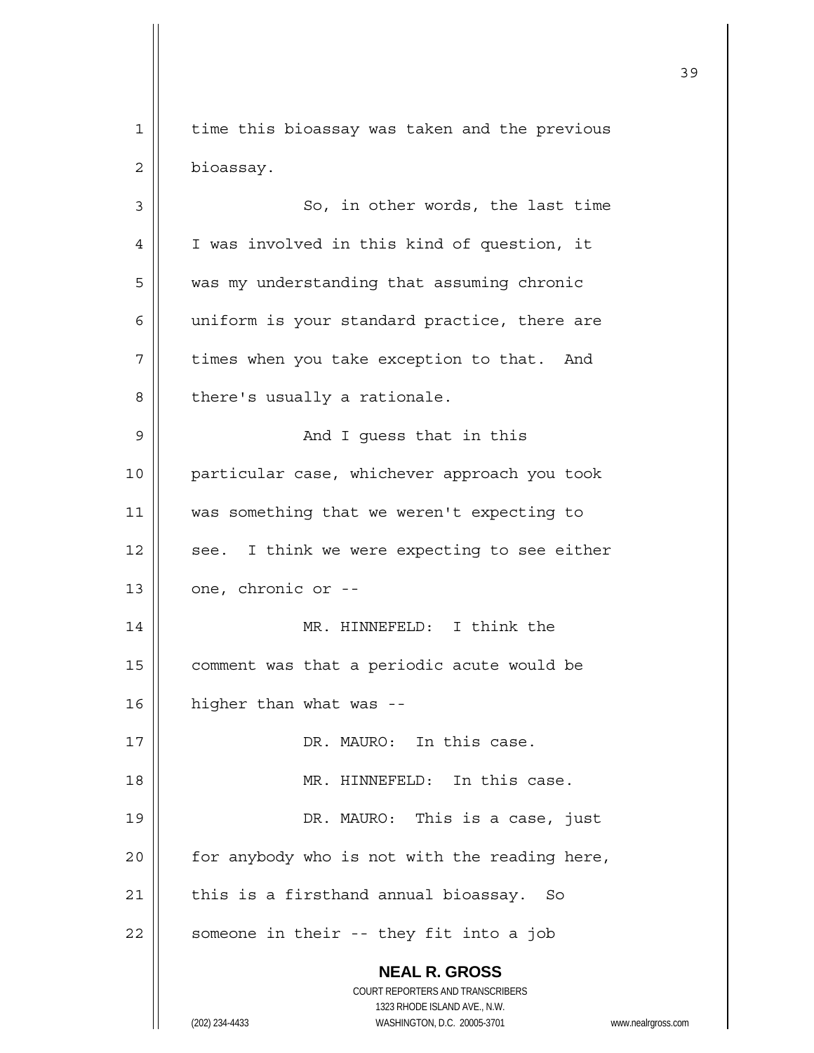time this bioassay was taken and the previous bioassay.

So, in other words, the last time I was involved in this kind of question, it was my understanding that assuming chronic uniform is your standard practice, there are times when you take exception to that. And there's usually a rationale.

And I guess that in this particular case, whichever approach you took was something that we weren't expecting to see. I think we were expecting to see either one, chronic or --

MR. HINNEFELD: I think the comment was that a periodic acute would be higher than what was --

DR. MAURO: In this case.

MR. HINNEFELD: In this case.

DR. MAURO: This is a case, just for anybody who is not with the reading here, this is a firsthand annual bioassay. So someone in their -- they fit into a job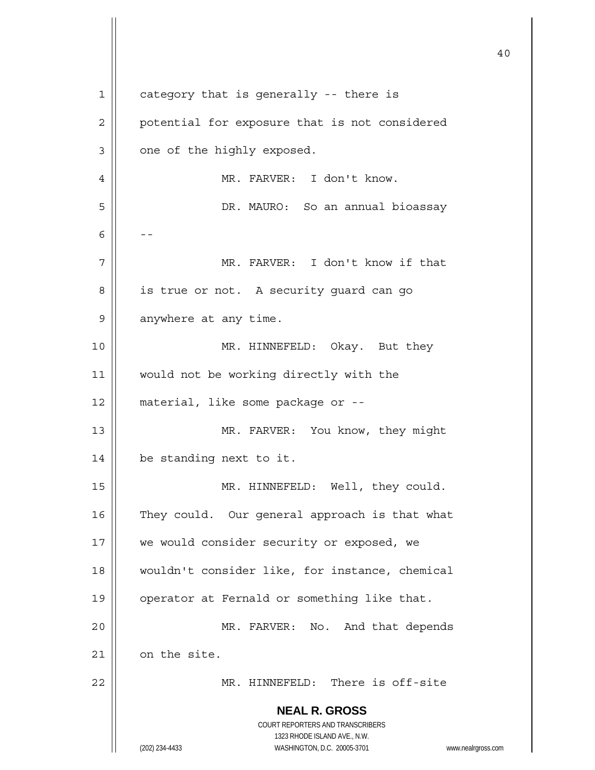category that is generally -- there is potential for exposure that is not considered one of the highly exposed.

MR. FARVER: I don't know.

DR. MAURO: So an annual bioassay --

MR. FARVER: I don't know if that is true or not. A security guard can go anywhere at any time.

MR. HINNEFELD: Okay. But they would not be working directly with the material, like some package or --

MR. FARVER: You know, they might be standing next to it.

MR. HINNEFELD: Well, they could. They could. Our general approach is that what we would consider security or exposed, we wouldn't consider like, for instance, chemical operator at Fernald or something like that.

MR. FARVER: No. And that depends on the site.

MR. HINNEFELD: There is off-site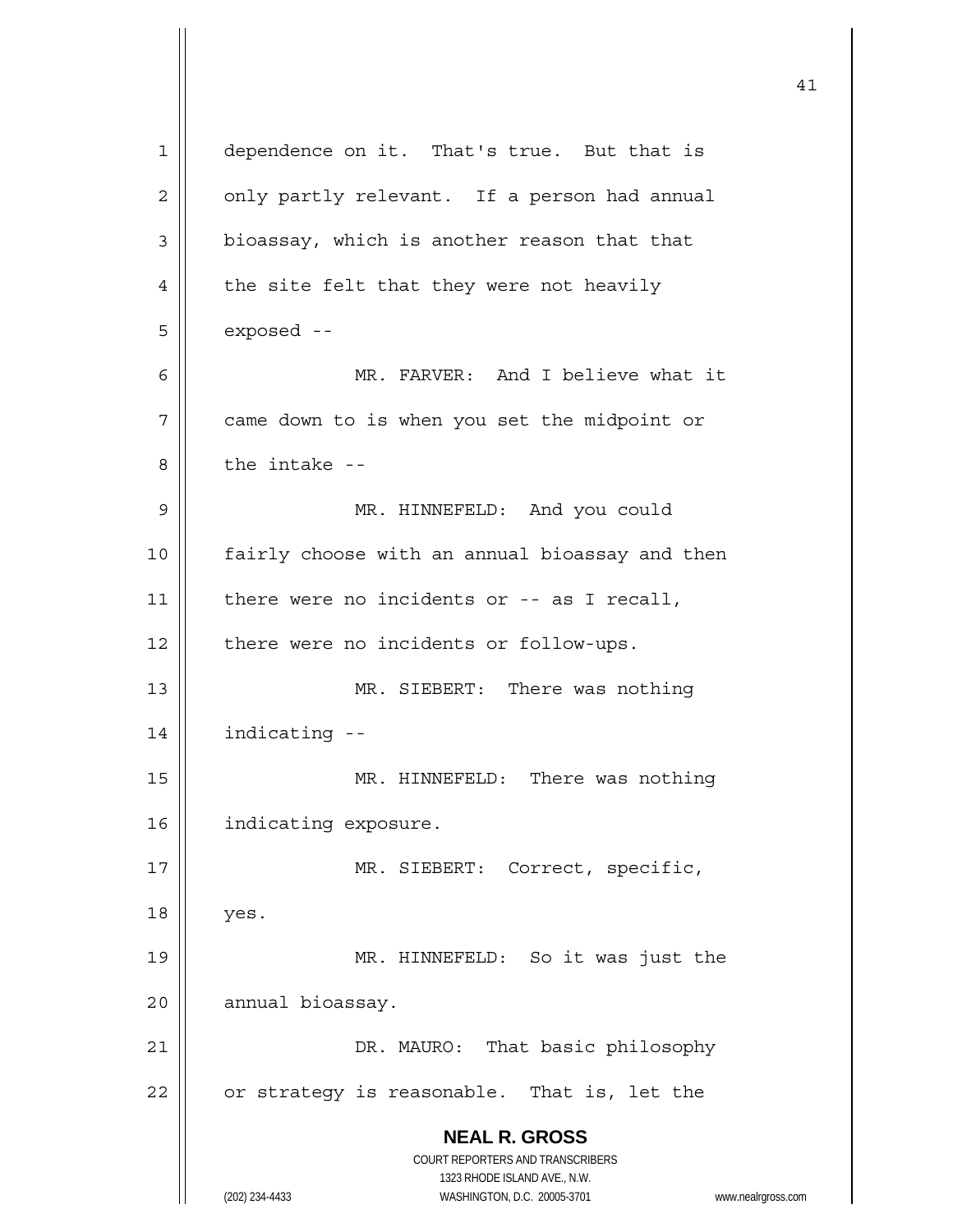dependence on it. That's true. But that is only partly relevant. If a person had annual bioassay, which is another reason that that the site felt that they were not heavily exposed --

MR. FARVER: And I believe what it came down to is when you set the midpoint or the intake --

MR. HINNEFELD: And you could fairly choose with an annual bioassay and then there were no incidents or -- as I recall, there were no incidents or follow-ups.

MR. SIEBERT: There was nothing indicating --

MR. HINNEFELD: There was nothing indicating exposure.

MR. SIEBERT: Correct, specific, yes.

MR. HINNEFELD: So it was just the annual bioassay.

DR. MAURO: That basic philosophy or strategy is reasonable. That is, let the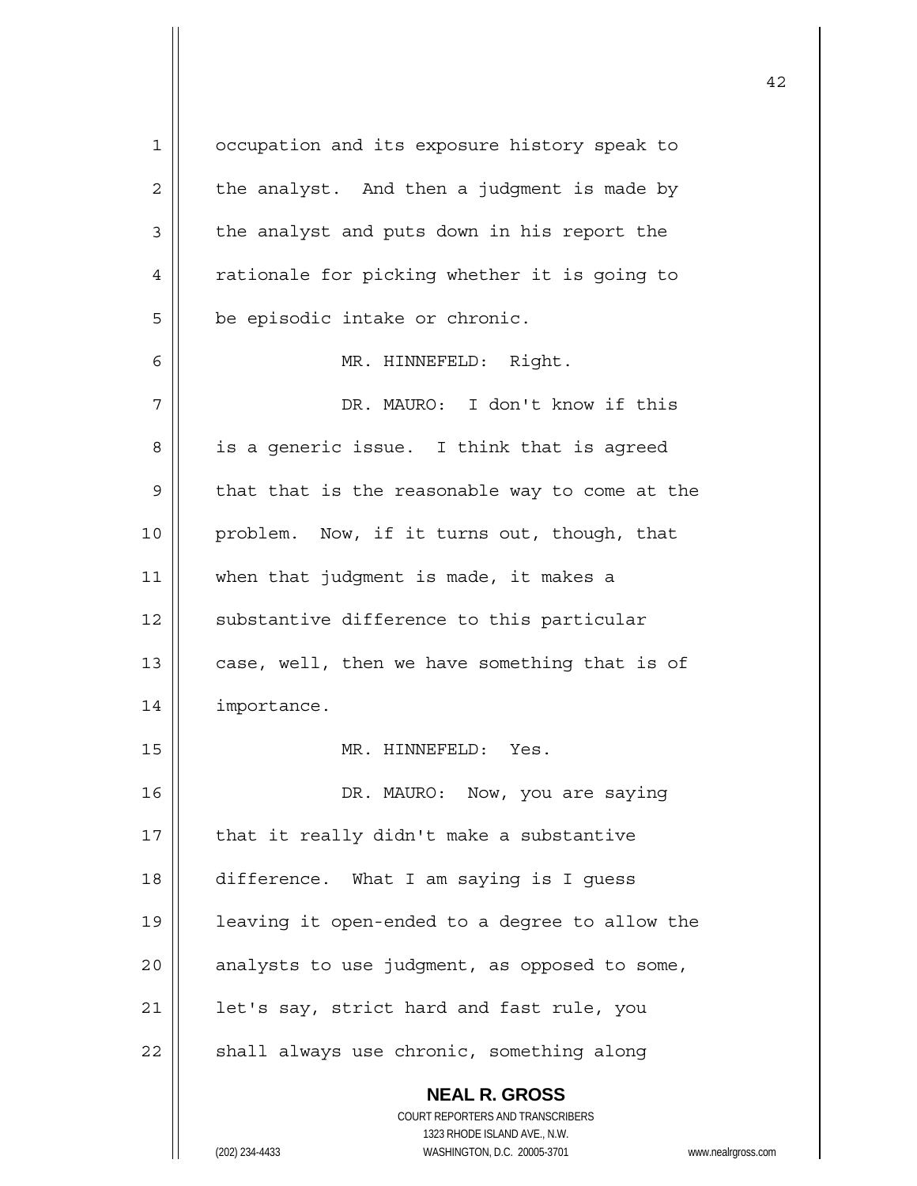occupation and its exposure history speak to the analyst. And then a judgment is made by the analyst and puts down in his report the rationale for picking whether it is going to be episodic intake or chronic.

MR. HINNEFELD: Right.

DR. MAURO: I don't know if this is a generic issue. I think that is agreed that that is the reasonable way to come at the problem. Now, if it turns out, though, that when that judgment is made, it makes a substantive difference to this particular case, well, then we have something that is of importance.

MR. HINNEFELD: Yes.

DR. MAURO: Now, you are saying that it really didn't make a substantive difference. What I am saying is I guess leaving it open-ended to a degree to allow the analysts to use judgment, as opposed to some, let's say, strict hard and fast rule, you shall always use chronic, something along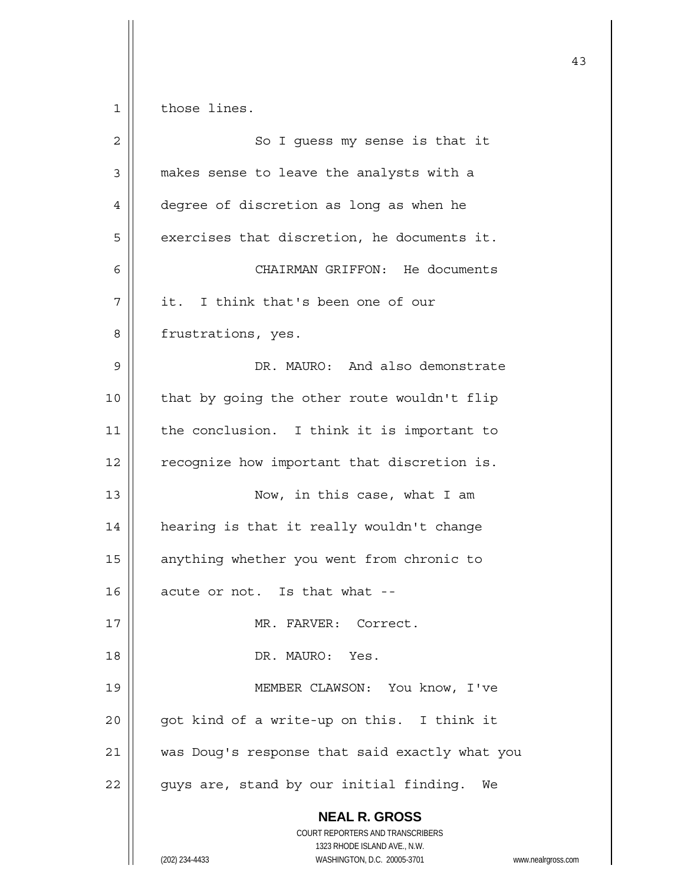those lines.

So I guess my sense is that it makes sense to leave the analysts with a degree of discretion as long as when he exercises that discretion, he documents it.

CHAIRMAN GRIFFON: He documents it. I think that's been one of our frustrations, yes.

DR. MAURO: And also demonstrate that by going the other route wouldn't flip the conclusion. I think it is important to recognize how important that discretion is.

Now, in this case, what I am hearing is that it really wouldn't change anything whether you went from chronic to acute or not. Is that what --

MR. FARVER: Correct.

DR. MAURO: Yes.

MEMBER CLAWSON: You know, I've got kind of a write-up on this. I think it was Doug's response that said exactly what you guys are, stand by our initial finding. We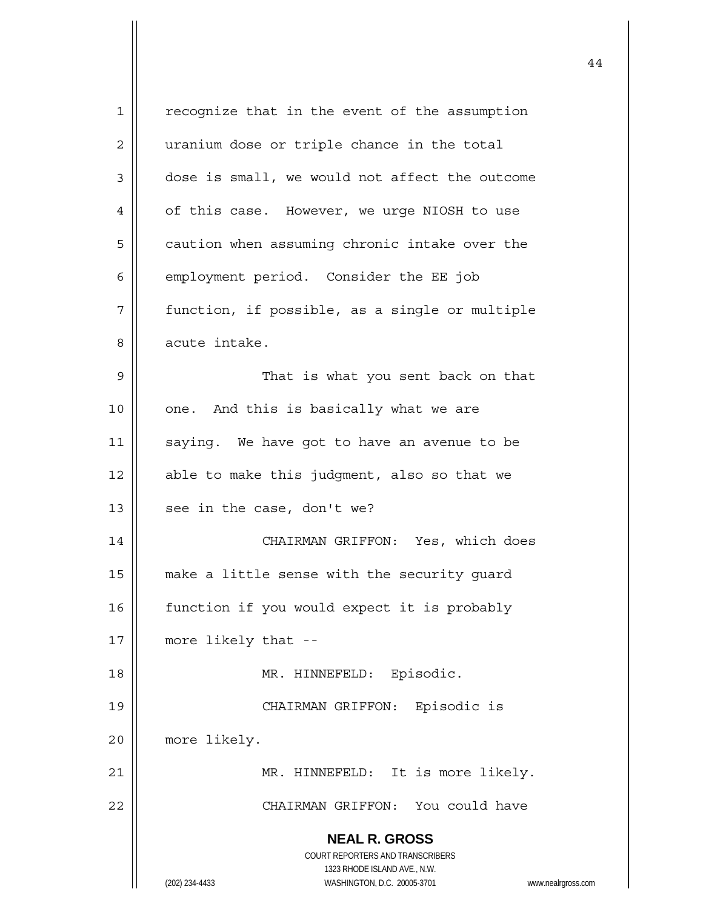recognize that in the event of the assumption uranium dose or triple chance in the total dose is small, we would not affect the outcome of this case. However, we urge NIOSH to use caution when assuming chronic intake over the employment period. Consider the EE job function, if possible, as a single or multiple acute intake.

That is what you sent back on that one. And this is basically what we are saying. We have got to have an avenue to be able to make this judgment, also so that we see in the case, don't we?

CHAIRMAN GRIFFON: Yes, which does make a little sense with the security guard function if you would expect it is probably more likely that --

MR. HINNEFELD: Episodic.

CHAIRMAN GRIFFON: Episodic is more likely.

MR. HINNEFELD: It is more likely.

CHAIRMAN GRIFFON: You could have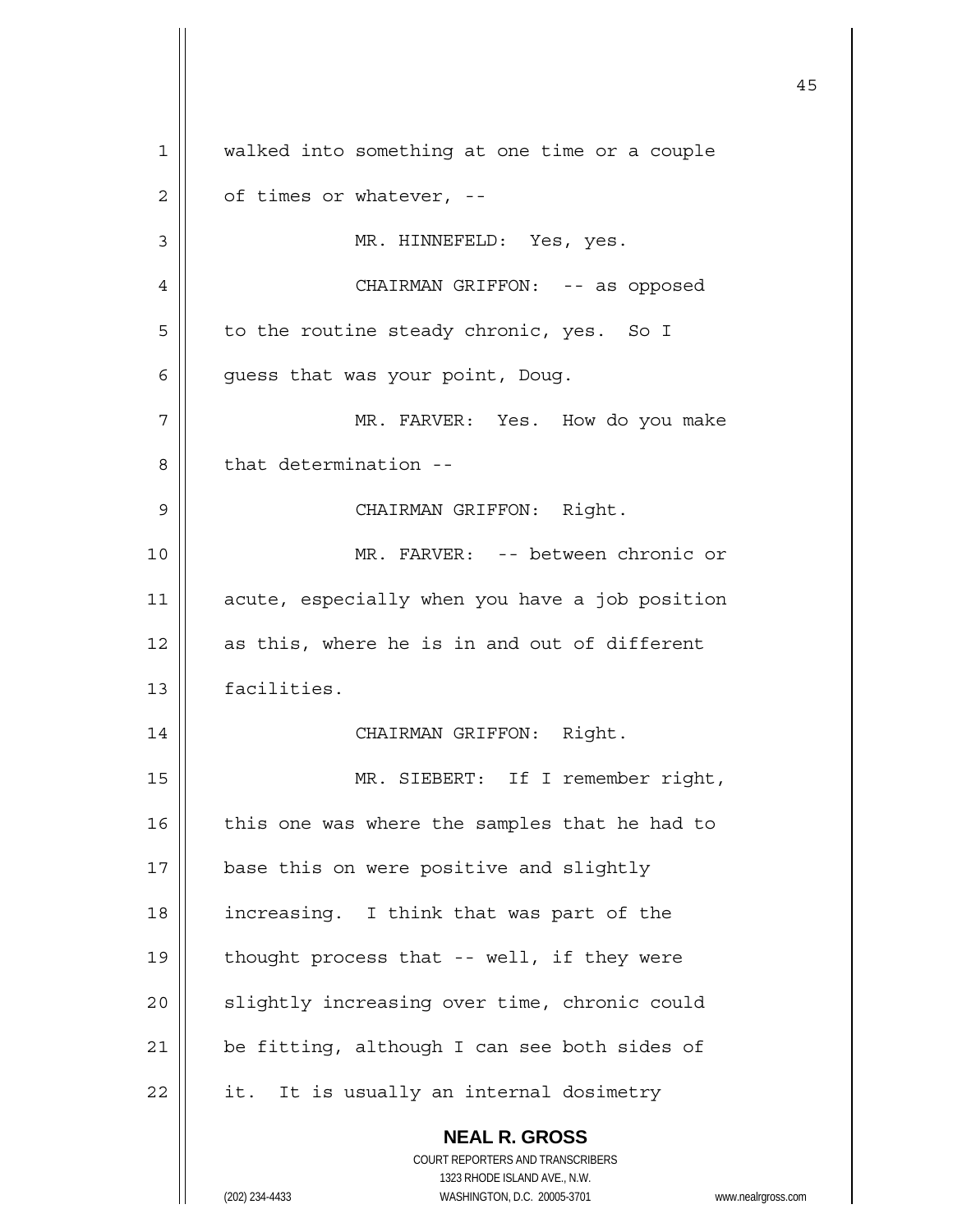walked into something at one time or a couple of times or whatever, --

MR. HINNEFELD: Yes, yes.

CHAIRMAN GRIFFON: -- as opposed to the routine steady chronic, yes. So I guess that was your point, Doug.

MR. FARVER: Yes. How do you make that determination --

CHAIRMAN GRIFFON: Right.

MR. FARVER: -- between chronic or acute, especially when you have a job position as this, where he is in and out of different facilities.

CHAIRMAN GRIFFON: Right.

MR. SIEBERT: If I remember right, this one was where the samples that he had to base this on were positive and slightly increasing. I think that was part of the thought process that -- well, if they were slightly increasing over time, chronic could be fitting, although I can see both sides of it. It is usually an internal dosimetry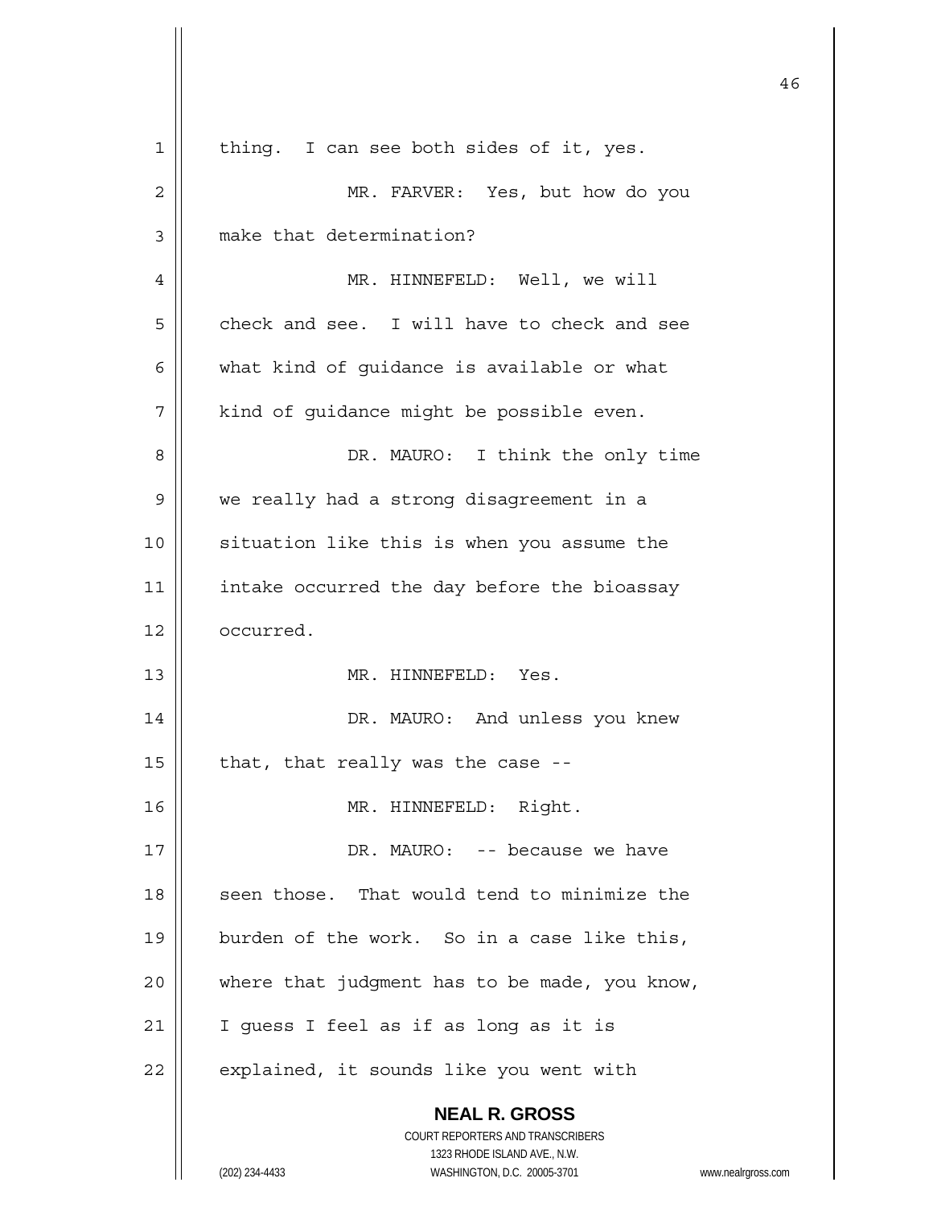thing. I can see both sides of it, yes.

MR. FARVER: Yes, but how do you make that determination?

MR. HINNEFELD: Well, we will check and see. I will have to check and see what kind of guidance is available or what kind of guidance might be possible even.

DR. MAURO: I think the only time we really had a strong disagreement in a situation like this is when you assume the intake occurred the day before the bioassay occurred.

MR. HINNEFELD: Yes.

DR. MAURO: And unless you knew that, that really was the case --

MR. HINNEFELD: Right.

DR. MAURO: -- because we have seen those. That would tend to minimize the burden of the work. So in a case like this, where that judgment has to be made, you know, I guess I feel as if as long as it is explained, it sounds like you went with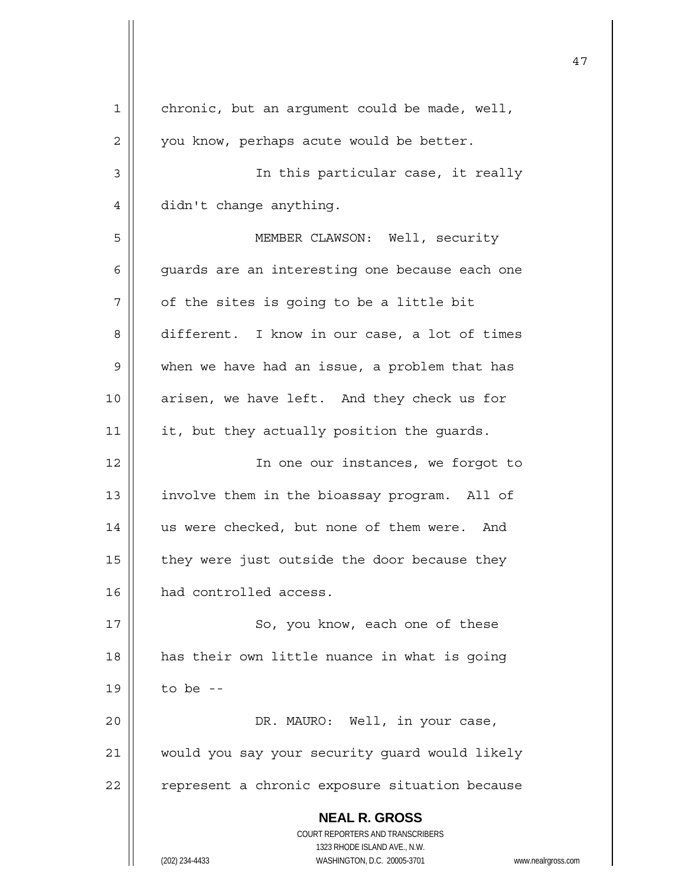chronic, but an argument could be made, well, you know, perhaps acute would be better.

In this particular case, it really didn't change anything.

MEMBER CLAWSON: Well, security guards are an interesting one because each one of the sites is going to be a little bit different. I know in our case, a lot of times when we have had an issue, a problem that has arisen, we have left. And they check us for it, but they actually position the guards.

In one our instances, we forgot to involve them in the bioassay program. All of us were checked, but none of them were. And they were just outside the door because they had controlled access.

So, you know, each one of these has their own little nuance in what is going to be --

DR. MAURO: Well, in your case, would you say your security guard would likely represent a chronic exposure situation because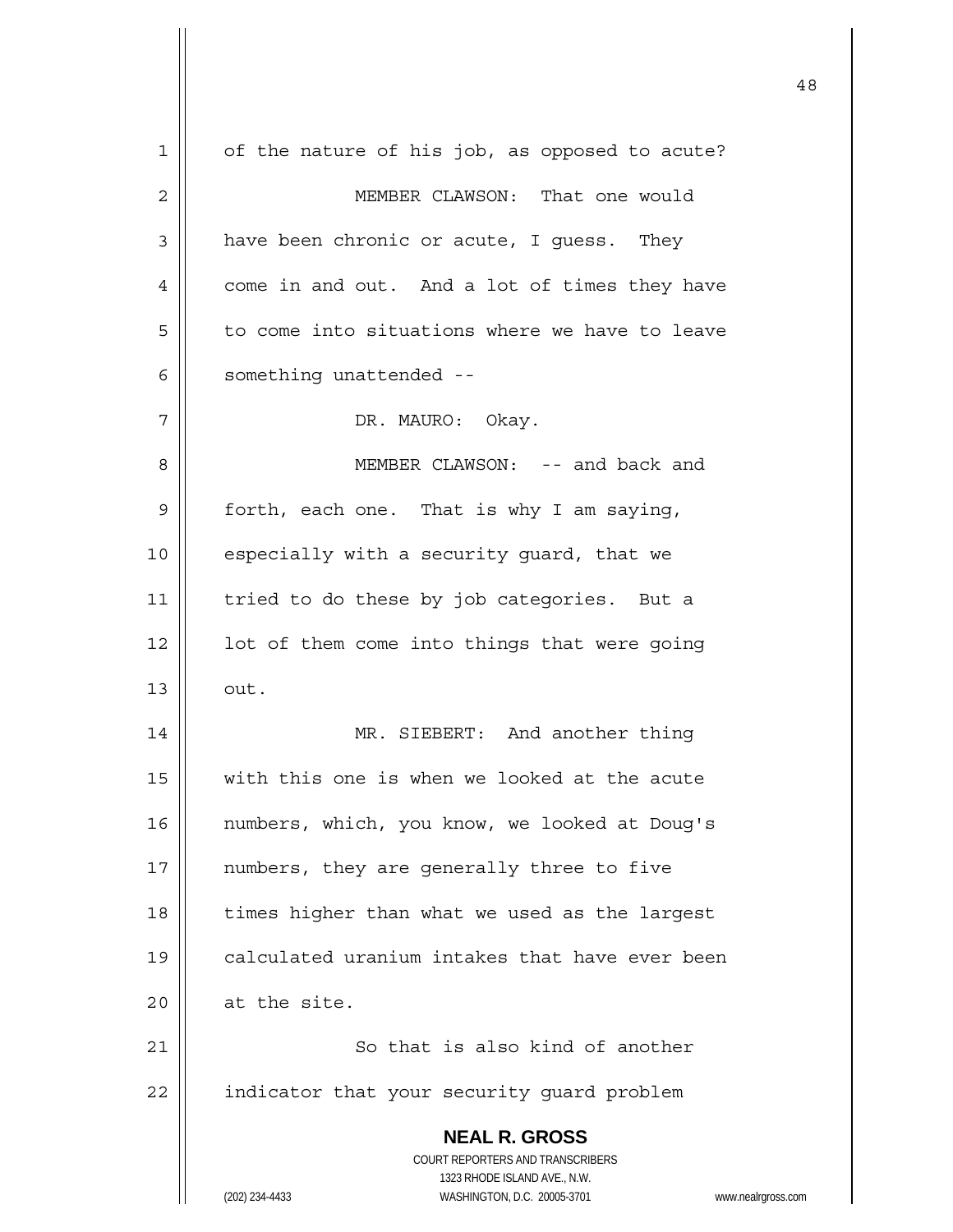of the nature of his job, as opposed to acute?

MEMBER CLAWSON: That one would have been chronic or acute, I guess. They come in and out. And a lot of times they have to come into situations where we have to leave something unattended --

DR. MAURO: Okay.

MEMBER CLAWSON: -- and back and forth, each one. That is why I am saying, especially with a security guard, that we tried to do these by job categories. But a lot of them come into things that were going out.

MR. SIEBERT: And another thing with this one is when we looked at the acute numbers, which, you know, we looked at Doug's numbers, they are generally three to five times higher than what we used as the largest calculated uranium intakes that have ever been at the site.

So that is also kind of another indicator that your security guard problem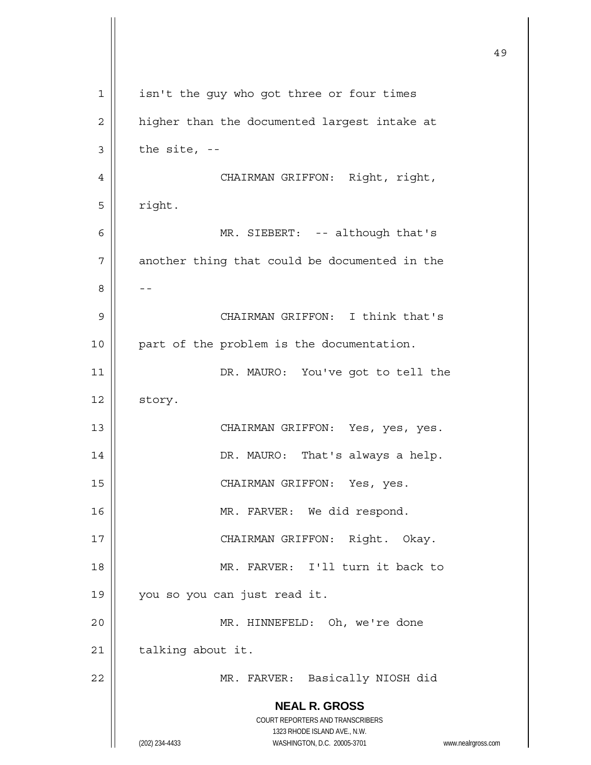isn't the guy who got three or four times higher than the documented largest intake at the site, --

CHAIRMAN GRIFFON: Right, right, right.

MR. SIEBERT: -- although that's another thing that could be documented in the --

CHAIRMAN GRIFFON: I think that's part of the problem is the documentation.

DR. MAURO: You've got to tell the story.

CHAIRMAN GRIFFON: Yes, yes, yes.

DR. MAURO: That's always a help.

CHAIRMAN GRIFFON: Yes, yes.

MR. FARVER: We did respond.

CHAIRMAN GRIFFON: Right. Okay.

MR. FARVER: I'll turn it back to you so you can just read it.

MR. HINNEFELD: Oh, we're done talking about it.

MR. FARVER: Basically NIOSH did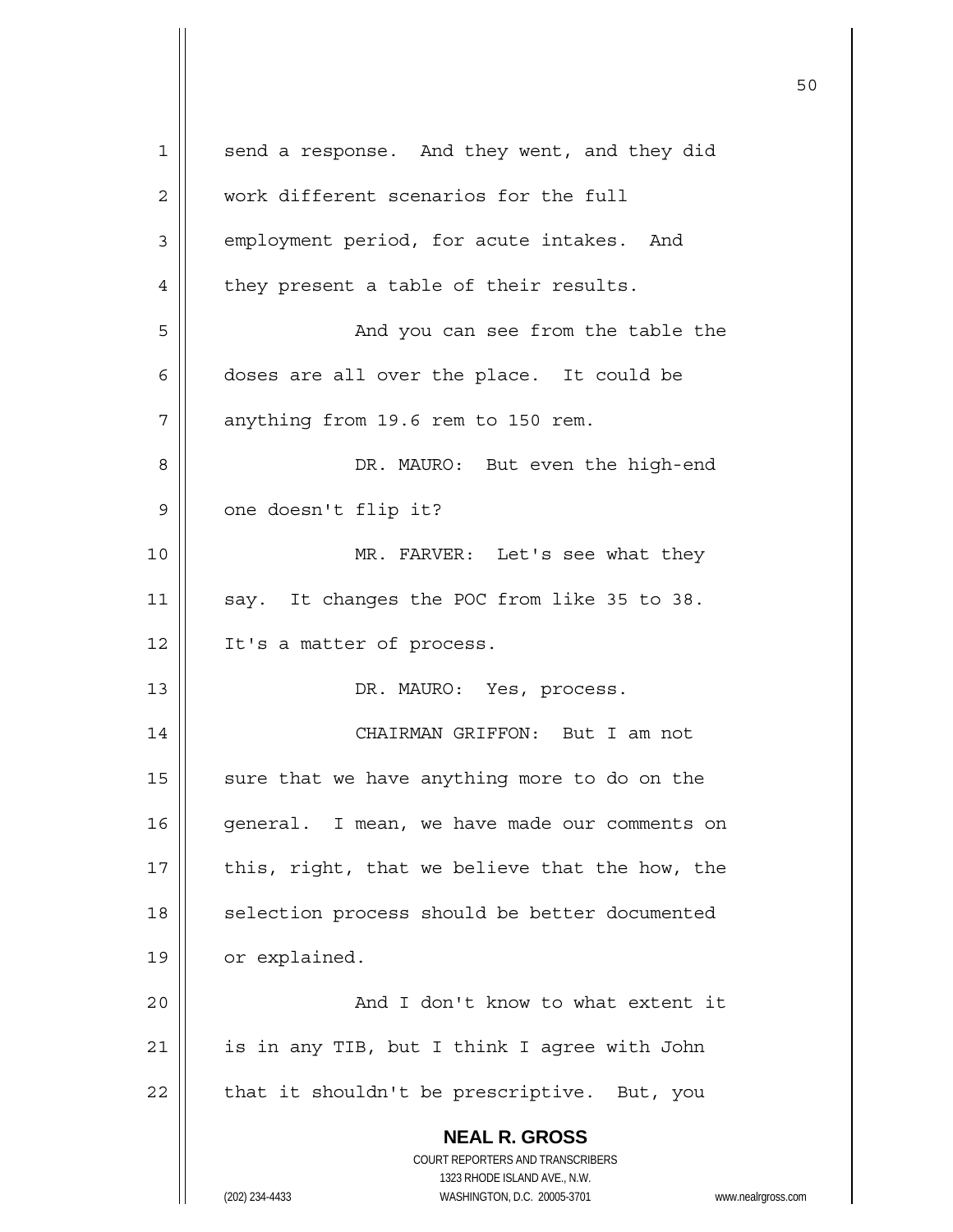send a response. And they went, and they did work different scenarios for the full employment period, for acute intakes. And they present a table of their results.

And you can see from the table the doses are all over the place. It could be anything from 19.6 rem to 150 rem.

DR. MAURO: But even the high-end one doesn't flip it?

MR. FARVER: Let's see what they say. It changes the POC from like 35 to 38. It's a matter of process.

DR. MAURO: Yes, process.

CHAIRMAN GRIFFON: But I am not sure that we have anything more to do on the general. I mean, we have made our comments on this, right, that we believe that the how, the selection process should be better documented or explained.

And I don't know to what extent it is in any TIB, but I think I agree with John that it shouldn't be prescriptive. But, you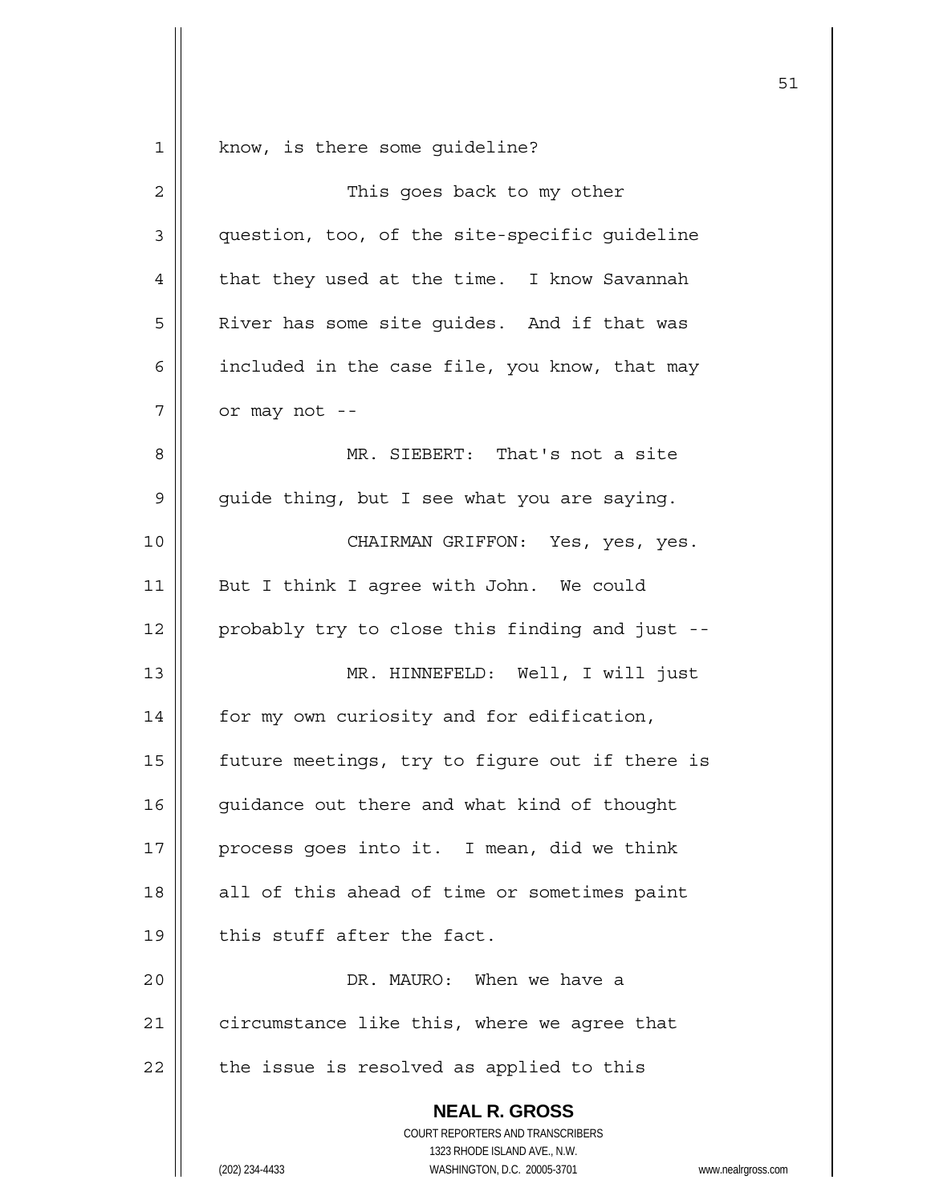know, is there some guideline?

This goes back to my other question, too, of the site-specific guideline that they used at the time. I know Savannah River has some site guides. And if that was included in the case file, you know, that may or may not --

MR. SIEBERT: That's not a site guide thing, but I see what you are saying.

CHAIRMAN GRIFFON: Yes, yes, yes. But I think I agree with John. We could probably try to close this finding and just --

MR. HINNEFELD: Well, I will just for my own curiosity and for edification, future meetings, try to figure out if there is guidance out there and what kind of thought process goes into it. I mean, did we think all of this ahead of time or sometimes paint this stuff after the fact.

DR. MAURO: When we have a circumstance like this, where we agree that the issue is resolved as applied to this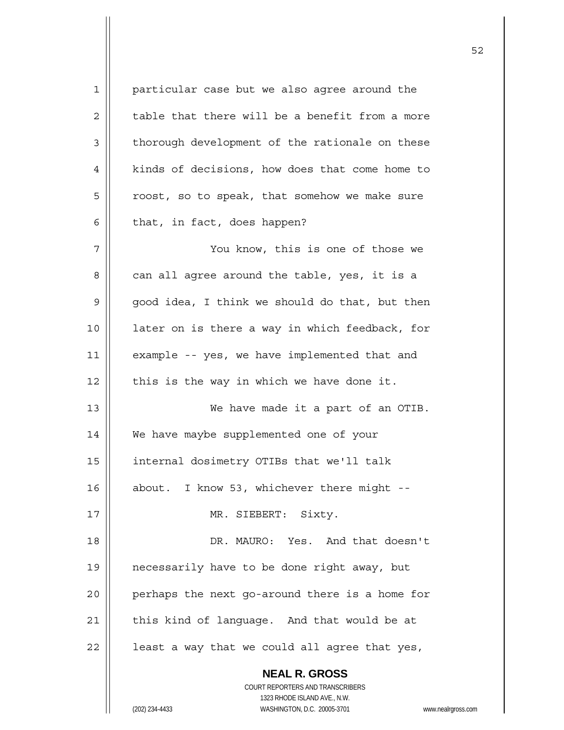particular case but we also agree around the table that there will be a benefit from a more thorough development of the rationale on these kinds of decisions, how does that come home to roost, so to speak, that somehow we make sure that, in fact, does happen?

You know, this is one of those we can all agree around the table, yes, it is a good idea, I think we should do that, but then later on is there a way in which feedback, for example -- yes, we have implemented that and this is the way in which we have done it.

We have made it a part of an OTIB. We have maybe supplemented one of your internal dosimetry OTIBs that we'll talk about. I know 53, whichever there might --

MR. SIEBERT: Sixty.

DR. MAURO: Yes. And that doesn't necessarily have to be done right away, but perhaps the next go-around there is a home for this kind of language. And that would be at least a way that we could all agree that yes,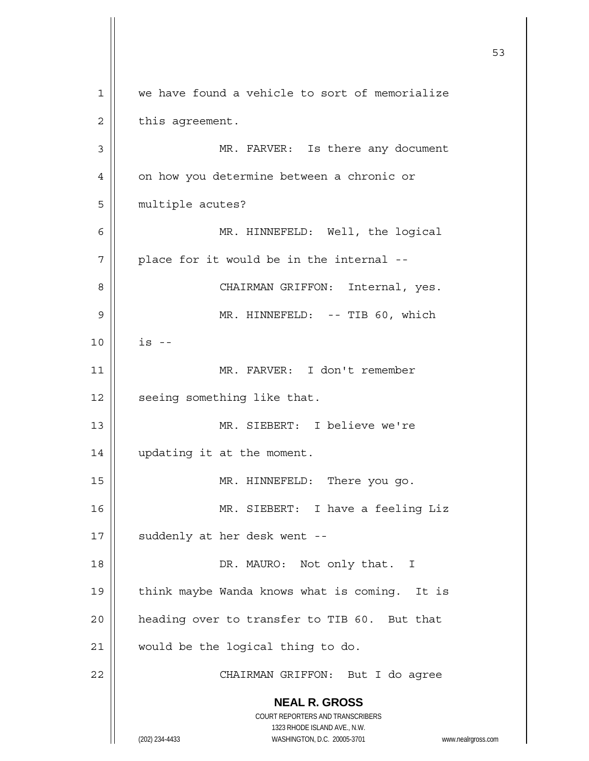we have found a vehicle to sort of memorialize this agreement.

MR. FARVER: Is there any document on how you determine between a chronic or multiple acutes?

MR. HINNEFELD: Well, the logical place for it would be in the internal --

CHAIRMAN GRIFFON: Internal, yes.

MR. HINNEFELD: -- TIB 60, which is --

MR. FARVER: I don't remember seeing something like that.

MR. SIEBERT: I believe we're updating it at the moment.

MR. HINNEFELD: There you go.

MR. SIEBERT: I have a feeling Liz suddenly at her desk went --

DR. MAURO: Not only that. I think maybe Wanda knows what is coming. It is heading over to transfer to TIB 60. But that would be the logical thing to do.

CHAIRMAN GRIFFON: But I do agree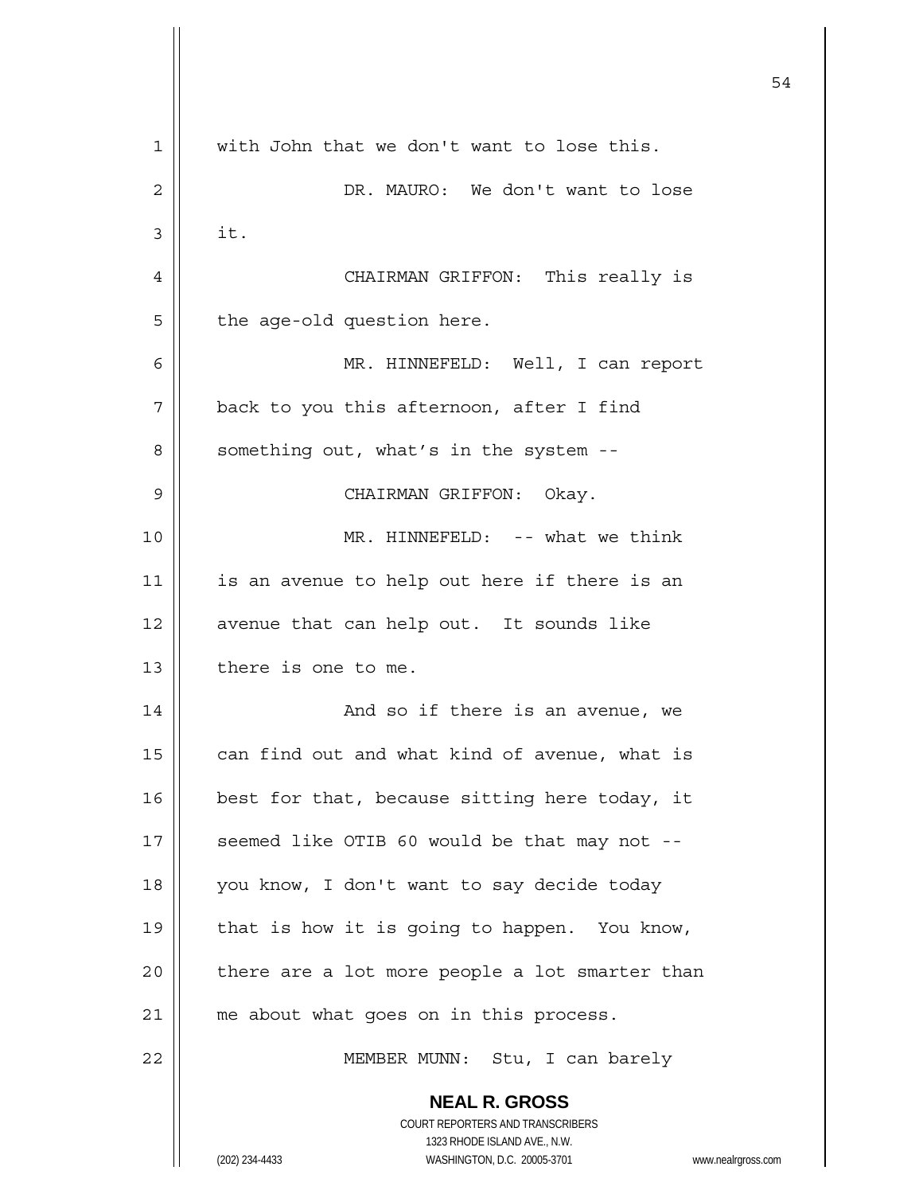with John that we don't want to lose this.

DR. MAURO: We don't want to lose it.

CHAIRMAN GRIFFON: This really is the age-old question here.

MR. HINNEFELD: Well, I can report back to you this afternoon, after I find something out, what's in the system --

CHAIRMAN GRIFFON: Okay.

MR. HINNEFELD: -- what we think is an avenue to help out here if there is an avenue that can help out. It sounds like there is one to me.

And so if there is an avenue, we can find out and what kind of avenue, what is best for that, because sitting here today, it seemed like OTIB 60 would be that may not -- you know, I don't want to say decide today that is how it is going to happen. You know, there are a lot more people a lot smarter than me about what goes on in this process.

MEMBER MUNN: Stu, I can barely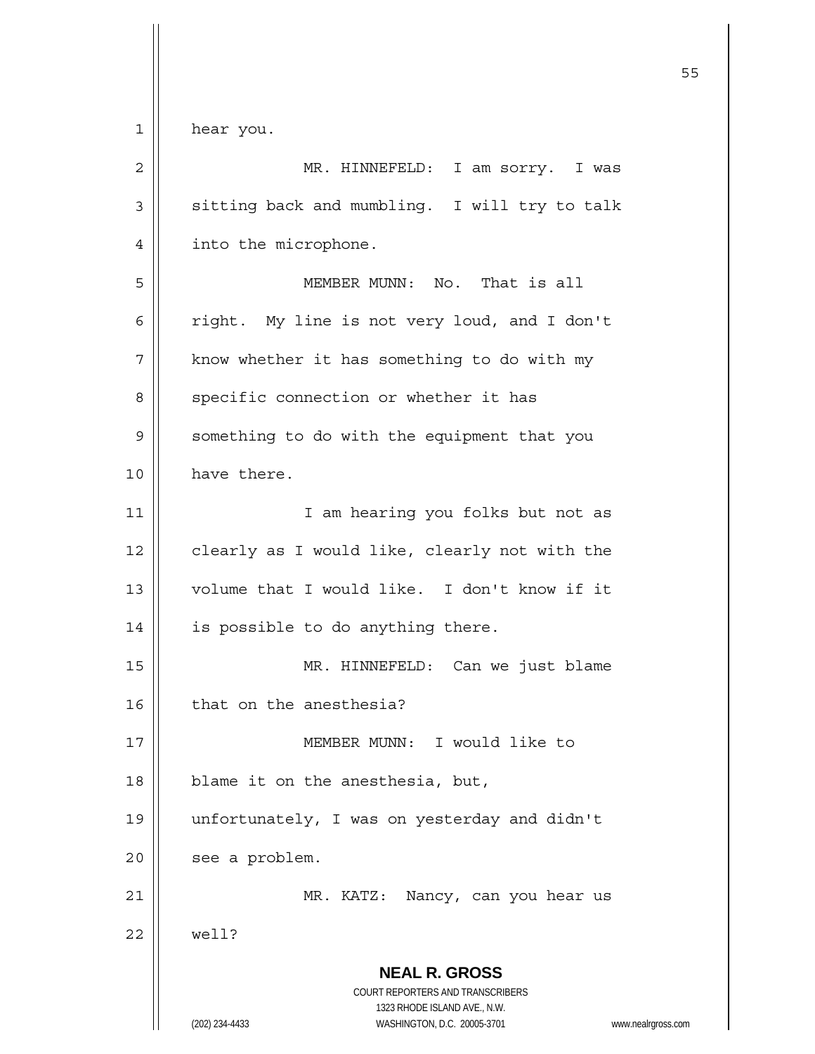hear you.

MR. HINNEFELD: I am sorry. I was sitting back and mumbling. I will try to talk into the microphone.

MEMBER MUNN: No. That is all right. My line is not very loud, and I don't know whether it has something to do with my specific connection or whether it has something to do with the equipment that you have there.

I am hearing you folks but not as clearly as I would like, clearly not with the volume that I would like. I don't know if it is possible to do anything there.

MR. HINNEFELD: Can we just blame that on the anesthesia?

MEMBER MUNN: I would like to blame it on the anesthesia, but, unfortunately, I was on yesterday and didn't see a problem.

MR. KATZ: Nancy, can you hear us well?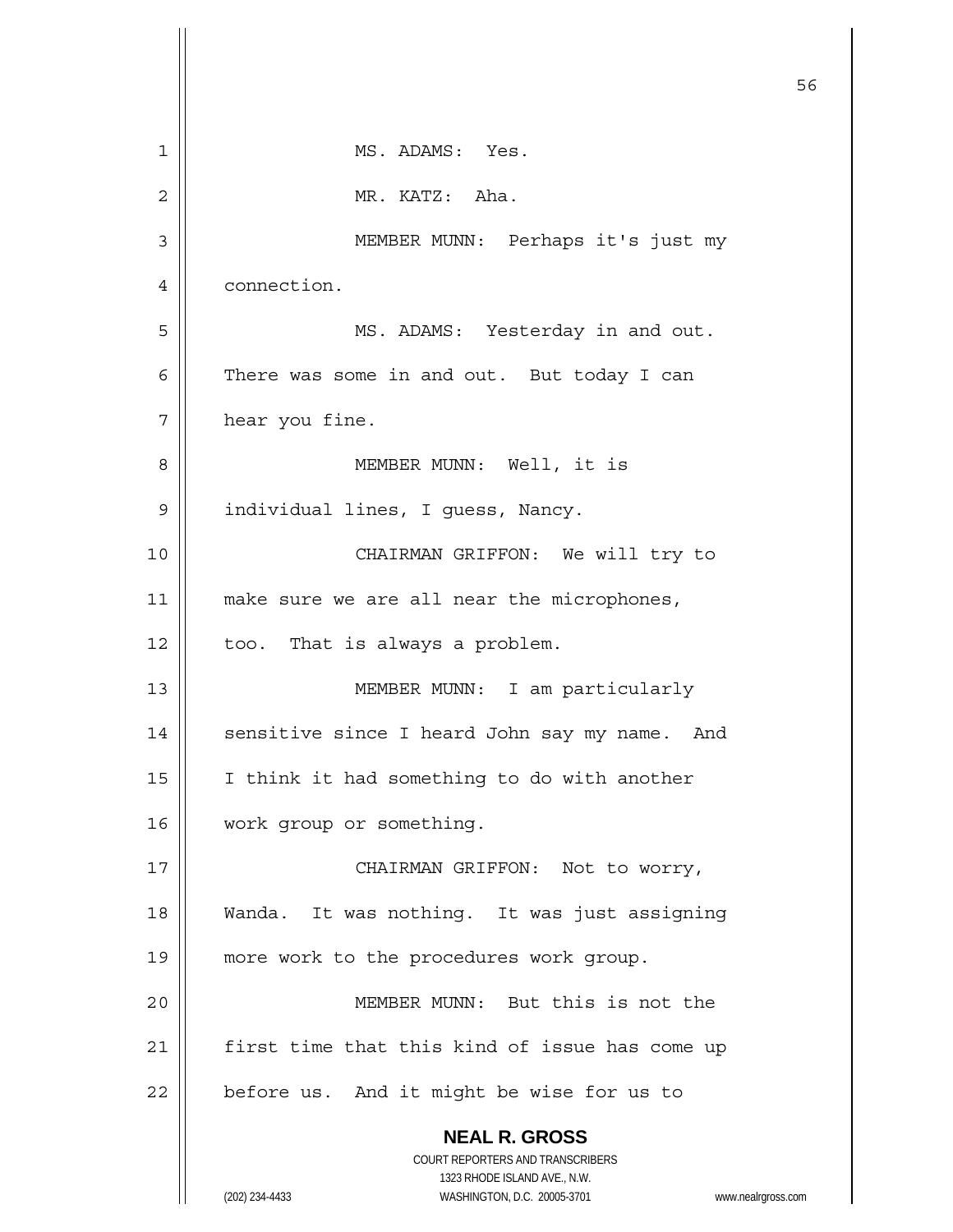MS. ADAMS: Yes.

MR. KATZ: Aha.

MEMBER MUNN: Perhaps it's just my connection.

MS. ADAMS: Yesterday in and out. There was some in and out. But today I can hear you fine.

MEMBER MUNN: Well, it is individual lines, I guess, Nancy.

CHAIRMAN GRIFFON: We will try to make sure we are all near the microphones, too. That is always a problem.

MEMBER MUNN: I am particularly sensitive since I heard John say my name. And I think it had something to do with another work group or something.

CHAIRMAN GRIFFON: Not to worry, Wanda. It was nothing. It was just assigning more work to the procedures work group.

MEMBER MUNN: But this is not the first time that this kind of issue has come up before us. And it might be wise for us to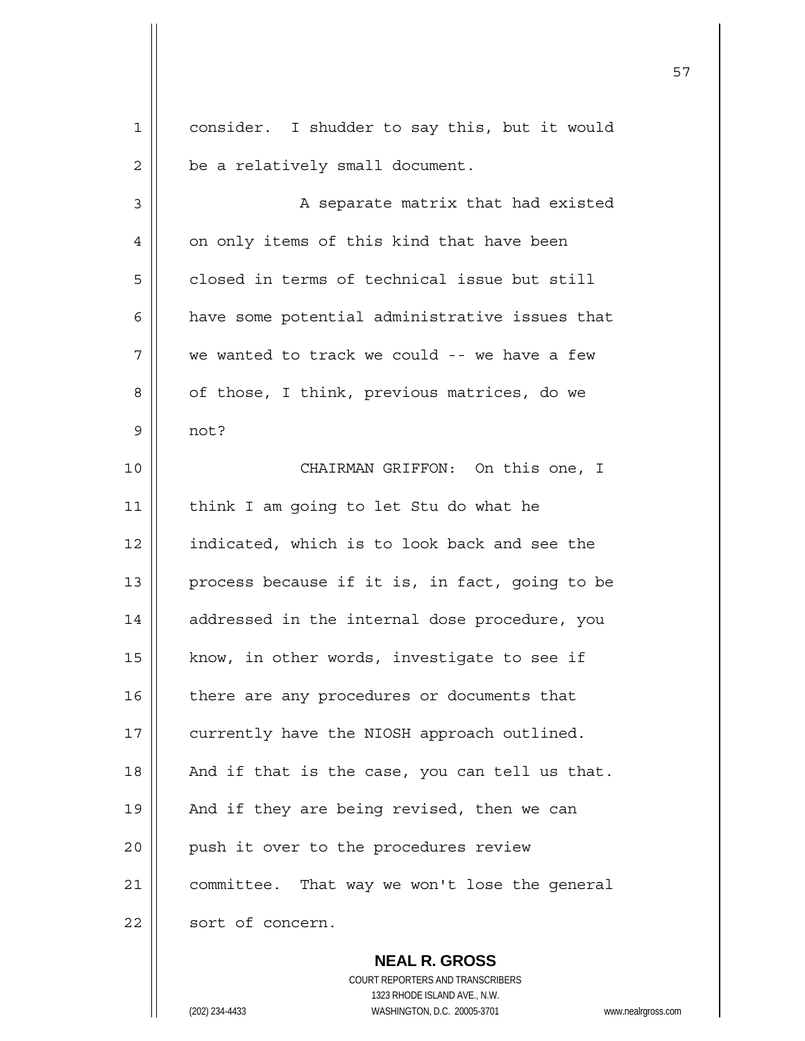consider. I shudder to say this, but it would be a relatively small document.

A separate matrix that had existed on only items of this kind that have been closed in terms of technical issue but still have some potential administrative issues that we wanted to track we could -- we have a few of those, I think, previous matrices, do we not?

CHAIRMAN GRIFFON: On this one, I think I am going to let Stu do what he indicated, which is to look back and see the process because if it is, in fact, going to be addressed in the internal dose procedure, you know, in other words, investigate to see if there are any procedures or documents that currently have the NIOSH approach outlined. And if that is the case, you can tell us that. And if they are being revised, then we can push it over to the procedures review committee. That way we won't lose the general sort of concern.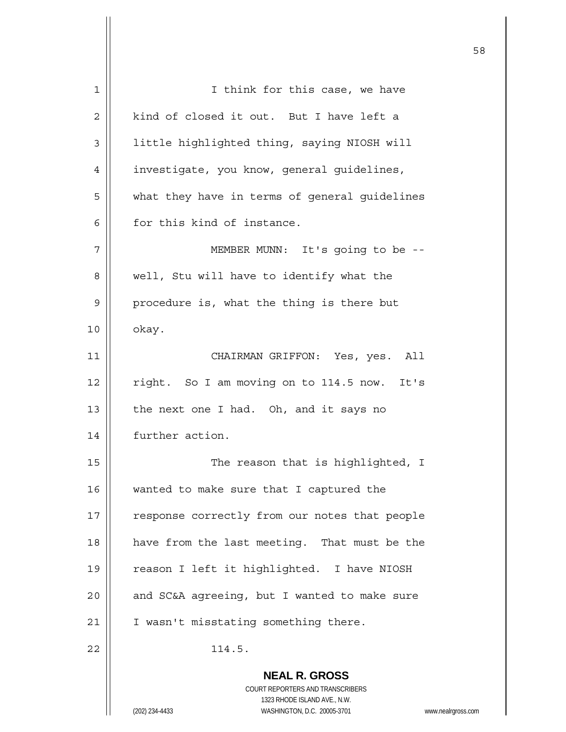I think for this case, we have kind of closed it out. But I have left a little highlighted thing, saying NIOSH will investigate, you know, general guidelines, what they have in terms of general guidelines for this kind of instance.

MEMBER MUNN: It's going to be -- well, Stu will have to identify what the procedure is, what the thing is there but okay.

CHAIRMAN GRIFFON: Yes, yes. All right. So I am moving on to 114.5 now. It's the next one I had. Oh, and it says no further action.

The reason that is highlighted, I wanted to make sure that I captured the response correctly from our notes that people have from the last meeting. That must be the reason I left it highlighted. I have NIOSH and SC&A agreeing, but I wanted to make sure I wasn't misstating something there.

114.5.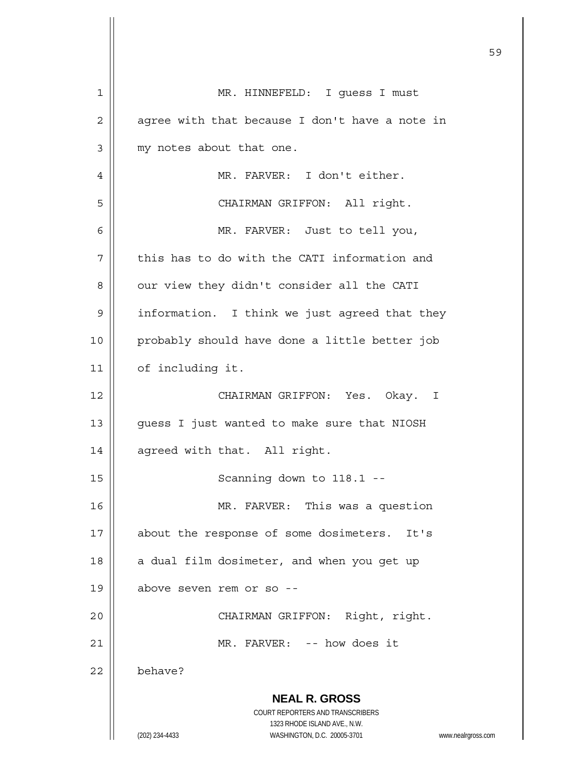MR. HINNEFELD: I guess I must agree with that because I don't have a note in my notes about that one.

MR. FARVER: I don't either.

CHAIRMAN GRIFFON: All right.

MR. FARVER: Just to tell you, this has to do with the CATI information and our view they didn't consider all the CATI information. I think we just agreed that they probably should have done a little better job of including it.

CHAIRMAN GRIFFON: Yes. Okay. I guess I just wanted to make sure that NIOSH agreed with that. All right.

Scanning down to 118.1 --

MR. FARVER: This was a question about the response of some dosimeters. It's a dual film dosimeter, and when you get up above seven rem or so --

CHAIRMAN GRIFFON: Right, right.

MR. FARVER: -- how does it behave?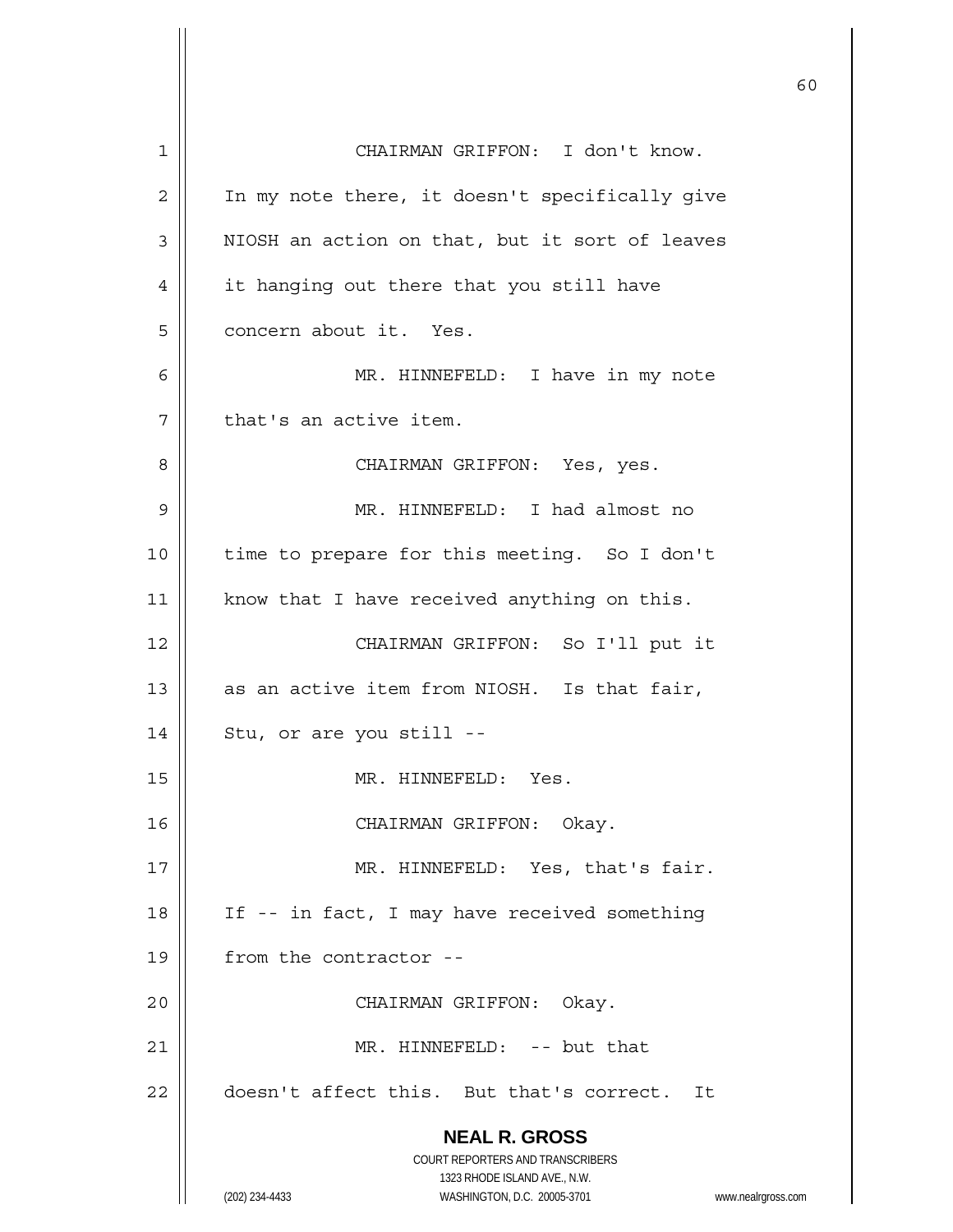CHAIRMAN GRIFFON: I don't know. In my note there, it doesn't specifically give NIOSH an action on that, but it sort of leaves it hanging out there that you still have concern about it. Yes.

MR. HINNEFELD: I have in my note that's an active item.

CHAIRMAN GRIFFON: Yes, yes.

MR. HINNEFELD: I had almost no time to prepare for this meeting. So I don't know that I have received anything on this.

CHAIRMAN GRIFFON: So I'll put it as an active item from NIOSH. Is that fair, Stu, or are you still --

MR. HINNEFELD: Yes.

CHAIRMAN GRIFFON: Okay.

MR. HINNEFELD: Yes, that's fair. If -- in fact, I may have received something from the contractor --

CHAIRMAN GRIFFON: Okay.

MR. HINNEFELD: -- but that doesn't affect this. But that's correct. It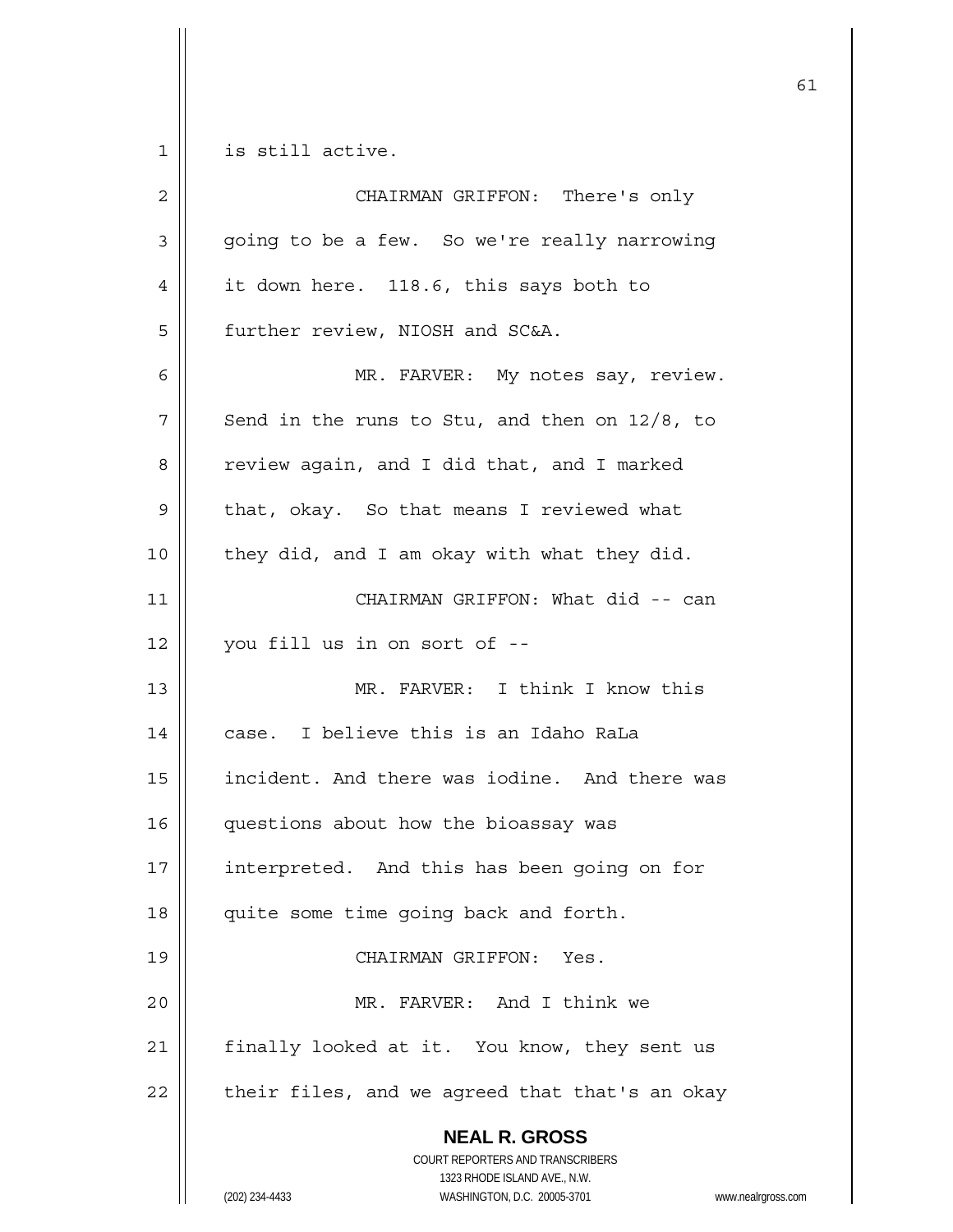is still active.

CHAIRMAN GRIFFON: There's only going to be a few. So we're really narrowing it down here. 118.6, this says both to further review, NIOSH and SC&A.

MR. FARVER: My notes say, review. Send in the runs to Stu, and then on 12/8, to review again, and I did that, and I marked that, okay. So that means I reviewed what they did, and I am okay with what they did.

CHAIRMAN GRIFFON: What did -- can you fill us in on sort of --

MR. FARVER: I think I know this case. I believe this is an Idaho RaLa incident. And there was iodine. And there was questions about how the bioassay was interpreted. And this has been going on for quite some time going back and forth.

CHAIRMAN GRIFFON: Yes.

MR. FARVER: And I think we finally looked at it. You know, they sent us their files, and we agreed that that's an okay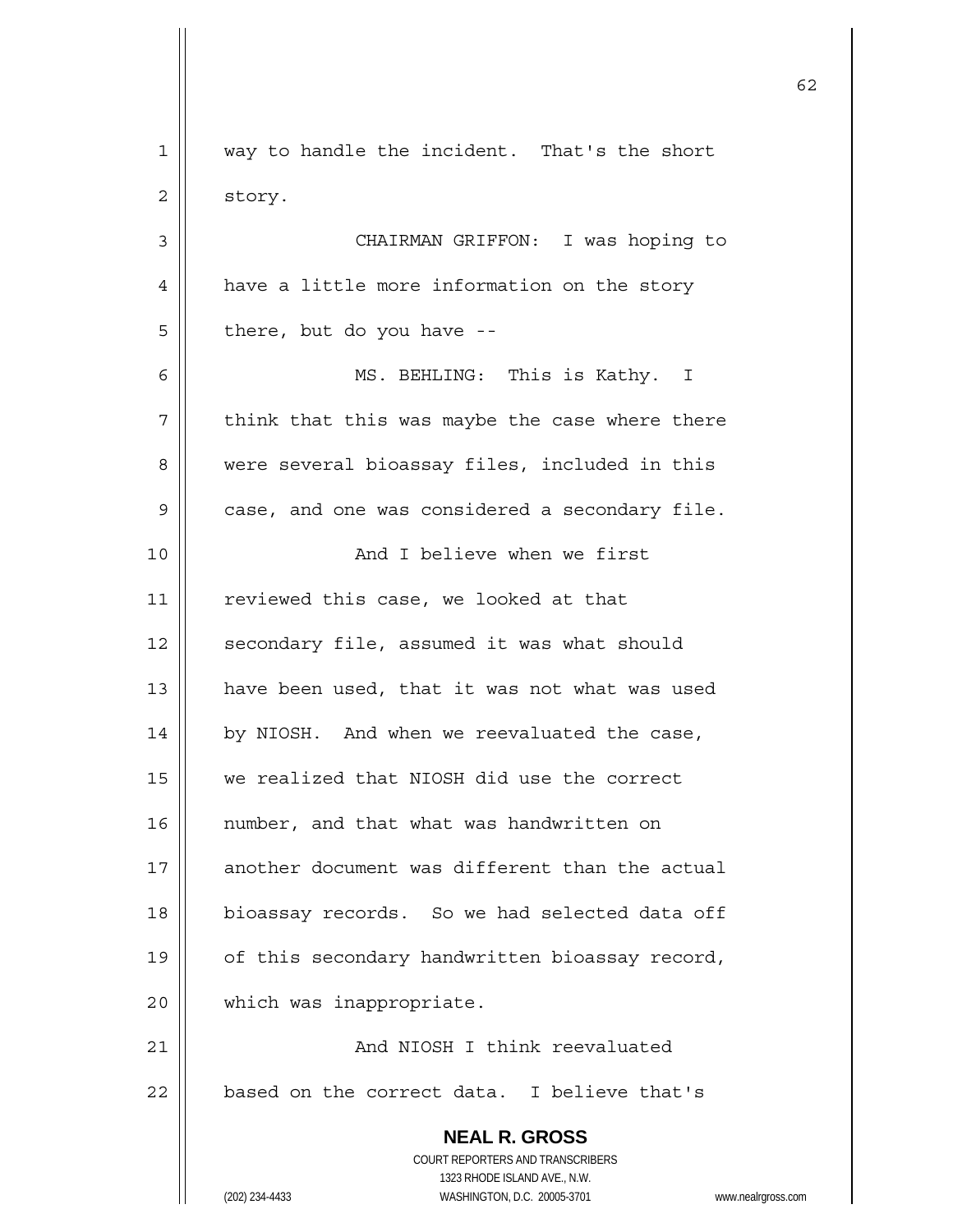way to handle the incident. That's the short story.

CHAIRMAN GRIFFON: I was hoping to have a little more information on the story there, but do you have --

MS. BEHLING: This is Kathy. I think that this was maybe the case where there were several bioassay files, included in this case, and one was considered a secondary file.

And I believe when we first reviewed this case, we looked at that secondary file, assumed it was what should have been used, that it was not what was used by NIOSH. And when we reevaluated the case, we realized that NIOSH did use the correct number, and that what was handwritten on another document was different than the actual bioassay records. So we had selected data off of this secondary handwritten bioassay record, which was inappropriate.

And NIOSH I think reevaluated based on the correct data. I believe that's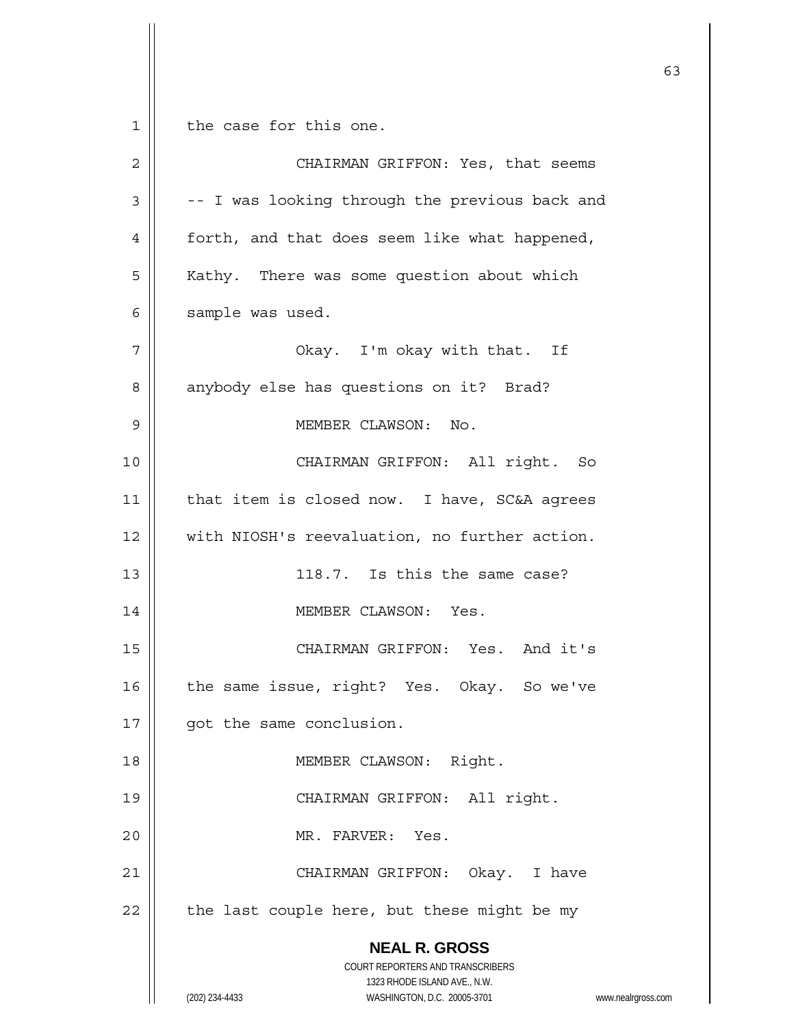the case for this one.

CHAIRMAN GRIFFON: Yes, that seems -- I was looking through the previous back and forth, and that does seem like what happened, Kathy. There was some question about which sample was used.

Okay. I'm okay with that. If anybody else has questions on it? Brad?

MEMBER CLAWSON: No.

CHAIRMAN GRIFFON: All right. So that item is closed now. I have, SC&A agrees with NIOSH's reevaluation, no further action.

118.7. Is this the same case?

MEMBER CLAWSON: Yes.

CHAIRMAN GRIFFON: Yes. And it's the same issue, right? Yes. Okay. So we've got the same conclusion.

MEMBER CLAWSON: Right.

CHAIRMAN GRIFFON: All right.

MR. FARVER: Yes.

CHAIRMAN GRIFFON: Okay. I have the last couple here, but these might be my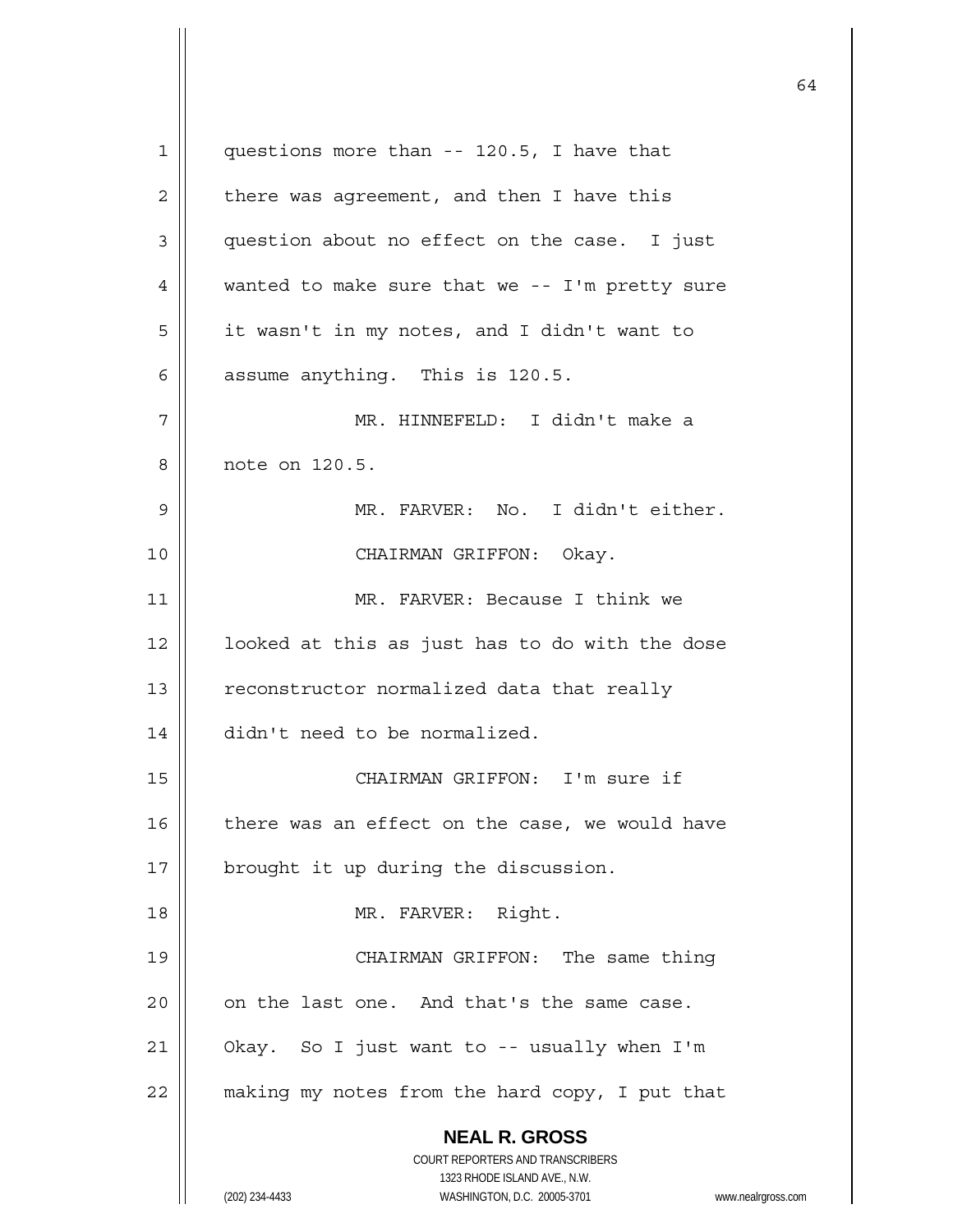questions more than -- 120.5, I have that there was agreement, and then I have this question about no effect on the case. I just wanted to make sure that we -- I'm pretty sure it wasn't in my notes, and I didn't want to assume anything. This is 120.5.

MR. HINNEFELD: I didn't make a note on 120.5.

MR. FARVER: No. I didn't either.

CHAIRMAN GRIFFON: Okay.

MR. FARVER: Because I think we looked at this as just has to do with the dose reconstructor normalized data that really didn't need to be normalized.

CHAIRMAN GRIFFON: I'm sure if there was an effect on the case, we would have brought it up during the discussion.

MR. FARVER: Right.

CHAIRMAN GRIFFON: The same thing on the last one. And that's the same case. Okay. So I just want to -- usually when I'm making my notes from the hard copy, I put that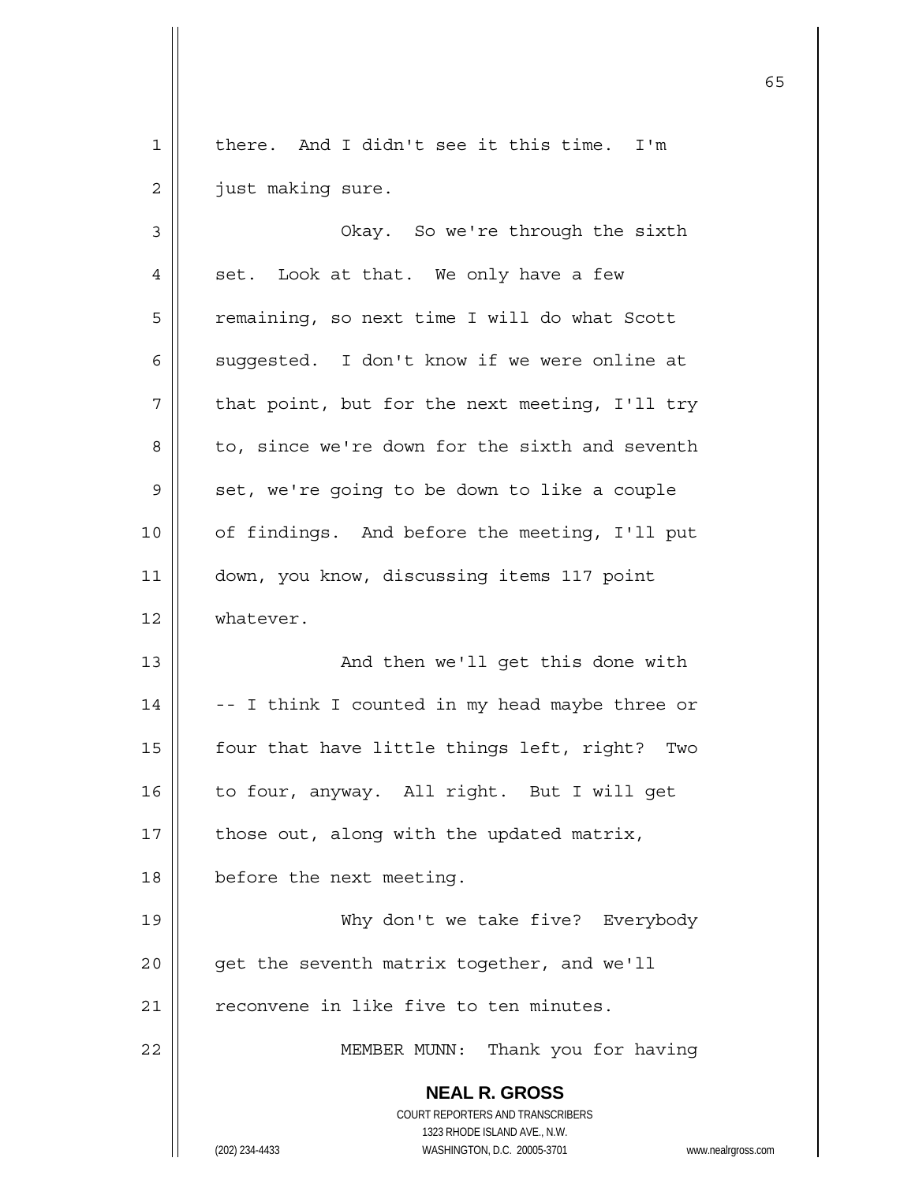there. And I didn't see it this time. I'm just making sure.

Okay. So we're through the sixth set. Look at that. We only have a few remaining, so next time I will do what Scott suggested. I don't know if we were online at that point, but for the next meeting, I'll try to, since we're down for the sixth and seventh set, we're going to be down to like a couple of findings. And before the meeting, I'll put down, you know, discussing items 117 point whatever.

And then we'll get this done with -- I think I counted in my head maybe three or four that have little things left, right? Two to four, anyway. All right. But I will get those out, along with the updated matrix, before the next meeting.

Why don't we take five? Everybody get the seventh matrix together, and we'll reconvene in like five to ten minutes.

MEMBER MUNN: Thank you for having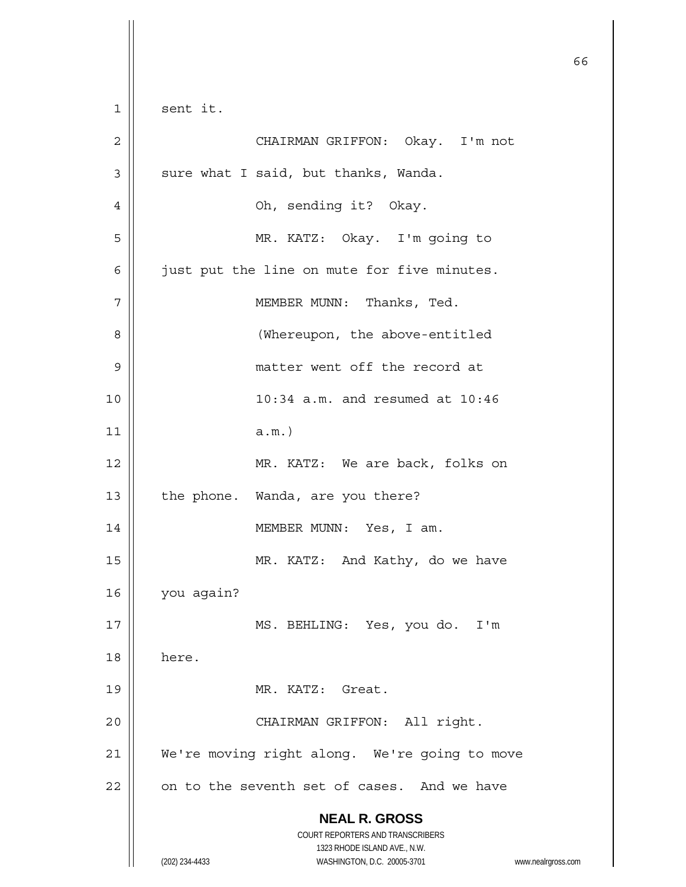sent it.

CHAIRMAN GRIFFON: Okay. I'm not sure what I said, but thanks, Wanda.

Oh, sending it? Okay.

MR. KATZ: Okay. I'm going to just put the line on mute for five minutes.

MEMBER MUNN: Thanks, Ted.

(Whereupon, the above-entitled matter went off the record at 10:34 a.m. and resumed at 10:46 a.m.)

MR. KATZ: We are back, folks on the phone. Wanda, are you there?

MEMBER MUNN: Yes, I am.

MR. KATZ: And Kathy, do we have you again?

MS. BEHLING: Yes, you do. I'm here.

MR. KATZ: Great.

CHAIRMAN GRIFFON: All right. We're moving right along. We're going to move on to the seventh set of cases. And we have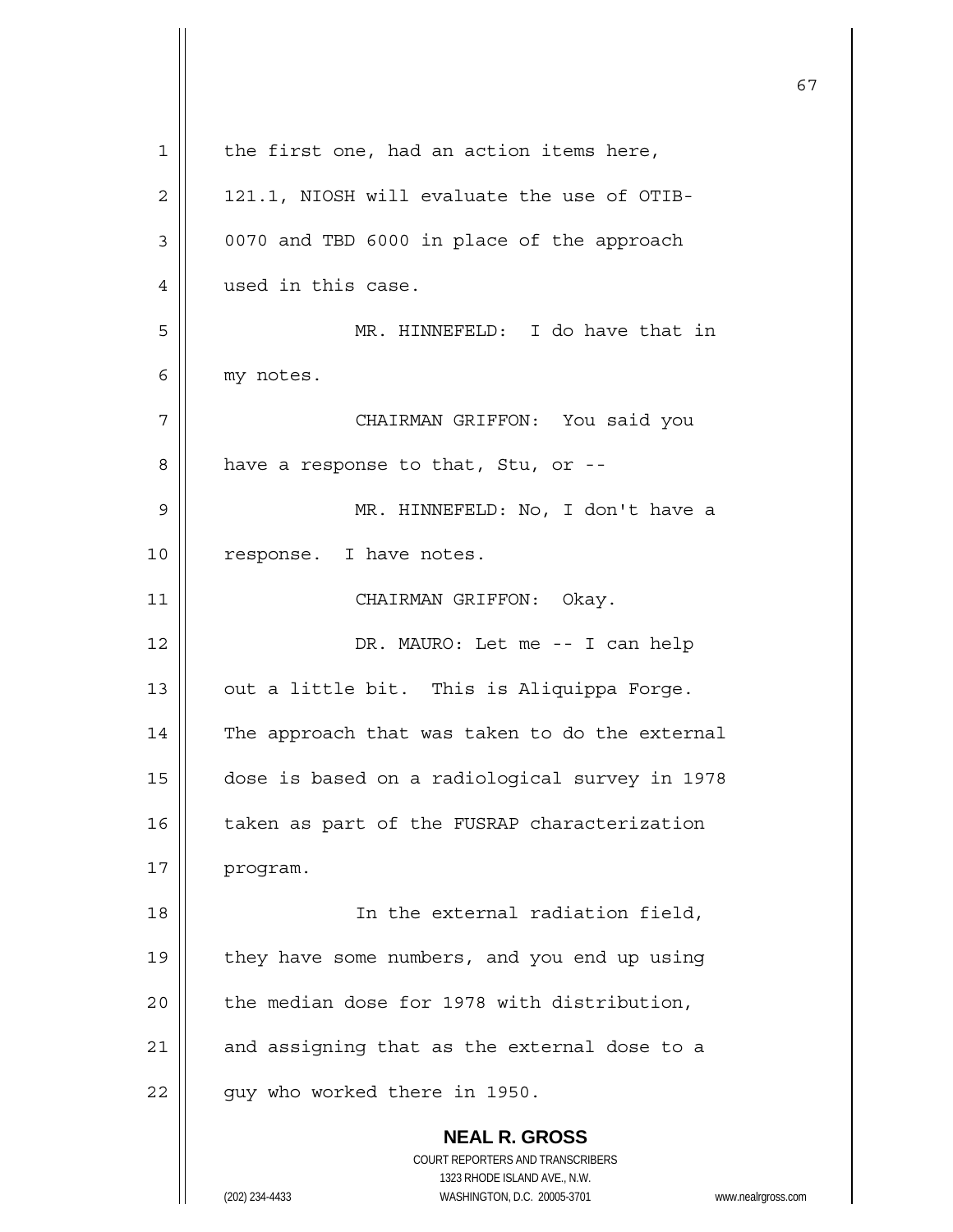the first one, had an action items here, 121.1, NIOSH will evaluate the use of OTIB-0070 and TBD 6000 in place of the approach used in this case.

MR. HINNEFELD: I do have that in my notes.

CHAIRMAN GRIFFON: You said you have a response to that, Stu, or --

MR. HINNEFELD: No, I don't have a response. I have notes.

CHAIRMAN GRIFFON: Okay.

DR. MAURO: Let me -- I can help out a little bit. This is Aliquippa Forge. The approach that was taken to do the external dose is based on a radiological survey in 1978 taken as part of the FUSRAP characterization program.

In the external radiation field, they have some numbers, and you end up using the median dose for 1978 with distribution, and assigning that as the external dose to a guy who worked there in 1950.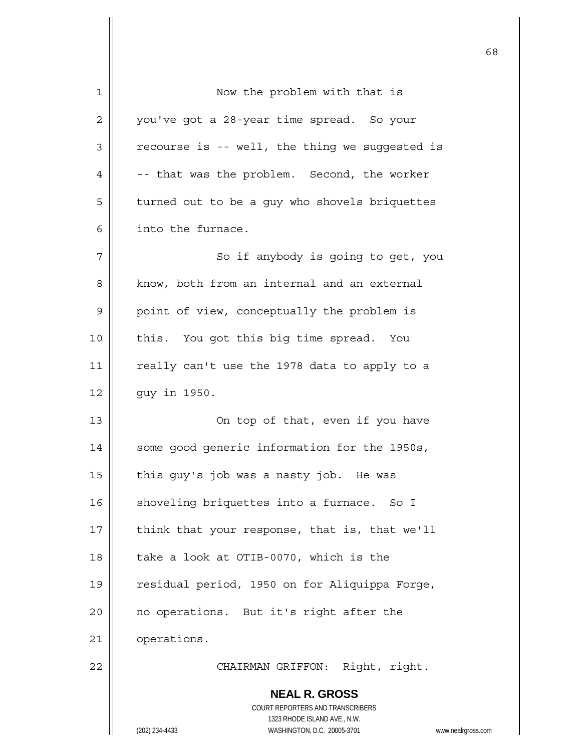Now the problem with that is you've got a 28-year time spread. So your recourse is -- well, the thing we suggested is -- that was the problem. Second, the worker turned out to be a guy who shovels briquettes into the furnace.

So if anybody is going to get, you know, both from an internal and an external point of view, conceptually the problem is this. You got this big time spread. You really can't use the 1978 data to apply to a guy in 1950.

On top of that, even if you have some good generic information for the 1950s, this guy's job was a nasty job. He was shoveling briquettes into a furnace. So I think that your response, that is, that we'll take a look at OTIB-0070, which is the residual period, 1950 on for Aliquippa Forge, no operations. But it's right after the operations.

CHAIRMAN GRIFFON: Right, right.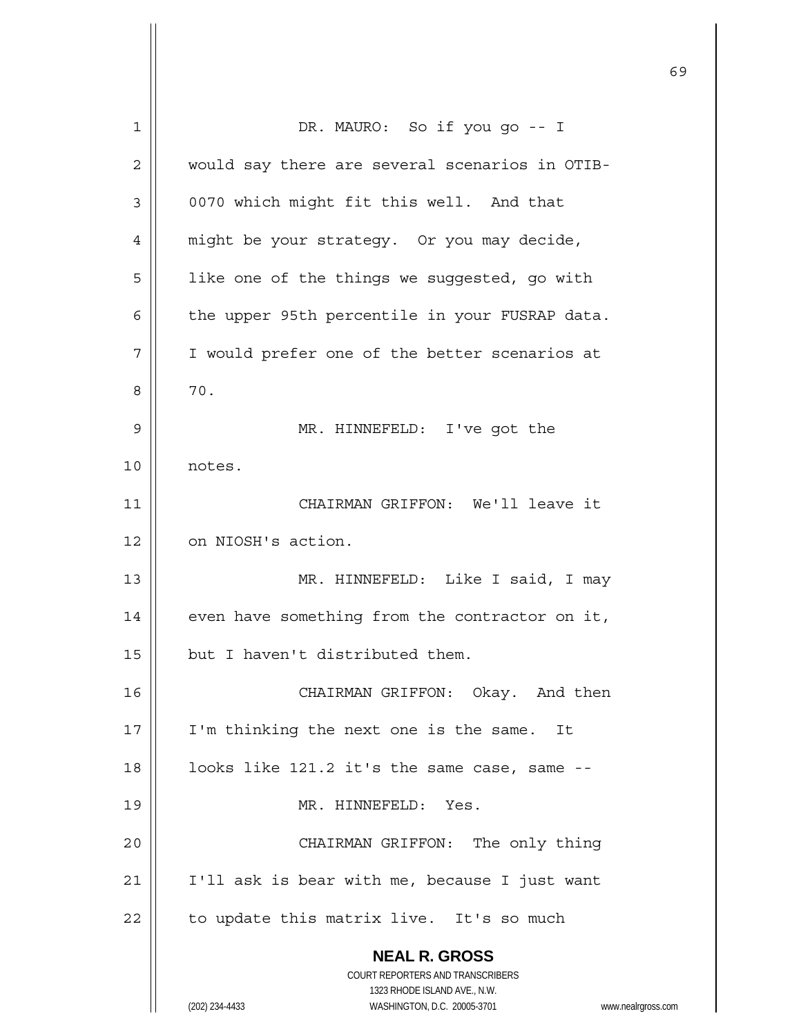DR. MAURO: So if you go -- I would say there are several scenarios in OTIB-0070 which might fit this well. And that might be your strategy. Or you may decide, like one of the things we suggested, go with the upper 95th percentile in your FUSRAP data. I would prefer one of the better scenarios at 70.

MR. HINNEFELD: I've got the notes.

CHAIRMAN GRIFFON: We'll leave it on NIOSH's action.

MR. HINNEFELD: Like I said, I may even have something from the contractor on it, but I haven't distributed them.

CHAIRMAN GRIFFON: Okay. And then I'm thinking the next one is the same. It looks like 121.2 it's the same case, same --

MR. HINNEFELD: Yes.

CHAIRMAN GRIFFON: The only thing I'll ask is bear with me, because I just want to update this matrix live. It's so much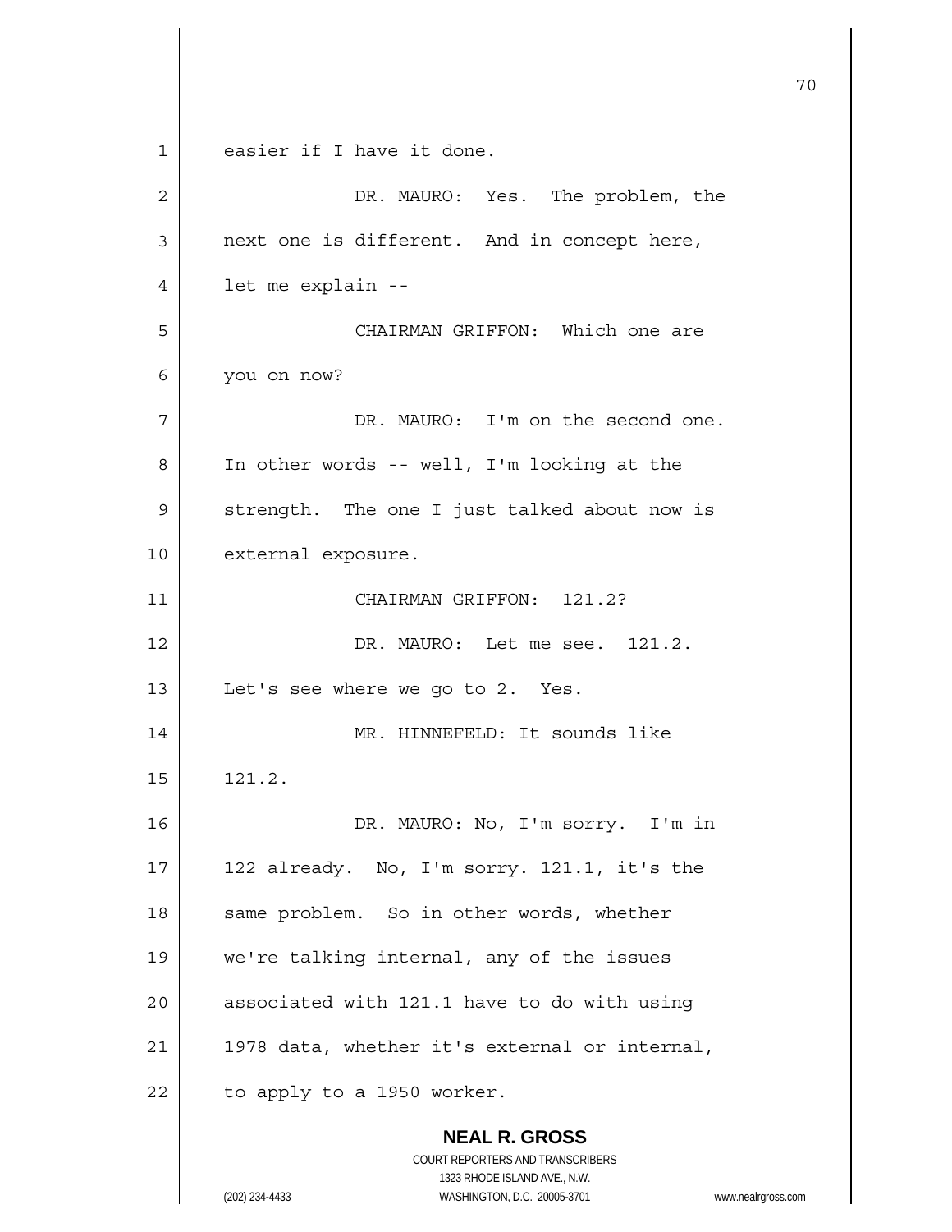easier if I have it done.

DR. MAURO: Yes. The problem, the next one is different. And in concept here, let me explain --

CHAIRMAN GRIFFON: Which one are you on now?

DR. MAURO: I'm on the second one. In other words -- well, I'm looking at the strength. The one I just talked about now is external exposure.

CHAIRMAN GRIFFON: 121.2?

DR. MAURO: Let me see. 121.2. Let's see where we go to 2. Yes.

MR. HINNEFELD: It sounds like 121.2.

DR. MAURO: No, I'm sorry. I'm in 122 already. No, I'm sorry. 121.1, it's the same problem. So in other words, whether we're talking internal, any of the issues associated with 121.1 have to do with using 1978 data, whether it's external or internal, to apply to a 1950 worker.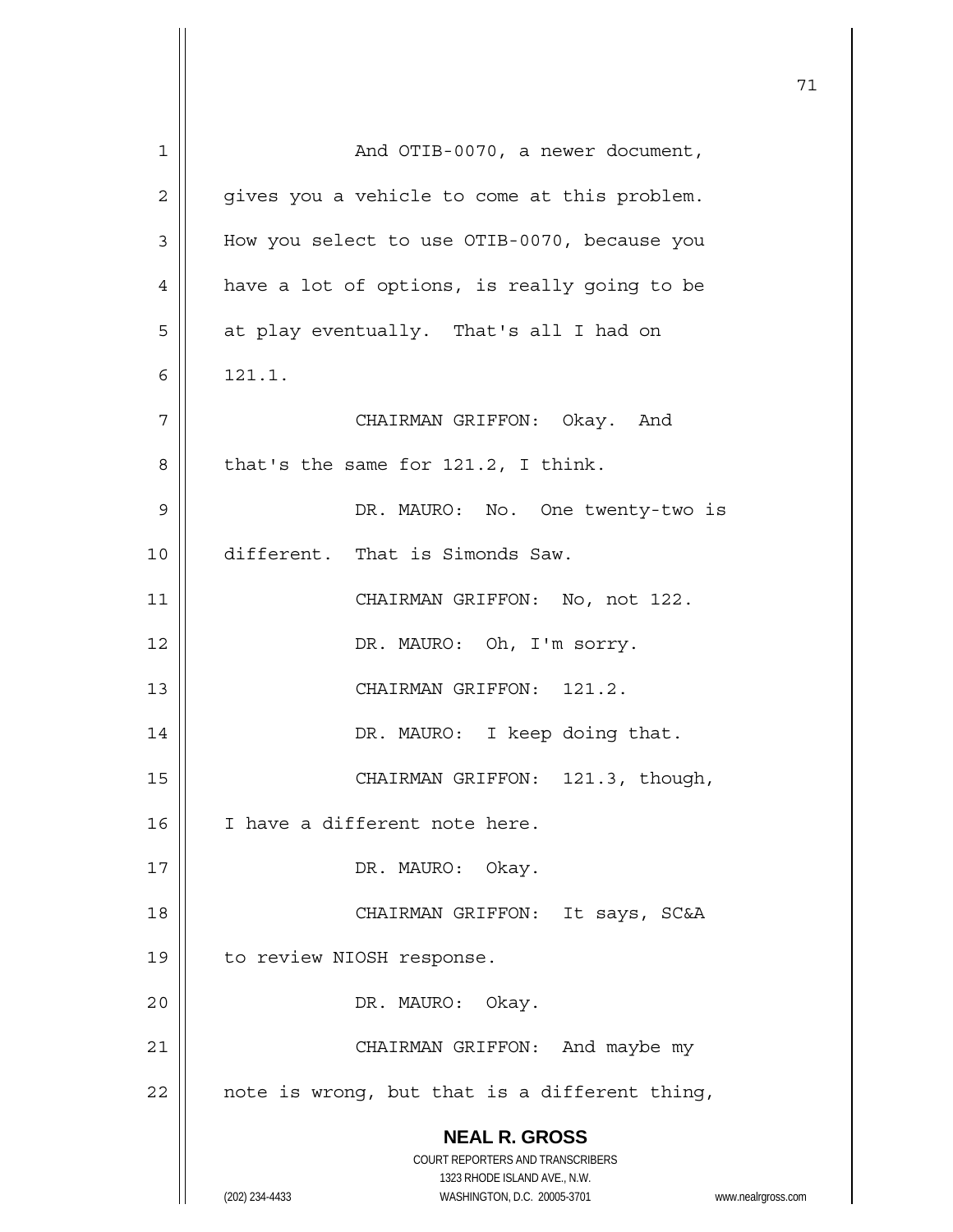And OTIB-0070, a newer document, gives you a vehicle to come at this problem. How you select to use OTIB-0070, because you have a lot of options, is really going to be at play eventually. That's all I had on 121.1.

CHAIRMAN GRIFFON: Okay. And that's the same for 121.2, I think.

DR. MAURO: No. One twenty-two is different. That is Simonds Saw.

CHAIRMAN GRIFFON: No, not 122.

DR. MAURO: Oh, I'm sorry.

CHAIRMAN GRIFFON: 121.2.

DR. MAURO: I keep doing that.

CHAIRMAN GRIFFON: 121.3, though, I have a different note here.

DR. MAURO: Okay.

CHAIRMAN GRIFFON: It says, SC&A to review NIOSH response.

DR. MAURO: Okay.

CHAIRMAN GRIFFON: And maybe my note is wrong, but that is a different thing,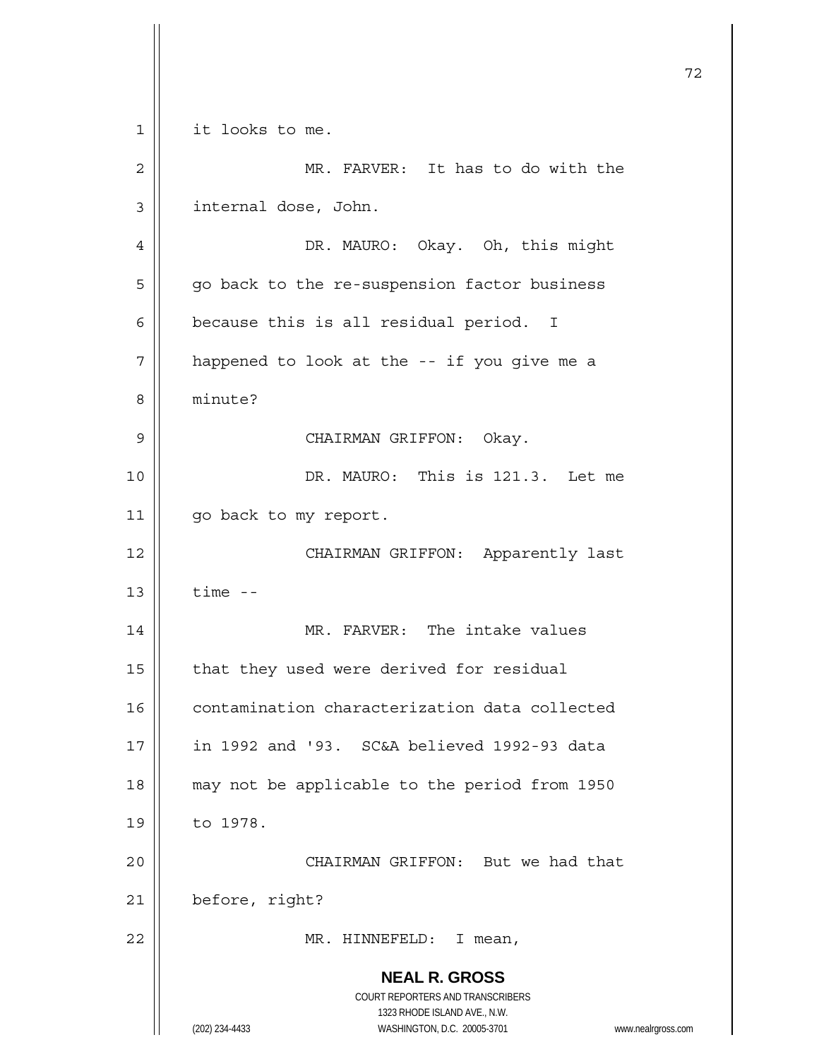it looks to me.

MR. FARVER: It has to do with the internal dose, John.

DR. MAURO: Okay. Oh, this might go back to the re-suspension factor business because this is all residual period. I happened to look at the -- if you give me a minute?

CHAIRMAN GRIFFON: Okay.

DR. MAURO: This is 121.3. Let me go back to my report.

CHAIRMAN GRIFFON: Apparently last time --

MR. FARVER: The intake values that they used were derived for residual contamination characterization data collected in 1992 and '93. SC&A believed 1992-93 data may not be applicable to the period from 1950 to 1978.

CHAIRMAN GRIFFON: But we had that before, right?

MR. HINNEFELD: I mean,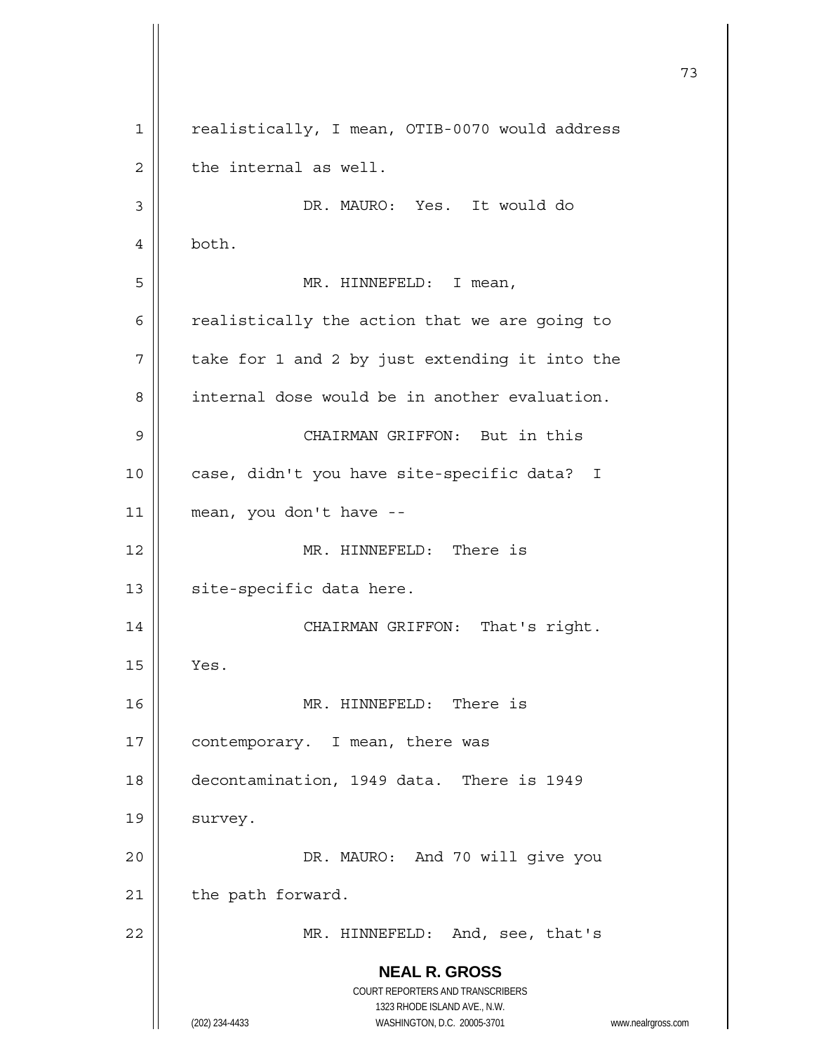realistically, I mean, OTIB-0070 would address the internal as well.

DR. MAURO: Yes. It would do both.

MR. HINNEFELD: I mean, realistically the action that we are going to take for 1 and 2 by just extending it into the internal dose would be in another evaluation.

CHAIRMAN GRIFFON: But in this case, didn't you have site-specific data? I mean, you don't have --

MR. HINNEFELD: There is site-specific data here.

CHAIRMAN GRIFFON: That's right. Yes.

MR. HINNEFELD: There is contemporary. I mean, there was decontamination, 1949 data. There is 1949 survey.

DR. MAURO: And 70 will give you the path forward.

MR. HINNEFELD: And, see, that's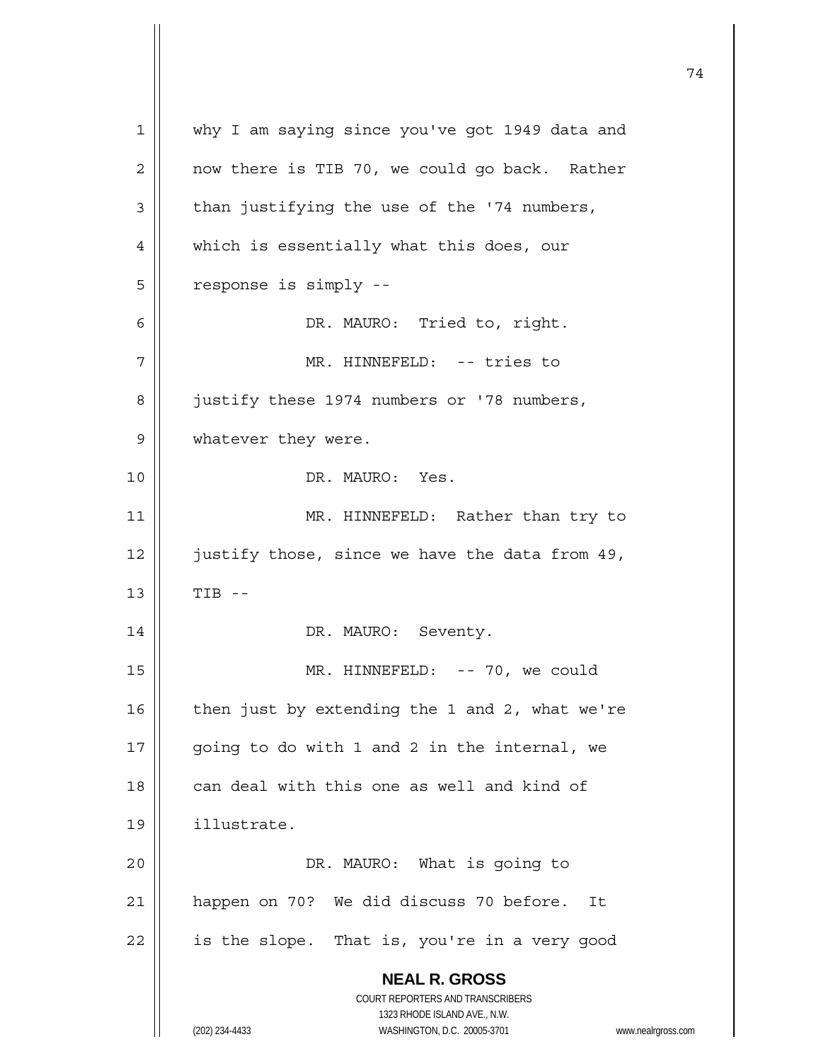why I am saying since you've got 1949 data and now there is TIB 70, we could go back. Rather than justifying the use of the '74 numbers, which is essentially what this does, our response is simply --

DR. MAURO: Tried to, right.

MR. HINNEFELD: -- tries to justify these 1974 numbers or '78 numbers, whatever they were.

DR. MAURO: Yes.

MR. HINNEFELD: Rather than try to justify those, since we have the data from 49, TIB --

DR. MAURO: Seventy.

MR. HINNEFELD: -- 70, we could then just by extending the 1 and 2, what we're going to do with 1 and 2 in the internal, we can deal with this one as well and kind of illustrate.

DR. MAURO: What is going to happen on 70? We did discuss 70 before. It is the slope. That is, you're in a very good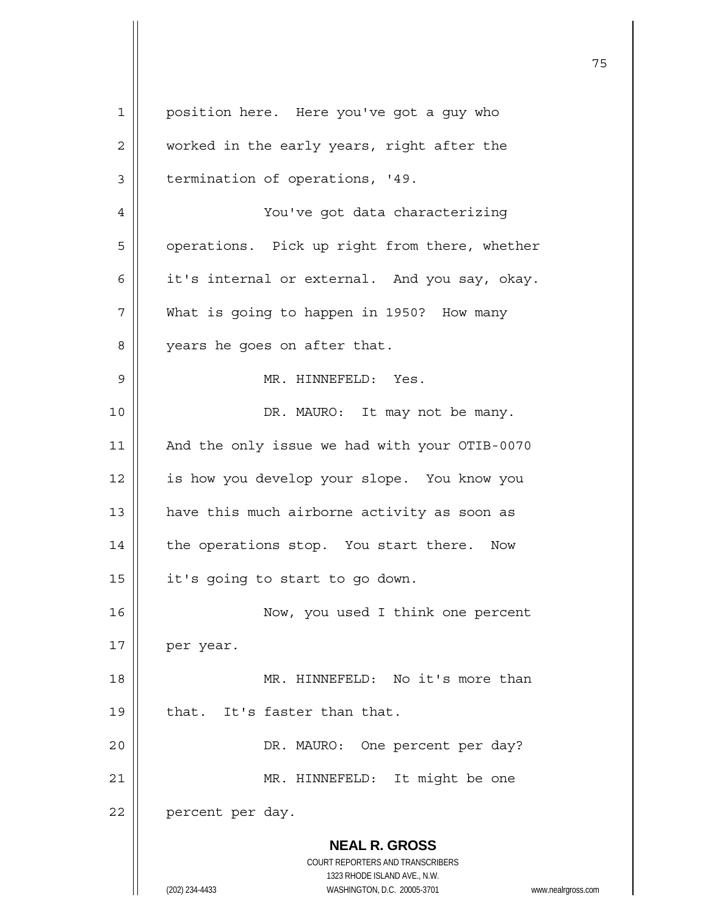position here. Here you've got a guy who worked in the early years, right after the termination of operations, '49.

You've got data characterizing operations. Pick up right from there, whether it's internal or external. And you say, okay. What is going to happen in 1950? How many years he goes on after that.

MR. HINNEFELD: Yes.

DR. MAURO: It may not be many. And the only issue we had with your OTIB-0070 is how you develop your slope. You know you have this much airborne activity as soon as the operations stop. You start there. Now it's going to start to go down.

Now, you used I think one percent per year.

MR. HINNEFELD: No it's more than that. It's faster than that.

DR. MAURO: One percent per day?

MR. HINNEFELD: It might be one percent per day.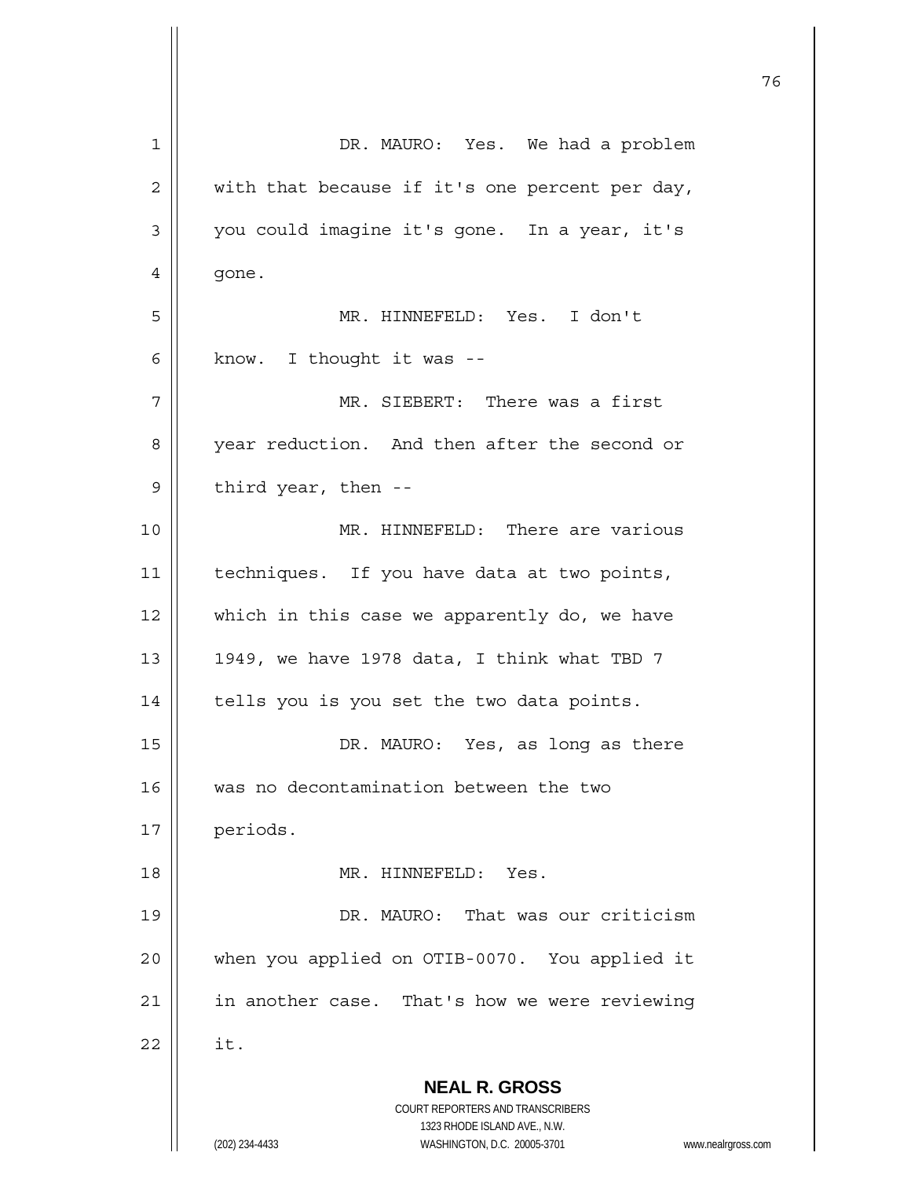DR. MAURO: Yes. We had a problem with that because if it's one percent per day, you could imagine it's gone. In a year, it's gone.

MR. HINNEFELD: Yes. I don't know. I thought it was --

MR. SIEBERT: There was a first year reduction. And then after the second or third year, then --

MR. HINNEFELD: There are various techniques. If you have data at two points, which in this case we apparently do, we have 1949, we have 1978 data, I think what TBD 7 tells you is you set the two data points.

DR. MAURO: Yes, as long as there was no decontamination between the two periods.

MR. HINNEFELD: Yes.

DR. MAURO: That was our criticism when you applied on OTIB-0070. You applied it in another case. That's how we were reviewing it.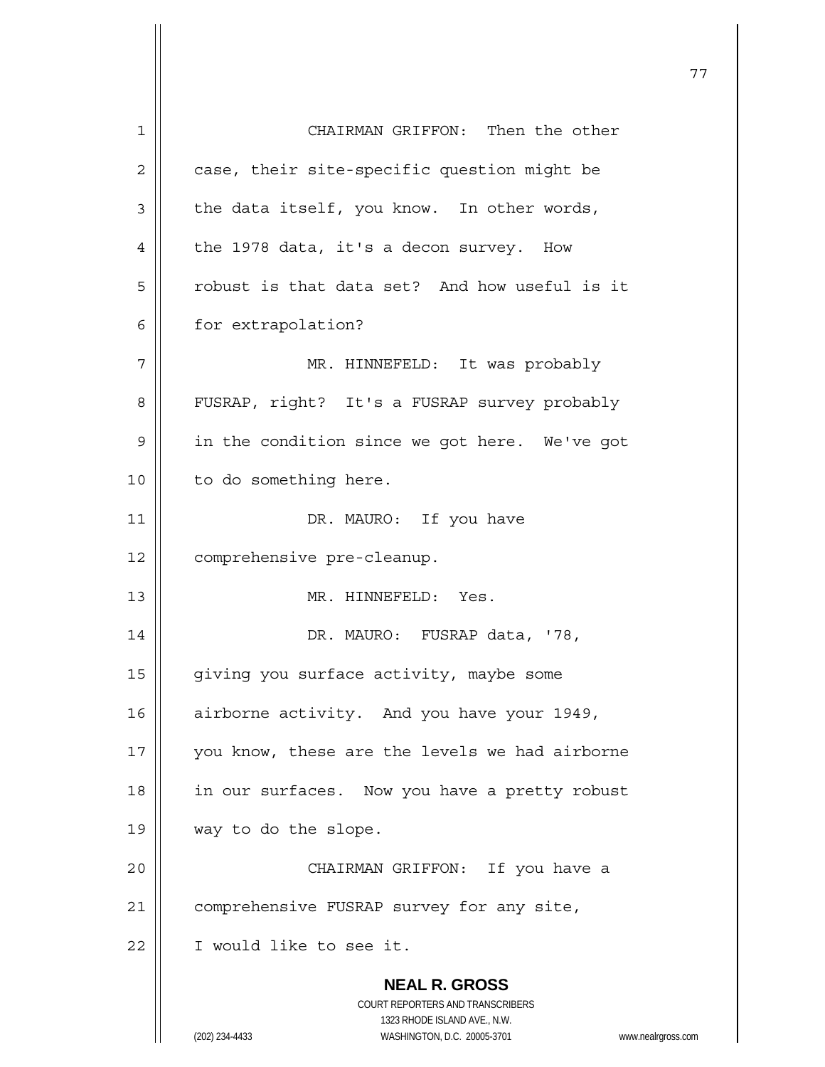CHAIRMAN GRIFFON: Then the other case, their site-specific question might be the data itself, you know. In other words, the 1978 data, it's a decon survey. How robust is that data set? And how useful is it for extrapolation?

MR. HINNEFELD: It was probably FUSRAP, right? It's a FUSRAP survey probably in the condition since we got here. We've got to do something here.

DR. MAURO: If you have comprehensive pre-cleanup.

MR. HINNEFELD: Yes.

DR. MAURO: FUSRAP data, '78, giving you surface activity, maybe some airborne activity. And you have your 1949, you know, these are the levels we had airborne in our surfaces. Now you have a pretty robust way to do the slope.

CHAIRMAN GRIFFON: If you have a comprehensive FUSRAP survey for any site, I would like to see it.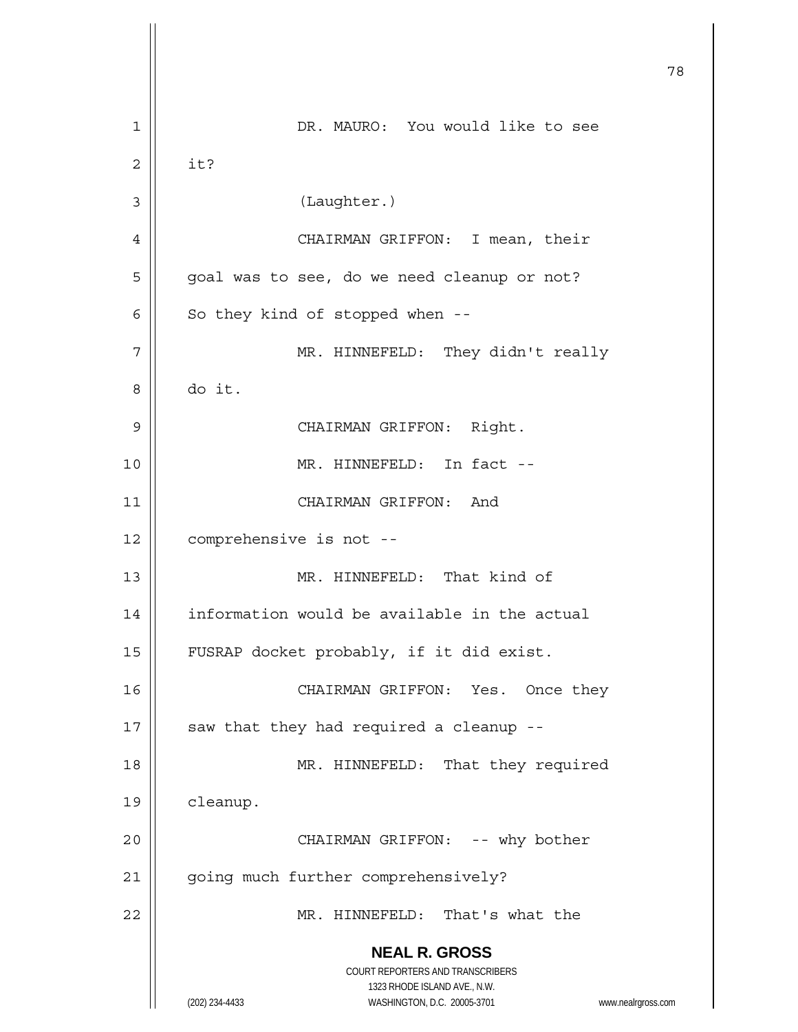DR. MAURO: You would like to see it?

(Laughter.)

CHAIRMAN GRIFFON: I mean, their goal was to see, do we need cleanup or not? So they kind of stopped when --

MR. HINNEFELD: They didn't really do it.

CHAIRMAN GRIFFON: Right.

MR. HINNEFELD: In fact --

CHAIRMAN GRIFFON: And comprehensive is not --

MR. HINNEFELD: That kind of information would be available in the actual FUSRAP docket probably, if it did exist.

CHAIRMAN GRIFFON: Yes. Once they saw that they had required a cleanup --

MR. HINNEFELD: That they required cleanup.

CHAIRMAN GRIFFON: -- why bother going much further comprehensively?

MR. HINNEFELD: That's what the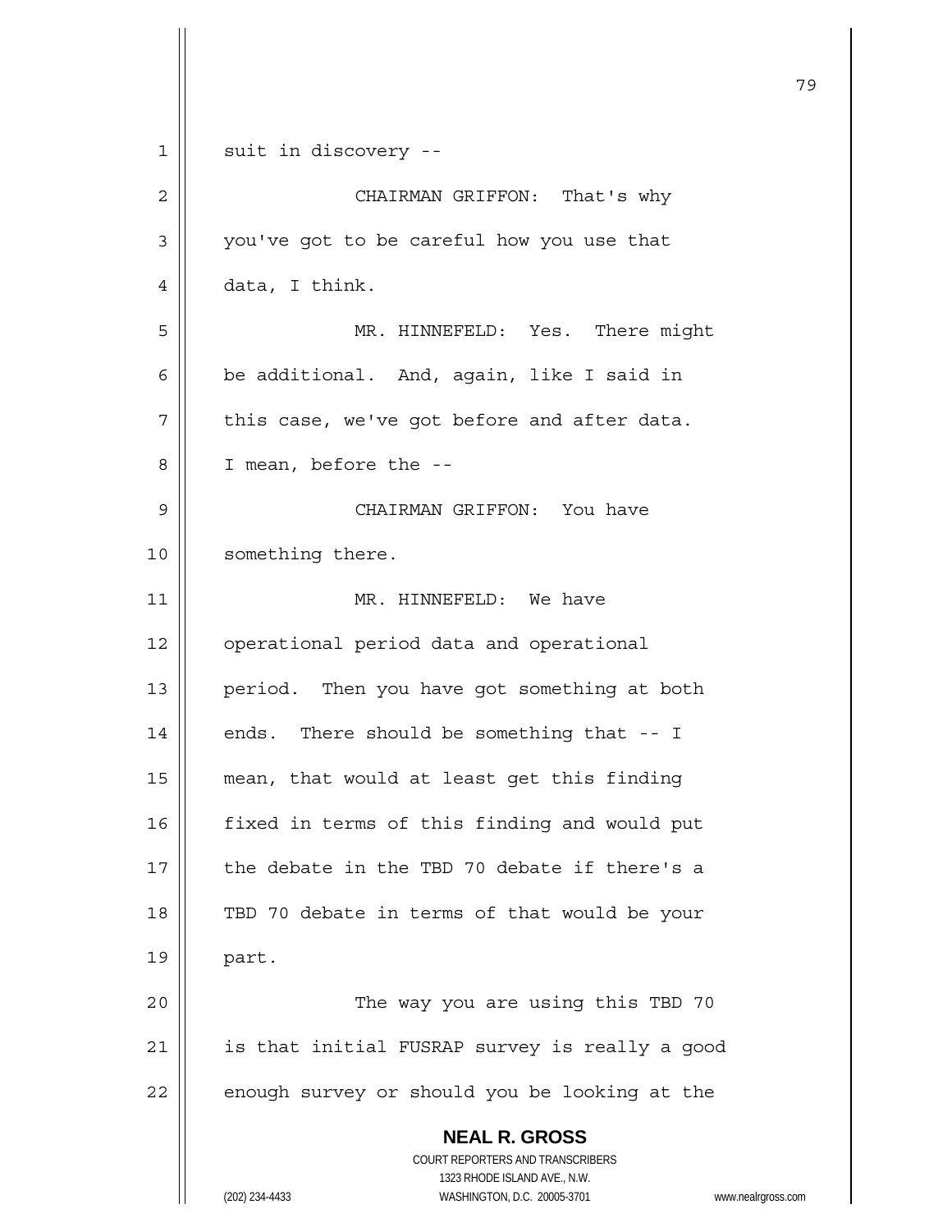suit in discovery --

CHAIRMAN GRIFFON: That's why you've got to be careful how you use that data, I think.

MR. HINNEFELD: Yes. There might be additional. And, again, like I said in this case, we've got before and after data. I mean, before the --

CHAIRMAN GRIFFON: You have something there.

MR. HINNEFELD: We have operational period data and operational period. Then you have got something at both ends. There should be something that -- I mean, that would at least get this finding fixed in terms of this finding and would put the debate in the TBD 70 debate if there's a TBD 70 debate in terms of that would be your part.

The way you are using this TBD 70 is that initial FUSRAP survey is really a good enough survey or should you be looking at the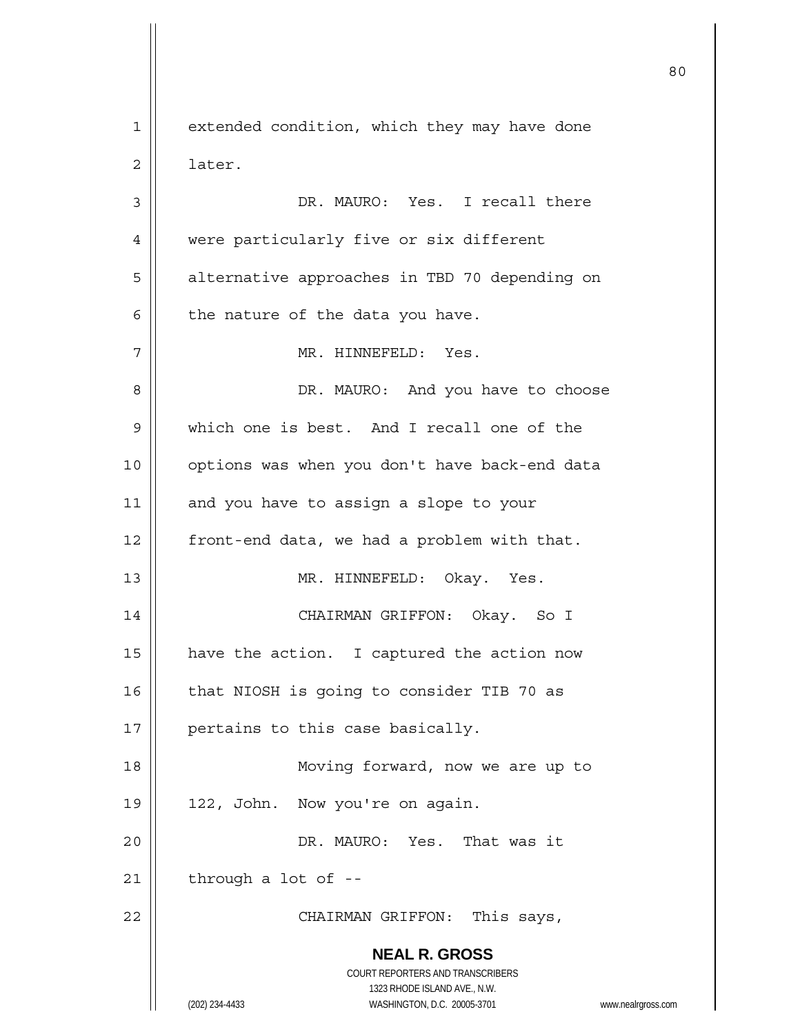extended condition, which they may have done later.

DR. MAURO: Yes. I recall there were particularly five or six different alternative approaches in TBD 70 depending on the nature of the data you have.

MR. HINNEFELD: Yes.

DR. MAURO: And you have to choose which one is best. And I recall one of the options was when you don't have back-end data and you have to assign a slope to your front-end data, we had a problem with that.

MR. HINNEFELD: Okay. Yes.

CHAIRMAN GRIFFON: Okay. So I have the action. I captured the action now that NIOSH is going to consider TIB 70 as pertains to this case basically.

Moving forward, now we are up to 122, John. Now you're on again.

DR. MAURO: Yes. That was it through a lot of --

CHAIRMAN GRIFFON: This says,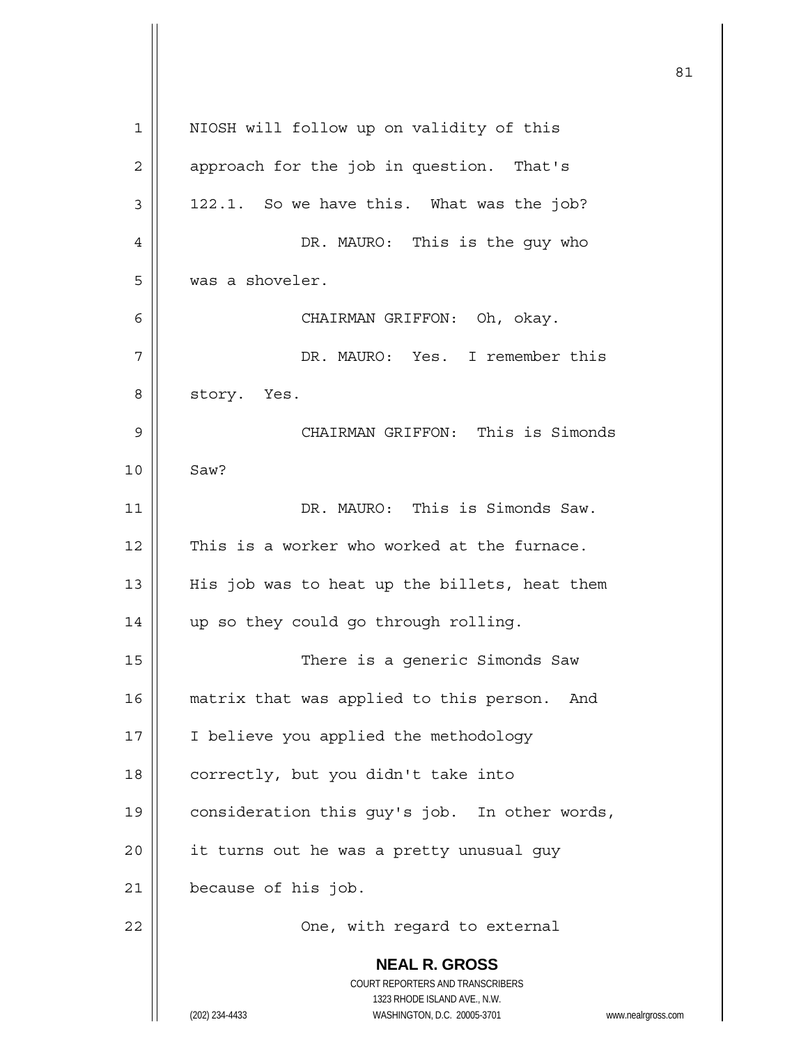NIOSH will follow up on validity of this approach for the job in question. That's 122.1. So we have this. What was the job?

DR. MAURO: This is the guy who was a shoveler.

CHAIRMAN GRIFFON: Oh, okay.

DR. MAURO: Yes. I remember this story. Yes.

CHAIRMAN GRIFFON: This is Simonds Saw?

DR. MAURO: This is Simonds Saw. This is a worker who worked at the furnace. His job was to heat up the billets, heat them up so they could go through rolling.

There is a generic Simonds Saw matrix that was applied to this person. And I believe you applied the methodology correctly, but you didn't take into consideration this guy's job. In other words, it turns out he was a pretty unusual guy because of his job.

One, with regard to external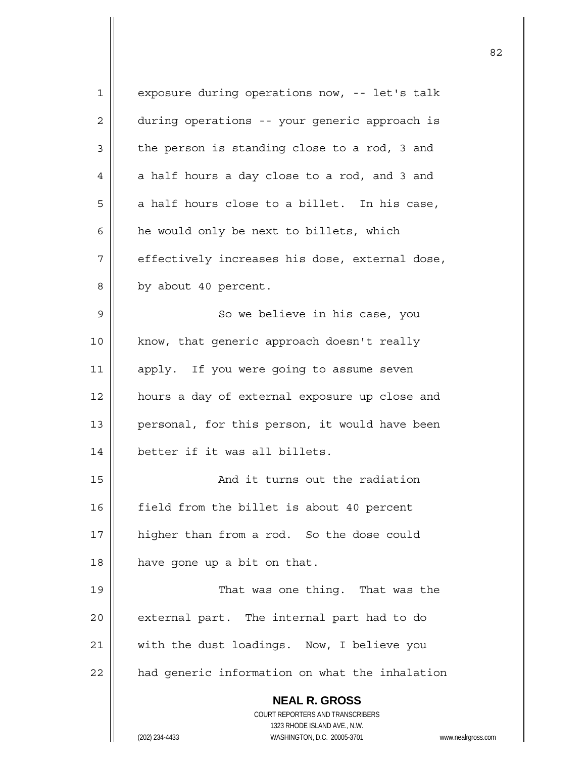exposure during operations now, -- let's talk during operations -- your generic approach is the person is standing close to a rod, 3 and a half hours a day close to a rod, and 3 and a half hours close to a billet. In his case, he would only be next to billets, which effectively increases his dose, external dose, by about 40 percent.

So we believe in his case, you know, that generic approach doesn't really apply. If you were going to assume seven hours a day of external exposure up close and personal, for this person, it would have been better if it was all billets.

And it turns out the radiation field from the billet is about 40 percent higher than from a rod. So the dose could have gone up a bit on that.

That was one thing. That was the external part. The internal part had to do with the dust loadings. Now, I believe you had generic information on what the inhalation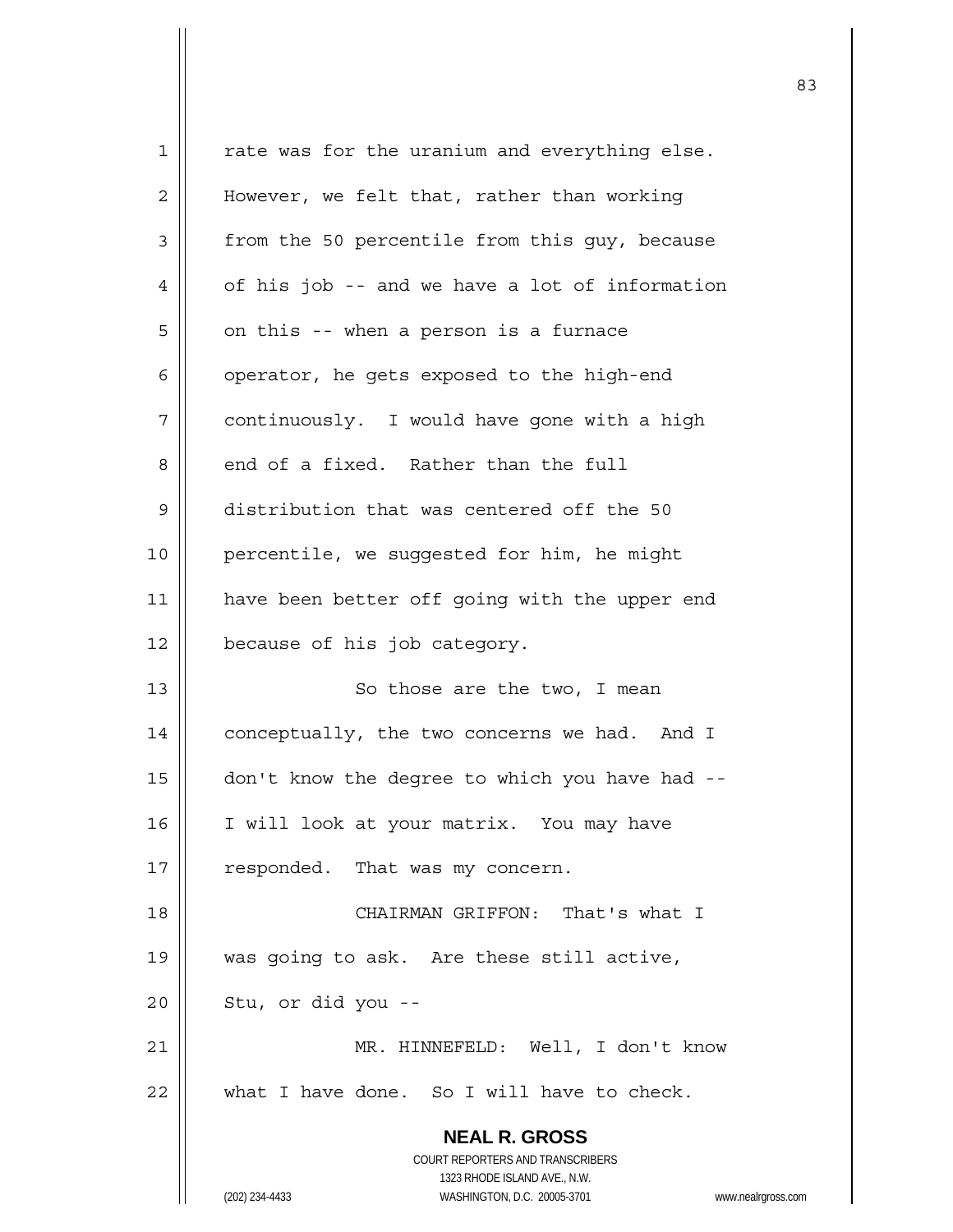rate was for the uranium and everything else. However, we felt that, rather than working from the 50 percentile from this guy, because of his job -- and we have a lot of information on this -- when a person is a furnace operator, he gets exposed to the high-end continuously. I would have gone with a high end of a fixed. Rather than the full distribution that was centered off the 50 percentile, we suggested for him, he might have been better off going with the upper end because of his job category.

So those are the two, I mean conceptually, the two concerns we had. And I don't know the degree to which you have had -- I will look at your matrix. You may have responded. That was my concern.

CHAIRMAN GRIFFON: That's what I was going to ask. Are these still active, Stu, or did you --

MR. HINNEFELD: Well, I don't know what I have done. So I will have to check.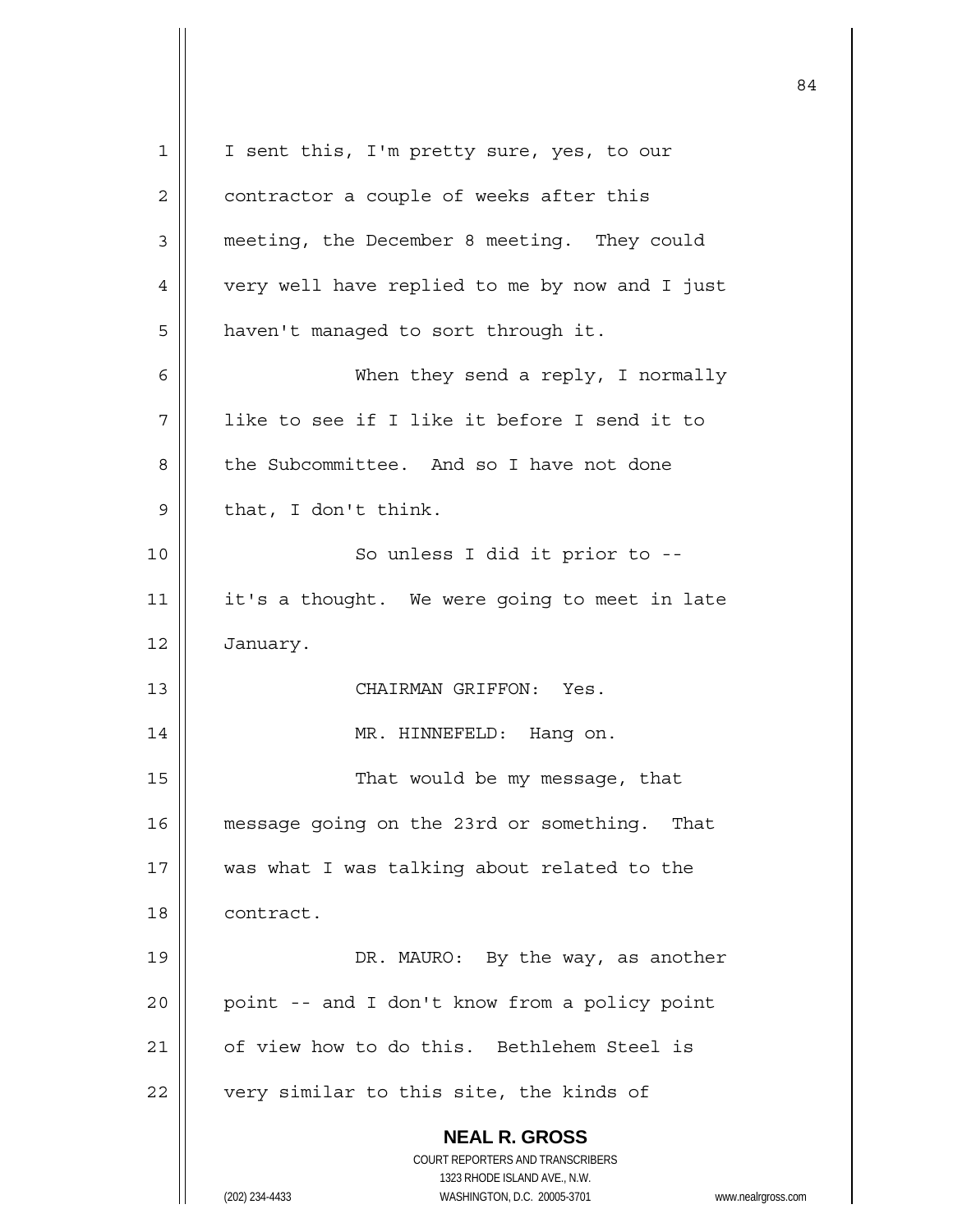I sent this, I'm pretty sure, yes, to our contractor a couple of weeks after this meeting, the December 8 meeting. They could very well have replied to me by now and I just haven't managed to sort through it.

When they send a reply, I normally like to see if I like it before I send it to the Subcommittee. And so I have not done that, I don't think.

So unless I did it prior to -- it's a thought. We were going to meet in late January.

CHAIRMAN GRIFFON: Yes.

MR. HINNEFELD: Hang on.

That would be my message, that message going on the 23rd or something. That was what I was talking about related to the contract.

DR. MAURO: By the way, as another point -- and I don't know from a policy point of view how to do this. Bethlehem Steel is very similar to this site, the kinds of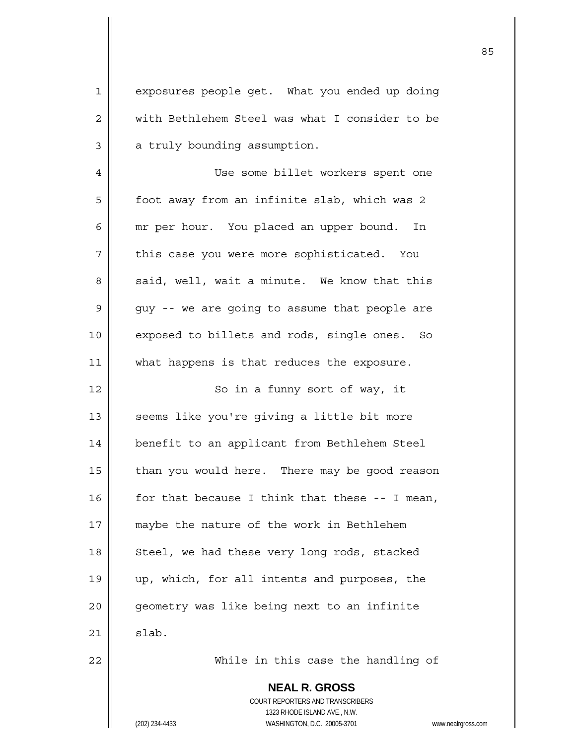exposures people get. What you ended up doing with Bethlehem Steel was what I consider to be a truly bounding assumption.

Use some billet workers spent one foot away from an infinite slab, which was 2 mr per hour. You placed an upper bound. In this case you were more sophisticated. You said, well, wait a minute. We know that this guy -- we are going to assume that people are exposed to billets and rods, single ones. So what happens is that reduces the exposure.

So in a funny sort of way, it seems like you're giving a little bit more benefit to an applicant from Bethlehem Steel than you would here. There may be good reason for that because I think that these -- I mean, maybe the nature of the work in Bethlehem Steel, we had these very long rods, stacked up, which, for all intents and purposes, the geometry was like being next to an infinite slab.

While in this case the handling of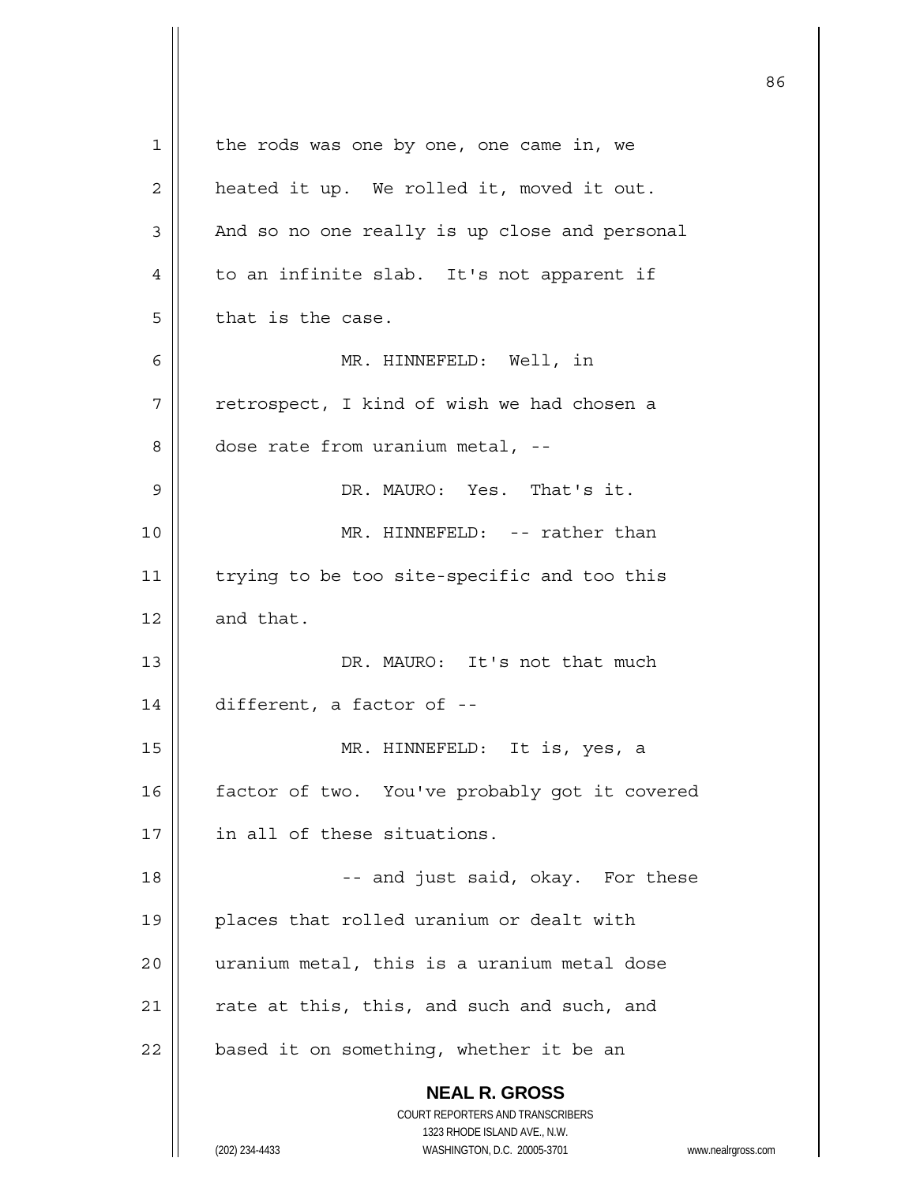the rods was one by one, one came in, we heated it up. We rolled it, moved it out. And so no one really is up close and personal to an infinite slab. It's not apparent if that is the case.

MR. HINNEFELD: Well, in retrospect, I kind of wish we had chosen a dose rate from uranium metal, --

DR. MAURO: Yes. That's it.

MR. HINNEFELD: -- rather than trying to be too site-specific and too this and that.

DR. MAURO: It's not that much different, a factor of --

MR. HINNEFELD: It is, yes, a factor of two. You've probably got it covered in all of these situations.

-- and just said, okay. For these places that rolled uranium or dealt with uranium metal, this is a uranium metal dose rate at this, this, and such and such, and based it on something, whether it be an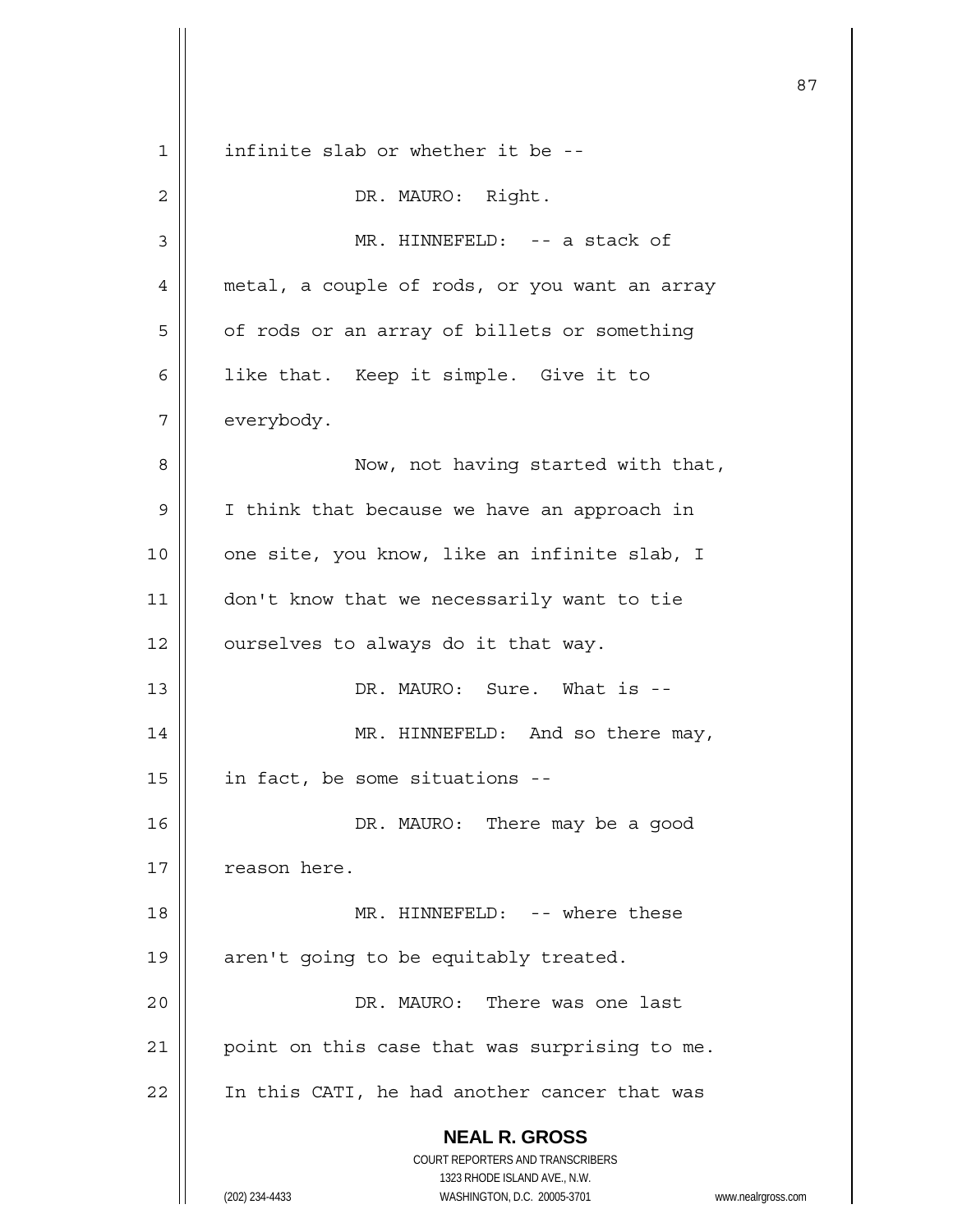infinite slab or whether it be --

DR. MAURO: Right.

MR. HINNEFELD: -- a stack of metal, a couple of rods, or you want an array of rods or an array of billets or something like that. Keep it simple. Give it to everybody.

Now, not having started with that, I think that because we have an approach in one site, you know, like an infinite slab, I don't know that we necessarily want to tie ourselves to always do it that way.

DR. MAURO: Sure. What is --

MR. HINNEFELD: And so there may, in fact, be some situations --

DR. MAURO: There may be a good reason here.

MR. HINNEFELD: -- where these aren't going to be equitably treated.

DR. MAURO: There was one last point on this case that was surprising to me. In this CATI, he had another cancer that was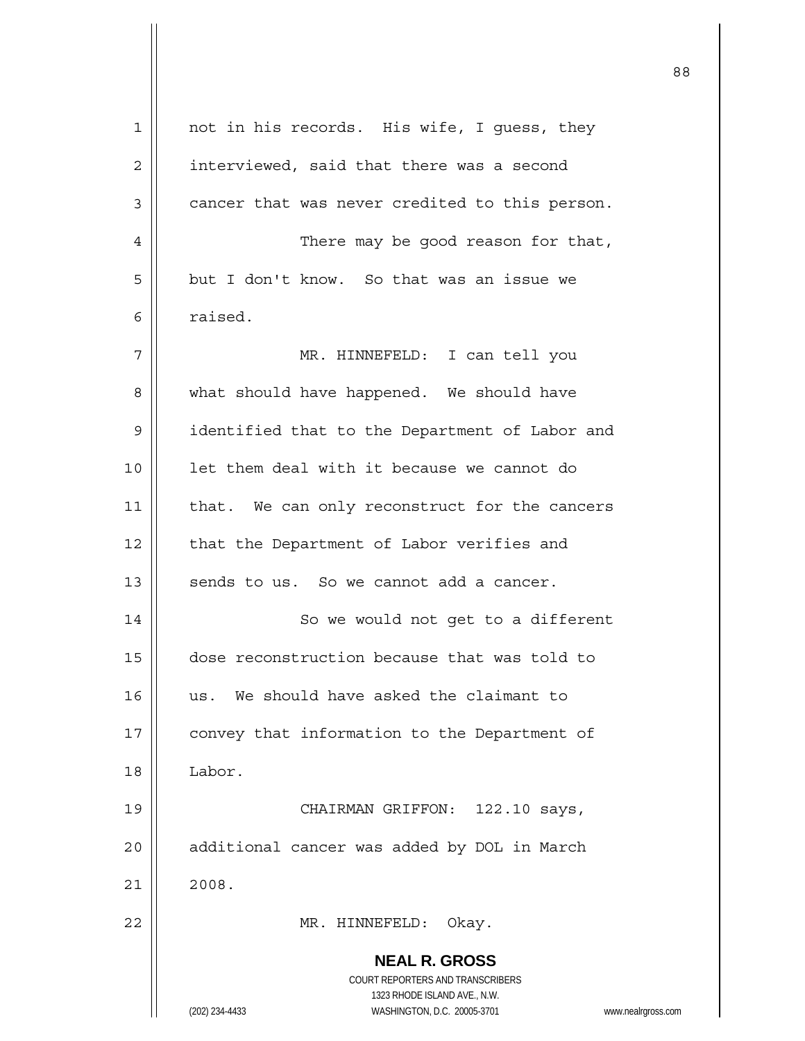not in his records. His wife, I guess, they interviewed, said that there was a second cancer that was never credited to this person.

There may be good reason for that, but I don't know. So that was an issue we raised.

MR. HINNEFELD: I can tell you what should have happened. We should have identified that to the Department of Labor and let them deal with it because we cannot do that. We can only reconstruct for the cancers that the Department of Labor verifies and sends to us. So we cannot add a cancer.

So we would not get to a different dose reconstruction because that was told to us. We should have asked the claimant to convey that information to the Department of Labor.

CHAIRMAN GRIFFON: 122.10 says, additional cancer was added by DOL in March 2008.

MR. HINNEFELD: Okay.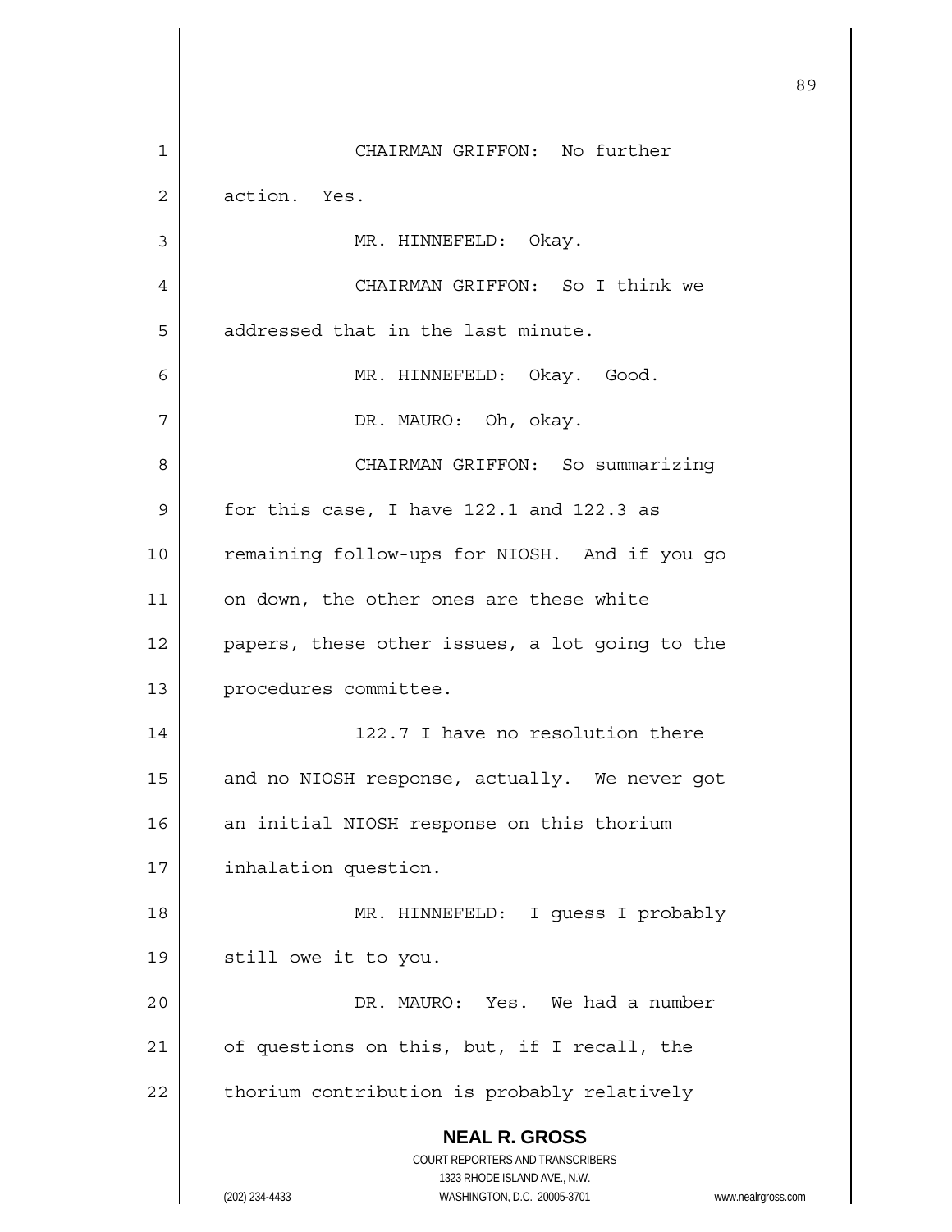CHAIRMAN GRIFFON: No further action. Yes.

MR. HINNEFELD: Okay.

CHAIRMAN GRIFFON: So I think we addressed that in the last minute.

MR. HINNEFELD: Okay. Good.

DR. MAURO: Oh, okay.

CHAIRMAN GRIFFON: So summarizing for this case, I have 122.1 and 122.3 as remaining follow-ups for NIOSH. And if you go on down, the other ones are these white papers, these other issues, a lot going to the procedures committee.

122.7 I have no resolution there and no NIOSH response, actually. We never got an initial NIOSH response on this thorium inhalation question.

MR. HINNEFELD: I guess I probably still owe it to you.

DR. MAURO: Yes. We had a number of questions on this, but, if I recall, the thorium contribution is probably relatively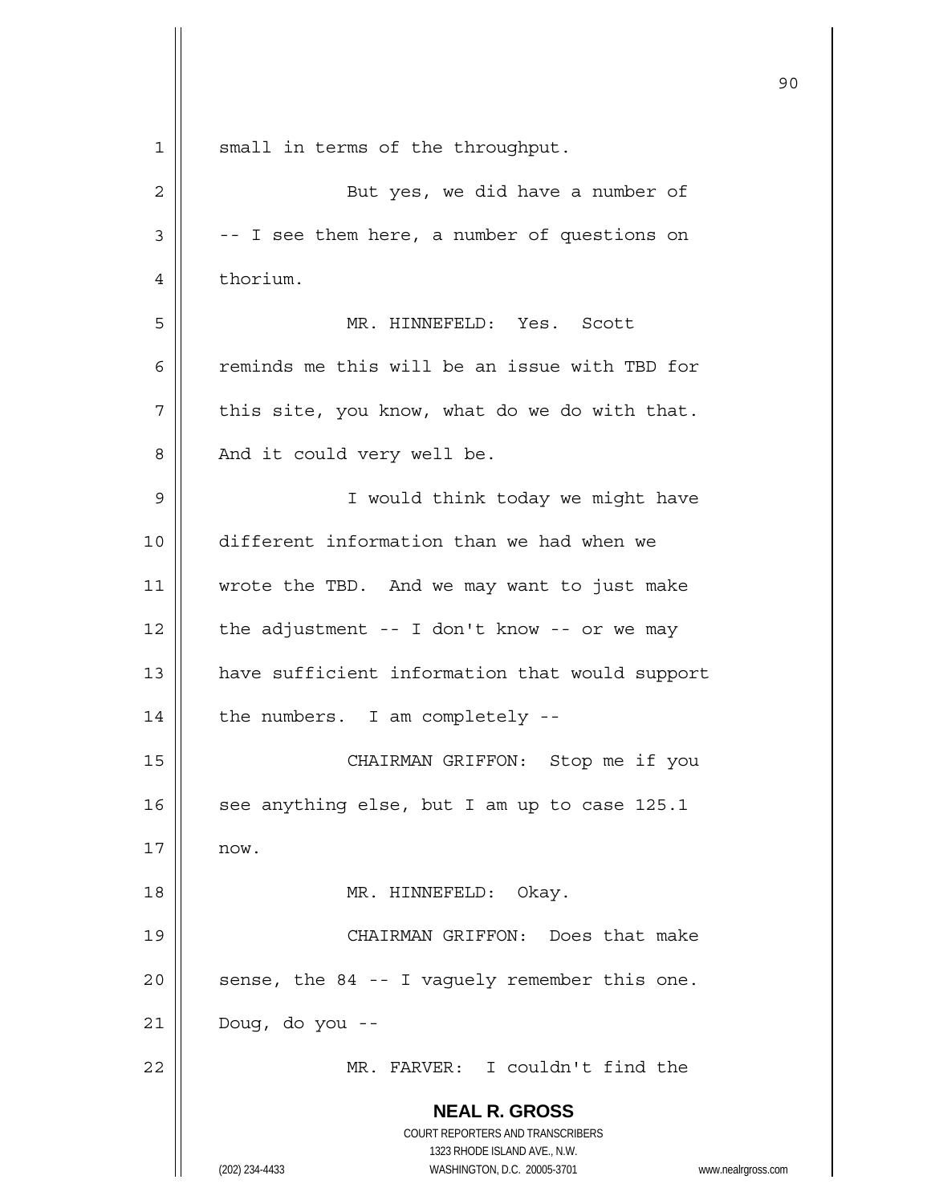small in terms of the throughput.

But yes, we did have a number of -- I see them here, a number of questions on thorium.

MR. HINNEFELD: Yes. Scott reminds me this will be an issue with TBD for this site, you know, what do we do with that. And it could very well be.

I would think today we might have different information than we had when we wrote the TBD. And we may want to just make the adjustment -- I don't know -- or we may have sufficient information that would support the numbers. I am completely --

CHAIRMAN GRIFFON: Stop me if you see anything else, but I am up to case 125.1 now.

MR. HINNEFELD: Okay.

CHAIRMAN GRIFFON: Does that make sense, the 84 -- I vaguely remember this one. Doug, do you --

MR. FARVER: I couldn't find the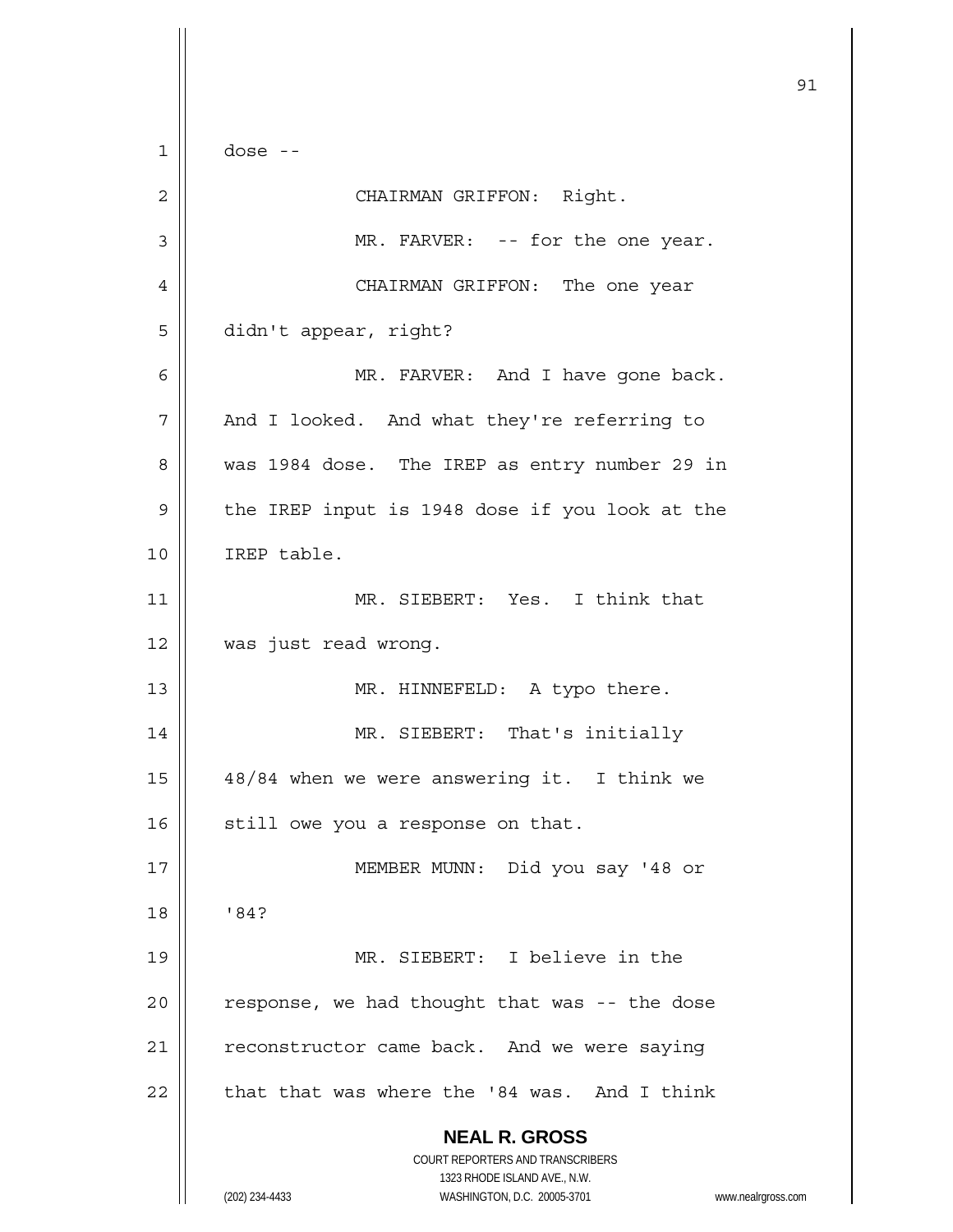dose --

CHAIRMAN GRIFFON: Right.

MR. FARVER: -- for the one year.

CHAIRMAN GRIFFON: The one year didn't appear, right?

MR. FARVER: And I have gone back. And I looked. And what they're referring to was 1984 dose. The IREP as entry number 29 in the IREP input is 1948 dose if you look at the IREP table.

MR. SIEBERT: Yes. I think that was just read wrong.

MR. HINNEFELD: A typo there.

MR. SIEBERT: That's initially 48/84 when we were answering it. I think we still owe you a response on that.

MEMBER MUNN: Did you say '48 or '84?

MR. SIEBERT: I believe in the response, we had thought that was -- the dose reconstructor came back. And we were saying that that was where the '84 was. And I think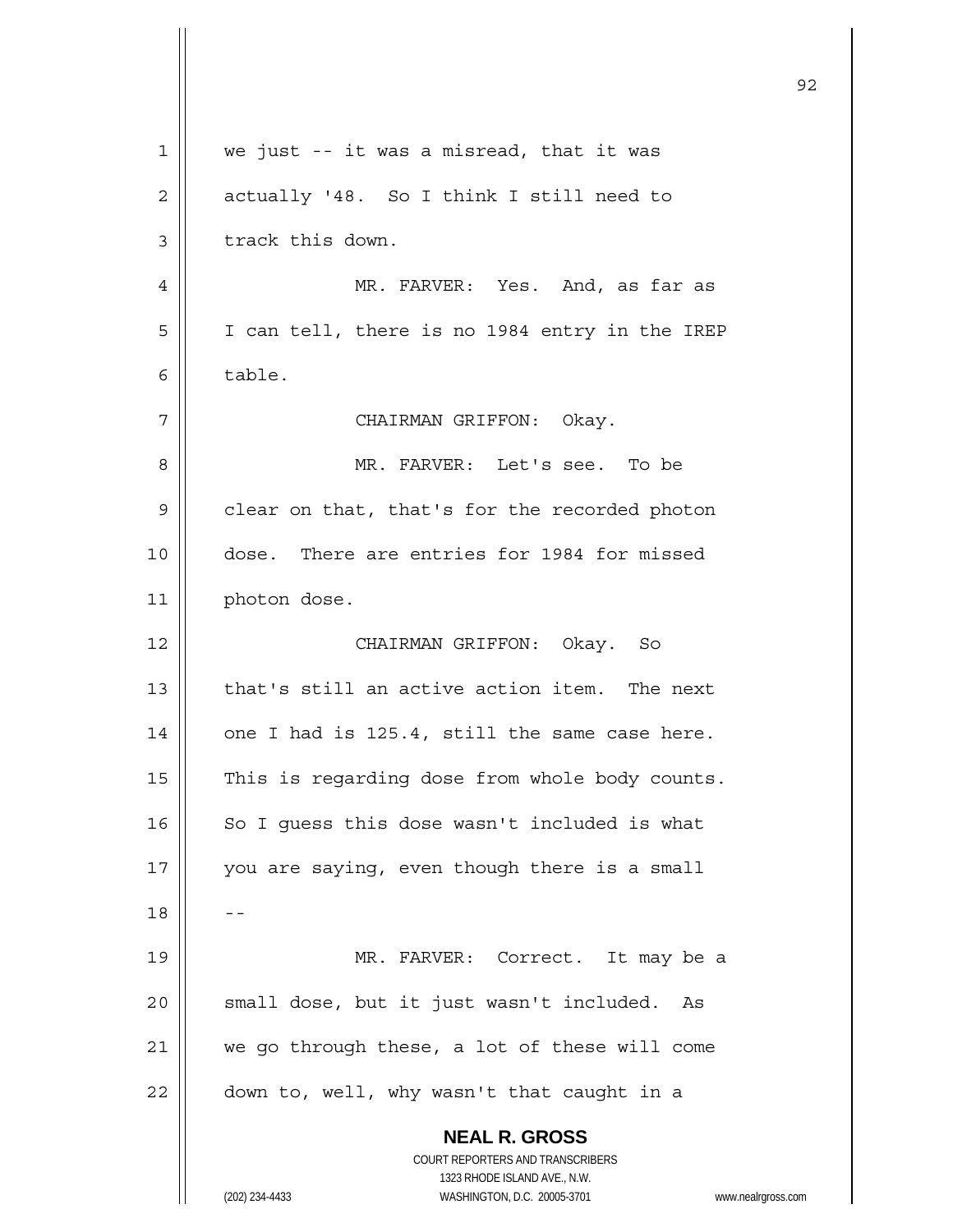we just -- it was a misread, that it was actually '48. So I think I still need to track this down.

MR. FARVER: Yes. And, as far as I can tell, there is no 1984 entry in the IREP table.

CHAIRMAN GRIFFON: Okay.

MR. FARVER: Let's see. To be clear on that, that's for the recorded photon dose. There are entries for 1984 for missed photon dose.

CHAIRMAN GRIFFON: Okay. So that's still an active action item. The next one I had is 125.4, still the same case here. This is regarding dose from whole body counts. So I guess this dose wasn't included is what you are saying, even though there is a small --

MR. FARVER: Correct. It may be a small dose, but it just wasn't included. As we go through these, a lot of these will come down to, well, why wasn't that caught in a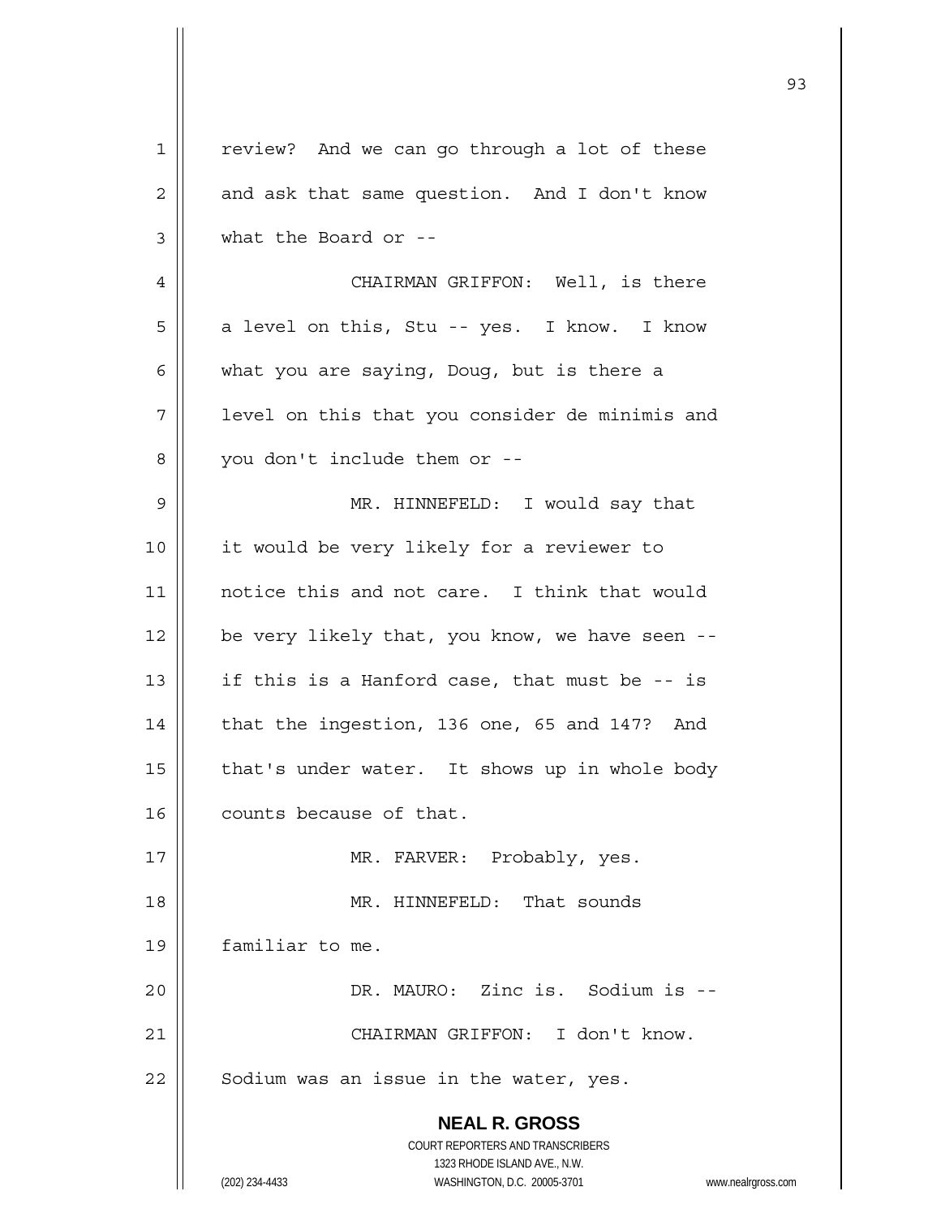review? And we can go through a lot of these and ask that same question. And I don't know what the Board or --

CHAIRMAN GRIFFON: Well, is there a level on this, Stu -- yes. I know. I know what you are saying, Doug, but is there a level on this that you consider de minimis and you don't include them or --

MR. HINNEFELD: I would say that it would be very likely for a reviewer to notice this and not care. I think that would be very likely that, you know, we have seen -- if this is a Hanford case, that must be -- is that the ingestion, 136 one, 65 and 147? And that's under water. It shows up in whole body counts because of that.

MR. FARVER: Probably, yes.

MR. HINNEFELD: That sounds familiar to me.

DR. MAURO: Zinc is. Sodium is --

CHAIRMAN GRIFFON: I don't know. Sodium was an issue in the water, yes.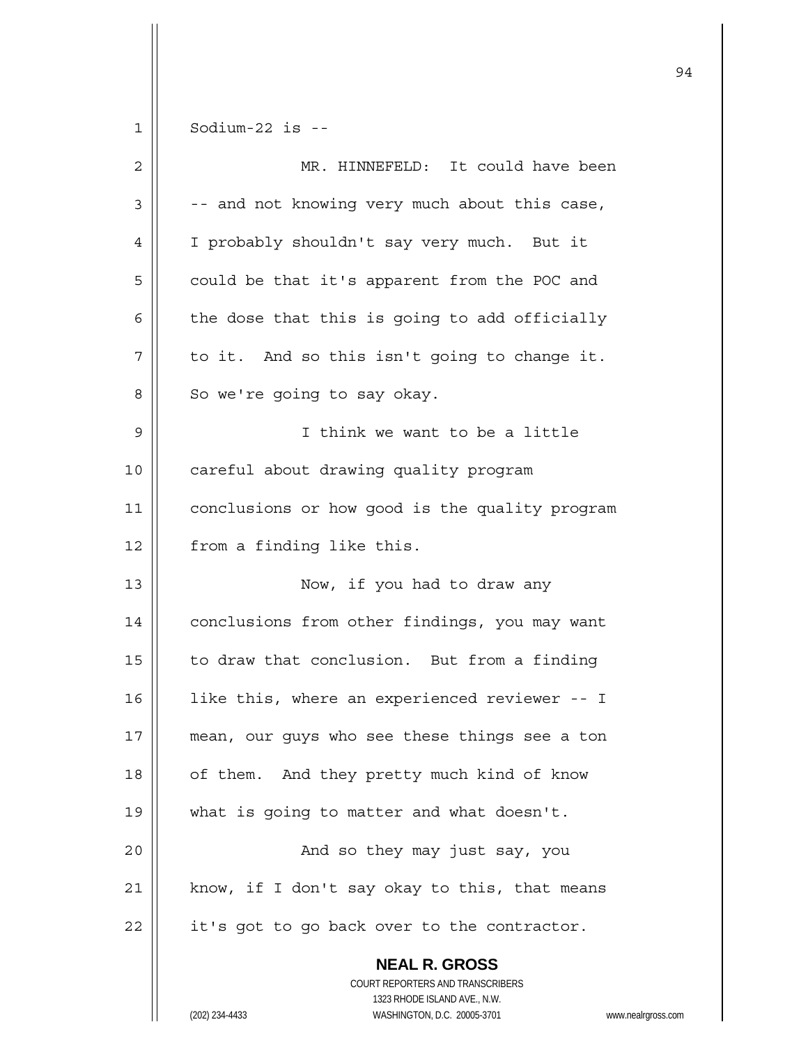Sodium-22 is --

MR. HINNEFELD: It could have been -- and not knowing very much about this case, I probably shouldn't say very much. But it could be that it's apparent from the POC and the dose that this is going to add officially to it. And so this isn't going to change it. So we're going to say okay.

I think we want to be a little careful about drawing quality program conclusions or how good is the quality program from a finding like this.

Now, if you had to draw any conclusions from other findings, you may want to draw that conclusion. But from a finding like this, where an experienced reviewer -- I mean, our guys who see these things see a ton of them. And they pretty much kind of know what is going to matter and what doesn't.

And so they may just say, you know, if I don't say okay to this, that means it's got to go back over to the contractor.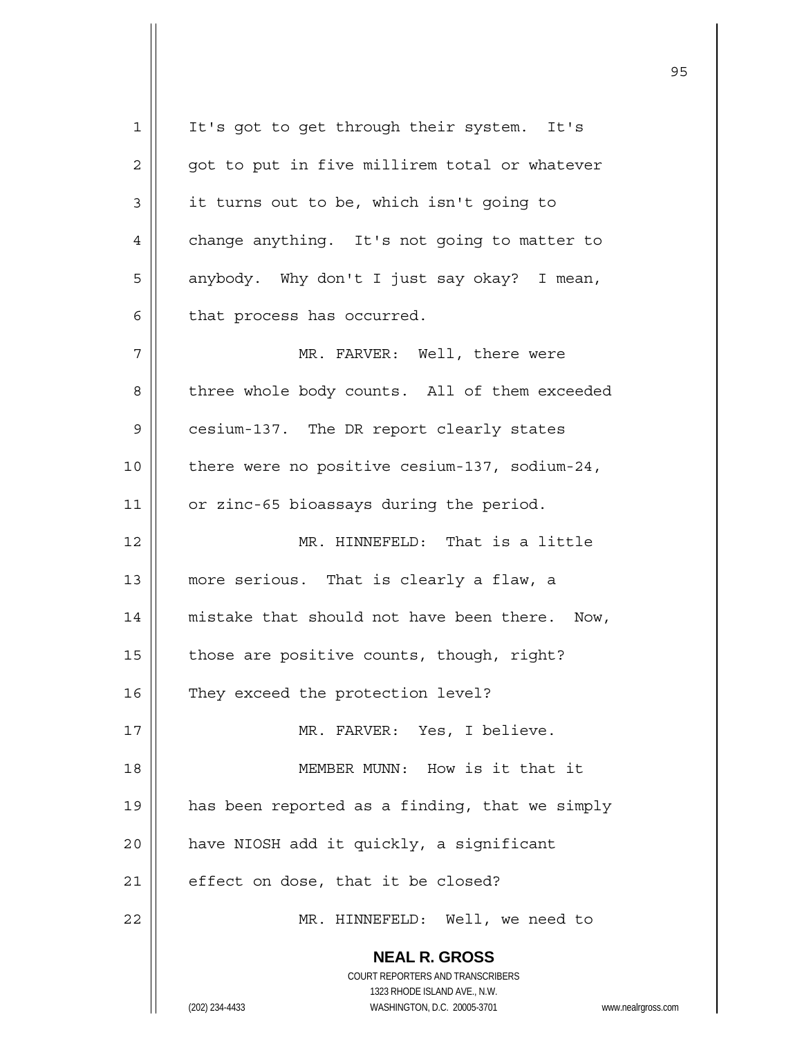It's got to get through their system. It's got to put in five millirem total or whatever it turns out to be, which isn't going to change anything. It's not going to matter to anybody. Why don't I just say okay? I mean, that process has occurred.

MR. FARVER: Well, there were three whole body counts. All of them exceeded cesium-137. The DR report clearly states there were no positive cesium-137, sodium-24, or zinc-65 bioassays during the period.

MR. HINNEFELD: That is a little more serious. That is clearly a flaw, a mistake that should not have been there. Now, those are positive counts, though, right? They exceed the protection level?

MR. FARVER: Yes, I believe.

MEMBER MUNN: How is it that it has been reported as a finding, that we simply have NIOSH add it quickly, a significant effect on dose, that it be closed?

MR. HINNEFELD: Well, we need to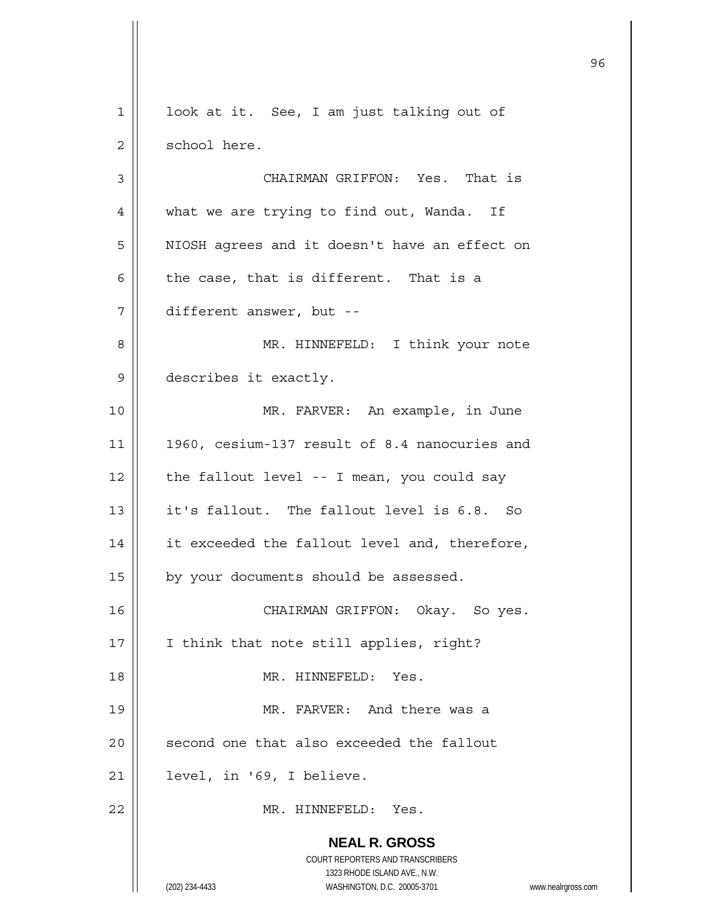look at it. See, I am just talking out of school here.

CHAIRMAN GRIFFON: Yes. That is what we are trying to find out, Wanda. If NIOSH agrees and it doesn't have an effect on the case, that is different. That is a different answer, but --

MR. HINNEFELD: I think your note describes it exactly.

MR. FARVER: An example, in June 1960, cesium-137 result of 8.4 nanocuries and the fallout level -- I mean, you could say it's fallout. The fallout level is 6.8. So it exceeded the fallout level and, therefore, by your documents should be assessed.

CHAIRMAN GRIFFON: Okay. So yes. I think that note still applies, right?

MR. HINNEFELD: Yes.

MR. FARVER: And there was a second one that also exceeded the fallout level, in '69, I believe.

MR. HINNEFELD: Yes.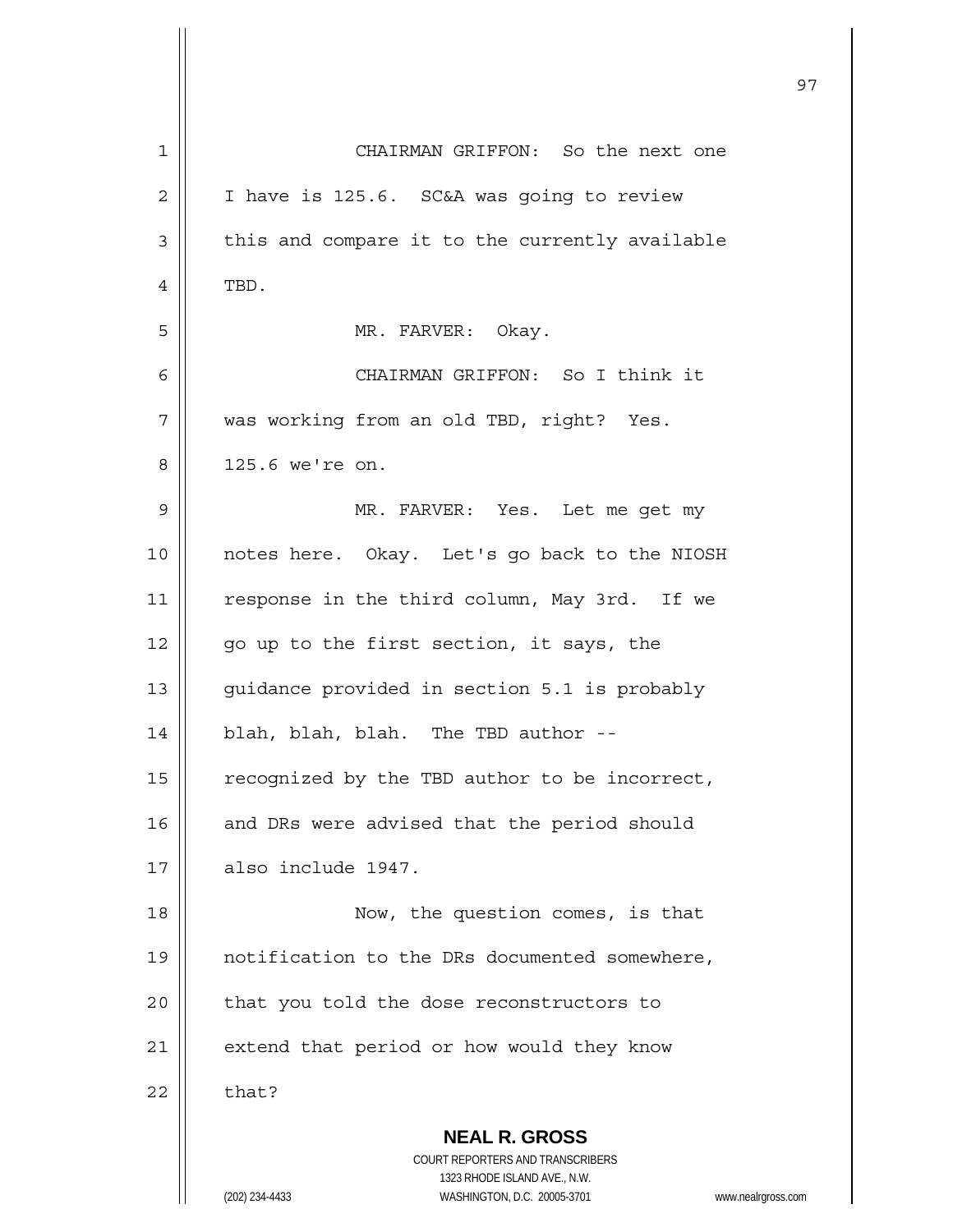CHAIRMAN GRIFFON: So the next one I have is 125.6. SC&A was going to review this and compare it to the currently available TBD.

MR. FARVER: Okay.

CHAIRMAN GRIFFON: So I think it was working from an old TBD, right? Yes. 125.6 we're on.

MR. FARVER: Yes. Let me get my notes here. Okay. Let's go back to the NIOSH response in the third column, May 3rd. If we go up to the first section, it says, the guidance provided in section 5.1 is probably blah, blah, blah. The TBD author -- recognized by the TBD author to be incorrect, and DRs were advised that the period should also include 1947.

Now, the question comes, is that notification to the DRs documented somewhere, that you told the dose reconstructors to extend that period or how would they know that?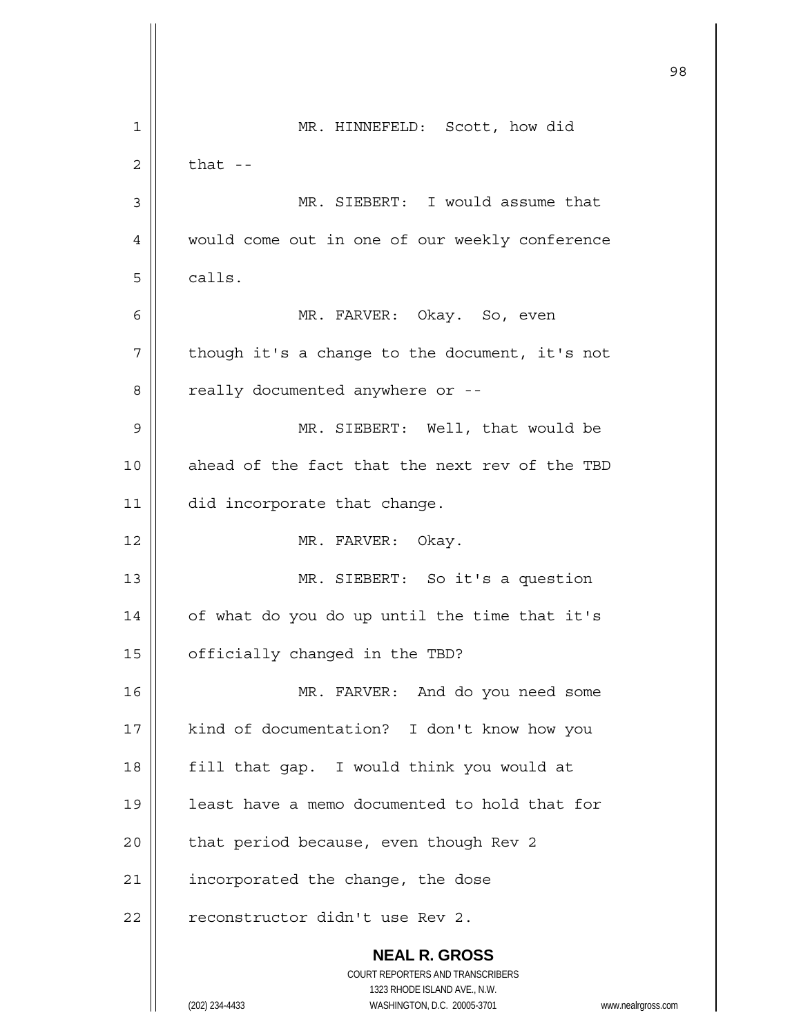MR. HINNEFELD: Scott, how did that --

MR. SIEBERT: I would assume that would come out in one of our weekly conference calls.

MR. FARVER: Okay. So, even though it's a change to the document, it's not really documented anywhere or --

MR. SIEBERT: Well, that would be ahead of the fact that the next rev of the TBD did incorporate that change.

MR. FARVER: Okay.

MR. SIEBERT: So it's a question of what do you do up until the time that it's officially changed in the TBD?

MR. FARVER: And do you need some kind of documentation? I don't know how you fill that gap. I would think you would at least have a memo documented to hold that for that period because, even though Rev 2 incorporated the change, the dose reconstructor didn't use Rev 2.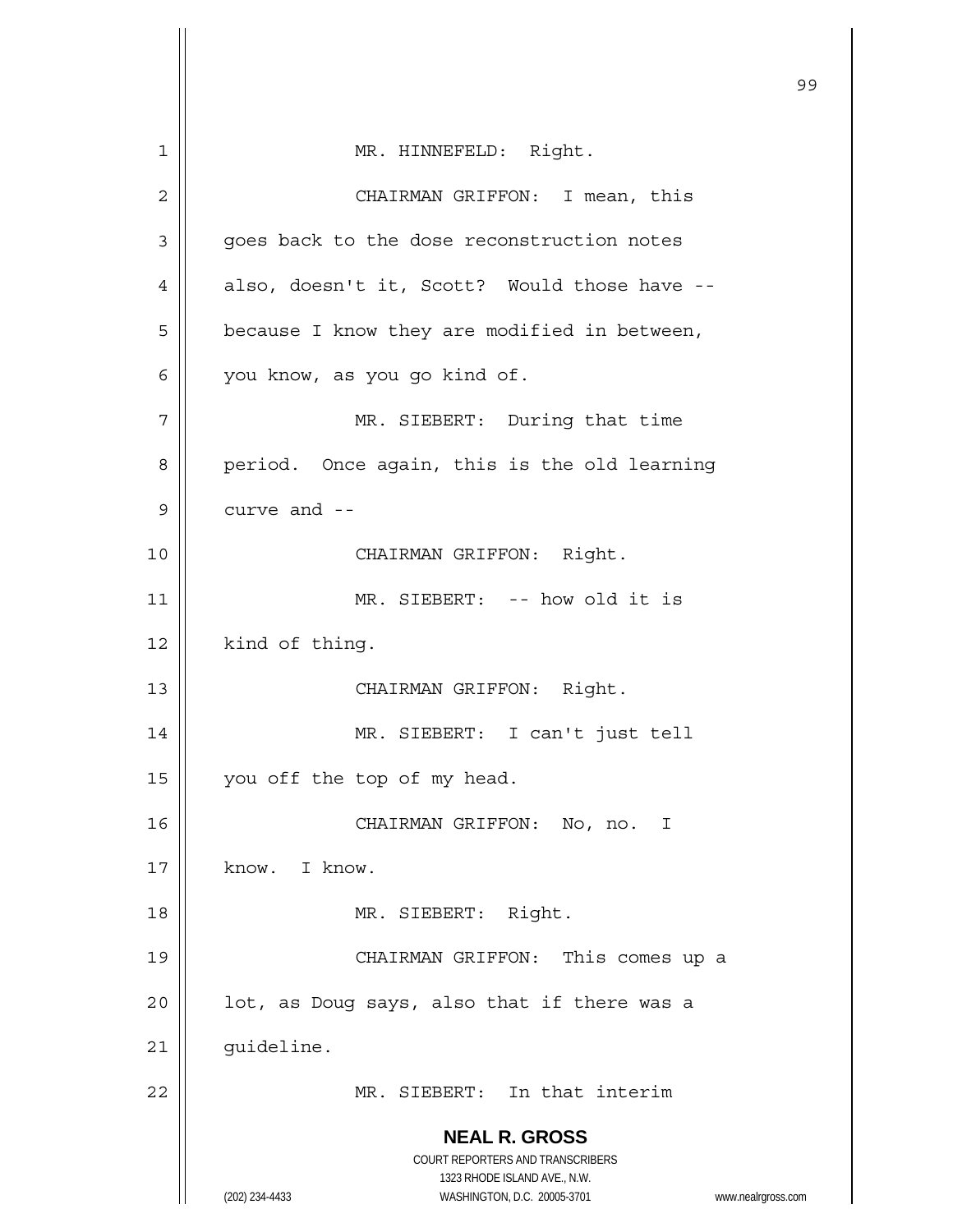MR. HINNEFELD: Right.

CHAIRMAN GRIFFON: I mean, this goes back to the dose reconstruction notes also, doesn't it, Scott? Would those have -- because I know they are modified in between, you know, as you go kind of.

MR. SIEBERT: During that time period. Once again, this is the old learning curve and --

CHAIRMAN GRIFFON: Right.

MR. SIEBERT: -- how old it is kind of thing.

CHAIRMAN GRIFFON: Right.

MR. SIEBERT: I can't just tell you off the top of my head.

CHAIRMAN GRIFFON: No, no. I know. I know.

MR. SIEBERT: Right.

CHAIRMAN GRIFFON: This comes up a lot, as Doug says, also that if there was a guideline.

MR. SIEBERT: In that interim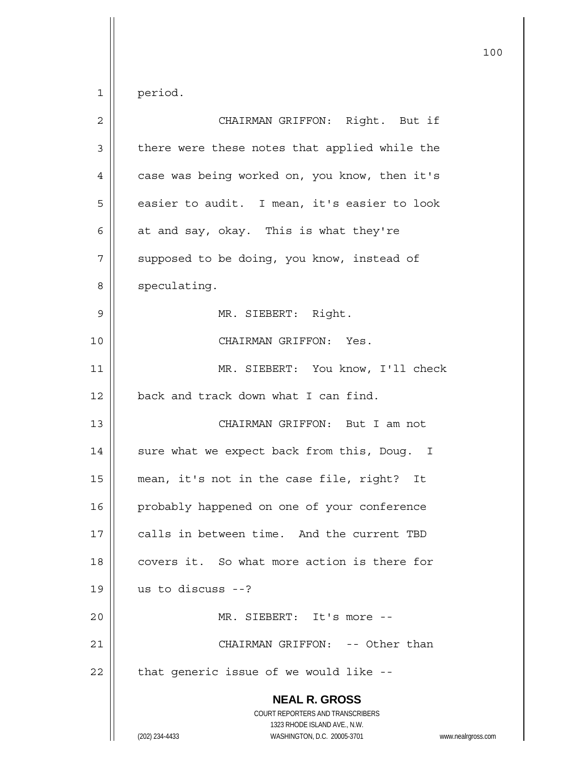period.

CHAIRMAN GRIFFON: Right. But if there were these notes that applied while the case was being worked on, you know, then it's easier to audit. I mean, it's easier to look at and say, okay. This is what they're supposed to be doing, you know, instead of speculating.

MR. SIEBERT: Right.

CHAIRMAN GRIFFON: Yes.

MR. SIEBERT: You know, I'll check back and track down what I can find.

CHAIRMAN GRIFFON: But I am not sure what we expect back from this, Doug. I mean, it's not in the case file, right? It probably happened on one of your conference calls in between time. And the current TBD covers it. So what more action is there for us to discuss --?

MR. SIEBERT: It's more --

CHAIRMAN GRIFFON: -- Other than that generic issue of we would like --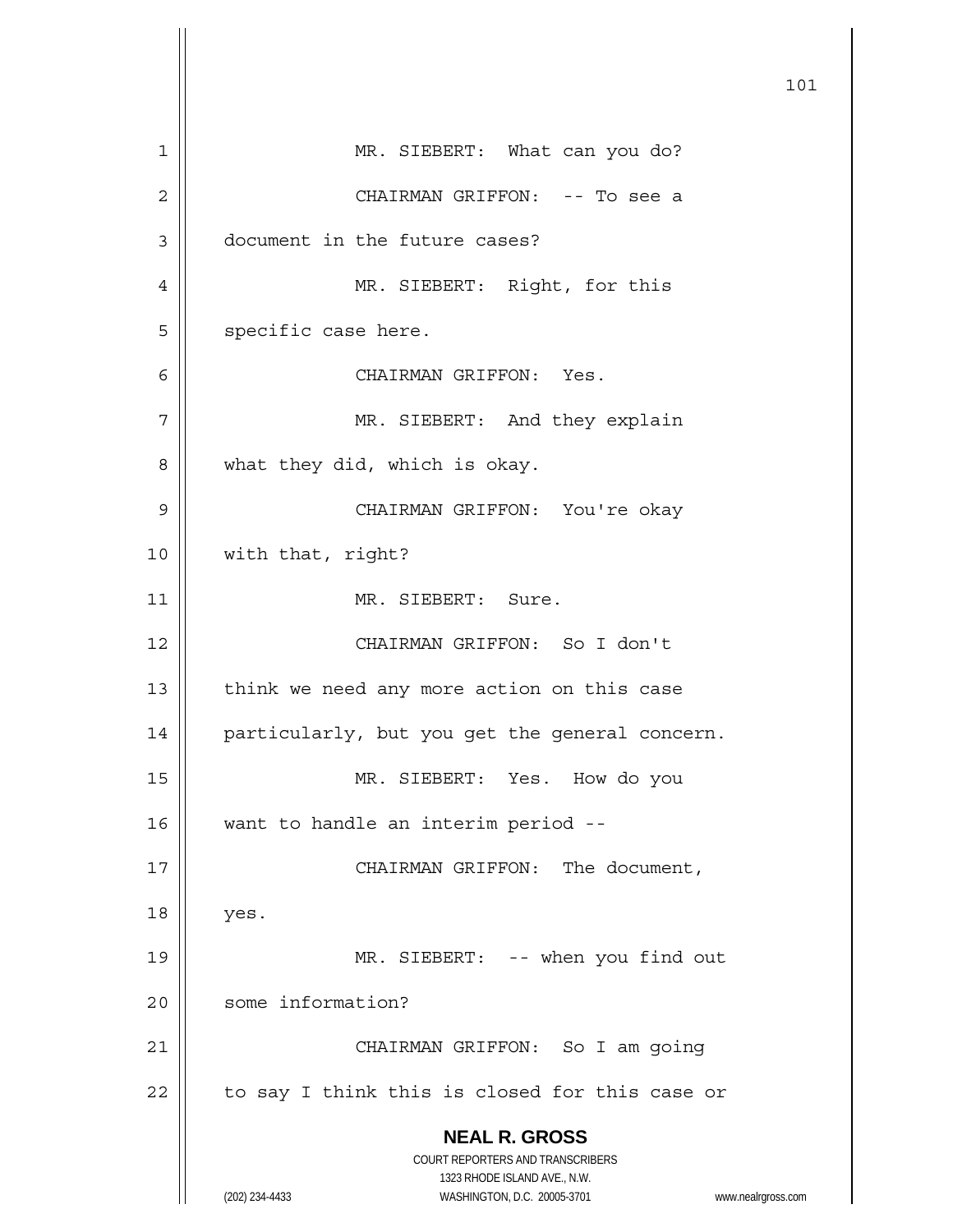MR. SIEBERT: What can you do?

CHAIRMAN GRIFFON: -- To see a document in the future cases?

MR. SIEBERT: Right, for this specific case here.

CHAIRMAN GRIFFON: Yes.

MR. SIEBERT: And they explain what they did, which is okay.

CHAIRMAN GRIFFON: You're okay with that, right?

MR. SIEBERT: Sure.

CHAIRMAN GRIFFON: So I don't think we need any more action on this case particularly, but you get the general concern.

MR. SIEBERT: Yes. How do you want to handle an interim period --

CHAIRMAN GRIFFON: The document, yes.

MR. SIEBERT: -- when you find out some information?

CHAIRMAN GRIFFON: So I am going to say I think this is closed for this case or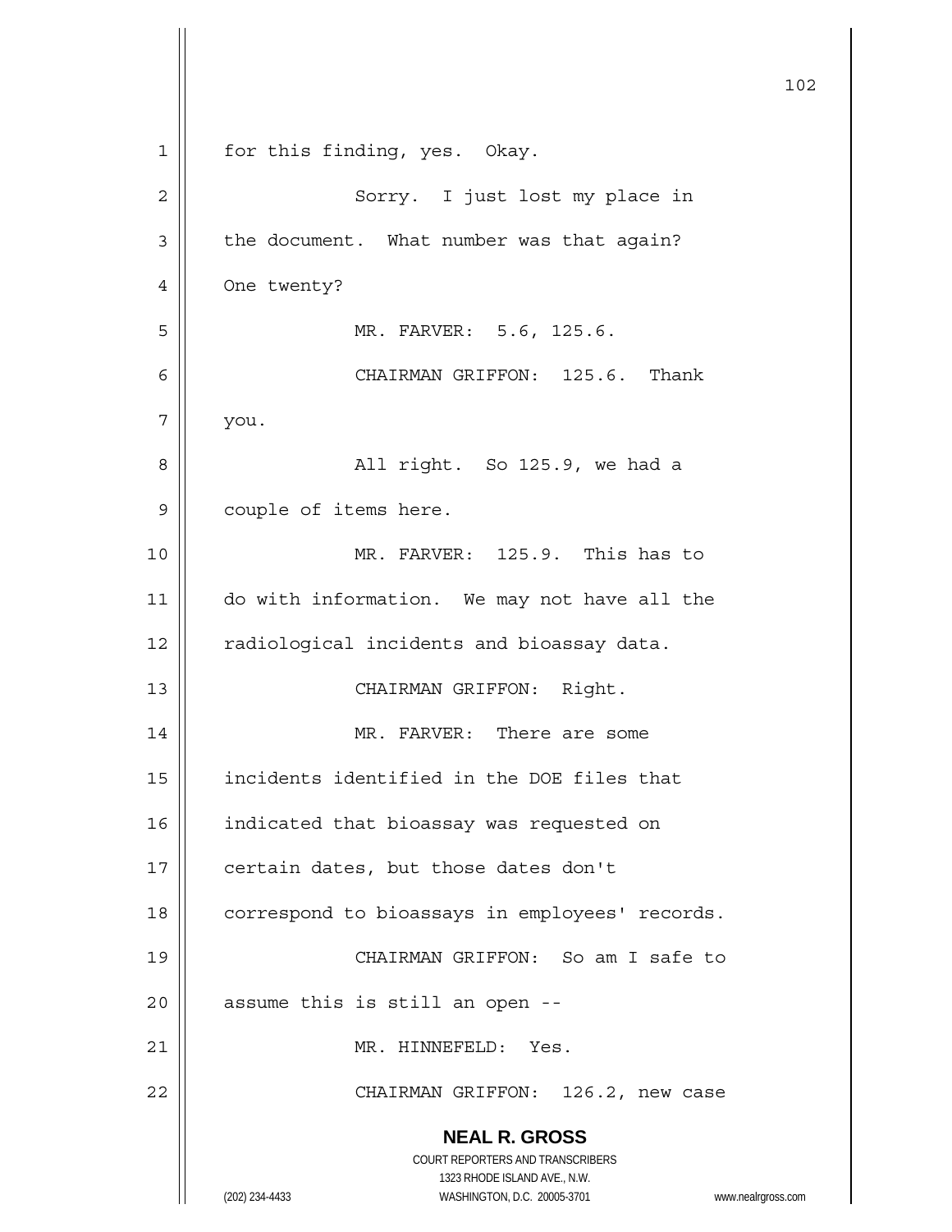for this finding, yes. Okay.

Sorry. I just lost my place in the document. What number was that again? One twenty?

MR. FARVER: 5.6, 125.6.

CHAIRMAN GRIFFON: 125.6. Thank you.

All right. So 125.9, we had a couple of items here.

MR. FARVER: 125.9. This has to do with information. We may not have all the radiological incidents and bioassay data.

CHAIRMAN GRIFFON: Right.

MR. FARVER: There are some incidents identified in the DOE files that indicated that bioassay was requested on certain dates, but those dates don't correspond to bioassays in employees' records.

CHAIRMAN GRIFFON: So am I safe to assume this is still an open --

MR. HINNEFELD: Yes.

CHAIRMAN GRIFFON: 126.2, new case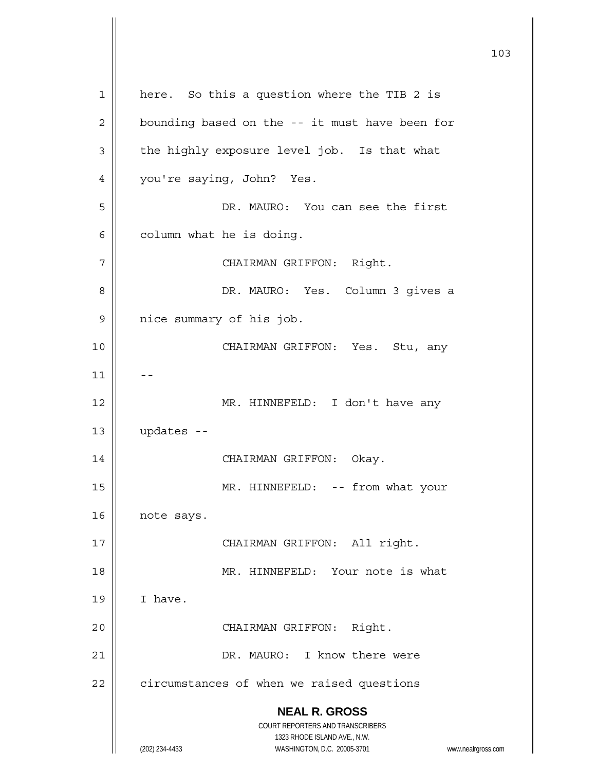here. So this a question where the TIB 2 is bounding based on the -- it must have been for the highly exposure level job. Is that what you're saying, John? Yes.

DR. MAURO: You can see the first column what he is doing.

CHAIRMAN GRIFFON: Right.

DR. MAURO: Yes. Column 3 gives a nice summary of his job.

CHAIRMAN GRIFFON: Yes. Stu, any --

MR. HINNEFELD: I don't have any updates --

CHAIRMAN GRIFFON: Okay.

MR. HINNEFELD: -- from what your note says.

CHAIRMAN GRIFFON: All right.

MR. HINNEFELD: Your note is what I have.

CHAIRMAN GRIFFON: Right.

DR. MAURO: I know there were circumstances of when we raised questions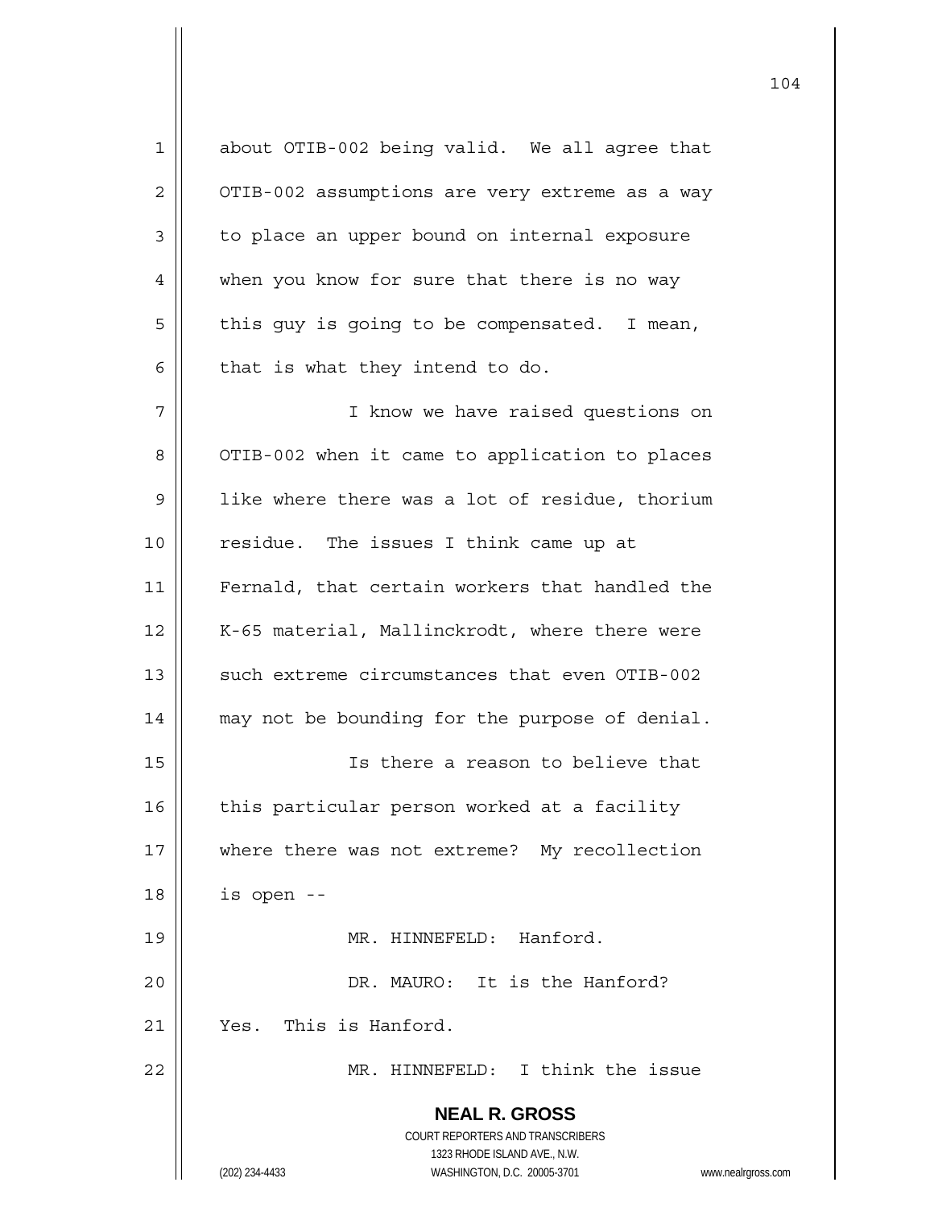about OTIB-002 being valid. We all agree that OTIB-002 assumptions are very extreme as a way to place an upper bound on internal exposure when you know for sure that there is no way this guy is going to be compensated. I mean, that is what they intend to do.

I know we have raised questions on OTIB-002 when it came to application to places like where there was a lot of residue, thorium residue. The issues I think came up at Fernald, that certain workers that handled the K-65 material, Mallinckrodt, where there were such extreme circumstances that even OTIB-002 may not be bounding for the purpose of denial.

Is there a reason to believe that this particular person worked at a facility where there was not extreme? My recollection is open --

MR. HINNEFELD: Hanford.

DR. MAURO: It is the Hanford? Yes. This is Hanford.

MR. HINNEFELD: I think the issue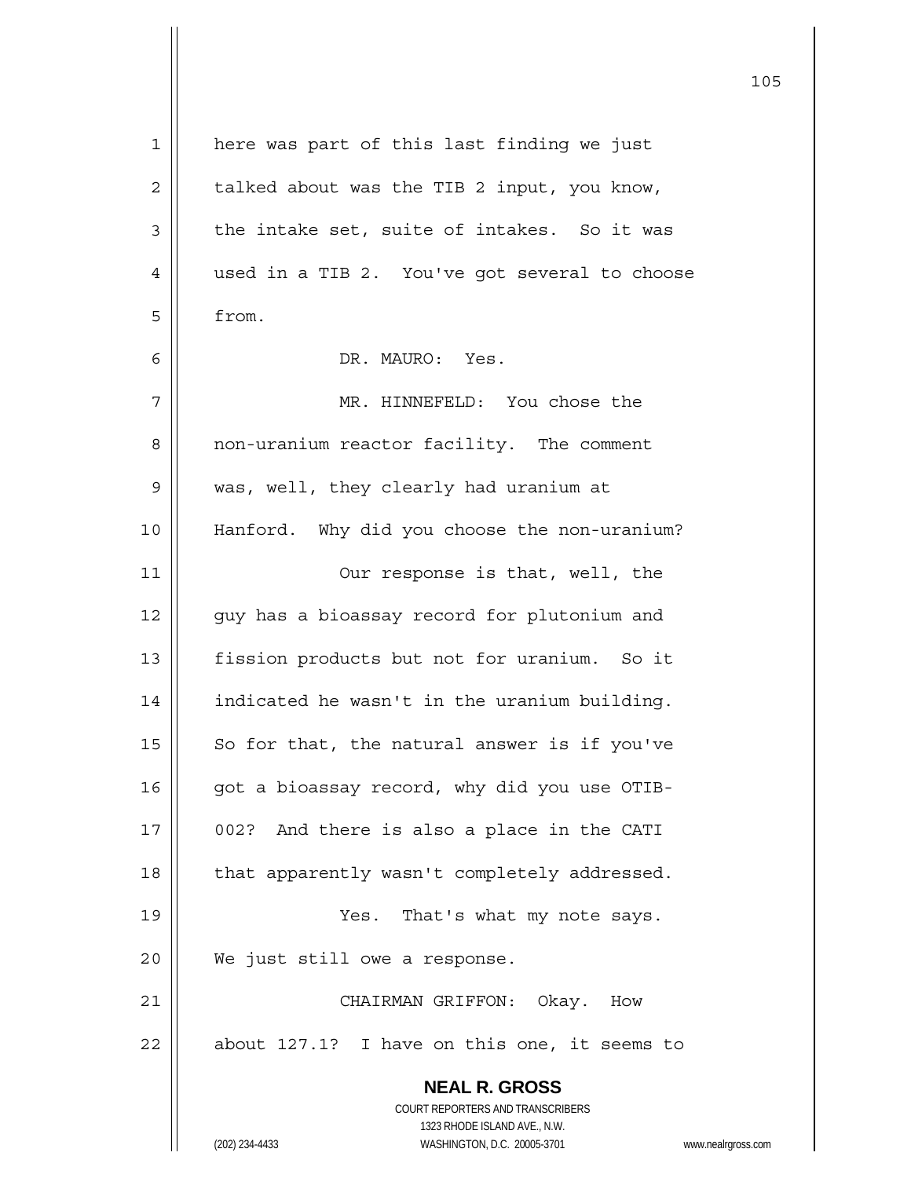here was part of this last finding we just talked about was the TIB 2 input, you know, the intake set, suite of intakes. So it was used in a TIB 2. You've got several to choose from.

DR. MAURO: Yes.

MR. HINNEFELD: You chose the non-uranium reactor facility. The comment was, well, they clearly had uranium at Hanford. Why did you choose the non-uranium?

Our response is that, well, the guy has a bioassay record for plutonium and fission products but not for uranium. So it indicated he wasn't in the uranium building. So for that, the natural answer is if you've got a bioassay record, why did you use OTIB-002? And there is also a place in the CATI that apparently wasn't completely addressed.

Yes. That's what my note says. We just still owe a response.

CHAIRMAN GRIFFON: Okay. How about 127.1? I have on this one, it seems to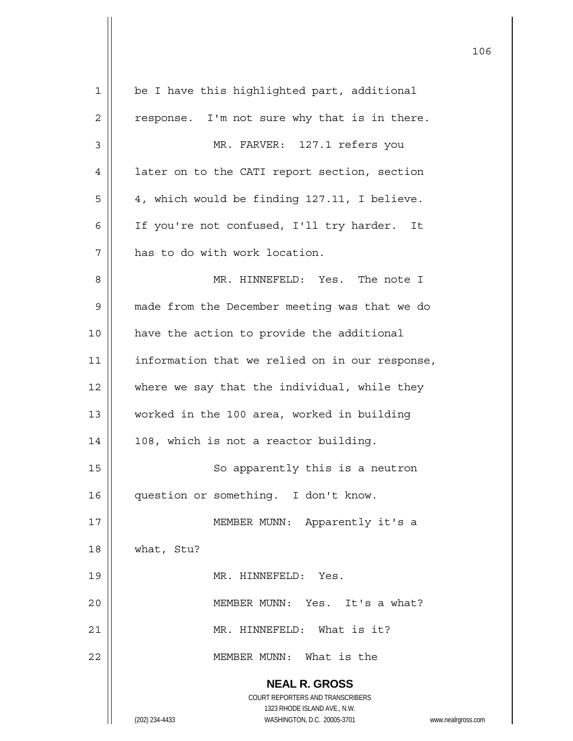be I have this highlighted part, additional response. I'm not sure why that is in there.

MR. FARVER: 127.1 refers you later on to the CATI report section, section 4, which would be finding 127.11, I believe. If you're not confused, I'll try harder. It has to do with work location.

MR. HINNEFELD: Yes. The note I made from the December meeting was that we do have the action to provide the additional information that we relied on in our response, where we say that the individual, while they worked in the 100 area, worked in building 108, which is not a reactor building.

So apparently this is a neutron question or something. I don't know.

MEMBER MUNN: Apparently it's a what, Stu?

MR. HINNEFELD: Yes.

MEMBER MUNN: Yes. It's a what?

MR. HINNEFELD: What is it?

MEMBER MUNN: What is the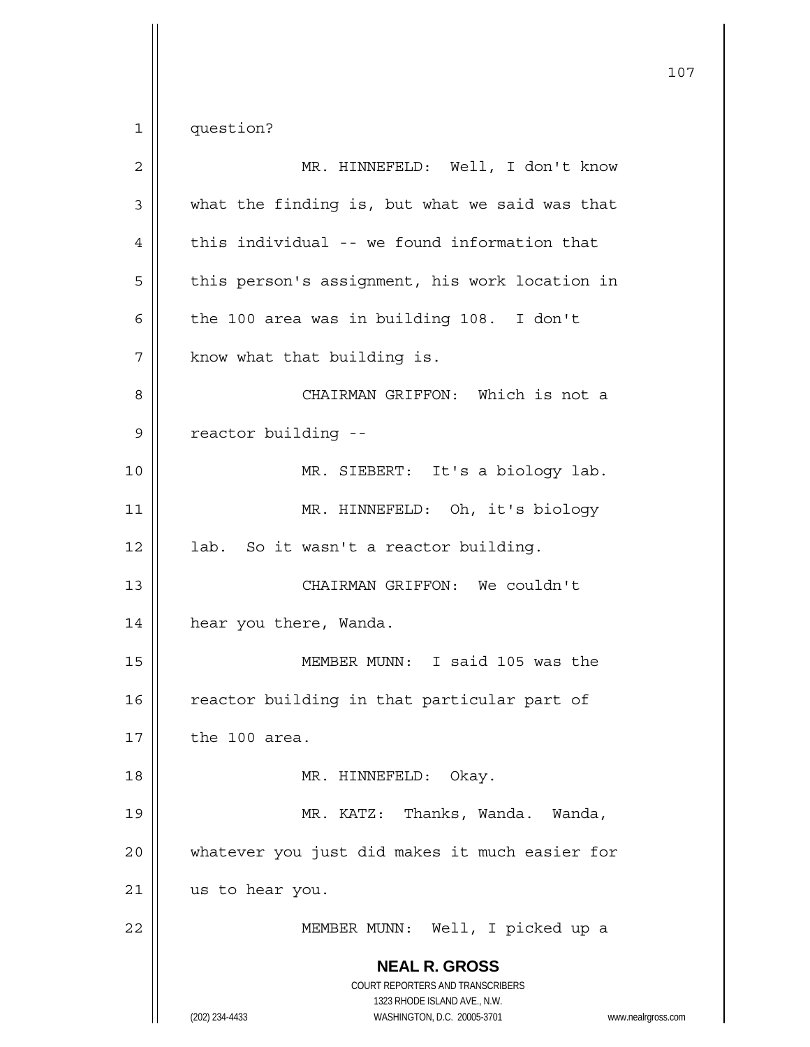question?

MR. HINNEFELD: Well, I don't know what the finding is, but what we said was that this individual -- we found information that this person's assignment, his work location in the 100 area was in building 108. I don't know what that building is.

CHAIRMAN GRIFFON: Which is not a reactor building --

MR. SIEBERT: It's a biology lab.

MR. HINNEFELD: Oh, it's biology lab. So it wasn't a reactor building.

CHAIRMAN GRIFFON: We couldn't hear you there, Wanda.

MEMBER MUNN: I said 105 was the reactor building in that particular part of the 100 area.

MR. HINNEFELD: Okay.

MR. KATZ: Thanks, Wanda. Wanda, whatever you just did makes it much easier for us to hear you.

MEMBER MUNN: Well, I picked up a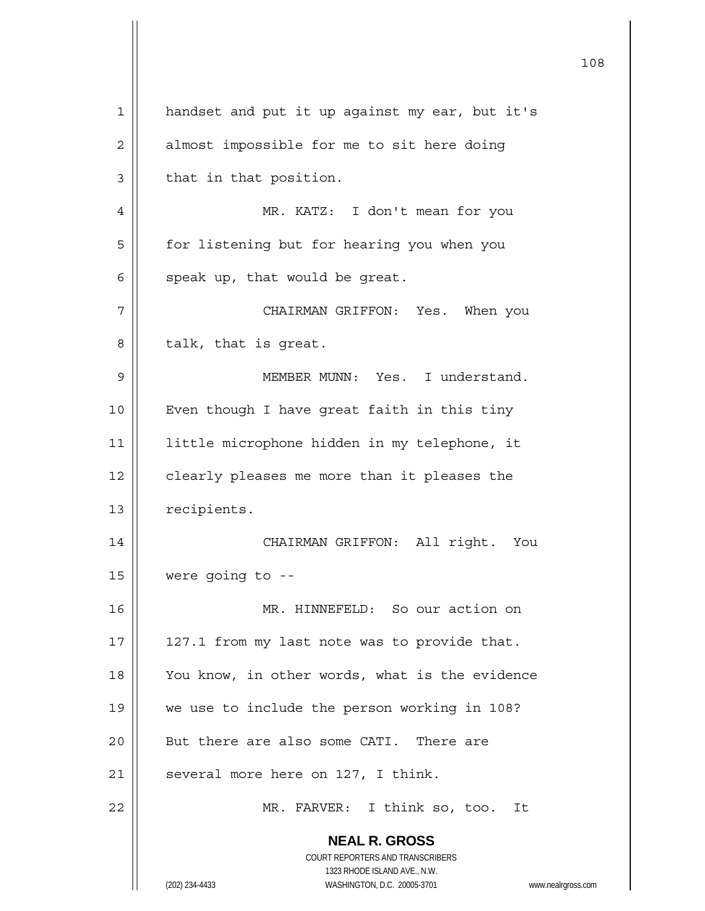handset and put it up against my ear, but it's almost impossible for me to sit here doing that in that position.

MR. KATZ: I don't mean for you for listening but for hearing you when you speak up, that would be great.

CHAIRMAN GRIFFON: Yes. When you talk, that is great.

MEMBER MUNN: Yes. I understand. Even though I have great faith in this tiny little microphone hidden in my telephone, it clearly pleases me more than it pleases the recipients.

CHAIRMAN GRIFFON: All right. You were going to --

MR. HINNEFELD: So our action on 127.1 from my last note was to provide that. You know, in other words, what is the evidence we use to include the person working in 108? But there are also some CATI. There are several more here on 127, I think.

MR. FARVER: I think so, too. It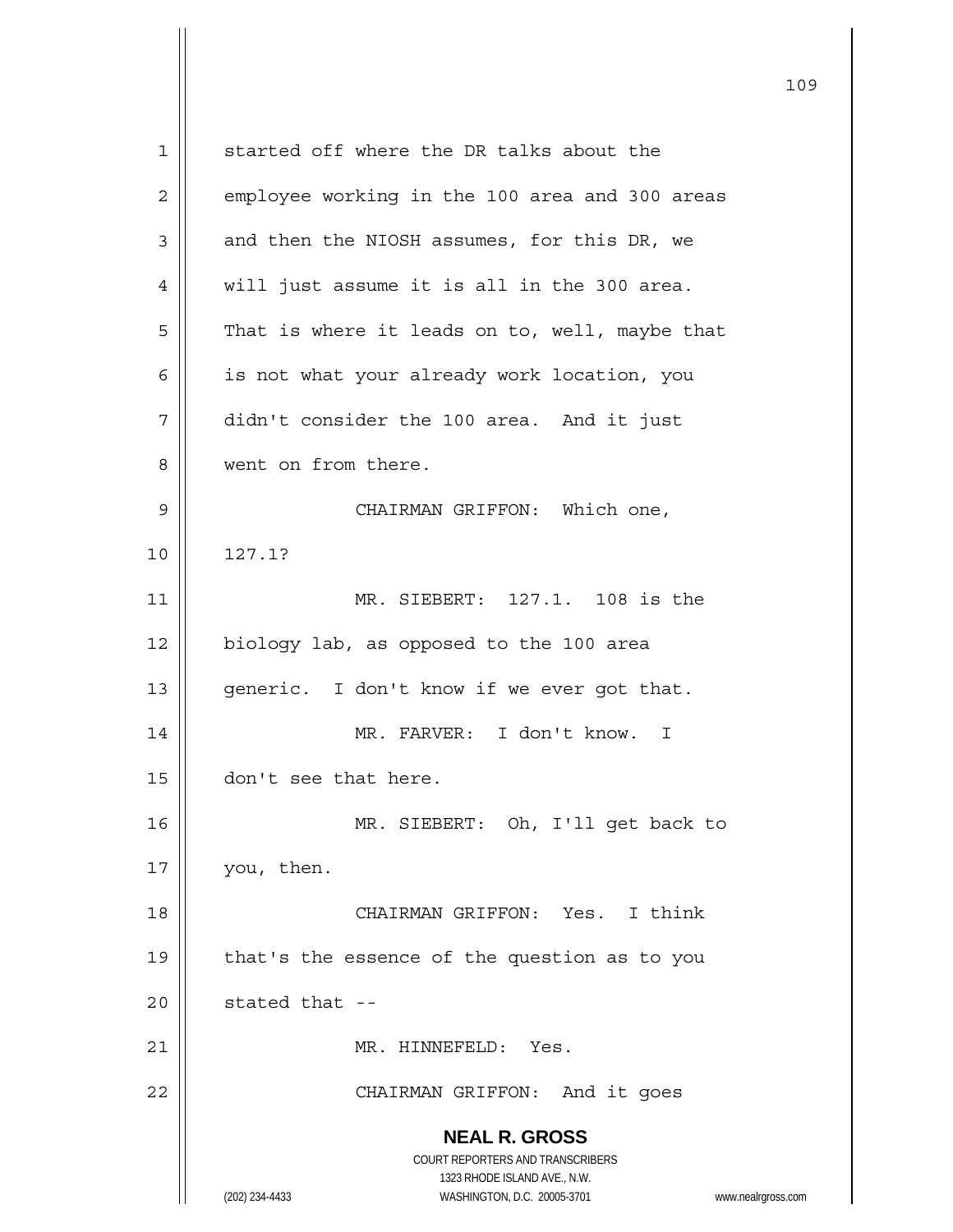started off where the DR talks about the employee working in the 100 area and 300 areas and then the NIOSH assumes, for this DR, we will just assume it is all in the 300 area. That is where it leads on to, well, maybe that is not what your already work location, you didn't consider the 100 area. And it just went on from there.

CHAIRMAN GRIFFON: Which one, 127.1?

MR. SIEBERT: 127.1. 108 is the biology lab, as opposed to the 100 area generic. I don't know if we ever got that.

MR. FARVER: I don't know. I don't see that here.

MR. SIEBERT: Oh, I'll get back to you, then.

CHAIRMAN GRIFFON: Yes. I think that's the essence of the question as to you stated that --

MR. HINNEFELD: Yes.

CHAIRMAN GRIFFON: And it goes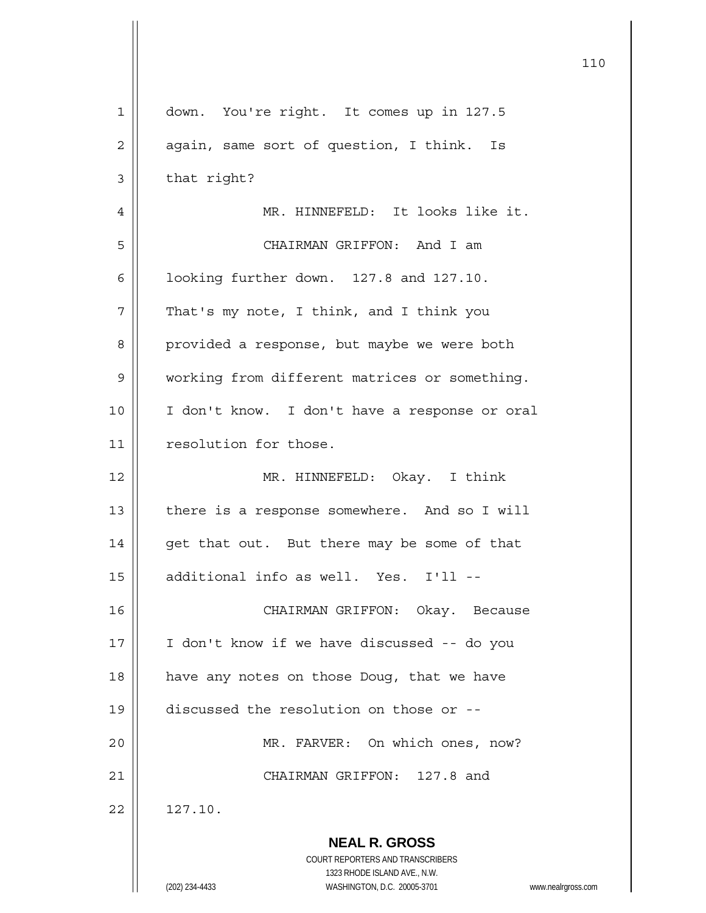down. You're right. It comes up in 127.5 again, same sort of question, I think. Is that right?

MR. HINNEFELD: It looks like it.

CHAIRMAN GRIFFON: And I am looking further down. 127.8 and 127.10. That's my note, I think, and I think you provided a response, but maybe we were both working from different matrices or something. I don't know. I don't have a response or oral resolution for those.

MR. HINNEFELD: Okay. I think there is a response somewhere. And so I will get that out. But there may be some of that additional info as well. Yes. I'll --

CHAIRMAN GRIFFON: Okay. Because I don't know if we have discussed -- do you have any notes on those Doug, that we have discussed the resolution on those or --

MR. FARVER: On which ones, now?

CHAIRMAN GRIFFON: 127.8 and 127.10.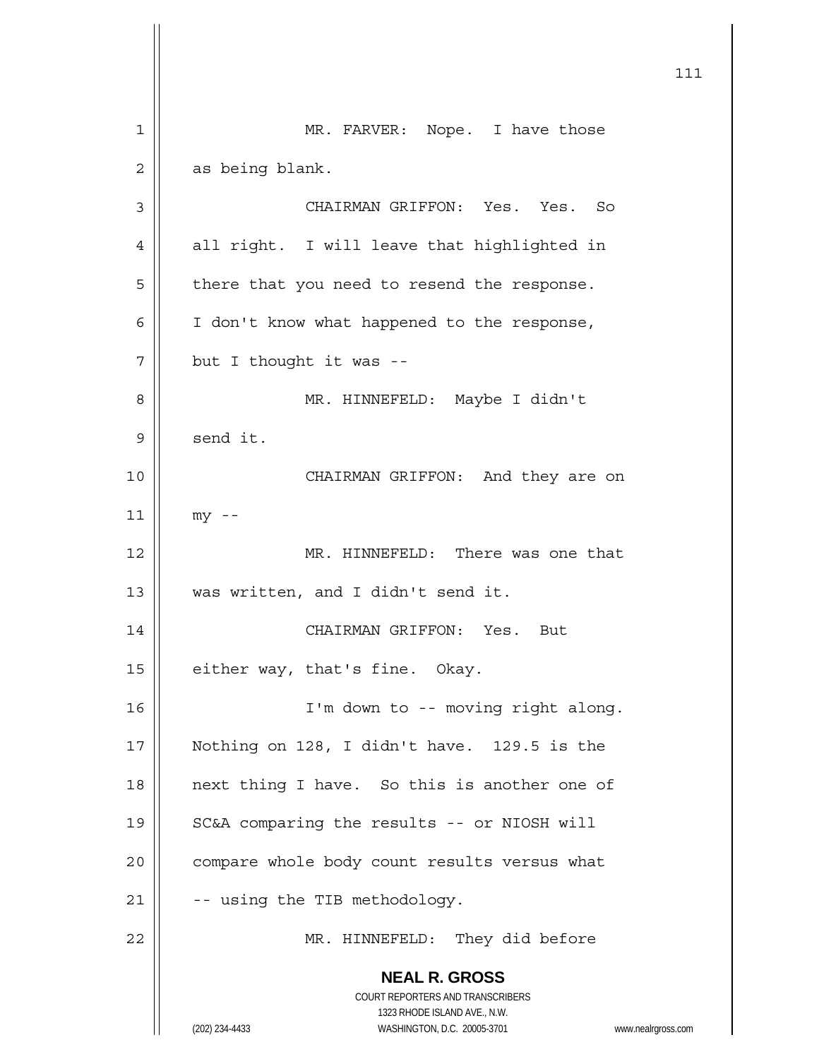MR. FARVER: Nope. I have those as being blank.

CHAIRMAN GRIFFON: Yes. Yes. So all right. I will leave that highlighted in there that you need to resend the response. I don't know what happened to the response, but I thought it was --

MR. HINNEFELD: Maybe I didn't send it.

CHAIRMAN GRIFFON: And they are on my --

MR. HINNEFELD: There was one that was written, and I didn't send it.

CHAIRMAN GRIFFON: Yes. But either way, that's fine. Okay.

I'm down to -- moving right along. Nothing on 128, I didn't have. 129.5 is the next thing I have. So this is another one of SC&A comparing the results -- or NIOSH will compare whole body count results versus what -- using the TIB methodology.

MR. HINNEFELD: They did before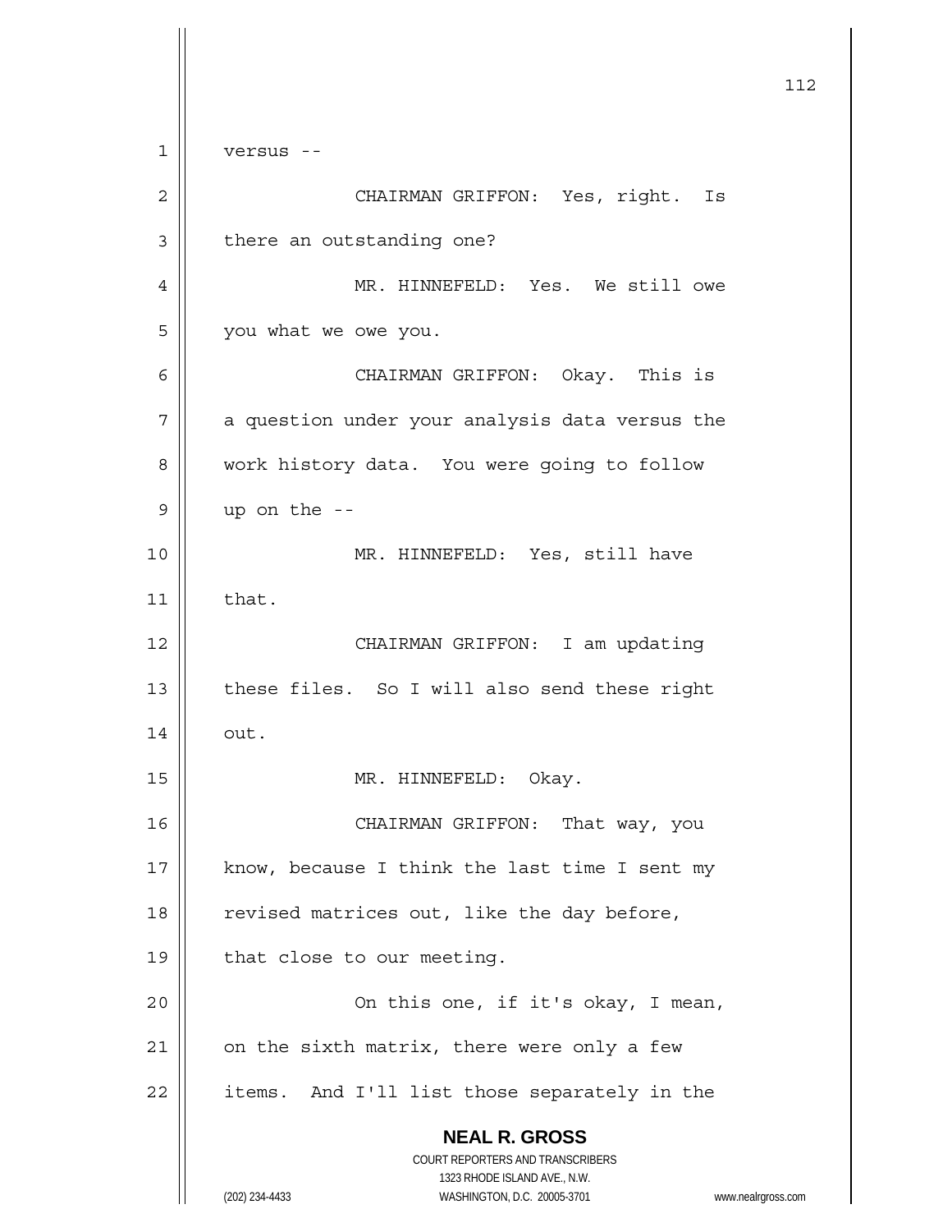versus --

CHAIRMAN GRIFFON: Yes, right. Is there an outstanding one?

MR. HINNEFELD: Yes. We still owe you what we owe you.

CHAIRMAN GRIFFON: Okay. This is a question under your analysis data versus the work history data. You were going to follow up on the --

MR. HINNEFELD: Yes, still have that.

CHAIRMAN GRIFFON: I am updating these files. So I will also send these right out.

MR. HINNEFELD: Okay.

CHAIRMAN GRIFFON: That way, you know, because I think the last time I sent my revised matrices out, like the day before, that close to our meeting.

On this one, if it's okay, I mean, on the sixth matrix, there were only a few items. And I'll list those separately in the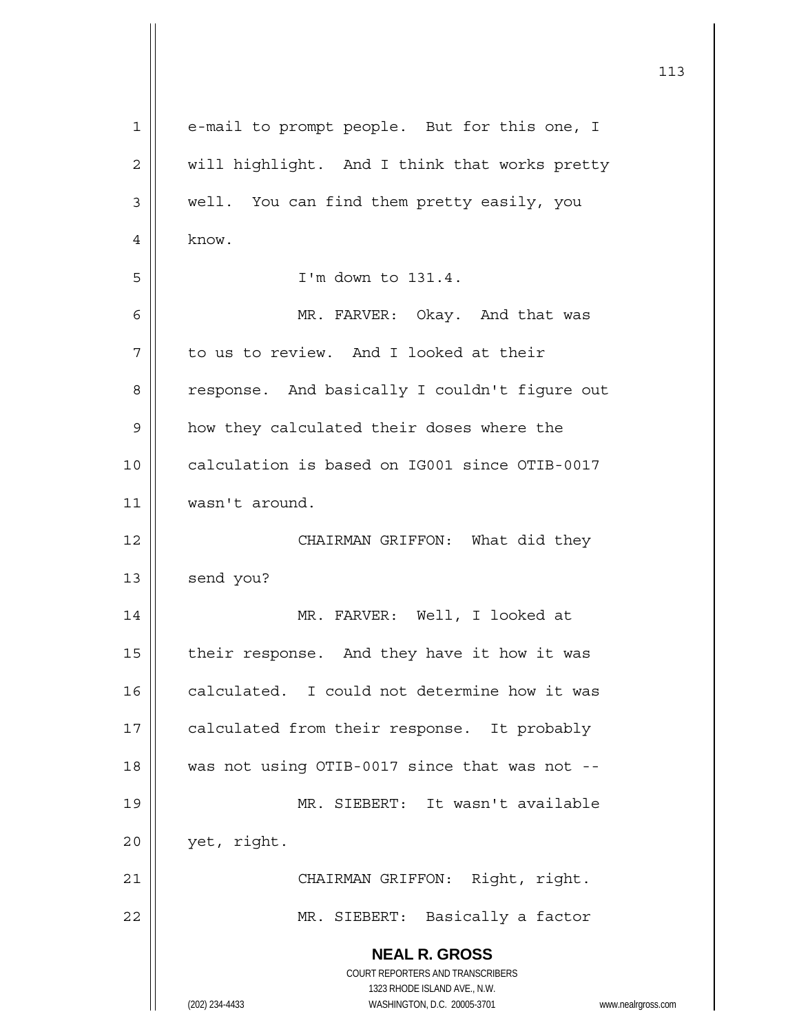e-mail to prompt people. But for this one, I will highlight. And I think that works pretty well. You can find them pretty easily, you know.

I'm down to 131.4.

MR. FARVER: Okay. And that was to us to review. And I looked at their response. And basically I couldn't figure out how they calculated their doses where the calculation is based on IG001 since OTIB-0017 wasn't around.

CHAIRMAN GRIFFON: What did they send you?

MR. FARVER: Well, I looked at their response. And they have it how it was calculated. I could not determine how it was calculated from their response. It probably was not using OTIB-0017 since that was not --

MR. SIEBERT: It wasn't available yet, right.

CHAIRMAN GRIFFON: Right, right.

MR. SIEBERT: Basically a factor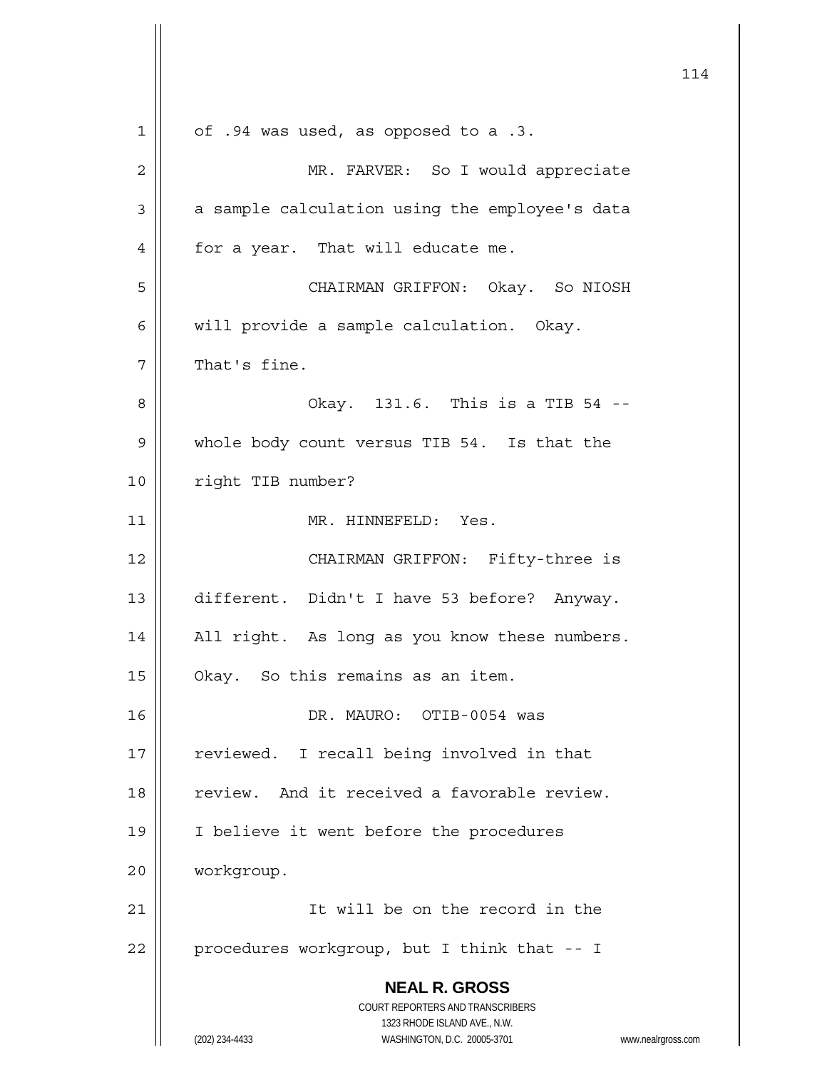of .94 was used, as opposed to a .3.

MR. FARVER: So I would appreciate a sample calculation using the employee's data for a year. That will educate me.

CHAIRMAN GRIFFON: Okay. So NIOSH will provide a sample calculation. Okay. That's fine.

Okay. 131.6. This is a TIB 54 -- whole body count versus TIB 54. Is that the right TIB number?

MR. HINNEFELD: Yes.

CHAIRMAN GRIFFON: Fifty-three is different. Didn't I have 53 before? Anyway. All right. As long as you know these numbers. Okay. So this remains as an item.

DR. MAURO: OTIB-0054 was reviewed. I recall being involved in that review. And it received a favorable review. I believe it went before the procedures workgroup.

It will be on the record in the procedures workgroup, but I think that -- I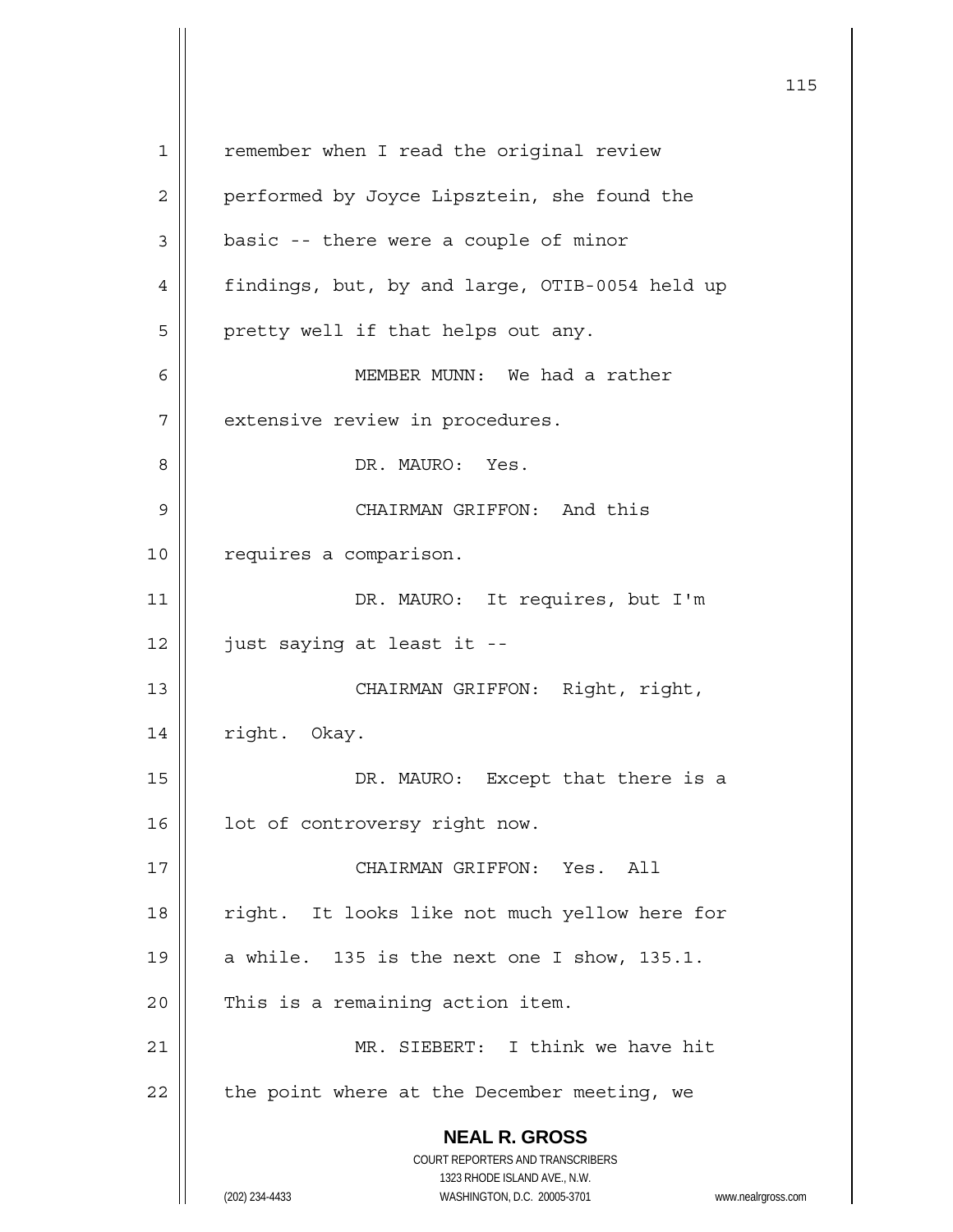remember when I read the original review performed by Joyce Lipsztein, she found the basic -- there were a couple of minor findings, but, by and large, OTIB-0054 held up pretty well if that helps out any.

MEMBER MUNN: We had a rather extensive review in procedures.

DR. MAURO: Yes.

CHAIRMAN GRIFFON: And this requires a comparison.

DR. MAURO: It requires, but I'm just saying at least it --

CHAIRMAN GRIFFON: Right, right, right. Okay.

DR. MAURO: Except that there is a lot of controversy right now.

CHAIRMAN GRIFFON: Yes. All right. It looks like not much yellow here for a while. 135 is the next one I show, 135.1. This is a remaining action item.

MR. SIEBERT: I think we have hit the point where at the December meeting, we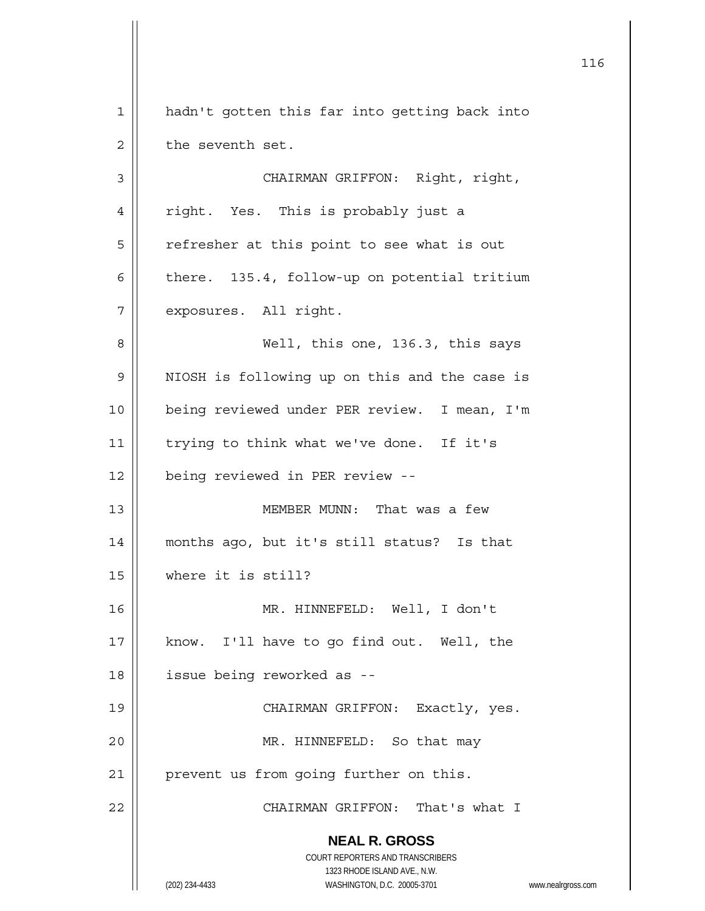hadn't gotten this far into getting back into the seventh set.

CHAIRMAN GRIFFON: Right, right, right. Yes. This is probably just a refresher at this point to see what is out there. 135.4, follow-up on potential tritium exposures. All right.

Well, this one, 136.3, this says NIOSH is following up on this and the case is being reviewed under PER review. I mean, I'm trying to think what we've done. If it's being reviewed in PER review --

MEMBER MUNN: That was a few months ago, but it's still status? Is that where it is still?

MR. HINNEFELD: Well, I don't know. I'll have to go find out. Well, the issue being reworked as --

CHAIRMAN GRIFFON: Exactly, yes.

MR. HINNEFELD: So that may prevent us from going further on this.

CHAIRMAN GRIFFON: That's what I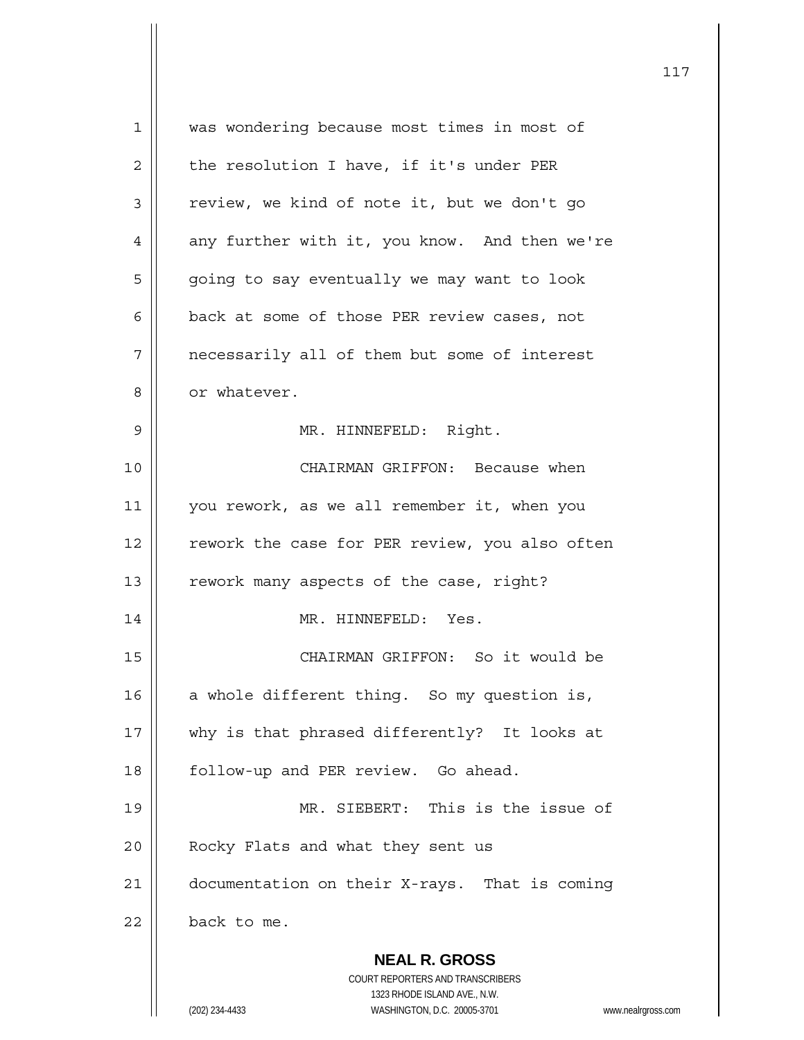was wondering because most times in most of the resolution I have, if it's under PER review, we kind of note it, but we don't go any further with it, you know. And then we're going to say eventually we may want to look back at some of those PER review cases, not necessarily all of them but some of interest or whatever.

MR. HINNEFELD: Right.

CHAIRMAN GRIFFON: Because when you rework, as we all remember it, when you rework the case for PER review, you also often rework many aspects of the case, right?

MR. HINNEFELD: Yes.

CHAIRMAN GRIFFON: So it would be a whole different thing. So my question is, why is that phrased differently? It looks at follow-up and PER review. Go ahead.

MR. SIEBERT: This is the issue of Rocky Flats and what they sent us documentation on their X-rays. That is coming back to me.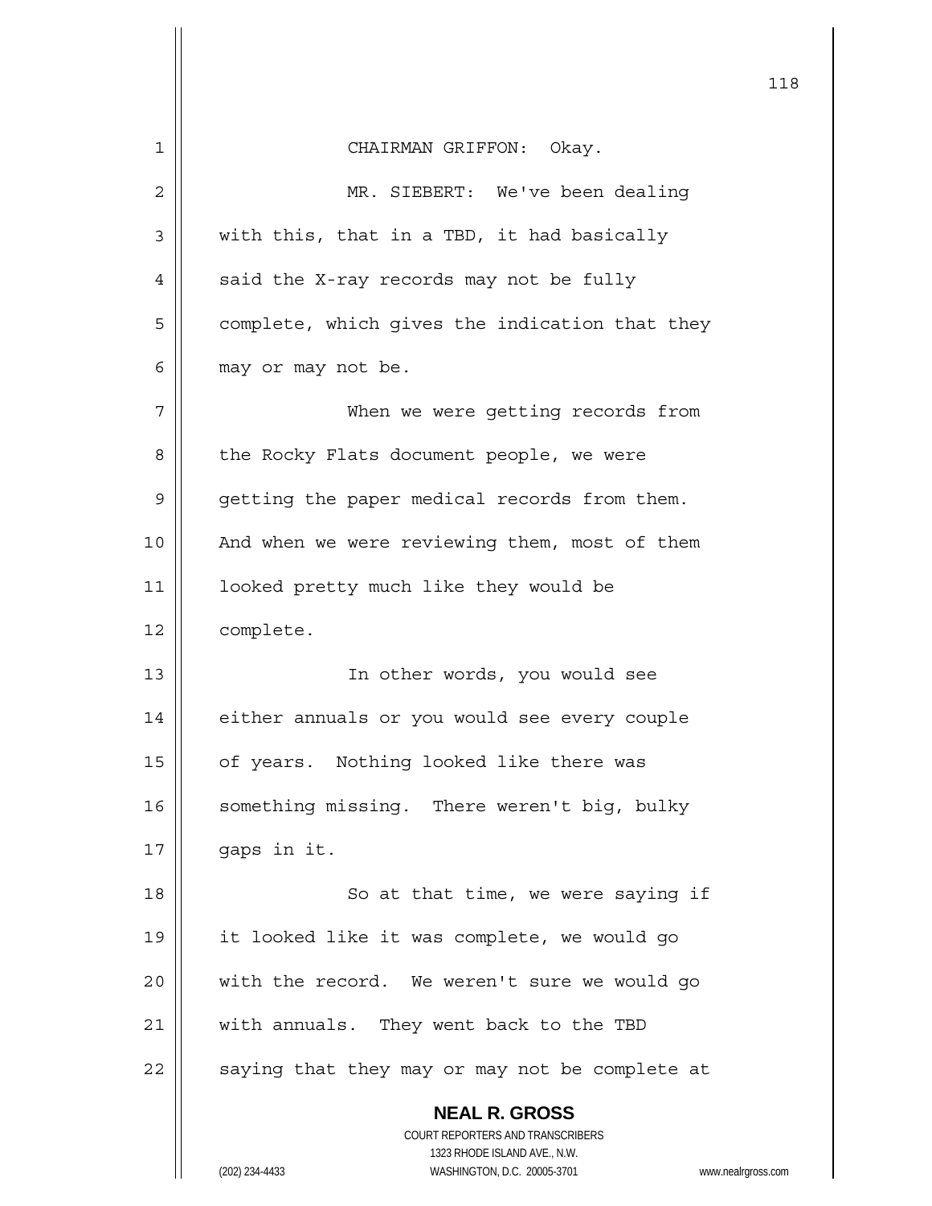CHAIRMAN GRIFFON: Okay.

MR. SIEBERT: We've been dealing with this, that in a TBD, it had basically said the X-ray records may not be fully complete, which gives the indication that they may or may not be.

When we were getting records from the Rocky Flats document people, we were getting the paper medical records from them. And when we were reviewing them, most of them looked pretty much like they would be complete.

In other words, you would see either annuals or you would see every couple of years. Nothing looked like there was something missing. There weren't big, bulky gaps in it.

So at that time, we were saying if it looked like it was complete, we would go with the record. We weren't sure we would go with annuals. They went back to the TBD saying that they may or may not be complete at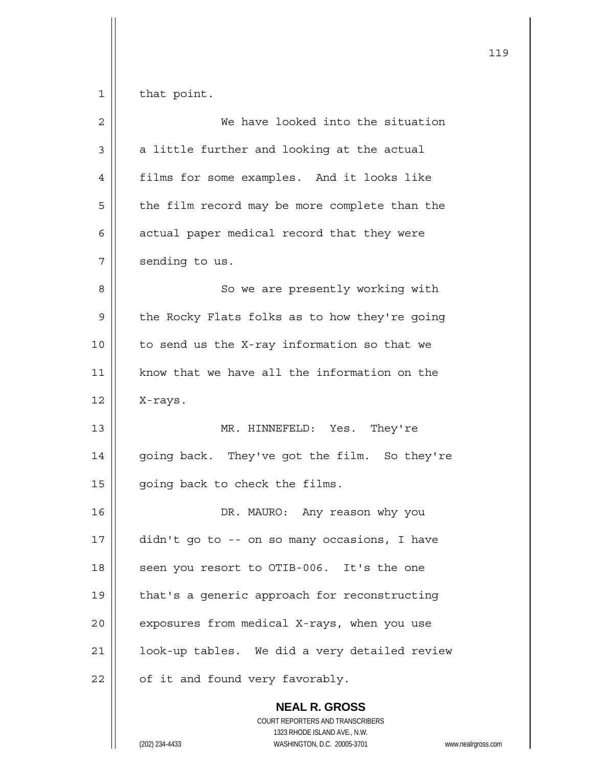that point.

We have looked into the situation a little further and looking at the actual films for some examples. And it looks like the film record may be more complete than the actual paper medical record that they were sending to us.

So we are presently working with the Rocky Flats folks as to how they're going to send us the X-ray information so that we know that we have all the information on the X-rays.

MR. HINNEFELD: Yes. They're going back. They've got the film. So they're going back to check the films.

DR. MAURO: Any reason why you didn't go to -- on so many occasions, I have seen you resort to OTIB-006. It's the one that's a generic approach for reconstructing exposures from medical X-rays, when you use look-up tables. We did a very detailed review of it and found very favorably.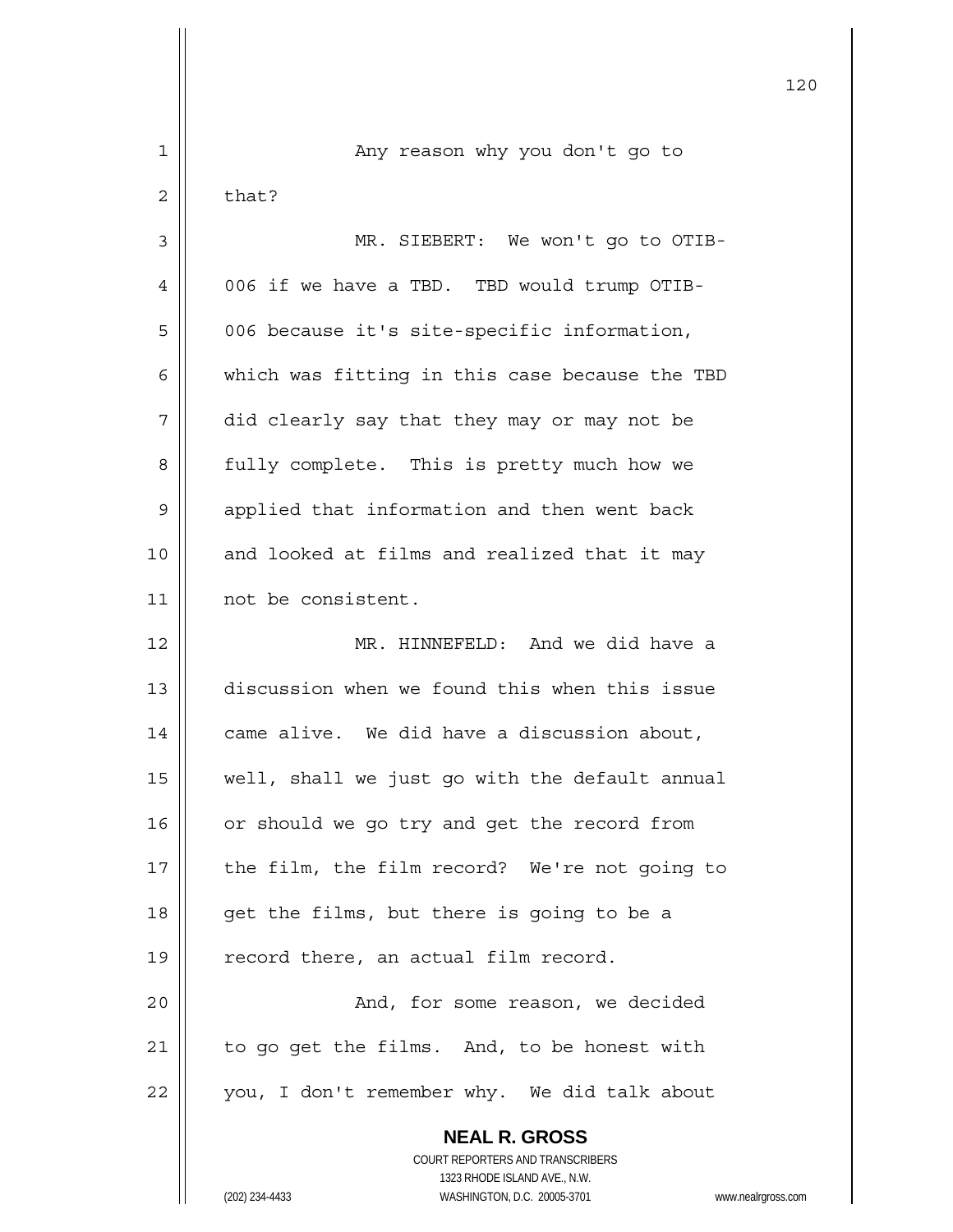Any reason why you don't go to that?

MR. SIEBERT: We won't go to OTIB-006 if we have a TBD. TBD would trump OTIB-006 because it's site-specific information, which was fitting in this case because the TBD did clearly say that they may or may not be fully complete. This is pretty much how we applied that information and then went back and looked at films and realized that it may not be consistent.

MR. HINNEFELD: And we did have a discussion when we found this when this issue came alive. We did have a discussion about, well, shall we just go with the default annual or should we go try and get the record from the film, the film record? We're not going to get the films, but there is going to be a record there, an actual film record.

And, for some reason, we decided to go get the films. And, to be honest with you, I don't remember why. We did talk about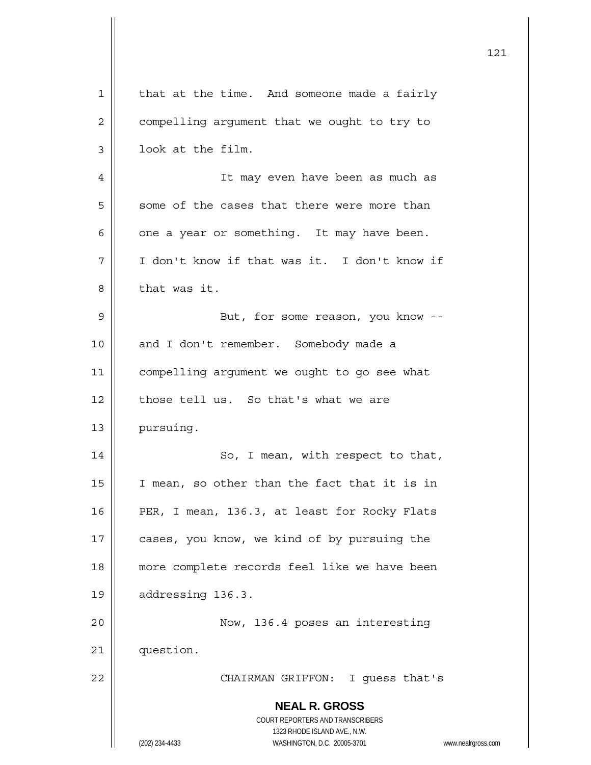that at the time. And someone made a fairly compelling argument that we ought to try to look at the film.

It may even have been as much as some of the cases that there were more than one a year or something. It may have been. I don't know if that was it. I don't know if that was it.

But, for some reason, you know -- and I don't remember. Somebody made a compelling argument we ought to go see what those tell us. So that's what we are pursuing.

So, I mean, with respect to that, I mean, so other than the fact that it is in PER, I mean, 136.3, at least for Rocky Flats cases, you know, we kind of by pursuing the more complete records feel like we have been addressing 136.3.

Now, 136.4 poses an interesting question.

CHAIRMAN GRIFFON: I guess that's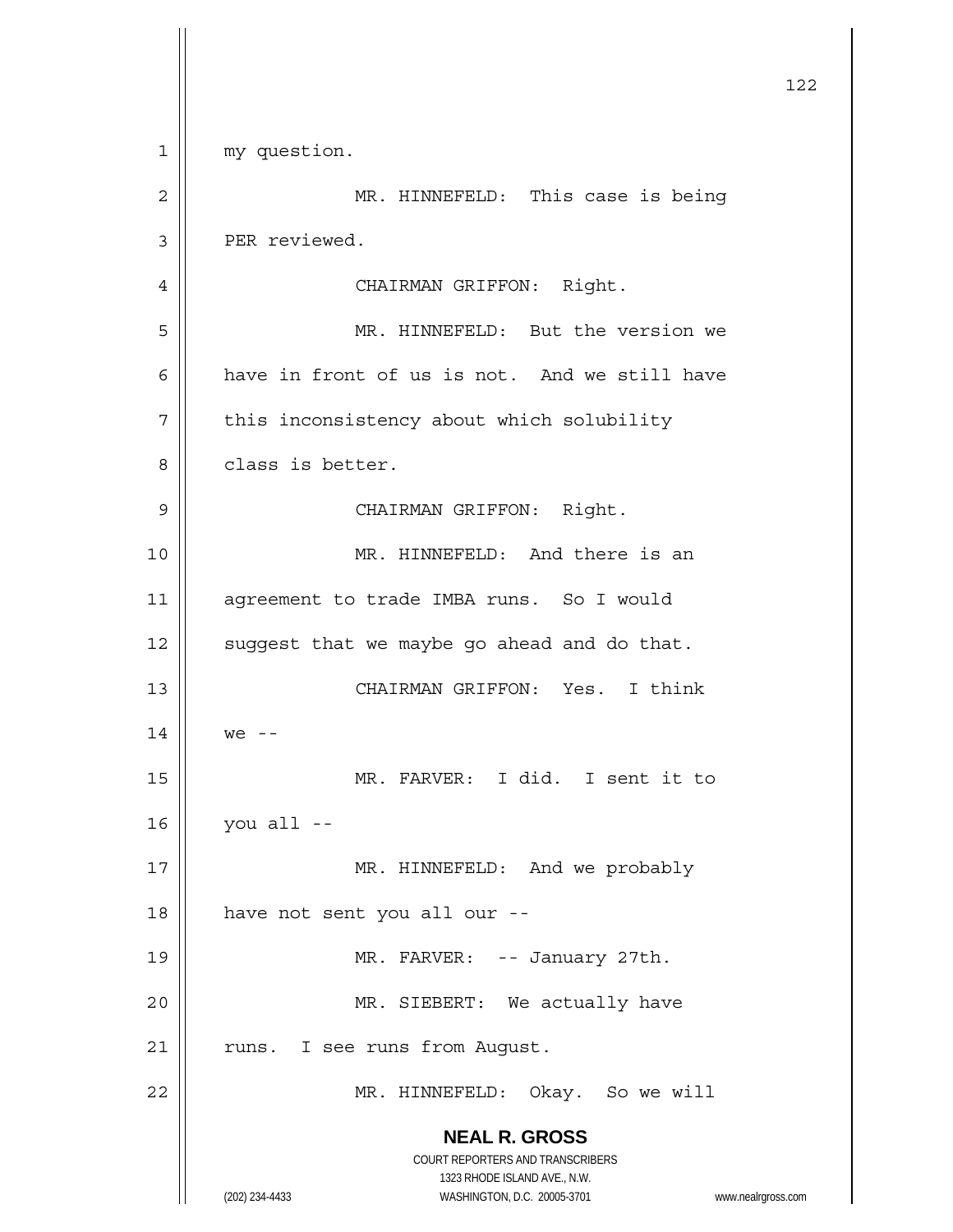my question.

MR. HINNEFELD: This case is being PER reviewed.

CHAIRMAN GRIFFON: Right.

MR. HINNEFELD: But the version we have in front of us is not. And we still have this inconsistency about which solubility class is better.

CHAIRMAN GRIFFON: Right.

MR. HINNEFELD: And there is an agreement to trade IMBA runs. So I would suggest that we maybe go ahead and do that.

CHAIRMAN GRIFFON: Yes. I think we --

MR. FARVER: I did. I sent it to you all --

MR. HINNEFELD: And we probably have not sent you all our --

MR. FARVER: -- January 27th.

MR. SIEBERT: We actually have runs. I see runs from August.

MR. HINNEFELD: Okay. So we will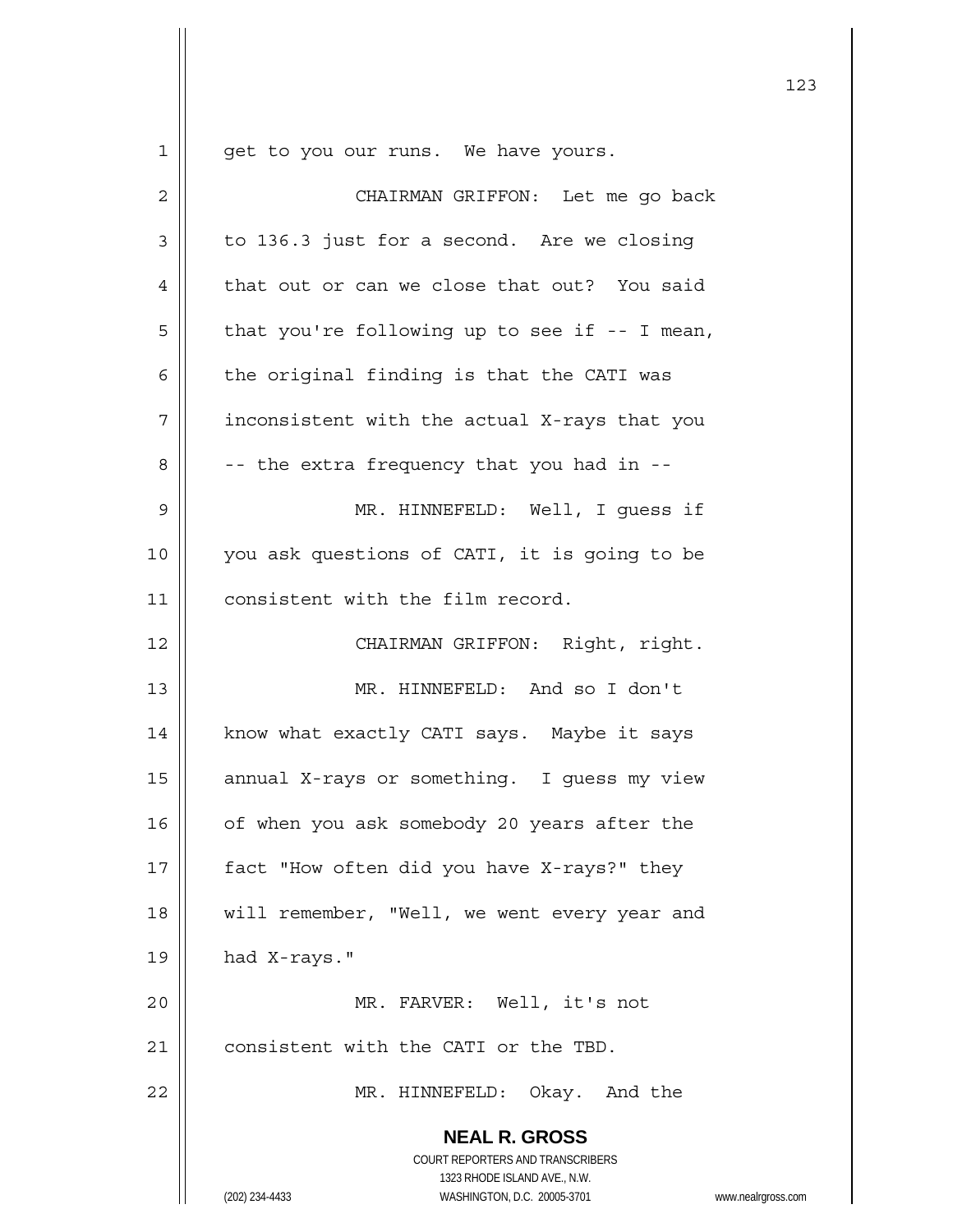get to you our runs. We have yours.

CHAIRMAN GRIFFON: Let me go back to 136.3 just for a second. Are we closing that out or can we close that out? You said that you're following up to see if -- I mean, the original finding is that the CATI was inconsistent with the actual X-rays that you -- the extra frequency that you had in --

MR. HINNEFELD: Well, I guess if you ask questions of CATI, it is going to be consistent with the film record.

CHAIRMAN GRIFFON: Right, right.

MR. HINNEFELD: And so I don't know what exactly CATI says. Maybe it says annual X-rays or something. I guess my view of when you ask somebody 20 years after the fact "How often did you have X-rays?" they will remember, "Well, we went every year and had X-rays."

MR. FARVER: Well, it's not consistent with the CATI or the TBD.

MR. HINNEFELD: Okay. And the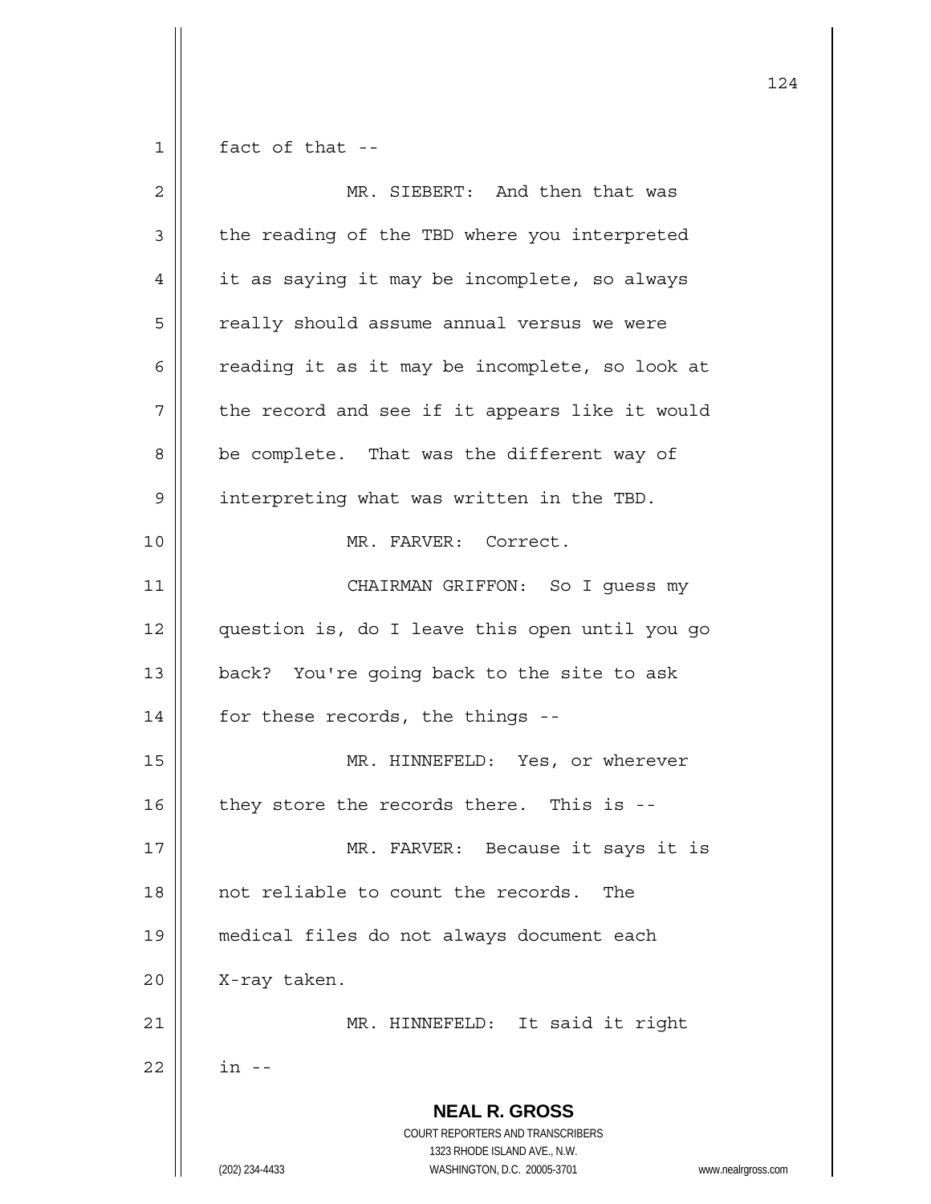fact of that --

MR. SIEBERT: And then that was the reading of the TBD where you interpreted it as saying it may be incomplete, so always really should assume annual versus we were reading it as it may be incomplete, so look at the record and see if it appears like it would be complete. That was the different way of interpreting what was written in the TBD.

MR. FARVER: Correct.

CHAIRMAN GRIFFON: So I guess my question is, do I leave this open until you go back? You're going back to the site to ask for these records, the things --

MR. HINNEFELD: Yes, or wherever they store the records there. This is --

MR. FARVER: Because it says it is not reliable to count the records. The medical files do not always document each X-ray taken.

MR. HINNEFELD: It said it right in --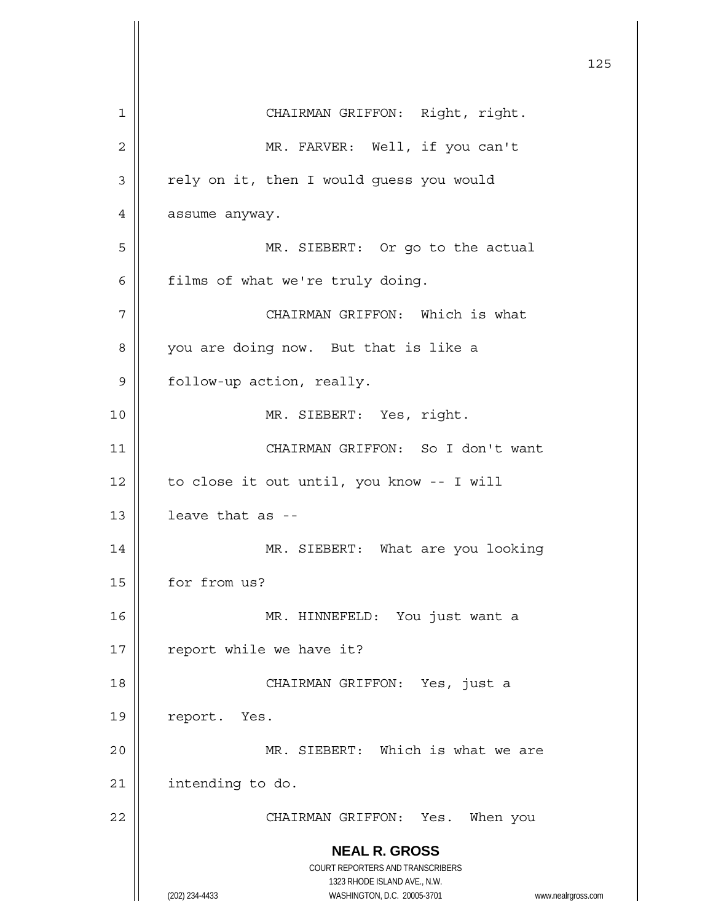CHAIRMAN GRIFFON: Right, right.

MR. FARVER: Well, if you can't rely on it, then I would guess you would assume anyway.

MR. SIEBERT: Or go to the actual films of what we're truly doing.

CHAIRMAN GRIFFON: Which is what you are doing now. But that is like a follow-up action, really.

MR. SIEBERT: Yes, right.

CHAIRMAN GRIFFON: So I don't want to close it out until, you know -- I will leave that as --

MR. SIEBERT: What are you looking for from us?

MR. HINNEFELD: You just want a report while we have it?

CHAIRMAN GRIFFON: Yes, just a report. Yes.

MR. SIEBERT: Which is what we are intending to do.

CHAIRMAN GRIFFON: Yes. When you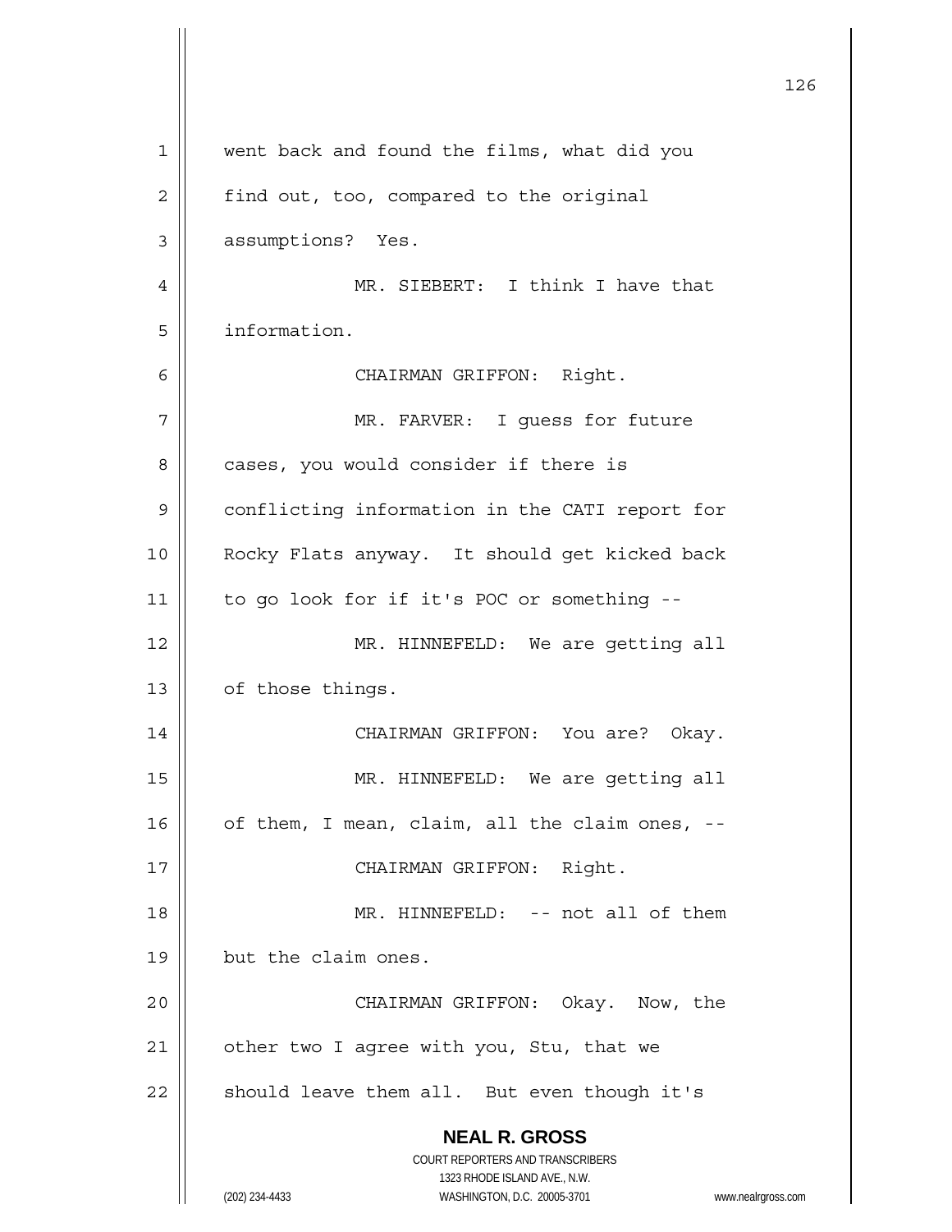went back and found the films, what did you find out, too, compared to the original assumptions? Yes.

MR. SIEBERT: I think I have that information.

CHAIRMAN GRIFFON: Right.

MR. FARVER: I guess for future cases, you would consider if there is conflicting information in the CATI report for Rocky Flats anyway. It should get kicked back to go look for if it's POC or something --

MR. HINNEFELD: We are getting all of those things.

CHAIRMAN GRIFFON: You are? Okay.

MR. HINNEFELD: We are getting all of them, I mean, claim, all the claim ones, --

CHAIRMAN GRIFFON: Right.

MR. HINNEFELD: -- not all of them but the claim ones.

CHAIRMAN GRIFFON: Okay. Now, the other two I agree with you, Stu, that we should leave them all. But even though it's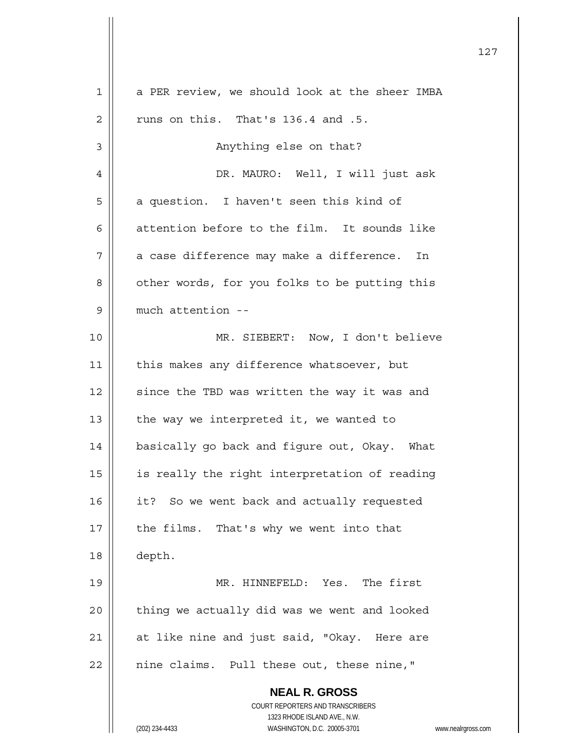a PER review, we should look at the sheer IMBA runs on this. That's 136.4 and .5.

Anything else on that?

DR. MAURO: Well, I will just ask a question. I haven't seen this kind of attention before to the film. It sounds like a case difference may make a difference. In other words, for you folks to be putting this much attention --

MR. SIEBERT: Now, I don't believe this makes any difference whatsoever, but since the TBD was written the way it was and the way we interpreted it, we wanted to basically go back and figure out, Okay. What is really the right interpretation of reading it? So we went back and actually requested the films. That's why we went into that depth.

MR. HINNEFELD: Yes. The first thing we actually did was we went and looked at like nine and just said, "Okay. Here are nine claims. Pull these out, these nine,"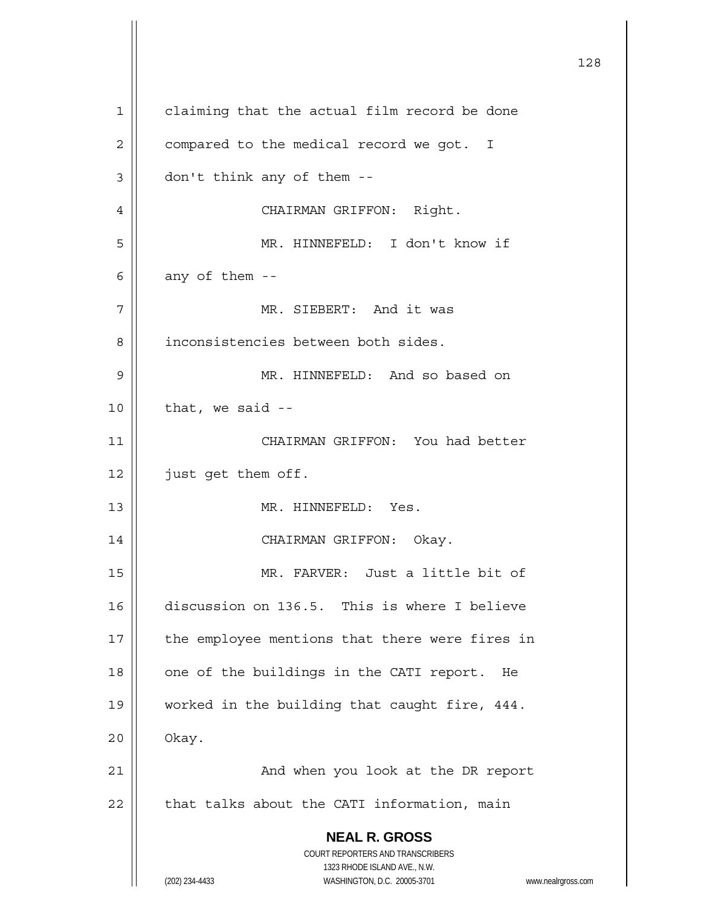claiming that the actual film record be done compared to the medical record we got. I don't think any of them --

CHAIRMAN GRIFFON: Right.

MR. HINNEFELD: I don't know if any of them --

MR. SIEBERT: And it was inconsistencies between both sides.

MR. HINNEFELD: And so based on that, we said --

CHAIRMAN GRIFFON: You had better just get them off.

MR. HINNEFELD: Yes.

CHAIRMAN GRIFFON: Okay.

MR. FARVER: Just a little bit of discussion on 136.5. This is where I believe the employee mentions that there were fires in one of the buildings in the CATI report. He worked in the building that caught fire, 444. Okay.

And when you look at the DR report that talks about the CATI information, main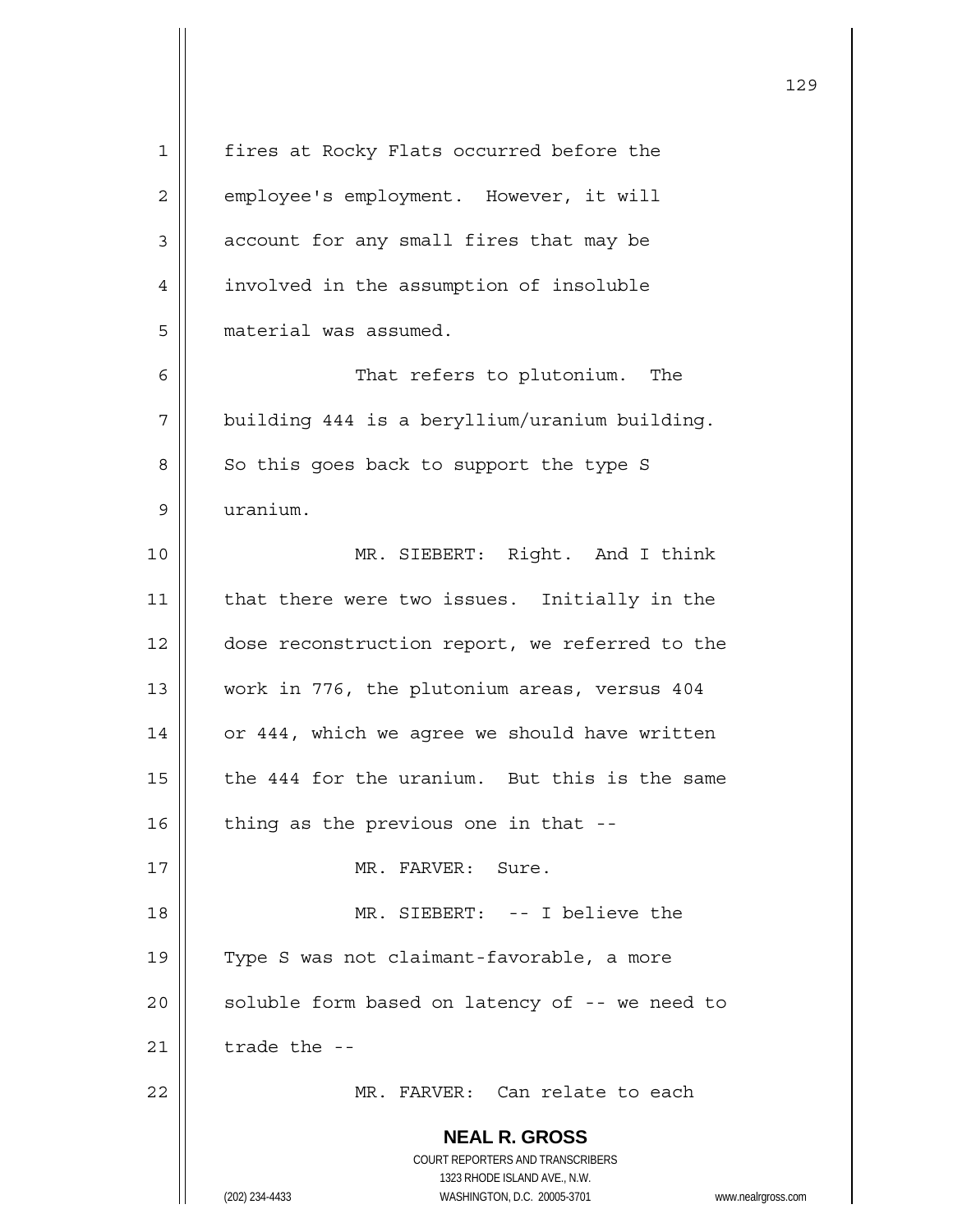fires at Rocky Flats occurred before the employee's employment. However, it will account for any small fires that may be involved in the assumption of insoluble material was assumed.

That refers to plutonium. The building 444 is a beryllium/uranium building. So this goes back to support the type S uranium.

MR. SIEBERT: Right. And I think that there were two issues. Initially in the dose reconstruction report, we referred to the work in 776, the plutonium areas, versus 404 or 444, which we agree we should have written the 444 for the uranium. But this is the same thing as the previous one in that --

MR. FARVER: Sure.

MR. SIEBERT: -- I believe the Type S was not claimant-favorable, a more soluble form based on latency of -- we need to trade the --

MR. FARVER: Can relate to each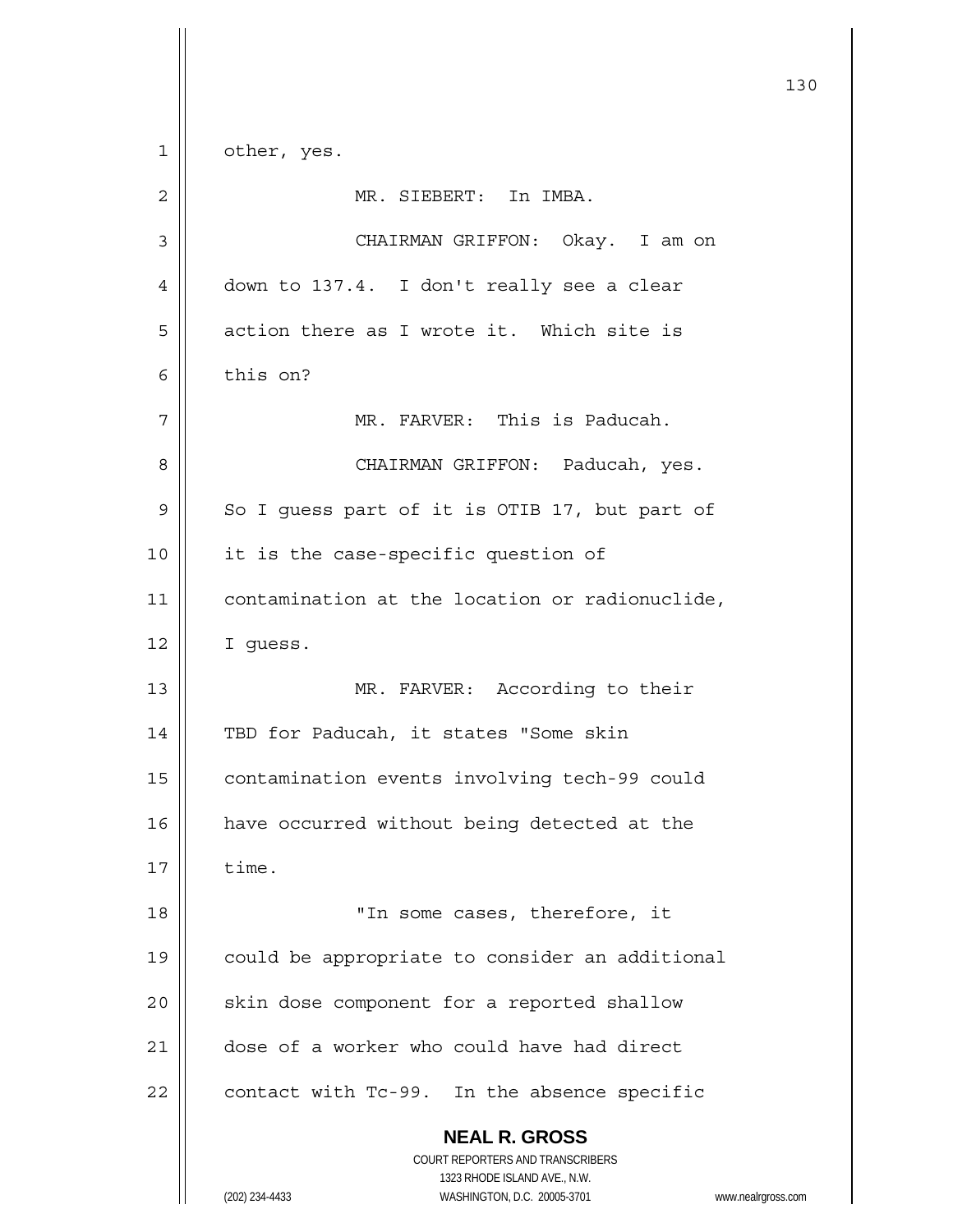other, yes.

MR. SIEBERT: In IMBA.

CHAIRMAN GRIFFON: Okay. I am on down to 137.4. I don't really see a clear action there as I wrote it. Which site is this on?

MR. FARVER: This is Paducah.

CHAIRMAN GRIFFON: Paducah, yes. So I guess part of it is OTIB 17, but part of it is the case-specific question of contamination at the location or radionuclide, I guess.

MR. FARVER: According to their TBD for Paducah, it states "Some skin contamination events involving tech-99 could have occurred without being detected at the time.

"In some cases, therefore, it could be appropriate to consider an additional skin dose component for a reported shallow dose of a worker who could have had direct contact with Tc-99. In the absence specific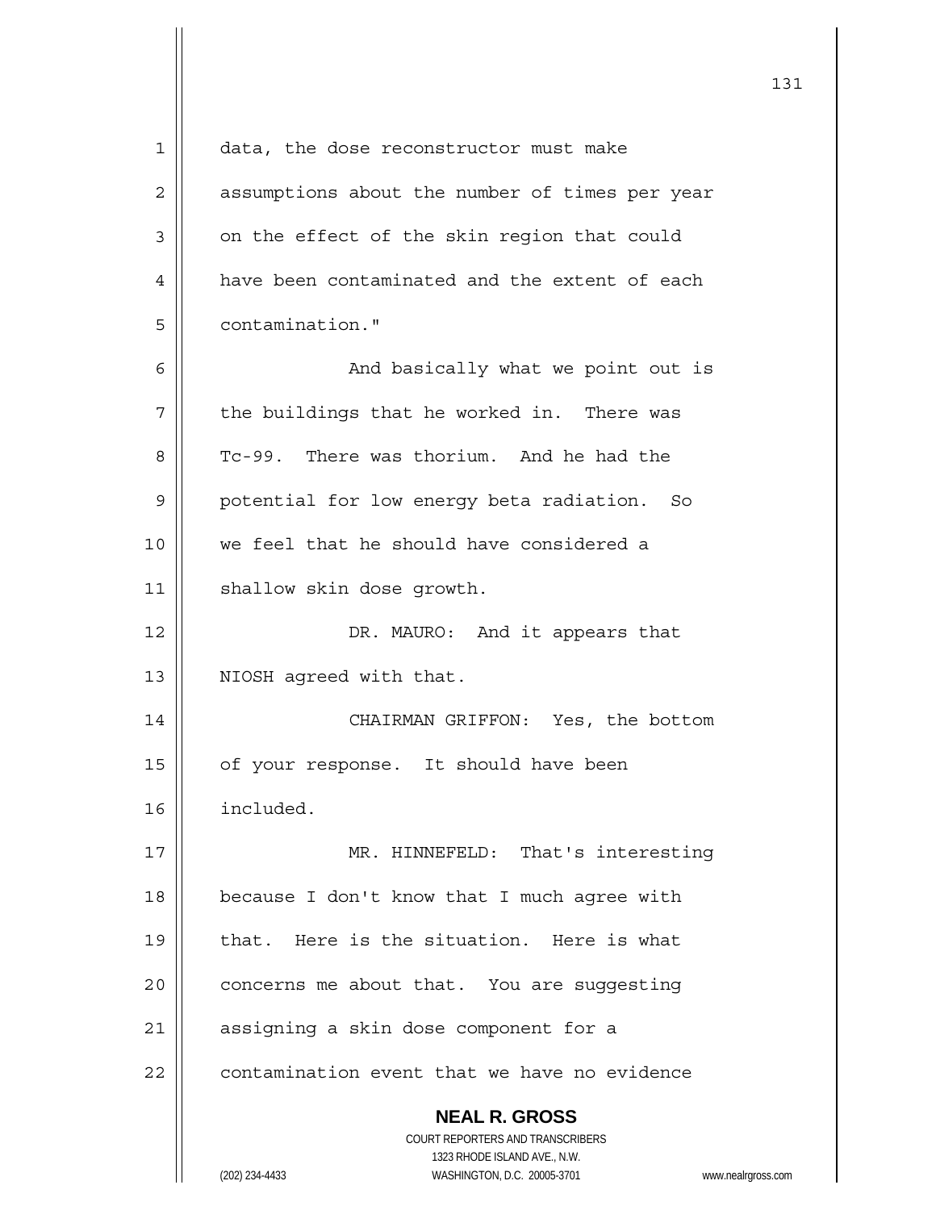data, the dose reconstructor must make assumptions about the number of times per year on the effect of the skin region that could have been contaminated and the extent of each contamination."

And basically what we point out is the buildings that he worked in. There was Tc-99. There was thorium. And he had the potential for low energy beta radiation. So we feel that he should have considered a shallow skin dose growth.

DR. MAURO: And it appears that NIOSH agreed with that.

CHAIRMAN GRIFFON: Yes, the bottom of your response. It should have been included.

MR. HINNEFELD: That's interesting because I don't know that I much agree with that. Here is the situation. Here is what concerns me about that. You are suggesting assigning a skin dose component for a contamination event that we have no evidence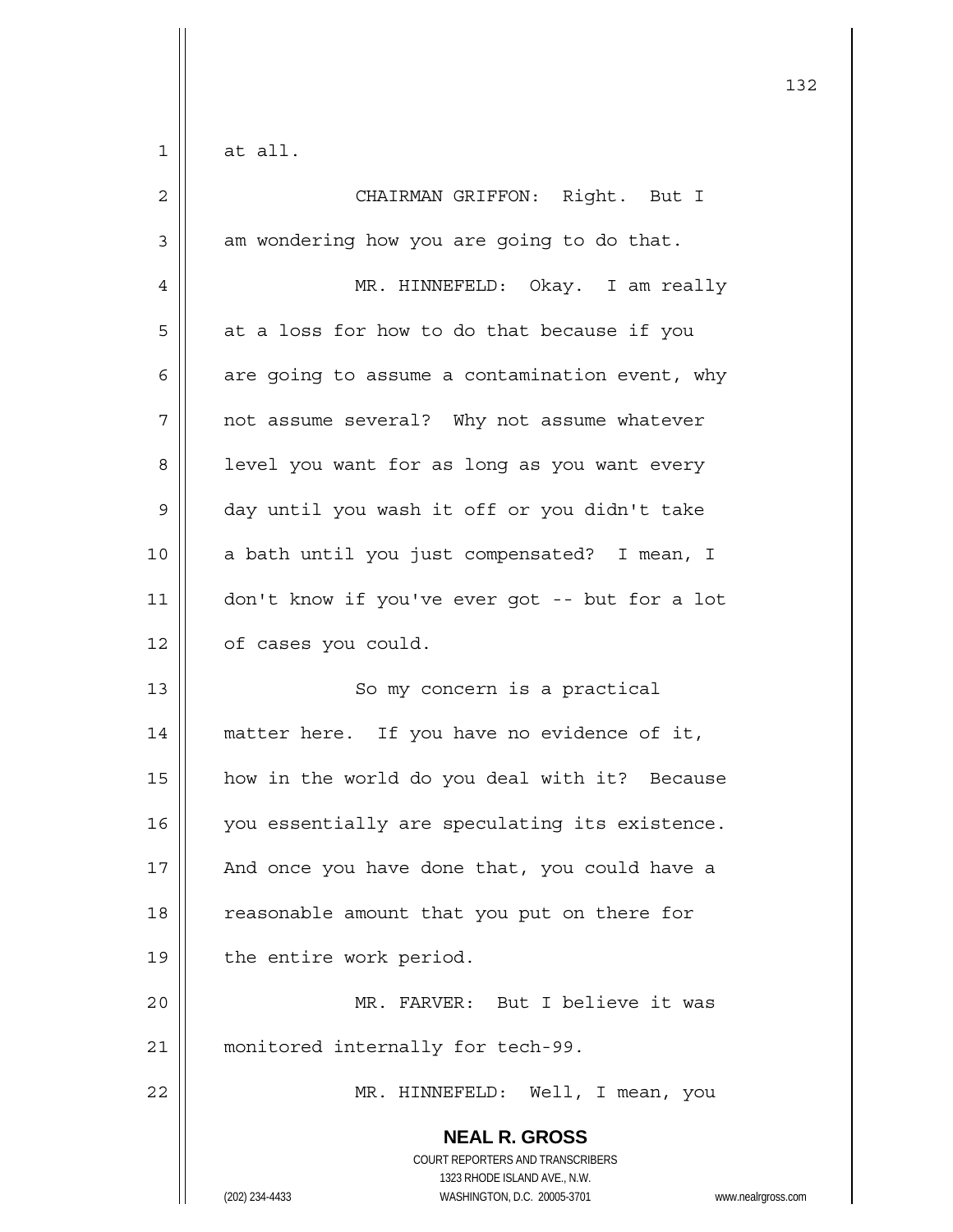at all.

CHAIRMAN GRIFFON: Right. But I am wondering how you are going to do that.

MR. HINNEFELD: Okay. I am really at a loss for how to do that because if you are going to assume a contamination event, why not assume several? Why not assume whatever level you want for as long as you want every day until you wash it off or you didn't take a bath until you just compensated? I mean, I don't know if you've ever got -- but for a lot of cases you could.

So my concern is a practical matter here. If you have no evidence of it, how in the world do you deal with it? Because you essentially are speculating its existence. And once you have done that, you could have a reasonable amount that you put on there for the entire work period.

MR. FARVER: But I believe it was monitored internally for tech-99.

MR. HINNEFELD: Well, I mean, you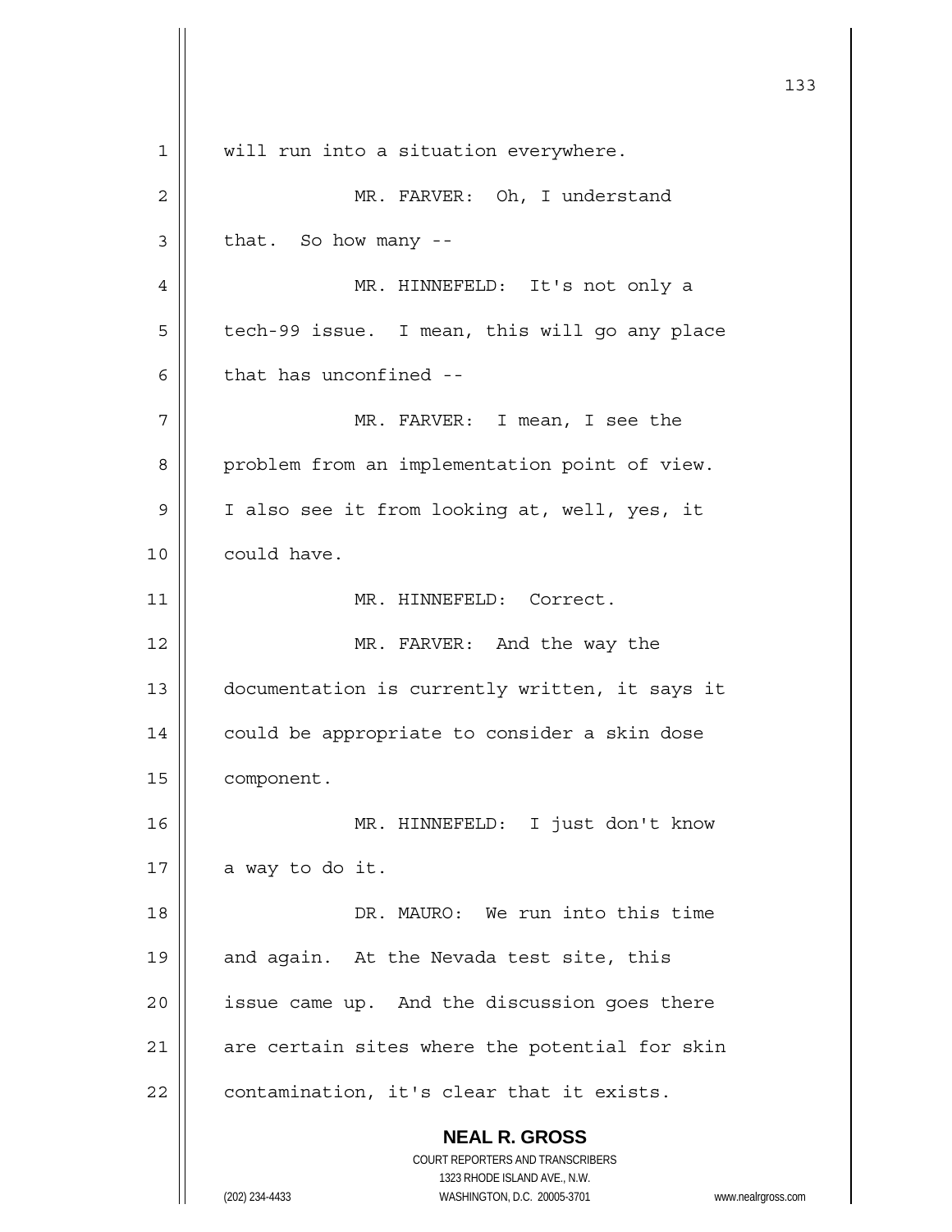will run into a situation everywhere.

MR. FARVER: Oh, I understand that. So how many --

MR. HINNEFELD: It's not only a tech-99 issue. I mean, this will go any place that has unconfined --

MR. FARVER: I mean, I see the problem from an implementation point of view. I also see it from looking at, well, yes, it could have.

MR. HINNEFELD: Correct.

MR. FARVER: And the way the documentation is currently written, it says it could be appropriate to consider a skin dose component.

MR. HINNEFELD: I just don't know a way to do it.

DR. MAURO: We run into this time and again. At the Nevada test site, this issue came up. And the discussion goes there are certain sites where the potential for skin contamination, it's clear that it exists.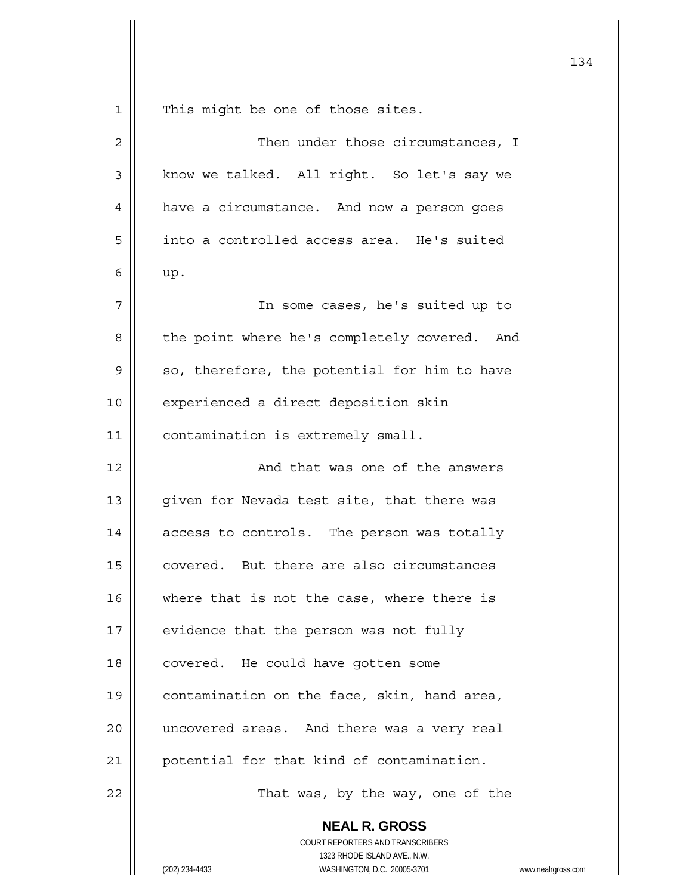This might be one of those sites.

Then under those circumstances, I know we talked. All right. So let's say we have a circumstance. And now a person goes into a controlled access area. He's suited up.

In some cases, he's suited up to the point where he's completely covered. And so, therefore, the potential for him to have experienced a direct deposition skin contamination is extremely small.

And that was one of the answers given for Nevada test site, that there was access to controls. The person was totally covered. But there are also circumstances where that is not the case, where there is evidence that the person was not fully covered. He could have gotten some contamination on the face, skin, hand area, uncovered areas. And there was a very real potential for that kind of contamination.

That was, by the way, one of the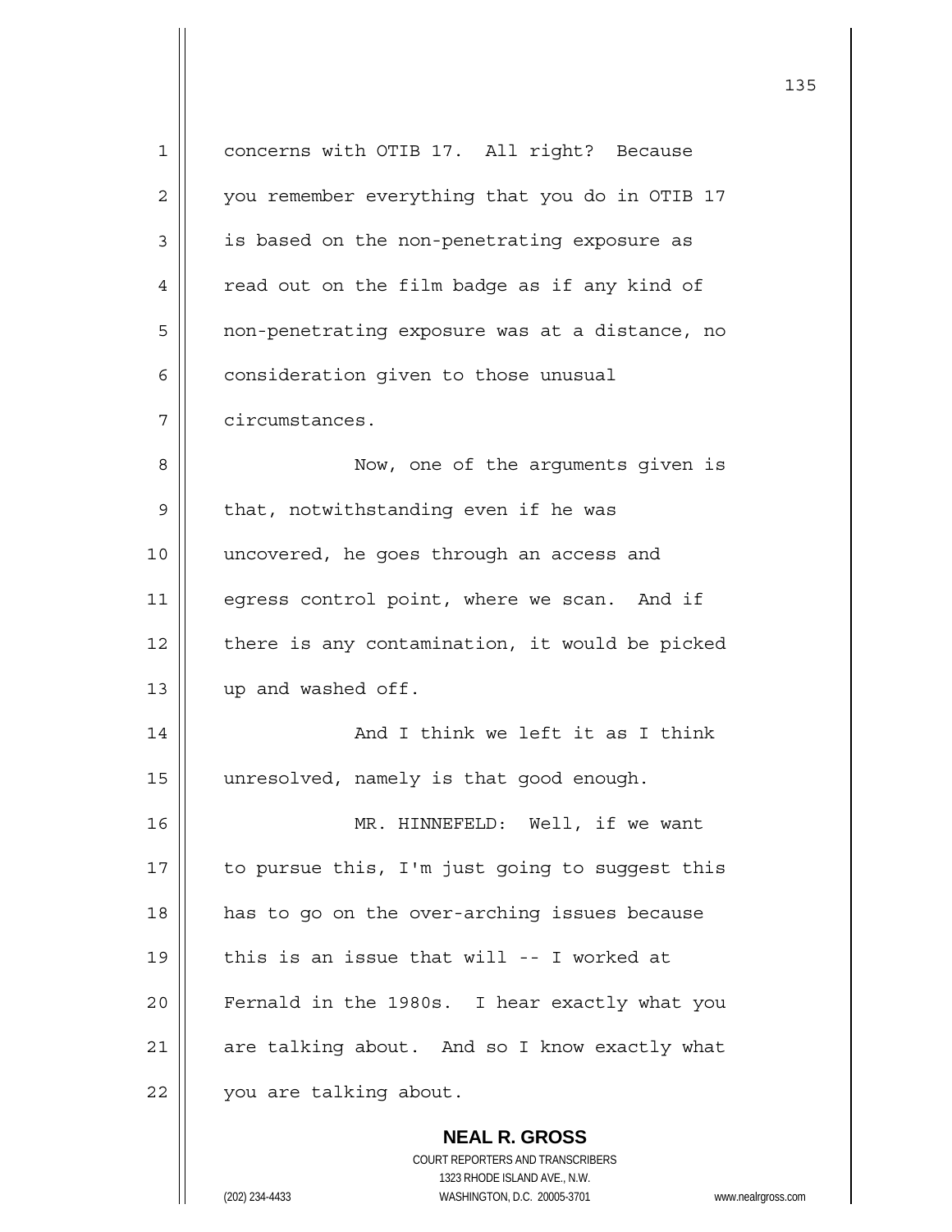concerns with OTIB 17. All right? Because you remember everything that you do in OTIB 17 is based on the non-penetrating exposure as read out on the film badge as if any kind of non-penetrating exposure was at a distance, no consideration given to those unusual circumstances.

Now, one of the arguments given is that, notwithstanding even if he was uncovered, he goes through an access and egress control point, where we scan. And if there is any contamination, it would be picked up and washed off.

And I think we left it as I think unresolved, namely is that good enough.

MR. HINNEFELD: Well, if we want to pursue this, I'm just going to suggest this has to go on the over-arching issues because this is an issue that will -- I worked at Fernald in the 1980s. I hear exactly what you are talking about. And so I know exactly what you are talking about.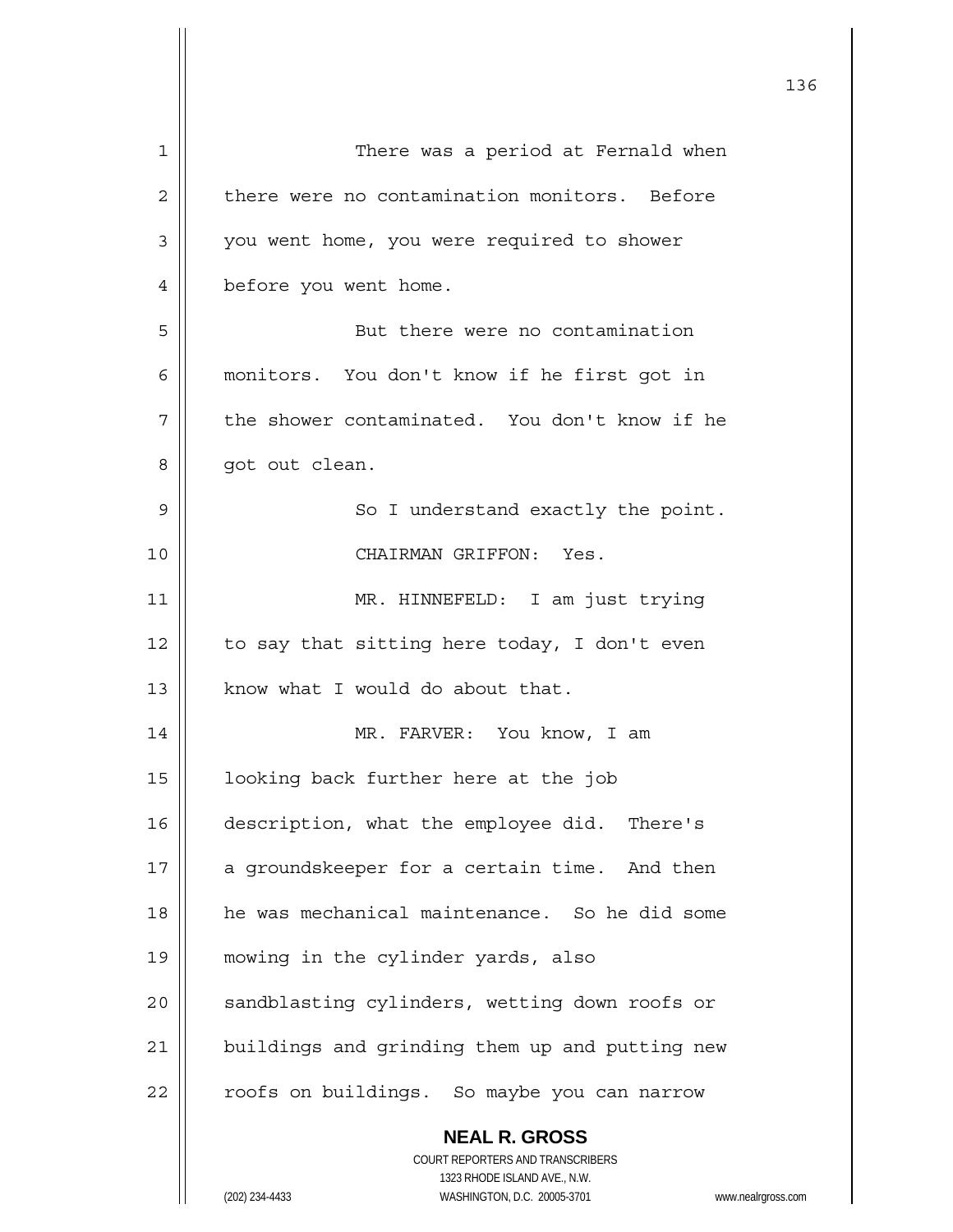There was a period at Fernald when there were no contamination monitors. Before you went home, you were required to shower before you went home.

But there were no contamination monitors. You don't know if he first got in the shower contaminated. You don't know if he got out clean.

So I understand exactly the point.

CHAIRMAN GRIFFON: Yes.

MR. HINNEFELD: I am just trying to say that sitting here today, I don't even know what I would do about that.

MR. FARVER: You know, I am looking back further here at the job description, what the employee did. There's a groundskeeper for a certain time. And then he was mechanical maintenance. So he did some mowing in the cylinder yards, also sandblasting cylinders, wetting down roofs or buildings and grinding them up and putting new roofs on buildings. So maybe you can narrow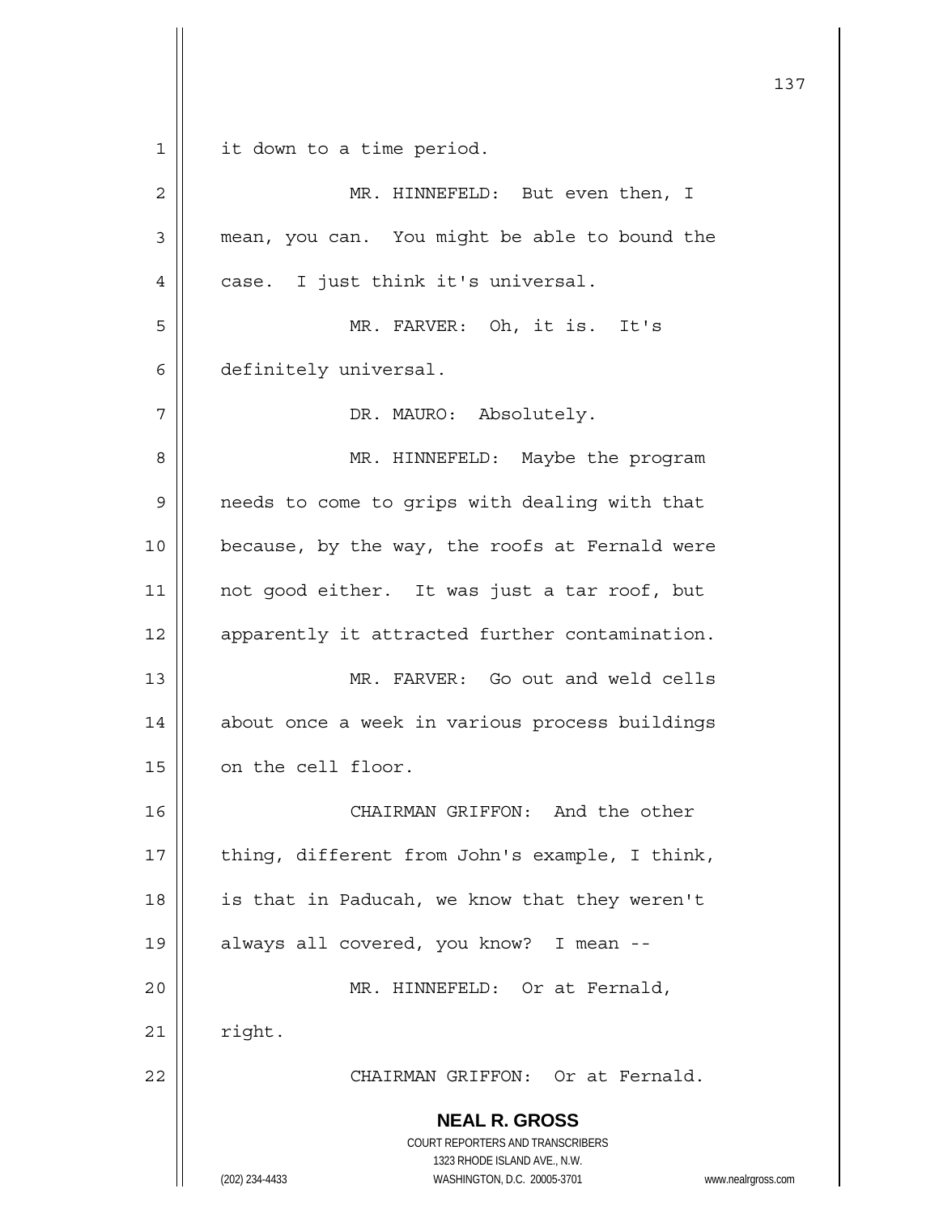it down to a time period.

MR. HINNEFELD: But even then, I mean, you can. You might be able to bound the case. I just think it's universal.

MR. FARVER: Oh, it is. It's definitely universal.

DR. MAURO: Absolutely.

MR. HINNEFELD: Maybe the program needs to come to grips with dealing with that because, by the way, the roofs at Fernald were not good either. It was just a tar roof, but apparently it attracted further contamination.

MR. FARVER: Go out and weld cells about once a week in various process buildings on the cell floor.

CHAIRMAN GRIFFON: And the other thing, different from John's example, I think, is that in Paducah, we know that they weren't always all covered, you know? I mean --

MR. HINNEFELD: Or at Fernald, right.

CHAIRMAN GRIFFON: Or at Fernald.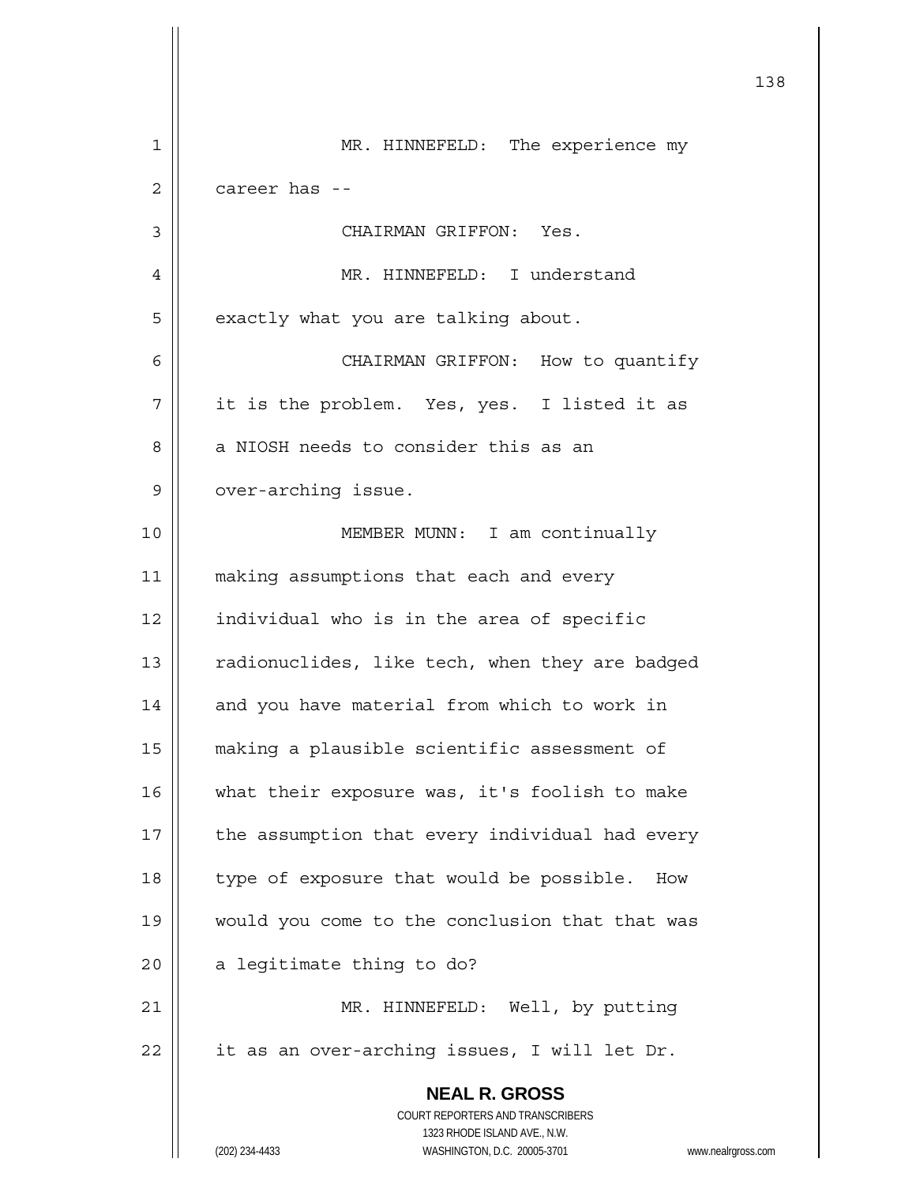MR. HINNEFELD: The experience my career has --

CHAIRMAN GRIFFON: Yes.

MR. HINNEFELD: I understand exactly what you are talking about.

CHAIRMAN GRIFFON: How to quantify it is the problem. Yes, yes. I listed it as a NIOSH needs to consider this as an over-arching issue.

MEMBER MUNN: I am continually making assumptions that each and every individual who is in the area of specific radionuclides, like tech, when they are badged and you have material from which to work in making a plausible scientific assessment of what their exposure was, it's foolish to make the assumption that every individual had every type of exposure that would be possible. How would you come to the conclusion that that was a legitimate thing to do?

MR. HINNEFELD: Well, by putting it as an over-arching issues, I will let Dr.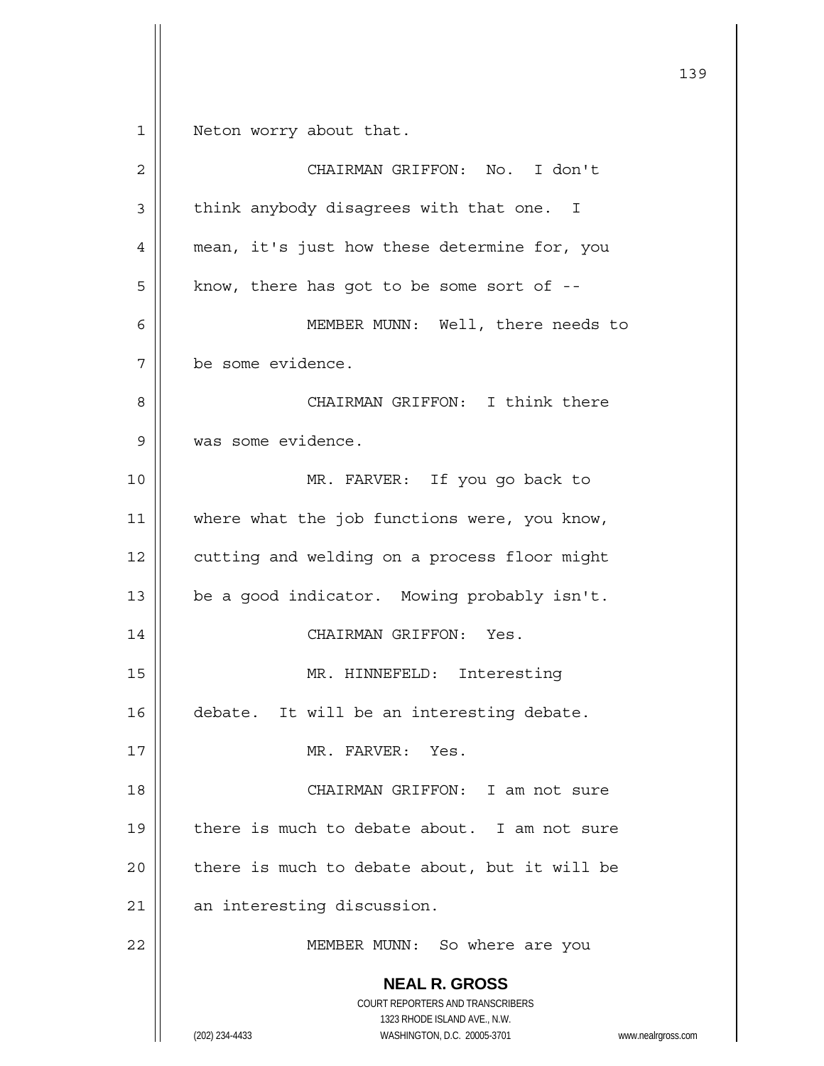Neton worry about that.

CHAIRMAN GRIFFON: No. I don't think anybody disagrees with that one. I mean, it's just how these determine for, you know, there has got to be some sort of --

MEMBER MUNN: Well, there needs to be some evidence.

CHAIRMAN GRIFFON: I think there was some evidence.

MR. FARVER: If you go back to where what the job functions were, you know, cutting and welding on a process floor might be a good indicator. Mowing probably isn't.

CHAIRMAN GRIFFON: Yes.

MR. HINNEFELD: Interesting debate. It will be an interesting debate.

MR. FARVER: Yes.

CHAIRMAN GRIFFON: I am not sure there is much to debate about. I am not sure there is much to debate about, but it will be an interesting discussion.

MEMBER MUNN: So where are you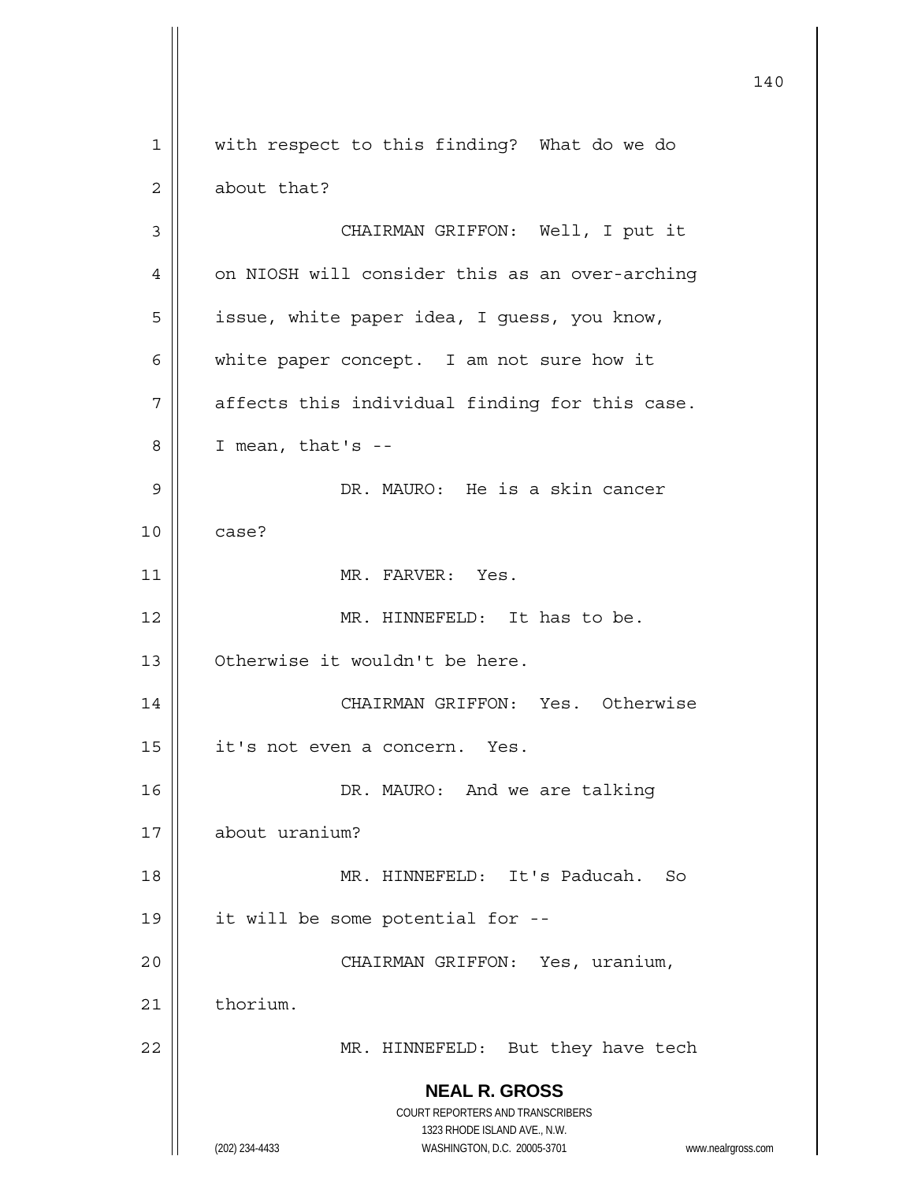with respect to this finding? What do we do about that?

CHAIRMAN GRIFFON: Well, I put it on NIOSH will consider this as an over-arching issue, white paper idea, I guess, you know, white paper concept. I am not sure how it affects this individual finding for this case. I mean, that's --

DR. MAURO: He is a skin cancer case?

MR. FARVER: Yes.

MR. HINNEFELD: It has to be. Otherwise it wouldn't be here.

CHAIRMAN GRIFFON: Yes. Otherwise it's not even a concern. Yes.

DR. MAURO: And we are talking about uranium?

MR. HINNEFELD: It's Paducah. So it will be some potential for --

CHAIRMAN GRIFFON: Yes, uranium, thorium.

MR. HINNEFELD: But they have tech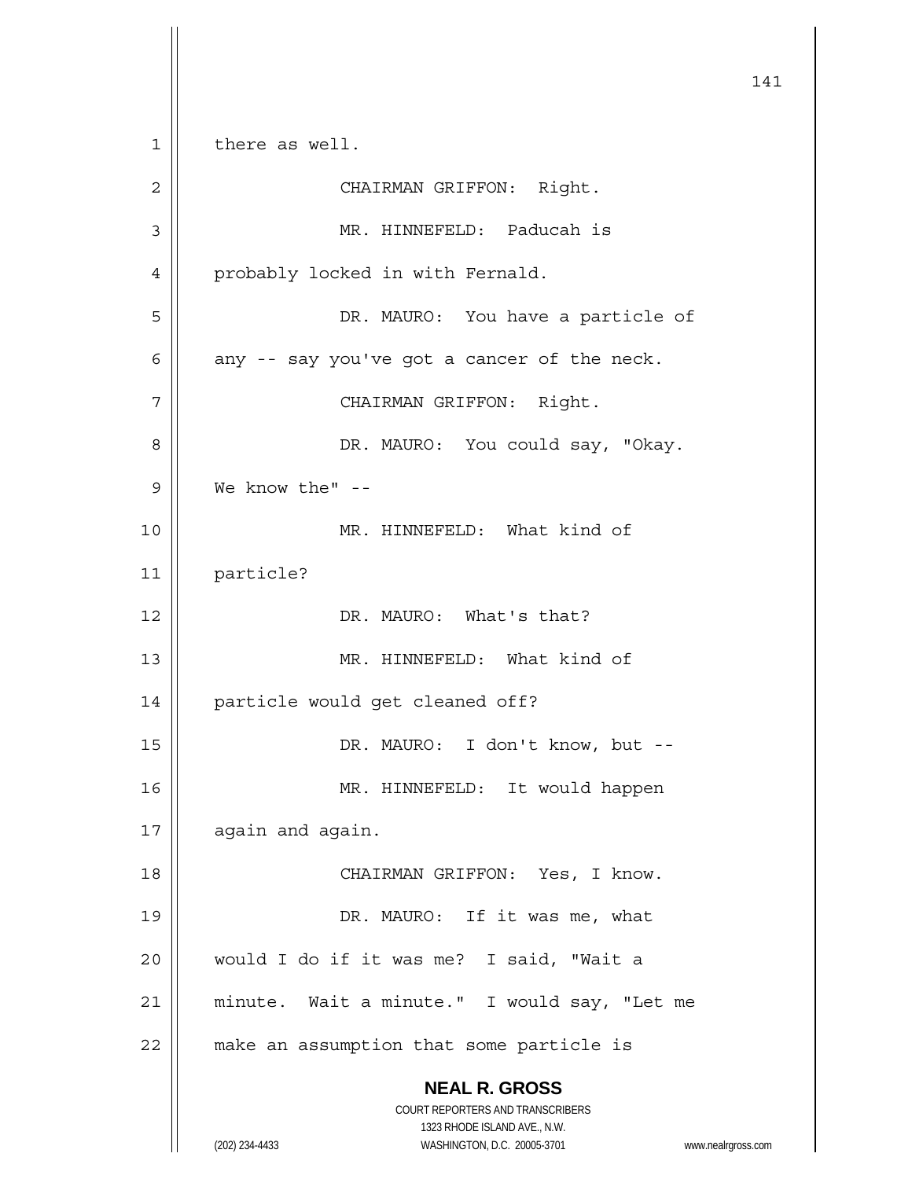there as well.

CHAIRMAN GRIFFON: Right.

MR. HINNEFELD: Paducah is probably locked in with Fernald.

DR. MAURO: You have a particle of any -- say you've got a cancer of the neck.

CHAIRMAN GRIFFON: Right.

DR. MAURO: You could say, "Okay. We know the" --

MR. HINNEFELD: What kind of particle?

DR. MAURO: What's that?

MR. HINNEFELD: What kind of particle would get cleaned off?

DR. MAURO: I don't know, but --

MR. HINNEFELD: It would happen again and again.

CHAIRMAN GRIFFON: Yes, I know.

DR. MAURO: If it was me, what would I do if it was me? I said, "Wait a minute. Wait a minute." I would say, "Let me make an assumption that some particle is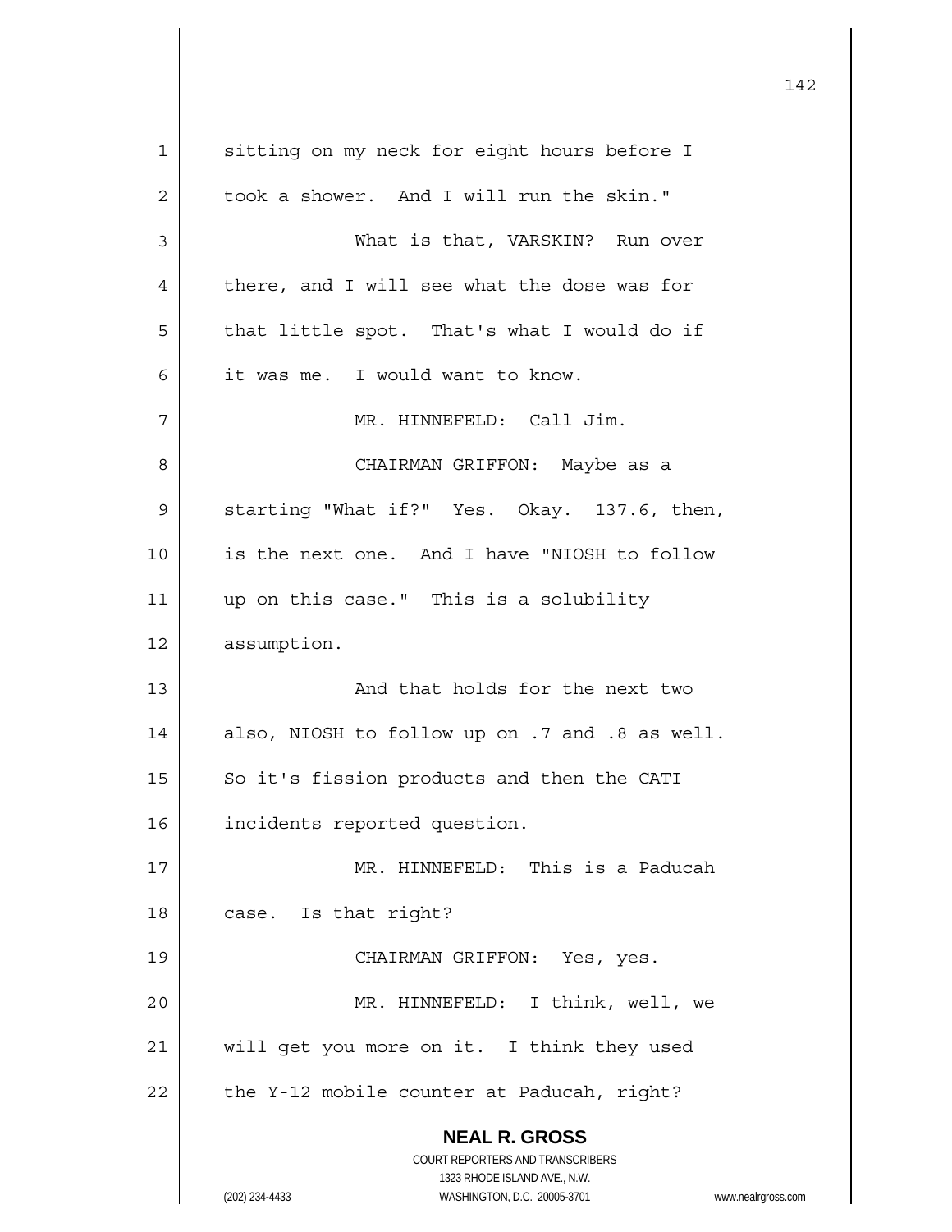sitting on my neck for eight hours before I took a shower. And I will run the skin."

What is that, VARSKIN? Run over there, and I will see what the dose was for that little spot. That's what I would do if it was me. I would want to know.

MR. HINNEFELD: Call Jim.

CHAIRMAN GRIFFON: Maybe as a starting "What if?" Yes. Okay. 137.6, then, is the next one. And I have "NIOSH to follow up on this case." This is a solubility assumption.

And that holds for the next two also, NIOSH to follow up on .7 and .8 as well. So it's fission products and then the CATI incidents reported question.

MR. HINNEFELD: This is a Paducah case. Is that right?

CHAIRMAN GRIFFON: Yes, yes.

MR. HINNEFELD: I think, well, we will get you more on it. I think they used the Y-12 mobile counter at Paducah, right?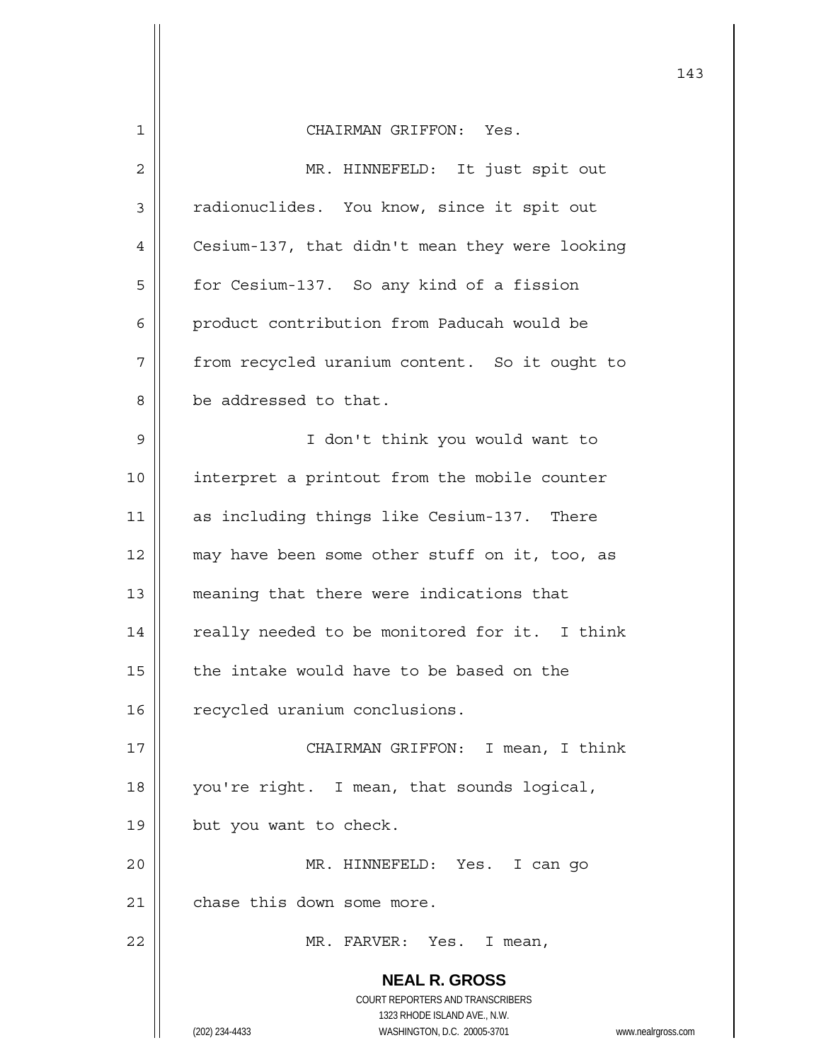CHAIRMAN GRIFFON: Yes.

MR. HINNEFELD: It just spit out radionuclides. You know, since it spit out Cesium-137, that didn't mean they were looking for Cesium-137. So any kind of a fission product contribution from Paducah would be from recycled uranium content. So it ought to be addressed to that.

I don't think you would want to interpret a printout from the mobile counter as including things like Cesium-137. There may have been some other stuff on it, too, as meaning that there were indications that really needed to be monitored for it. I think the intake would have to be based on the recycled uranium conclusions.

CHAIRMAN GRIFFON: I mean, I think you're right. I mean, that sounds logical, but you want to check.

MR. HINNEFELD: Yes. I can go chase this down some more.

MR. FARVER: Yes. I mean,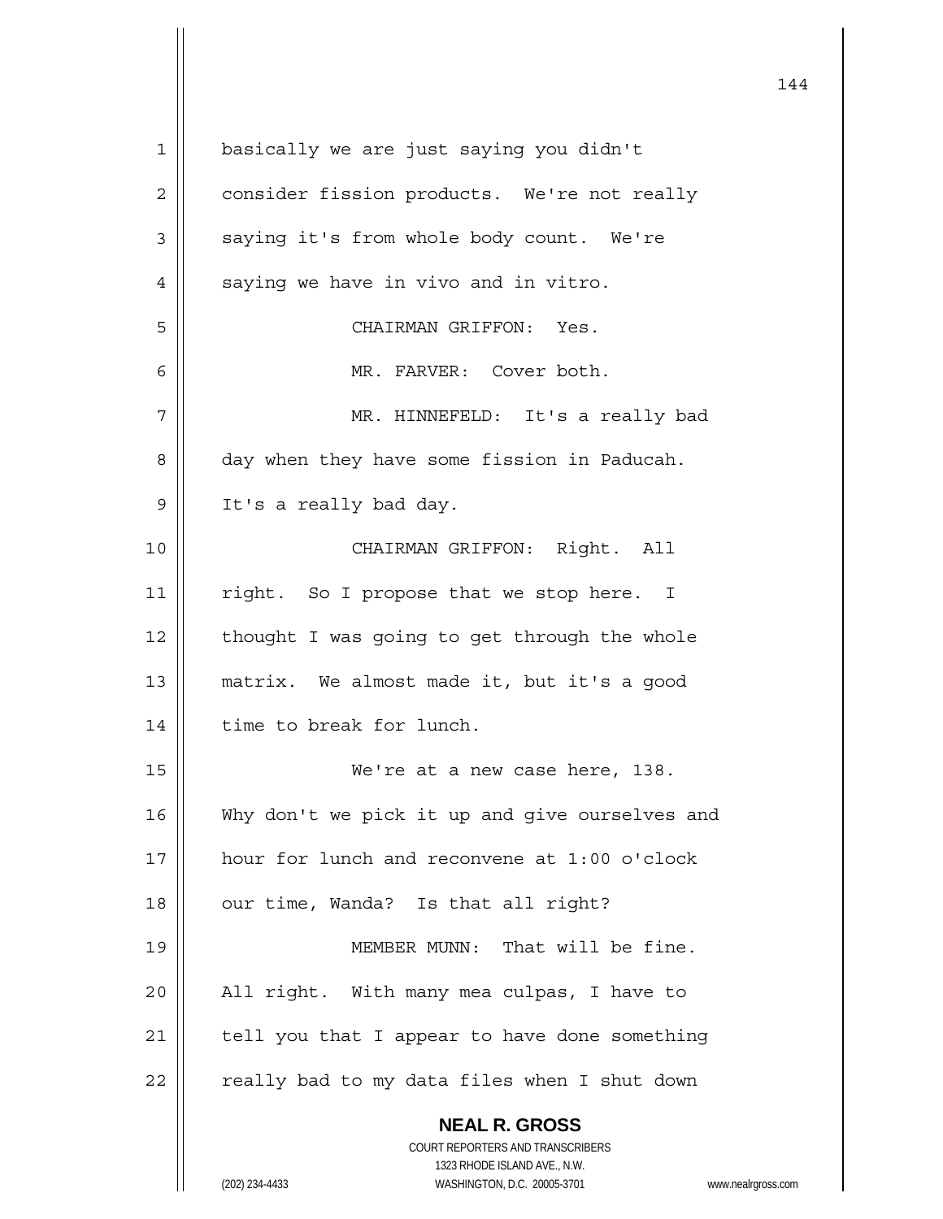basically we are just saying you didn't consider fission products. We're not really saying it's from whole body count. We're saying we have in vivo and in vitro.

CHAIRMAN GRIFFON: Yes.

MR. FARVER: Cover both.

MR. HINNEFELD: It's a really bad day when they have some fission in Paducah. It's a really bad day.

CHAIRMAN GRIFFON: Right. All right. So I propose that we stop here. I thought I was going to get through the whole matrix. We almost made it, but it's a good time to break for lunch.

We're at a new case here, 138. Why don't we pick it up and give ourselves and hour for lunch and reconvene at 1:00 o'clock our time, Wanda? Is that all right?

MEMBER MUNN: That will be fine. All right. With many mea culpas, I have to tell you that I appear to have done something really bad to my data files when I shut down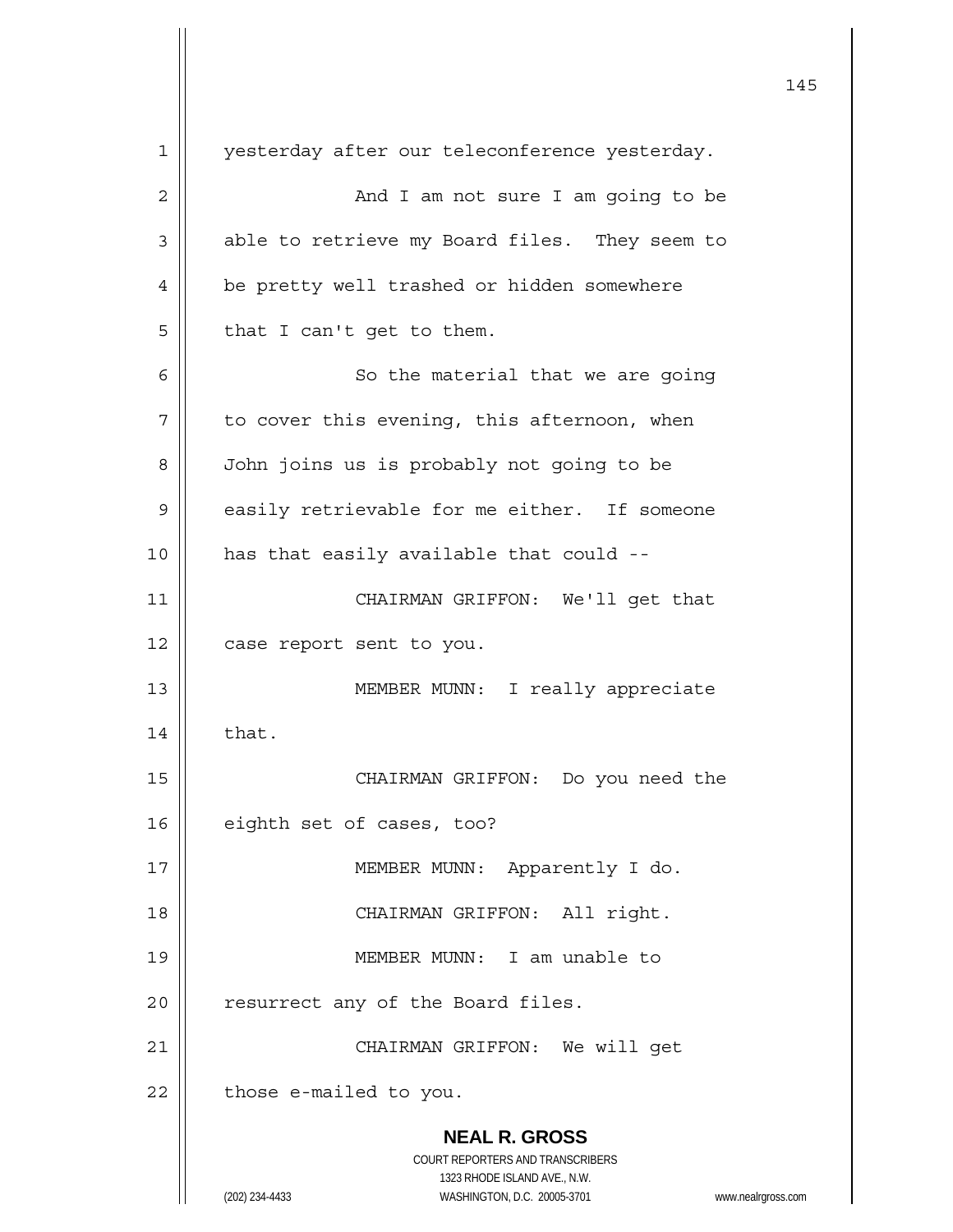yesterday after our teleconference yesterday.

And I am not sure I am going to be able to retrieve my Board files. They seem to be pretty well trashed or hidden somewhere that I can't get to them.

So the material that we are going to cover this evening, this afternoon, when John joins us is probably not going to be easily retrievable for me either. If someone has that easily available that could --

CHAIRMAN GRIFFON: We'll get that case report sent to you.

MEMBER MUNN: I really appreciate that.

CHAIRMAN GRIFFON: Do you need the eighth set of cases, too?

MEMBER MUNN: Apparently I do.

CHAIRMAN GRIFFON: All right.

MEMBER MUNN: I am unable to resurrect any of the Board files.

CHAIRMAN GRIFFON: We will get those e-mailed to you.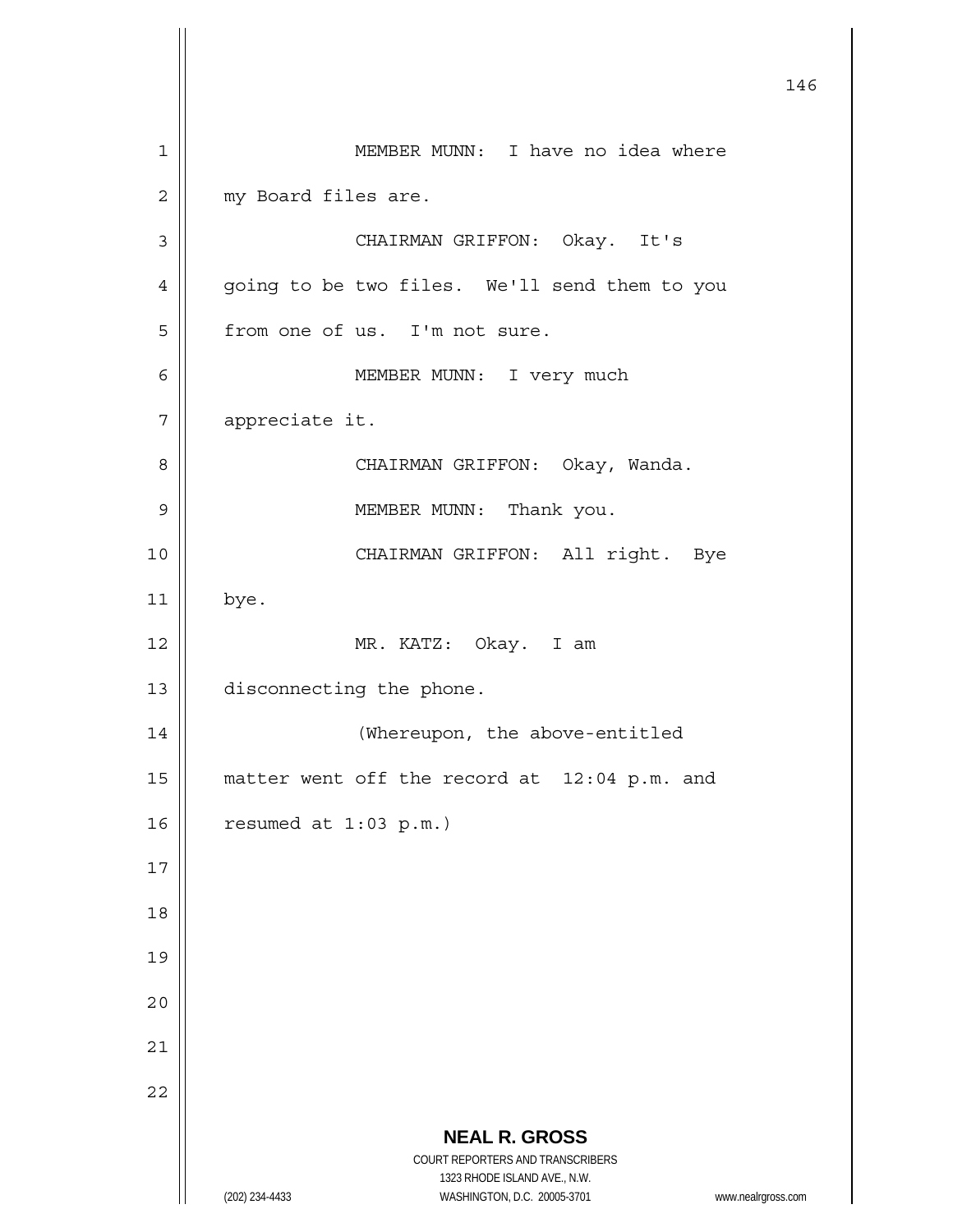MEMBER MUNN: I have no idea where my Board files are.

CHAIRMAN GRIFFON: Okay. It's going to be two files. We'll send them to you from one of us. I'm not sure.

MEMBER MUNN: I very much appreciate it.

CHAIRMAN GRIFFON: Okay, Wanda.

MEMBER MUNN: Thank you.

CHAIRMAN GRIFFON: All right. Bye bye.

MR. KATZ: Okay. I am disconnecting the phone.

(Whereupon, the above-entitled matter went off the record at 12:04 p.m. and resumed at 1:03 p.m.)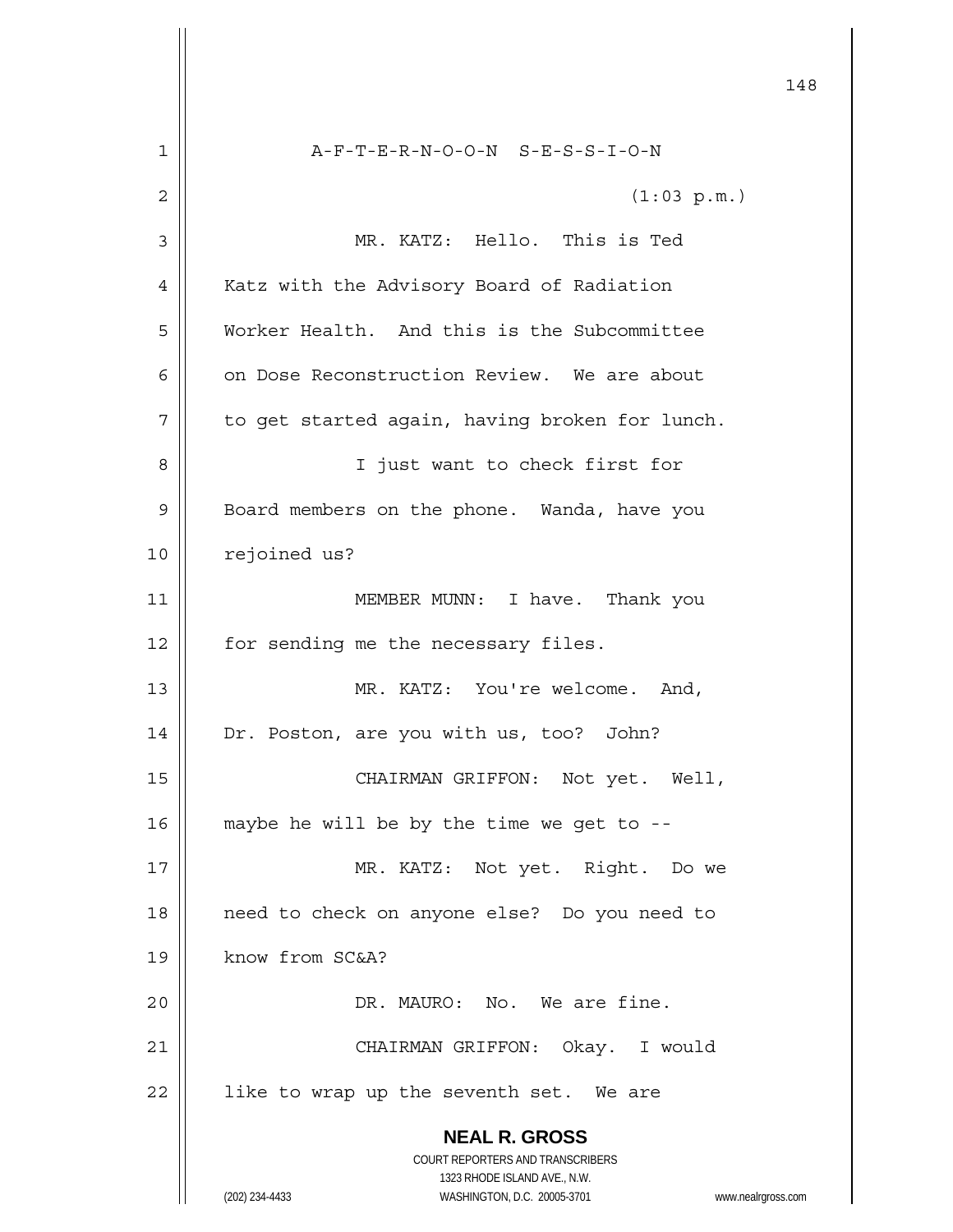A-F-T-E-R-N-O-O-N S-E-S-S-I-O-N

(1:03 p.m.)

MR. KATZ: Hello. This is Ted Katz with the Advisory Board of Radiation Worker Health. And this is the Subcommittee on Dose Reconstruction Review. We are about to get started again, having broken for lunch.

I just want to check first for Board members on the phone. Wanda, have you rejoined us?

MEMBER MUNN: I have. Thank you for sending me the necessary files.

MR. KATZ: You're welcome. And, Dr. Poston, are you with us, too? John?

CHAIRMAN GRIFFON: Not yet. Well, maybe he will be by the time we get to --

MR. KATZ: Not yet. Right. Do we need to check on anyone else? Do you need to know from SC&A?

DR. MAURO: No. We are fine.

CHAIRMAN GRIFFON: Okay. I would like to wrap up the seventh set. We are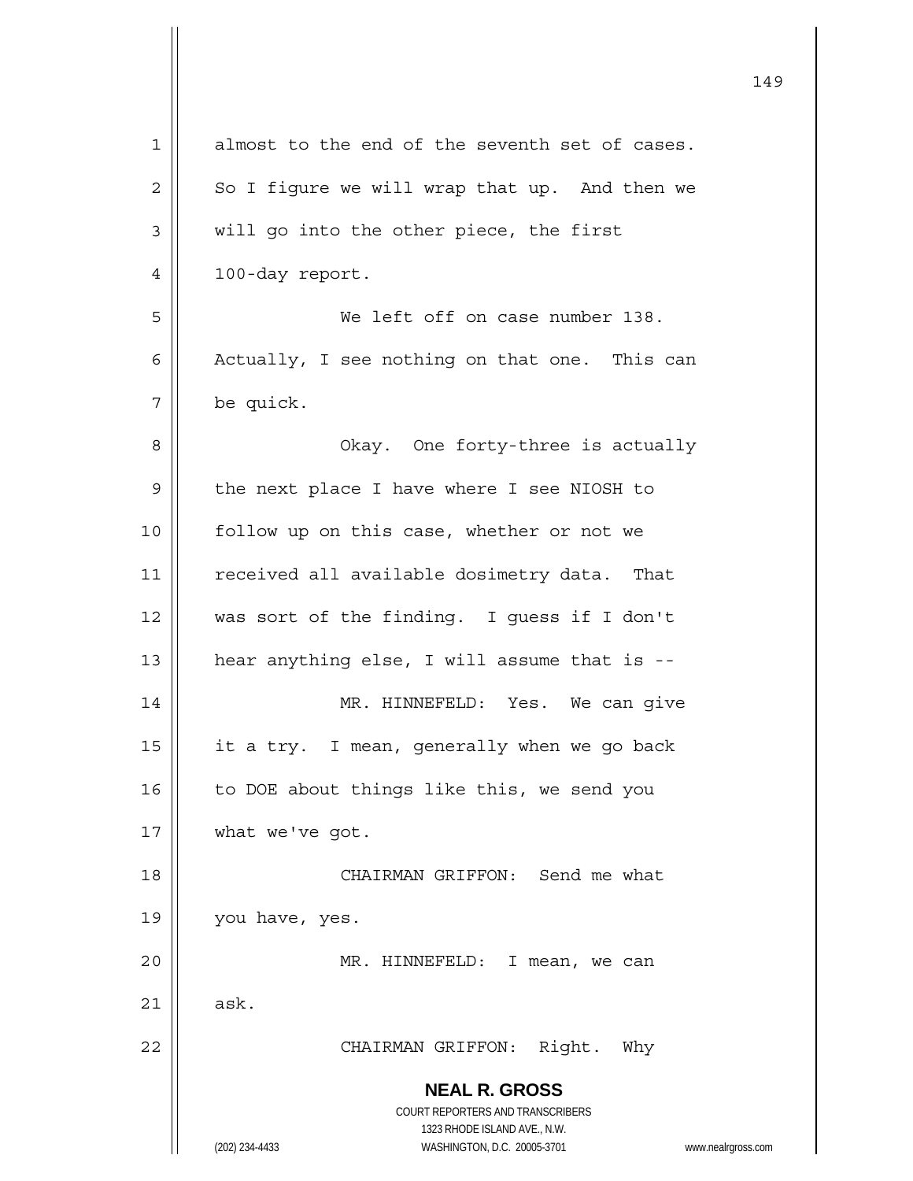almost to the end of the seventh set of cases. So I figure we will wrap that up. And then we will go into the other piece, the first 100-day report.

We left off on case number 138. Actually, I see nothing on that one. This can be quick.

Okay. One forty-three is actually the next place I have where I see NIOSH to follow up on this case, whether or not we received all available dosimetry data. That was sort of the finding. I guess if I don't hear anything else, I will assume that is --

MR. HINNEFELD: Yes. We can give it a try. I mean, generally when we go back to DOE about things like this, we send you what we've got.

CHAIRMAN GRIFFON: Send me what you have, yes.

MR. HINNEFELD: I mean, we can ask.

CHAIRMAN GRIFFON: Right. Why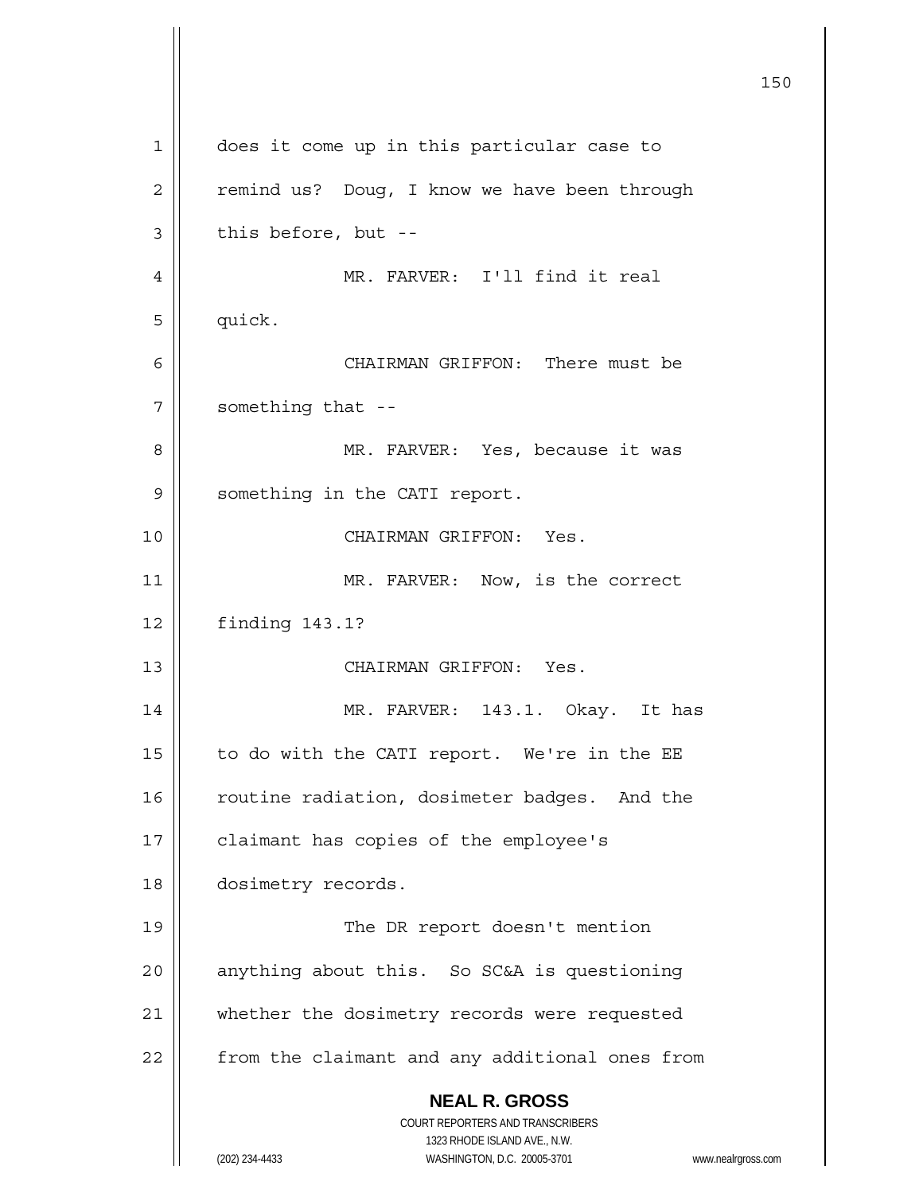does it come up in this particular case to remind us? Doug, I know we have been through this before, but --

MR. FARVER: I'll find it real quick.

CHAIRMAN GRIFFON: There must be something that --

MR. FARVER: Yes, because it was something in the CATI report.

CHAIRMAN GRIFFON: Yes.

MR. FARVER: Now, is the correct finding 143.1?

CHAIRMAN GRIFFON: Yes.

MR. FARVER: 143.1. Okay. It has to do with the CATI report. We're in the EE routine radiation, dosimeter badges. And the claimant has copies of the employee's dosimetry records.

The DR report doesn't mention anything about this. So SC&A is questioning whether the dosimetry records were requested from the claimant and any additional ones from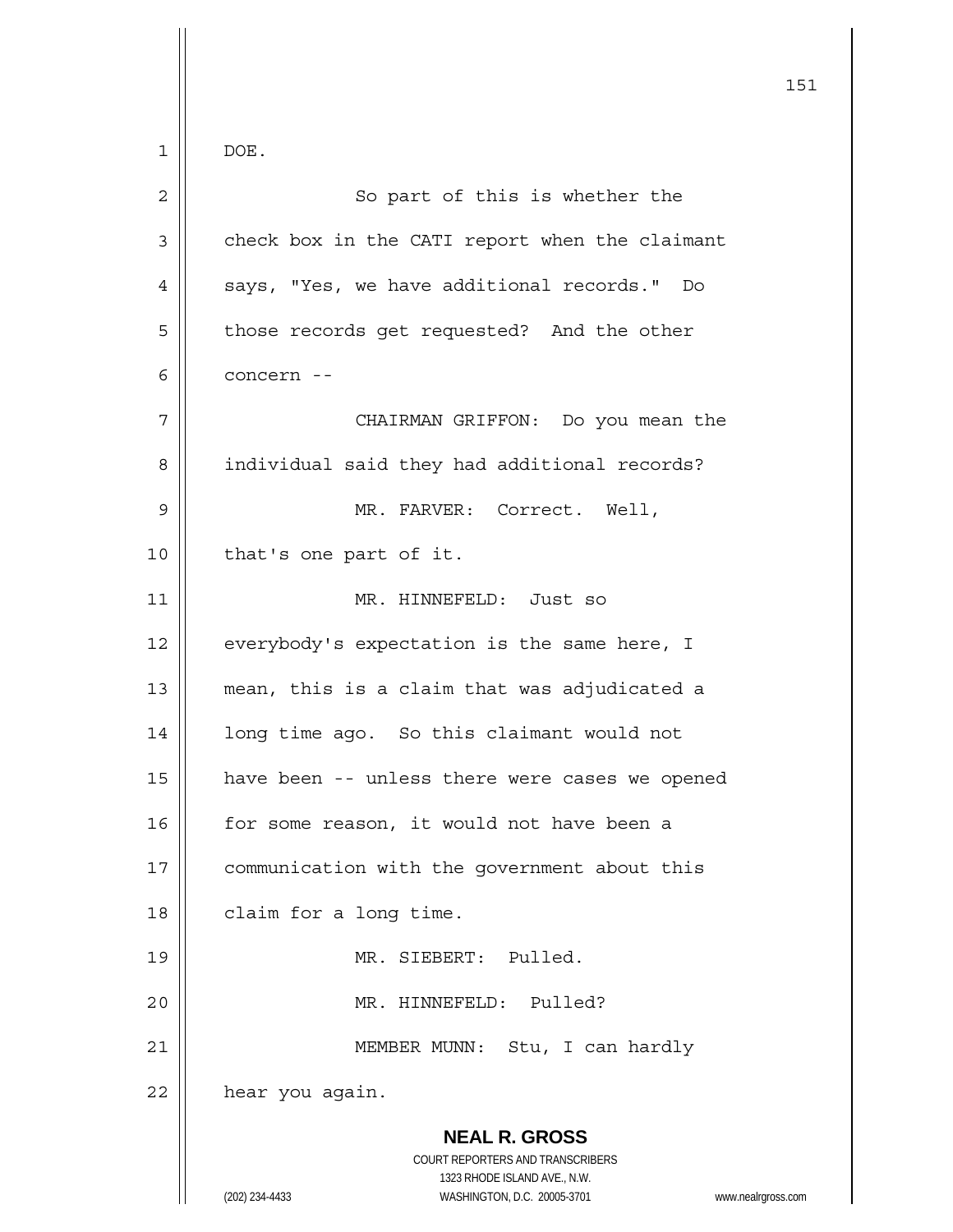DOE.

So part of this is whether the check box in the CATI report when the claimant says, "Yes, we have additional records." Do those records get requested? And the other concern --

CHAIRMAN GRIFFON: Do you mean the individual said they had additional records?

MR. FARVER: Correct. Well, that's one part of it.

MR. HINNEFELD: Just so everybody's expectation is the same here, I mean, this is a claim that was adjudicated a long time ago. So this claimant would not have been -- unless there were cases we opened for some reason, it would not have been a communication with the government about this claim for a long time.

MR. SIEBERT: Pulled.

MR. HINNEFELD: Pulled?

MEMBER MUNN: Stu, I can hardly hear you again.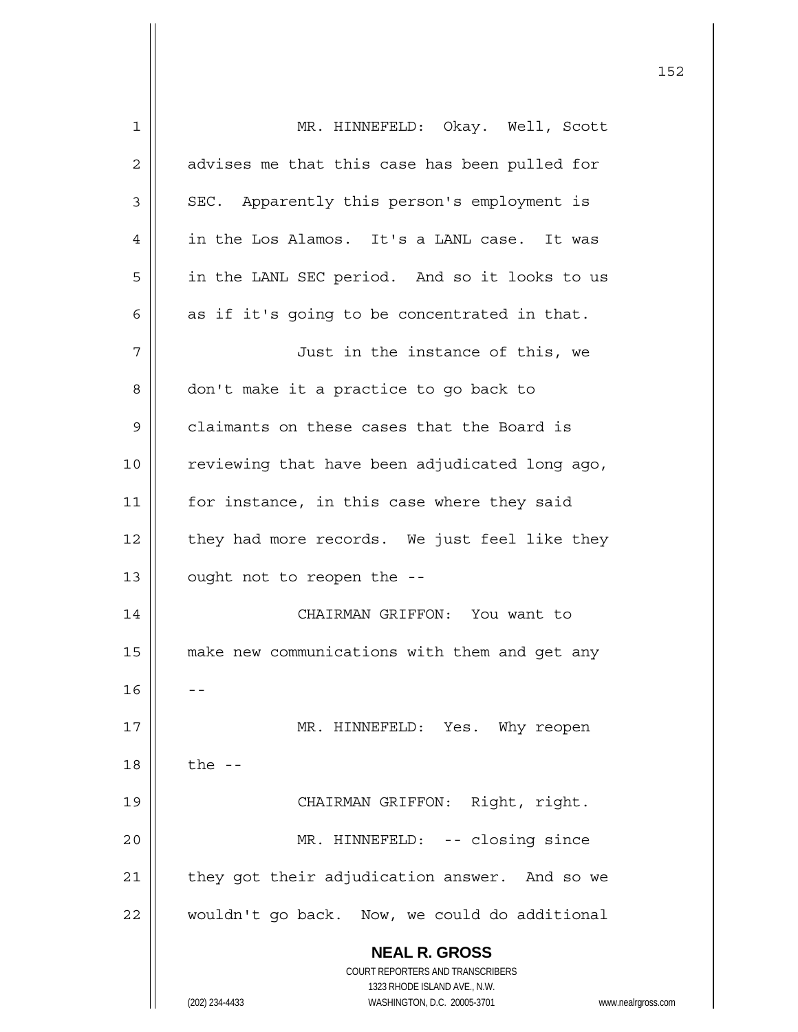MR. HINNEFELD: Okay. Well, Scott advises me that this case has been pulled for SEC. Apparently this person's employment is in the Los Alamos. It's a LANL case. It was in the LANL SEC period. And so it looks to us as if it's going to be concentrated in that.

Just in the instance of this, we don't make it a practice to go back to claimants on these cases that the Board is reviewing that have been adjudicated long ago, for instance, in this case where they said they had more records. We just feel like they ought not to reopen the --

CHAIRMAN GRIFFON: You want to make new communications with them and get any --

MR. HINNEFELD: Yes. Why reopen the --

CHAIRMAN GRIFFON: Right, right.

MR. HINNEFELD: -- closing since they got their adjudication answer. And so we wouldn't go back. Now, we could do additional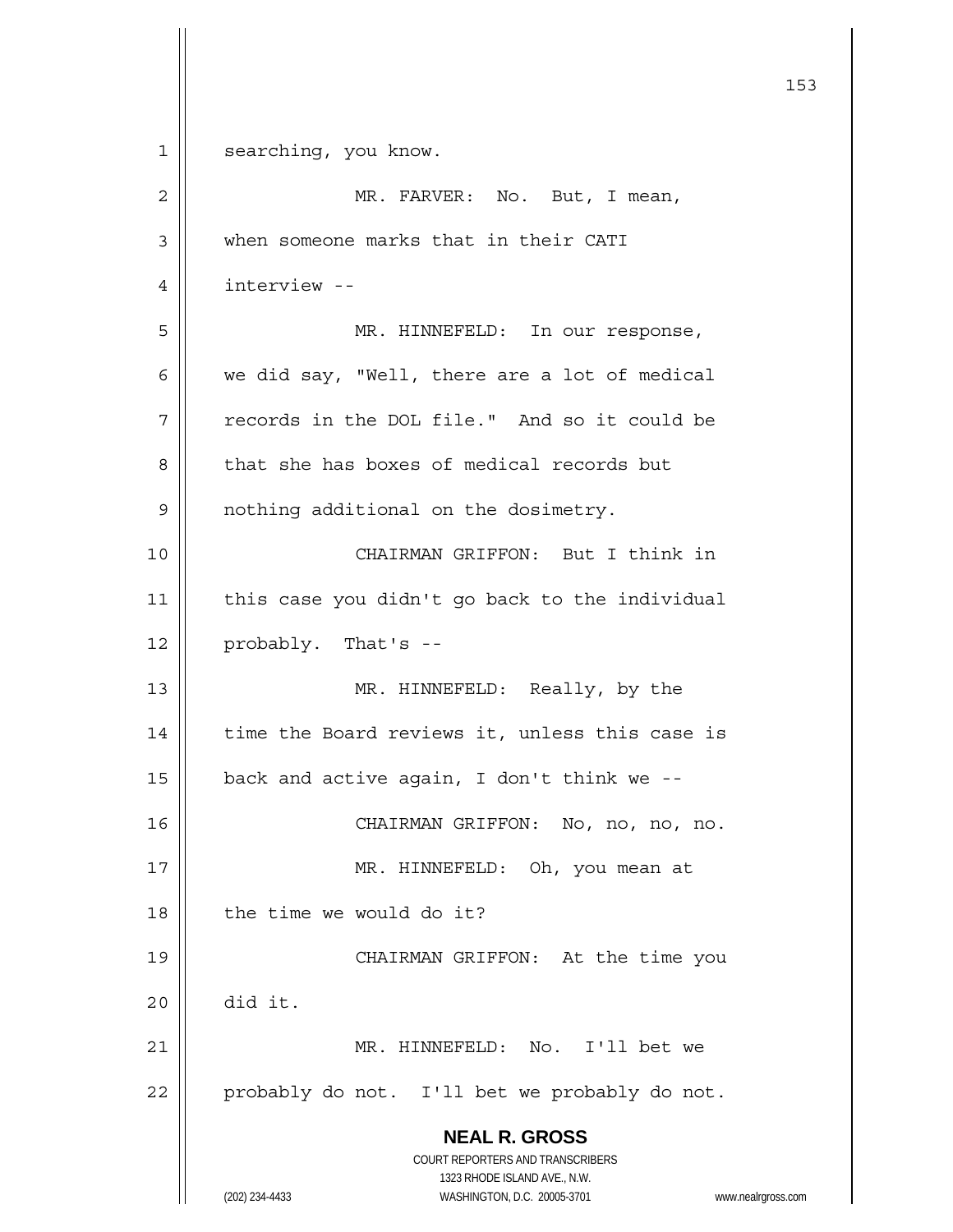searching, you know.

MR. FARVER: No. But, I mean, when someone marks that in their CATI interview --

MR. HINNEFELD: In our response, we did say, "Well, there are a lot of medical records in the DOL file." And so it could be that she has boxes of medical records but nothing additional on the dosimetry.

CHAIRMAN GRIFFON: But I think in this case you didn't go back to the individual probably. That's --

MR. HINNEFELD: Really, by the time the Board reviews it, unless this case is back and active again, I don't think we --

CHAIRMAN GRIFFON: No, no, no, no.

MR. HINNEFELD: Oh, you mean at the time we would do it?

CHAIRMAN GRIFFON: At the time you did it.

MR. HINNEFELD: No. I'll bet we probably do not. I'll bet we probably do not.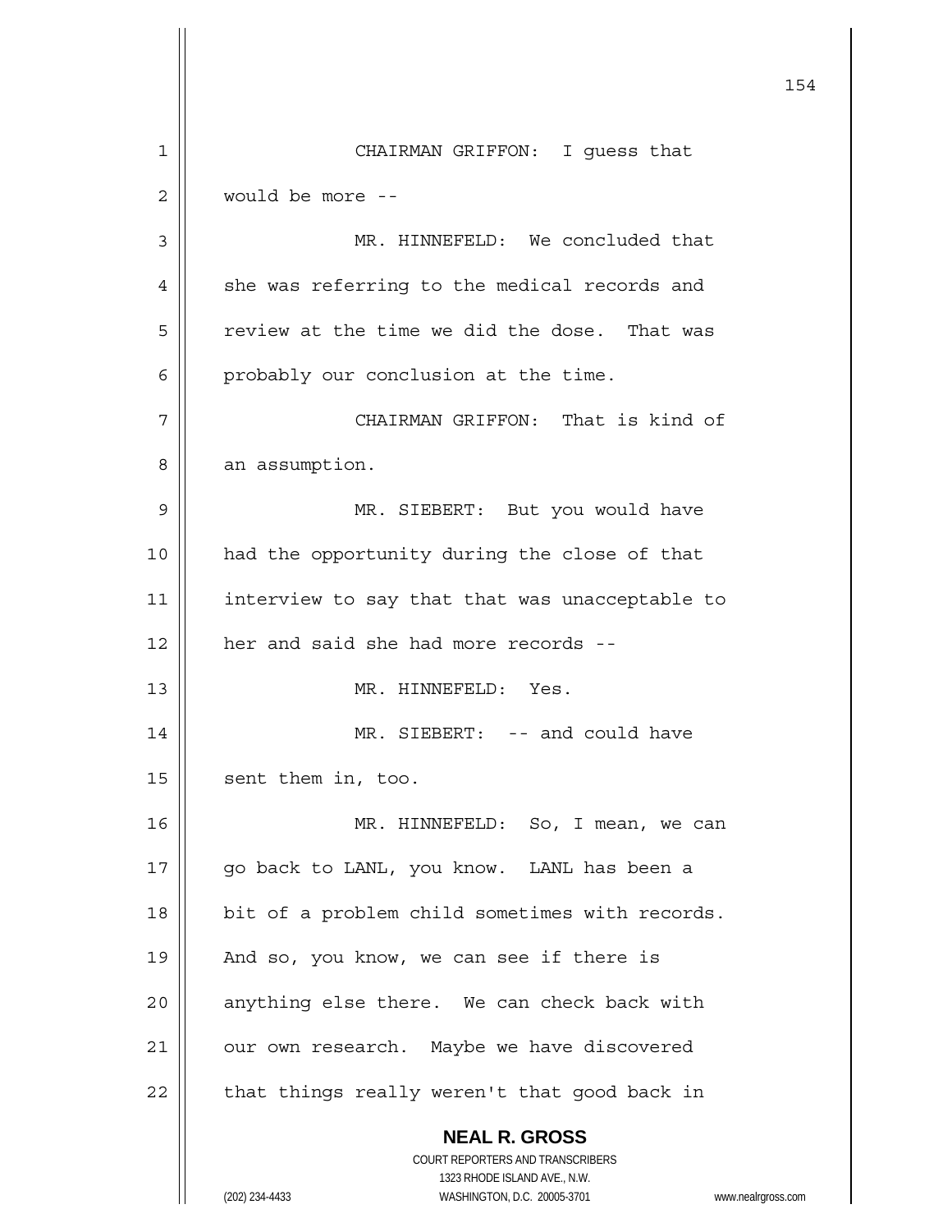CHAIRMAN GRIFFON: I guess that would be more --

MR. HINNEFELD: We concluded that she was referring to the medical records and review at the time we did the dose. That was probably our conclusion at the time.

CHAIRMAN GRIFFON: That is kind of an assumption.

MR. SIEBERT: But you would have had the opportunity during the close of that interview to say that that was unacceptable to her and said she had more records --

MR. HINNEFELD: Yes.

MR. SIEBERT: -- and could have sent them in, too.

MR. HINNEFELD: So, I mean, we can go back to LANL, you know. LANL has been a bit of a problem child sometimes with records. And so, you know, we can see if there is anything else there. We can check back with our own research. Maybe we have discovered that things really weren't that good back in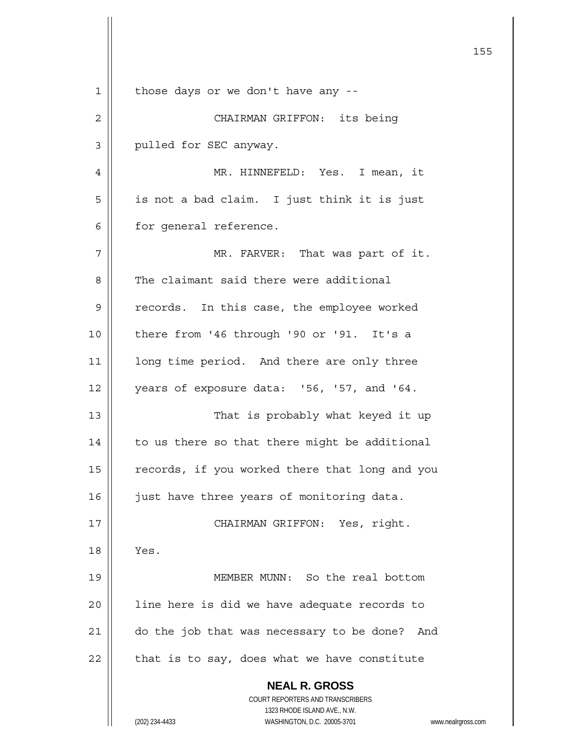those days or we don't have any --

CHAIRMAN GRIFFON: its being pulled for SEC anyway.

MR. HINNEFELD: Yes. I mean, it is not a bad claim. I just think it is just for general reference.

MR. FARVER: That was part of it. The claimant said there were additional records. In this case, the employee worked there from '46 through '90 or '91. It's a long time period. And there are only three years of exposure data: '56, '57, and '64.

That is probably what keyed it up to us there so that there might be additional records, if you worked there that long and you just have three years of monitoring data.

CHAIRMAN GRIFFON: Yes, right. Yes.

MEMBER MUNN: So the real bottom line here is did we have adequate records to do the job that was necessary to be done? And that is to say, does what we have constitute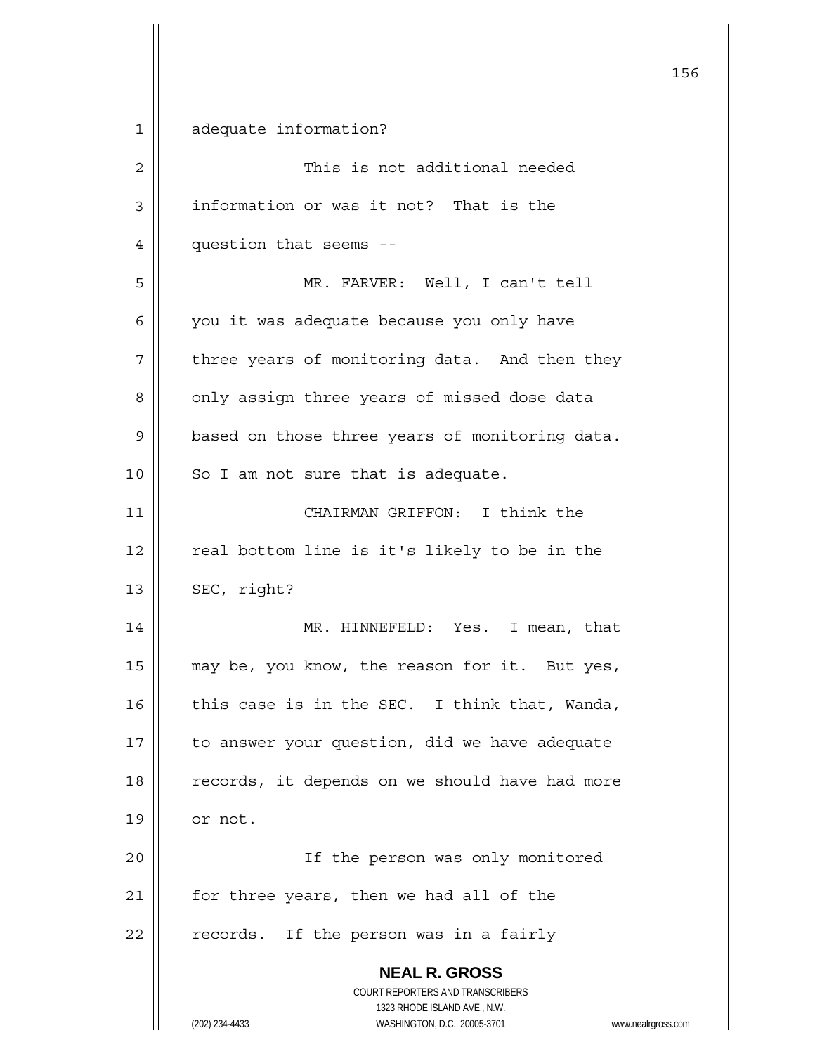adequate information?

This is not additional needed information or was it not? That is the question that seems --

MR. FARVER: Well, I can't tell you it was adequate because you only have three years of monitoring data. And then they only assign three years of missed dose data based on those three years of monitoring data. So I am not sure that is adequate.

CHAIRMAN GRIFFON: I think the real bottom line is it's likely to be in the SEC, right?

MR. HINNEFELD: Yes. I mean, that may be, you know, the reason for it. But yes, this case is in the SEC. I think that, Wanda, to answer your question, did we have adequate records, it depends on we should have had more or not.

If the person was only monitored for three years, then we had all of the records. If the person was in a fairly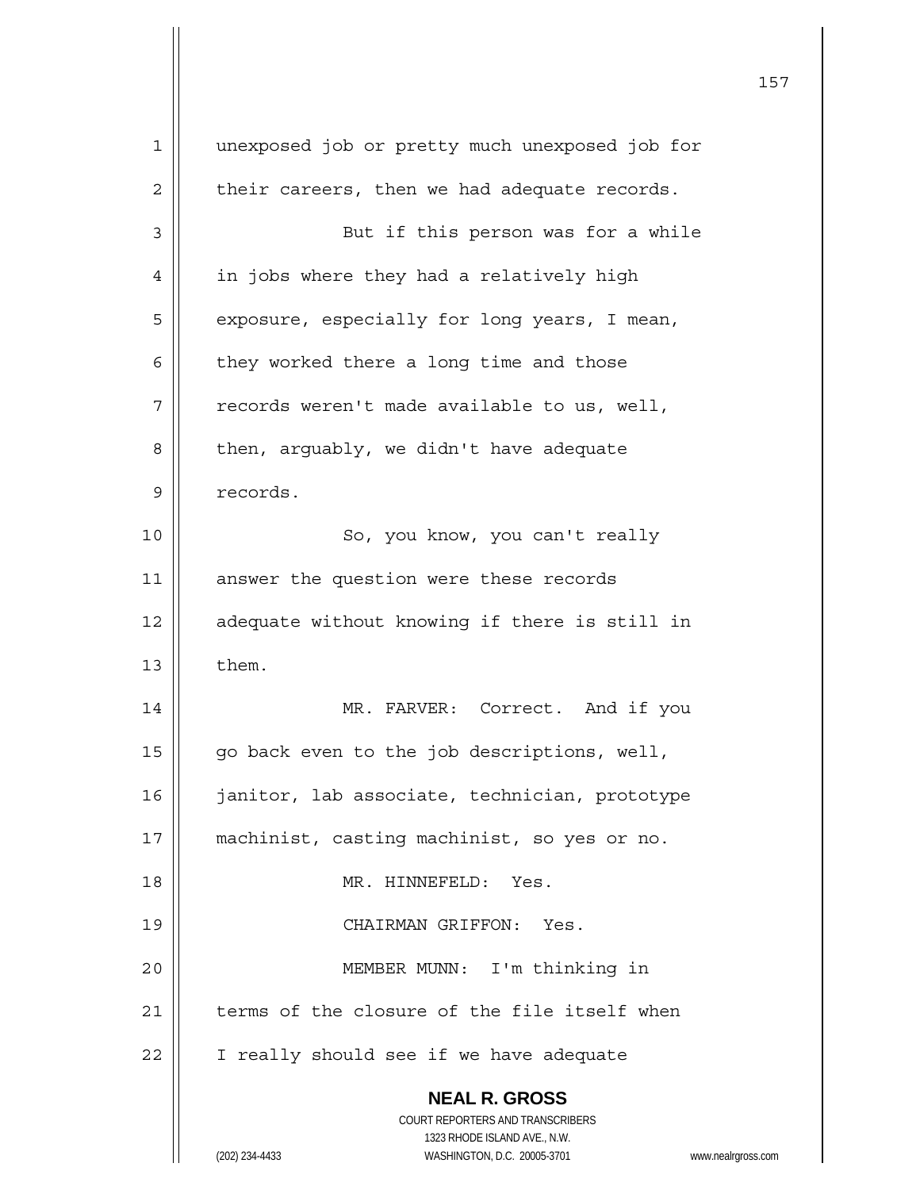unexposed job or pretty much unexposed job for their careers, then we had adequate records.

But if this person was for a while in jobs where they had a relatively high exposure, especially for long years, I mean, they worked there a long time and those records weren't made available to us, well, then, arguably, we didn't have adequate records.

So, you know, you can't really answer the question were these records adequate without knowing if there is still in them.

MR. FARVER: Correct. And if you go back even to the job descriptions, well, janitor, lab associate, technician, prototype machinist, casting machinist, so yes or no.

MR. HINNEFELD: Yes.

CHAIRMAN GRIFFON: Yes.

MEMBER MUNN: I'm thinking in terms of the closure of the file itself when I really should see if we have adequate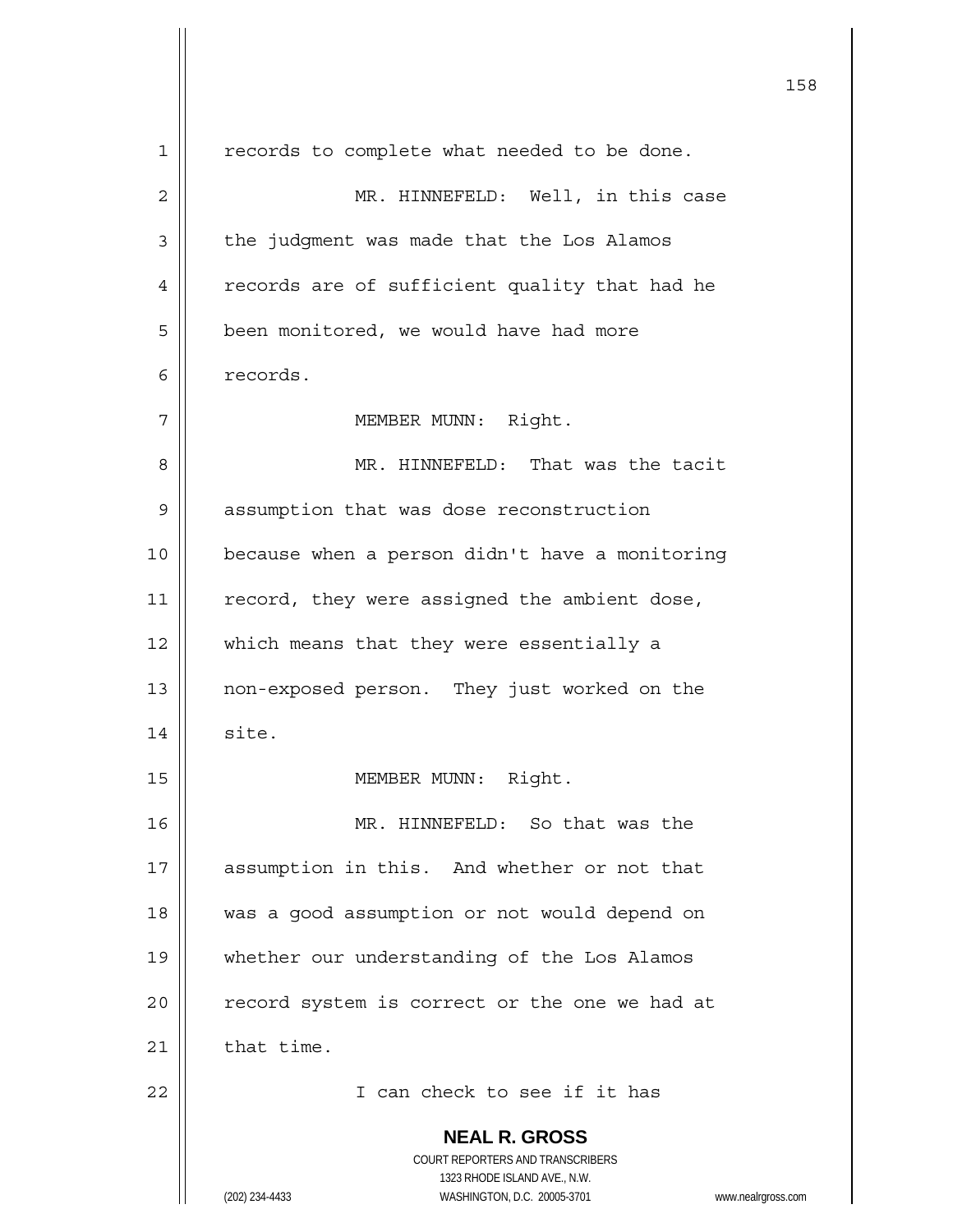records to complete what needed to be done.

MR. HINNEFELD: Well, in this case the judgment was made that the Los Alamos records are of sufficient quality that had he been monitored, we would have had more records.

MEMBER MUNN: Right.

MR. HINNEFELD: That was the tacit assumption that was dose reconstruction because when a person didn't have a monitoring record, they were assigned the ambient dose, which means that they were essentially a non-exposed person. They just worked on the site.

MEMBER MUNN: Right.

MR. HINNEFELD: So that was the assumption in this. And whether or not that was a good assumption or not would depend on whether our understanding of the Los Alamos record system is correct or the one we had at that time.

I can check to see if it has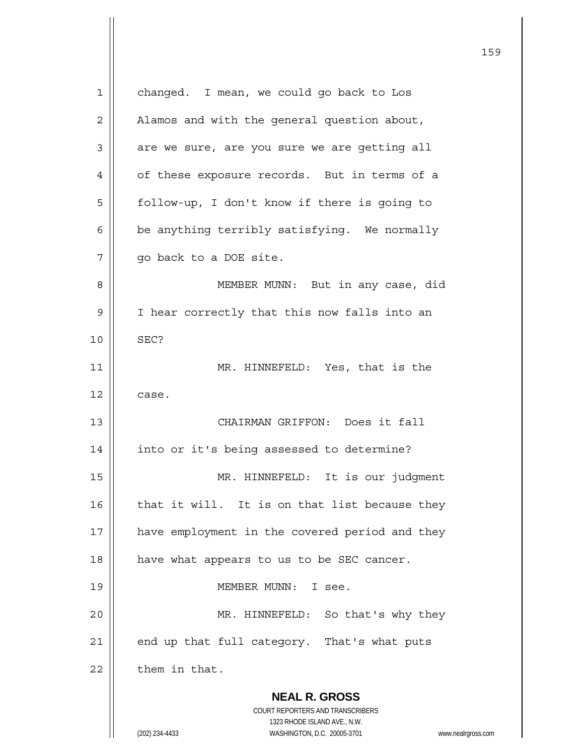changed. I mean, we could go back to Los Alamos and with the general question about, are we sure, are you sure we are getting all of these exposure records. But in terms of a follow-up, I don't know if there is going to be anything terribly satisfying. We normally go back to a DOE site.

MEMBER MUNN: But in any case, did I hear correctly that this now falls into an SEC?

MR. HINNEFELD: Yes, that is the case.

CHAIRMAN GRIFFON: Does it fall into or it's being assessed to determine?

MR. HINNEFELD: It is our judgment that it will. It is on that list because they have employment in the covered period and they have what appears to us to be SEC cancer.

MEMBER MUNN: I see.

MR. HINNEFELD: So that's why they end up that full category. That's what puts them in that.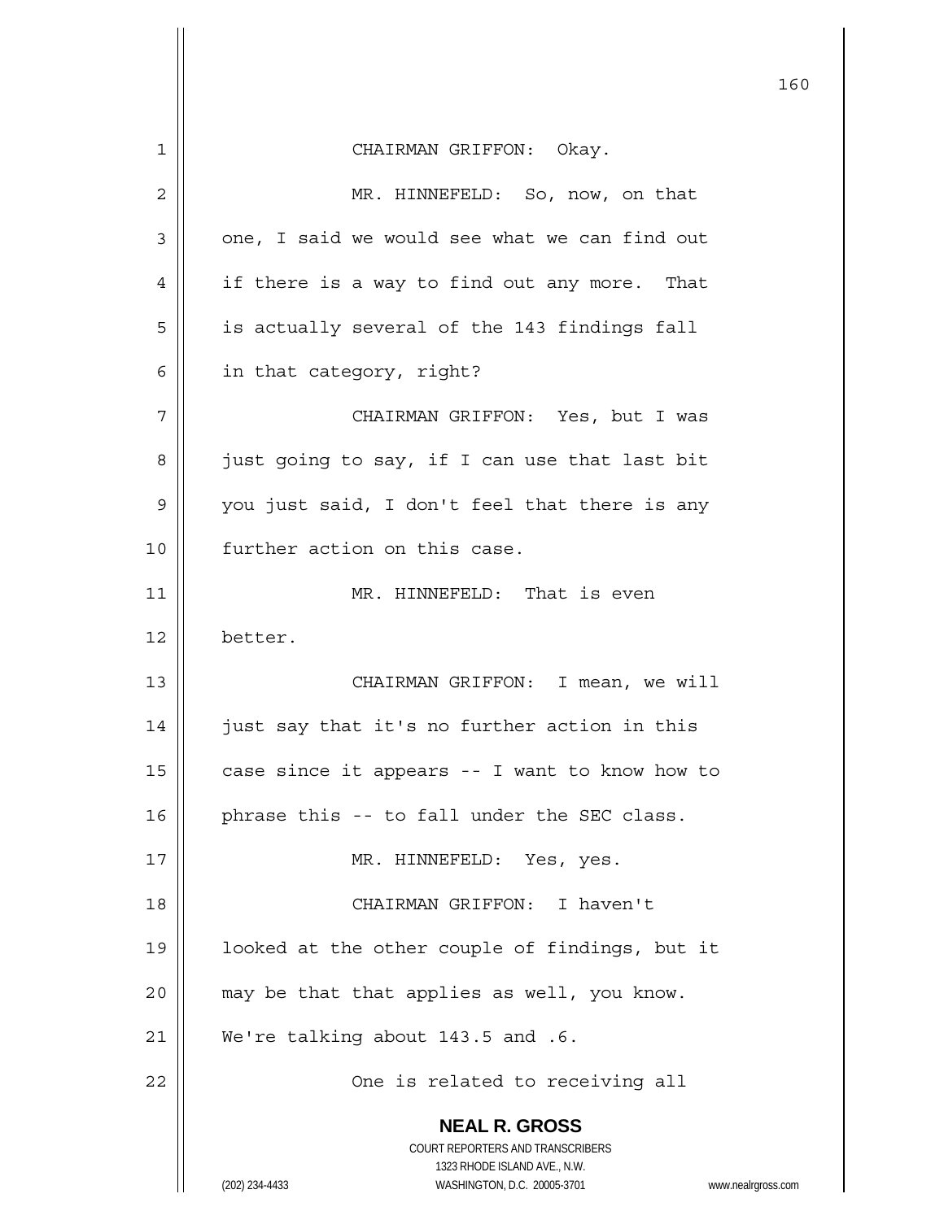CHAIRMAN GRIFFON: Okay.

MR. HINNEFELD: So, now, on that one, I said we would see what we can find out if there is a way to find out any more. That is actually several of the 143 findings fall in that category, right?

CHAIRMAN GRIFFON: Yes, but I was just going to say, if I can use that last bit you just said, I don't feel that there is any further action on this case.

MR. HINNEFELD: That is even better.

CHAIRMAN GRIFFON: I mean, we will just say that it's no further action in this case since it appears -- I want to know how to phrase this -- to fall under the SEC class.

MR. HINNEFELD: Yes, yes.

CHAIRMAN GRIFFON: I haven't looked at the other couple of findings, but it may be that that applies as well, you know. We're talking about 143.5 and .6.

One is related to receiving all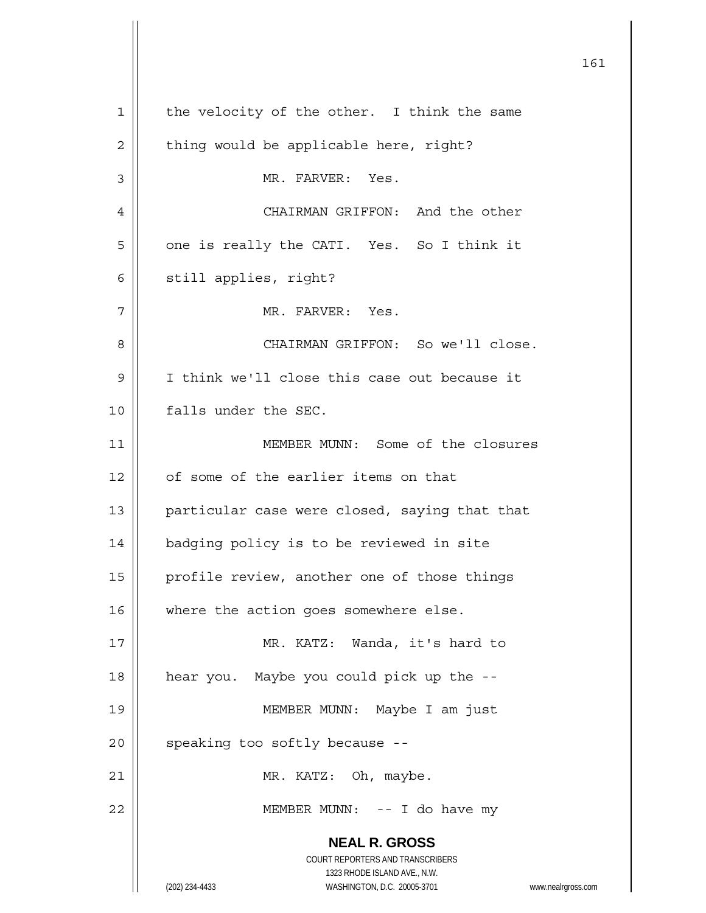the velocity of the other. I think the same thing would be applicable here, right?

MR. FARVER: Yes.

CHAIRMAN GRIFFON: And the other one is really the CATI. Yes. So I think it still applies, right?

MR. FARVER: Yes.

CHAIRMAN GRIFFON: So we'll close. I think we'll close this case out because it falls under the SEC.

MEMBER MUNN: Some of the closures of some of the earlier items on that particular case were closed, saying that that badging policy is to be reviewed in site profile review, another one of those things where the action goes somewhere else.

MR. KATZ: Wanda, it's hard to hear you. Maybe you could pick up the --

MEMBER MUNN: Maybe I am just speaking too softly because --

MR. KATZ: Oh, maybe.

MEMBER MUNN: -- I do have my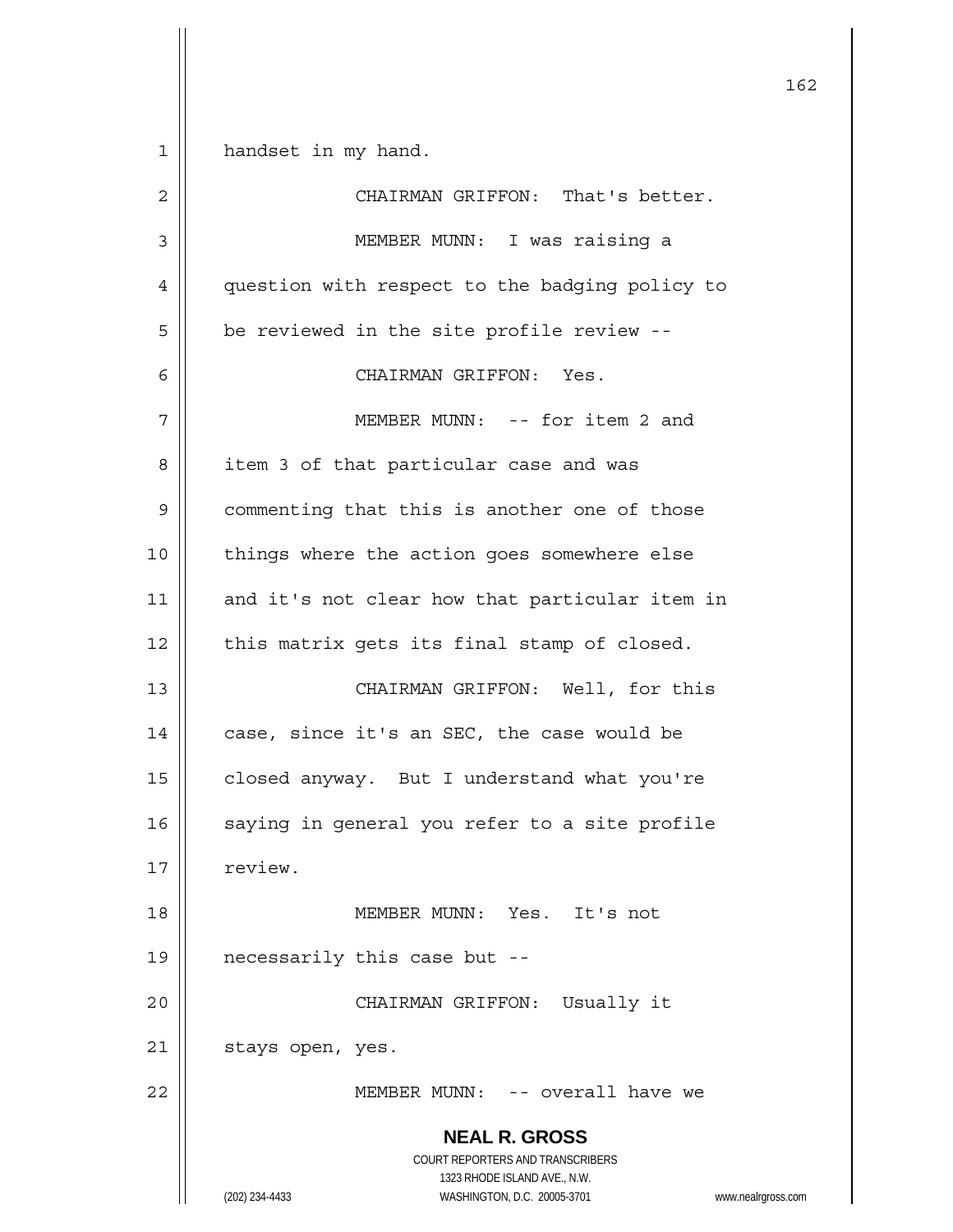handset in my hand.

CHAIRMAN GRIFFON: That's better.

MEMBER MUNN: I was raising a question with respect to the badging policy to be reviewed in the site profile review --

CHAIRMAN GRIFFON: Yes.

MEMBER MUNN: -- for item 2 and item 3 of that particular case and was commenting that this is another one of those things where the action goes somewhere else and it's not clear how that particular item in this matrix gets its final stamp of closed.

CHAIRMAN GRIFFON: Well, for this case, since it's an SEC, the case would be closed anyway. But I understand what you're saying in general you refer to a site profile review.

MEMBER MUNN: Yes. It's not necessarily this case but --

CHAIRMAN GRIFFON: Usually it stays open, yes.

MEMBER MUNN: -- overall have we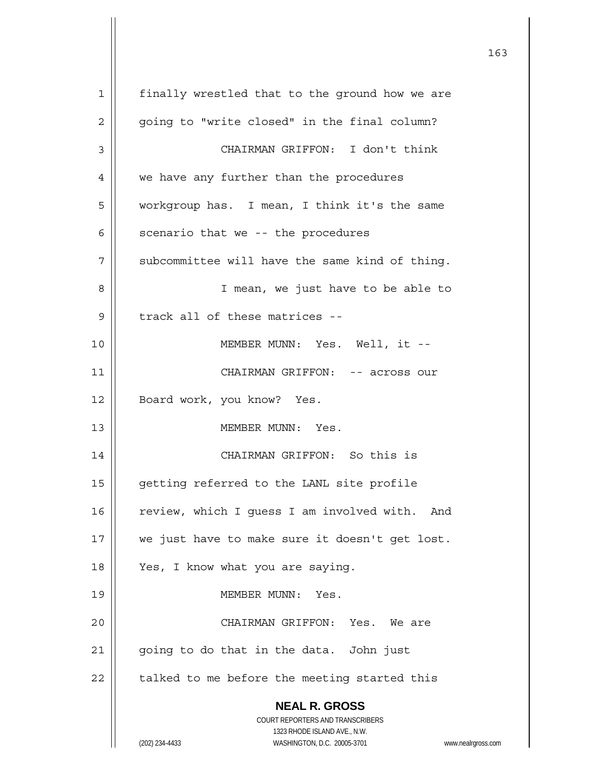finally wrestled that to the ground how we are going to "write closed" in the final column?

CHAIRMAN GRIFFON: I don't think we have any further than the procedures workgroup has. I mean, I think it's the same scenario that we -- the procedures subcommittee will have the same kind of thing.

I mean, we just have to be able to track all of these matrices --

MEMBER MUNN: Yes. Well, it --

CHAIRMAN GRIFFON: -- across our Board work, you know? Yes.

MEMBER MUNN: Yes.

CHAIRMAN GRIFFON: So this is getting referred to the LANL site profile review, which I guess I am involved with. And we just have to make sure it doesn't get lost. Yes, I know what you are saying.

MEMBER MUNN: Yes.

CHAIRMAN GRIFFON: Yes. We are going to do that in the data. John just talked to me before the meeting started this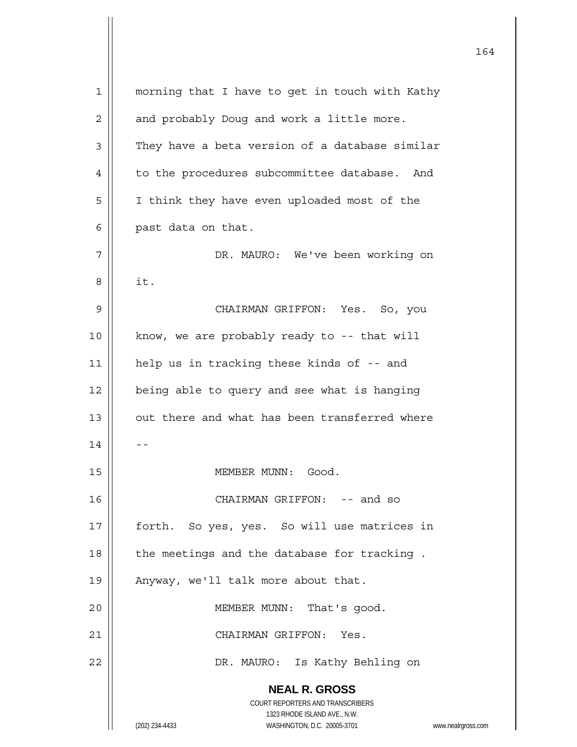morning that I have to get in touch with Kathy and probably Doug and work a little more. They have a beta version of a database similar to the procedures subcommittee database. And I think they have even uploaded most of the past data on that.

DR. MAURO: We've been working on it.

CHAIRMAN GRIFFON: Yes. So, you know, we are probably ready to -- that will help us in tracking these kinds of -- and being able to query and see what is hanging out there and what has been transferred where --

MEMBER MUNN: Good.

CHAIRMAN GRIFFON: -- and so forth. So yes, yes. So will use matrices in the meetings and the database for tracking . Anyway, we'll talk more about that.

MEMBER MUNN: That's good.

CHAIRMAN GRIFFON: Yes.

DR. MAURO: Is Kathy Behling on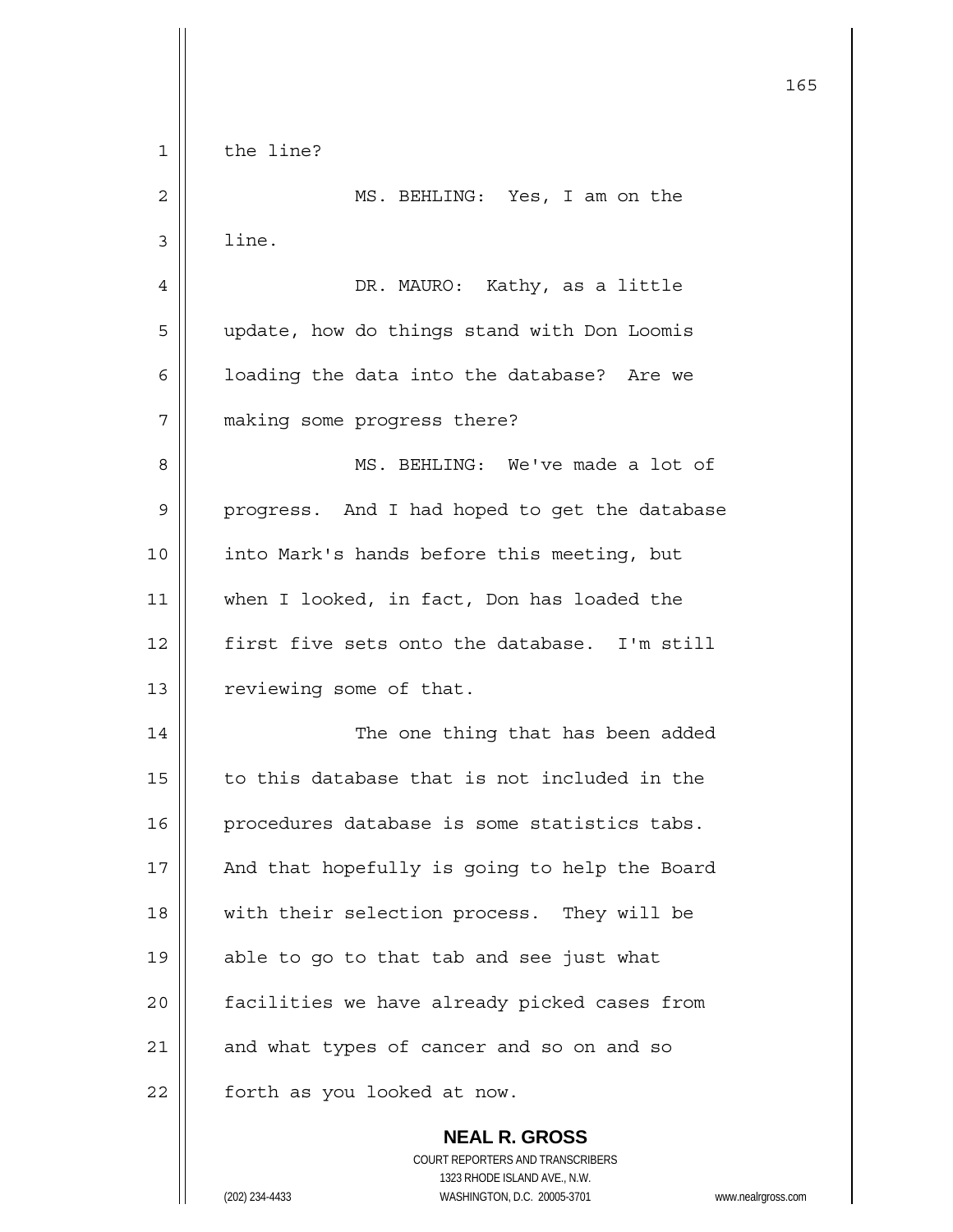the line?

MS. BEHLING: Yes, I am on the line.

DR. MAURO: Kathy, as a little update, how do things stand with Don Loomis loading the data into the database? Are we making some progress there?

MS. BEHLING: We've made a lot of progress. And I had hoped to get the database into Mark's hands before this meeting, but when I looked, in fact, Don has loaded the first five sets onto the database. I'm still reviewing some of that.

The one thing that has been added to this database that is not included in the procedures database is some statistics tabs. And that hopefully is going to help the Board with their selection process. They will be able to go to that tab and see just what facilities we have already picked cases from and what types of cancer and so on and so forth as you looked at now.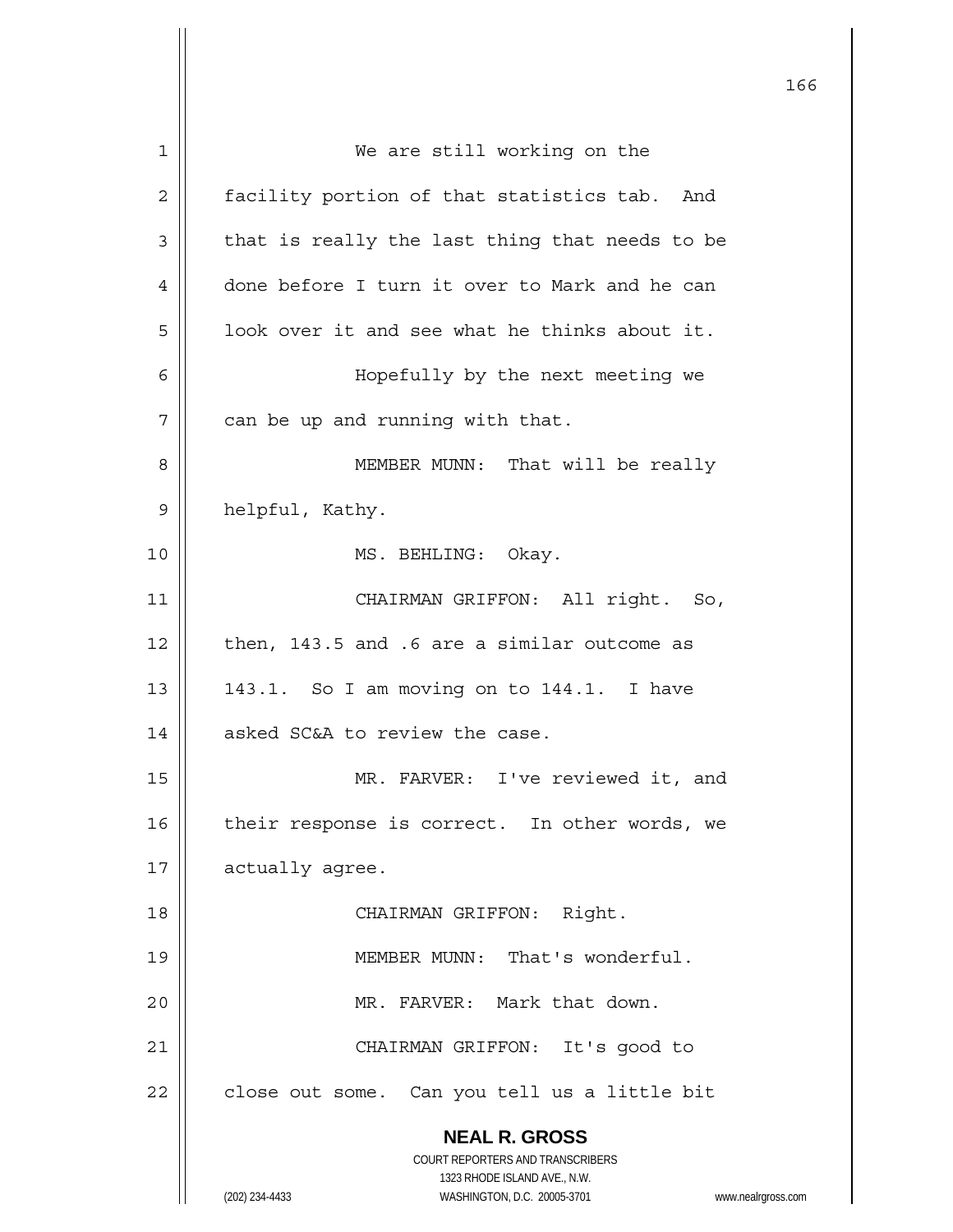We are still working on the facility portion of that statistics tab. And that is really the last thing that needs to be done before I turn it over to Mark and he can look over it and see what he thinks about it.

Hopefully by the next meeting we can be up and running with that.

MEMBER MUNN: That will be really helpful, Kathy.

MS. BEHLING: Okay.

CHAIRMAN GRIFFON: All right. So, then, 143.5 and .6 are a similar outcome as 143.1. So I am moving on to 144.1. I have asked SC&A to review the case.

MR. FARVER: I've reviewed it, and their response is correct. In other words, we actually agree.

CHAIRMAN GRIFFON: Right.

MEMBER MUNN: That's wonderful.

MR. FARVER: Mark that down.

CHAIRMAN GRIFFON: It's good to close out some. Can you tell us a little bit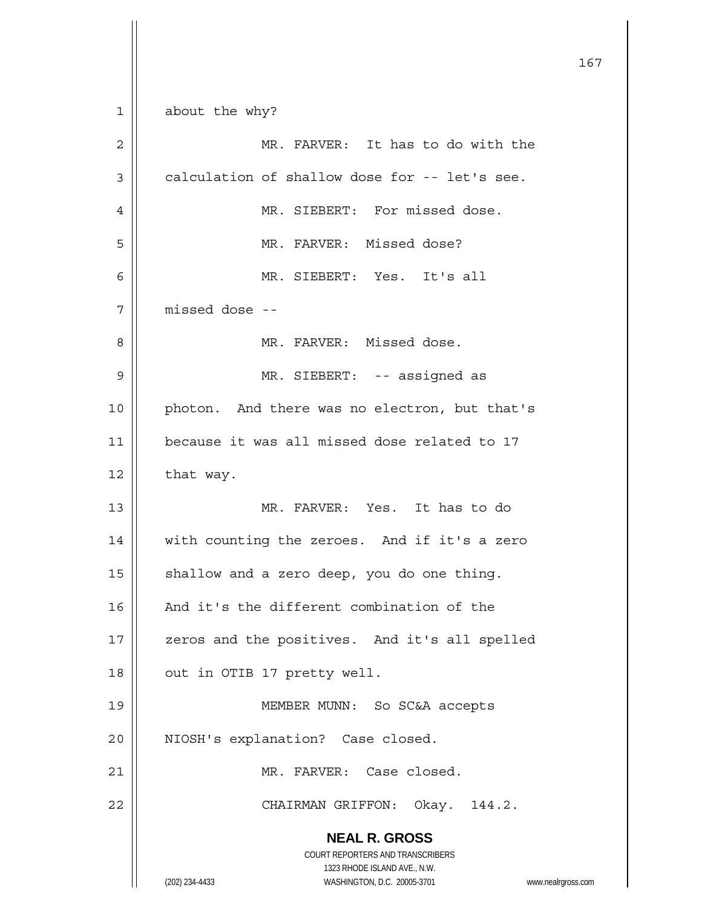about the why?

MR. FARVER: It has to do with the calculation of shallow dose for -- let's see.

MR. SIEBERT: For missed dose.

MR. FARVER: Missed dose?

MR. SIEBERT: Yes. It's all missed dose --

MR. FARVER: Missed dose.

MR. SIEBERT: -- assigned as photon. And there was no electron, but that's because it was all missed dose related to 17 that way.

MR. FARVER: Yes. It has to do with counting the zeroes. And if it's a zero shallow and a zero deep, you do one thing. And it's the different combination of the zeros and the positives. And it's all spelled out in OTIB 17 pretty well.

MEMBER MUNN: So SC&A accepts NIOSH's explanation? Case closed.

MR. FARVER: Case closed.

CHAIRMAN GRIFFON: Okay. 144.2.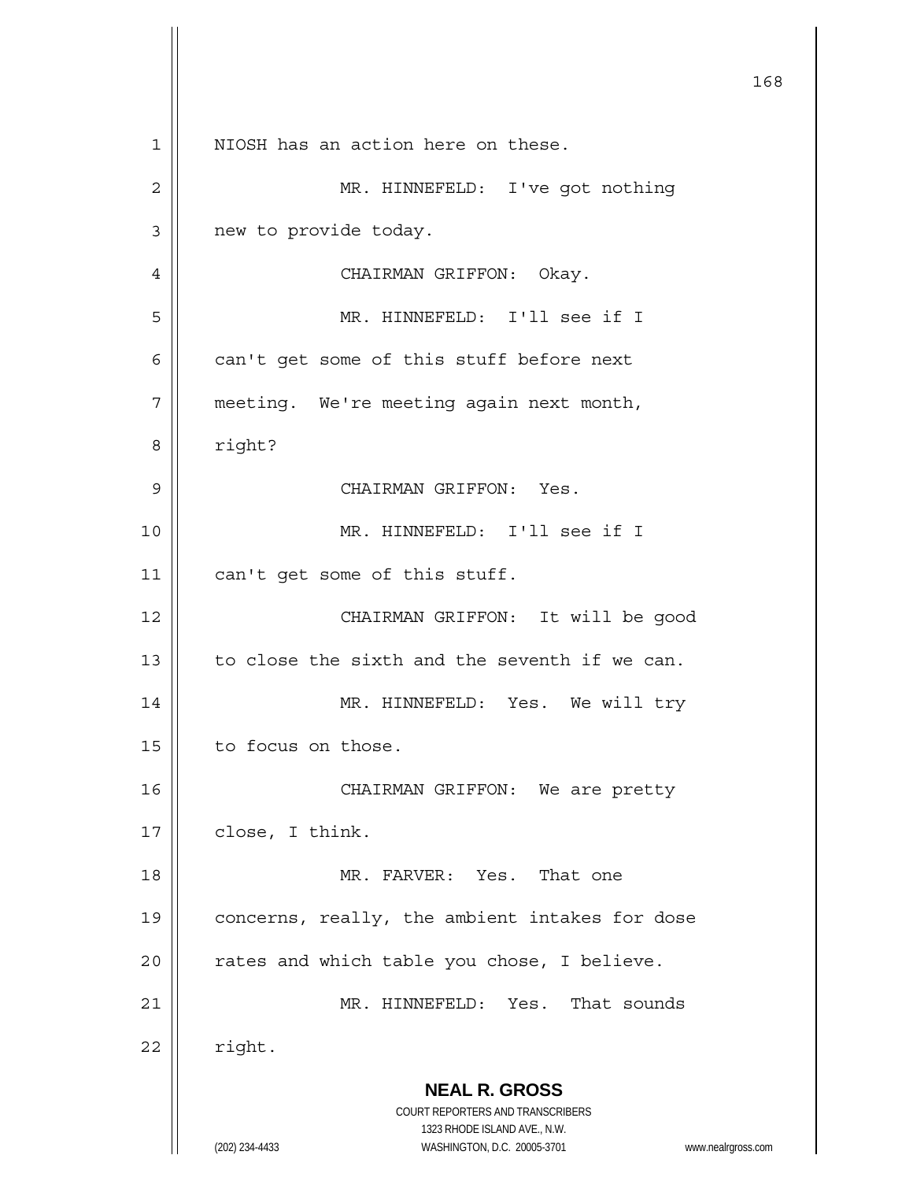NIOSH has an action here on these.

MR. HINNEFELD: I've got nothing new to provide today.

CHAIRMAN GRIFFON: Okay.

MR. HINNEFELD: I'll see if I can't get some of this stuff before next meeting. We're meeting again next month, right?

CHAIRMAN GRIFFON: Yes.

MR. HINNEFELD: I'll see if I can't get some of this stuff.

CHAIRMAN GRIFFON: It will be good to close the sixth and the seventh if we can.

MR. HINNEFELD: Yes. We will try to focus on those.

CHAIRMAN GRIFFON: We are pretty close, I think.

MR. FARVER: Yes. That one concerns, really, the ambient intakes for dose rates and which table you chose, I believe.

MR. HINNEFELD: Yes. That sounds right.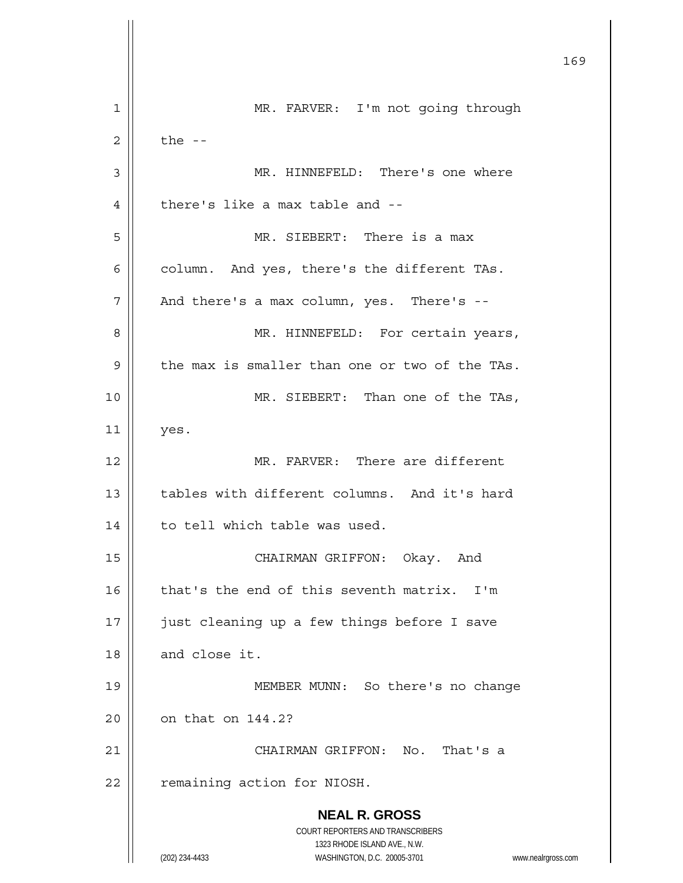MR. FARVER: I'm not going through the --

MR. HINNEFELD: There's one where there's like a max table and --

MR. SIEBERT: There is a max column. And yes, there's the different TAs. And there's a max column, yes. There's --

MR. HINNEFELD: For certain years, the max is smaller than one or two of the TAs.

MR. SIEBERT: Than one of the TAs, yes.

MR. FARVER: There are different tables with different columns. And it's hard to tell which table was used.

CHAIRMAN GRIFFON: Okay. And that's the end of this seventh matrix. I'm just cleaning up a few things before I save and close it.

MEMBER MUNN: So there's no change on that on 144.2?

CHAIRMAN GRIFFON: No. That's a remaining action for NIOSH.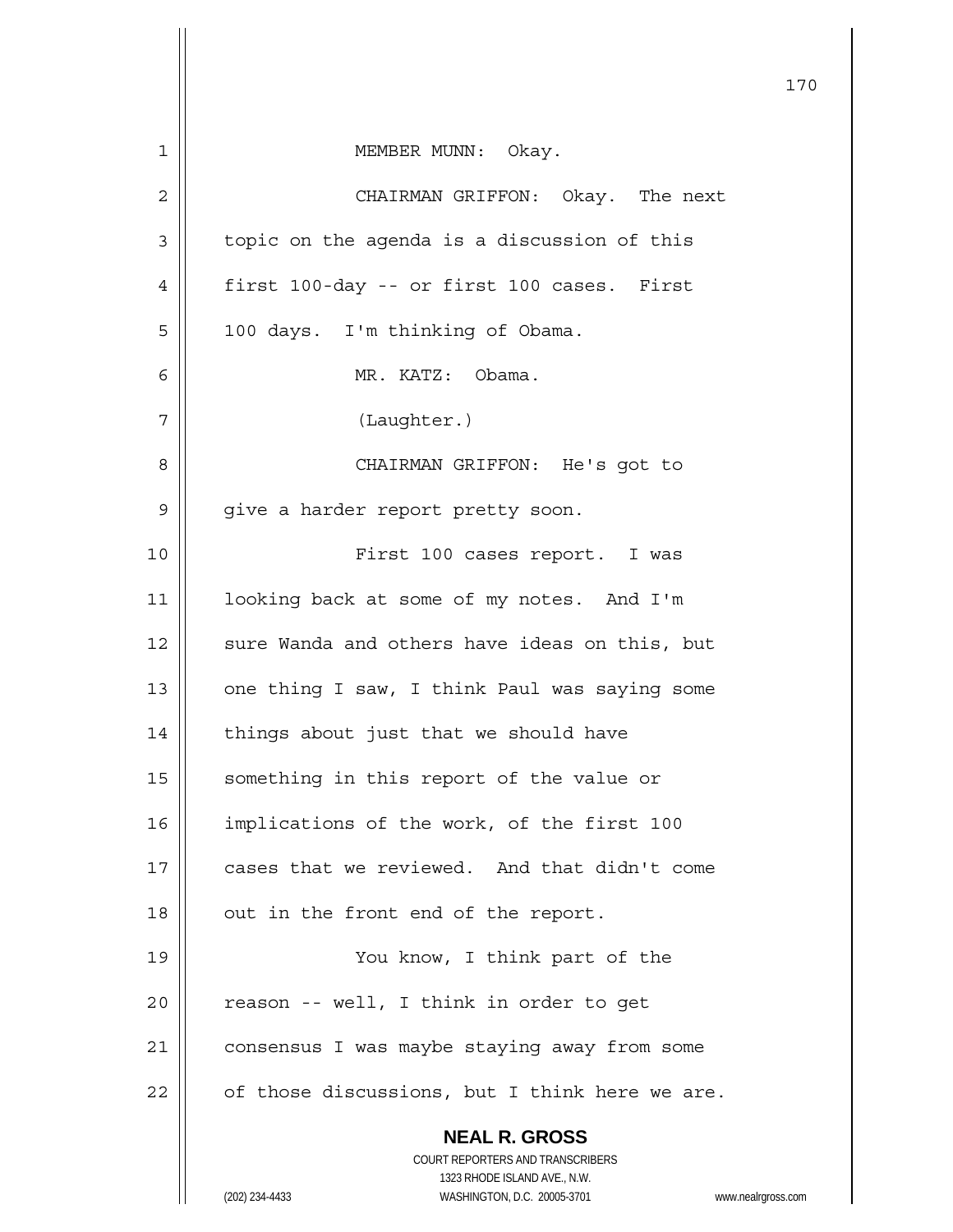MEMBER MUNN: Okay.

CHAIRMAN GRIFFON: Okay. The next topic on the agenda is a discussion of this first 100-day -- or first 100 cases. First 100 days. I'm thinking of Obama.

MR. KATZ: Obama.

(Laughter.)

CHAIRMAN GRIFFON: He's got to give a harder report pretty soon.

First 100 cases report. I was looking back at some of my notes. And I'm sure Wanda and others have ideas on this, but one thing I saw, I think Paul was saying some things about just that we should have something in this report of the value or implications of the work, of the first 100 cases that we reviewed. And that didn't come out in the front end of the report.

You know, I think part of the reason -- well, I think in order to get consensus I was maybe staying away from some of those discussions, but I think here we are.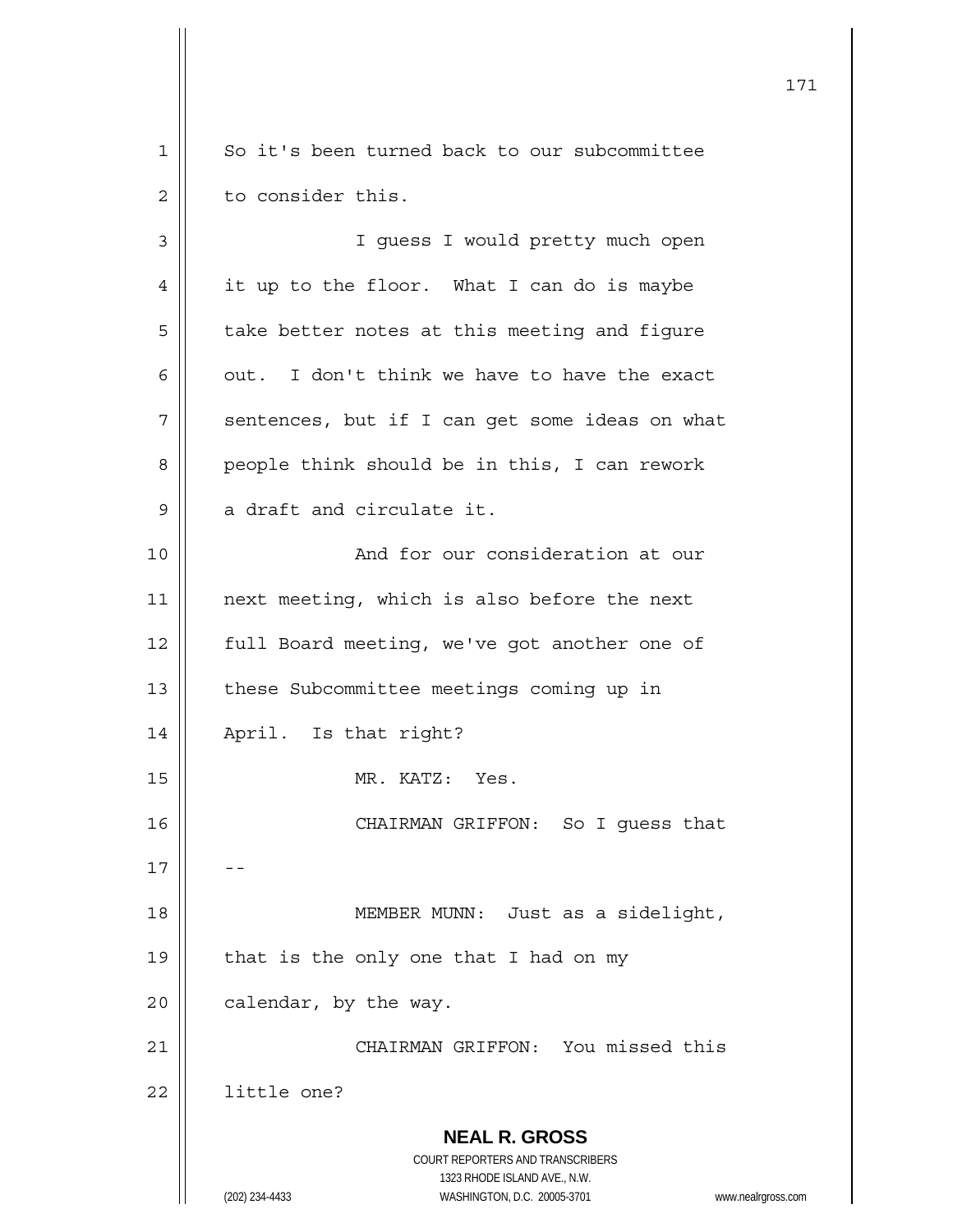So it's been turned back to our subcommittee to consider this.

I guess I would pretty much open it up to the floor. What I can do is maybe take better notes at this meeting and figure out. I don't think we have to have the exact sentences, but if I can get some ideas on what people think should be in this, I can rework a draft and circulate it.

And for our consideration at our next meeting, which is also before the next full Board meeting, we've got another one of these Subcommittee meetings coming up in April. Is that right?

MR. KATZ: Yes.

CHAIRMAN GRIFFON: So I guess that --

MEMBER MUNN: Just as a sidelight, that is the only one that I had on my calendar, by the way.

CHAIRMAN GRIFFON: You missed this little one?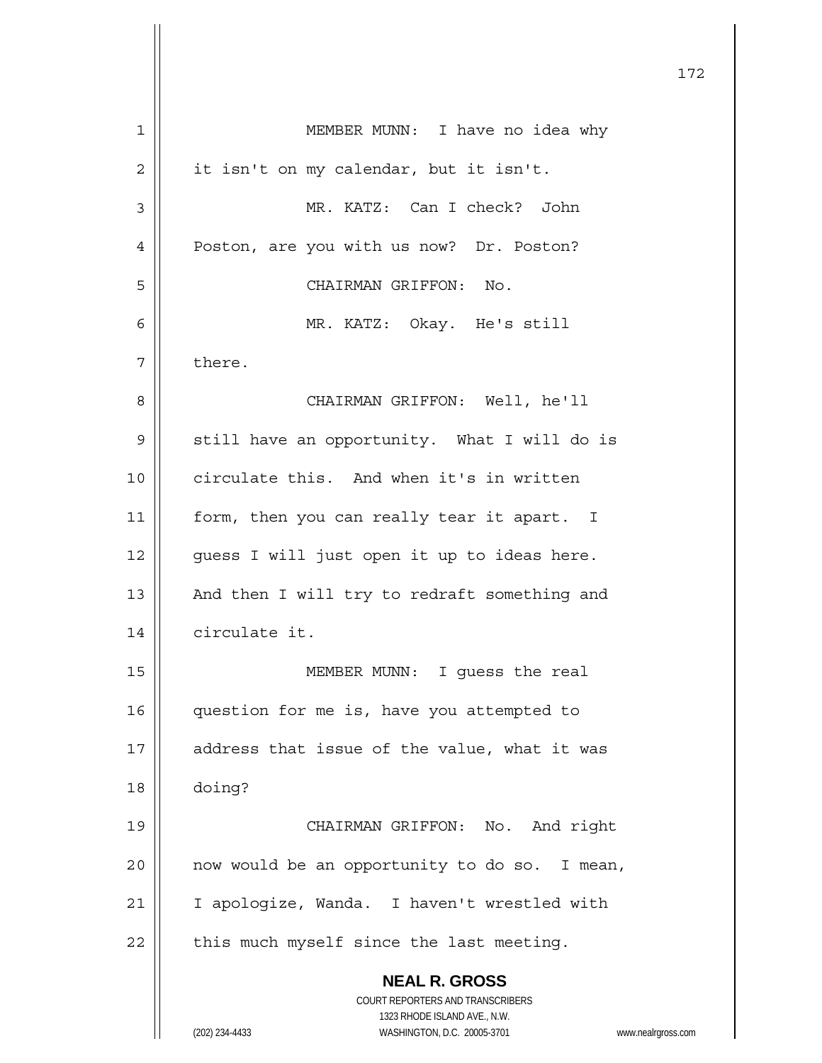MEMBER MUNN: I have no idea why it isn't on my calendar, but it isn't.

MR. KATZ: Can I check? John Poston, are you with us now? Dr. Poston?

CHAIRMAN GRIFFON: No.

MR. KATZ: Okay. He's still there.

CHAIRMAN GRIFFON: Well, he'll still have an opportunity. What I will do is circulate this. And when it's in written form, then you can really tear it apart. I guess I will just open it up to ideas here. And then I will try to redraft something and circulate it.

MEMBER MUNN: I guess the real question for me is, have you attempted to address that issue of the value, what it was doing?

CHAIRMAN GRIFFON: No. And right now would be an opportunity to do so. I mean, I apologize, Wanda. I haven't wrestled with this much myself since the last meeting.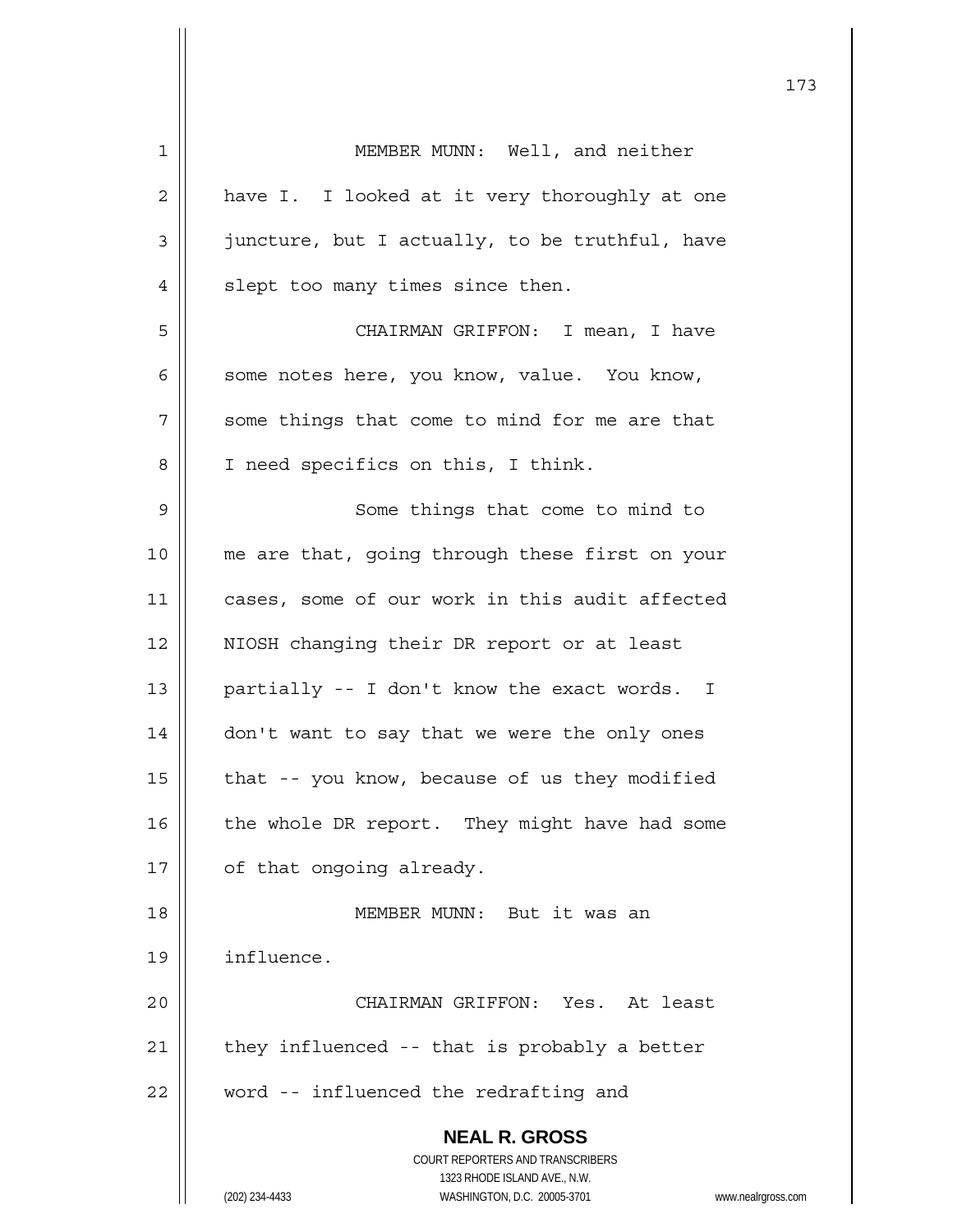MEMBER MUNN: Well, and neither have I. I looked at it very thoroughly at one juncture, but I actually, to be truthful, have slept too many times since then.

CHAIRMAN GRIFFON: I mean, I have some notes here, you know, value. You know, some things that come to mind for me are that I need specifics on this, I think.

Some things that come to mind to me are that, going through these first on your cases, some of our work in this audit affected NIOSH changing their DR report or at least partially -- I don't know the exact words. I don't want to say that we were the only ones that -- you know, because of us they modified the whole DR report. They might have had some of that ongoing already.

MEMBER MUNN: But it was an influence.

CHAIRMAN GRIFFON: Yes. At least they influenced -- that is probably a better word -- influenced the redrafting and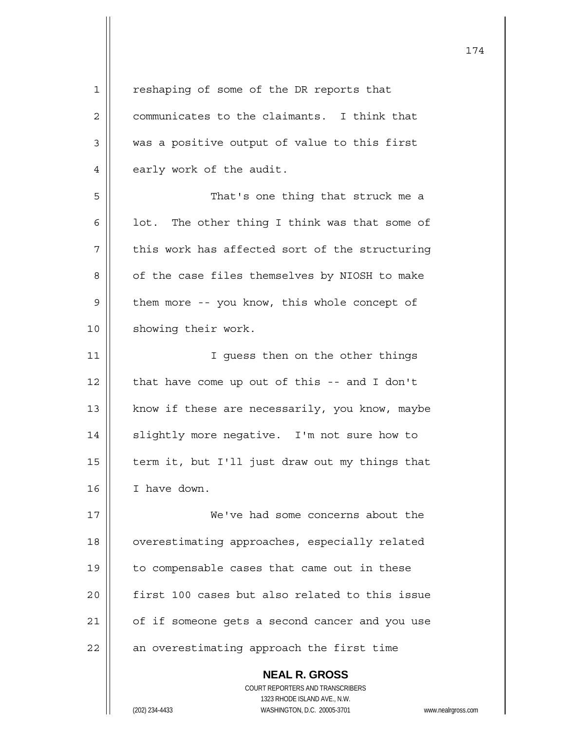reshaping of some of the DR reports that communicates to the claimants. I think that was a positive output of value to this first early work of the audit.

That's one thing that struck me a lot. The other thing I think was that some of this work has affected sort of the structuring of the case files themselves by NIOSH to make them more -- you know, this whole concept of showing their work.

I guess then on the other things that have come up out of this -- and I don't know if these are necessarily, you know, maybe slightly more negative. I'm not sure how to term it, but I'll just draw out my things that I have down.

We've had some concerns about the overestimating approaches, especially related to compensable cases that came out in these first 100 cases but also related to this issue of if someone gets a second cancer and you use an overestimating approach the first time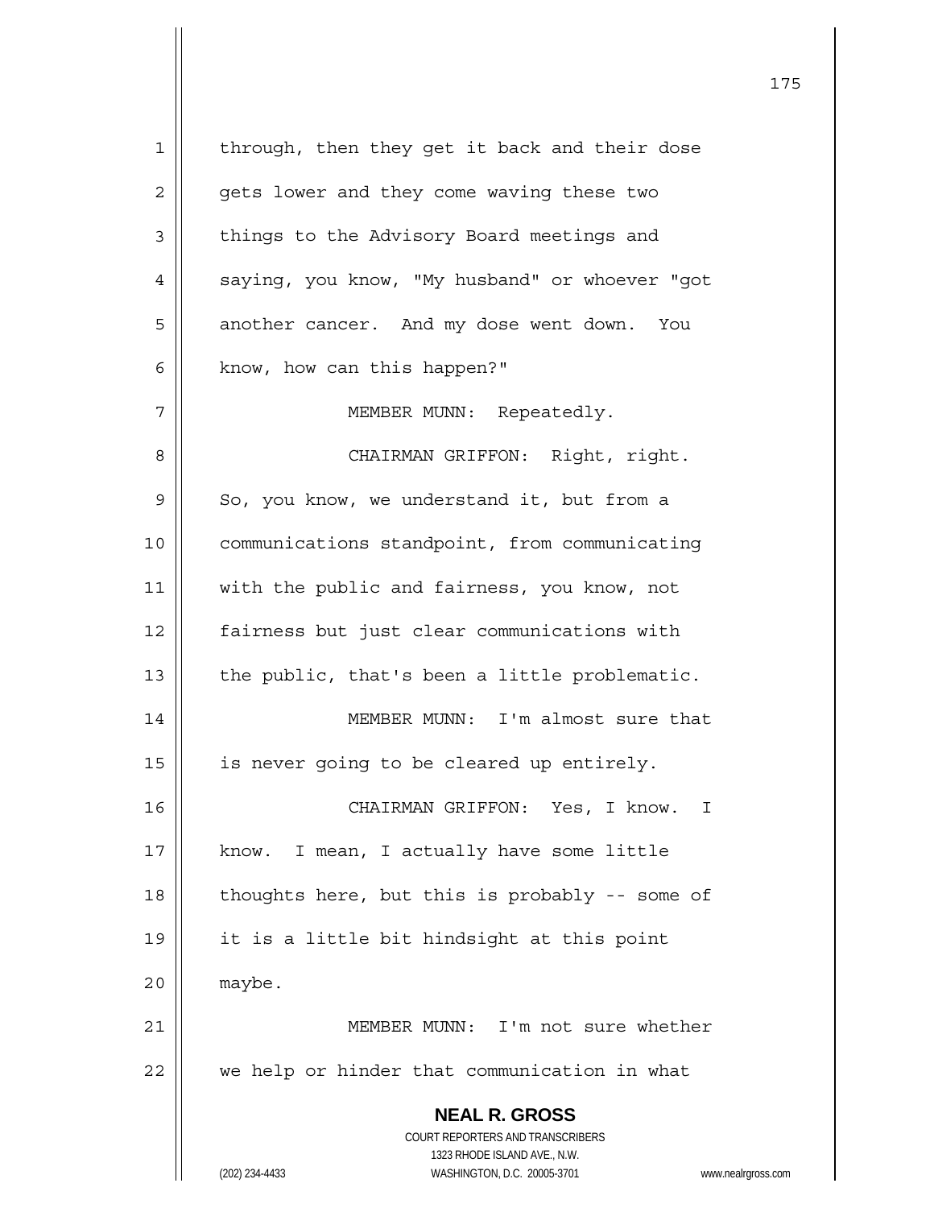through, then they get it back and their dose gets lower and they come waving these two things to the Advisory Board meetings and saying, you know, "My husband" or whoever "got another cancer. And my dose went down. You know, how can this happen?"

MEMBER MUNN: Repeatedly.

CHAIRMAN GRIFFON: Right, right. So, you know, we understand it, but from a communications standpoint, from communicating with the public and fairness, you know, not fairness but just clear communications with the public, that's been a little problematic.

MEMBER MUNN: I'm almost sure that is never going to be cleared up entirely.

CHAIRMAN GRIFFON: Yes, I know. I know. I mean, I actually have some little thoughts here, but this is probably -- some of it is a little bit hindsight at this point maybe.

MEMBER MUNN: I'm not sure whether we help or hinder that communication in what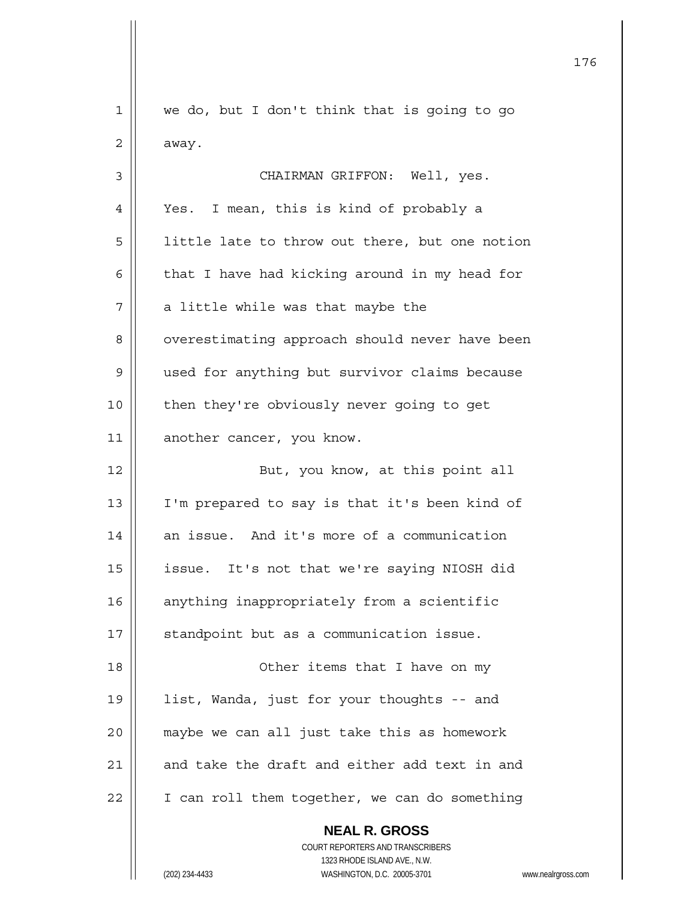we do, but I don't think that is going to go away.

CHAIRMAN GRIFFON: Well, yes. Yes. I mean, this is kind of probably a little late to throw out there, but one notion that I have had kicking around in my head for a little while was that maybe the overestimating approach should never have been used for anything but survivor claims because then they're obviously never going to get another cancer, you know.

But, you know, at this point all I'm prepared to say is that it's been kind of an issue. And it's more of a communication issue. It's not that we're saying NIOSH did anything inappropriately from a scientific standpoint but as a communication issue.

Other items that I have on my list, Wanda, just for your thoughts -- and maybe we can all just take this as homework and take the draft and either add text in and I can roll them together, we can do something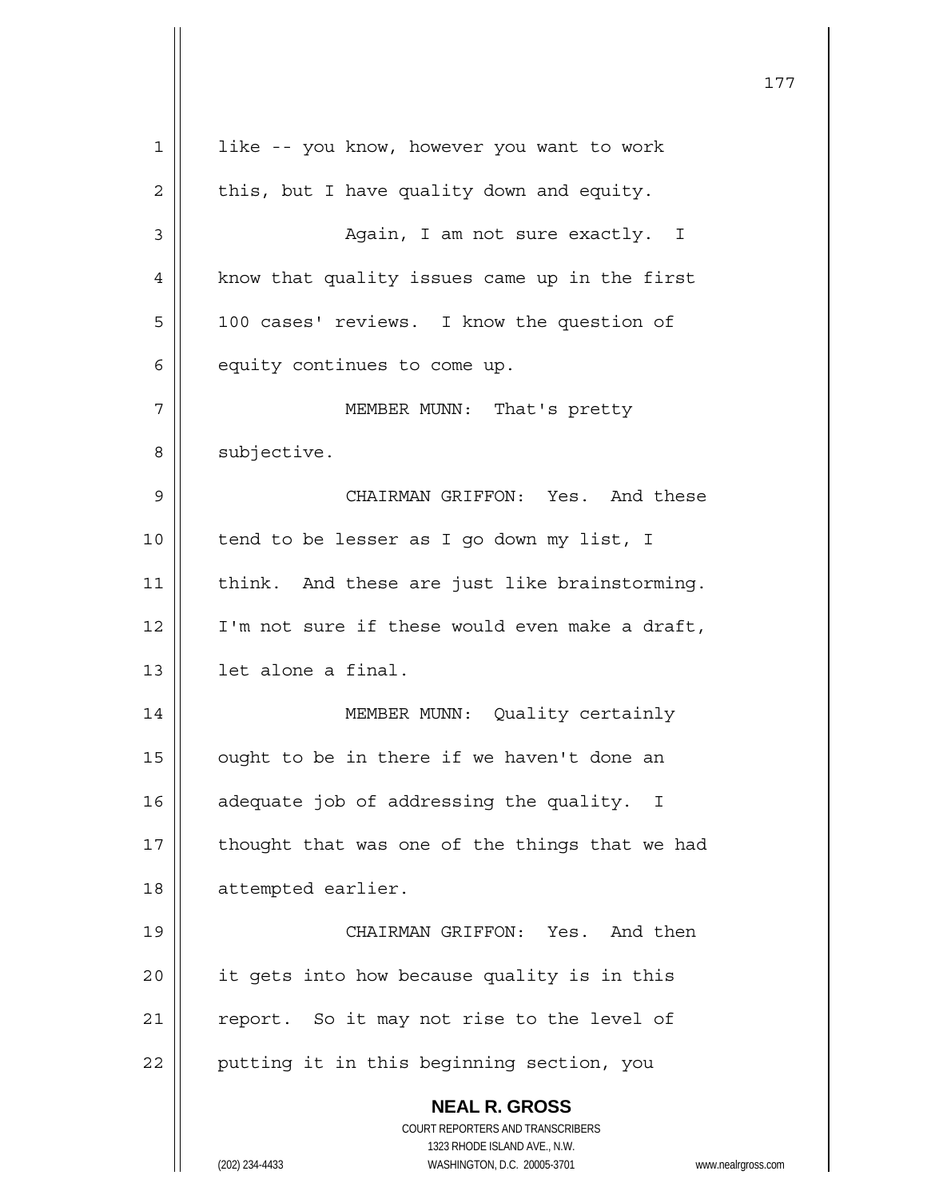like -- you know, however you want to work this, but I have quality down and equity.

Again, I am not sure exactly. I know that quality issues came up in the first 100 cases' reviews. I know the question of equity continues to come up.

MEMBER MUNN: That's pretty subjective.

CHAIRMAN GRIFFON: Yes. And these tend to be lesser as I go down my list, I think. And these are just like brainstorming. I'm not sure if these would even make a draft, let alone a final.

MEMBER MUNN: Quality certainly ought to be in there if we haven't done an adequate job of addressing the quality. I thought that was one of the things that we had attempted earlier.

CHAIRMAN GRIFFON: Yes. And then it gets into how because quality is in this report. So it may not rise to the level of putting it in this beginning section, you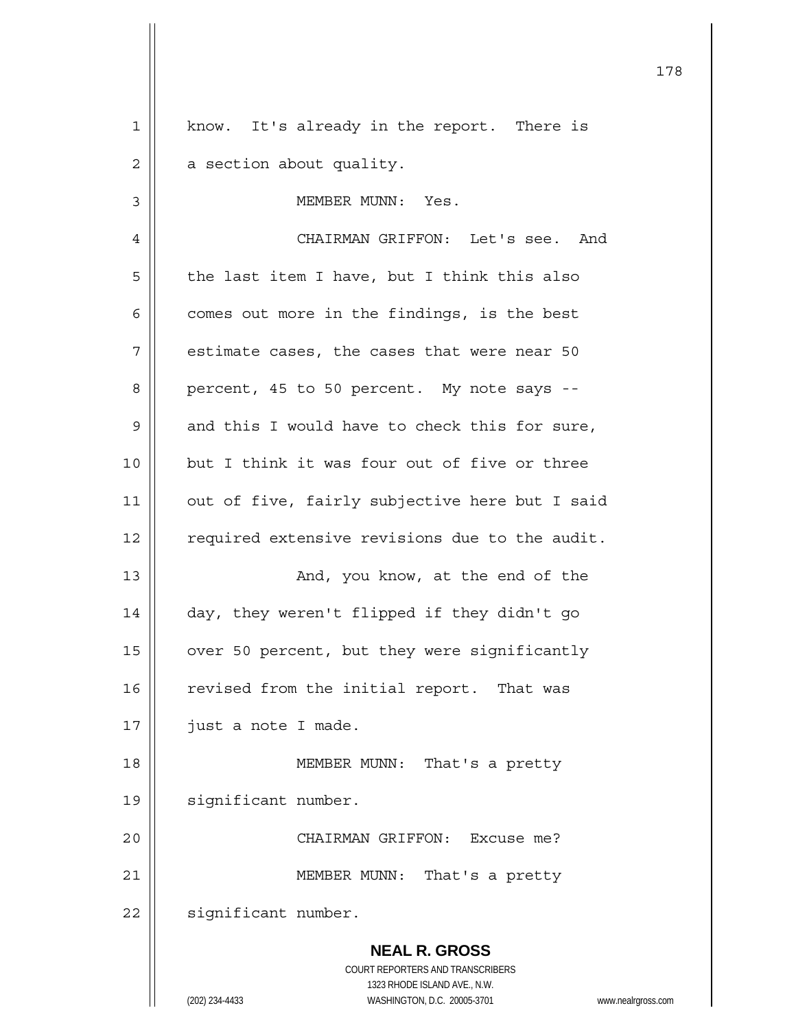know. It's already in the report. There is a section about quality.

MEMBER MUNN: Yes.

CHAIRMAN GRIFFON: Let's see. And the last item I have, but I think this also comes out more in the findings, is the best estimate cases, the cases that were near 50 percent, 45 to 50 percent. My note says -- and this I would have to check this for sure, but I think it was four out of five or three out of five, fairly subjective here but I said required extensive revisions due to the audit.

And, you know, at the end of the day, they weren't flipped if they didn't go over 50 percent, but they were significantly revised from the initial report. That was just a note I made.

MEMBER MUNN: That's a pretty significant number.

CHAIRMAN GRIFFON: Excuse me?

MEMBER MUNN: That's a pretty significant number.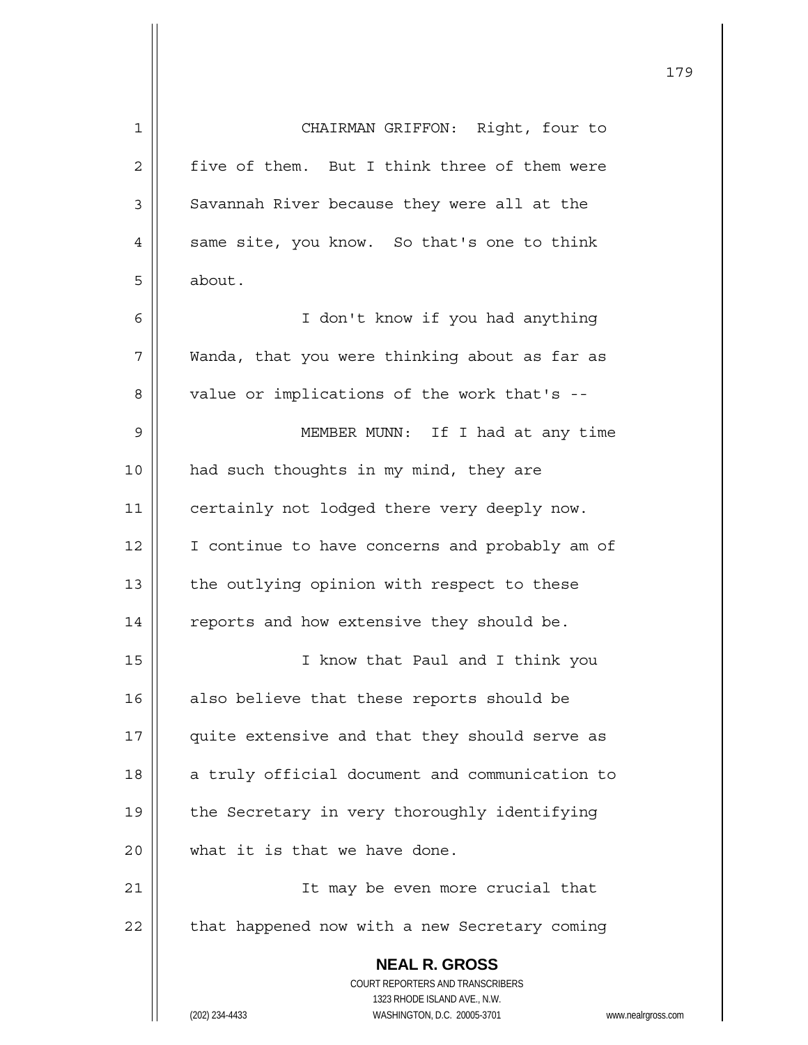CHAIRMAN GRIFFON: Right, four to five of them. But I think three of them were Savannah River because they were all at the same site, you know. So that's one to think about.

I don't know if you had anything Wanda, that you were thinking about as far as value or implications of the work that's --

MEMBER MUNN: If I had at any time had such thoughts in my mind, they are certainly not lodged there very deeply now. I continue to have concerns and probably am of the outlying opinion with respect to these reports and how extensive they should be.

I know that Paul and I think you also believe that these reports should be quite extensive and that they should serve as a truly official document and communication to the Secretary in very thoroughly identifying what it is that we have done.

It may be even more crucial that that happened now with a new Secretary coming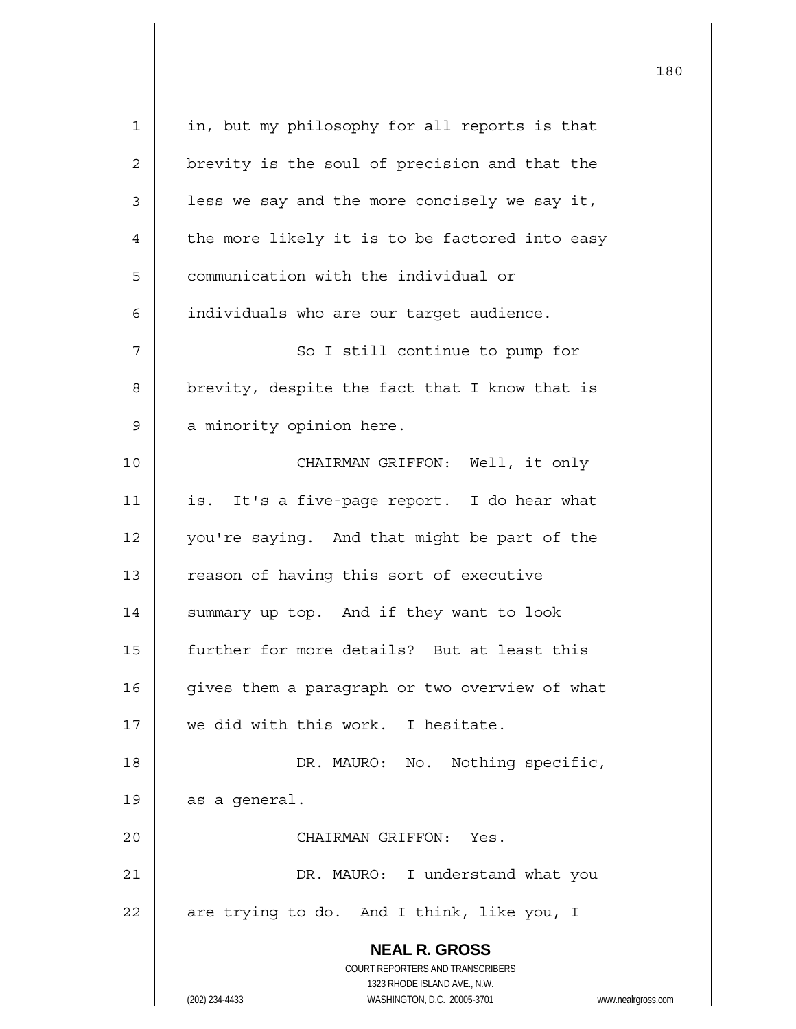in, but my philosophy for all reports is that brevity is the soul of precision and that the less we say and the more concisely we say it, the more likely it is to be factored into easy communication with the individual or individuals who are our target audience.

So I still continue to pump for brevity, despite the fact that I know that is a minority opinion here.

CHAIRMAN GRIFFON: Well, it only is. It's a five-page report. I do hear what you're saying. And that might be part of the reason of having this sort of executive summary up top. And if they want to look further for more details? But at least this gives them a paragraph or two overview of what we did with this work. I hesitate.

DR. MAURO: No. Nothing specific, as a general.

CHAIRMAN GRIFFON: Yes.

DR. MAURO: I understand what you are trying to do. And I think, like you, I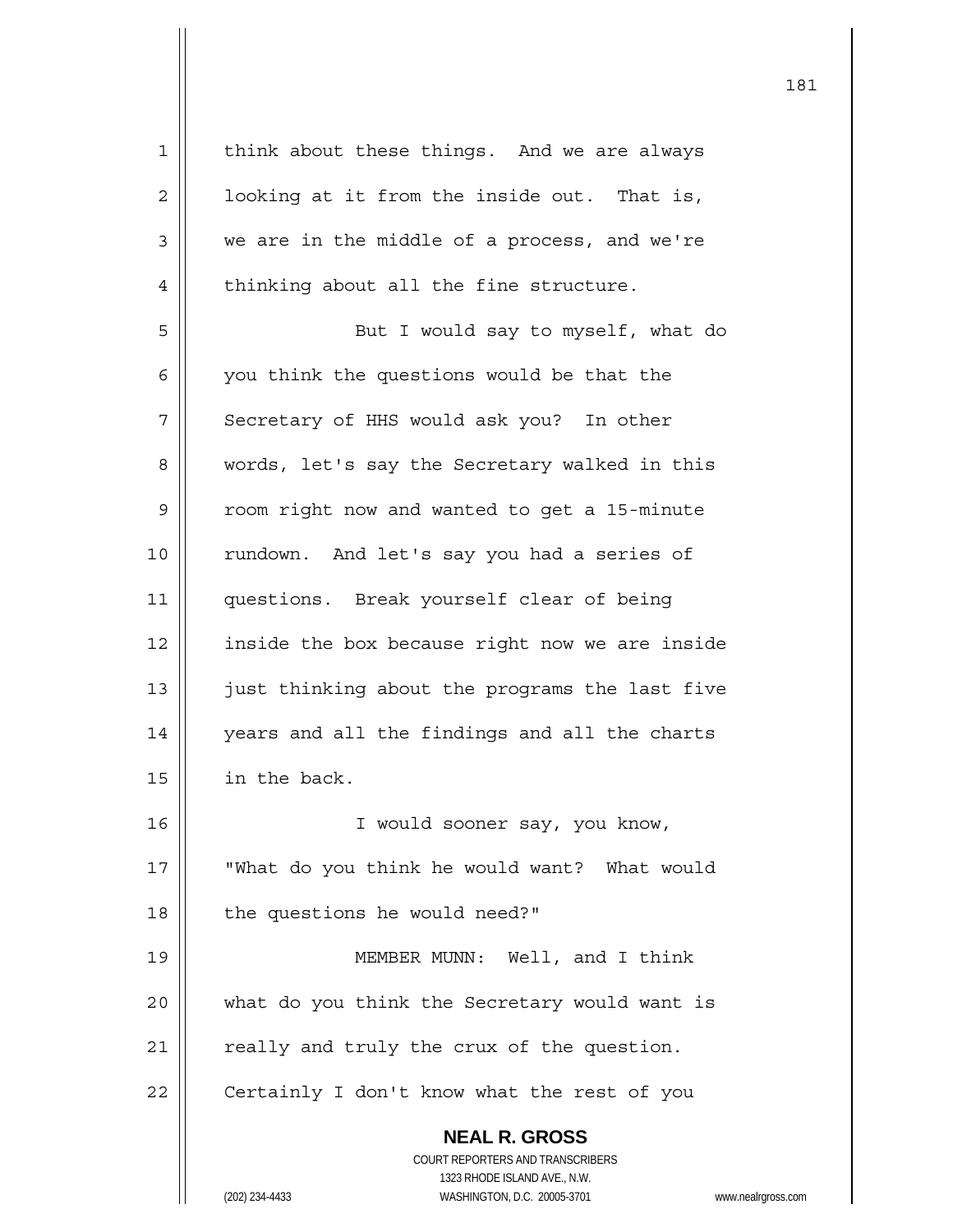think about these things. And we are always looking at it from the inside out. That is, we are in the middle of a process, and we're thinking about all the fine structure.

But I would say to myself, what do you think the questions would be that the Secretary of HHS would ask you? In other words, let's say the Secretary walked in this room right now and wanted to get a 15-minute rundown. And let's say you had a series of questions. Break yourself clear of being inside the box because right now we are inside just thinking about the programs the last five years and all the findings and all the charts in the back.

I would sooner say, you know, "What do you think he would want? What would the questions he would need?"

MEMBER MUNN: Well, and I think what do you think the Secretary would want is really and truly the crux of the question. Certainly I don't know what the rest of you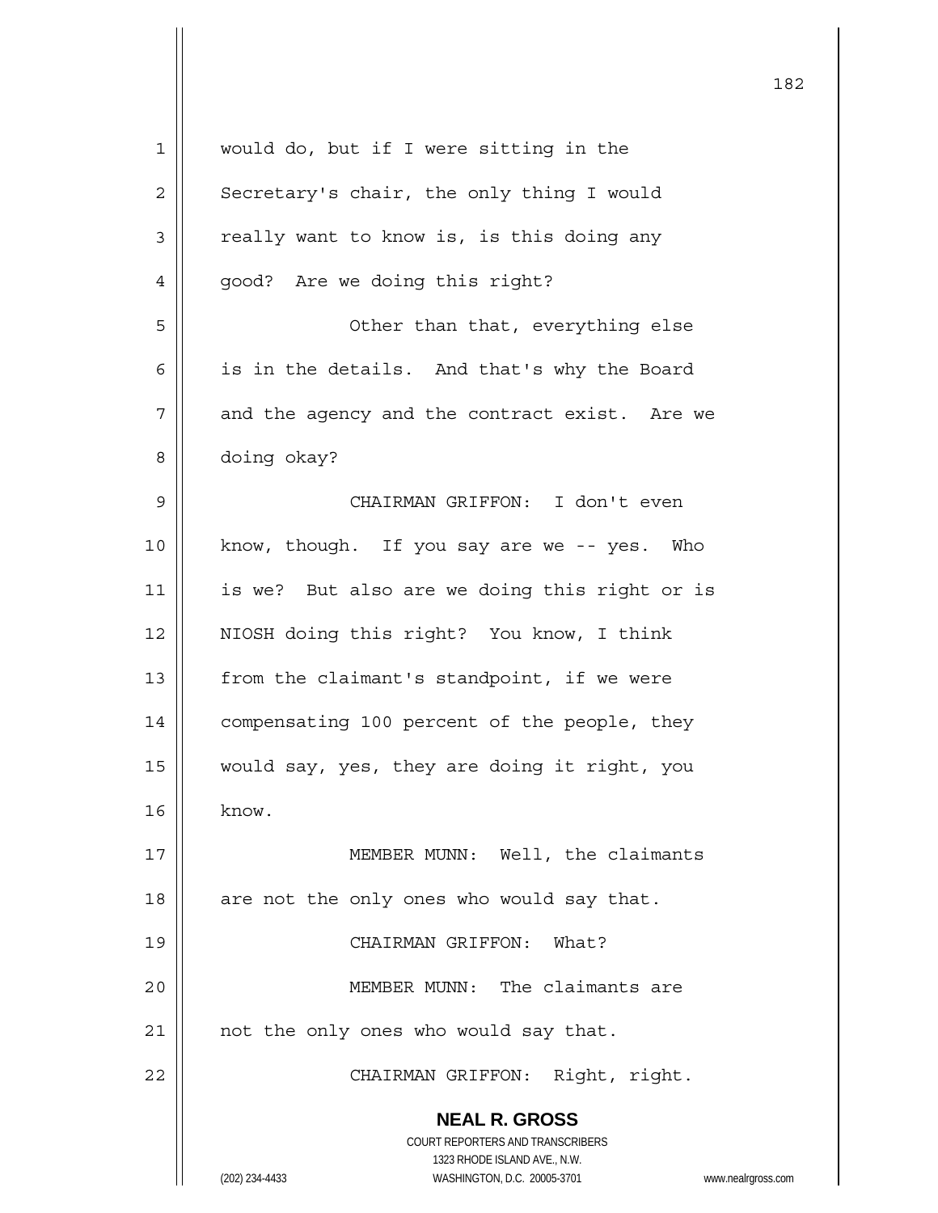would do, but if I were sitting in the Secretary's chair, the only thing I would really want to know is, is this doing any good? Are we doing this right?

Other than that, everything else is in the details. And that's why the Board and the agency and the contract exist. Are we doing okay?

CHAIRMAN GRIFFON: I don't even know, though. If you say are we -- yes. Who is we? But also are we doing this right or is NIOSH doing this right? You know, I think from the claimant's standpoint, if we were compensating 100 percent of the people, they would say, yes, they are doing it right, you know.

MEMBER MUNN: Well, the claimants are not the only ones who would say that.

CHAIRMAN GRIFFON: What?

MEMBER MUNN: The claimants are not the only ones who would say that.

CHAIRMAN GRIFFON: Right, right.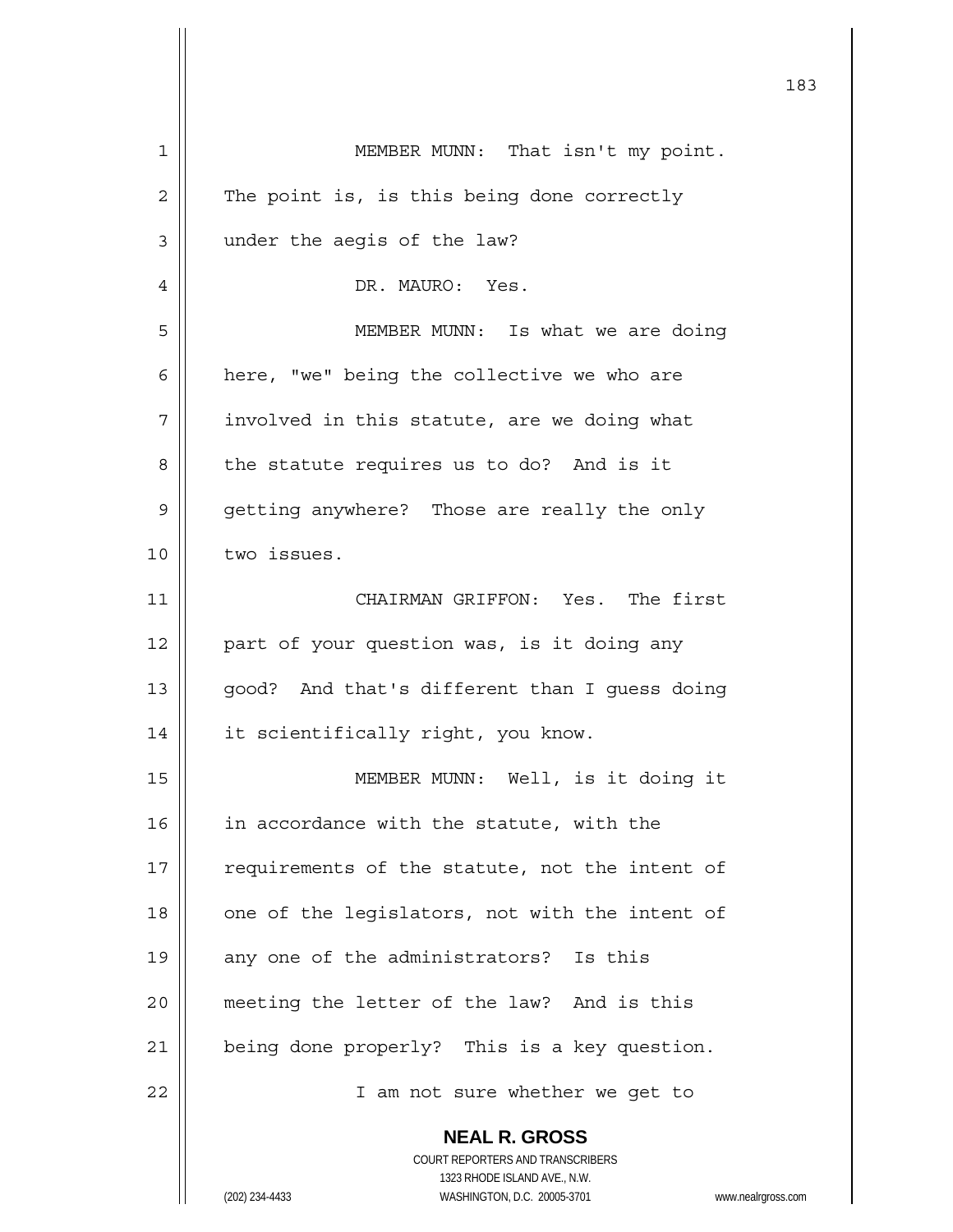MEMBER MUNN: That isn't my point. The point is, is this being done correctly under the aegis of the law?

DR. MAURO: Yes.

MEMBER MUNN: Is what we are doing here, "we" being the collective we who are involved in this statute, are we doing what the statute requires us to do? And is it getting anywhere? Those are really the only two issues.

CHAIRMAN GRIFFON: Yes. The first part of your question was, is it doing any good? And that's different than I guess doing it scientifically right, you know.

MEMBER MUNN: Well, is it doing it in accordance with the statute, with the requirements of the statute, not the intent of one of the legislators, not with the intent of any one of the administrators? Is this meeting the letter of the law? And is this being done properly? This is a key question.

I am not sure whether we get to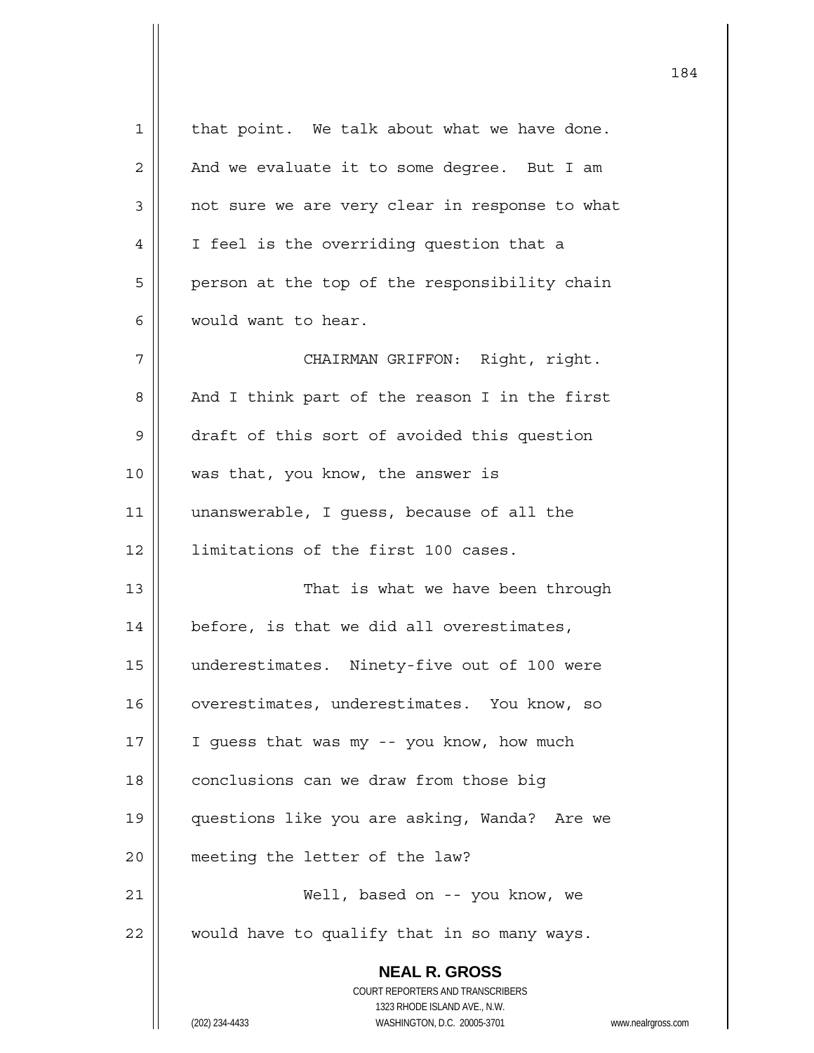that point. We talk about what we have done. And we evaluate it to some degree. But I am not sure we are very clear in response to what I feel is the overriding question that a person at the top of the responsibility chain would want to hear.

CHAIRMAN GRIFFON: Right, right. And I think part of the reason I in the first draft of this sort of avoided this question was that, you know, the answer is unanswerable, I guess, because of all the limitations of the first 100 cases.

That is what we have been through before, is that we did all overestimates, underestimates. Ninety-five out of 100 were overestimates, underestimates. You know, so I guess that was my -- you know, how much conclusions can we draw from those big questions like you are asking, Wanda? Are we meeting the letter of the law?

Well, based on -- you know, we would have to qualify that in so many ways.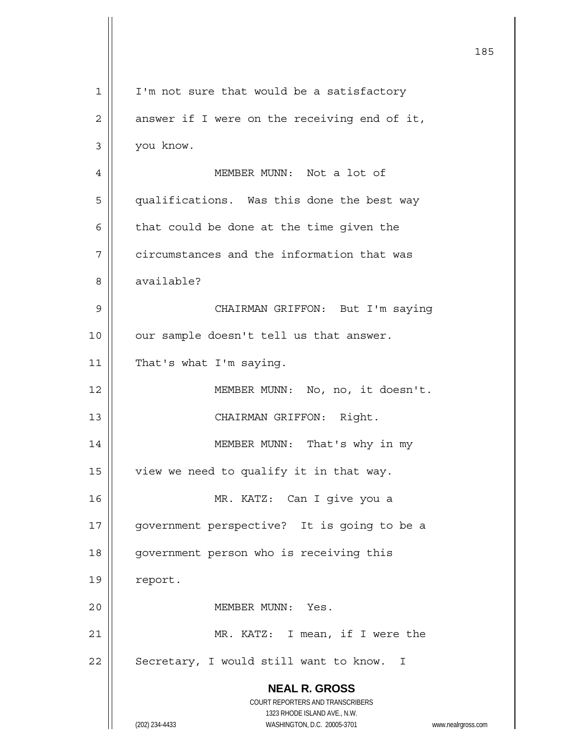I'm not sure that would be a satisfactory answer if I were on the receiving end of it, you know.

MEMBER MUNN: Not a lot of qualifications. Was this done the best way that could be done at the time given the circumstances and the information that was available?

CHAIRMAN GRIFFON: But I'm saying our sample doesn't tell us that answer. That's what I'm saying.

MEMBER MUNN: No, no, it doesn't.

CHAIRMAN GRIFFON: Right.

MEMBER MUNN: That's why in my view we need to qualify it in that way.

MR. KATZ: Can I give you a government perspective? It is going to be a government person who is receiving this report.

MEMBER MUNN: Yes.

MR. KATZ: I mean, if I were the Secretary, I would still want to know. I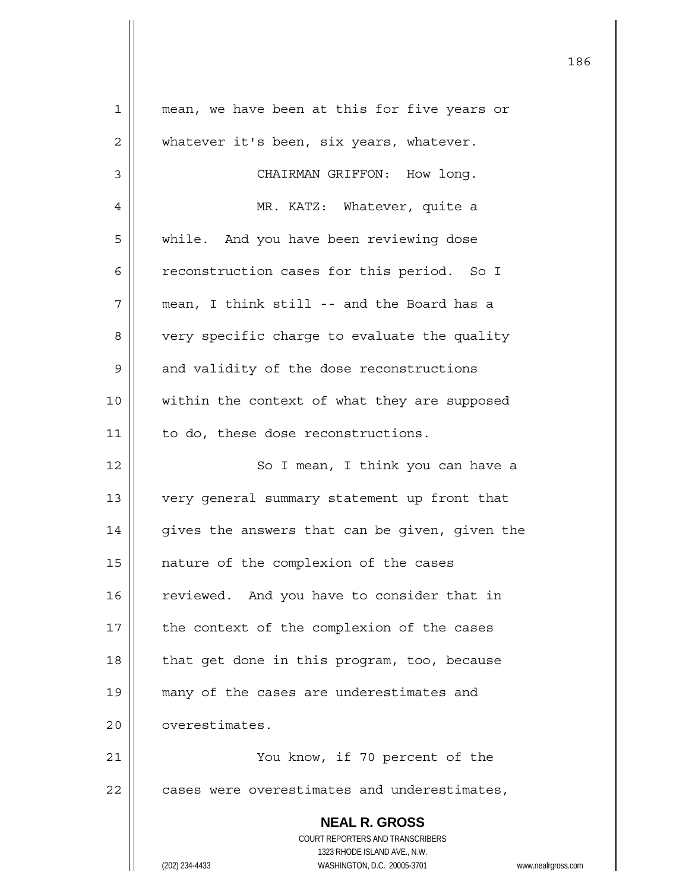mean, we have been at this for five years or whatever it's been, six years, whatever.

CHAIRMAN GRIFFON: How long.

MR. KATZ: Whatever, quite a while. And you have been reviewing dose reconstruction cases for this period. So I mean, I think still -- and the Board has a very specific charge to evaluate the quality and validity of the dose reconstructions within the context of what they are supposed to do, these dose reconstructions.

So I mean, I think you can have a very general summary statement up front that gives the answers that can be given, given the nature of the complexion of the cases reviewed. And you have to consider that in the context of the complexion of the cases that get done in this program, too, because many of the cases are underestimates and overestimates.

You know, if 70 percent of the cases were overestimates and underestimates,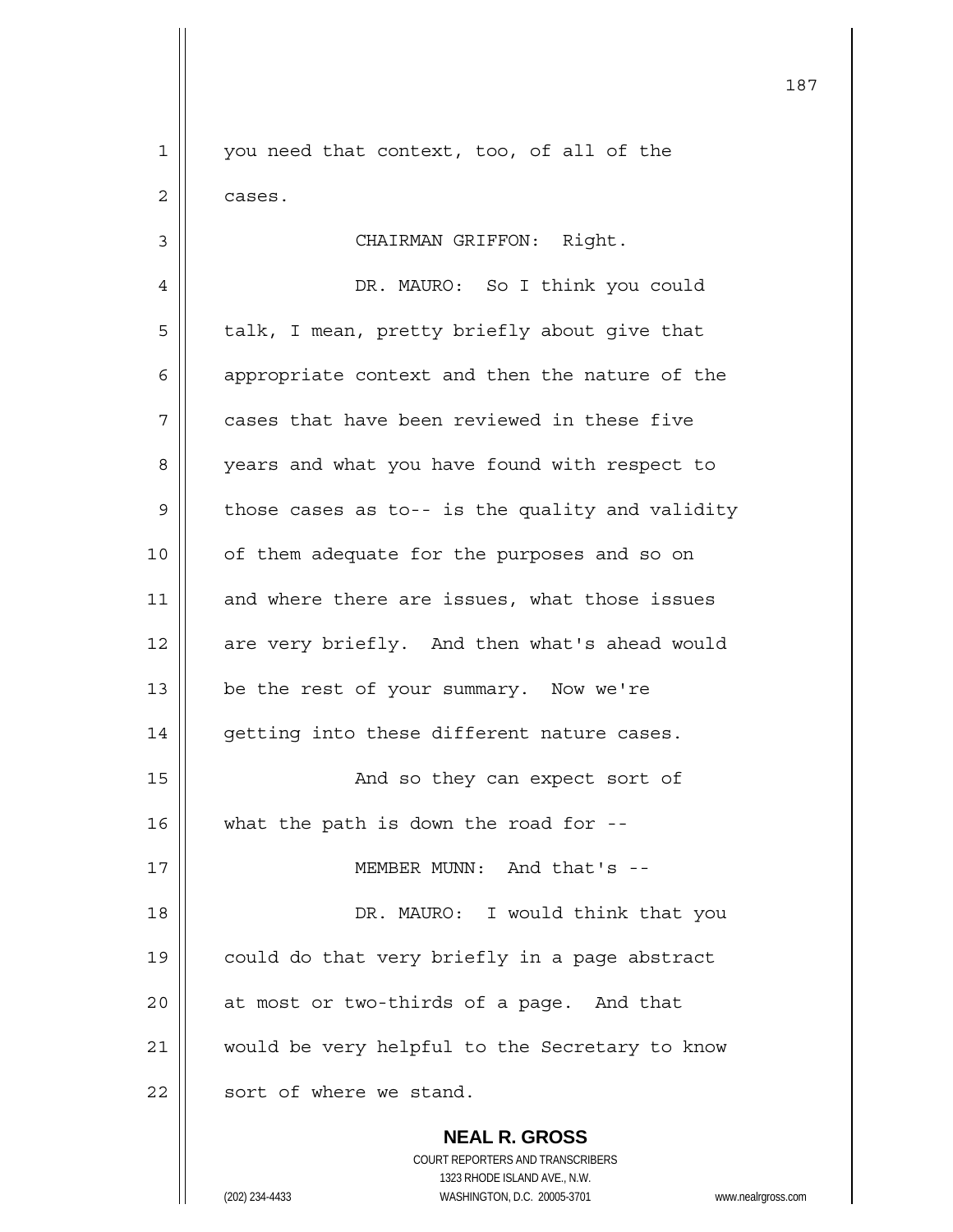you need that context, too, of all of the cases.

CHAIRMAN GRIFFON: Right.

DR. MAURO: So I think you could talk, I mean, pretty briefly about give that appropriate context and then the nature of the cases that have been reviewed in these five years and what you have found with respect to those cases as to-- is the quality and validity of them adequate for the purposes and so on and where there are issues, what those issues are very briefly. And then what's ahead would be the rest of your summary. Now we're getting into these different nature cases.

And so they can expect sort of what the path is down the road for --

MEMBER MUNN: And that's --

DR. MAURO: I would think that you could do that very briefly in a page abstract at most or two-thirds of a page. And that would be very helpful to the Secretary to know sort of where we stand.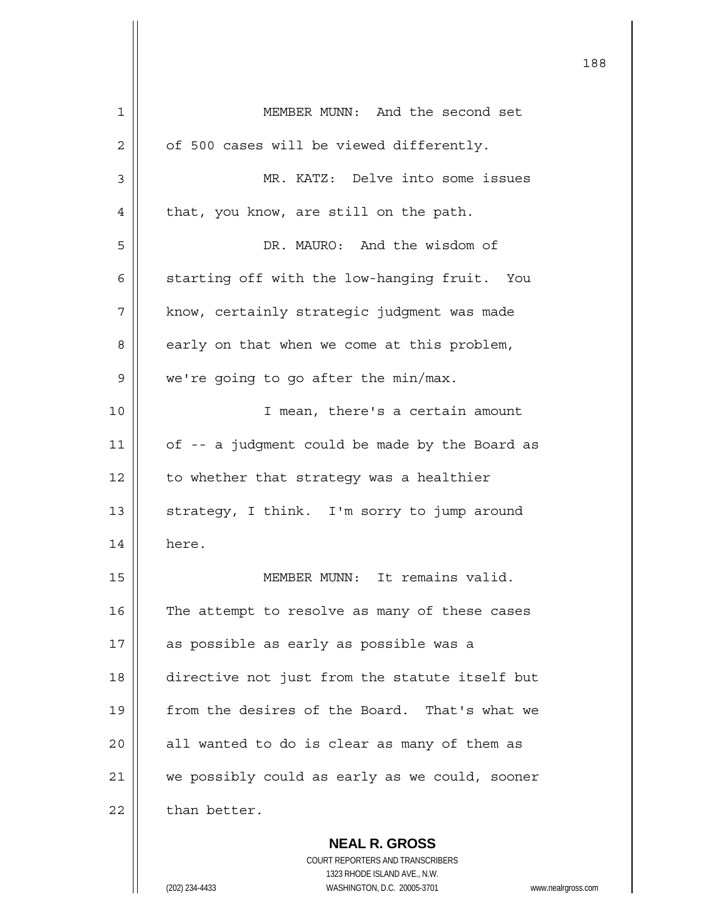MEMBER MUNN: And the second set of 500 cases will be viewed differently.

MR. KATZ: Delve into some issues that, you know, are still on the path.

DR. MAURO: And the wisdom of starting off with the low-hanging fruit. You know, certainly strategic judgment was made early on that when we come at this problem, we're going to go after the min/max.

I mean, there's a certain amount of -- a judgment could be made by the Board as to whether that strategy was a healthier strategy, I think. I'm sorry to jump around here.

MEMBER MUNN: It remains valid. The attempt to resolve as many of these cases as possible as early as possible was a directive not just from the statute itself but from the desires of the Board. That's what we all wanted to do is clear as many of them as we possibly could as early as we could, sooner than better.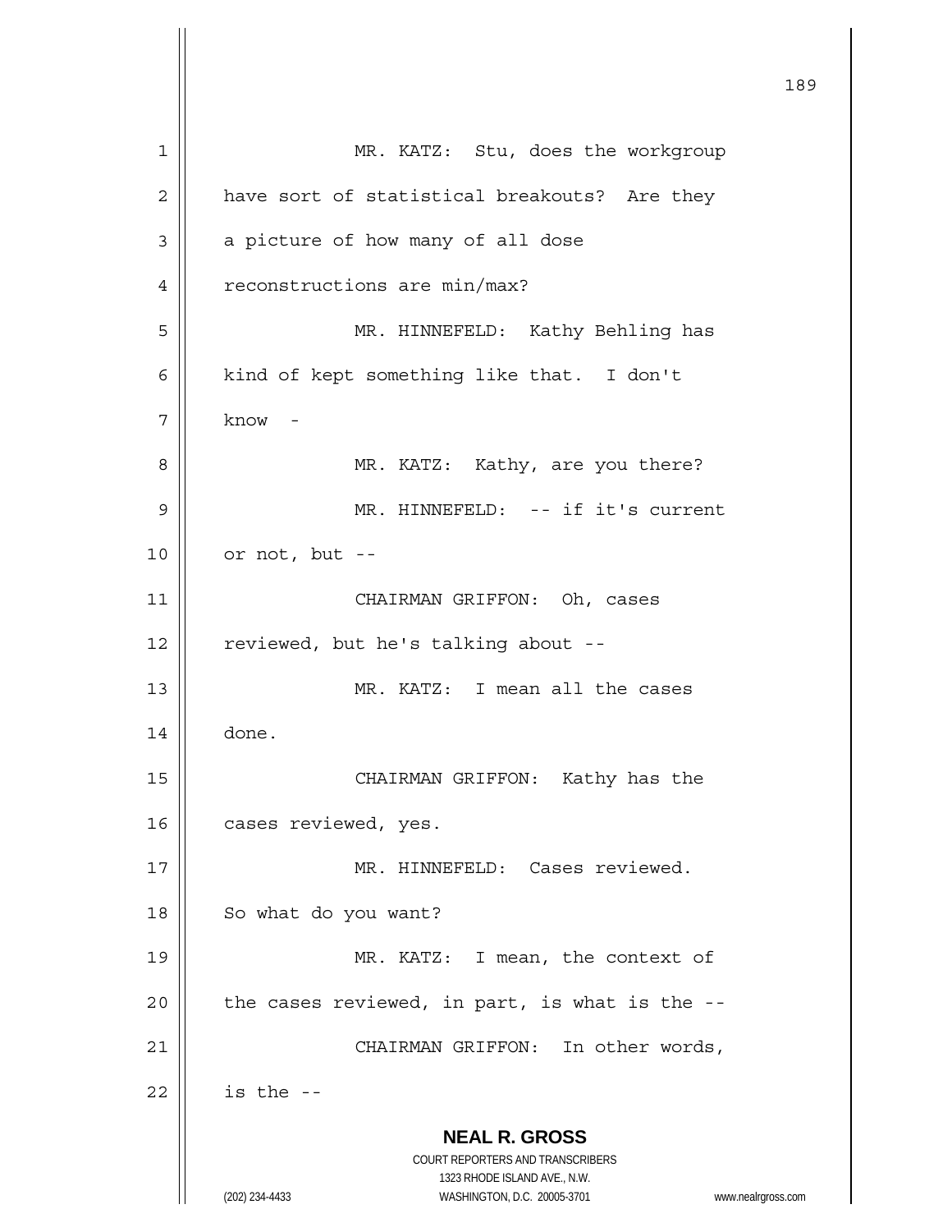MR. KATZ: Stu, does the workgroup have sort of statistical breakouts? Are they a picture of how many of all dose reconstructions are min/max?

MR. HINNEFELD: Kathy Behling has kind of kept something like that. I don't know -

MR. KATZ: Kathy, are you there?

MR. HINNEFELD: -- if it's current or not, but --

CHAIRMAN GRIFFON: Oh, cases reviewed, but he's talking about --

MR. KATZ: I mean all the cases done.

CHAIRMAN GRIFFON: Kathy has the cases reviewed, yes.

MR. HINNEFELD: Cases reviewed. So what do you want?

MR. KATZ: I mean, the context of the cases reviewed, in part, is what is the --

CHAIRMAN GRIFFON: In other words, is the --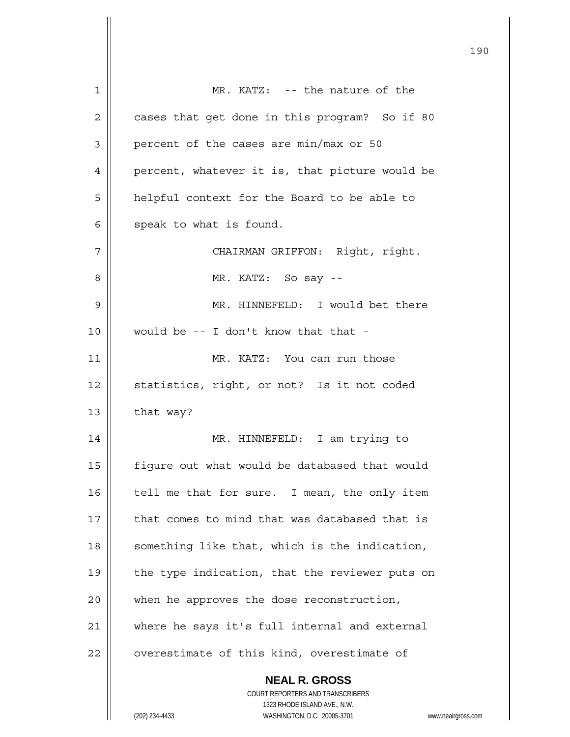MR. KATZ: -- the nature of the cases that get done in this program? So if 80 percent of the cases are min/max or 50 percent, whatever it is, that picture would be helpful context for the Board to be able to speak to what is found.

CHAIRMAN GRIFFON: Right, right.

MR. KATZ: So say --

MR. HINNEFELD: I would bet there would be -- I don't know that that -

MR. KATZ: You can run those statistics, right, or not? Is it not coded that way?

MR. HINNEFELD: I am trying to figure out what would be databased that would tell me that for sure. I mean, the only item that comes to mind that was databased that is something like that, which is the indication, the type indication, that the reviewer puts on when he approves the dose reconstruction, where he says it's full internal and external overestimate of this kind, overestimate of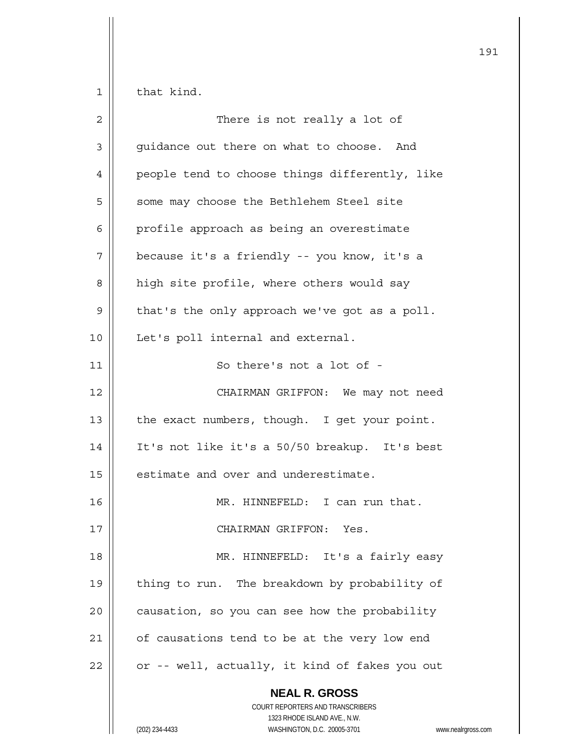that kind.

There is not really a lot of guidance out there on what to choose. And people tend to choose things differently, like some may choose the Bethlehem Steel site profile approach as being an overestimate because it's a friendly -- you know, it's a high site profile, where others would say that's the only approach we've got as a poll. Let's poll internal and external.

So there's not a lot of -

CHAIRMAN GRIFFON: We may not need the exact numbers, though. I get your point. It's not like it's a 50/50 breakup. It's best estimate and over and underestimate.

MR. HINNEFELD: I can run that.

CHAIRMAN GRIFFON: Yes.

MR. HINNEFELD: It's a fairly easy thing to run. The breakdown by probability of causation, so you can see how the probability of causations tend to be at the very low end or -- well, actually, it kind of fakes you out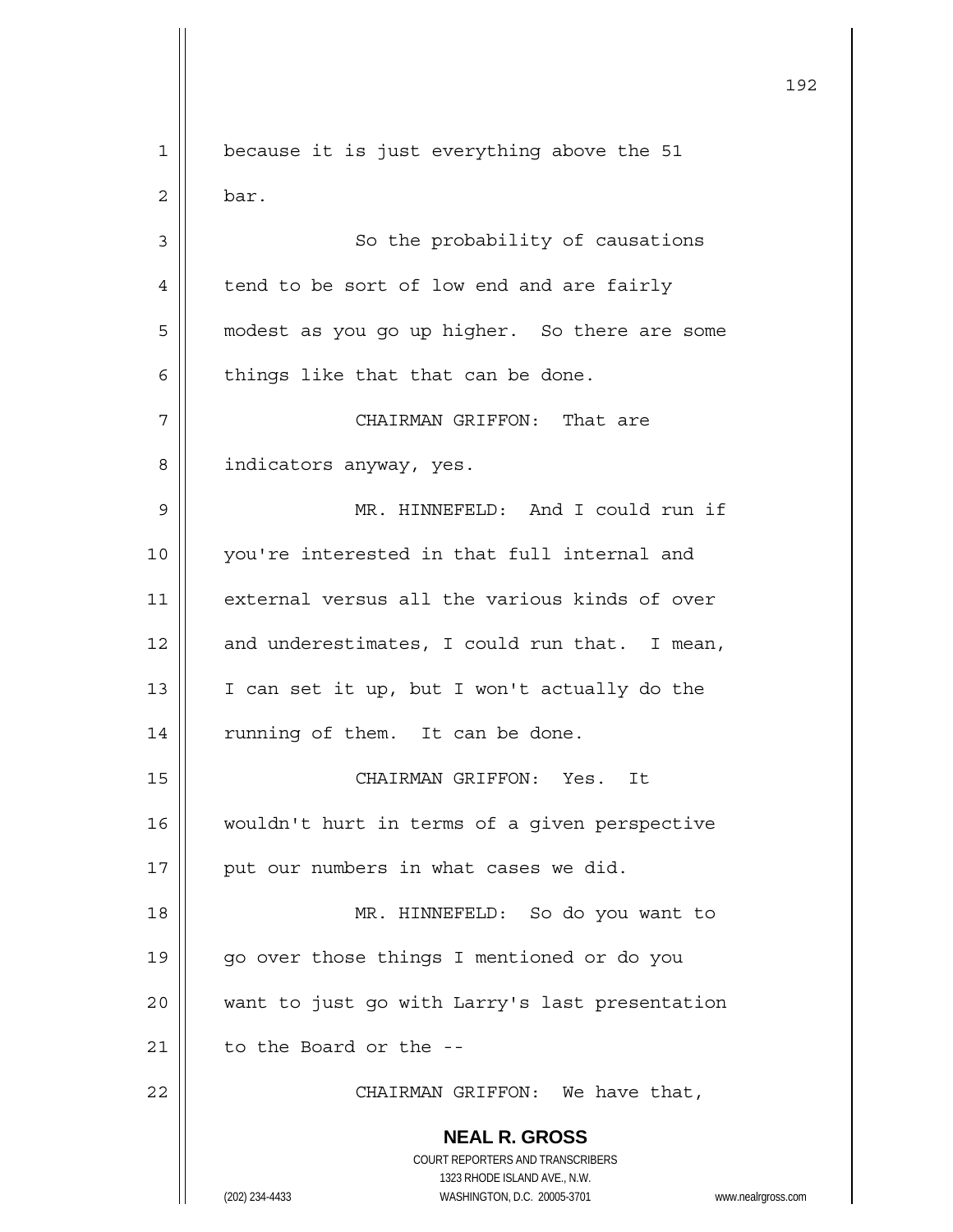because it is just everything above the 51 bar.

So the probability of causations tend to be sort of low end and are fairly modest as you go up higher. So there are some things like that that can be done.

CHAIRMAN GRIFFON: That are indicators anyway, yes.

MR. HINNEFELD: And I could run if you're interested in that full internal and external versus all the various kinds of over and underestimates, I could run that. I mean, I can set it up, but I won't actually do the running of them. It can be done.

CHAIRMAN GRIFFON: Yes. It wouldn't hurt in terms of a given perspective put our numbers in what cases we did.

MR. HINNEFELD: So do you want to go over those things I mentioned or do you want to just go with Larry's last presentation to the Board or the --

CHAIRMAN GRIFFON: We have that,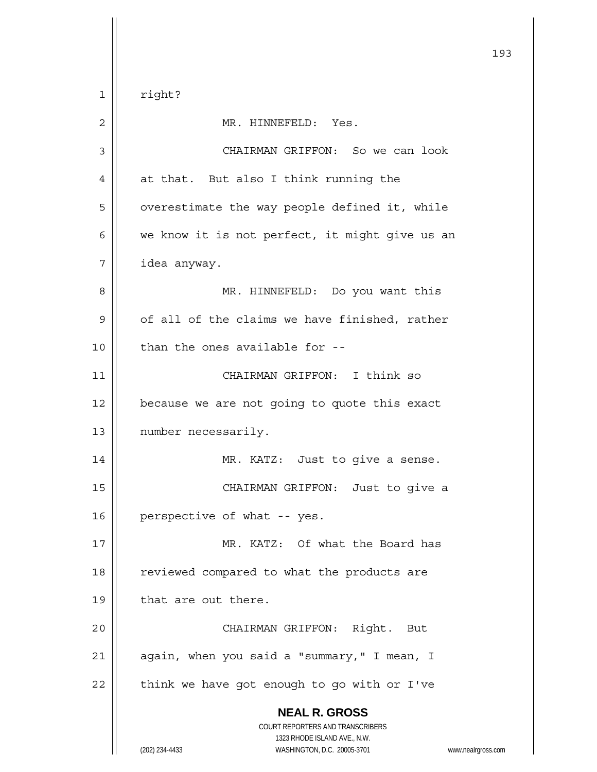right?

MR. HINNEFELD: Yes.

CHAIRMAN GRIFFON: So we can look at that. But also I think running the overestimate the way people defined it, while we know it is not perfect, it might give us an idea anyway.

MR. HINNEFELD: Do you want this of all of the claims we have finished, rather than the ones available for --

CHAIRMAN GRIFFON: I think so because we are not going to quote this exact number necessarily.

MR. KATZ: Just to give a sense.

CHAIRMAN GRIFFON: Just to give a perspective of what -- yes.

MR. KATZ: Of what the Board has reviewed compared to what the products are that are out there.

CHAIRMAN GRIFFON: Right. But again, when you said a "summary," I mean, I think we have got enough to go with or I've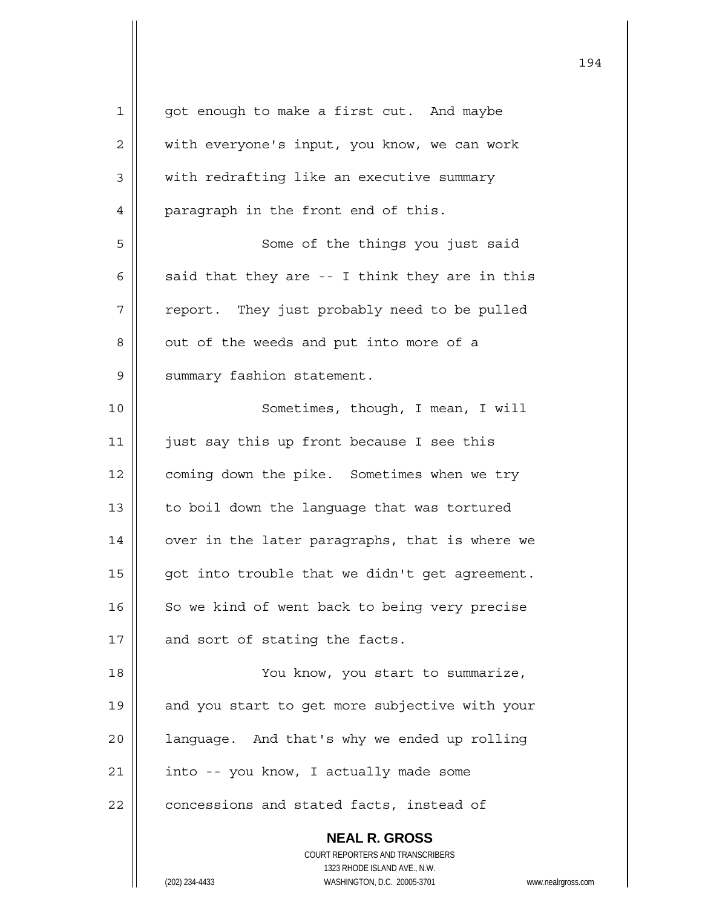got enough to make a first cut. And maybe with everyone's input, you know, we can work with redrafting like an executive summary paragraph in the front end of this.

Some of the things you just said said that they are -- I think they are in this report. They just probably need to be pulled out of the weeds and put into more of a summary fashion statement.

Sometimes, though, I mean, I will just say this up front because I see this coming down the pike. Sometimes when we try to boil down the language that was tortured over in the later paragraphs, that is where we got into trouble that we didn't get agreement. So we kind of went back to being very precise and sort of stating the facts.

You know, you start to summarize, and you start to get more subjective with your language. And that's why we ended up rolling into -- you know, I actually made some concessions and stated facts, instead of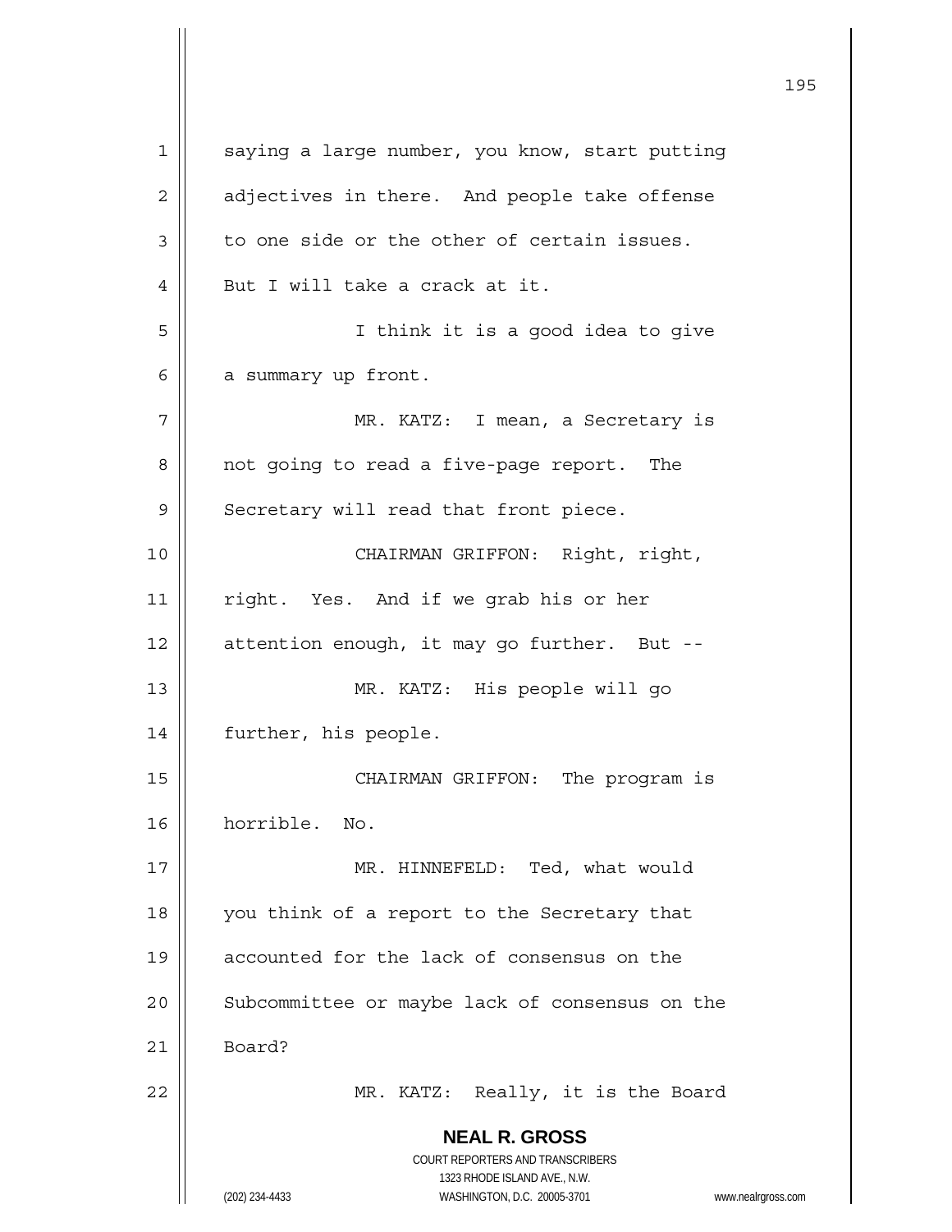saying a large number, you know, start putting adjectives in there. And people take offense to one side or the other of certain issues. But I will take a crack at it.

I think it is a good idea to give a summary up front.

MR. KATZ: I mean, a Secretary is not going to read a five-page report. The Secretary will read that front piece.

CHAIRMAN GRIFFON: Right, right, right. Yes. And if we grab his or her attention enough, it may go further. But --

MR. KATZ: His people will go further, his people.

CHAIRMAN GRIFFON: The program is horrible. No.

MR. HINNEFELD: Ted, what would you think of a report to the Secretary that accounted for the lack of consensus on the Subcommittee or maybe lack of consensus on the Board?

MR. KATZ: Really, it is the Board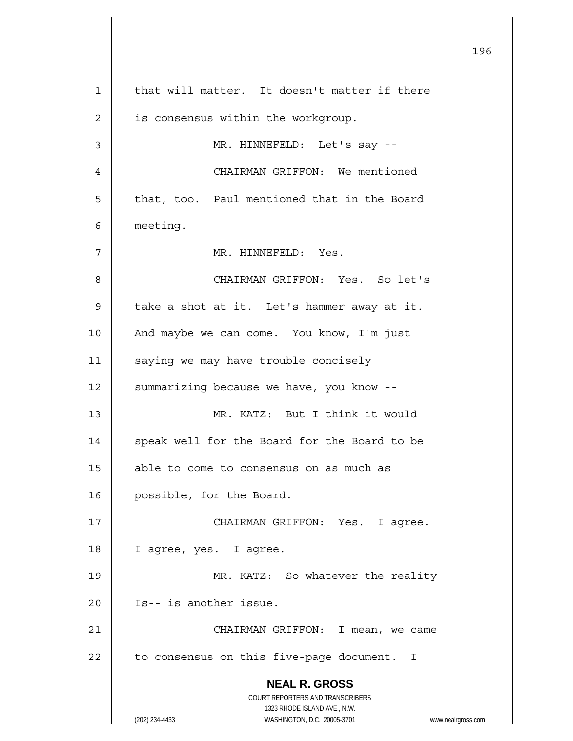that will matter. It doesn't matter if there is consensus within the workgroup.

MR. HINNEFELD: Let's say --

CHAIRMAN GRIFFON: We mentioned that, too. Paul mentioned that in the Board meeting.

MR. HINNEFELD: Yes.

CHAIRMAN GRIFFON: Yes. So let's take a shot at it. Let's hammer away at it. And maybe we can come. You know, I'm just saying we may have trouble concisely summarizing because we have, you know --

MR. KATZ: But I think it would speak well for the Board for the Board to be able to come to consensus on as much as possible, for the Board.

CHAIRMAN GRIFFON: Yes. I agree. I agree, yes. I agree.

MR. KATZ: So whatever the reality Is-- is another issue.

CHAIRMAN GRIFFON: I mean, we came to consensus on this five-page document. I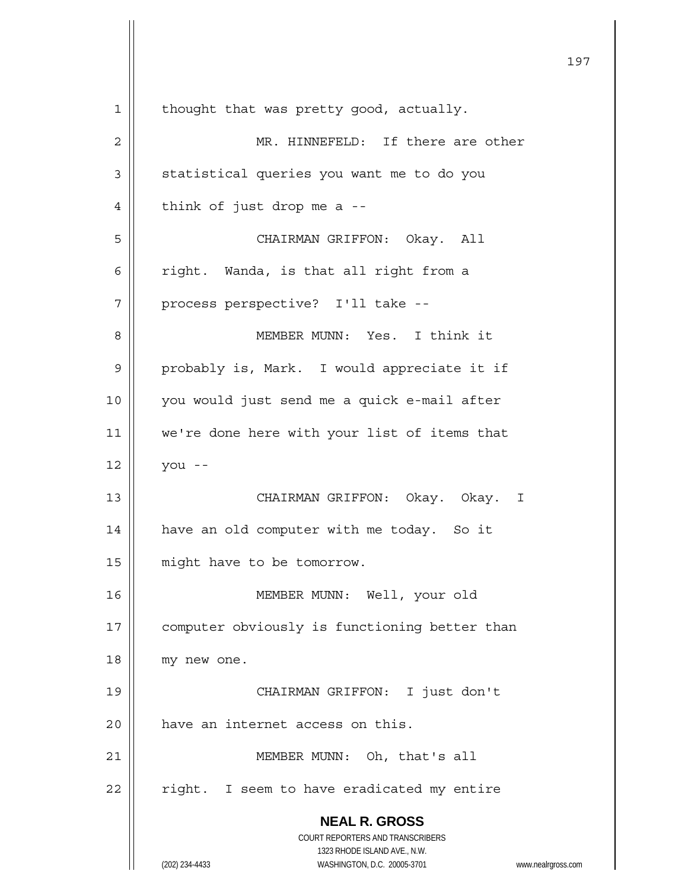thought that was pretty good, actually.

MR. HINNEFELD: If there are other statistical queries you want me to do you think of just drop me a --

CHAIRMAN GRIFFON: Okay. All right. Wanda, is that all right from a process perspective? I'll take --

MEMBER MUNN: Yes. I think it probably is, Mark. I would appreciate it if you would just send me a quick e-mail after we're done here with your list of items that you --

CHAIRMAN GRIFFON: Okay. Okay. I have an old computer with me today. So it might have to be tomorrow.

MEMBER MUNN: Well, your old computer obviously is functioning better than my new one.

CHAIRMAN GRIFFON: I just don't have an internet access on this.

MEMBER MUNN: Oh, that's all right. I seem to have eradicated my entire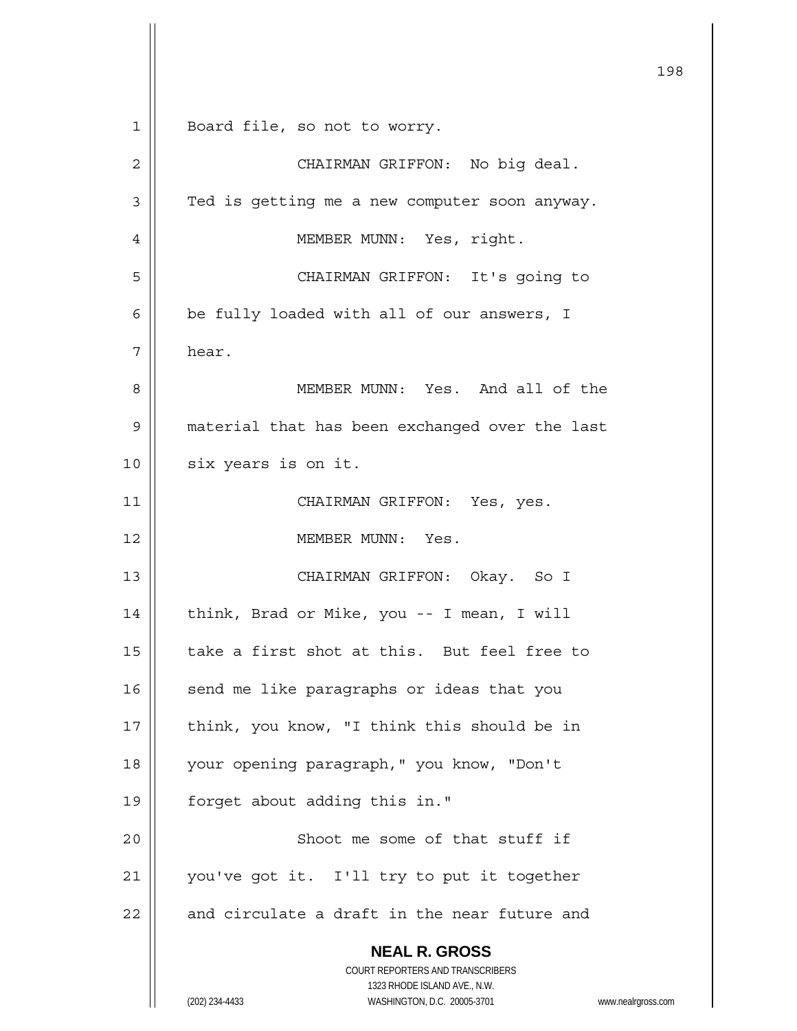Board file, so not to worry.

CHAIRMAN GRIFFON: No big deal. Ted is getting me a new computer soon anyway.

MEMBER MUNN: Yes, right.

CHAIRMAN GRIFFON: It's going to be fully loaded with all of our answers, I hear.

MEMBER MUNN: Yes. And all of the material that has been exchanged over the last six years is on it.

CHAIRMAN GRIFFON: Yes, yes.

MEMBER MUNN: Yes.

CHAIRMAN GRIFFON: Okay. So I think, Brad or Mike, you -- I mean, I will take a first shot at this. But feel free to send me like paragraphs or ideas that you think, you know, "I think this should be in your opening paragraph," you know, "Don't forget about adding this in."

Shoot me some of that stuff if you've got it. I'll try to put it together and circulate a draft in the near future and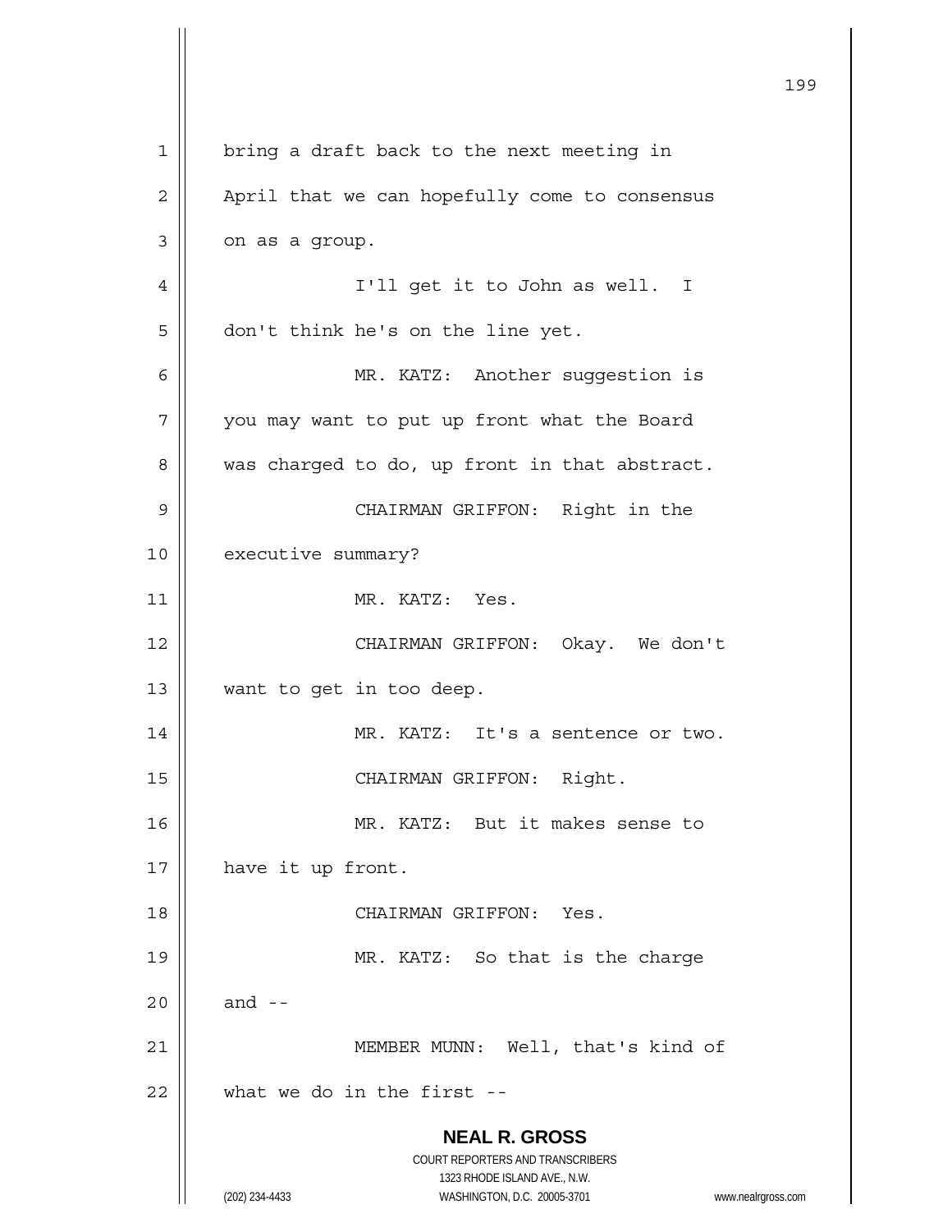bring a draft back to the next meeting in April that we can hopefully come to consensus on as a group.

I'll get it to John as well. I don't think he's on the line yet.

MR. KATZ: Another suggestion is you may want to put up front what the Board was charged to do, up front in that abstract.

CHAIRMAN GRIFFON: Right in the executive summary?

MR. KATZ: Yes.

CHAIRMAN GRIFFON: Okay. We don't want to get in too deep.

MR. KATZ: It's a sentence or two.

CHAIRMAN GRIFFON: Right.

MR. KATZ: But it makes sense to have it up front.

CHAIRMAN GRIFFON: Yes.

MR. KATZ: So that is the charge and --

MEMBER MUNN: Well, that's kind of what we do in the first --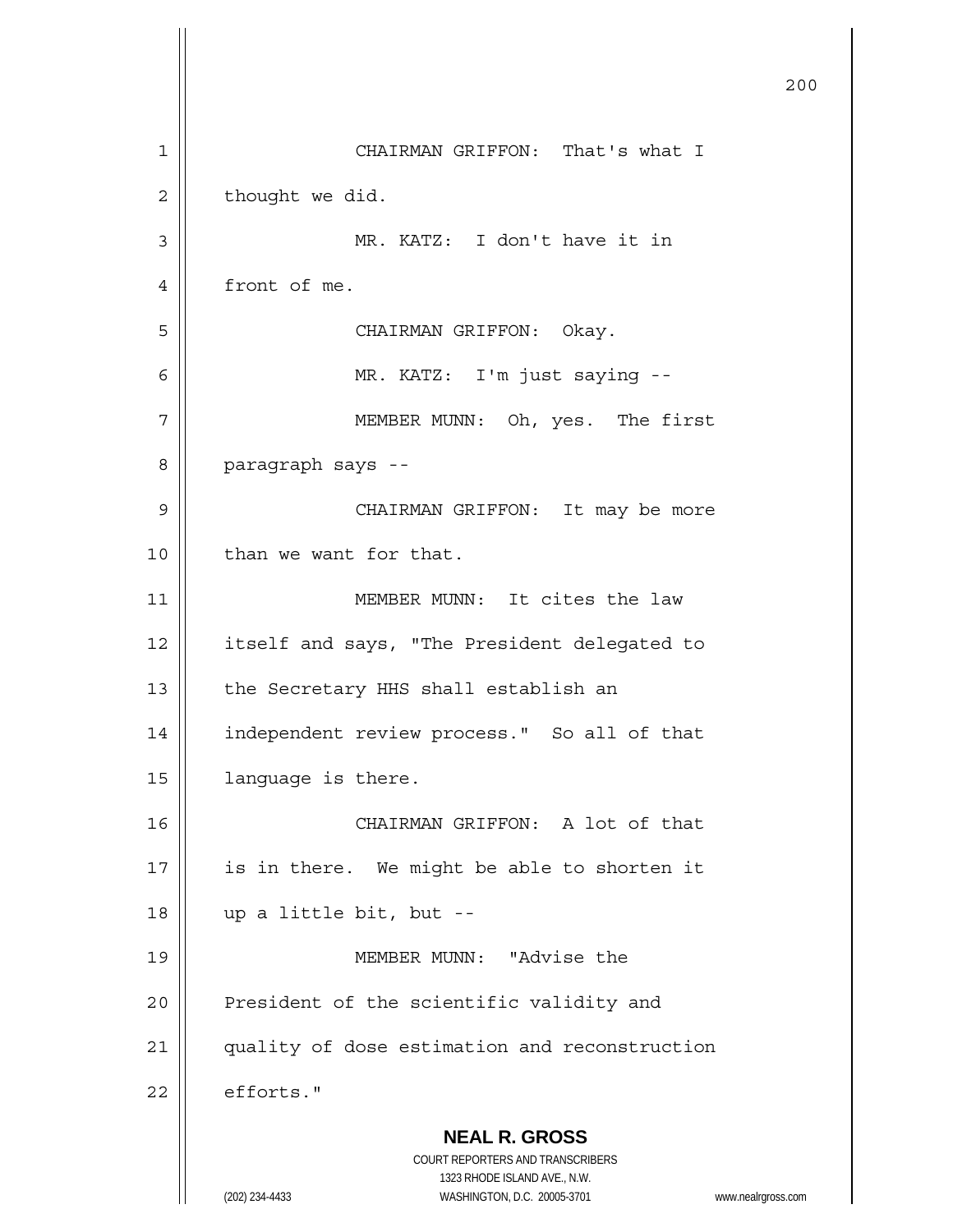CHAIRMAN GRIFFON: That's what I thought we did.

MR. KATZ: I don't have it in front of me.

CHAIRMAN GRIFFON: Okay.

MR. KATZ: I'm just saying --

MEMBER MUNN: Oh, yes. The first paragraph says --

CHAIRMAN GRIFFON: It may be more than we want for that.

MEMBER MUNN: It cites the law itself and says, "The President delegated to the Secretary HHS shall establish an independent review process." So all of that language is there.

CHAIRMAN GRIFFON: A lot of that is in there. We might be able to shorten it up a little bit, but --

MEMBER MUNN: "Advise the President of the scientific validity and quality of dose estimation and reconstruction efforts."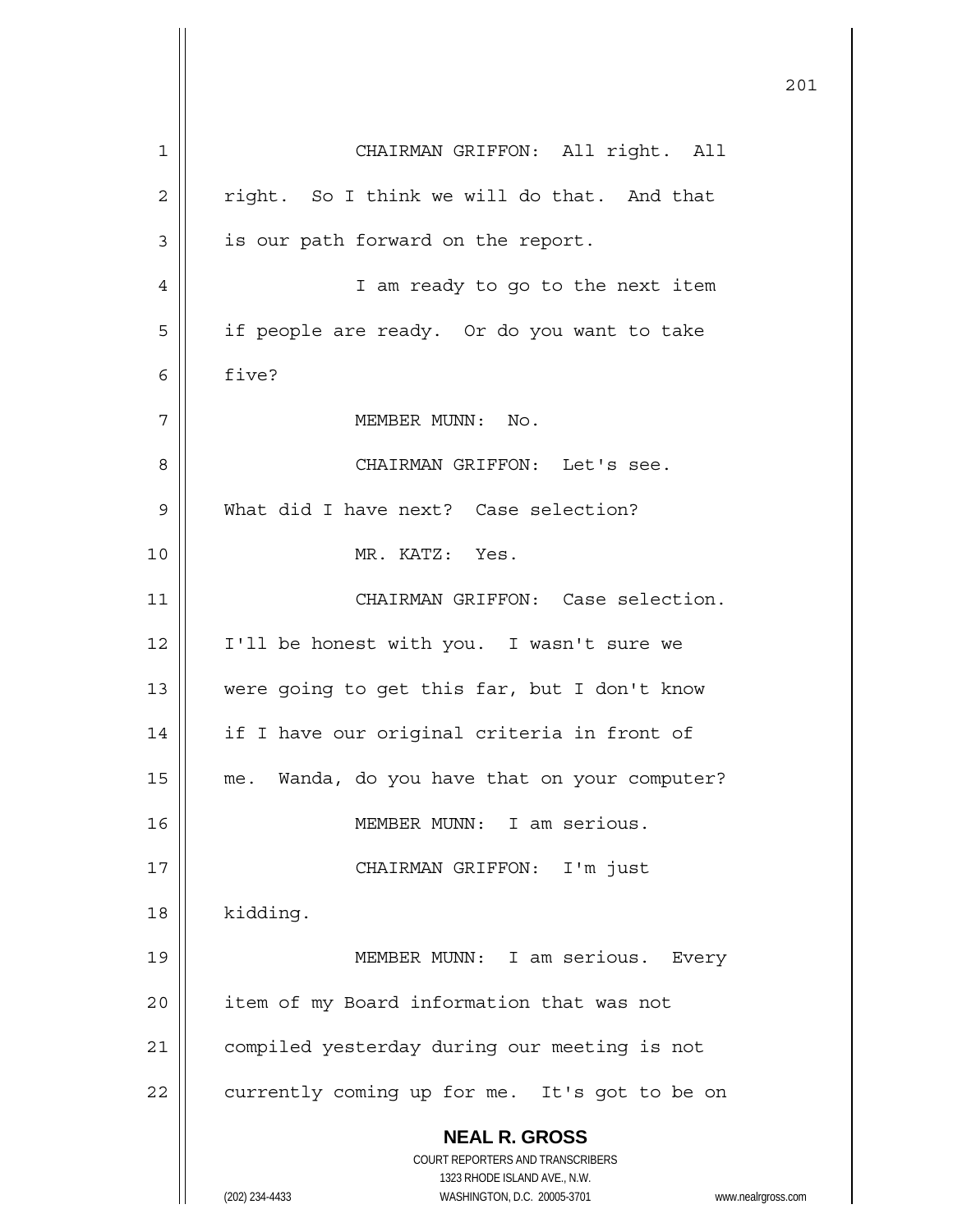CHAIRMAN GRIFFON: All right. All right. So I think we will do that. And that is our path forward on the report.

I am ready to go to the next item if people are ready. Or do you want to take five?

MEMBER MUNN: No.

CHAIRMAN GRIFFON: Let's see. What did I have next? Case selection?

MR. KATZ: Yes.

CHAIRMAN GRIFFON: Case selection. I'll be honest with you. I wasn't sure we were going to get this far, but I don't know if I have our original criteria in front of me. Wanda, do you have that on your computer?

MEMBER MUNN: I am serious.

CHAIRMAN GRIFFON: I'm just kidding.

MEMBER MUNN: I am serious. Every item of my Board information that was not compiled yesterday during our meeting is not currently coming up for me. It's got to be on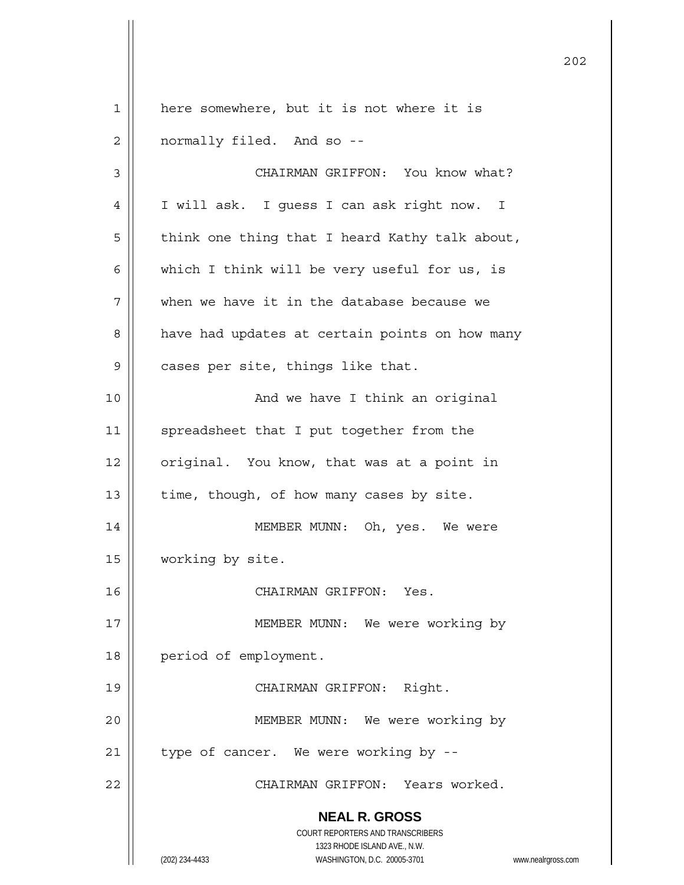here somewhere, but it is not where it is normally filed. And so --

CHAIRMAN GRIFFON: You know what? I will ask. I guess I can ask right now. I think one thing that I heard Kathy talk about, which I think will be very useful for us, is when we have it in the database because we have had updates at certain points on how many cases per site, things like that.

And we have I think an original spreadsheet that I put together from the original. You know, that was at a point in time, though, of how many cases by site.

MEMBER MUNN: Oh, yes. We were working by site.

CHAIRMAN GRIFFON: Yes.

MEMBER MUNN: We were working by period of employment.

CHAIRMAN GRIFFON: Right.

MEMBER MUNN: We were working by type of cancer. We were working by --

CHAIRMAN GRIFFON: Years worked.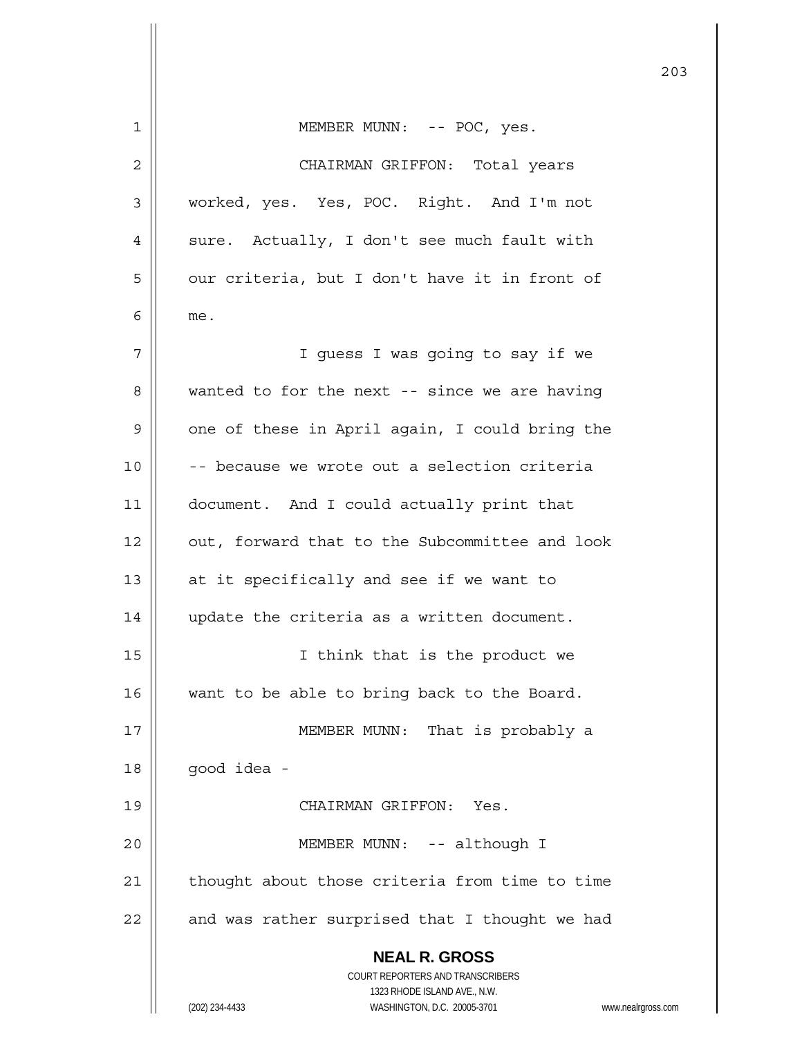MEMBER MUNN: -- POC, yes.

CHAIRMAN GRIFFON: Total years worked, yes. Yes, POC. Right. And I'm not sure. Actually, I don't see much fault with our criteria, but I don't have it in front of me.

I guess I was going to say if we wanted to for the next -- since we are having one of these in April again, I could bring the -- because we wrote out a selection criteria document. And I could actually print that out, forward that to the Subcommittee and look at it specifically and see if we want to update the criteria as a written document.

I think that is the product we want to be able to bring back to the Board.

MEMBER MUNN: That is probably a good idea -

CHAIRMAN GRIFFON: Yes.

MEMBER MUNN: -- although I thought about those criteria from time to time and was rather surprised that I thought we had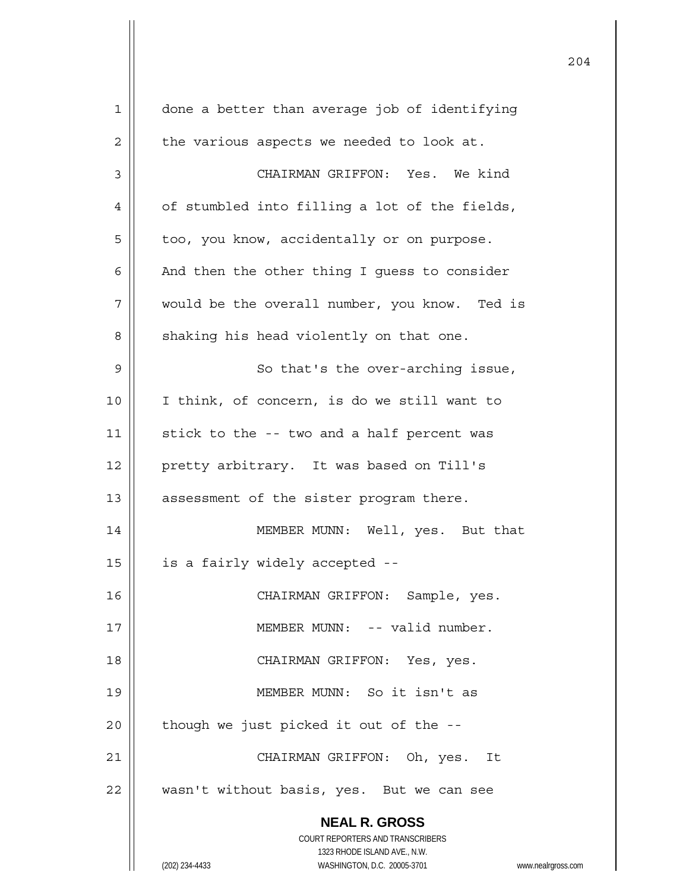done a better than average job of identifying the various aspects we needed to look at.

CHAIRMAN GRIFFON: Yes. We kind of stumbled into filling a lot of the fields, too, you know, accidentally or on purpose. And then the other thing I guess to consider would be the overall number, you know. Ted is shaking his head violently on that one.

So that's the over-arching issue, I think, of concern, is do we still want to stick to the -- two and a half percent was pretty arbitrary. It was based on Till's assessment of the sister program there.

MEMBER MUNN: Well, yes. But that is a fairly widely accepted --

CHAIRMAN GRIFFON: Sample, yes.

MEMBER MUNN: -- valid number.

CHAIRMAN GRIFFON: Yes, yes.

MEMBER MUNN: So it isn't as though we just picked it out of the --

CHAIRMAN GRIFFON: Oh, yes. It wasn't without basis, yes. But we can see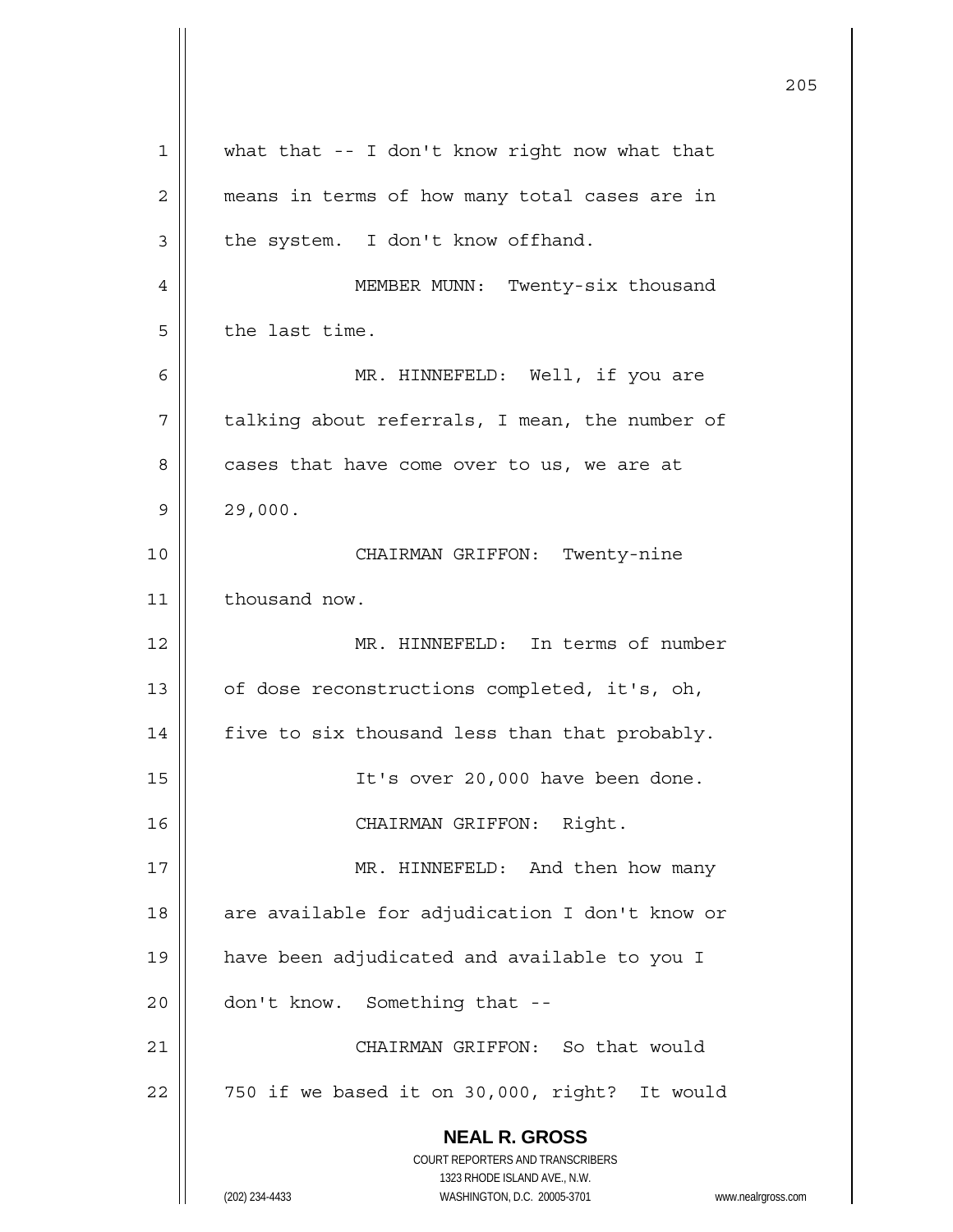what that -- I don't know right now what that means in terms of how many total cases are in the system. I don't know offhand.

MEMBER MUNN: Twenty-six thousand the last time.

MR. HINNEFELD: Well, if you are talking about referrals, I mean, the number of cases that have come over to us, we are at 29,000.

CHAIRMAN GRIFFON: Twenty-nine thousand now.

MR. HINNEFELD: In terms of number of dose reconstructions completed, it's, oh, five to six thousand less than that probably.

It's over 20,000 have been done.

CHAIRMAN GRIFFON: Right.

MR. HINNEFELD: And then how many are available for adjudication I don't know or have been adjudicated and available to you I don't know. Something that --

CHAIRMAN GRIFFON: So that would 750 if we based it on 30,000, right? It would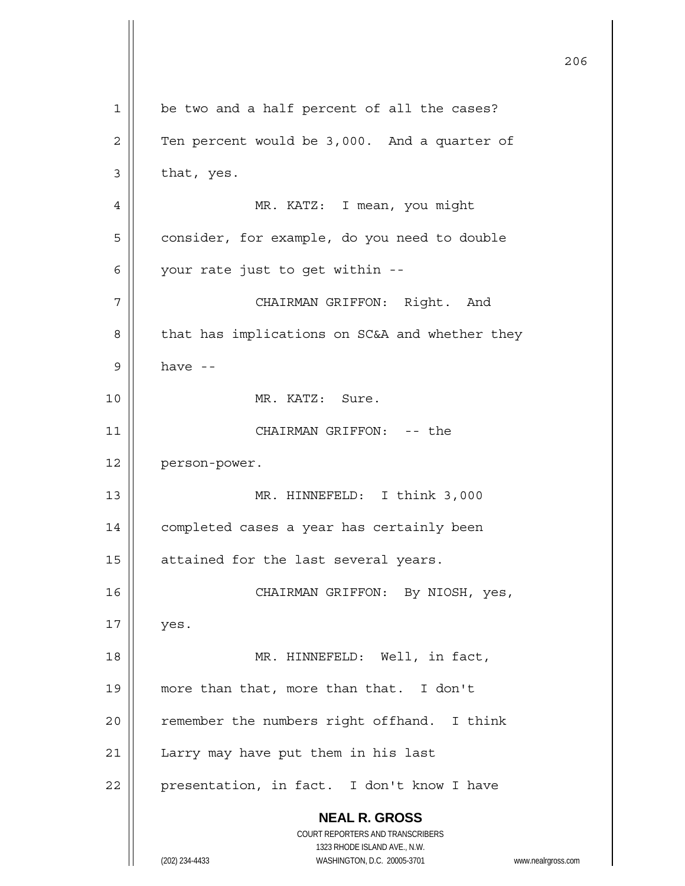be two and a half percent of all the cases? Ten percent would be 3,000. And a quarter of that, yes.

MR. KATZ: I mean, you might consider, for example, do you need to double your rate just to get within --

CHAIRMAN GRIFFON: Right. And that has implications on SC&A and whether they have --

MR. KATZ: Sure.

CHAIRMAN GRIFFON: -- the person-power.

MR. HINNEFELD: I think 3,000 completed cases a year has certainly been attained for the last several years.

CHAIRMAN GRIFFON: By NIOSH, yes, yes.

MR. HINNEFELD: Well, in fact, more than that, more than that. I don't remember the numbers right offhand. I think Larry may have put them in his last presentation, in fact. I don't know I have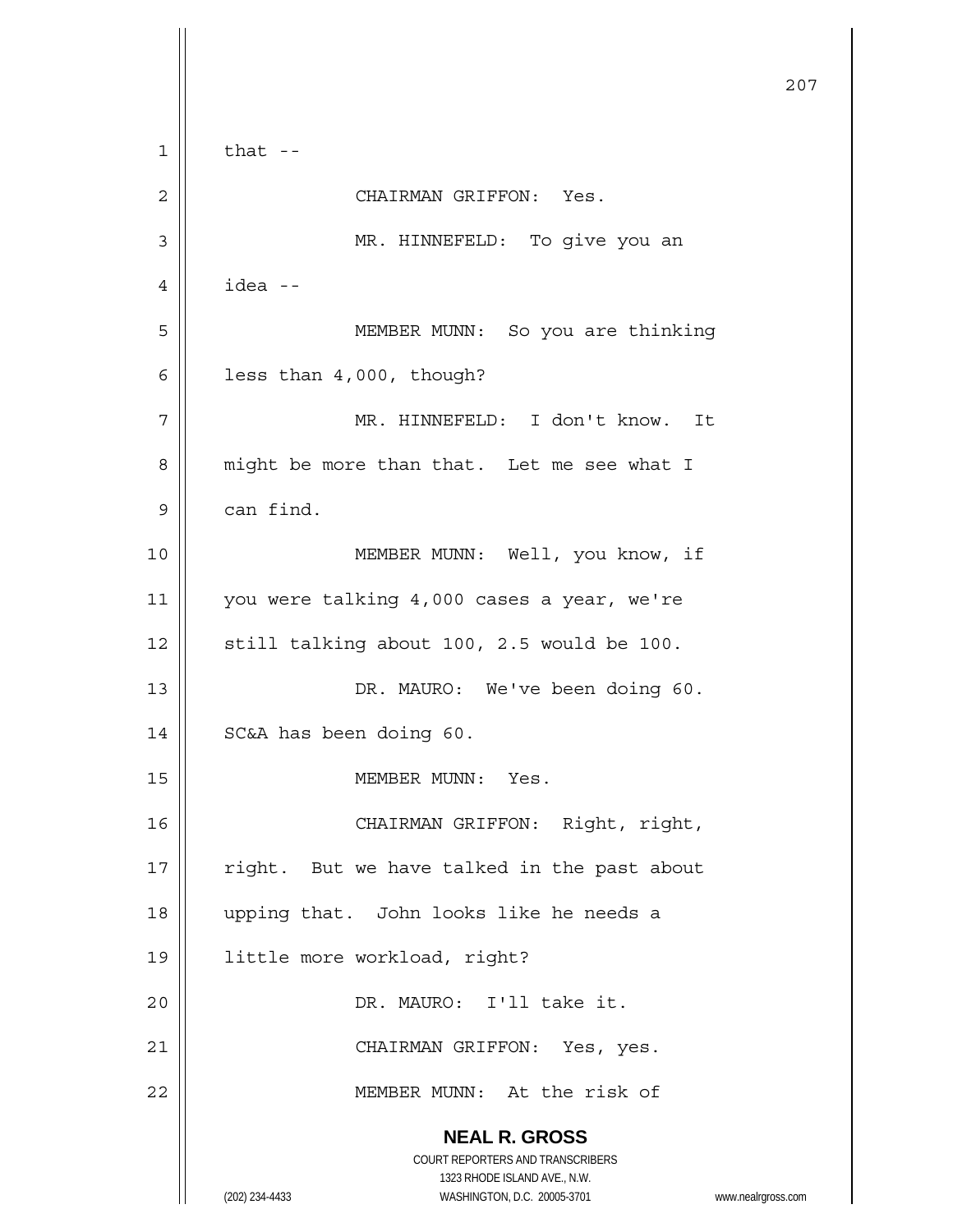that --

CHAIRMAN GRIFFON: Yes.

MR. HINNEFELD: To give you an idea --

MEMBER MUNN: So you are thinking less than 4,000, though?

MR. HINNEFELD: I don't know. It might be more than that. Let me see what I can find.

MEMBER MUNN: Well, you know, if you were talking 4,000 cases a year, we're still talking about 100, 2.5 would be 100.

DR. MAURO: We've been doing 60. SC&A has been doing 60.

MEMBER MUNN: Yes.

CHAIRMAN GRIFFON: Right, right, right. But we have talked in the past about upping that. John looks like he needs a little more workload, right?

DR. MAURO: I'll take it.

CHAIRMAN GRIFFON: Yes, yes.

MEMBER MUNN: At the risk of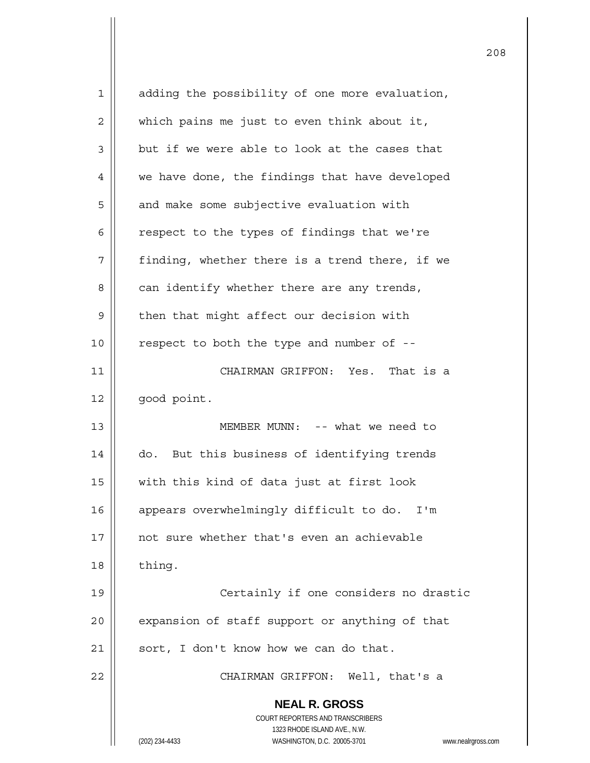adding the possibility of one more evaluation, which pains me just to even think about it, but if we were able to look at the cases that we have done, the findings that have developed and make some subjective evaluation with respect to the types of findings that we're finding, whether there is a trend there, if we can identify whether there are any trends, then that might affect our decision with respect to both the type and number of --

CHAIRMAN GRIFFON: Yes. That is a good point.

MEMBER MUNN: -- what we need to do. But this business of identifying trends with this kind of data just at first look appears overwhelmingly difficult to do. I'm not sure whether that's even an achievable thing.

Certainly if one considers no drastic expansion of staff support or anything of that sort, I don't know how we can do that.

CHAIRMAN GRIFFON: Well, that's a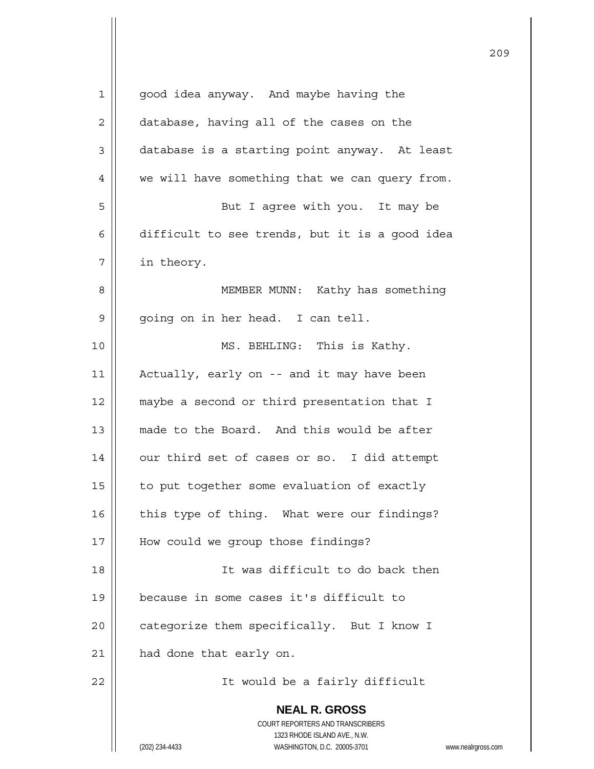good idea anyway. And maybe having the database, having all of the cases on the database is a starting point anyway. At least we will have something that we can query from.

But I agree with you. It may be difficult to see trends, but it is a good idea in theory.

MEMBER MUNN: Kathy has something going on in her head. I can tell.

MS. BEHLING: This is Kathy. Actually, early on -- and it may have been maybe a second or third presentation that I made to the Board. And this would be after our third set of cases or so. I did attempt to put together some evaluation of exactly this type of thing. What were our findings? How could we group those findings?

It was difficult to do back then because in some cases it's difficult to categorize them specifically. But I know I had done that early on.

It would be a fairly difficult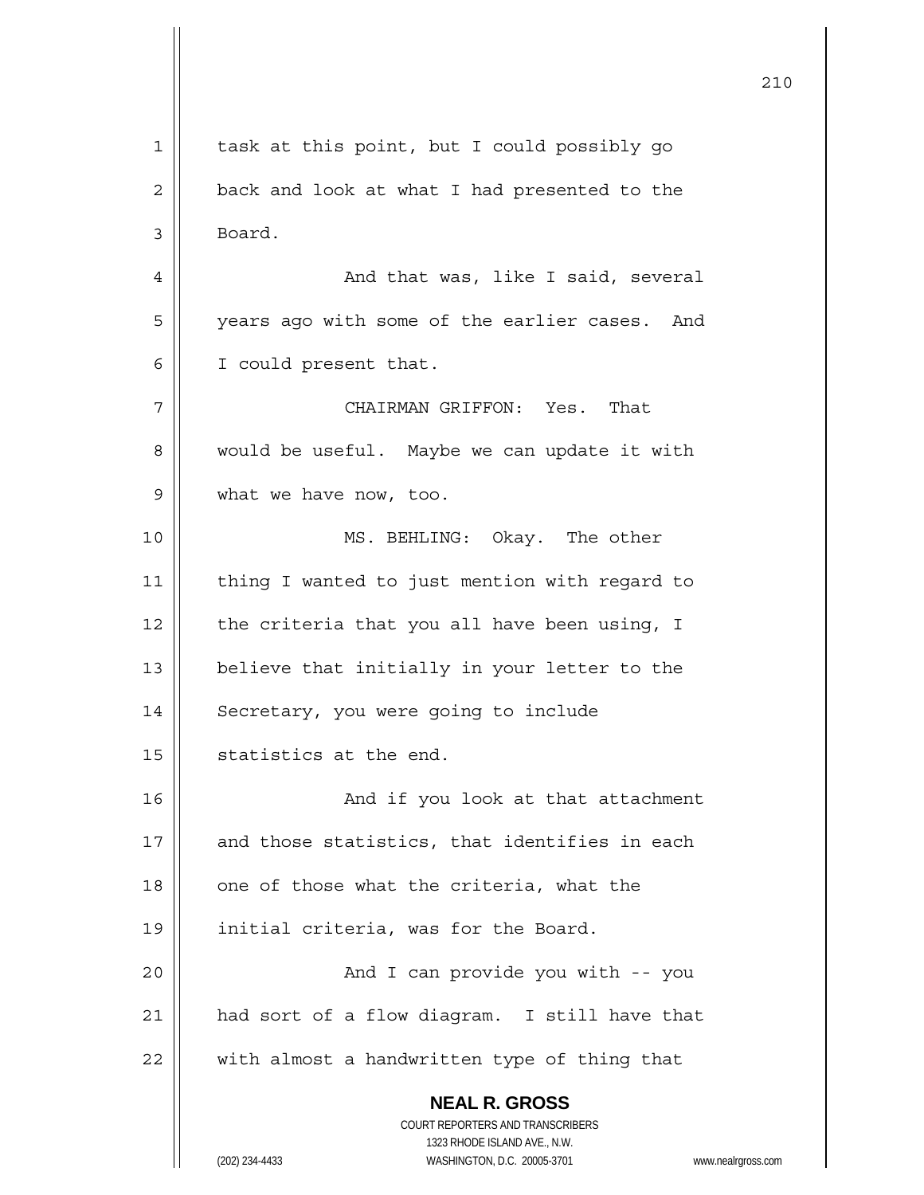task at this point, but I could possibly go back and look at what I had presented to the Board.

And that was, like I said, several years ago with some of the earlier cases. And I could present that.

CHAIRMAN GRIFFON: Yes. That would be useful. Maybe we can update it with what we have now, too.

MS. BEHLING: Okay. The other thing I wanted to just mention with regard to the criteria that you all have been using, I believe that initially in your letter to the Secretary, you were going to include statistics at the end.

And if you look at that attachment and those statistics, that identifies in each one of those what the criteria, what the initial criteria, was for the Board.

And I can provide you with -- you had sort of a flow diagram. I still have that with almost a handwritten type of thing that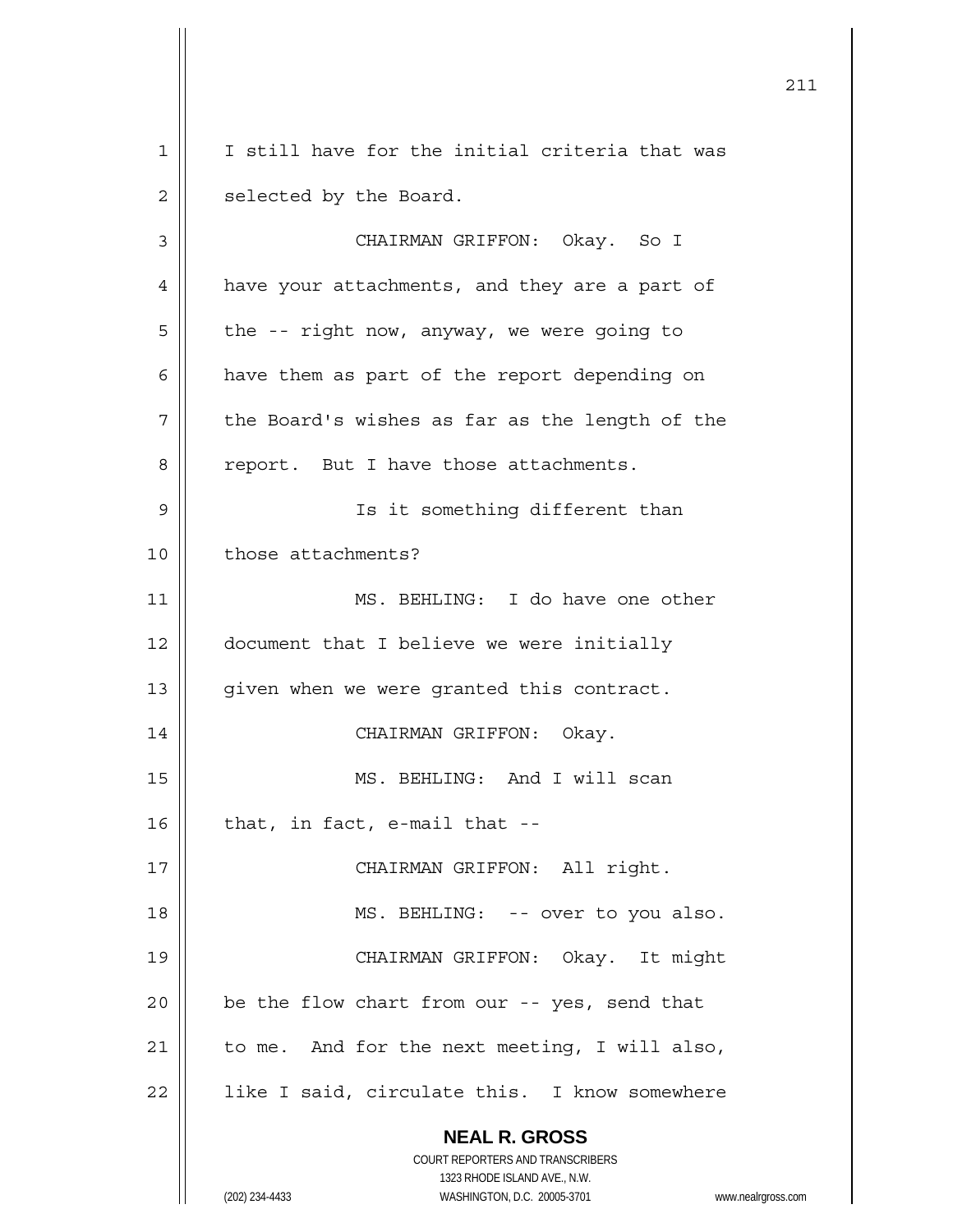I still have for the initial criteria that was selected by the Board.

CHAIRMAN GRIFFON: Okay. So I have your attachments, and they are a part of the -- right now, anyway, we were going to have them as part of the report depending on the Board's wishes as far as the length of the report. But I have those attachments.

Is it something different than those attachments?

MS. BEHLING: I do have one other document that I believe we were initially given when we were granted this contract.

CHAIRMAN GRIFFON: Okay.

MS. BEHLING: And I will scan that, in fact, e-mail that --

CHAIRMAN GRIFFON: All right.

MS. BEHLING: -- over to you also.

CHAIRMAN GRIFFON: Okay. It might be the flow chart from our -- yes, send that to me. And for the next meeting, I will also, like I said, circulate this. I know somewhere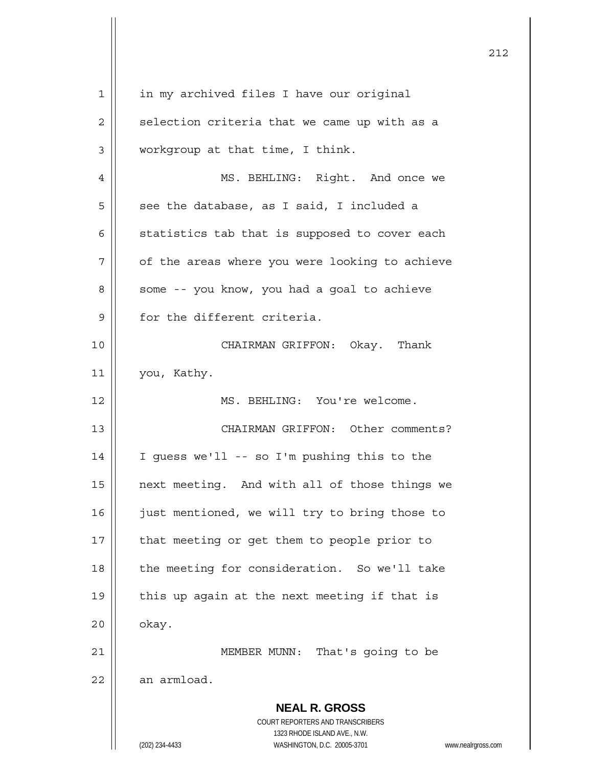in my archived files I have our original selection criteria that we came up with as a workgroup at that time, I think.

MS. BEHLING: Right. And once we see the database, as I said, I included a statistics tab that is supposed to cover each of the areas where you were looking to achieve some -- you know, you had a goal to achieve for the different criteria.

CHAIRMAN GRIFFON: Okay. Thank you, Kathy.

MS. BEHLING: You're welcome.

CHAIRMAN GRIFFON: Other comments? I guess we'll -- so I'm pushing this to the next meeting. And with all of those things we just mentioned, we will try to bring those to that meeting or get them to people prior to the meeting for consideration. So we'll take this up again at the next meeting if that is okay.

MEMBER MUNN: That's going to be an armload.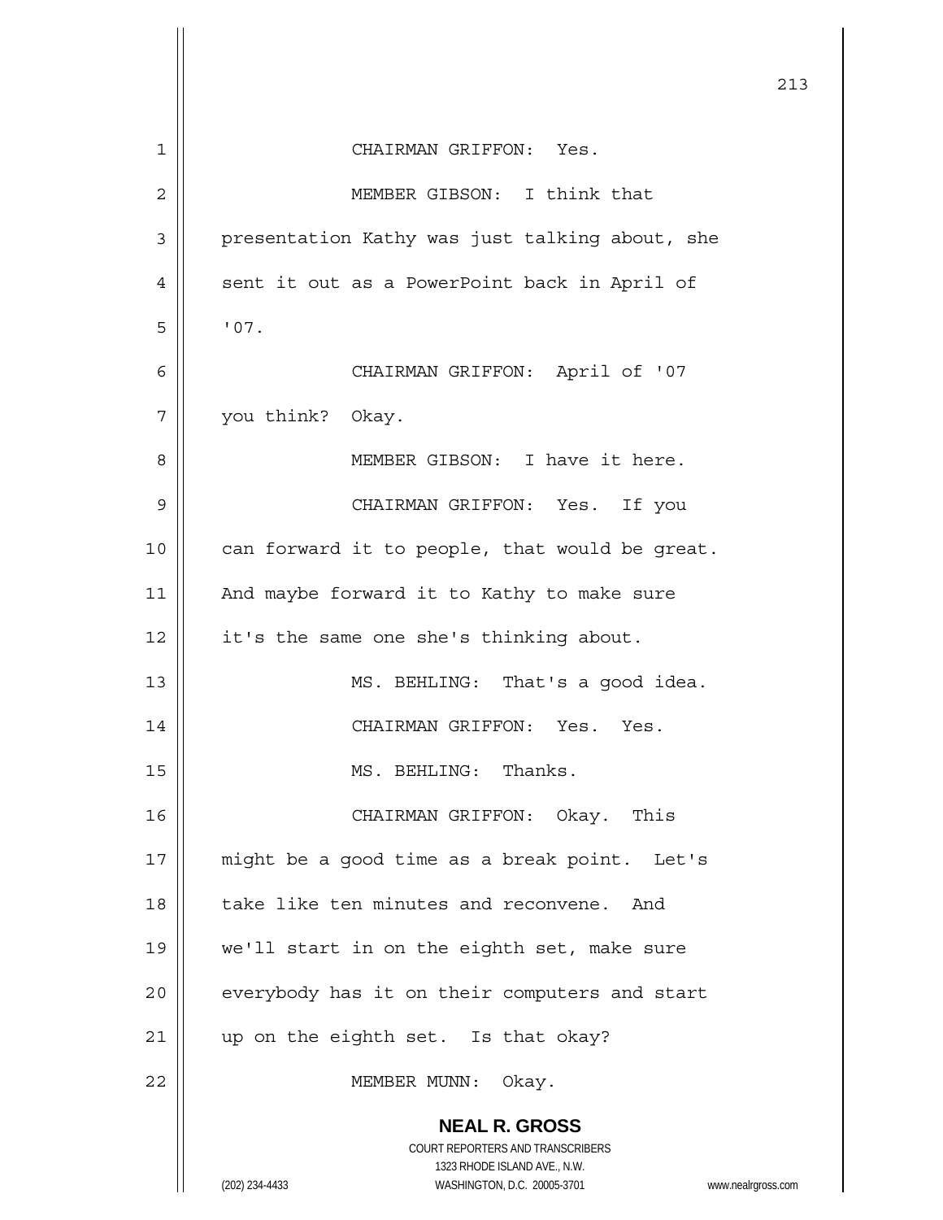CHAIRMAN GRIFFON: Yes.

MEMBER GIBSON: I think that presentation Kathy was just talking about, she sent it out as a PowerPoint back in April of '07.

CHAIRMAN GRIFFON: April of '07 you think? Okay.

MEMBER GIBSON: I have it here.

CHAIRMAN GRIFFON: Yes. If you can forward it to people, that would be great. And maybe forward it to Kathy to make sure it's the same one she's thinking about.

MS. BEHLING: That's a good idea.

CHAIRMAN GRIFFON: Yes. Yes.

MS. BEHLING: Thanks.

CHAIRMAN GRIFFON: Okay. This might be a good time as a break point. Let's take like ten minutes and reconvene. And we'll start in on the eighth set, make sure everybody has it on their computers and start up on the eighth set. Is that okay?

MEMBER MUNN: Okay.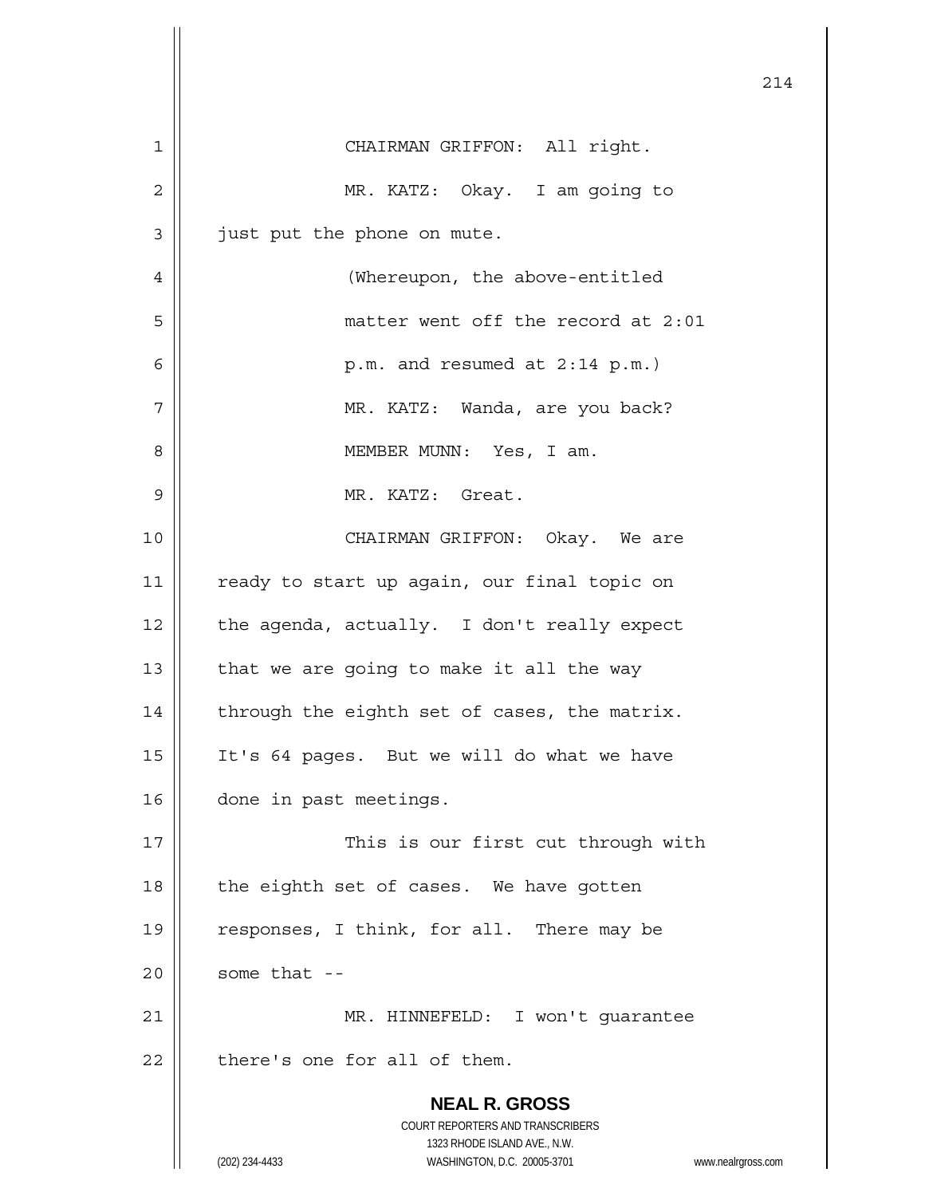CHAIRMAN GRIFFON: All right.

MR. KATZ: Okay. I am going to just put the phone on mute.

(Whereupon, the above-entitled matter went off the record at 2:01 p.m. and resumed at 2:14 p.m.)

MR. KATZ: Wanda, are you back?

MEMBER MUNN: Yes, I am.

MR. KATZ: Great.

CHAIRMAN GRIFFON: Okay. We are ready to start up again, our final topic on the agenda, actually. I don't really expect that we are going to make it all the way through the eighth set of cases, the matrix. It's 64 pages. But we will do what we have done in past meetings.

This is our first cut through with the eighth set of cases. We have gotten responses, I think, for all. There may be some that --

MR. HINNEFELD: I won't guarantee there's one for all of them.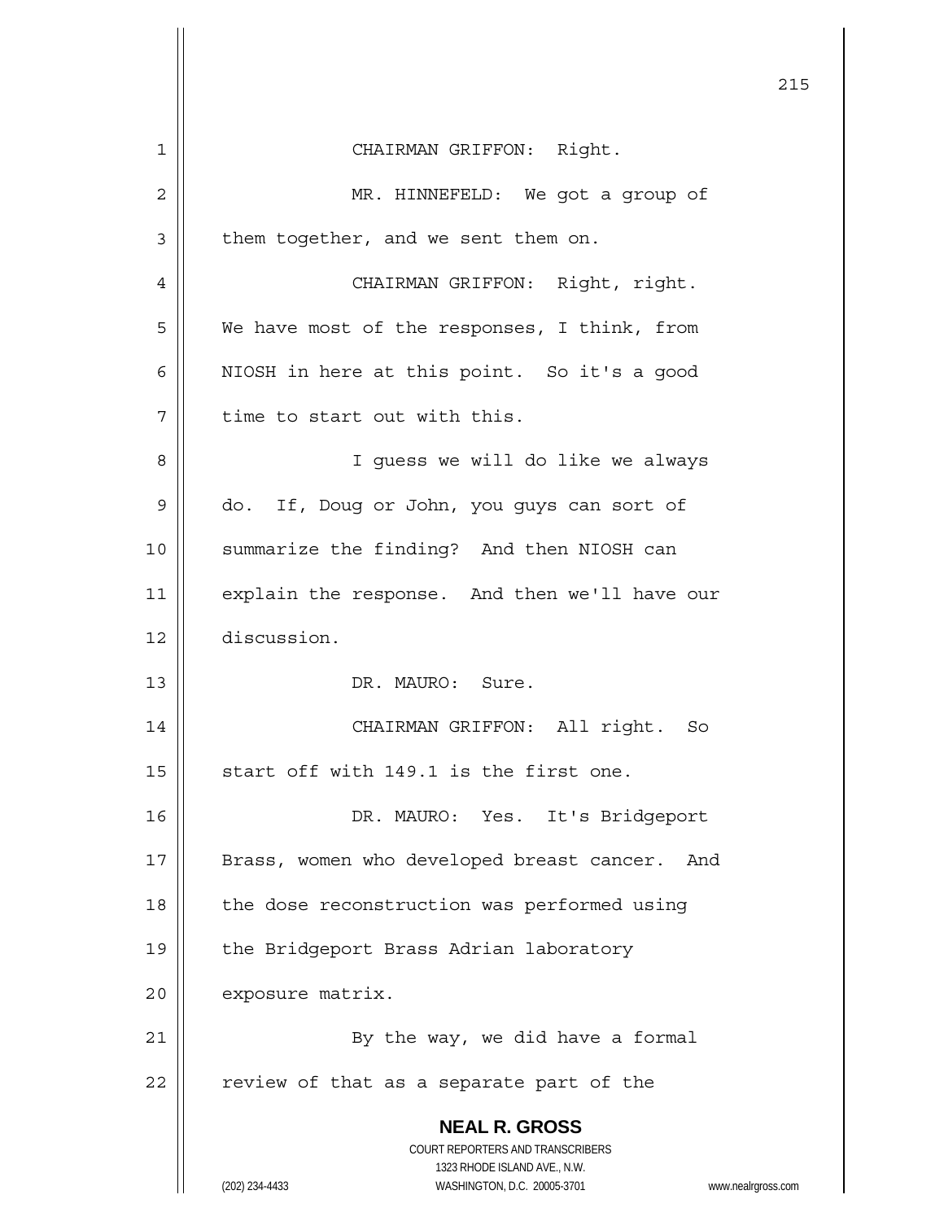CHAIRMAN GRIFFON: Right.

MR. HINNEFELD: We got a group of them together, and we sent them on.

CHAIRMAN GRIFFON: Right, right. We have most of the responses, I think, from NIOSH in here at this point. So it's a good time to start out with this.

I guess we will do like we always do. If, Doug or John, you guys can sort of summarize the finding? And then NIOSH can explain the response. And then we'll have our discussion.

DR. MAURO: Sure.

CHAIRMAN GRIFFON: All right. So start off with 149.1 is the first one.

DR. MAURO: Yes. It's Bridgeport Brass, women who developed breast cancer. And the dose reconstruction was performed using the Bridgeport Brass Adrian laboratory exposure matrix.

By the way, we did have a formal review of that as a separate part of the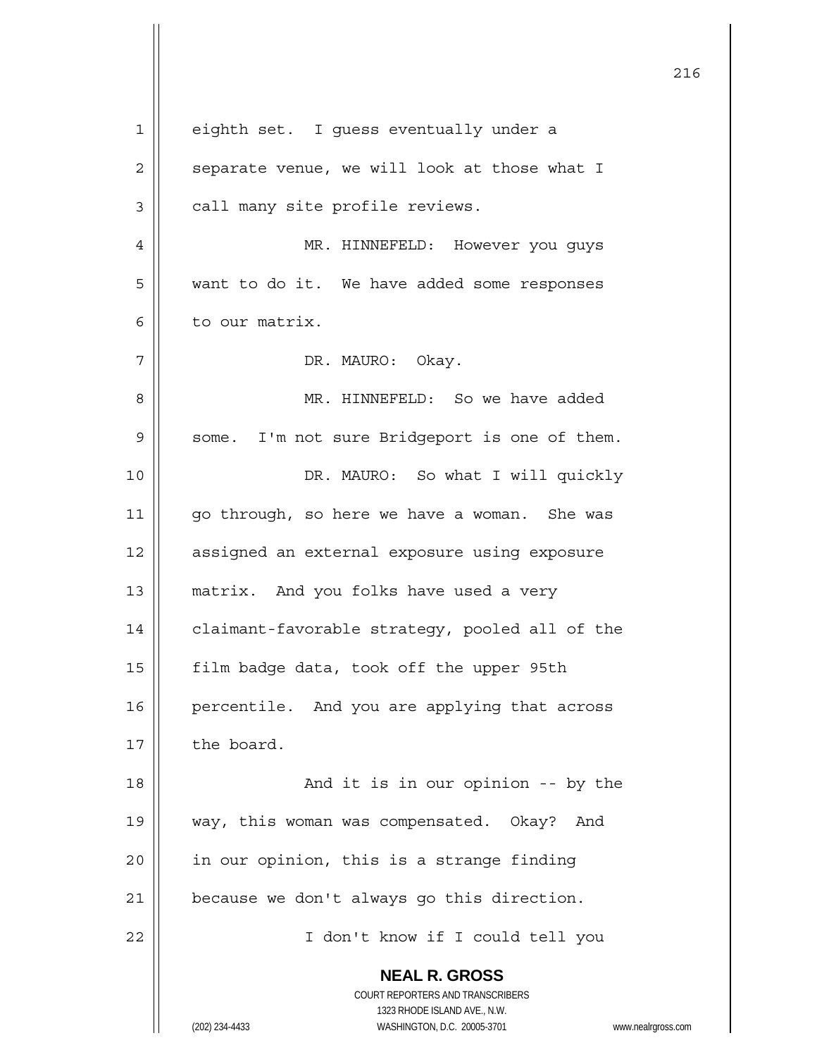eighth set. I guess eventually under a separate venue, we will look at those what I call many site profile reviews.

MR. HINNEFELD: However you guys want to do it. We have added some responses to our matrix.

DR. MAURO: Okay.

MR. HINNEFELD: So we have added some. I'm not sure Bridgeport is one of them.

DR. MAURO: So what I will quickly go through, so here we have a woman. She was assigned an external exposure using exposure matrix. And you folks have used a very claimant-favorable strategy, pooled all of the film badge data, took off the upper 95th percentile. And you are applying that across the board.

And it is in our opinion -- by the way, this woman was compensated. Okay? And in our opinion, this is a strange finding because we don't always go this direction.

I don't know if I could tell you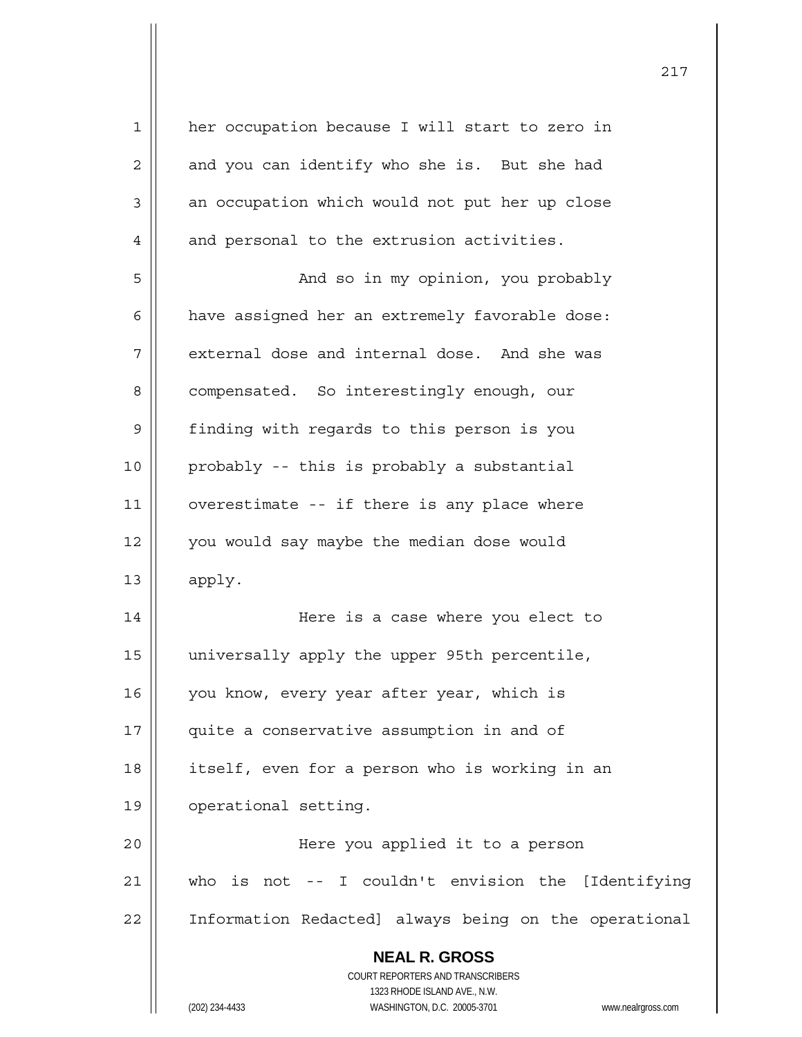her occupation because I will start to zero in and you can identify who she is. But she had an occupation which would not put her up close and personal to the extrusion activities.

And so in my opinion, you probably have assigned her an extremely favorable dose: external dose and internal dose. And she was compensated. So interestingly enough, our finding with regards to this person is you probably -- this is probably a substantial overestimate -- if there is any place where you would say maybe the median dose would apply.

Here is a case where you elect to universally apply the upper 95th percentile, you know, every year after year, which is quite a conservative assumption in and of itself, even for a person who is working in an operational setting.

Here you applied it to a person who is not -- I couldn't envision the [Identifying Information Redacted] always being on the operational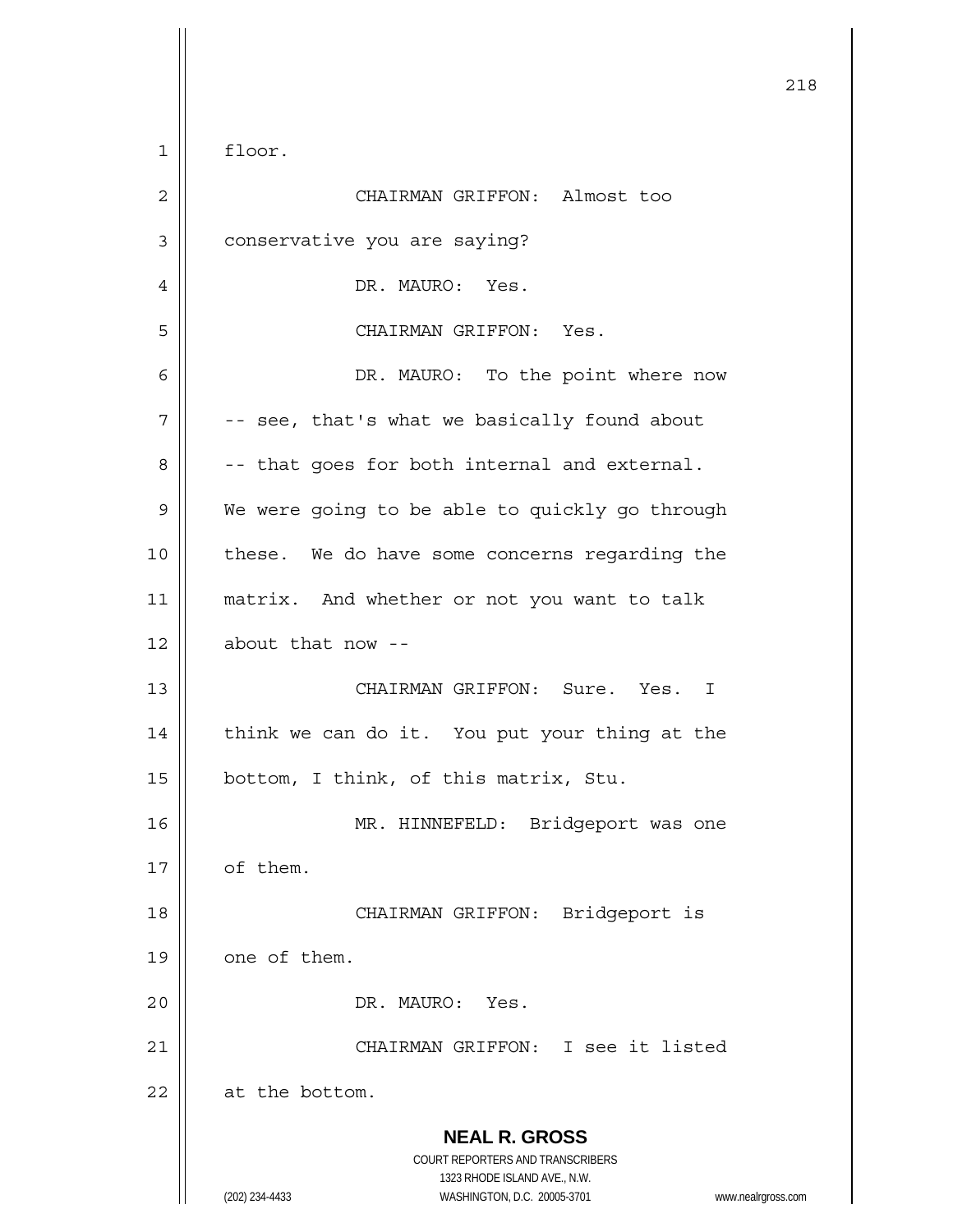floor.

CHAIRMAN GRIFFON: Almost too conservative you are saying?

DR. MAURO: Yes.

CHAIRMAN GRIFFON: Yes.

DR. MAURO: To the point where now -- see, that's what we basically found about -- that goes for both internal and external. We were going to be able to quickly go through these. We do have some concerns regarding the matrix. And whether or not you want to talk about that now --

CHAIRMAN GRIFFON: Sure. Yes. I think we can do it. You put your thing at the bottom, I think, of this matrix, Stu.

MR. HINNEFELD: Bridgeport was one of them.

CHAIRMAN GRIFFON: Bridgeport is one of them.

DR. MAURO: Yes.

CHAIRMAN GRIFFON: I see it listed at the bottom.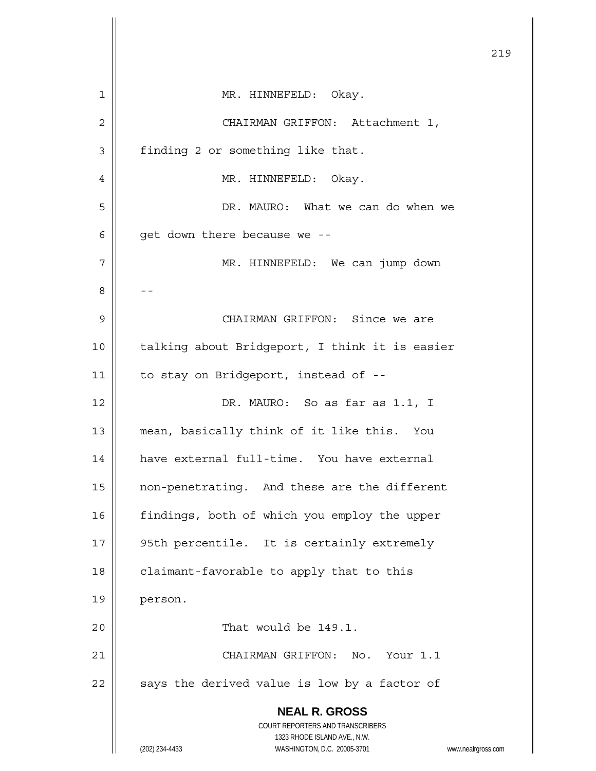MR. HINNEFELD: Okay.

CHAIRMAN GRIFFON: Attachment 1, finding 2 or something like that.

MR. HINNEFELD: Okay.

DR. MAURO: What we can do when we get down there because we --

MR. HINNEFELD: We can jump down --

CHAIRMAN GRIFFON: Since we are talking about Bridgeport, I think it is easier to stay on Bridgeport, instead of --

DR. MAURO: So as far as 1.1, I mean, basically think of it like this. You have external full-time. You have external non-penetrating. And these are the different findings, both of which you employ the upper 95th percentile. It is certainly extremely claimant-favorable to apply that to this person.

That would be 149.1.

CHAIRMAN GRIFFON: No. Your 1.1 says the derived value is low by a factor of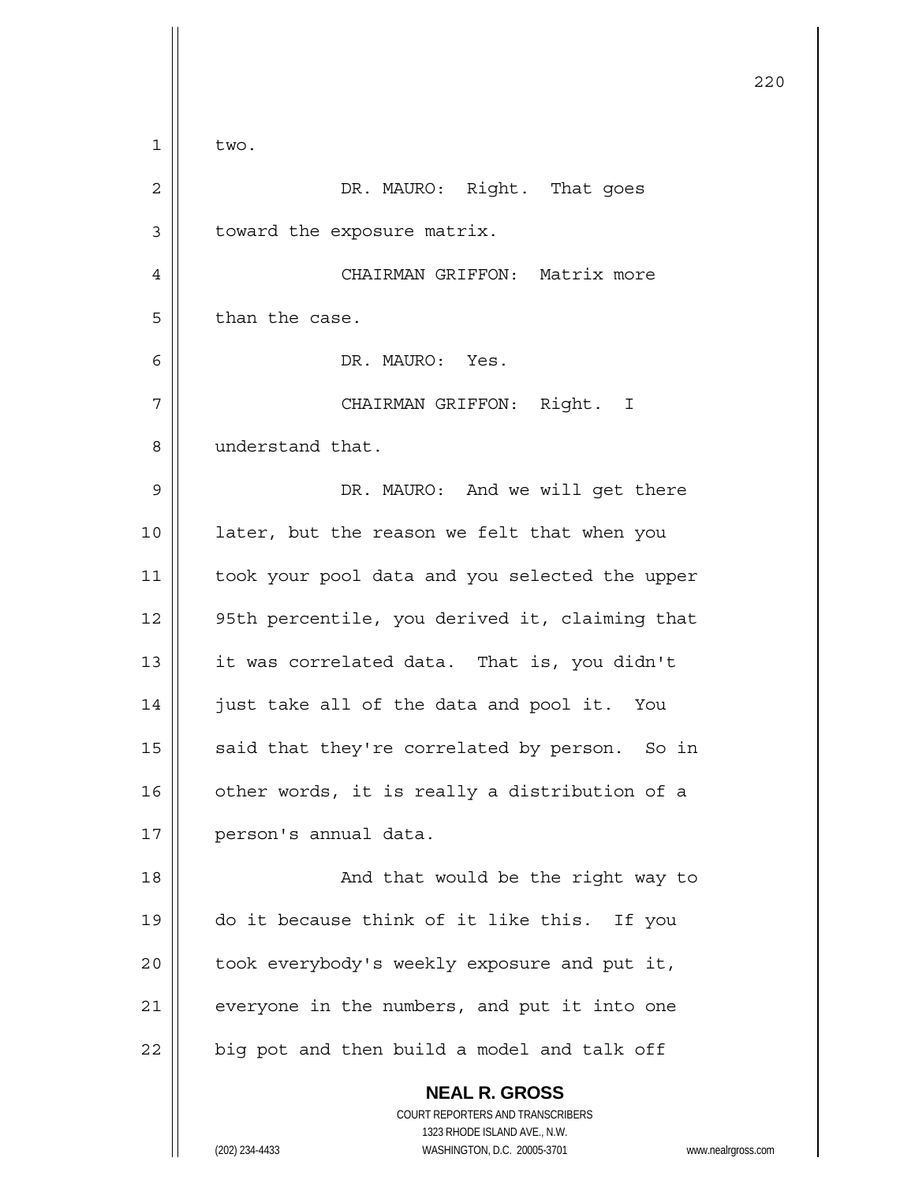two.

DR. MAURO: Right. That goes toward the exposure matrix.

CHAIRMAN GRIFFON: Matrix more than the case.

DR. MAURO: Yes.

CHAIRMAN GRIFFON: Right. I understand that.

DR. MAURO: And we will get there later, but the reason we felt that when you took your pool data and you selected the upper 95th percentile, you derived it, claiming that it was correlated data. That is, you didn't just take all of the data and pool it. You said that they're correlated by person. So in other words, it is really a distribution of a person's annual data.

And that would be the right way to do it because think of it like this. If you took everybody's weekly exposure and put it, everyone in the numbers, and put it into one big pot and then build a model and talk off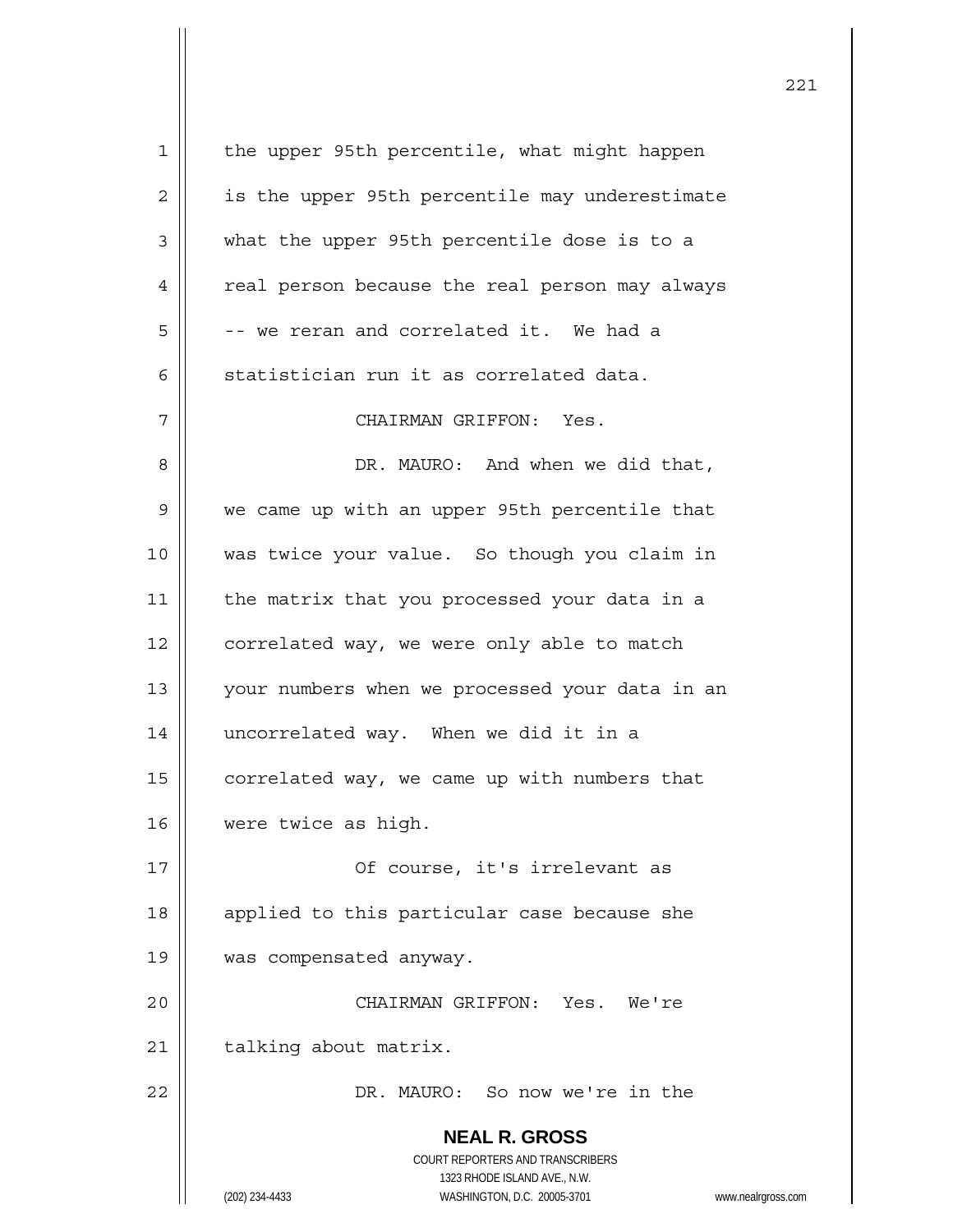the upper 95th percentile, what might happen is the upper 95th percentile may underestimate what the upper 95th percentile dose is to a real person because the real person may always -- we reran and correlated it. We had a statistician run it as correlated data.

CHAIRMAN GRIFFON: Yes.

DR. MAURO: And when we did that, we came up with an upper 95th percentile that was twice your value. So though you claim in the matrix that you processed your data in a correlated way, we were only able to match your numbers when we processed your data in an uncorrelated way. When we did it in a correlated way, we came up with numbers that were twice as high.

Of course, it's irrelevant as applied to this particular case because she was compensated anyway.

CHAIRMAN GRIFFON: Yes. We're talking about matrix.

DR. MAURO: So now we're in the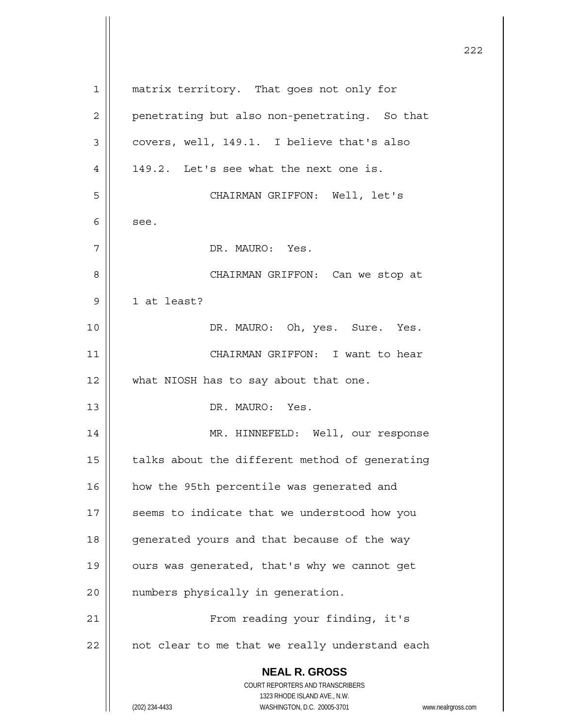matrix territory. That goes not only for penetrating but also non-penetrating. So that covers, well, 149.1. I believe that's also 149.2. Let's see what the next one is.

CHAIRMAN GRIFFON: Well, let's see.

DR. MAURO: Yes.

CHAIRMAN GRIFFON: Can we stop at 1 at least?

DR. MAURO: Oh, yes. Sure. Yes.

CHAIRMAN GRIFFON: I want to hear what NIOSH has to say about that one.

DR. MAURO: Yes.

MR. HINNEFELD: Well, our response talks about the different method of generating how the 95th percentile was generated and seems to indicate that we understood how you generated yours and that because of the way ours was generated, that's why we cannot get numbers physically in generation.

From reading your finding, it's not clear to me that we really understand each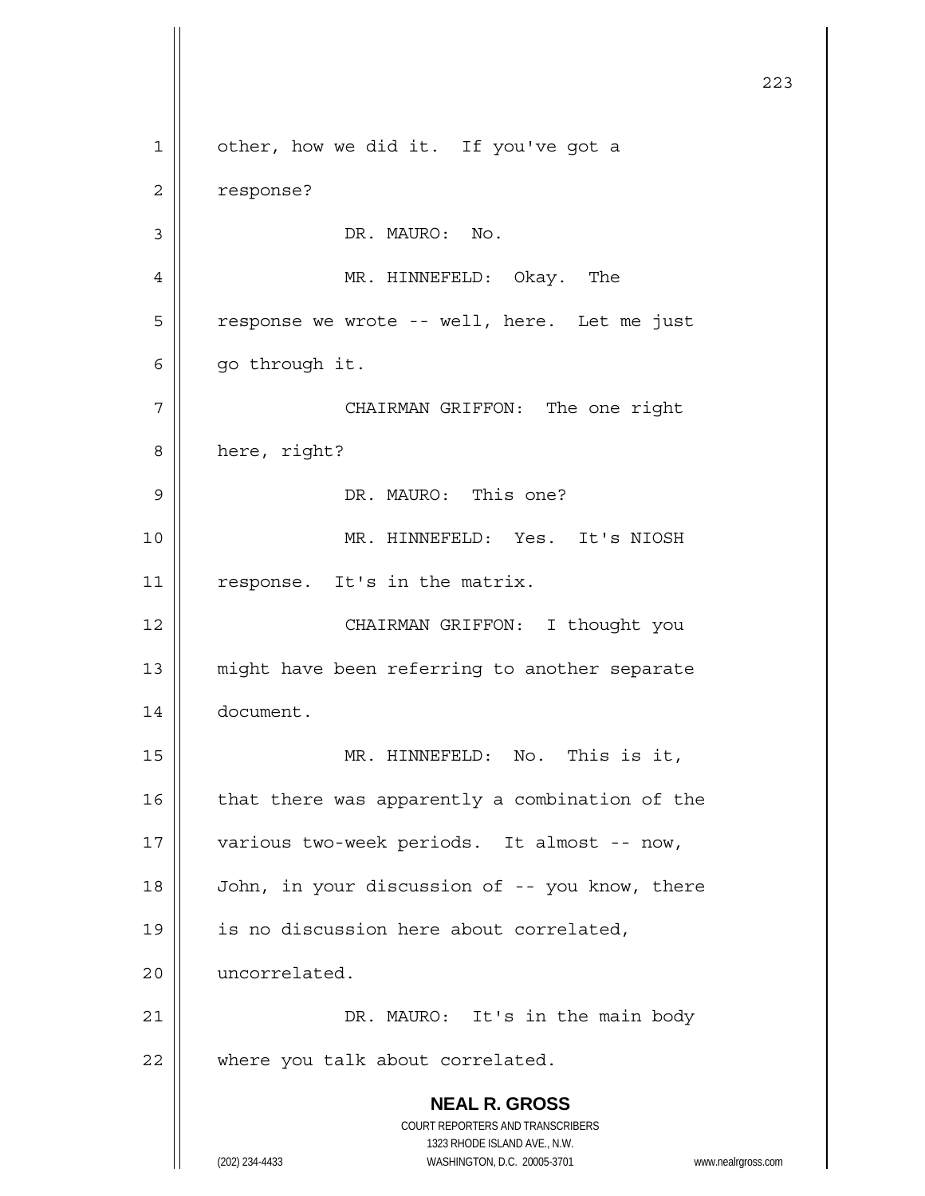other, how we did it. If you've got a response?

DR. MAURO: No.

MR. HINNEFELD: Okay. The response we wrote -- well, here. Let me just go through it.

CHAIRMAN GRIFFON: The one right here, right?

DR. MAURO: This one?

MR. HINNEFELD: Yes. It's NIOSH response. It's in the matrix.

CHAIRMAN GRIFFON: I thought you might have been referring to another separate document.

MR. HINNEFELD: No. This is it, that there was apparently a combination of the various two-week periods. It almost -- now, John, in your discussion of -- you know, there is no discussion here about correlated, uncorrelated.

DR. MAURO: It's in the main body where you talk about correlated.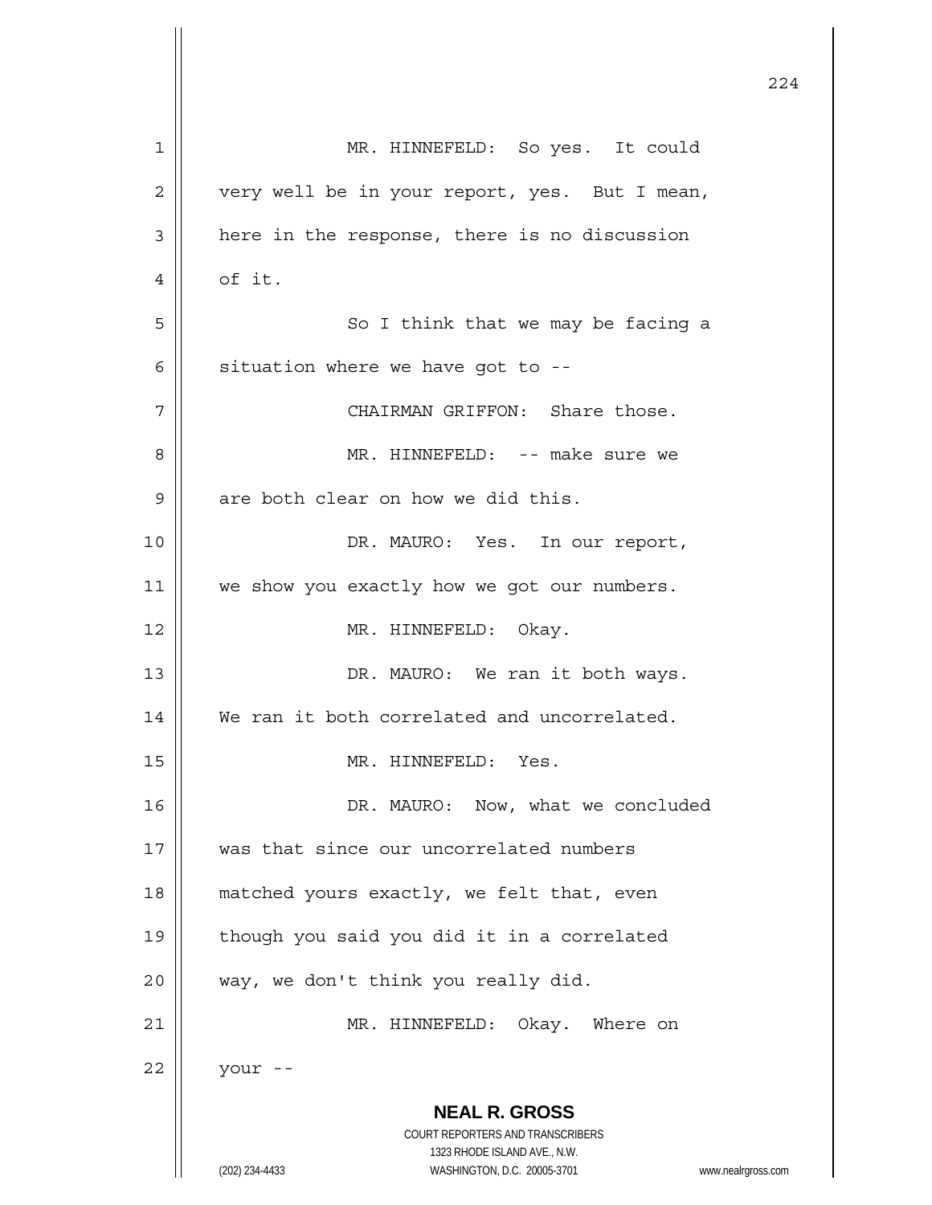MR. HINNEFELD: So yes. It could very well be in your report, yes. But I mean, here in the response, there is no discussion of it.

So I think that we may be facing a situation where we have got to --

CHAIRMAN GRIFFON: Share those.

MR. HINNEFELD: -- make sure we are both clear on how we did this.

DR. MAURO: Yes. In our report, we show you exactly how we got our numbers.

MR. HINNEFELD: Okay.

DR. MAURO: We ran it both ways. We ran it both correlated and uncorrelated.

MR. HINNEFELD: Yes.

DR. MAURO: Now, what we concluded was that since our uncorrelated numbers matched yours exactly, we felt that, even though you said you did it in a correlated way, we don't think you really did.

MR. HINNEFELD: Okay. Where on your --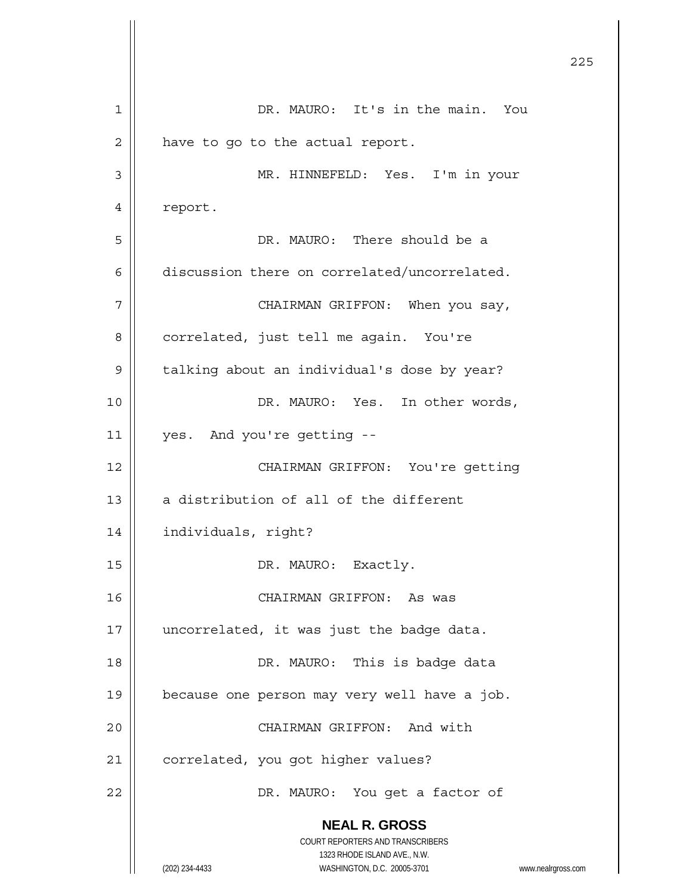DR. MAURO: It's in the main. You have to go to the actual report.

MR. HINNEFELD: Yes. I'm in your report.

DR. MAURO: There should be a discussion there on correlated/uncorrelated.

CHAIRMAN GRIFFON: When you say, correlated, just tell me again. You're talking about an individual's dose by year?

DR. MAURO: Yes. In other words, yes. And you're getting --

CHAIRMAN GRIFFON: You're getting a distribution of all of the different individuals, right?

DR. MAURO: Exactly.

CHAIRMAN GRIFFON: As was uncorrelated, it was just the badge data.

DR. MAURO: This is badge data because one person may very well have a job.

CHAIRMAN GRIFFON: And with correlated, you got higher values?

DR. MAURO: You get a factor of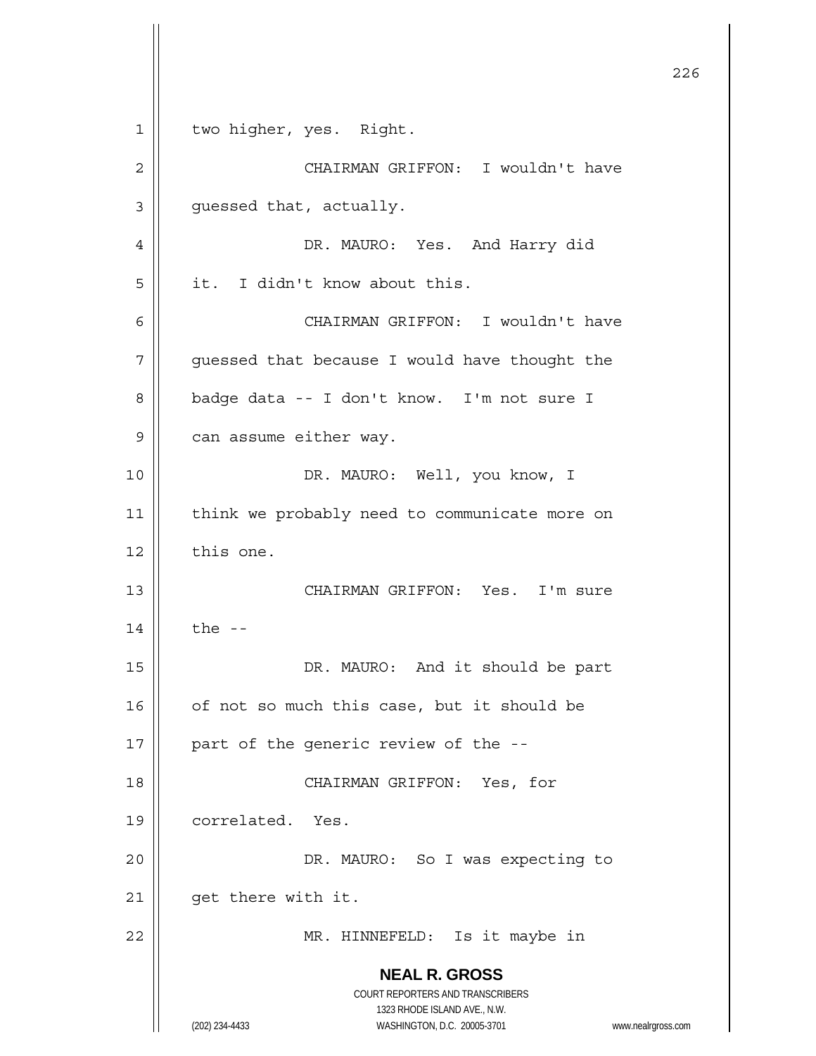two higher, yes. Right.

CHAIRMAN GRIFFON: I wouldn't have guessed that, actually.

DR. MAURO: Yes. And Harry did it. I didn't know about this.

CHAIRMAN GRIFFON: I wouldn't have guessed that because I would have thought the badge data -- I don't know. I'm not sure I can assume either way.

DR. MAURO: Well, you know, I think we probably need to communicate more on this one.

CHAIRMAN GRIFFON: Yes. I'm sure the --

DR. MAURO: And it should be part of not so much this case, but it should be part of the generic review of the --

CHAIRMAN GRIFFON: Yes, for correlated. Yes.

DR. MAURO: So I was expecting to get there with it.

MR. HINNEFELD: Is it maybe in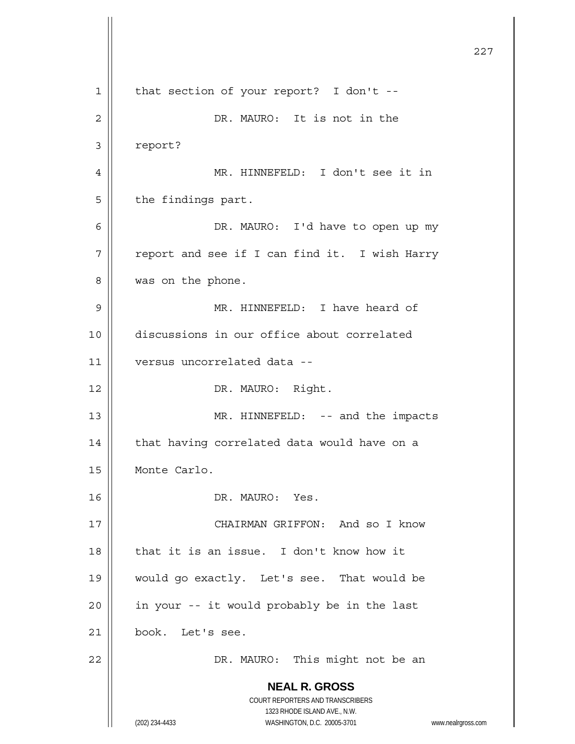that section of your report? I don't --

DR. MAURO: It is not in the report?

MR. HINNEFELD: I don't see it in the findings part.

DR. MAURO: I'd have to open up my report and see if I can find it. I wish Harry was on the phone.

MR. HINNEFELD: I have heard of discussions in our office about correlated versus uncorrelated data --

DR. MAURO: Right.

MR. HINNEFELD: -- and the impacts that having correlated data would have on a Monte Carlo.

DR. MAURO: Yes.

CHAIRMAN GRIFFON: And so I know that it is an issue. I don't know how it would go exactly. Let's see. That would be in your -- it would probably be in the last book. Let's see.

DR. MAURO: This might not be an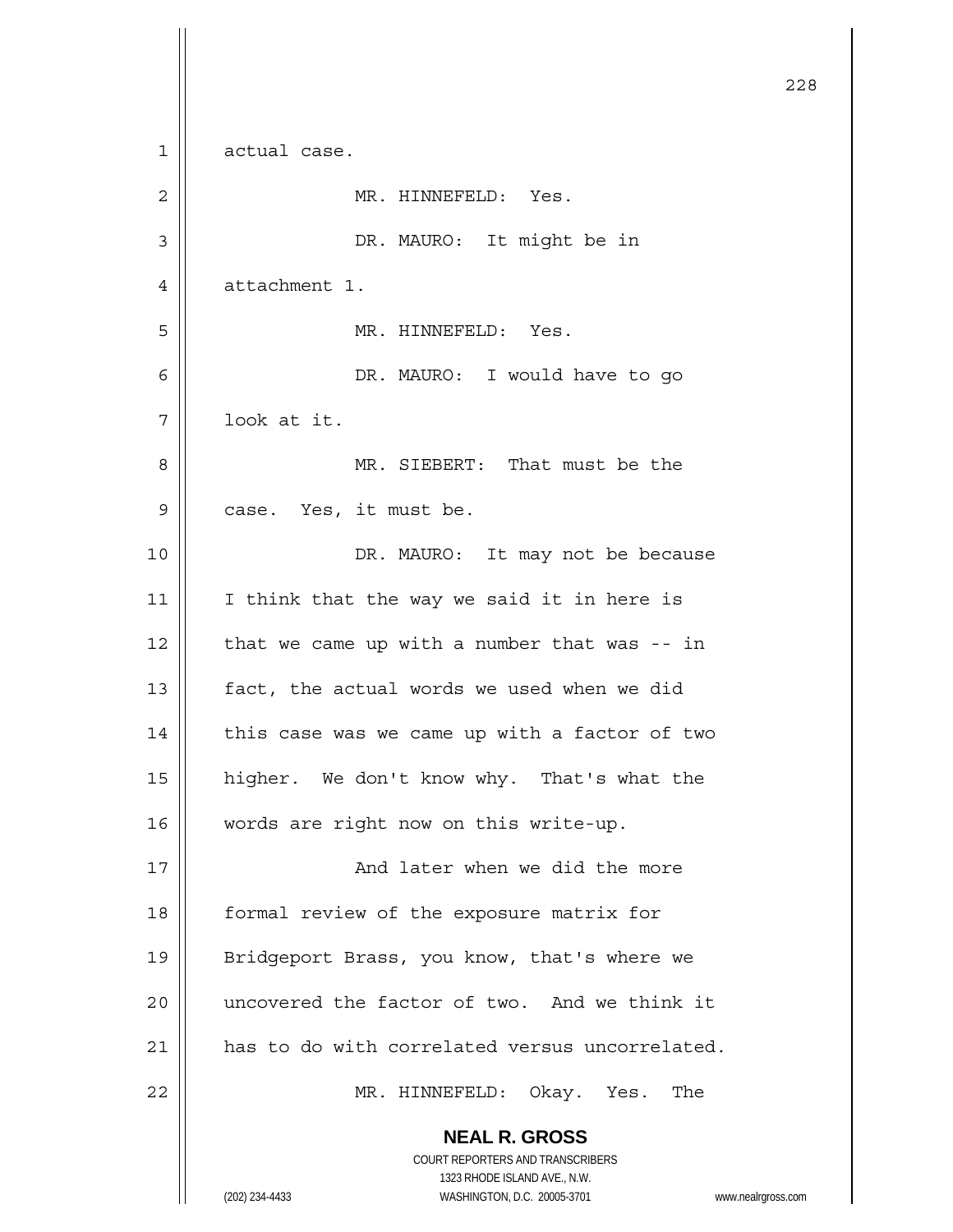actual case.

MR. HINNEFELD: Yes.

DR. MAURO: It might be in attachment 1.

MR. HINNEFELD: Yes.

DR. MAURO: I would have to go look at it.

MR. SIEBERT: That must be the case. Yes, it must be.

DR. MAURO: It may not be because I think that the way we said it in here is that we came up with a number that was -- in fact, the actual words we used when we did this case was we came up with a factor of two higher. We don't know why. That's what the words are right now on this write-up.

And later when we did the more formal review of the exposure matrix for Bridgeport Brass, you know, that's where we uncovered the factor of two. And we think it has to do with correlated versus uncorrelated.

MR. HINNEFELD: Okay. Yes. The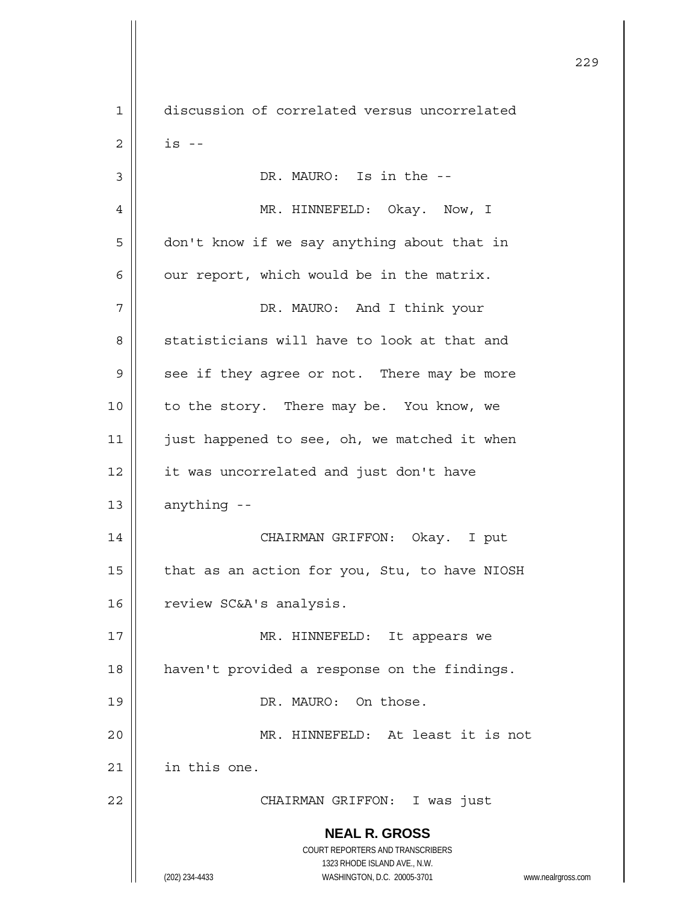discussion of correlated versus uncorrelated is --

DR. MAURO: Is in the --

MR. HINNEFELD: Okay. Now, I don't know if we say anything about that in our report, which would be in the matrix.

DR. MAURO: And I think your statisticians will have to look at that and see if they agree or not. There may be more to the story. There may be. You know, we just happened to see, oh, we matched it when it was uncorrelated and just don't have anything --

CHAIRMAN GRIFFON: Okay. I put that as an action for you, Stu, to have NIOSH review SC&A's analysis.

MR. HINNEFELD: It appears we haven't provided a response on the findings.

DR. MAURO: On those.

MR. HINNEFELD: At least it is not in this one.

CHAIRMAN GRIFFON: I was just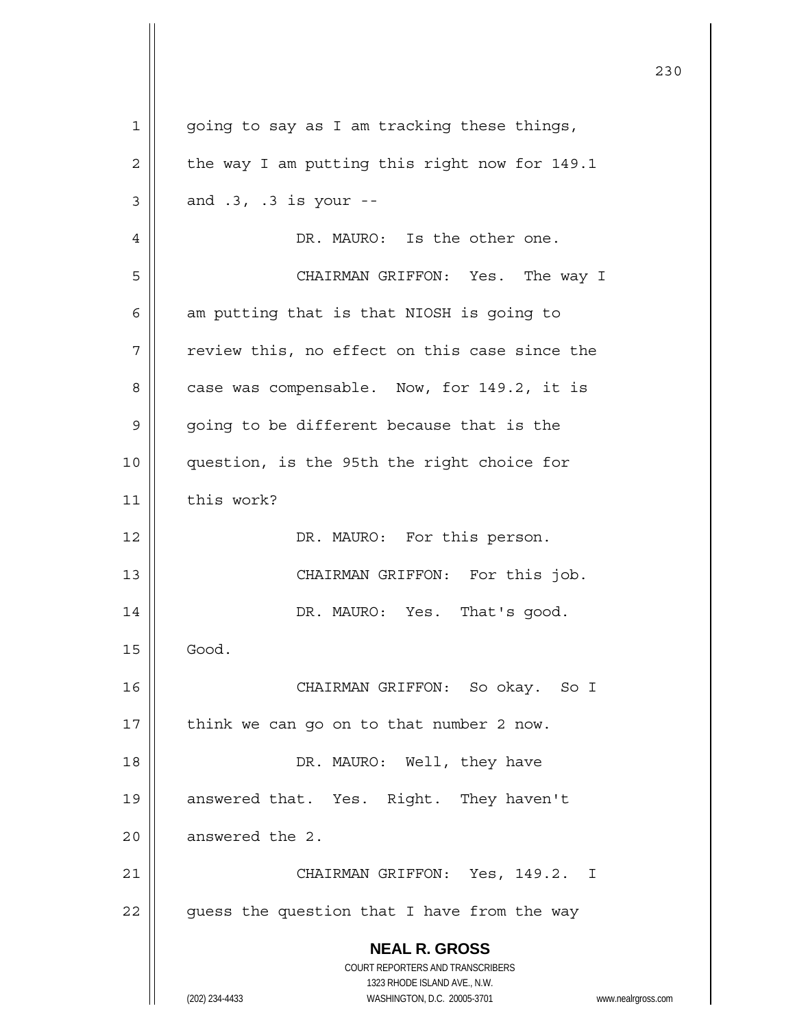going to say as I am tracking these things, the way I am putting this right now for 149.1 and .3, .3 is your --

DR. MAURO: Is the other one.

CHAIRMAN GRIFFON: Yes. The way I am putting that is that NIOSH is going to review this, no effect on this case since the case was compensable. Now, for 149.2, it is going to be different because that is the question, is the 95th the right choice for this work?

DR. MAURO: For this person.

CHAIRMAN GRIFFON: For this job.

DR. MAURO: Yes. That's good. Good.

CHAIRMAN GRIFFON: So okay. So I think we can go on to that number 2 now.

DR. MAURO: Well, they have answered that. Yes. Right. They haven't answered the 2.

CHAIRMAN GRIFFON: Yes, 149.2. I guess the question that I have from the way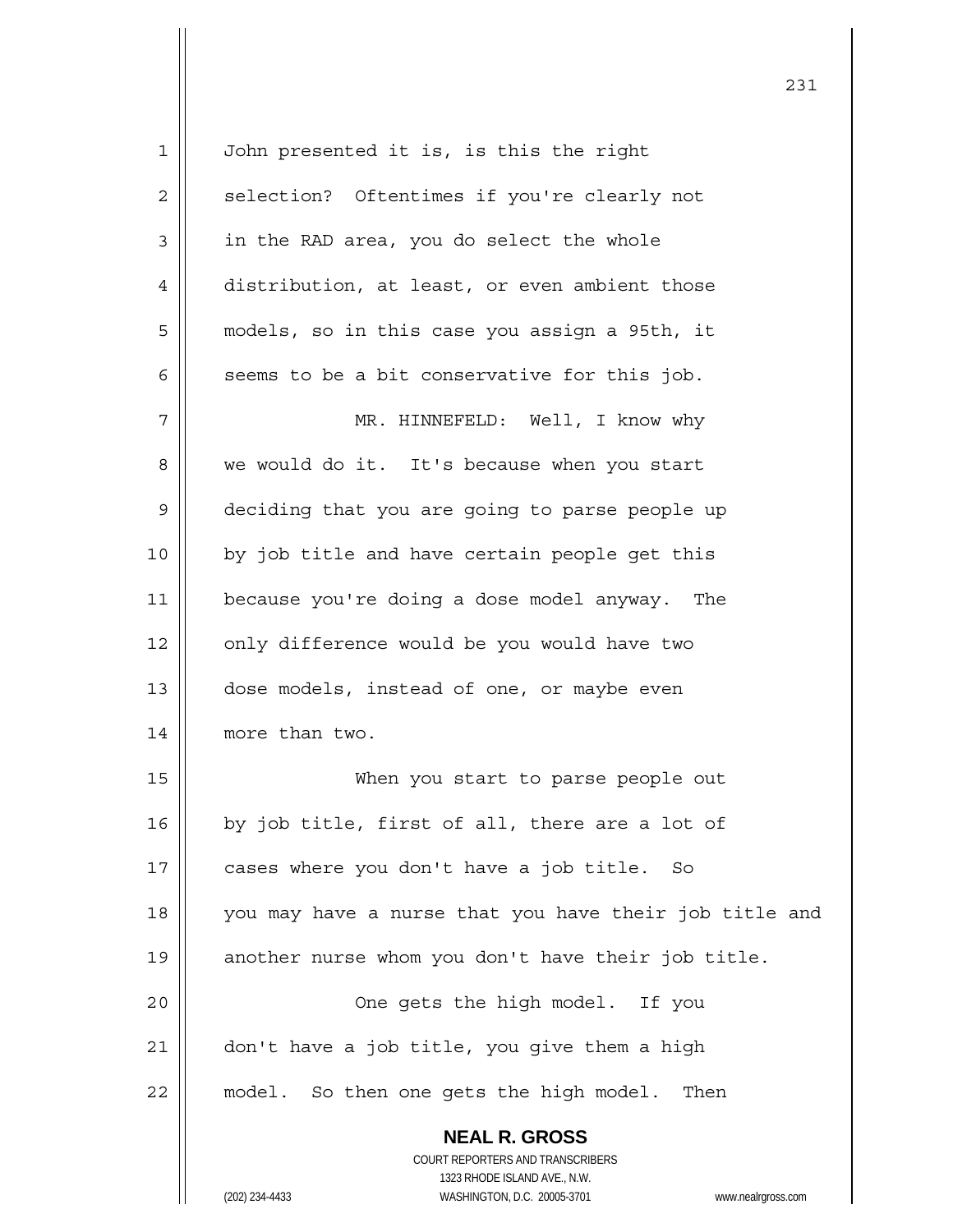John presented it is, is this the right selection? Oftentimes if you're clearly not in the RAD area, you do select the whole distribution, at least, or even ambient those models, so in this case you assign a 95th, it seems to be a bit conservative for this job.

MR. HINNEFELD: Well, I know why we would do it. It's because when you start deciding that you are going to parse people up by job title and have certain people get this because you're doing a dose model anyway. The only difference would be you would have two dose models, instead of one, or maybe even more than two.

When you start to parse people out by job title, first of all, there are a lot of cases where you don't have a job title. So you may have a nurse that you have their job title and another nurse whom you don't have their job title.

One gets the high model. If you don't have a job title, you give them a high model. So then one gets the high model. Then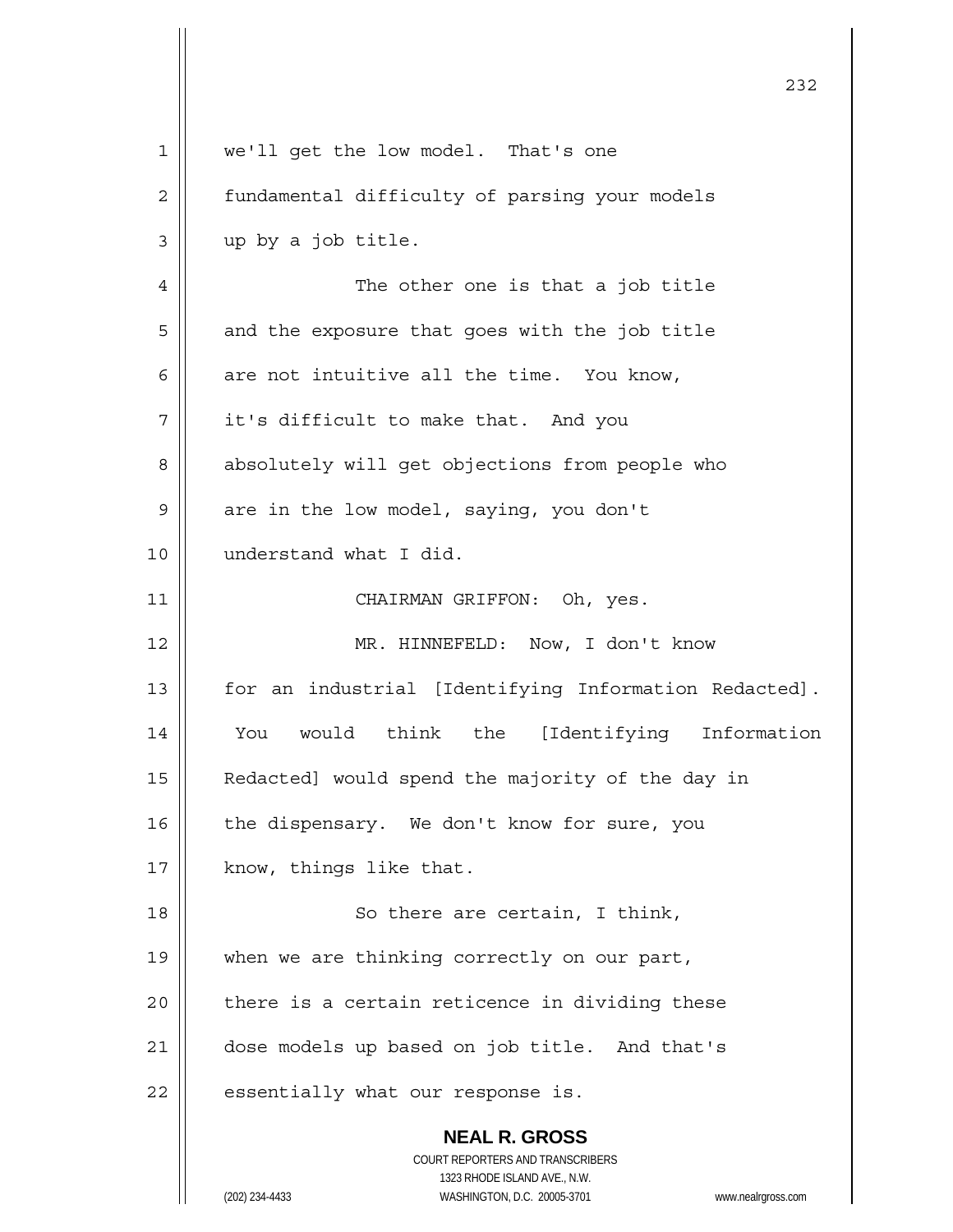we'll get the low model. That's one fundamental difficulty of parsing your models up by a job title.

The other one is that a job title and the exposure that goes with the job title are not intuitive all the time. You know, it's difficult to make that. And you absolutely will get objections from people who are in the low model, saying, you don't understand what I did.

CHAIRMAN GRIFFON: Oh, yes.

MR. HINNEFELD: Now, I don't know for an industrial [Identifying Information Redacted]. You would think the [Identifying Information Redacted] would spend the majority of the day in the dispensary. We don't know for sure, you know, things like that.

So there are certain, I think, when we are thinking correctly on our part, there is a certain reticence in dividing these dose models up based on job title. And that's essentially what our response is.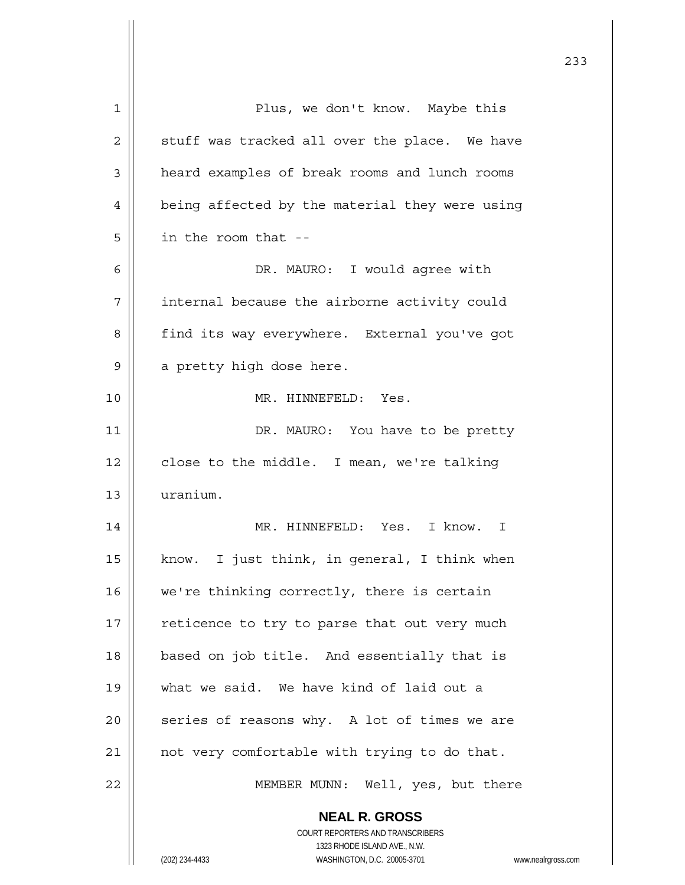Plus, we don't know. Maybe this stuff was tracked all over the place. We have heard examples of break rooms and lunch rooms being affected by the material they were using in the room that --

DR. MAURO: I would agree with internal because the airborne activity could find its way everywhere. External you've got a pretty high dose here.

MR. HINNEFELD: Yes.

DR. MAURO: You have to be pretty close to the middle. I mean, we're talking uranium.

MR. HINNEFELD: Yes. I know. I know. I just think, in general, I think when we're thinking correctly, there is certain reticence to try to parse that out very much based on job title. And essentially that is what we said. We have kind of laid out a series of reasons why. A lot of times we are not very comfortable with trying to do that.

MEMBER MUNN: Well, yes, but there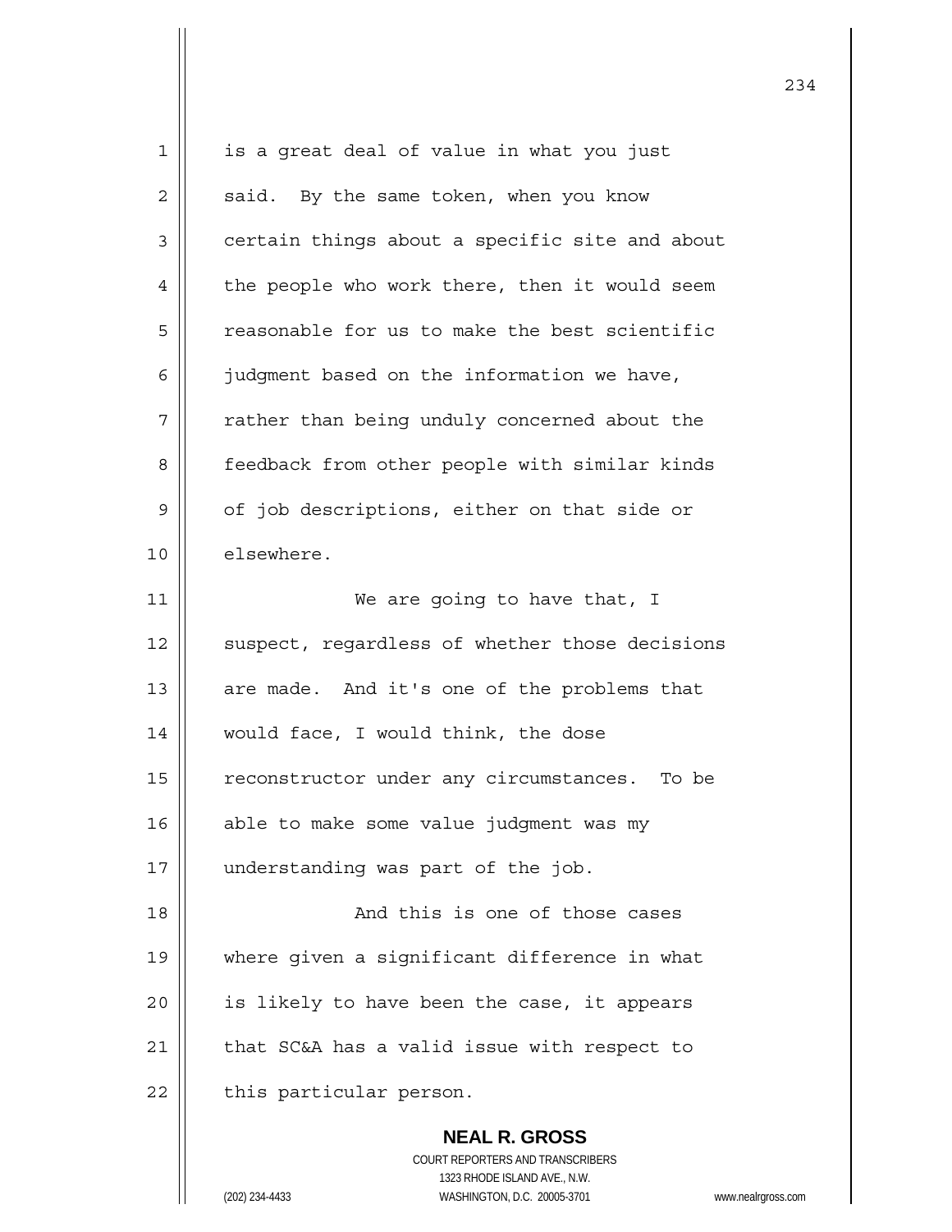is a great deal of value in what you just said. By the same token, when you know certain things about a specific site and about the people who work there, then it would seem reasonable for us to make the best scientific judgment based on the information we have, rather than being unduly concerned about the feedback from other people with similar kinds of job descriptions, either on that side or elsewhere.

We are going to have that, I suspect, regardless of whether those decisions are made. And it's one of the problems that would face, I would think, the dose reconstructor under any circumstances. To be able to make some value judgment was my understanding was part of the job.

And this is one of those cases where given a significant difference in what is likely to have been the case, it appears that SC&A has a valid issue with respect to this particular person.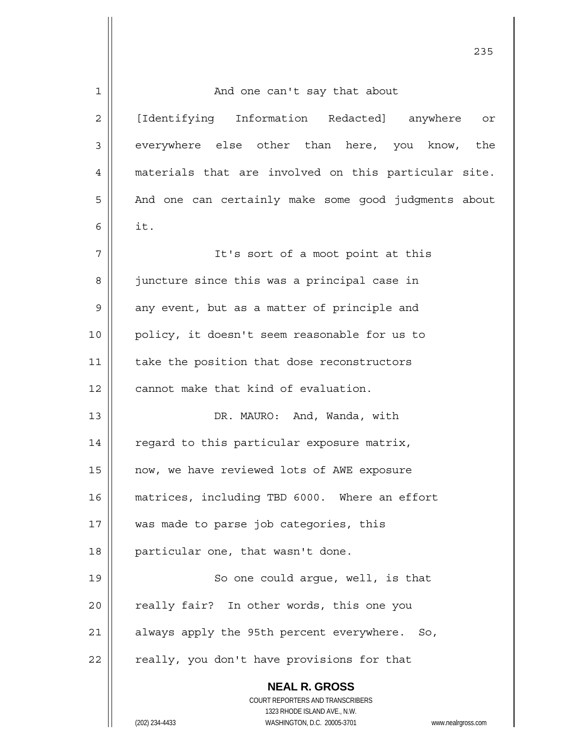And one can't say that about [Identifying Information Redacted] anywhere or everywhere else other than here, you know, the materials that are involved on this particular site. And one can certainly make some good judgments about it.

It's sort of a moot point at this juncture since this was a principal case in any event, but as a matter of principle and policy, it doesn't seem reasonable for us to take the position that dose reconstructors cannot make that kind of evaluation.

DR. MAURO: And, Wanda, with regard to this particular exposure matrix, now, we have reviewed lots of AWE exposure matrices, including TBD 6000. Where an effort was made to parse job categories, this particular one, that wasn't done.

So one could argue, well, is that really fair? In other words, this one you always apply the 95th percent everywhere. So, really, you don't have provisions for that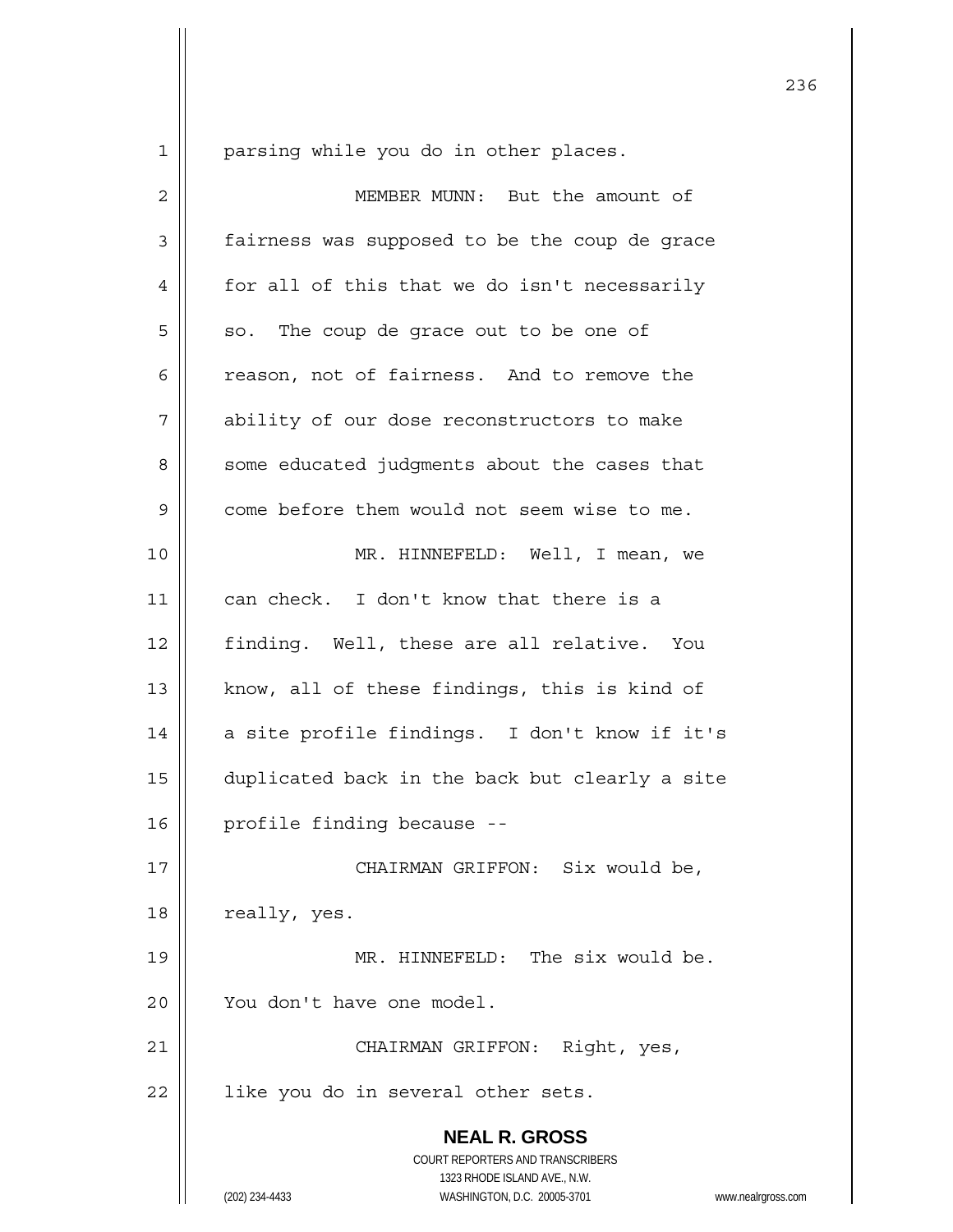parsing while you do in other places.

MEMBER MUNN: But the amount of fairness was supposed to be the coup de grace for all of this that we do isn't necessarily so. The coup de grace out to be one of reason, not of fairness. And to remove the ability of our dose reconstructors to make some educated judgments about the cases that come before them would not seem wise to me.

MR. HINNEFELD: Well, I mean, we can check. I don't know that there is a finding. Well, these are all relative. You know, all of these findings, this is kind of a site profile findings. I don't know if it's duplicated back in the back but clearly a site profile finding because --

CHAIRMAN GRIFFON: Six would be, really, yes.

MR. HINNEFELD: The six would be. You don't have one model.

CHAIRMAN GRIFFON: Right, yes, like you do in several other sets.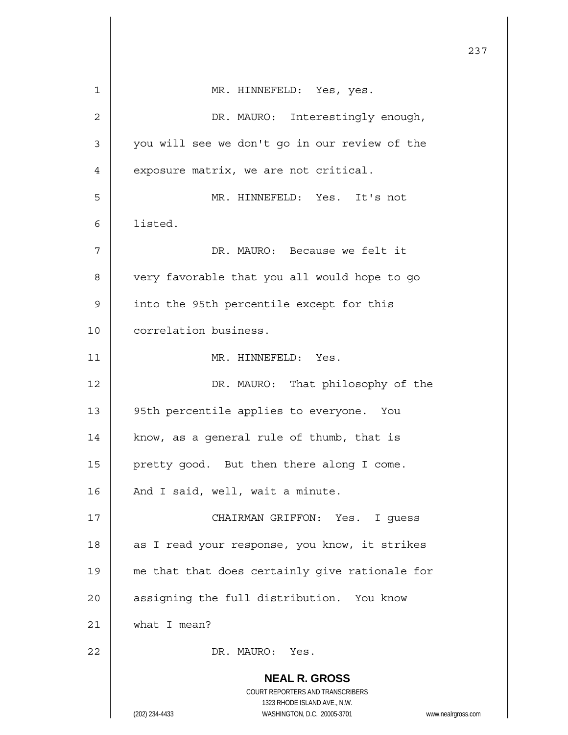MR. HINNEFELD: Yes, yes.

DR. MAURO: Interestingly enough, you will see we don't go in our review of the exposure matrix, we are not critical.

MR. HINNEFELD: Yes. It's not listed.

DR. MAURO: Because we felt it very favorable that you all would hope to go into the 95th percentile except for this correlation business.

MR. HINNEFELD: Yes.

DR. MAURO: That philosophy of the 95th percentile applies to everyone. You know, as a general rule of thumb, that is pretty good. But then there along I come. And I said, well, wait a minute.

CHAIRMAN GRIFFON: Yes. I guess as I read your response, you know, it strikes me that that does certainly give rationale for assigning the full distribution. You know what I mean?

DR. MAURO: Yes.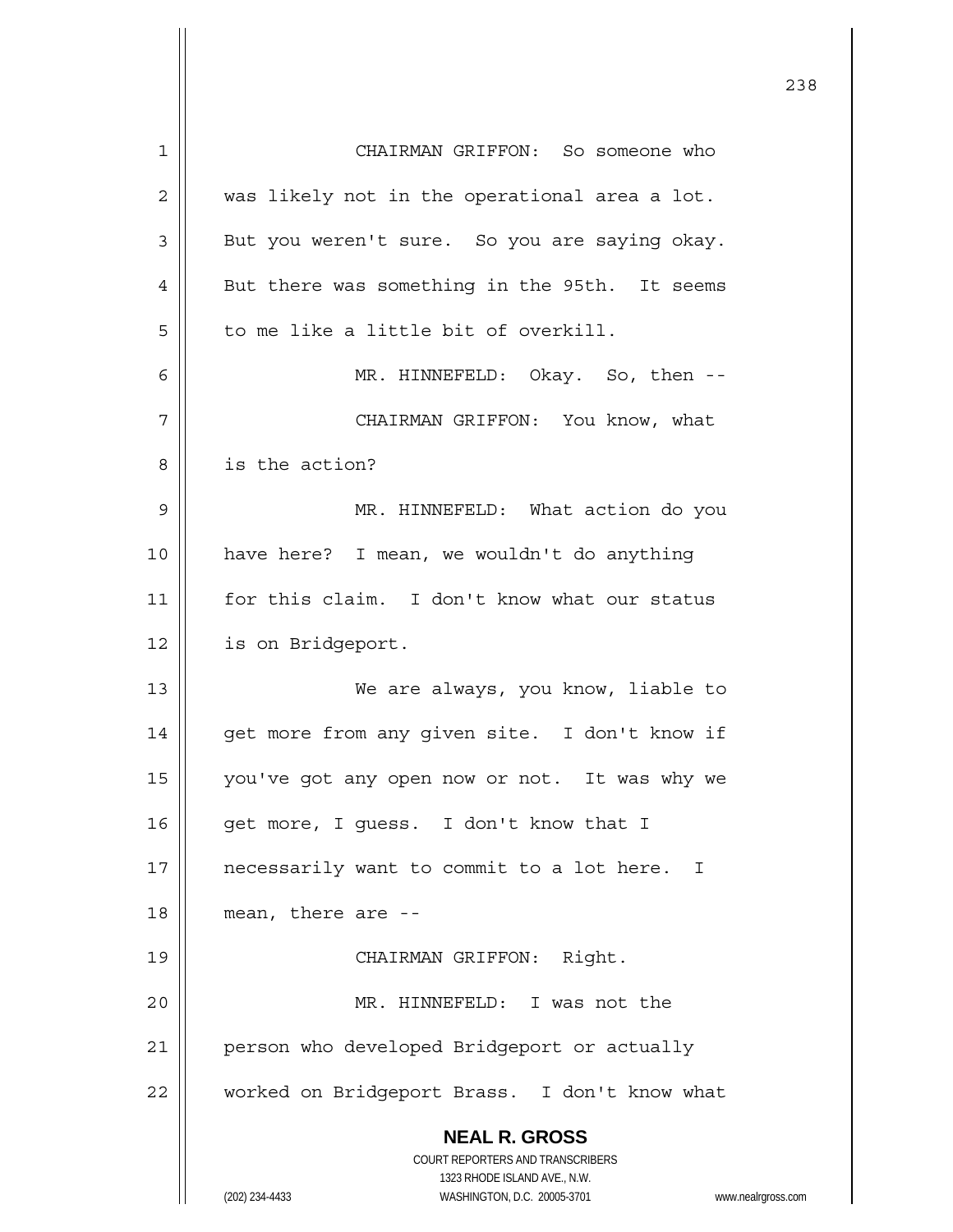CHAIRMAN GRIFFON: So someone who was likely not in the operational area a lot. But you weren't sure. So you are saying okay. But there was something in the 95th. It seems to me like a little bit of overkill.

MR. HINNEFELD: Okay. So, then --

CHAIRMAN GRIFFON: You know, what is the action?

MR. HINNEFELD: What action do you have here? I mean, we wouldn't do anything for this claim. I don't know what our status is on Bridgeport.

We are always, you know, liable to get more from any given site. I don't know if you've got any open now or not. It was why we get more, I guess. I don't know that I necessarily want to commit to a lot here. I mean, there are --

CHAIRMAN GRIFFON: Right.

MR. HINNEFELD: I was not the person who developed Bridgeport or actually worked on Bridgeport Brass. I don't know what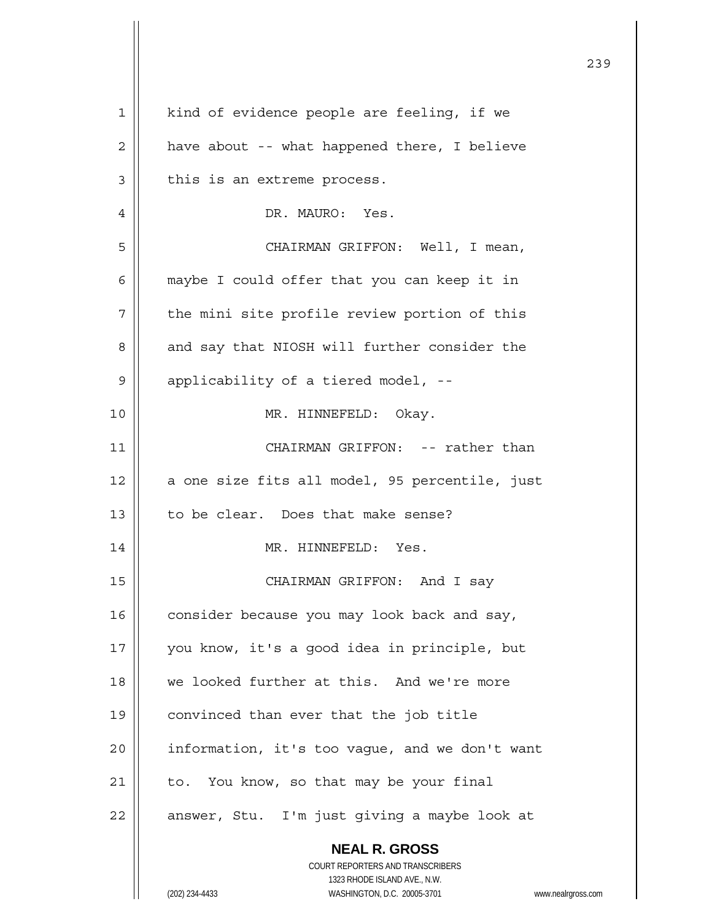kind of evidence people are feeling, if we have about -- what happened there, I believe this is an extreme process.

DR. MAURO: Yes.

CHAIRMAN GRIFFON: Well, I mean, maybe I could offer that you can keep it in the mini site profile review portion of this and say that NIOSH will further consider the applicability of a tiered model, --

MR. HINNEFELD: Okay.

CHAIRMAN GRIFFON: -- rather than a one size fits all model, 95 percentile, just to be clear. Does that make sense?

MR. HINNEFELD: Yes.

CHAIRMAN GRIFFON: And I say consider because you may look back and say, you know, it's a good idea in principle, but we looked further at this. And we're more convinced than ever that the job title information, it's too vague, and we don't want to. You know, so that may be your final answer, Stu. I'm just giving a maybe look at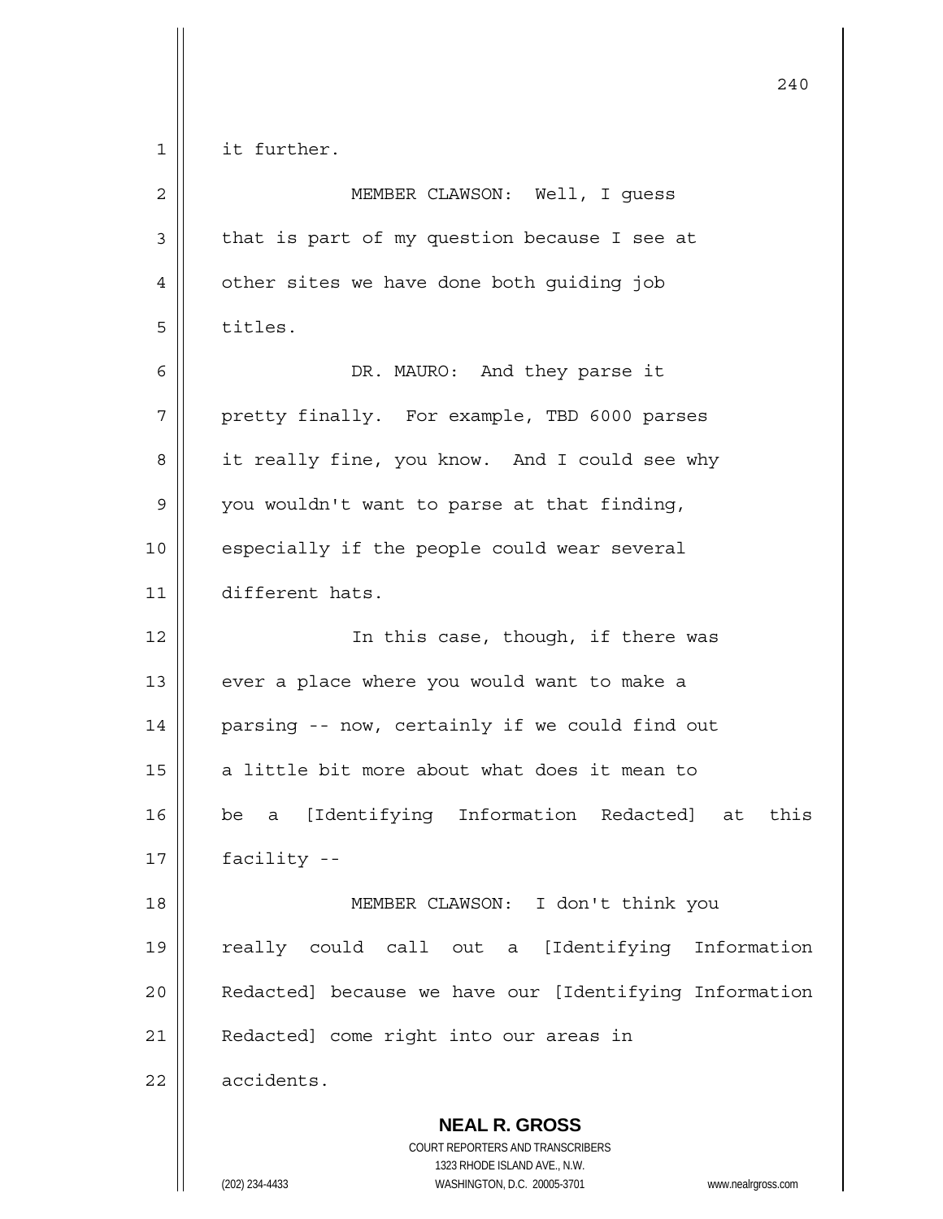it further.

MEMBER CLAWSON: Well, I guess that is part of my question because I see at other sites we have done both guiding job titles.

DR. MAURO: And they parse it pretty finally. For example, TBD 6000 parses it really fine, you know. And I could see why you wouldn't want to parse at that finding, especially if the people could wear several different hats.

In this case, though, if there was ever a place where you would want to make a parsing -- now, certainly if we could find out a little bit more about what does it mean to be a [Identifying Information Redacted] at this facility --

MEMBER CLAWSON: I don't think you really could call out a [Identifying Information Redacted] because we have our [Identifying Information Redacted] come right into our areas in accidents.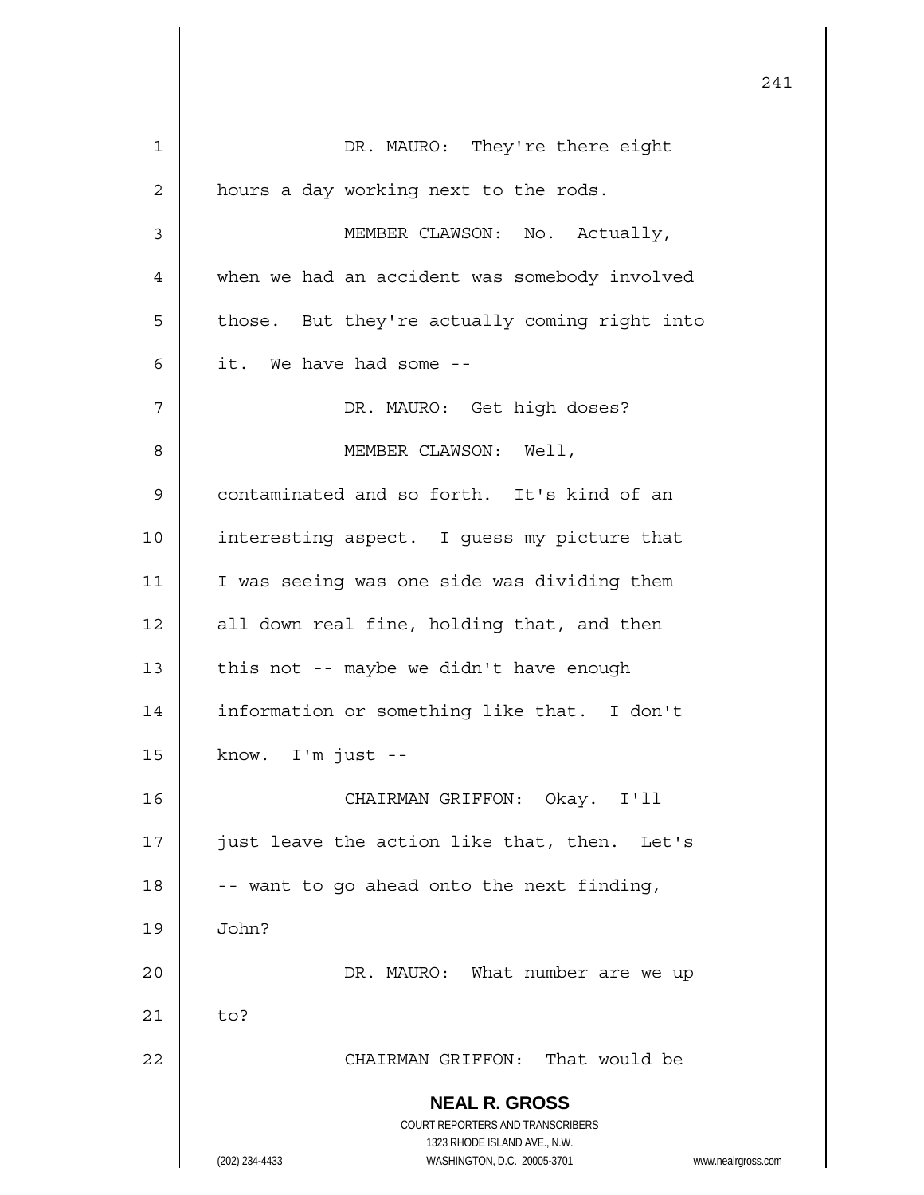DR. MAURO: They're there eight hours a day working next to the rods.

MEMBER CLAWSON: No. Actually, when we had an accident was somebody involved those. But they're actually coming right into it. We have had some --

DR. MAURO: Get high doses?

MEMBER CLAWSON: Well, contaminated and so forth. It's kind of an interesting aspect. I guess my picture that I was seeing was one side was dividing them all down real fine, holding that, and then this not -- maybe we didn't have enough information or something like that. I don't know. I'm just --

CHAIRMAN GRIFFON: Okay. I'll just leave the action like that, then. Let's -- want to go ahead onto the next finding, John?

DR. MAURO: What number are we up to?

CHAIRMAN GRIFFON: That would be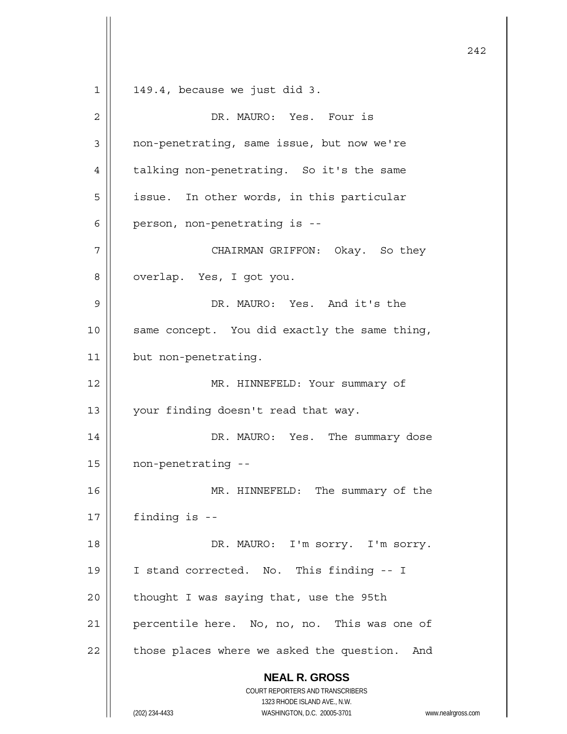149.4, because we just did 3.

DR. MAURO: Yes. Four is non-penetrating, same issue, but now we're talking non-penetrating. So it's the same issue. In other words, in this particular person, non-penetrating is --

CHAIRMAN GRIFFON: Okay. So they overlap. Yes, I got you.

DR. MAURO: Yes. And it's the same concept. You did exactly the same thing, but non-penetrating.

MR. HINNEFELD: Your summary of your finding doesn't read that way.

DR. MAURO: Yes. The summary dose non-penetrating --

MR. HINNEFELD: The summary of the finding is --

DR. MAURO: I'm sorry. I'm sorry. I stand corrected. No. This finding -- I thought I was saying that, use the 95th percentile here. No, no, no. This was one of those places where we asked the question. And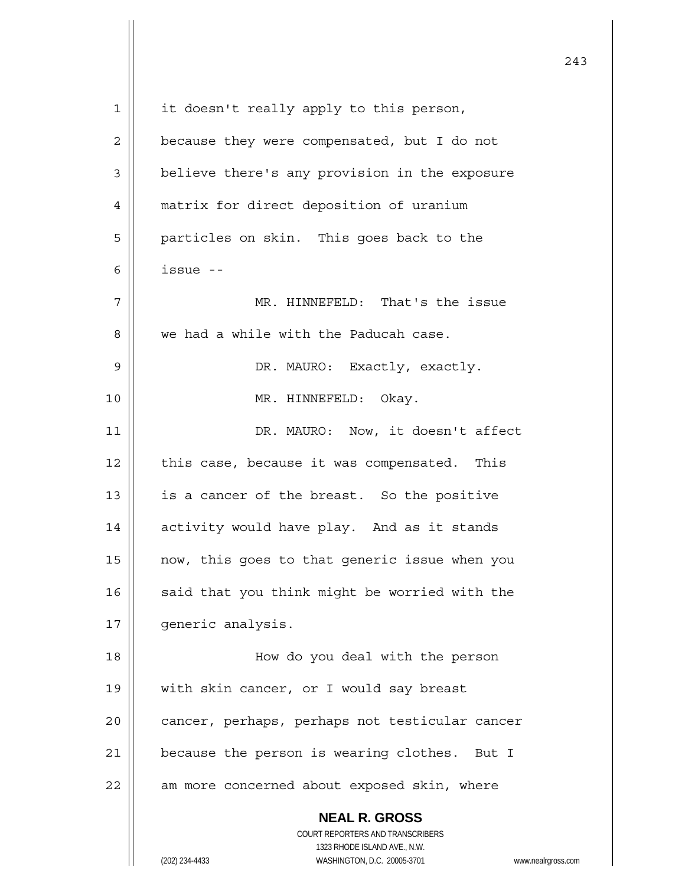it doesn't really apply to this person, because they were compensated, but I do not believe there's any provision in the exposure matrix for direct deposition of uranium particles on skin. This goes back to the issue --

MR. HINNEFELD: That's the issue we had a while with the Paducah case.

DR. MAURO: Exactly, exactly.

MR. HINNEFELD: Okay.

DR. MAURO: Now, it doesn't affect this case, because it was compensated. This is a cancer of the breast. So the positive activity would have play. And as it stands now, this goes to that generic issue when you said that you think might be worried with the generic analysis.

How do you deal with the person with skin cancer, or I would say breast cancer, perhaps, perhaps not testicular cancer because the person is wearing clothes. But I am more concerned about exposed skin, where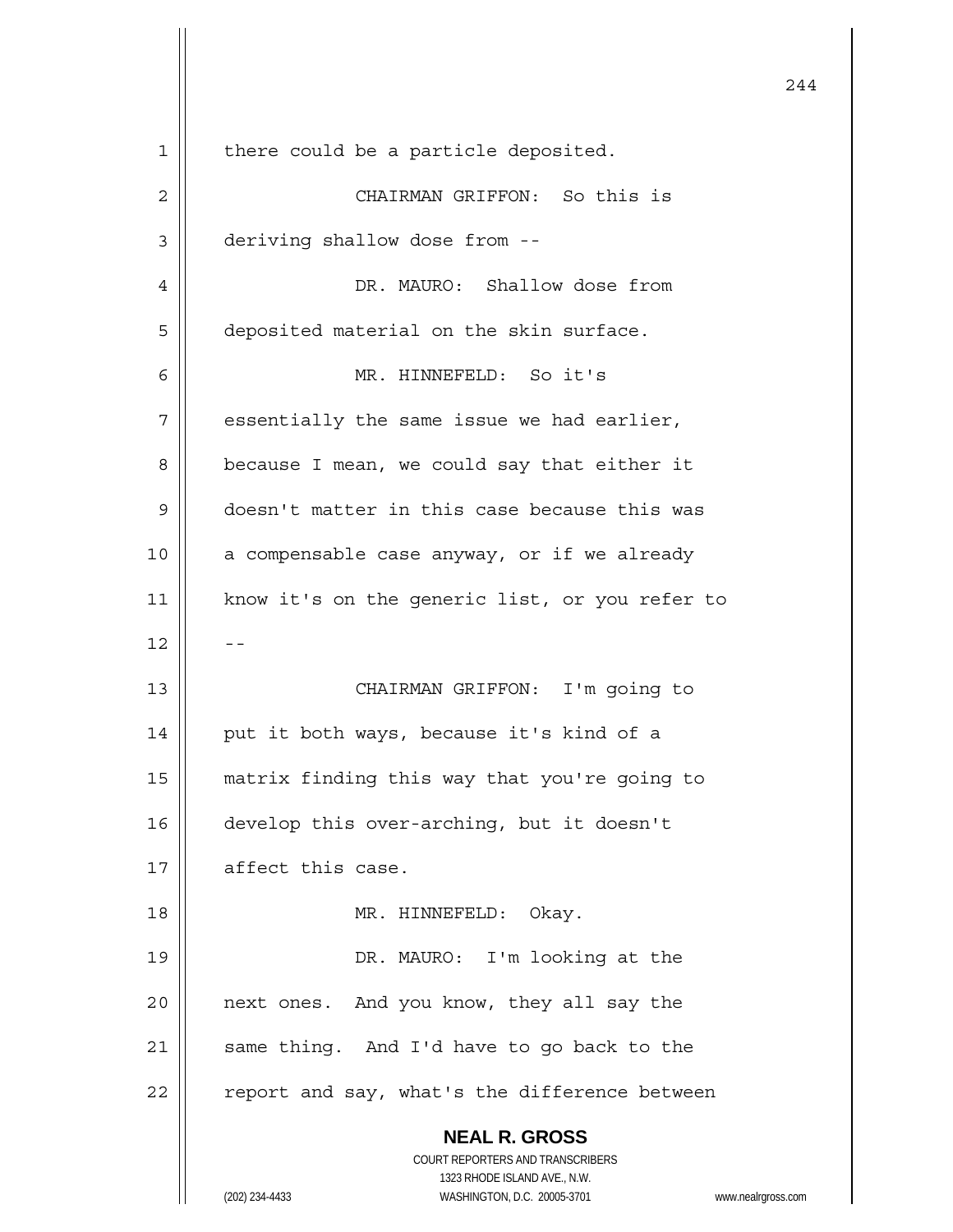there could be a particle deposited.

CHAIRMAN GRIFFON: So this is deriving shallow dose from --

DR. MAURO: Shallow dose from deposited material on the skin surface.

MR. HINNEFELD: So it's essentially the same issue we had earlier, because I mean, we could say that either it doesn't matter in this case because this was a compensable case anyway, or if we already know it's on the generic list, or you refer to --

CHAIRMAN GRIFFON: I'm going to put it both ways, because it's kind of a matrix finding this way that you're going to develop this over-arching, but it doesn't affect this case.

MR. HINNEFELD: Okay.

DR. MAURO: I'm looking at the next ones. And you know, they all say the same thing. And I'd have to go back to the report and say, what's the difference between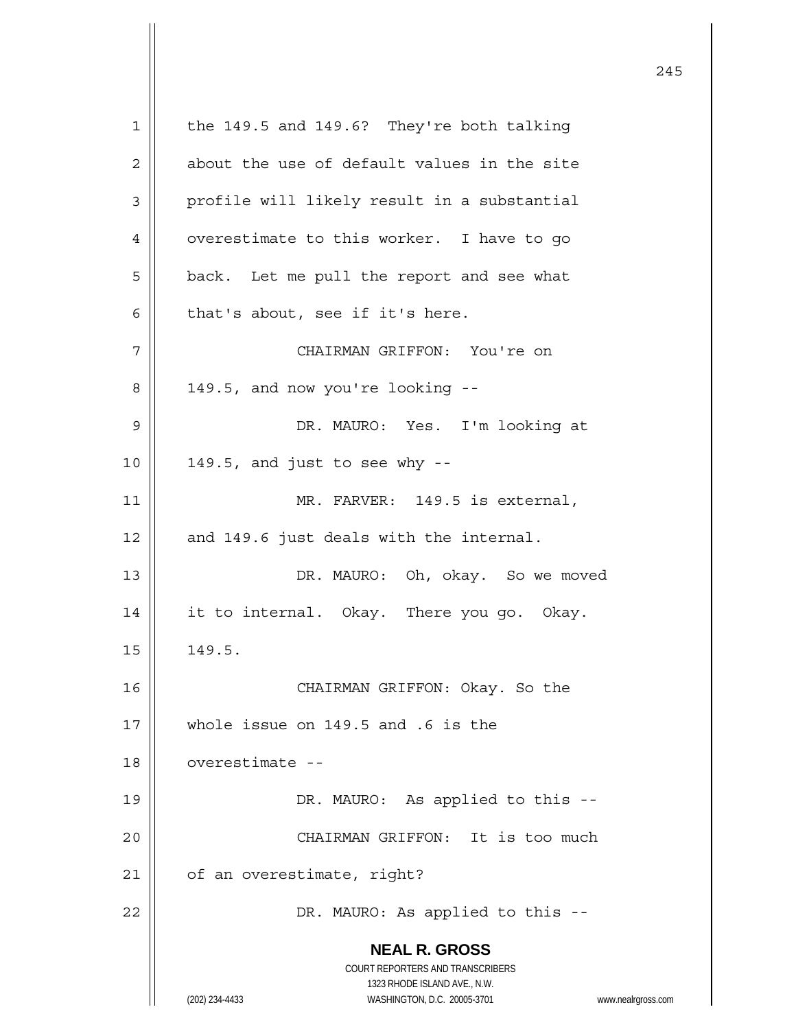the 149.5 and 149.6? They're both talking about the use of default values in the site profile will likely result in a substantial overestimate to this worker. I have to go back. Let me pull the report and see what that's about, see if it's here.

CHAIRMAN GRIFFON: You're on 149.5, and now you're looking --

DR. MAURO: Yes. I'm looking at 149.5, and just to see why --

MR. FARVER: 149.5 is external, and 149.6 just deals with the internal.

DR. MAURO: Oh, okay. So we moved it to internal. Okay. There you go. Okay. 149.5.

CHAIRMAN GRIFFON: Okay. So the whole issue on 149.5 and .6 is the overestimate --

DR. MAURO: As applied to this --

CHAIRMAN GRIFFON: It is too much of an overestimate, right?

DR. MAURO: As applied to this --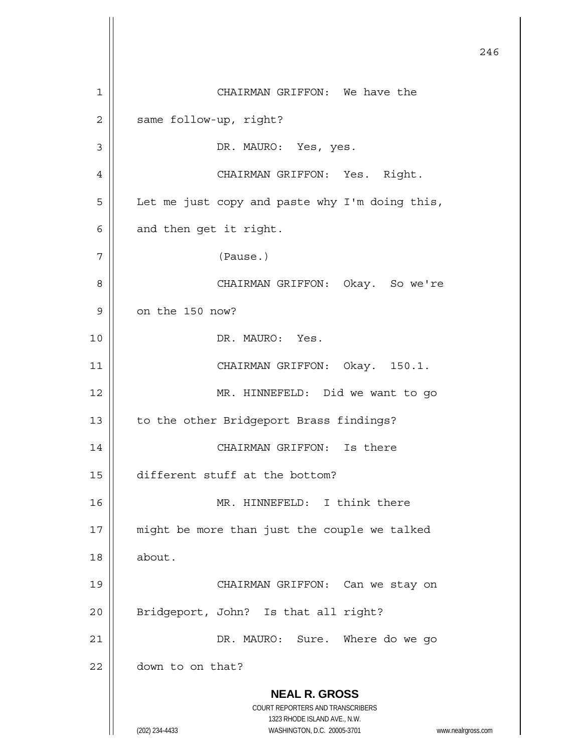CHAIRMAN GRIFFON: We have the same follow-up, right?

DR. MAURO: Yes, yes.

CHAIRMAN GRIFFON: Yes. Right. Let me just copy and paste why I'm doing this, and then get it right.

(Pause.)

CHAIRMAN GRIFFON: Okay. So we're on the 150 now?

DR. MAURO: Yes.

CHAIRMAN GRIFFON: Okay. 150.1.

MR. HINNEFELD: Did we want to go to the other Bridgeport Brass findings?

CHAIRMAN GRIFFON: Is there different stuff at the bottom?

MR. HINNEFELD: I think there might be more than just the couple we talked about.

CHAIRMAN GRIFFON: Can we stay on Bridgeport, John? Is that all right?

DR. MAURO: Sure. Where do we go down to on that?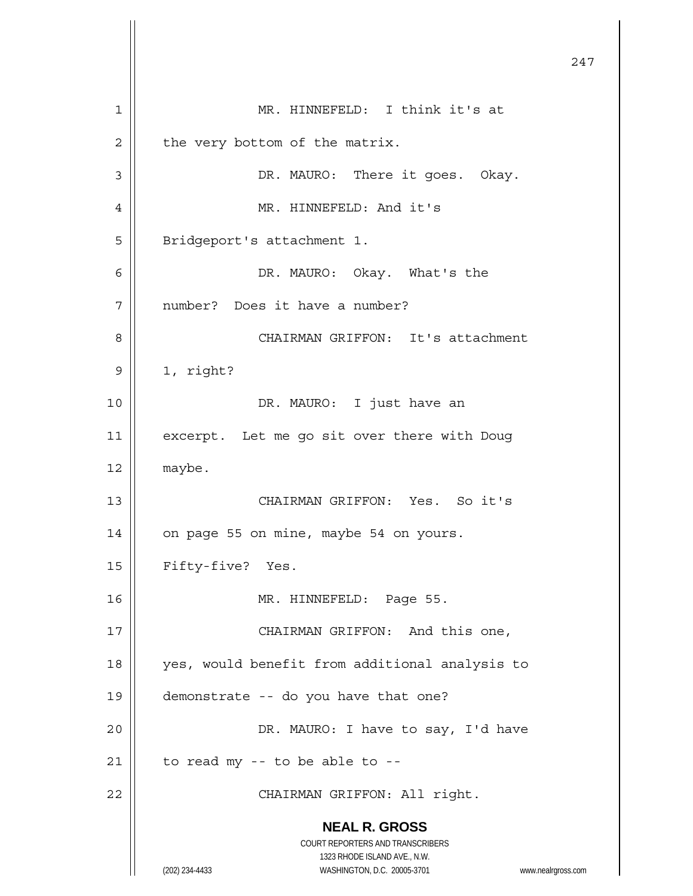MR. HINNEFELD: I think it's at the very bottom of the matrix.

DR. MAURO: There it goes. Okay.

MR. HINNEFELD: And it's Bridgeport's attachment 1.

DR. MAURO: Okay. What's the number? Does it have a number?

CHAIRMAN GRIFFON: It's attachment 1, right?

DR. MAURO: I just have an excerpt. Let me go sit over there with Doug maybe.

CHAIRMAN GRIFFON: Yes. So it's on page 55 on mine, maybe 54 on yours. Fifty-five? Yes.

MR. HINNEFELD: Page 55.

CHAIRMAN GRIFFON: And this one, yes, would benefit from additional analysis to demonstrate -- do you have that one?

DR. MAURO: I have to say, I'd have to read my -- to be able to --

CHAIRMAN GRIFFON: All right.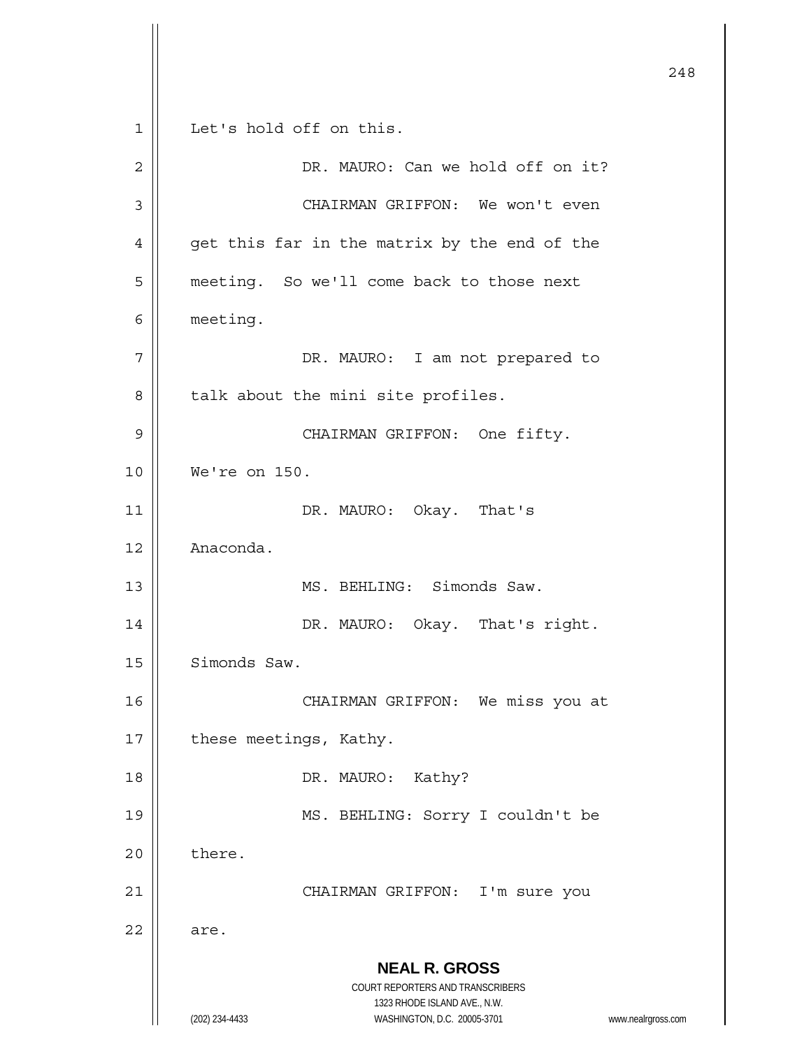Let's hold off on this.

DR. MAURO: Can we hold off on it?

CHAIRMAN GRIFFON: We won't even get this far in the matrix by the end of the meeting. So we'll come back to those next meeting.

DR. MAURO: I am not prepared to talk about the mini site profiles.

CHAIRMAN GRIFFON: One fifty. We're on 150.

DR. MAURO: Okay. That's Anaconda.

MS. BEHLING: Simonds Saw.

DR. MAURO: Okay. That's right. Simonds Saw.

CHAIRMAN GRIFFON: We miss you at these meetings, Kathy.

DR. MAURO: Kathy?

MS. BEHLING: Sorry I couldn't be there.

CHAIRMAN GRIFFON: I'm sure you are.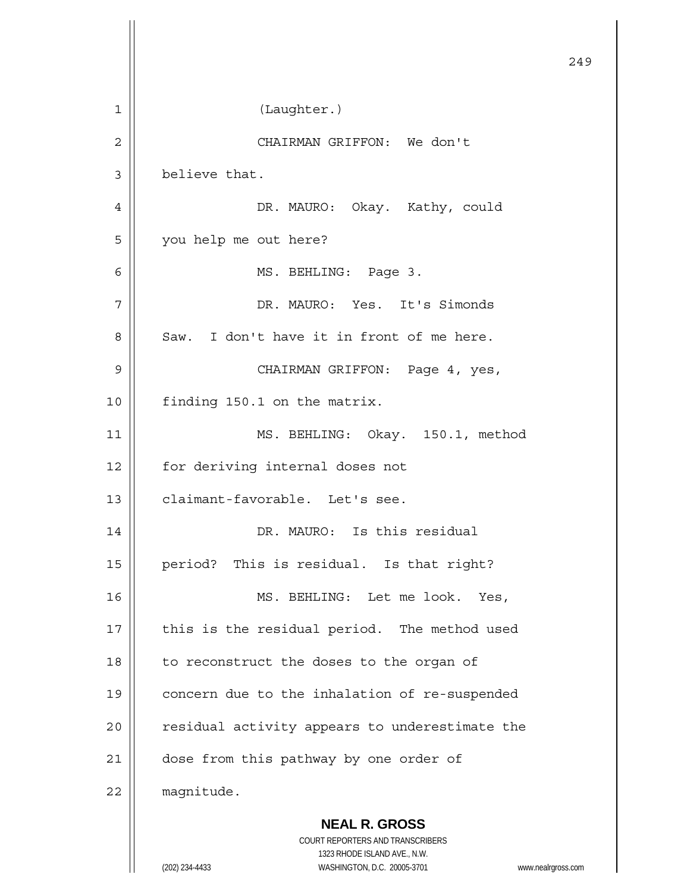(Laughter.)

CHAIRMAN GRIFFON: We don't believe that.

DR. MAURO: Okay. Kathy, could you help me out here?

MS. BEHLING: Page 3.

DR. MAURO: Yes. It's Simonds Saw. I don't have it in front of me here.

CHAIRMAN GRIFFON: Page 4, yes, finding 150.1 on the matrix.

MS. BEHLING: Okay. 150.1, method for deriving internal doses not claimant-favorable. Let's see.

DR. MAURO: Is this residual period? This is residual. Is that right?

MS. BEHLING: Let me look. Yes, this is the residual period. The method used to reconstruct the doses to the organ of concern due to the inhalation of re-suspended residual activity appears to underestimate the dose from this pathway by one order of magnitude.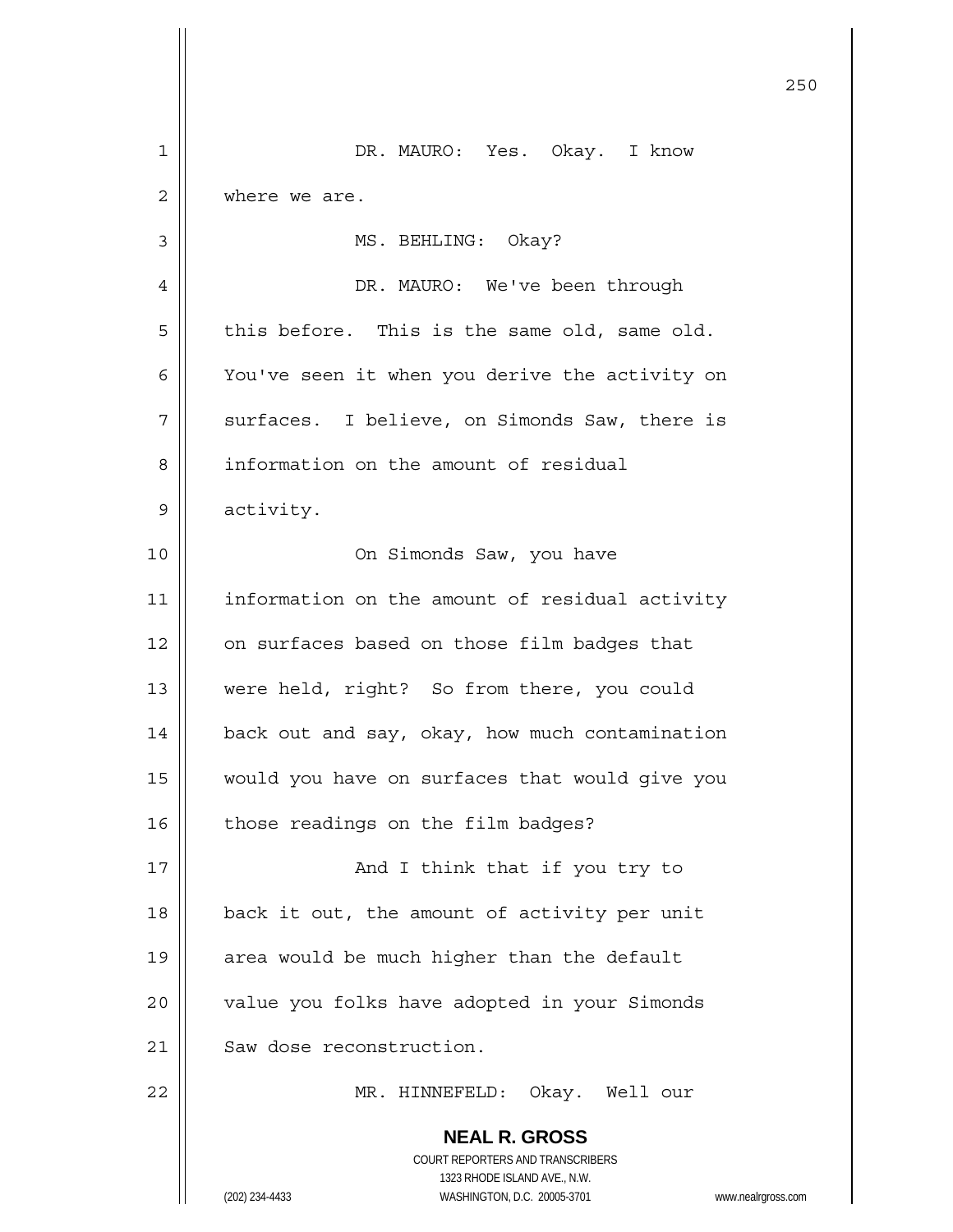DR. MAURO: Yes. Okay. I know where we are.

MS. BEHLING: Okay?

DR. MAURO: We've been through this before. This is the same old, same old. You've seen it when you derive the activity on surfaces. I believe, on Simonds Saw, there is information on the amount of residual activity.

On Simonds Saw, you have information on the amount of residual activity on surfaces based on those film badges that were held, right? So from there, you could back out and say, okay, how much contamination would you have on surfaces that would give you those readings on the film badges?

And I think that if you try to back it out, the amount of activity per unit area would be much higher than the default value you folks have adopted in your Simonds Saw dose reconstruction.

MR. HINNEFELD: Okay. Well our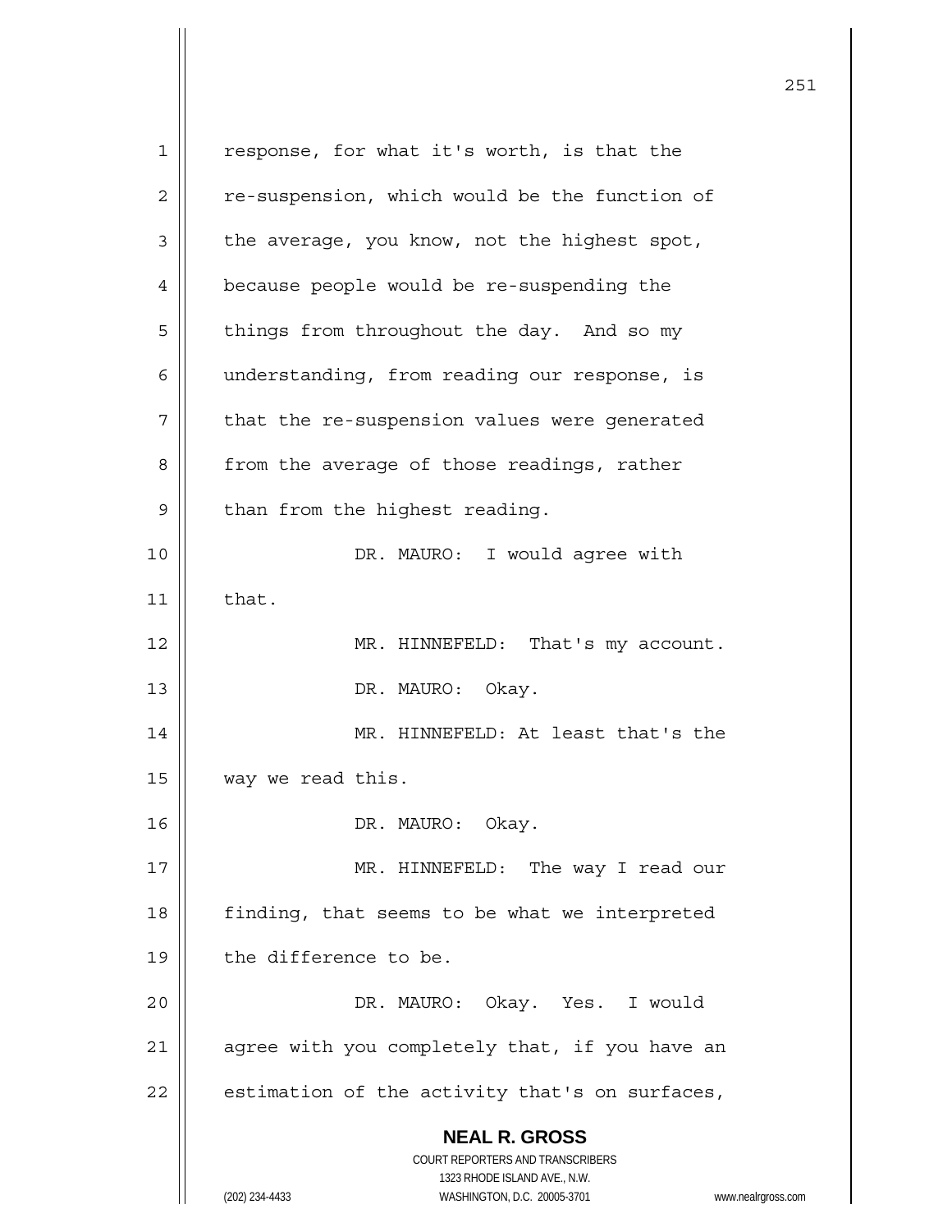response, for what it's worth, is that the re-suspension, which would be the function of the average, you know, not the highest spot, because people would be re-suspending the things from throughout the day. And so my understanding, from reading our response, is that the re-suspension values were generated from the average of those readings, rather than from the highest reading.

DR. MAURO: I would agree with that.

MR. HINNEFELD: That's my account.

DR. MAURO: Okay.

MR. HINNEFELD: At least that's the way we read this.

DR. MAURO: Okay.

MR. HINNEFELD: The way I read our finding, that seems to be what we interpreted the difference to be.

DR. MAURO: Okay. Yes. I would agree with you completely that, if you have an estimation of the activity that's on surfaces,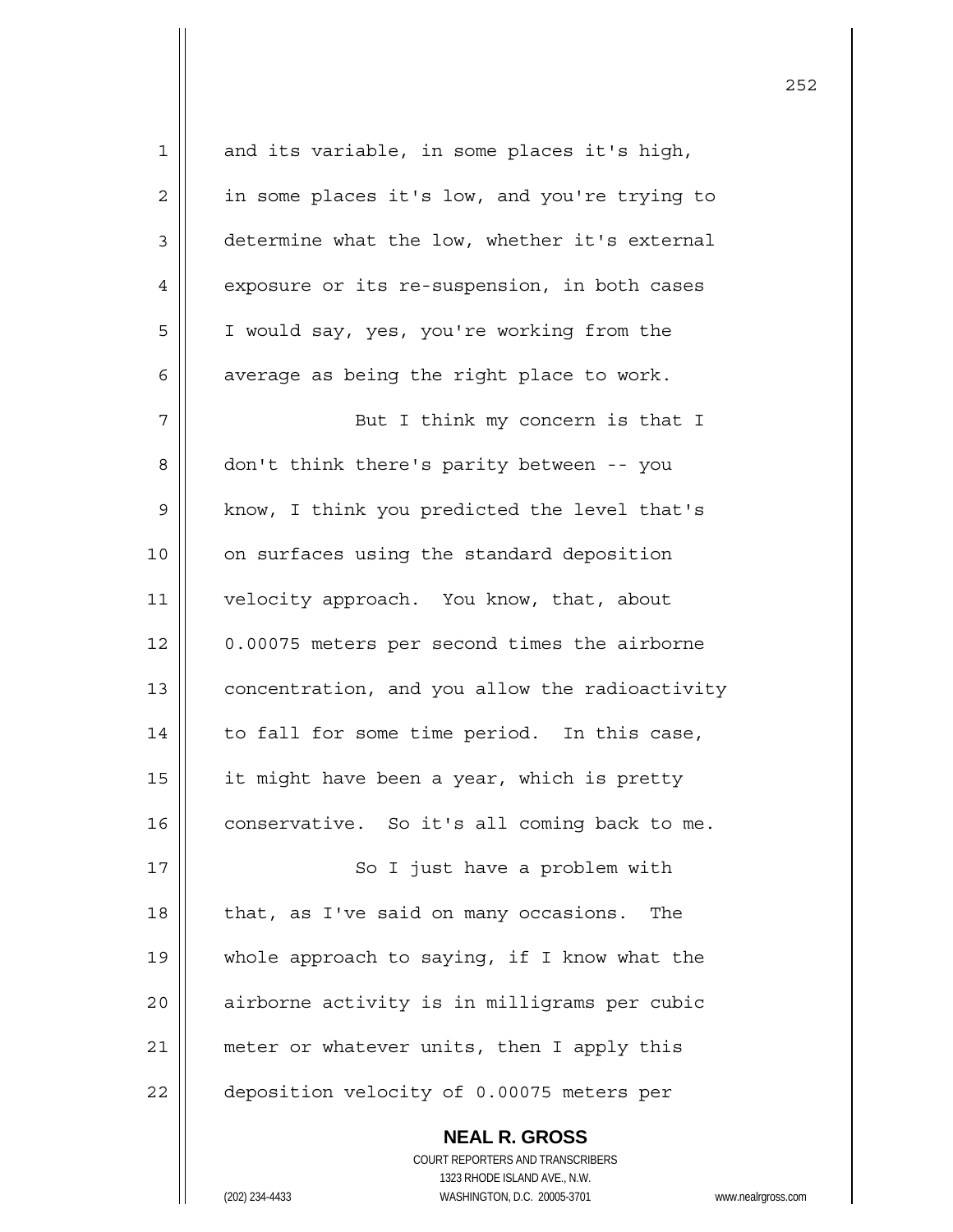and its variable, in some places it's high, in some places it's low, and you're trying to determine what the low, whether it's external exposure or its re-suspension, in both cases I would say, yes, you're working from the average as being the right place to work.

But I think my concern is that I don't think there's parity between -- you know, I think you predicted the level that's on surfaces using the standard deposition velocity approach. You know, that, about 0.00075 meters per second times the airborne concentration, and you allow the radioactivity to fall for some time period. In this case, it might have been a year, which is pretty conservative. So it's all coming back to me.

So I just have a problem with that, as I've said on many occasions. The whole approach to saying, if I know what the airborne activity is in milligrams per cubic meter or whatever units, then I apply this deposition velocity of 0.00075 meters per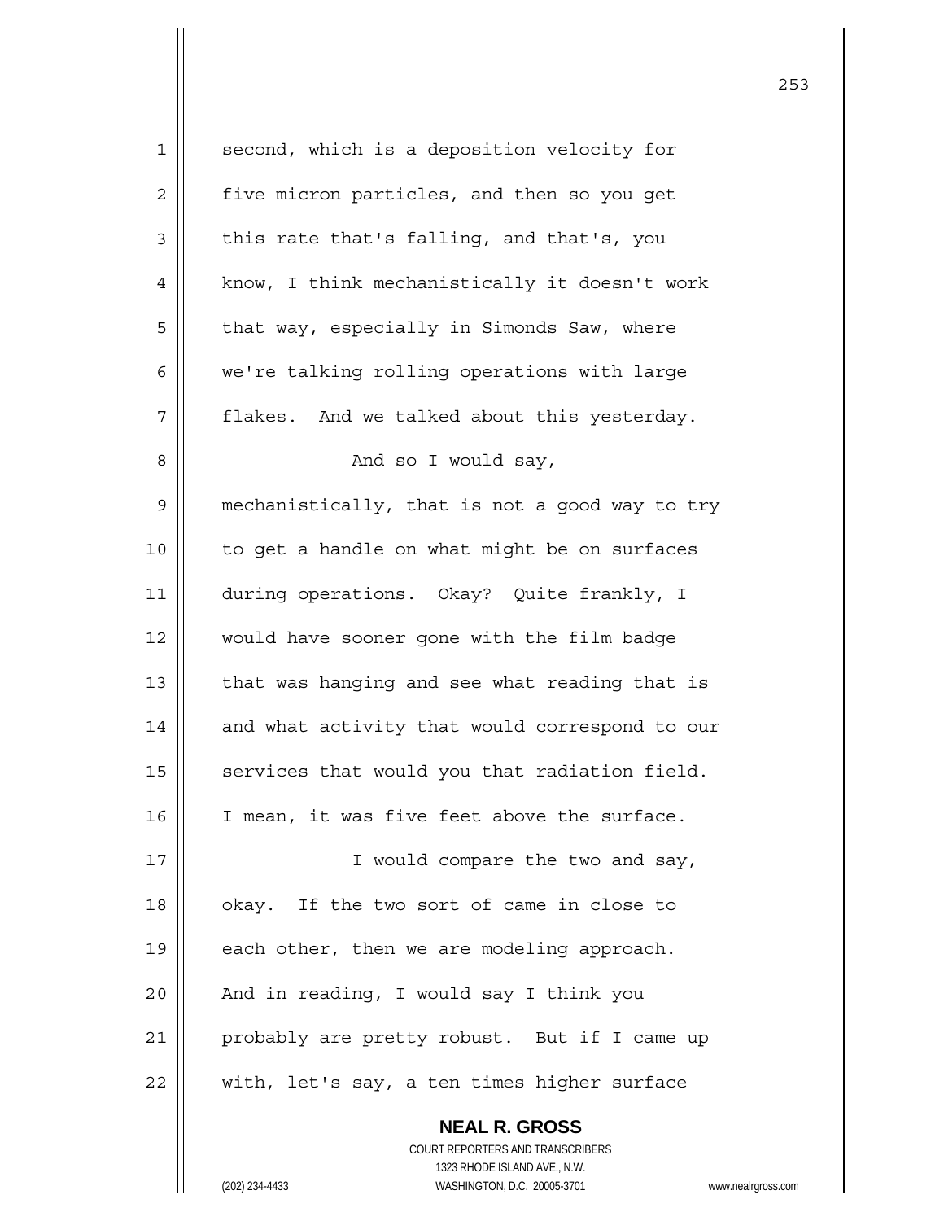second, which is a deposition velocity for five micron particles, and then so you get this rate that's falling, and that's, you know, I think mechanistically it doesn't work that way, especially in Simonds Saw, where we're talking rolling operations with large flakes. And we talked about this yesterday.

And so I would say, mechanistically, that is not a good way to try to get a handle on what might be on surfaces during operations. Okay? Quite frankly, I would have sooner gone with the film badge that was hanging and see what reading that is and what activity that would correspond to our services that would you that radiation field. I mean, it was five feet above the surface.

I would compare the two and say, okay. If the two sort of came in close to each other, then we are modeling approach. And in reading, I would say I think you probably are pretty robust. But if I came up with, let's say, a ten times higher surface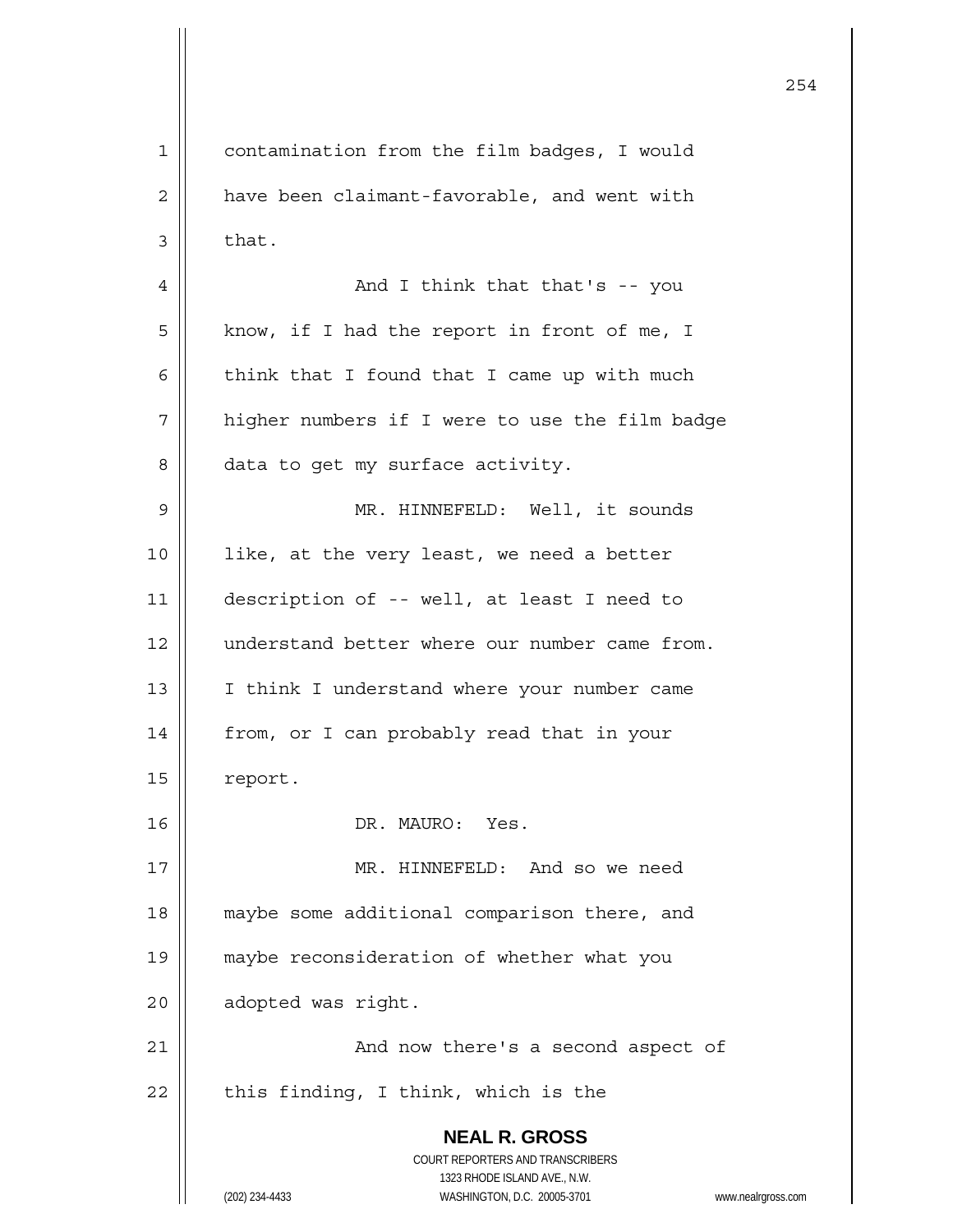contamination from the film badges, I would have been claimant-favorable, and went with that.

And I think that that's -- you know, if I had the report in front of me, I think that I found that I came up with much higher numbers if I were to use the film badge data to get my surface activity.

MR. HINNEFELD: Well, it sounds like, at the very least, we need a better description of -- well, at least I need to understand better where our number came from. I think I understand where your number came from, or I can probably read that in your report.

DR. MAURO: Yes.

MR. HINNEFELD: And so we need maybe some additional comparison there, and maybe reconsideration of whether what you adopted was right.

And now there's a second aspect of this finding, I think, which is the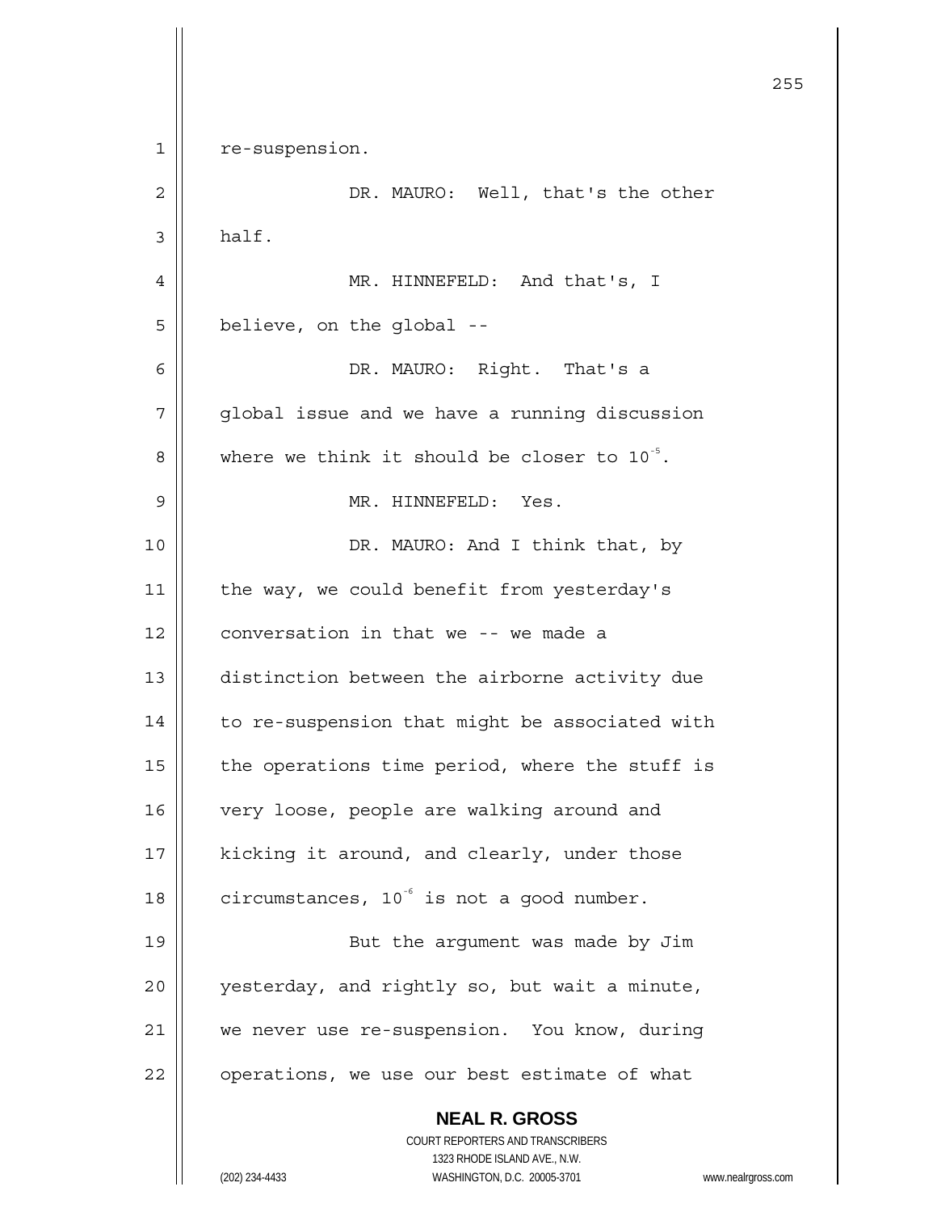re-suspension.

DR. MAURO: Well, that's the other half.

MR. HINNEFELD: And that's, I believe, on the global --

DR. MAURO: Right. That's a global issue and we have a running discussion where we think it should be closer to $10^{-5}$.

MR. HINNEFELD: Yes.

DR. MAURO: And I think that, by the way, we could benefit from yesterday's conversation in that we -- we made a distinction between the airborne activity due to re-suspension that might be associated with the operations time period, where the stuff is very loose, people are walking around and kicking it around, and clearly, under those circumstances, $10^{-6}$ is not a good number.

But the argument was made by Jim yesterday, and rightly so, but wait a minute, we never use re-suspension. You know, during operations, we use our best estimate of what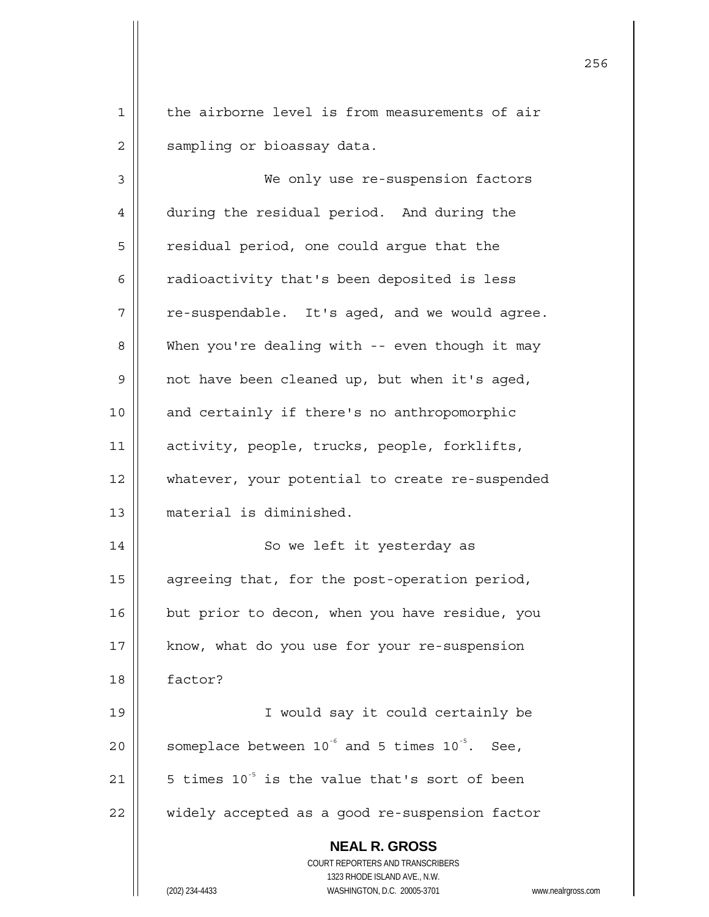the airborne level is from measurements of air sampling or bioassay data.

We only use re-suspension factors during the residual period. And during the residual period, one could argue that the radioactivity that's been deposited is less re-suspendable. It's aged, and we would agree. When you're dealing with -- even though it may not have been cleaned up, but when it's aged, and certainly if there's no anthropomorphic activity, people, trucks, people, forklifts, whatever, your potential to create re-suspended material is diminished.

So we left it yesterday as agreeing that, for the post-operation period, but prior to decon, when you have residue, you know, what do you use for your re-suspension factor?

I would say it could certainly be someplace between $10^{-6}$ and 5 times $10^{-5}$. See, 5 times $10^{-5}$ is the value that's sort of been widely accepted as a good re-suspension factor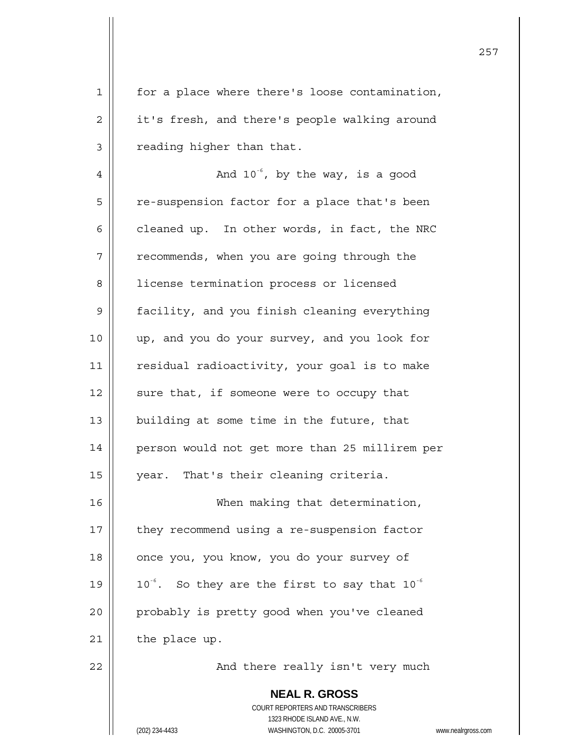for a place where there's loose contamination, it's fresh, and there's people walking around reading higher than that.

And $10^{-6}$, by the way, is a good re-suspension factor for a place that's been cleaned up. In other words, in fact, the NRC recommends, when you are going through the license termination process or licensed facility, and you finish cleaning everything up, and you do your survey, and you look for residual radioactivity, your goal is to make sure that, if someone were to occupy that building at some time in the future, that person would not get more than 25 millirem per year. That's their cleaning criteria.

When making that determination, they recommend using a re-suspension factor once you, you know, you do your survey of $10^{-6}$. So they are the first to say that $10^{-6}$ probably is pretty good when you've cleaned the place up.

And there really isn't very much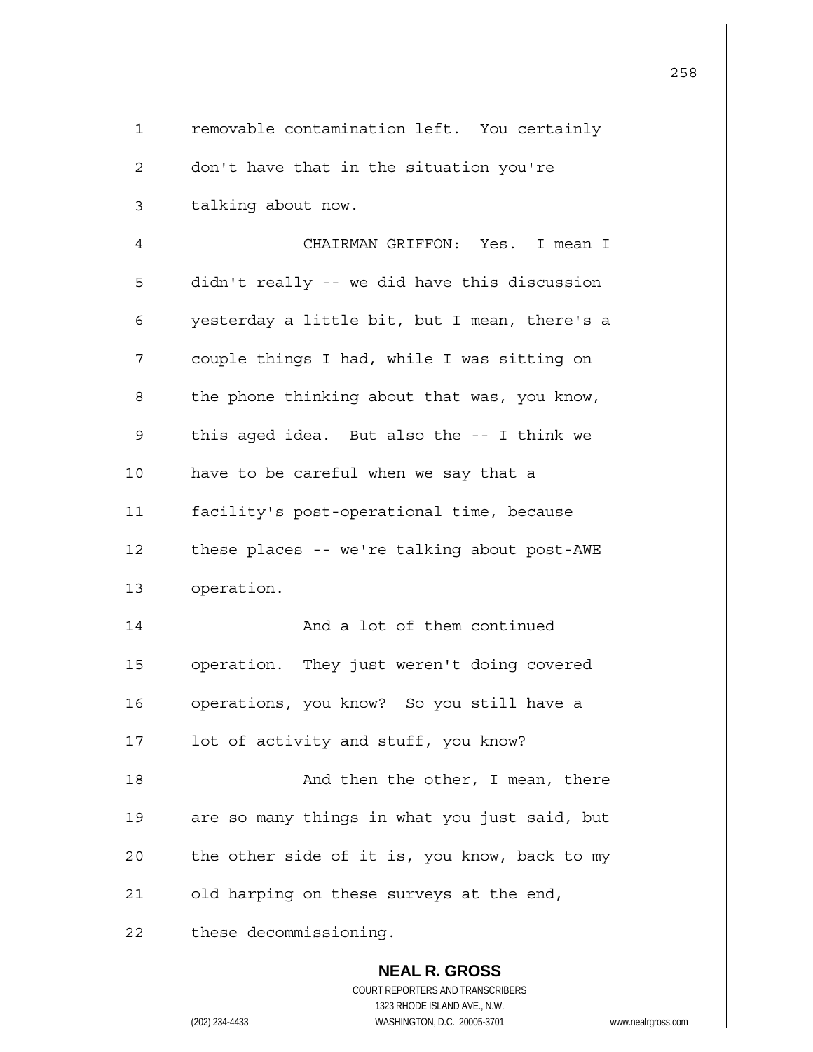removable contamination left. You certainly don't have that in the situation you're talking about now.

CHAIRMAN GRIFFON: Yes. I mean I didn't really -- we did have this discussion yesterday a little bit, but I mean, there's a couple things I had, while I was sitting on the phone thinking about that was, you know, this aged idea. But also the -- I think we have to be careful when we say that a facility's post-operational time, because these places -- we're talking about post-AWE operation.

And a lot of them continued operation. They just weren't doing covered operations, you know? So you still have a lot of activity and stuff, you know?

And then the other, I mean, there are so many things in what you just said, but the other side of it is, you know, back to my old harping on these surveys at the end, these decommissioning.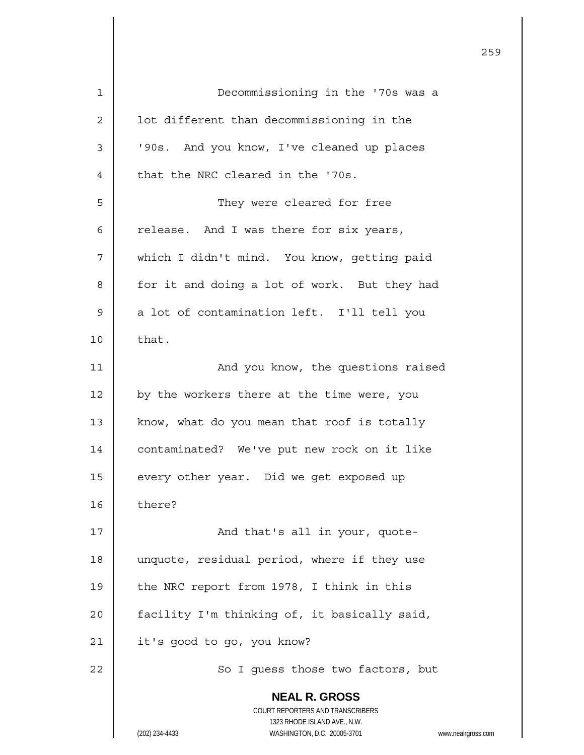Decommissioning in the '70s was a lot different than decommissioning in the '90s. And you know, I've cleaned up places that the NRC cleared in the '70s.

They were cleared for free release. And I was there for six years, which I didn't mind. You know, getting paid for it and doing a lot of work. But they had a lot of contamination left. I'll tell you that.

And you know, the questions raised by the workers there at the time were, you know, what do you mean that roof is totally contaminated? We've put new rock on it like every other year. Did we get exposed up there?

And that's all in your, quote-unquote, residual period, where if they use the NRC report from 1978, I think in this facility I'm thinking of, it basically said, it's good to go, you know?

So I guess those two factors, but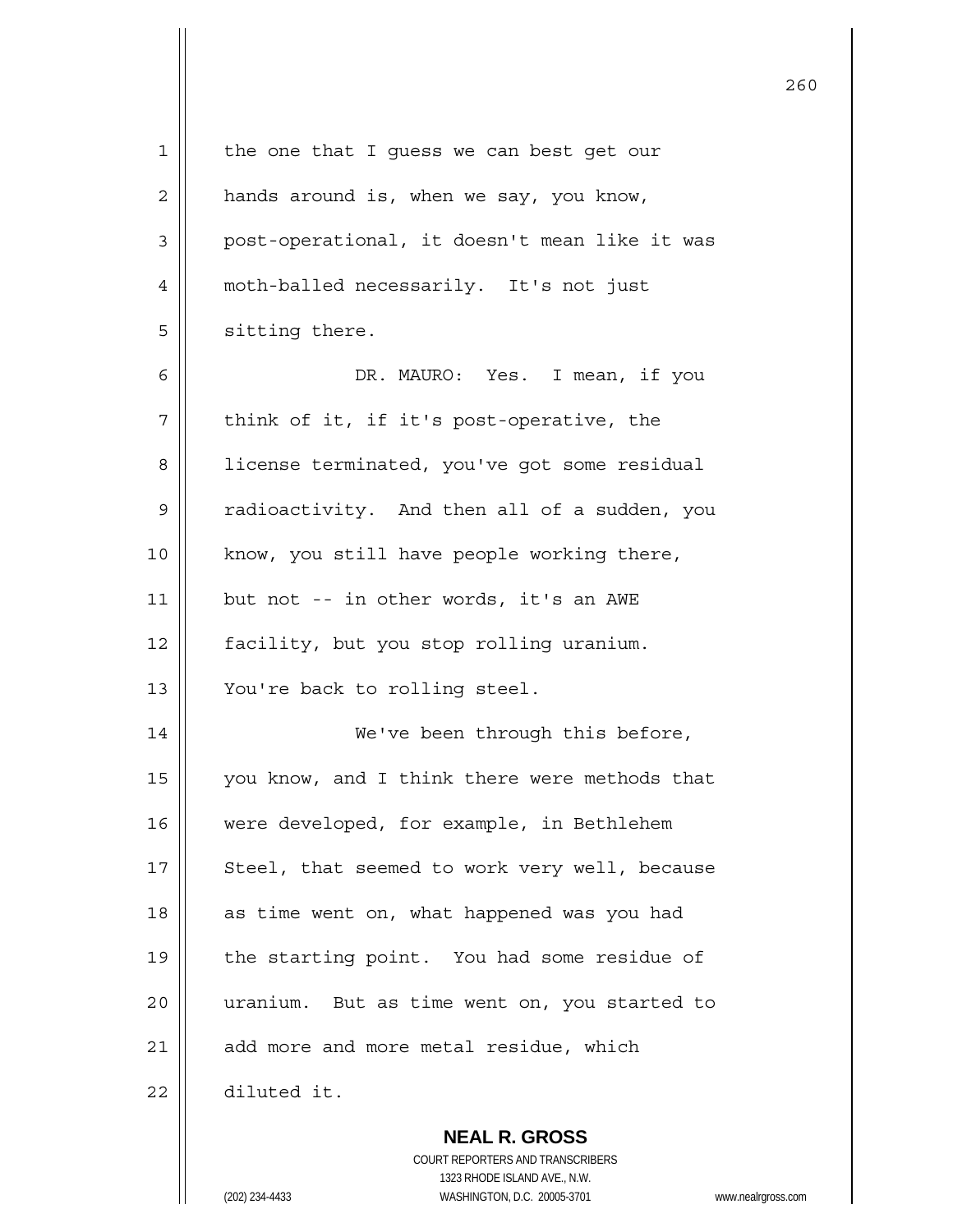the one that I guess we can best get our hands around is, when we say, you know, post-operational, it doesn't mean like it was moth-balled necessarily. It's not just sitting there.

DR. MAURO: Yes. I mean, if you think of it, if it's post-operative, the license terminated, you've got some residual radioactivity. And then all of a sudden, you know, you still have people working there, but not -- in other words, it's an AWE facility, but you stop rolling uranium. You're back to rolling steel.

We've been through this before, you know, and I think there were methods that were developed, for example, in Bethlehem Steel, that seemed to work very well, because as time went on, what happened was you had the starting point. You had some residue of uranium. But as time went on, you started to add more and more metal residue, which diluted it.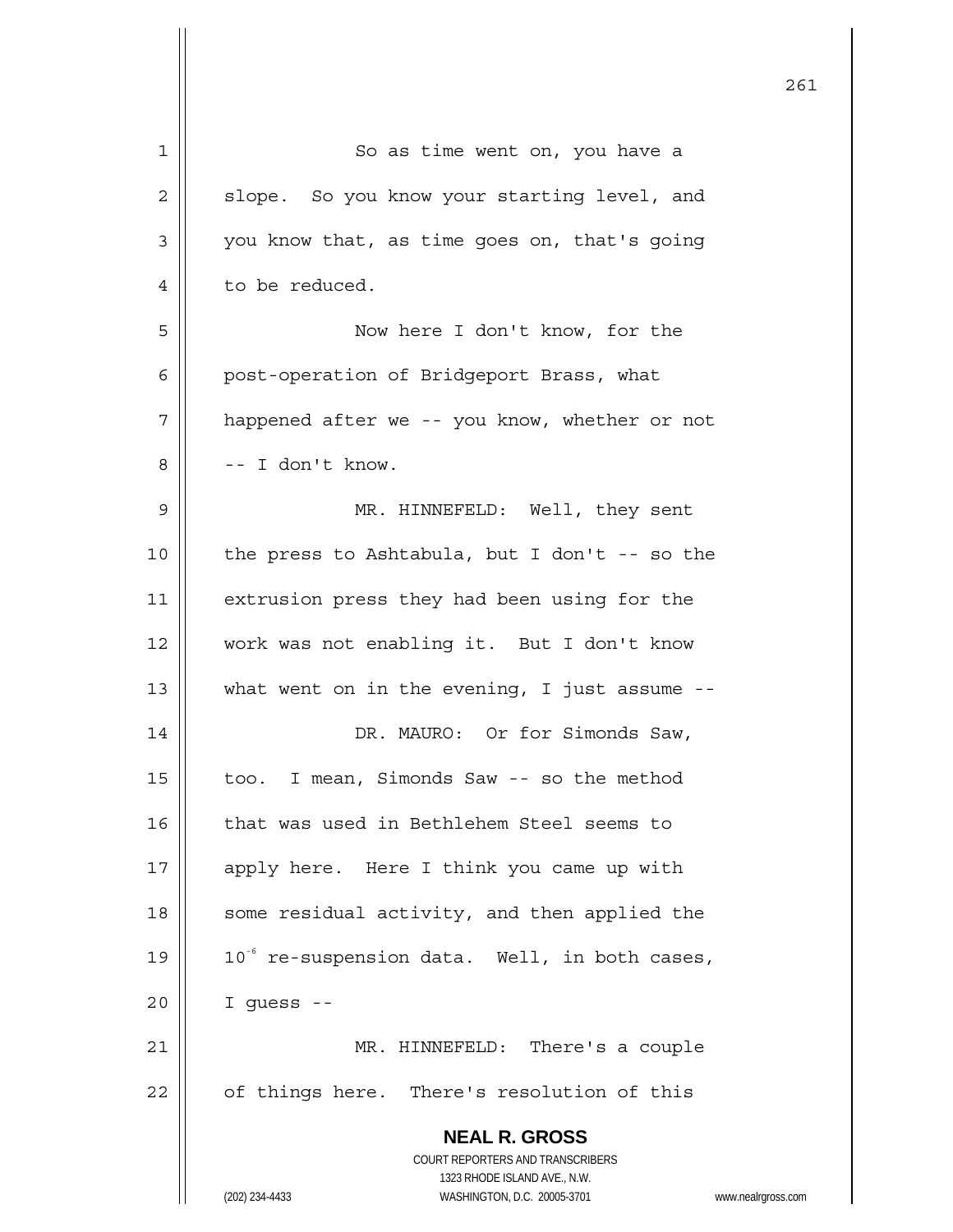So as time went on, you have a slope. So you know your starting level, and you know that, as time goes on, that's going to be reduced.

Now here I don't know, for the post-operation of Bridgeport Brass, what happened after we -- you know, whether or not -- I don't know.

MR. HINNEFELD: Well, they sent the press to Ashtabula, but I don't -- so the extrusion press they had been using for the work was not enabling it. But I don't know what went on in the evening, I just assume --

DR. MAURO: Or for Simonds Saw, too. I mean, Simonds Saw -- so the method that was used in Bethlehem Steel seems to apply here. Here I think you came up with some residual activity, and then applied the $10^{-6}$ re-suspension data. Well, in both cases, I guess --

MR. HINNEFELD: There's a couple of things here. There's resolution of this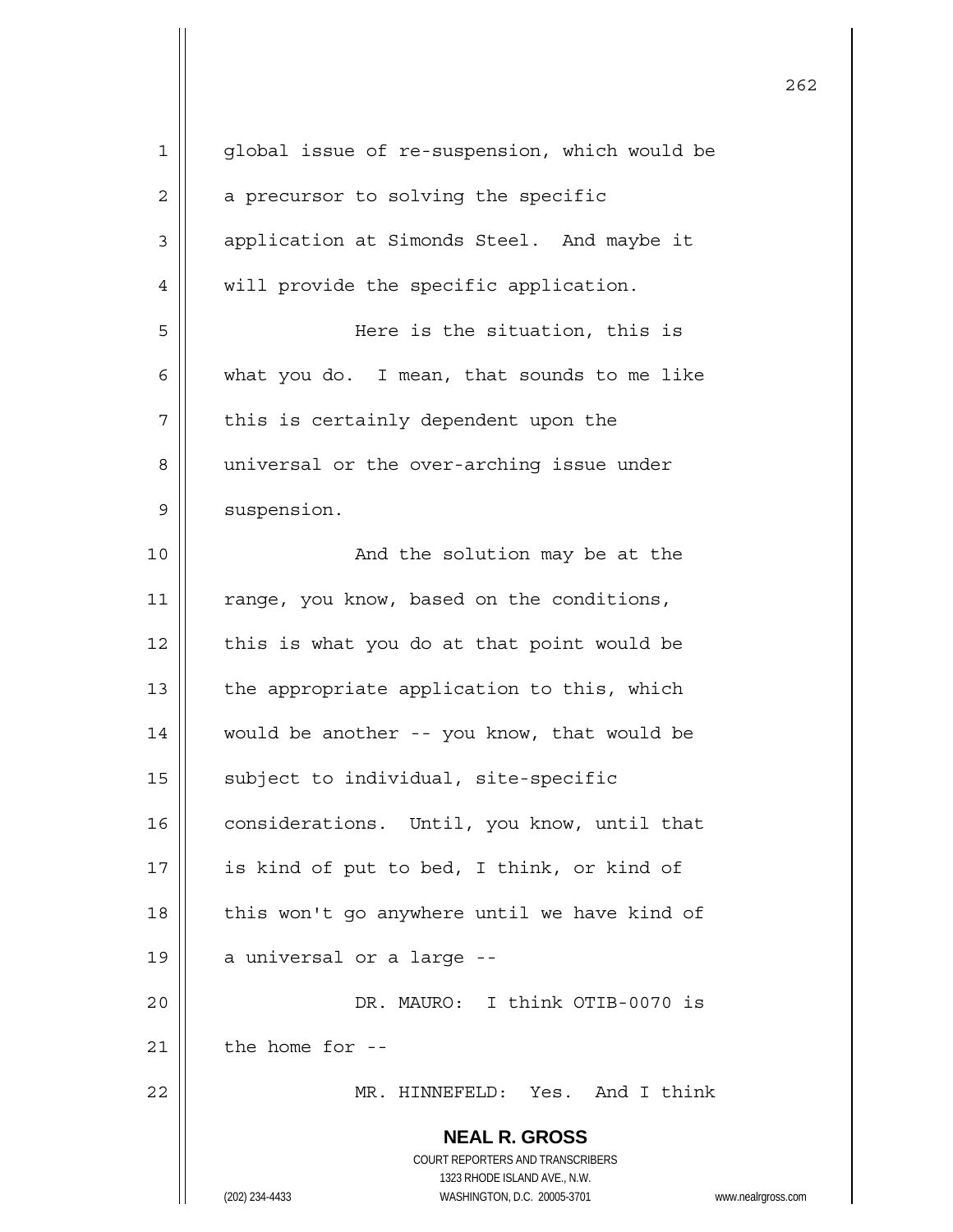global issue of re-suspension, which would be a precursor to solving the specific application at Simonds Steel. And maybe it will provide the specific application.

Here is the situation, this is what you do. I mean, that sounds to me like this is certainly dependent upon the universal or the over-arching issue under suspension.

And the solution may be at the range, you know, based on the conditions, this is what you do at that point would be the appropriate application to this, which would be another -- you know, that would be subject to individual, site-specific considerations. Until, you know, until that is kind of put to bed, I think, or kind of this won't go anywhere until we have kind of a universal or a large --

DR. MAURO: I think OTIB-0070 is the home for --

MR. HINNEFELD: Yes. And I think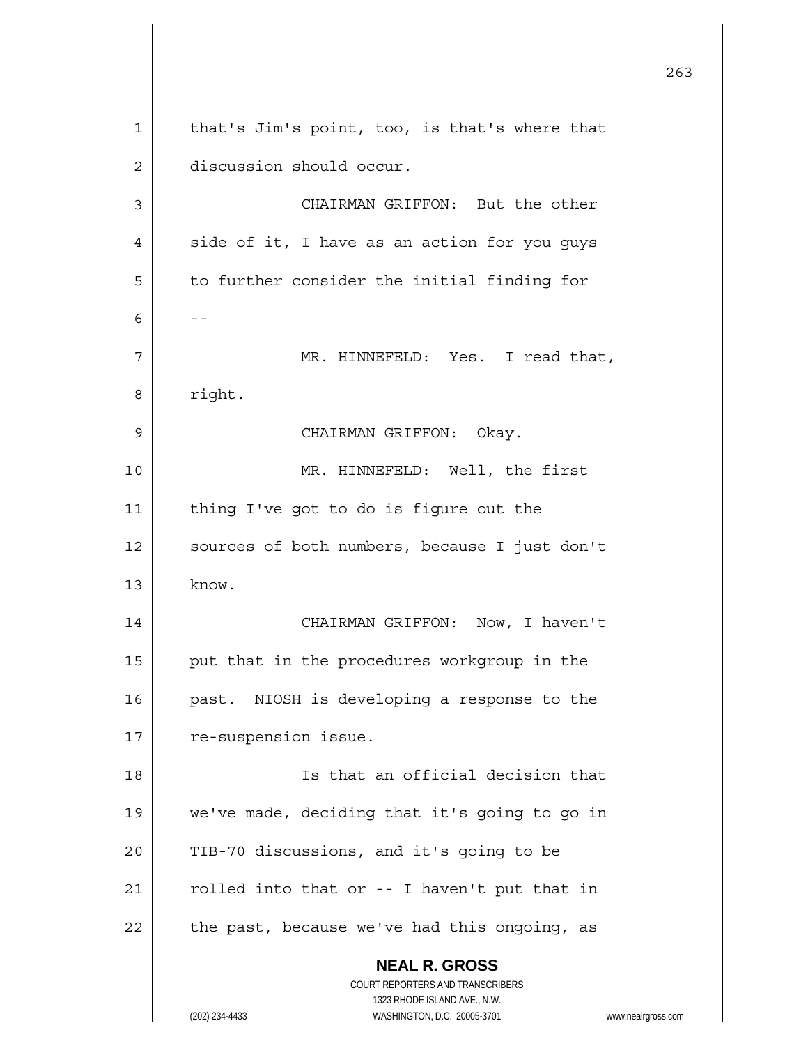that's Jim's point, too, is that's where that discussion should occur.

CHAIRMAN GRIFFON: But the other side of it, I have as an action for you guys to further consider the initial finding for --

MR. HINNEFELD: Yes. I read that, right.

CHAIRMAN GRIFFON: Okay.

MR. HINNEFELD: Well, the first thing I've got to do is figure out the sources of both numbers, because I just don't know.

CHAIRMAN GRIFFON: Now, I haven't put that in the procedures workgroup in the past. NIOSH is developing a response to the re-suspension issue.

Is that an official decision that we've made, deciding that it's going to go in TIB-70 discussions, and it's going to be rolled into that or -- I haven't put that in the past, because we've had this ongoing, as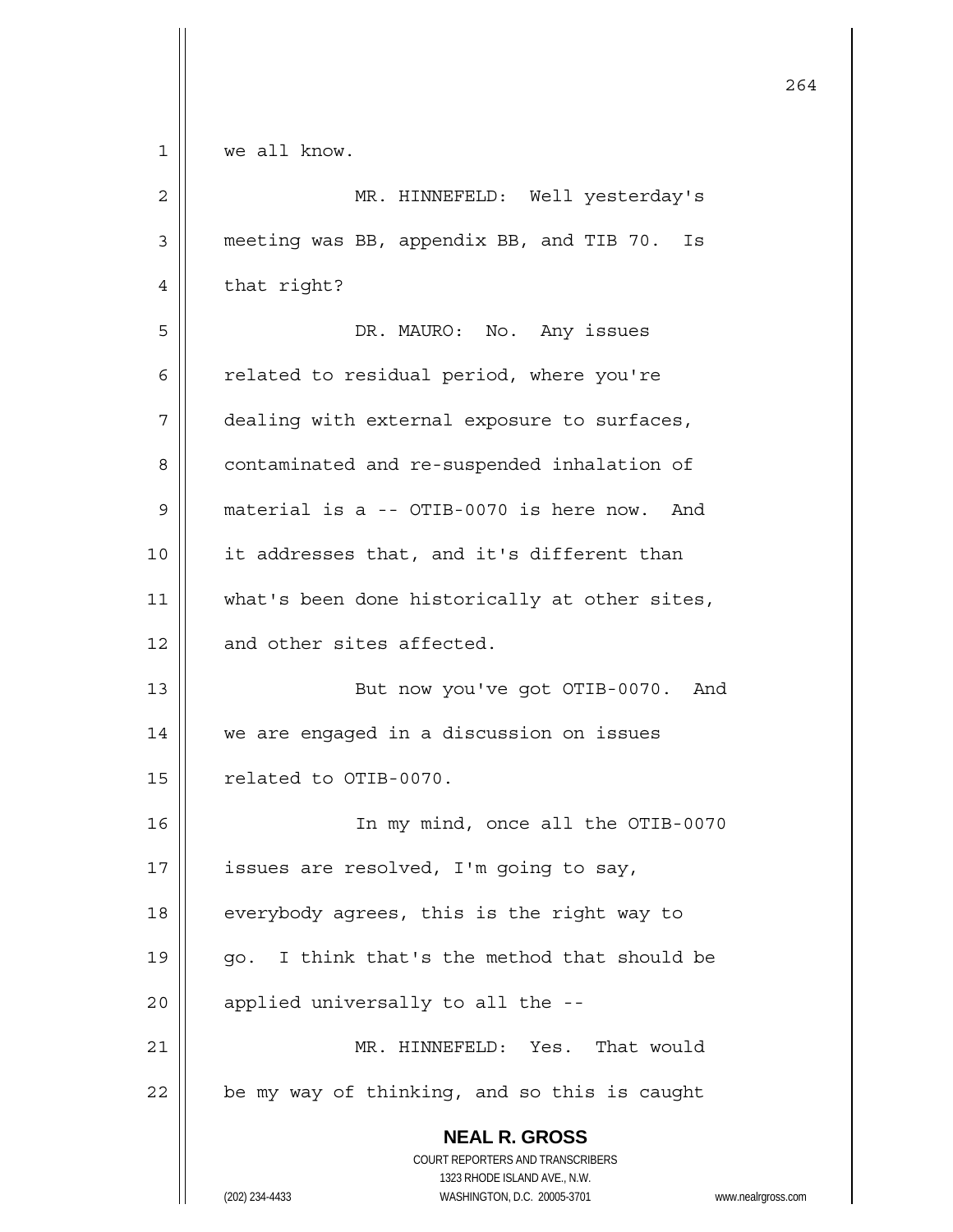we all know.

MR. HINNEFELD: Well yesterday's meeting was BB, appendix BB, and TIB 70. Is that right?

DR. MAURO: No. Any issues related to residual period, where you're dealing with external exposure to surfaces, contaminated and re-suspended inhalation of material is a -- OTIB-0070 is here now. And it addresses that, and it's different than what's been done historically at other sites, and other sites affected.

But now you've got OTIB-0070. And we are engaged in a discussion on issues related to OTIB-0070.

In my mind, once all the OTIB-0070 issues are resolved, I'm going to say, everybody agrees, this is the right way to go. I think that's the method that should be applied universally to all the --

MR. HINNEFELD: Yes. That would be my way of thinking, and so this is caught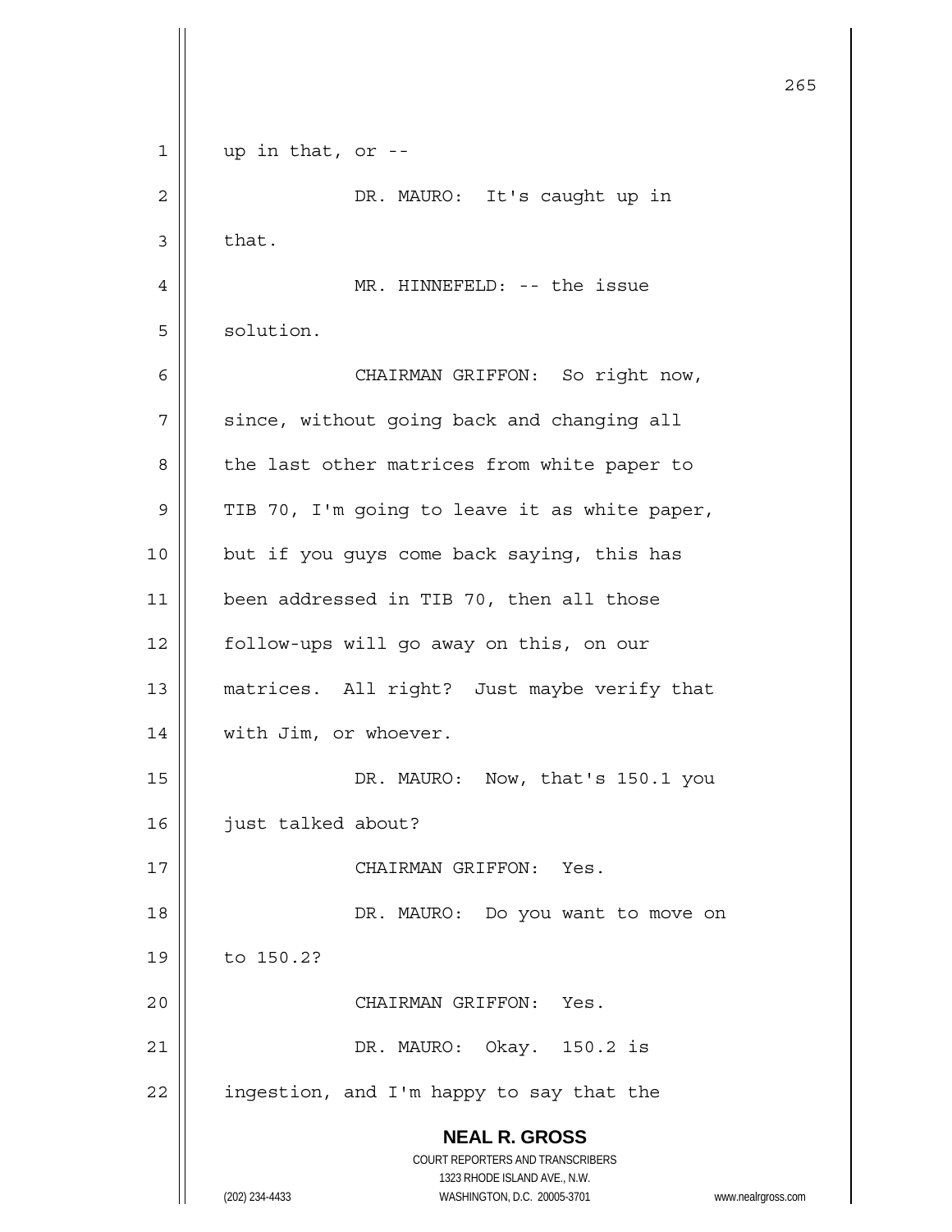up in that, or --

DR. MAURO: It's caught up in that.

MR. HINNEFELD: -- the issue solution.

CHAIRMAN GRIFFON: So right now, since, without going back and changing all the last other matrices from white paper to TIB 70, I'm going to leave it as white paper, but if you guys come back saying, this has been addressed in TIB 70, then all those follow-ups will go away on this, on our matrices. All right? Just maybe verify that with Jim, or whoever.

DR. MAURO: Now, that's 150.1 you just talked about?

CHAIRMAN GRIFFON: Yes.

DR. MAURO: Do you want to move on to 150.2?

CHAIRMAN GRIFFON: Yes.

DR. MAURO: Okay. 150.2 is ingestion, and I'm happy to say that the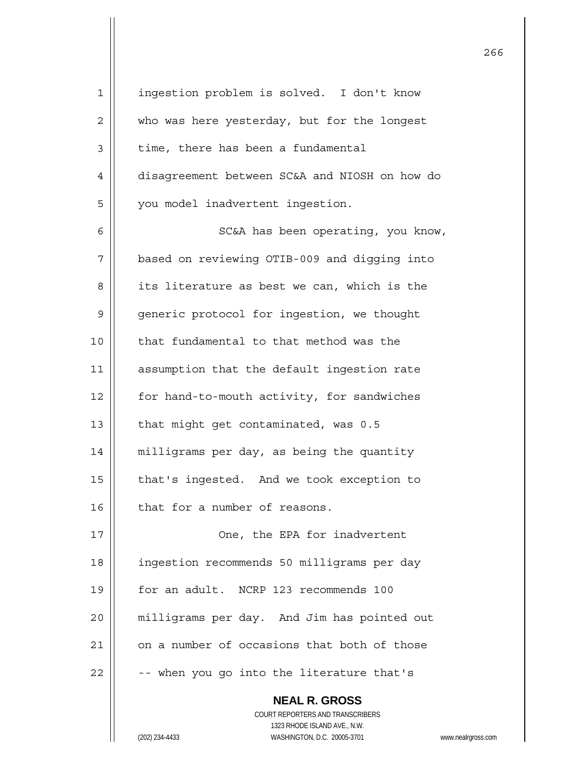ingestion problem is solved. I don't know who was here yesterday, but for the longest time, there has been a fundamental disagreement between SC&A and NIOSH on how do you model inadvertent ingestion.

SC&A has been operating, you know, based on reviewing OTIB-009 and digging into its literature as best we can, which is the generic protocol for ingestion, we thought that fundamental to that method was the assumption that the default ingestion rate for hand-to-mouth activity, for sandwiches that might get contaminated, was 0.5 milligrams per day, as being the quantity that's ingested. And we took exception to that for a number of reasons.

One, the EPA for inadvertent ingestion recommends 50 milligrams per day for an adult. NCRP 123 recommends 100 milligrams per day. And Jim has pointed out on a number of occasions that both of those -- when you go into the literature that's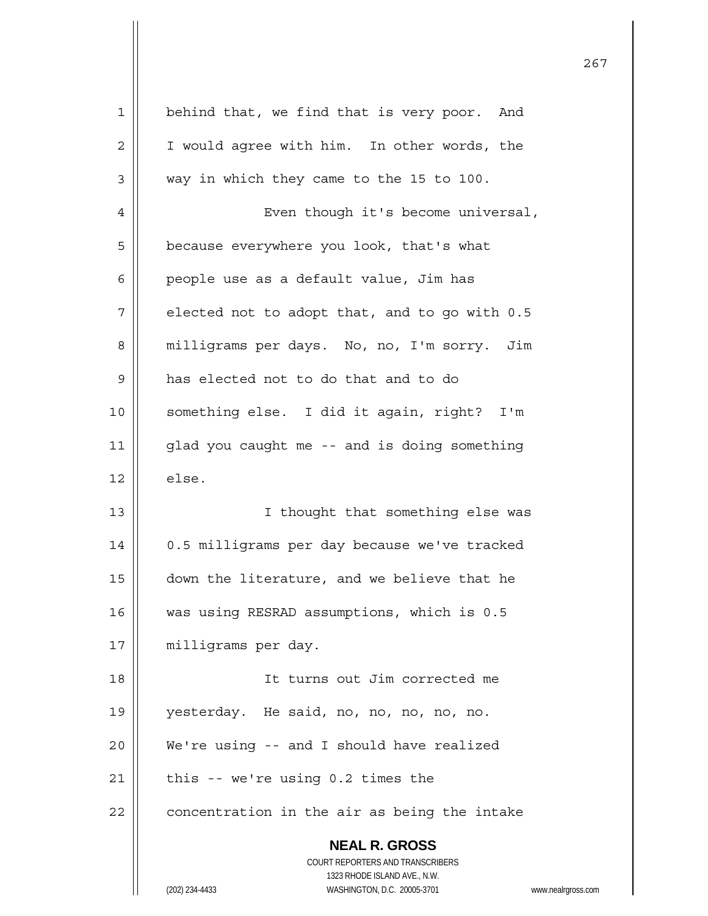behind that, we find that is very poor. And I would agree with him. In other words, the way in which they came to the 15 to 100.

Even though it's become universal, because everywhere you look, that's what people use as a default value, Jim has elected not to adopt that, and to go with 0.5 milligrams per days. No, no, I'm sorry. Jim has elected not to do that and to do something else. I did it again, right? I'm glad you caught me -- and is doing something else.

I thought that something else was 0.5 milligrams per day because we've tracked down the literature, and we believe that he was using RESRAD assumptions, which is 0.5 milligrams per day.

It turns out Jim corrected me yesterday. He said, no, no, no, no, no. We're using -- and I should have realized this -- we're using 0.2 times the concentration in the air as being the intake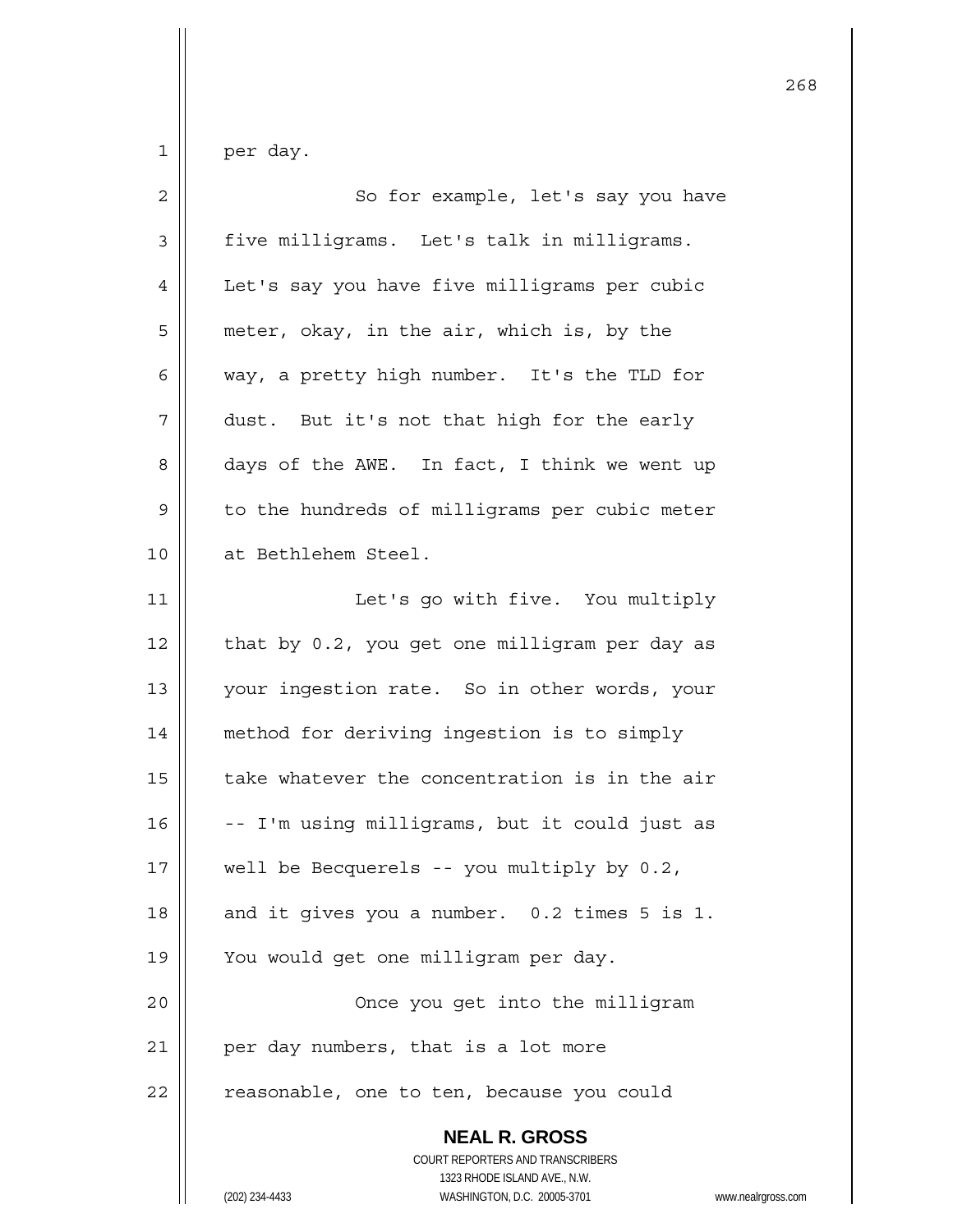per day.

So for example, let's say you have five milligrams. Let's talk in milligrams. Let's say you have five milligrams per cubic meter, okay, in the air, which is, by the way, a pretty high number. It's the TLD for dust. But it's not that high for the early days of the AWE. In fact, I think we went up to the hundreds of milligrams per cubic meter at Bethlehem Steel.

Let's go with five. You multiply that by 0.2, you get one milligram per day as your ingestion rate. So in other words, your method for deriving ingestion is to simply take whatever the concentration is in the air -- I'm using milligrams, but it could just as well be Becquerels -- you multiply by 0.2, and it gives you a number. 0.2 times 5 is 1. You would get one milligram per day.

Once you get into the milligram per day numbers, that is a lot more reasonable, one to ten, because you could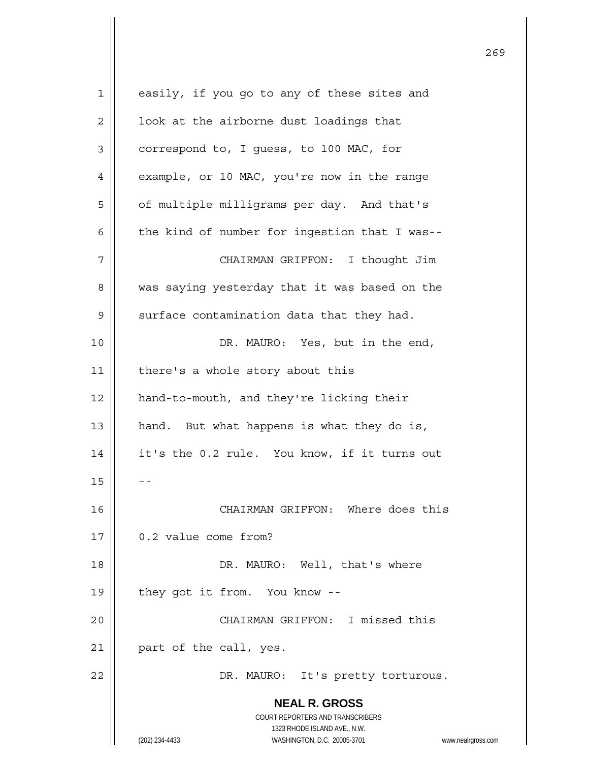easily, if you go to any of these sites and look at the airborne dust loadings that correspond to, I guess, to 100 MAC, for example, or 10 MAC, you're now in the range of multiple milligrams per day. And that's the kind of number for ingestion that I was--

CHAIRMAN GRIFFON: I thought Jim was saying yesterday that it was based on the surface contamination data that they had.

DR. MAURO: Yes, but in the end, there's a whole story about this hand-to-mouth, and they're licking their hand. But what happens is what they do is, it's the 0.2 rule. You know, if it turns out --

CHAIRMAN GRIFFON: Where does this 0.2 value come from?

DR. MAURO: Well, that's where they got it from. You know --

CHAIRMAN GRIFFON: I missed this part of the call, yes.

DR. MAURO: It's pretty torturous.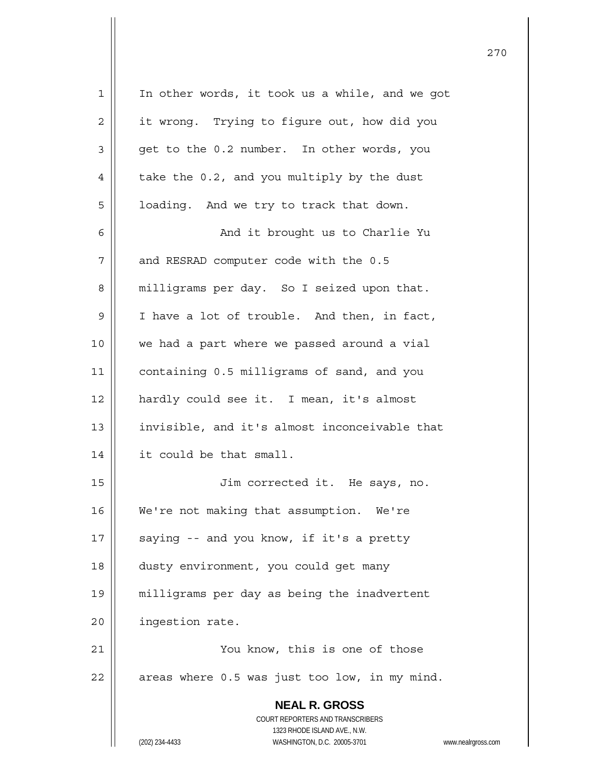In other words, it took us a while, and we got it wrong. Trying to figure out, how did you get to the 0.2 number. In other words, you take the 0.2, and you multiply by the dust loading. And we try to track that down.

And it brought us to Charlie Yu and RESRAD computer code with the 0.5 milligrams per day. So I seized upon that. I have a lot of trouble. And then, in fact, we had a part where we passed around a vial containing 0.5 milligrams of sand, and you hardly could see it. I mean, it's almost invisible, and it's almost inconceivable that it could be that small.

Jim corrected it. He says, no. We're not making that assumption. We're saying -- and you know, if it's a pretty dusty environment, you could get many milligrams per day as being the inadvertent ingestion rate.

You know, this is one of those areas where 0.5 was just too low, in my mind.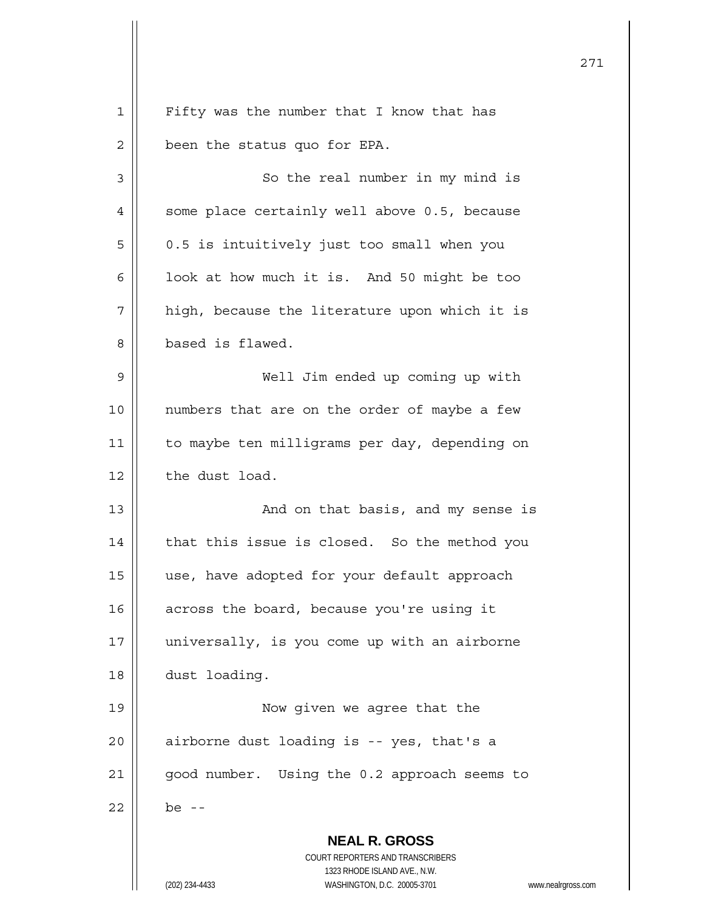Fifty was the number that I know that has been the status quo for EPA.

So the real number in my mind is some place certainly well above 0.5, because 0.5 is intuitively just too small when you look at how much it is. And 50 might be too high, because the literature upon which it is based is flawed.

Well Jim ended up coming up with numbers that are on the order of maybe a few to maybe ten milligrams per day, depending on the dust load.

And on that basis, and my sense is that this issue is closed. So the method you use, have adopted for your default approach across the board, because you're using it universally, is you come up with an airborne dust loading.

Now given we agree that the airborne dust loading is -- yes, that's a good number. Using the 0.2 approach seems to be --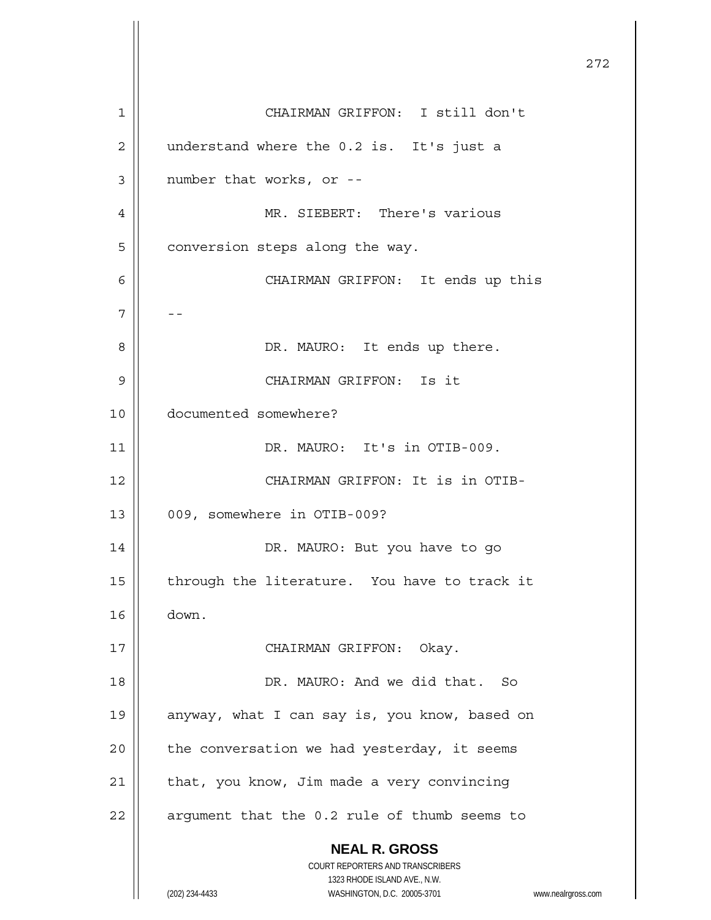CHAIRMAN GRIFFON: I still don't understand where the 0.2 is. It's just a number that works, or --

MR. SIEBERT: There's various conversion steps along the way.

CHAIRMAN GRIFFON: It ends up this --

DR. MAURO: It ends up there.

CHAIRMAN GRIFFON: Is it documented somewhere?

DR. MAURO: It's in OTIB-009.

CHAIRMAN GRIFFON: It is in OTIB-009, somewhere in OTIB-009?

DR. MAURO: But you have to go through the literature. You have to track it down.

CHAIRMAN GRIFFON: Okay.

DR. MAURO: And we did that. So anyway, what I can say is, you know, based on the conversation we had yesterday, it seems that, you know, Jim made a very convincing argument that the 0.2 rule of thumb seems to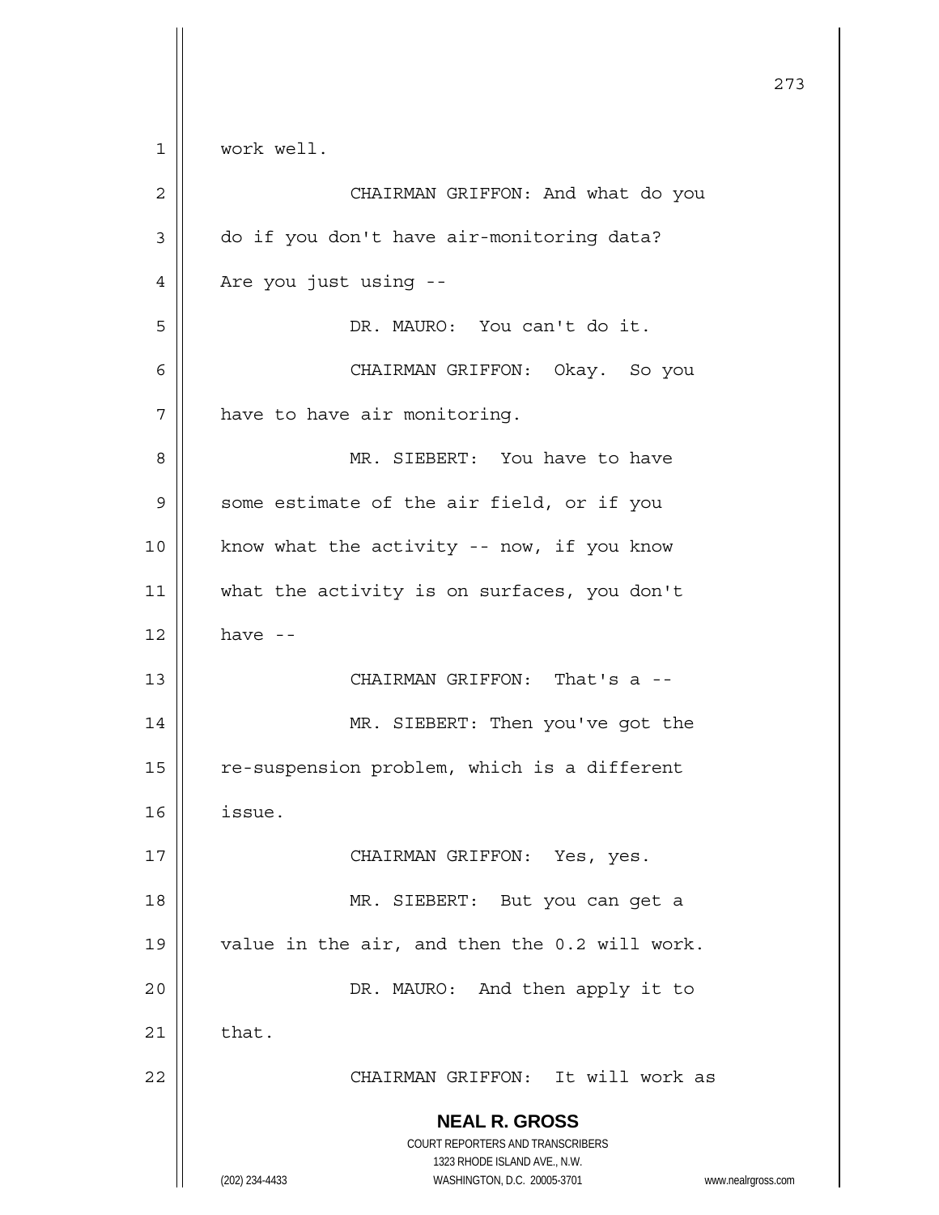work well.

CHAIRMAN GRIFFON: And what do you do if you don't have air-monitoring data? Are you just using --

DR. MAURO: You can't do it.

CHAIRMAN GRIFFON: Okay. So you have to have air monitoring.

MR. SIEBERT: You have to have some estimate of the air field, or if you know what the activity -- now, if you know what the activity is on surfaces, you don't have --

CHAIRMAN GRIFFON: That's a --

MR. SIEBERT: Then you've got the re-suspension problem, which is a different issue.

CHAIRMAN GRIFFON: Yes, yes.

MR. SIEBERT: But you can get a value in the air, and then the 0.2 will work.

DR. MAURO: And then apply it to that.

CHAIRMAN GRIFFON: It will work as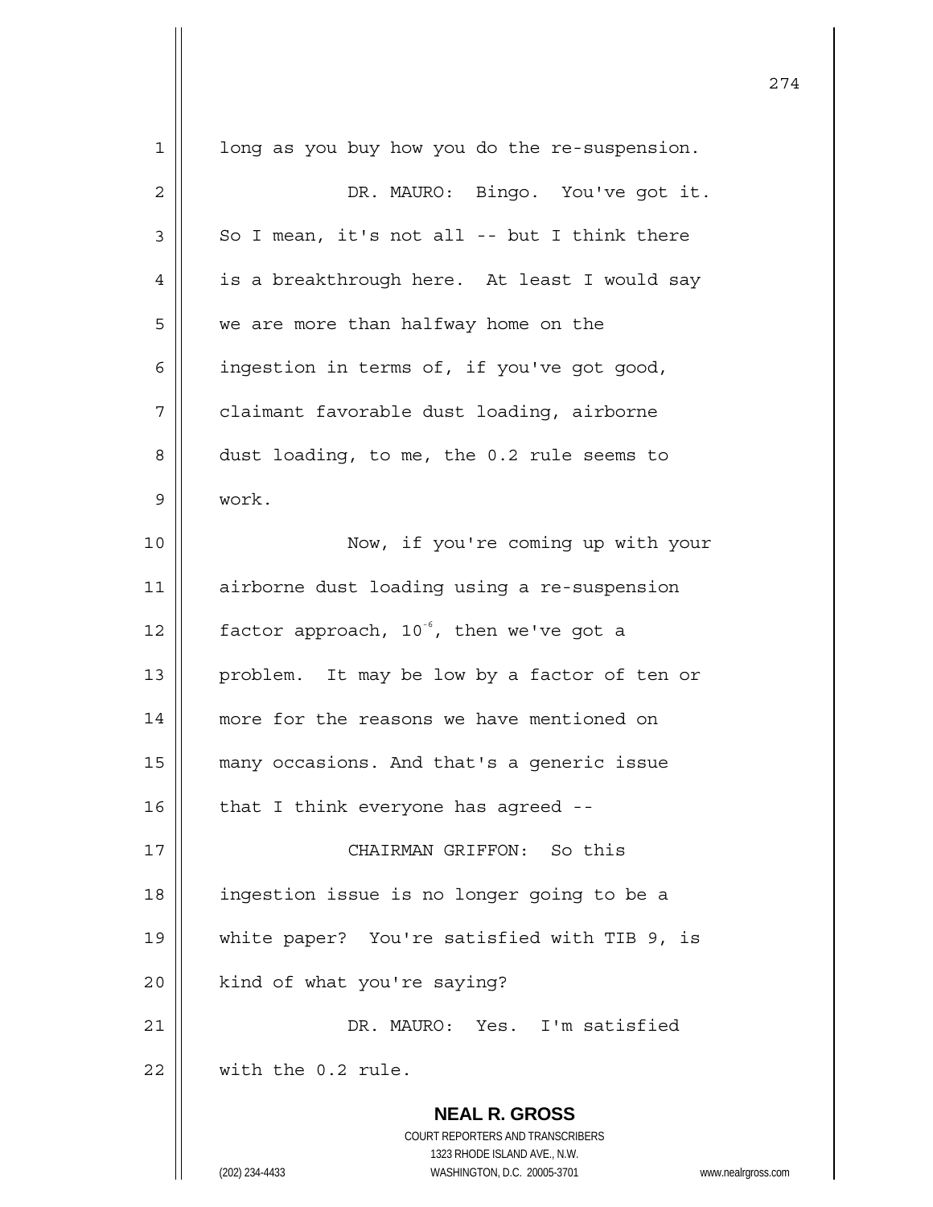long as you buy how you do the re-suspension.

DR. MAURO: Bingo. You've got it. So I mean, it's not all -- but I think there is a breakthrough here. At least I would say we are more than halfway home on the ingestion in terms of, if you've got good, claimant favorable dust loading, airborne dust loading, to me, the 0.2 rule seems to work.

Now, if you're coming up with your airborne dust loading using a re-suspension factor approach, $10^{-6}$, then we've got a problem. It may be low by a factor of ten or more for the reasons we have mentioned on many occasions. And that's a generic issue that I think everyone has agreed --

CHAIRMAN GRIFFON: So this ingestion issue is no longer going to be a white paper? You're satisfied with TIB 9, is kind of what you're saying?

DR. MAURO: Yes. I'm satisfied with the 0.2 rule.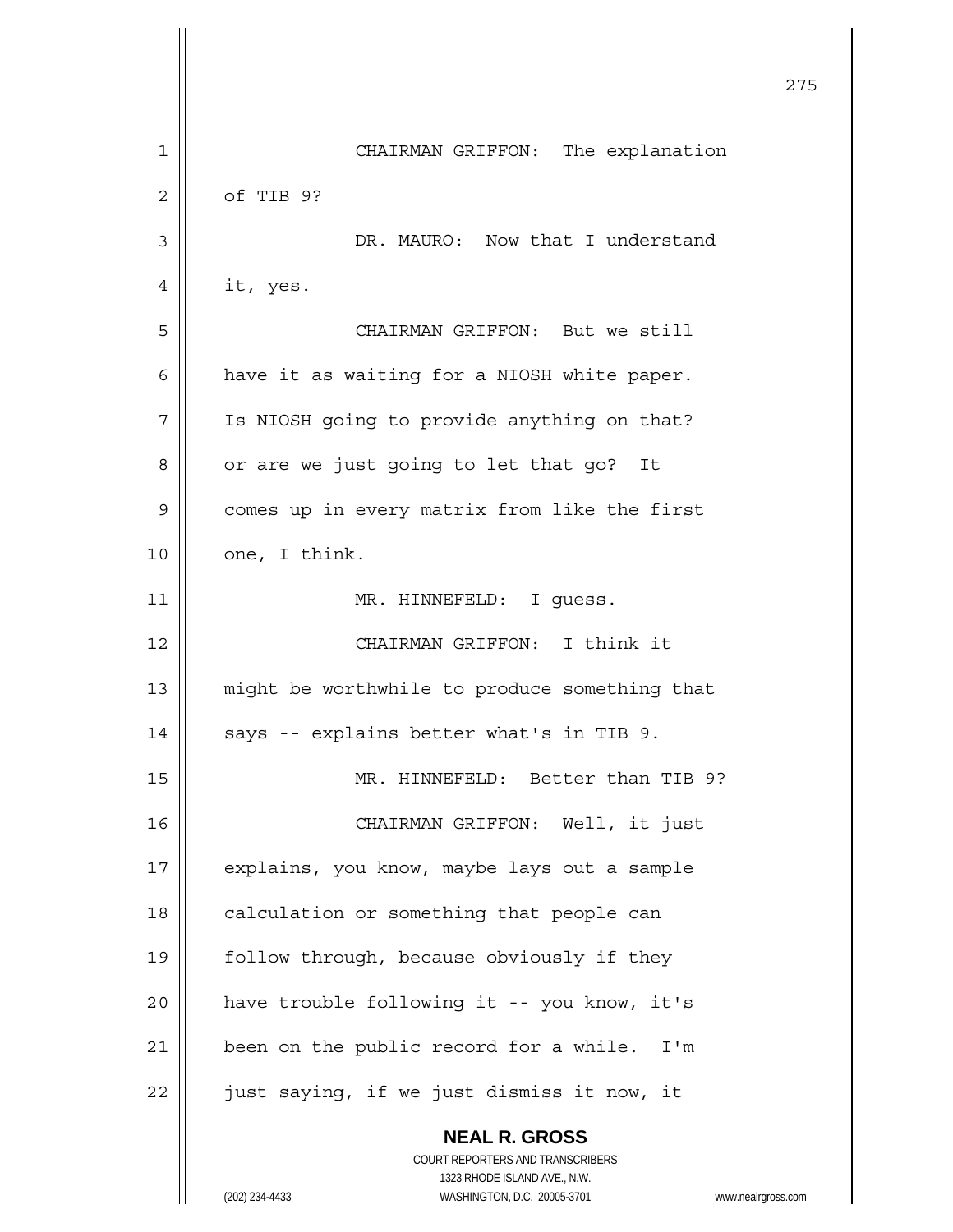CHAIRMAN GRIFFON: The explanation of TIB 9?

DR. MAURO: Now that I understand it, yes.

CHAIRMAN GRIFFON: But we still have it as waiting for a NIOSH white paper. Is NIOSH going to provide anything on that? or are we just going to let that go? It comes up in every matrix from like the first one, I think.

MR. HINNEFELD: I guess.

CHAIRMAN GRIFFON: I think it might be worthwhile to produce something that says -- explains better what's in TIB 9.

MR. HINNEFELD: Better than TIB 9?

CHAIRMAN GRIFFON: Well, it just explains, you know, maybe lays out a sample calculation or something that people can follow through, because obviously if they have trouble following it -- you know, it's been on the public record for a while. I'm just saying, if we just dismiss it now, it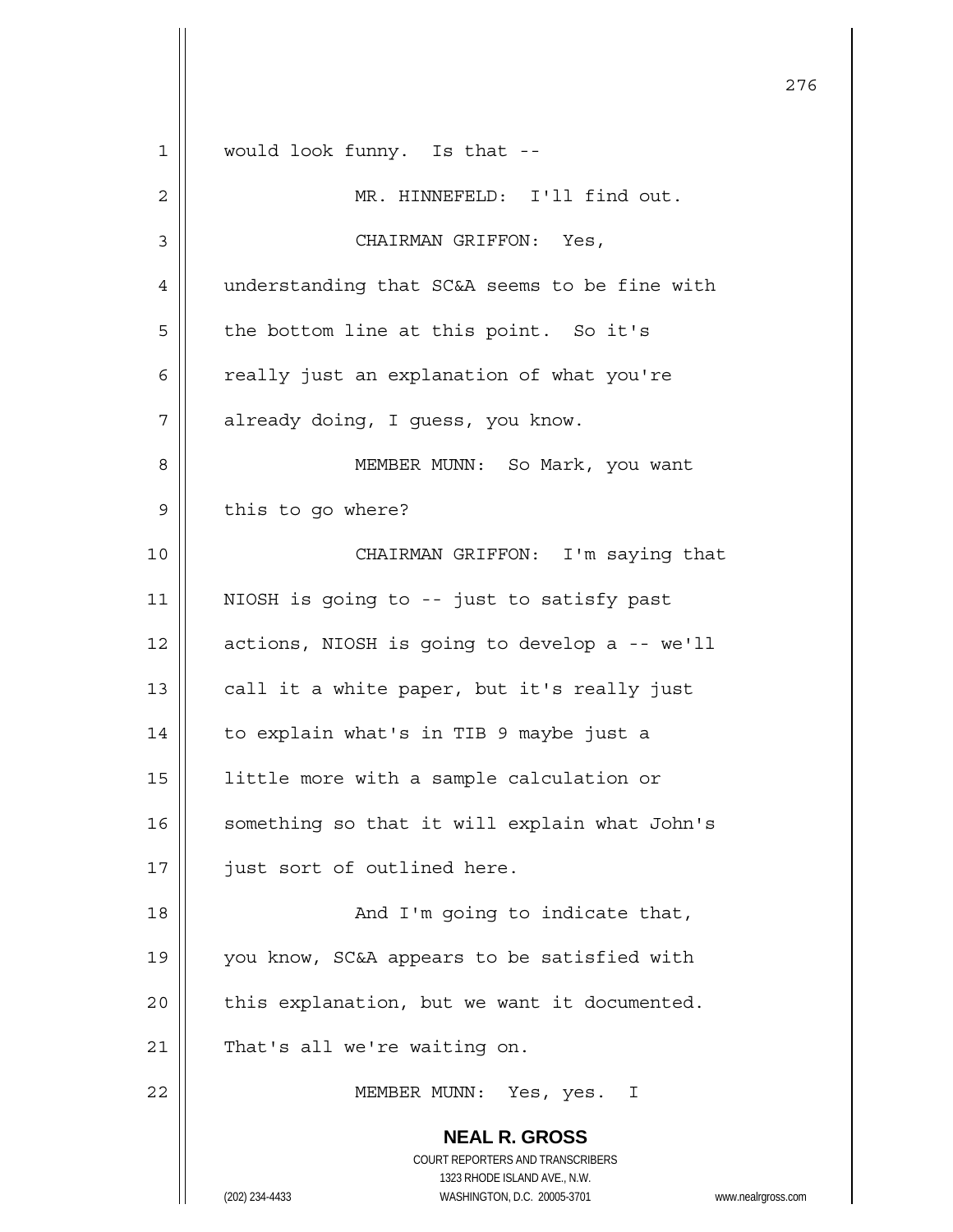would look funny. Is that --

MR. HINNEFELD: I'll find out.

CHAIRMAN GRIFFON: Yes, understanding that SC&A seems to be fine with the bottom line at this point. So it's really just an explanation of what you're already doing, I guess, you know.

MEMBER MUNN: So Mark, you want this to go where?

CHAIRMAN GRIFFON: I'm saying that NIOSH is going to -- just to satisfy past actions, NIOSH is going to develop a -- we'll call it a white paper, but it's really just to explain what's in TIB 9 maybe just a little more with a sample calculation or something so that it will explain what John's just sort of outlined here.

And I'm going to indicate that, you know, SC&A appears to be satisfied with this explanation, but we want it documented. That's all we're waiting on.

MEMBER MUNN: Yes, yes. I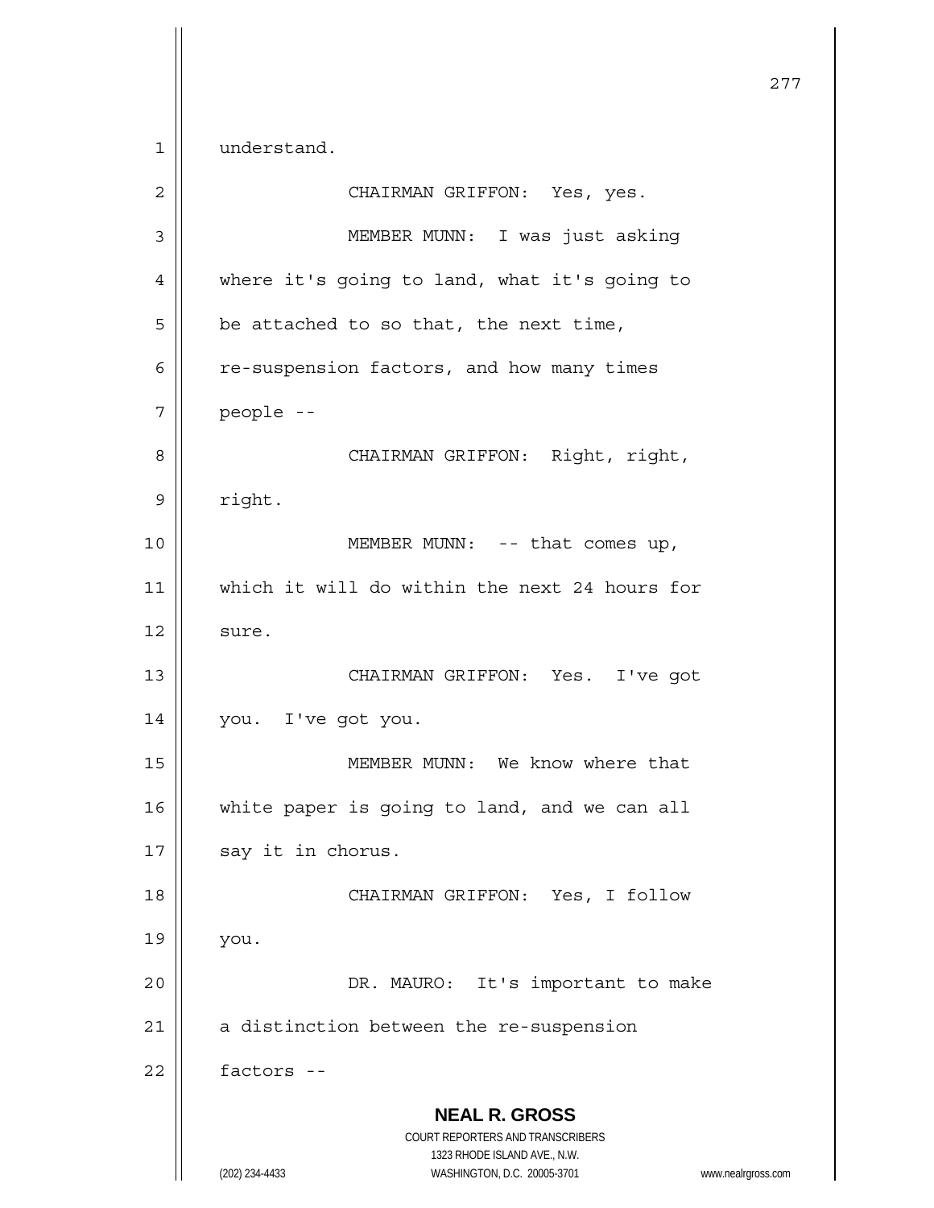understand.

CHAIRMAN GRIFFON: Yes, yes.

MEMBER MUNN: I was just asking where it's going to land, what it's going to be attached to so that, the next time, re-suspension factors, and how many times people --

CHAIRMAN GRIFFON: Right, right, right.

MEMBER MUNN: -- that comes up, which it will do within the next 24 hours for sure.

CHAIRMAN GRIFFON: Yes. I've got you. I've got you.

MEMBER MUNN: We know where that white paper is going to land, and we can all say it in chorus.

CHAIRMAN GRIFFON: Yes, I follow you.

DR. MAURO: It's important to make a distinction between the re-suspension factors --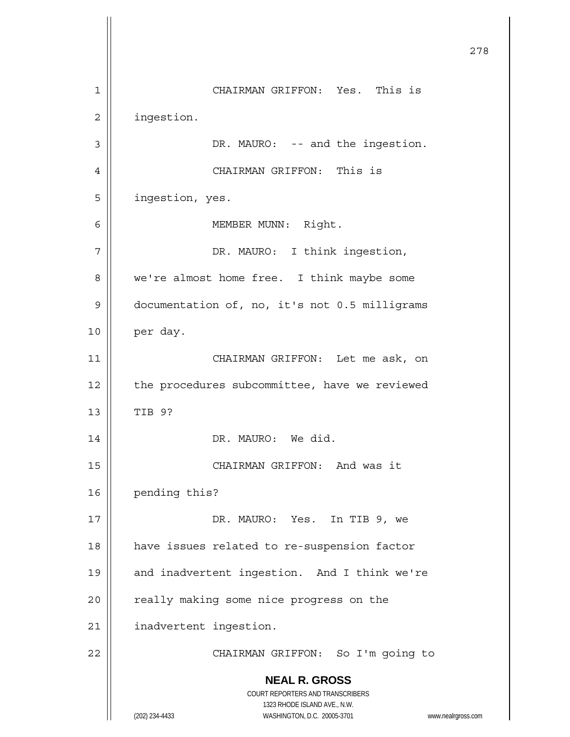CHAIRMAN GRIFFON: Yes. This is ingestion.

DR. MAURO: -- and the ingestion.

CHAIRMAN GRIFFON: This is ingestion, yes.

MEMBER MUNN: Right.

DR. MAURO: I think ingestion, we're almost home free. I think maybe some documentation of, no, it's not 0.5 milligrams per day.

CHAIRMAN GRIFFON: Let me ask, on the procedures subcommittee, have we reviewed TIB 9?

DR. MAURO: We did.

CHAIRMAN GRIFFON: And was it pending this?

DR. MAURO: Yes. In TIB 9, we have issues related to re-suspension factor and inadvertent ingestion. And I think we're really making some nice progress on the inadvertent ingestion.

CHAIRMAN GRIFFON: So I'm going to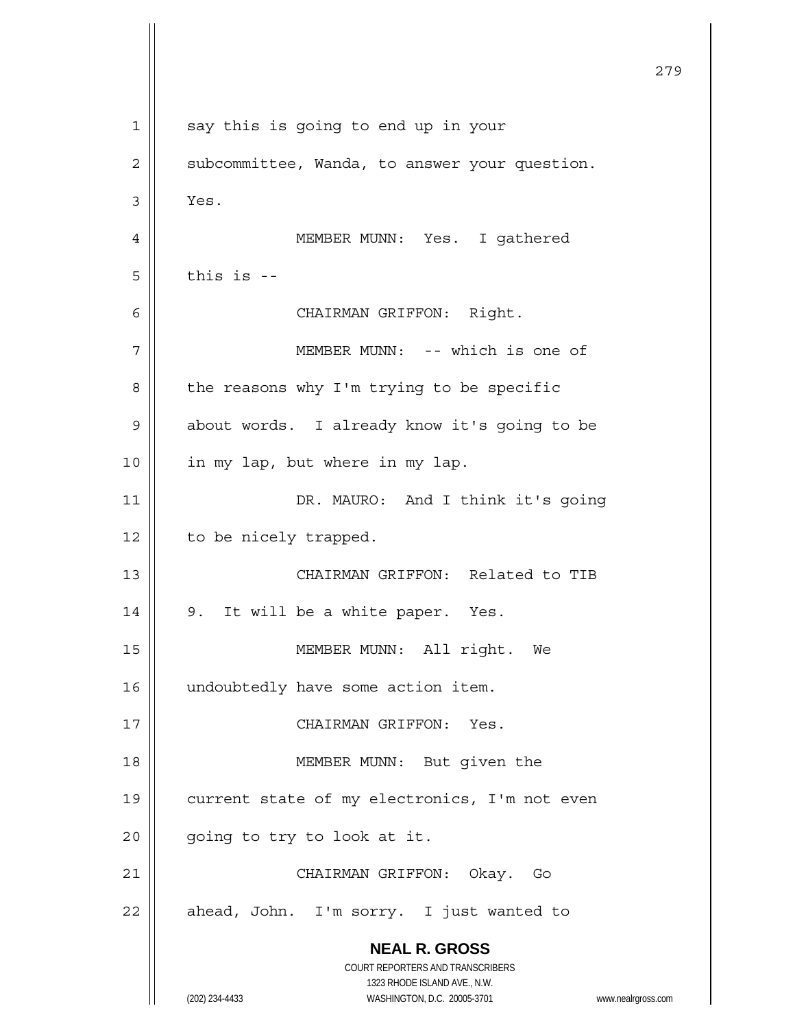say this is going to end up in your subcommittee, Wanda, to answer your question. Yes.

MEMBER MUNN: Yes. I gathered this is --

CHAIRMAN GRIFFON: Right.

MEMBER MUNN: -- which is one of the reasons why I'm trying to be specific about words. I already know it's going to be in my lap, but where in my lap.

DR. MAURO: And I think it's going to be nicely trapped.

CHAIRMAN GRIFFON: Related to TIB 9. It will be a white paper. Yes.

MEMBER MUNN: All right. We undoubtedly have some action item.

CHAIRMAN GRIFFON: Yes.

MEMBER MUNN: But given the current state of my electronics, I'm not even going to try to look at it.

CHAIRMAN GRIFFON: Okay. Go ahead, John. I'm sorry. I just wanted to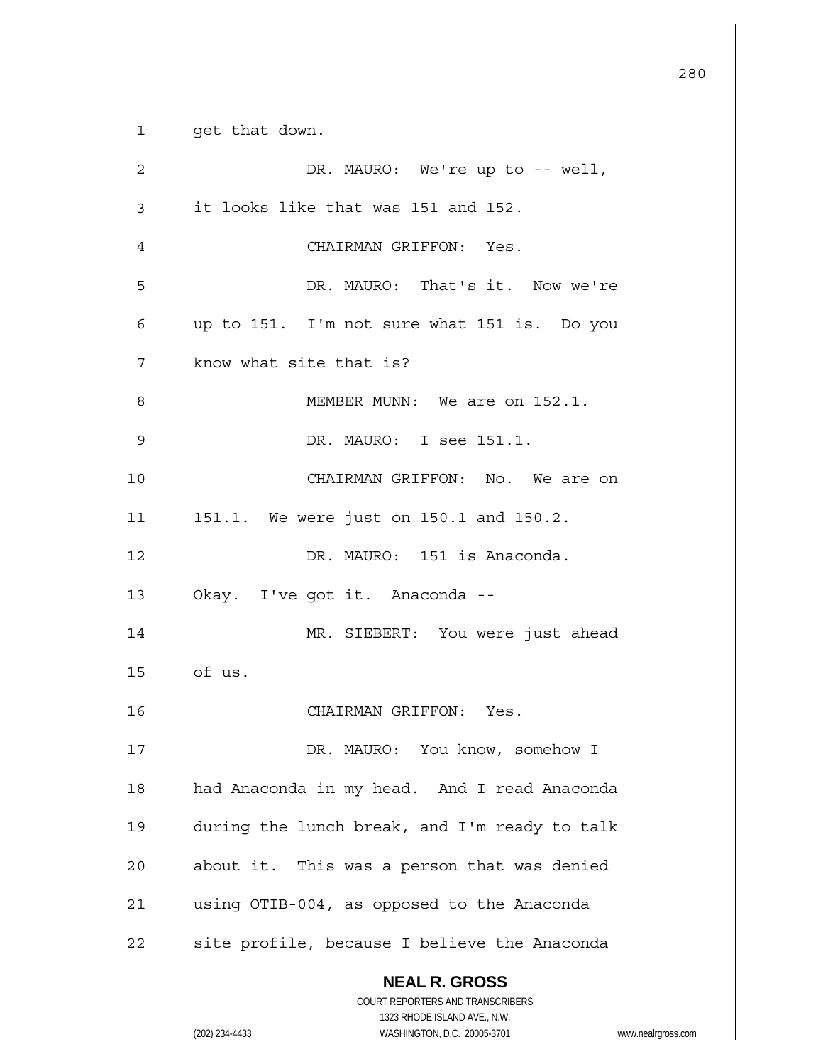get that down.

DR. MAURO: We're up to -- well, it looks like that was 151 and 152.

CHAIRMAN GRIFFON: Yes.

DR. MAURO: That's it. Now we're up to 151. I'm not sure what 151 is. Do you know what site that is?

MEMBER MUNN: We are on 152.1.

DR. MAURO: I see 151.1.

CHAIRMAN GRIFFON: No. We are on 151.1. We were just on 150.1 and 150.2.

DR. MAURO: 151 is Anaconda. Okay. I've got it. Anaconda --

MR. SIEBERT: You were just ahead of us.

CHAIRMAN GRIFFON: Yes.

DR. MAURO: You know, somehow I had Anaconda in my head. And I read Anaconda during the lunch break, and I'm ready to talk about it. This was a person that was denied using OTIB-004, as opposed to the Anaconda site profile, because I believe the Anaconda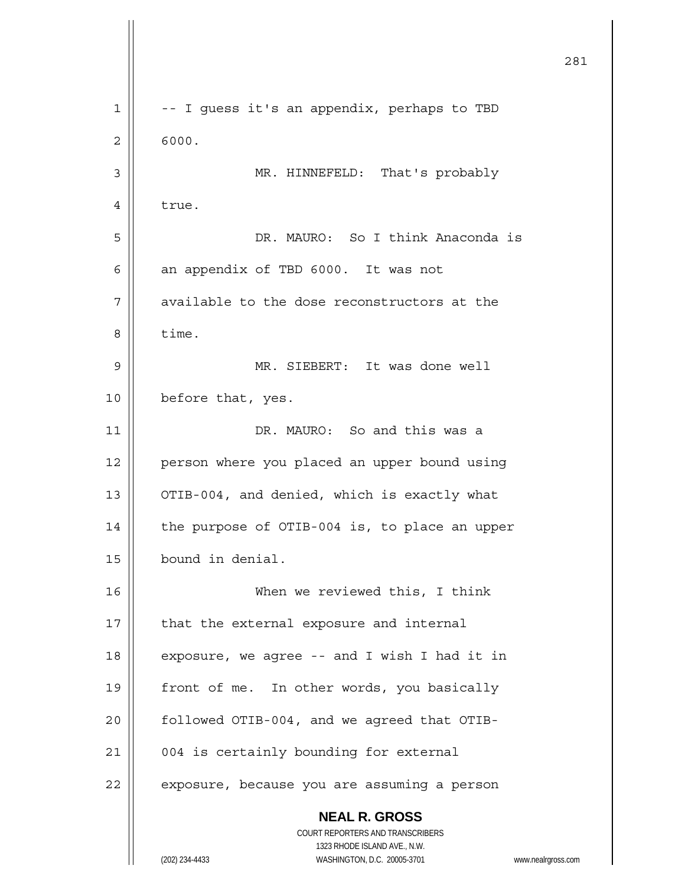-- I guess it's an appendix, perhaps to TBD 6000.

MR. HINNEFELD: That's probably true.

DR. MAURO: So I think Anaconda is an appendix of TBD 6000. It was not available to the dose reconstructors at the time.

MR. SIEBERT: It was done well before that, yes.

DR. MAURO: So and this was a person where you placed an upper bound using OTIB-004, and denied, which is exactly what the purpose of OTIB-004 is, to place an upper bound in denial.

When we reviewed this, I think that the external exposure and internal exposure, we agree -- and I wish I had it in front of me. In other words, you basically followed OTIB-004, and we agreed that OTIB-004 is certainly bounding for external exposure, because you are assuming a person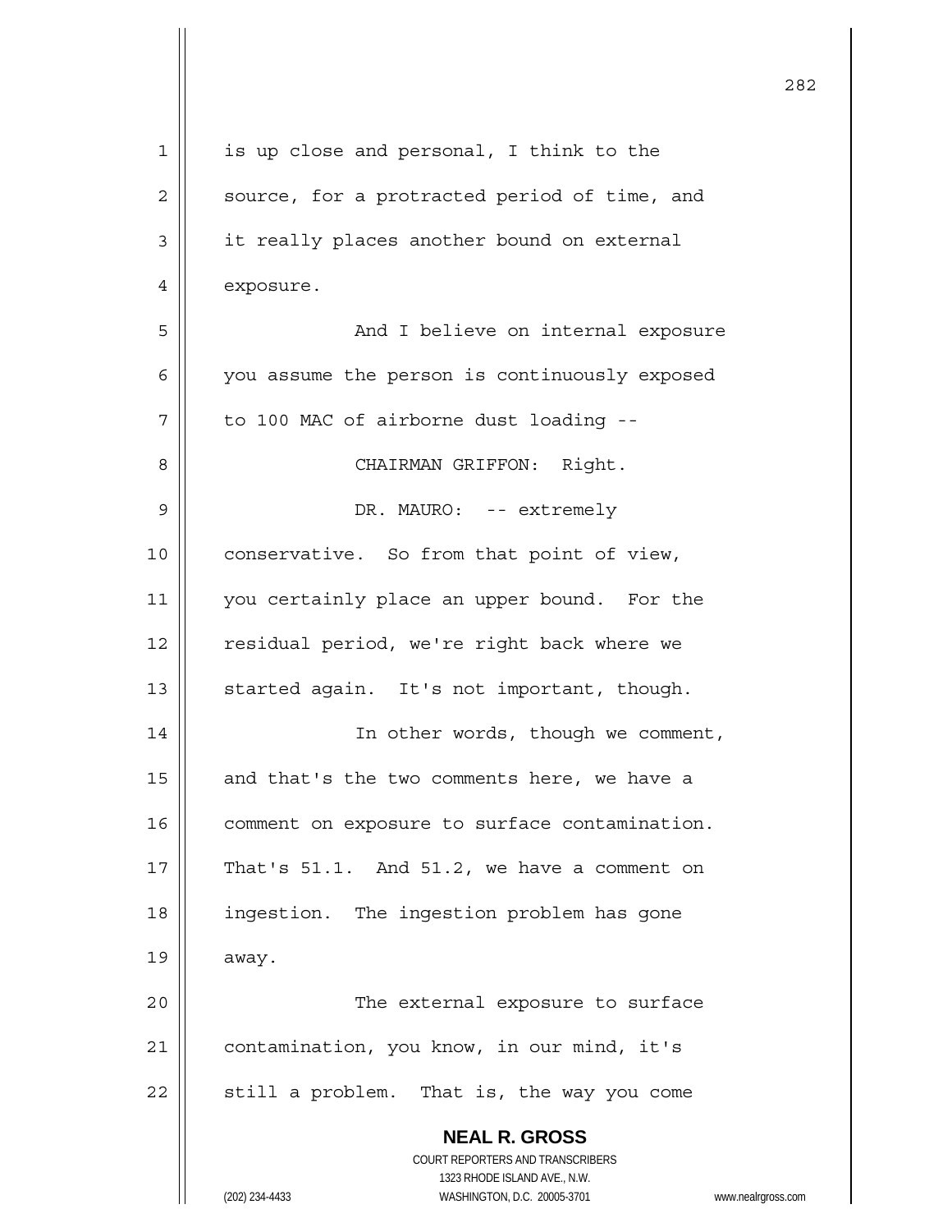is up close and personal, I think to the source, for a protracted period of time, and it really places another bound on external exposure.

And I believe on internal exposure you assume the person is continuously exposed to 100 MAC of airborne dust loading --

CHAIRMAN GRIFFON: Right.

DR. MAURO: -- extremely conservative. So from that point of view, you certainly place an upper bound. For the residual period, we're right back where we started again. It's not important, though.

In other words, though we comment, and that's the two comments here, we have a comment on exposure to surface contamination. That's 51.1. And 51.2, we have a comment on ingestion. The ingestion problem has gone away.

The external exposure to surface contamination, you know, in our mind, it's still a problem. That is, the way you come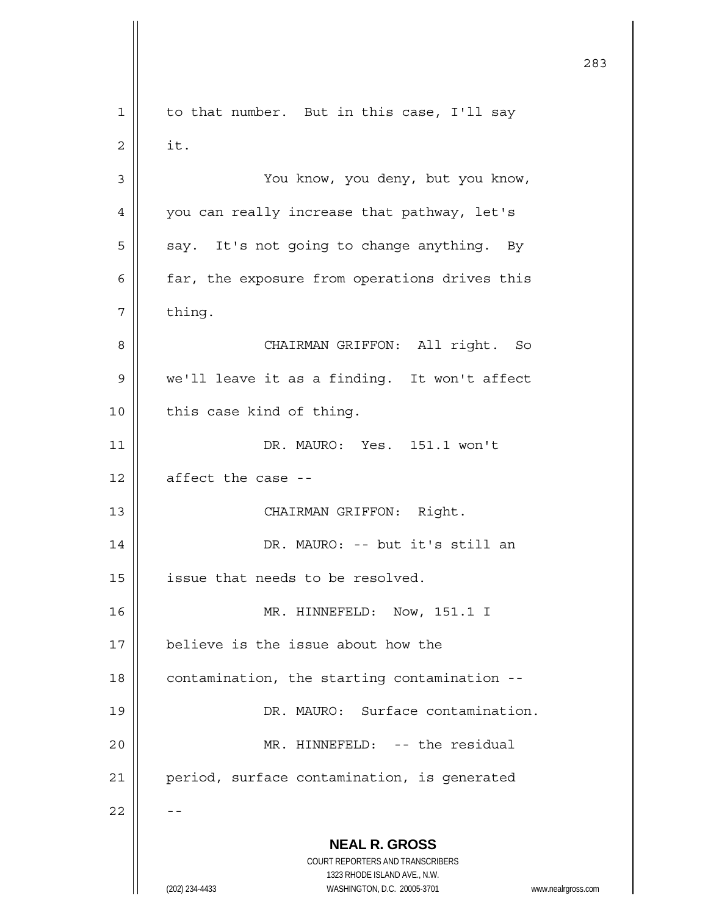to that number. But in this case, I'll say it.

You know, you deny, but you know, you can really increase that pathway, let's say. It's not going to change anything. By far, the exposure from operations drives this thing.

CHAIRMAN GRIFFON: All right. So we'll leave it as a finding. It won't affect this case kind of thing.

DR. MAURO: Yes. 151.1 won't affect the case --

CHAIRMAN GRIFFON: Right.

DR. MAURO: -- but it's still an issue that needs to be resolved.

MR. HINNEFELD: Now, 151.1 I believe is the issue about how the contamination, the starting contamination --

DR. MAURO: Surface contamination.

MR. HINNEFELD: -- the residual period, surface contamination, is generated --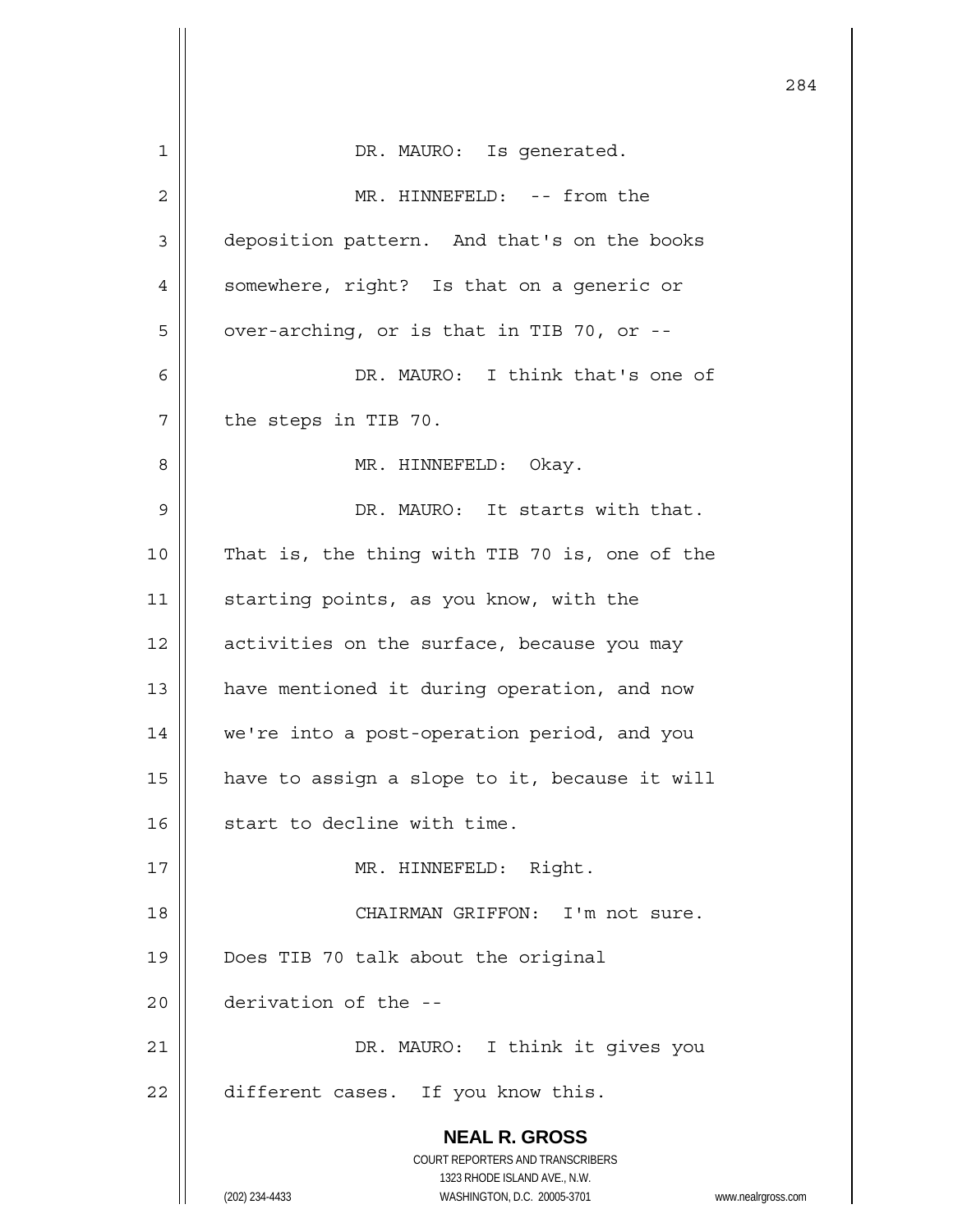DR. MAURO: Is generated.

MR. HINNEFELD: -- from the deposition pattern. And that's on the books somewhere, right? Is that on a generic or over-arching, or is that in TIB 70, or --

DR. MAURO: I think that's one of the steps in TIB 70.

MR. HINNEFELD: Okay.

DR. MAURO: It starts with that. That is, the thing with TIB 70 is, one of the starting points, as you know, with the activities on the surface, because you may have mentioned it during operation, and now we're into a post-operation period, and you have to assign a slope to it, because it will start to decline with time.

MR. HINNEFELD: Right.

CHAIRMAN GRIFFON: I'm not sure. Does TIB 70 talk about the original derivation of the --

DR. MAURO: I think it gives you different cases. If you know this.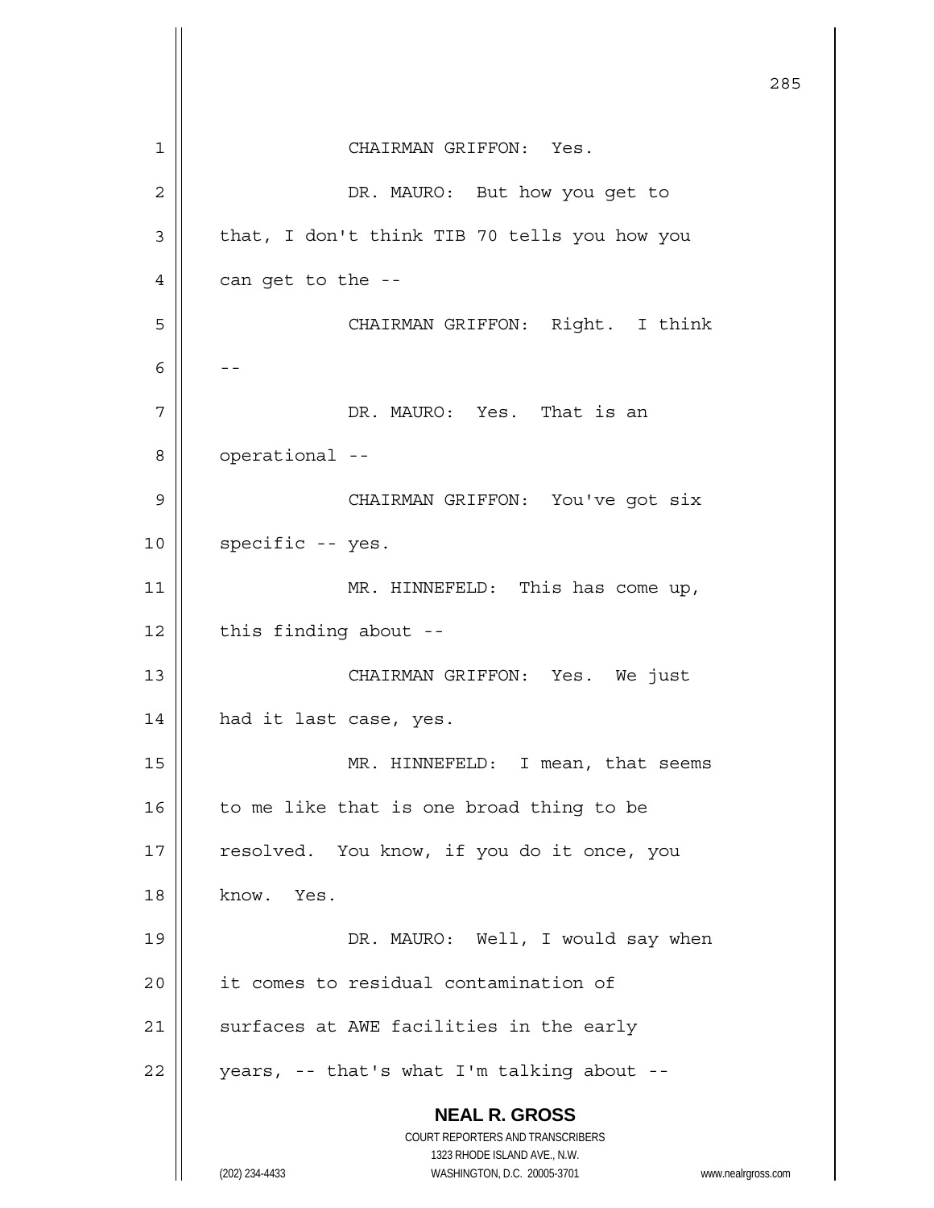CHAIRMAN GRIFFON: Yes.

DR. MAURO: But how you get to that, I don't think TIB 70 tells you how you can get to the --

CHAIRMAN GRIFFON: Right. I think --

DR. MAURO: Yes. That is an operational --

CHAIRMAN GRIFFON: You've got six specific -- yes.

MR. HINNEFELD: This has come up, this finding about --

CHAIRMAN GRIFFON: Yes. We just had it last case, yes.

MR. HINNEFELD: I mean, that seems to me like that is one broad thing to be resolved. You know, if you do it once, you know. Yes.

DR. MAURO: Well, I would say when it comes to residual contamination of surfaces at AWE facilities in the early years, -- that's what I'm talking about --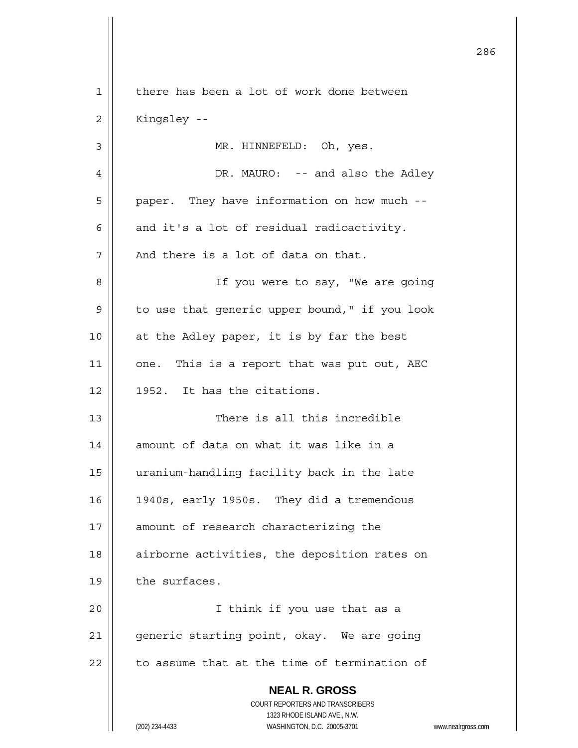there has been a lot of work done between Kingsley --

MR. HINNEFELD: Oh, yes.

DR. MAURO: -- and also the Adley paper. They have information on how much -- and it's a lot of residual radioactivity. And there is a lot of data on that.

If you were to say, "We are going to use that generic upper bound," if you look at the Adley paper, it is by far the best one. This is a report that was put out, AEC 1952. It has the citations.

There is all this incredible amount of data on what it was like in a uranium-handling facility back in the late 1940s, early 1950s. They did a tremendous amount of research characterizing the airborne activities, the deposition rates on the surfaces.

I think if you use that as a generic starting point, okay. We are going to assume that at the time of termination of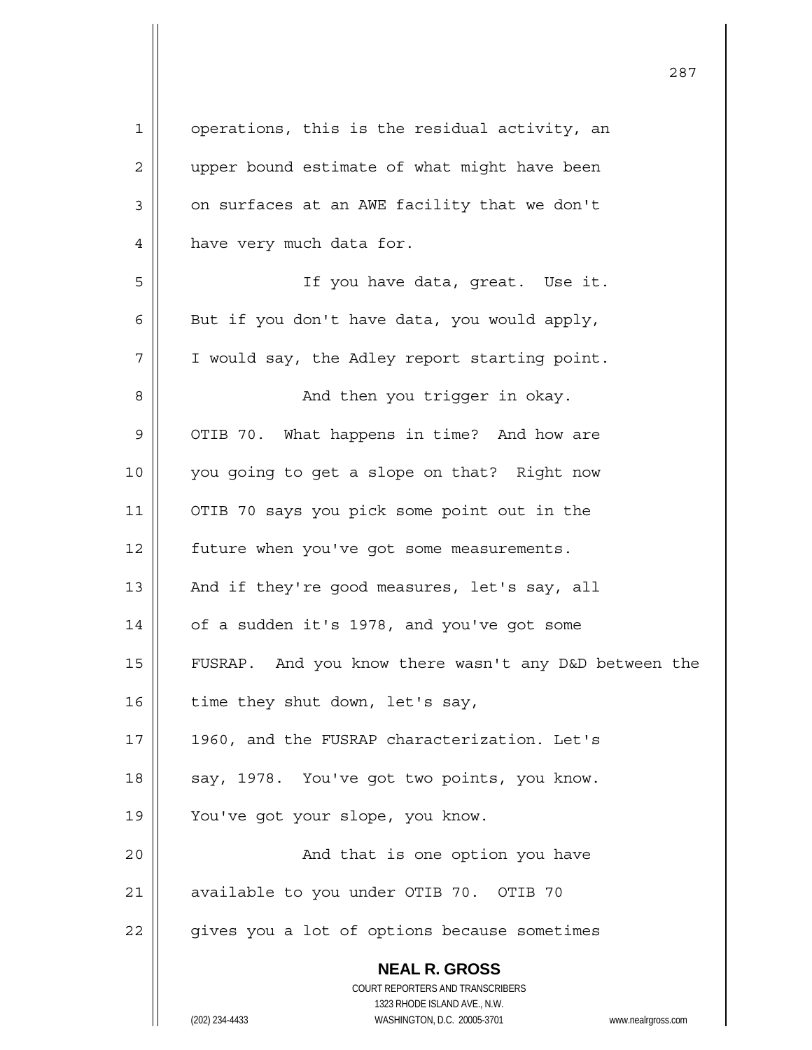operations, this is the residual activity, an upper bound estimate of what might have been on surfaces at an AWE facility that we don't have very much data for.

If you have data, great. Use it. But if you don't have data, you would apply, I would say, the Adley report starting point.

And then you trigger in okay. OTIB 70. What happens in time? And how are you going to get a slope on that? Right now OTIB 70 says you pick some point out in the future when you've got some measurements. And if they're good measures, let's say, all of a sudden it's 1978, and you've got some FUSRAP. And you know there wasn't any D&D between the time they shut down, let's say, 1960, and the FUSRAP characterization. Let's say, 1978. You've got two points, you know. You've got your slope, you know.

And that is one option you have available to you under OTIB 70. OTIB 70 gives you a lot of options because sometimes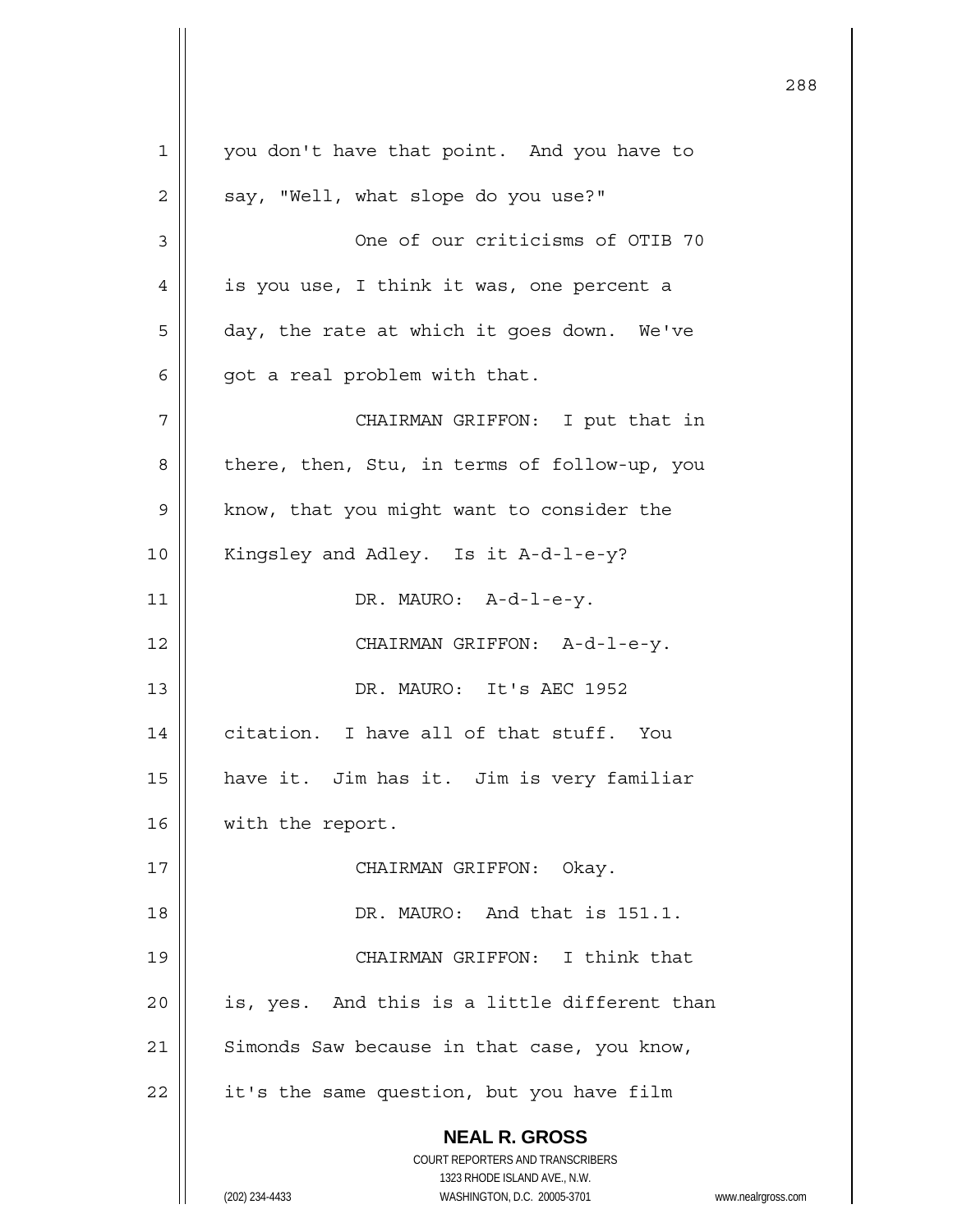you don't have that point. And you have to say, "Well, what slope do you use?"

One of our criticisms of OTIB 70 is you use, I think it was, one percent a day, the rate at which it goes down. We've got a real problem with that.

CHAIRMAN GRIFFON: I put that in there, then, Stu, in terms of follow-up, you know, that you might want to consider the Kingsley and Adley. Is it A-d-l-e-y?

DR. MAURO: A-d-l-e-y.

CHAIRMAN GRIFFON: A-d-l-e-y.

DR. MAURO: It's AEC 1952 citation. I have all of that stuff. You have it. Jim has it. Jim is very familiar with the report.

CHAIRMAN GRIFFON: Okay.

DR. MAURO: And that is 151.1.

CHAIRMAN GRIFFON: I think that is, yes. And this is a little different than Simonds Saw because in that case, you know, it's the same question, but you have film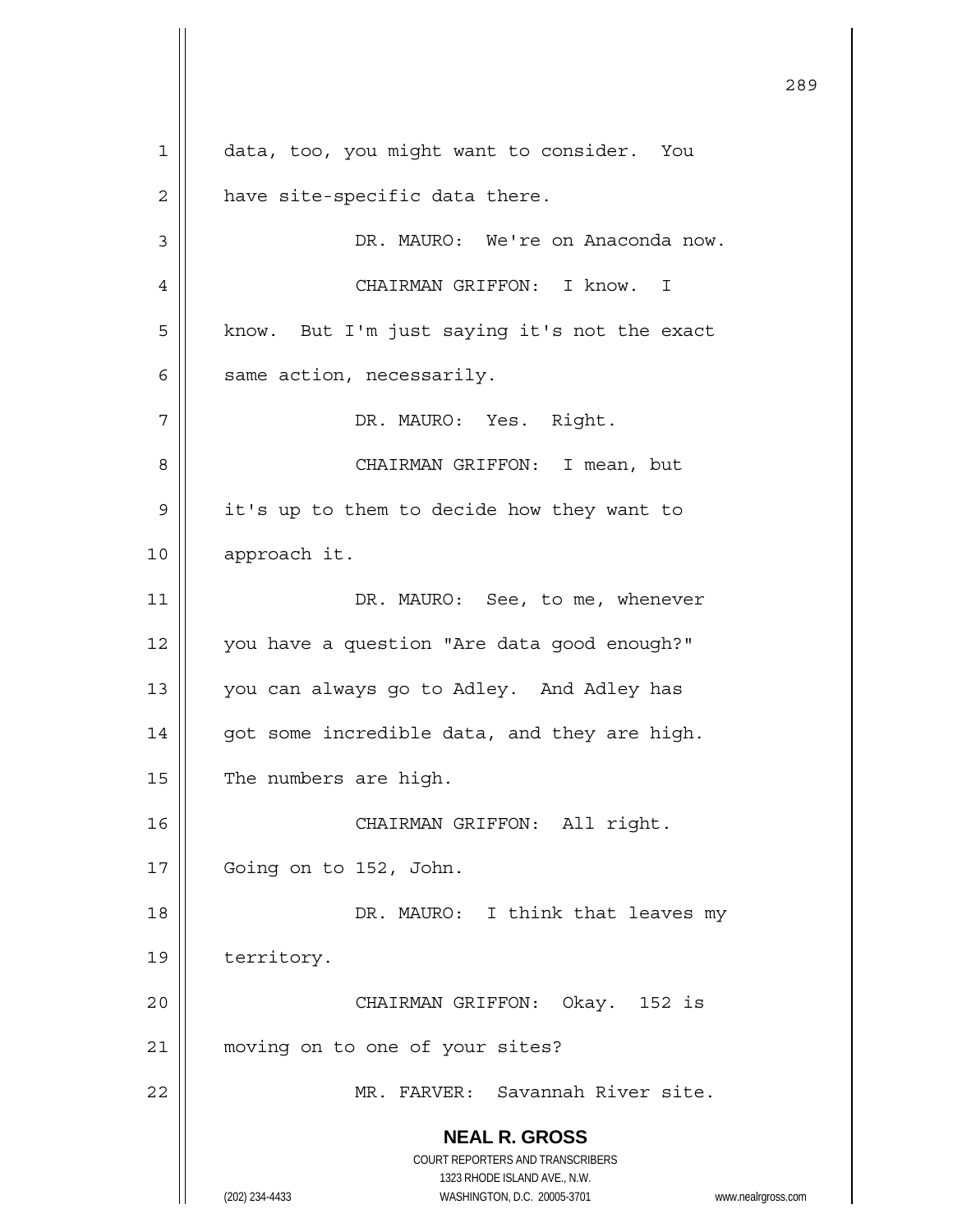data, too, you might want to consider. You have site-specific data there.

DR. MAURO: We're on Anaconda now.

CHAIRMAN GRIFFON: I know. I know. But I'm just saying it's not the exact same action, necessarily.

DR. MAURO: Yes. Right.

CHAIRMAN GRIFFON: I mean, but it's up to them to decide how they want to approach it.

DR. MAURO: See, to me, whenever you have a question "Are data good enough?" you can always go to Adley. And Adley has got some incredible data, and they are high. The numbers are high.

CHAIRMAN GRIFFON: All right. Going on to 152, John.

DR. MAURO: I think that leaves my territory.

CHAIRMAN GRIFFON: Okay. 152 is moving on to one of your sites?

MR. FARVER: Savannah River site.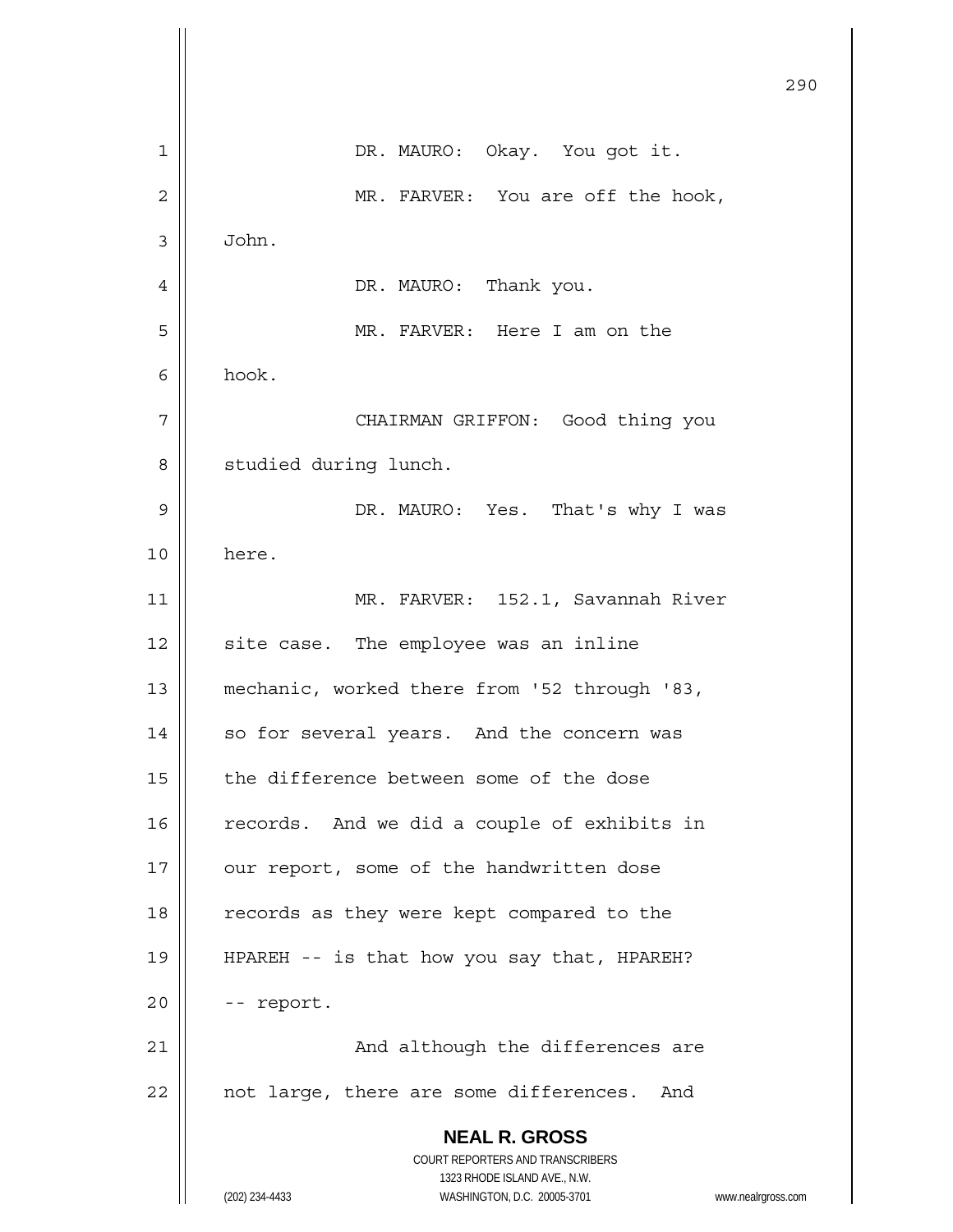DR. MAURO: Okay. You got it.

MR. FARVER: You are off the hook, John.

DR. MAURO: Thank you.

MR. FARVER: Here I am on the hook.

CHAIRMAN GRIFFON: Good thing you studied during lunch.

DR. MAURO: Yes. That's why I was here.

MR. FARVER: 152.1, Savannah River site case. The employee was an inline mechanic, worked there from '52 through '83, so for several years. And the concern was the difference between some of the dose records. And we did a couple of exhibits in our report, some of the handwritten dose records as they were kept compared to the HPAREH -- is that how you say that, HPAREH? -- report.

And although the differences are not large, there are some differences. And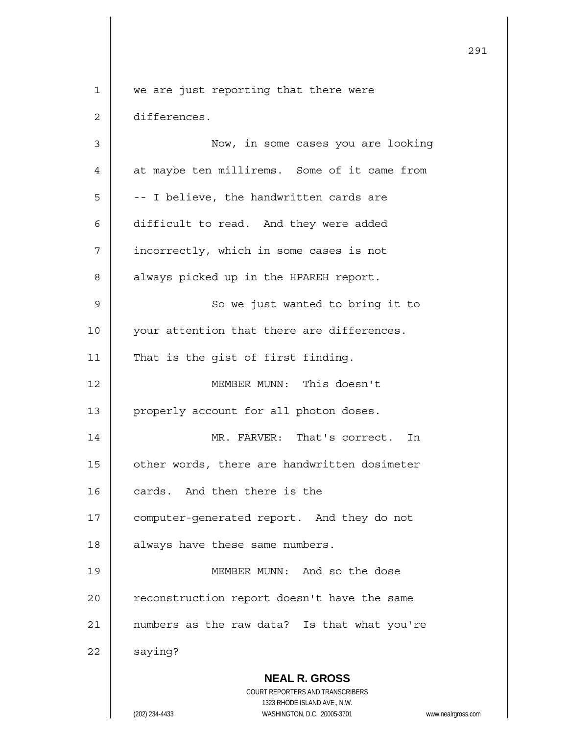we are just reporting that there were differences.

Now, in some cases you are looking at maybe ten millirems. Some of it came from -- I believe, the handwritten cards are difficult to read. And they were added incorrectly, which in some cases is not always picked up in the HPAREH report.

So we just wanted to bring it to your attention that there are differences. That is the gist of first finding.

MEMBER MUNN: This doesn't properly account for all photon doses.

MR. FARVER: That's correct. In other words, there are handwritten dosimeter cards. And then there is the computer-generated report. And they do not always have these same numbers.

MEMBER MUNN: And so the dose reconstruction report doesn't have the same numbers as the raw data? Is that what you're saying?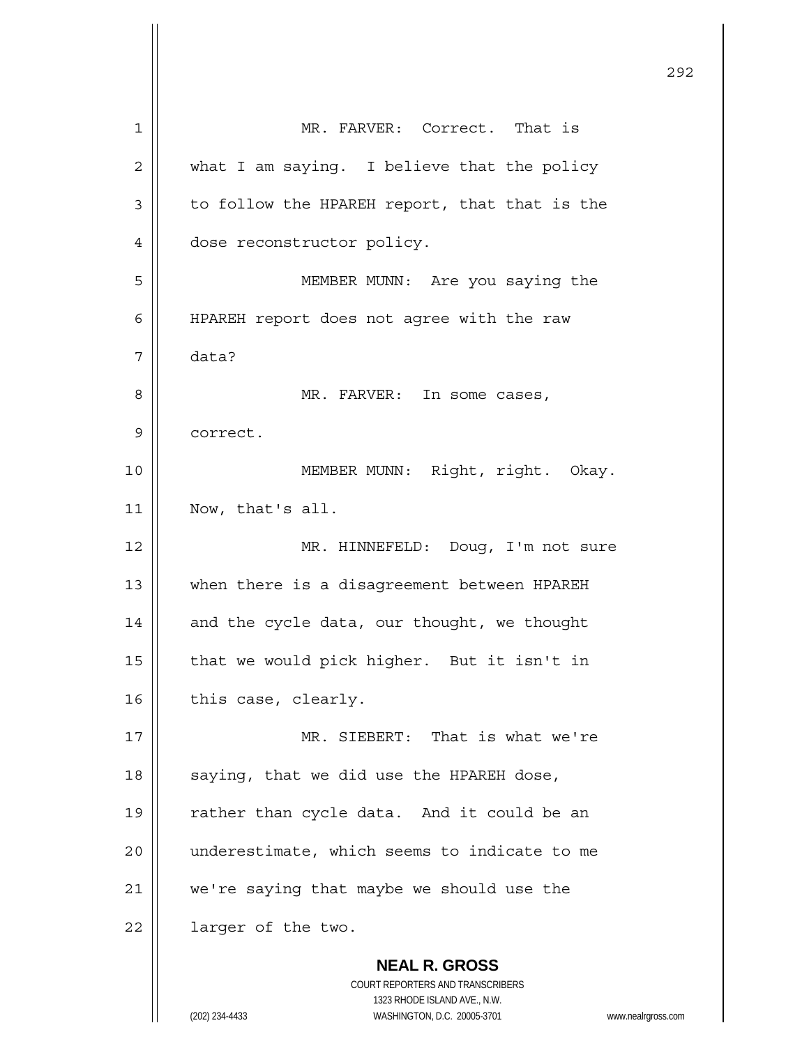MR. FARVER: Correct. That is what I am saying. I believe that the policy to follow the HPAREH report, that that is the dose reconstructor policy.

MEMBER MUNN: Are you saying the HPAREH report does not agree with the raw data?

MR. FARVER: In some cases, correct.

MEMBER MUNN: Right, right. Okay. Now, that's all.

MR. HINNEFELD: Doug, I'm not sure when there is a disagreement between HPAREH and the cycle data, our thought, we thought that we would pick higher. But it isn't in this case, clearly.

MR. SIEBERT: That is what we're saying, that we did use the HPAREH dose, rather than cycle data. And it could be an underestimate, which seems to indicate to me we're saying that maybe we should use the larger of the two.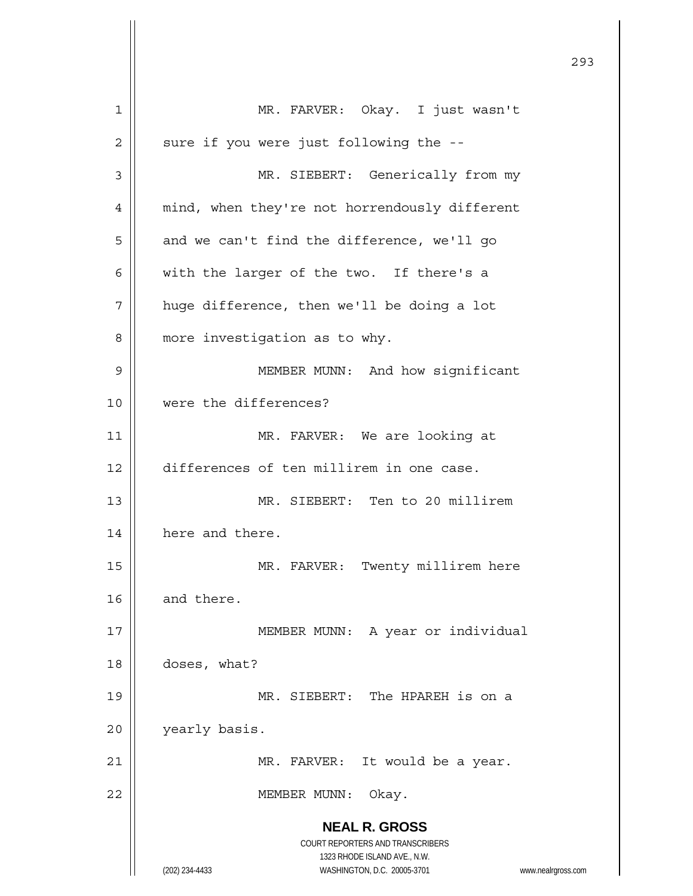MR. FARVER: Okay. I just wasn't sure if you were just following the --

MR. SIEBERT: Generically from my mind, when they're not horrendously different and we can't find the difference, we'll go with the larger of the two. If there's a huge difference, then we'll be doing a lot more investigation as to why.

MEMBER MUNN: And how significant were the differences?

MR. FARVER: We are looking at differences of ten millirem in one case.

MR. SIEBERT: Ten to 20 millirem here and there.

MR. FARVER: Twenty millirem here and there.

MEMBER MUNN: A year or individual doses, what?

MR. SIEBERT: The HPAREH is on a yearly basis.

MR. FARVER: It would be a year.

MEMBER MUNN: Okay.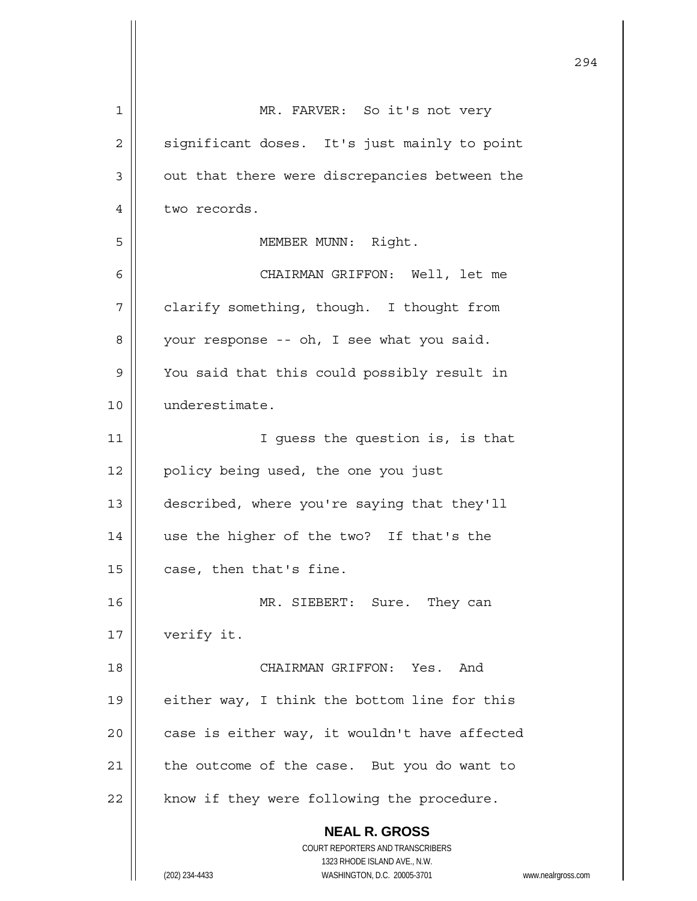MR. FARVER: So it's not very significant doses. It's just mainly to point out that there were discrepancies between the two records.

MEMBER MUNN: Right.

CHAIRMAN GRIFFON: Well, let me clarify something, though. I thought from your response -- oh, I see what you said. You said that this could possibly result in underestimate.

I guess the question is, is that policy being used, the one you just described, where you're saying that they'll use the higher of the two? If that's the case, then that's fine.

MR. SIEBERT: Sure. They can verify it.

CHAIRMAN GRIFFON: Yes. And either way, I think the bottom line for this case is either way, it wouldn't have affected the outcome of the case. But you do want to know if they were following the procedure.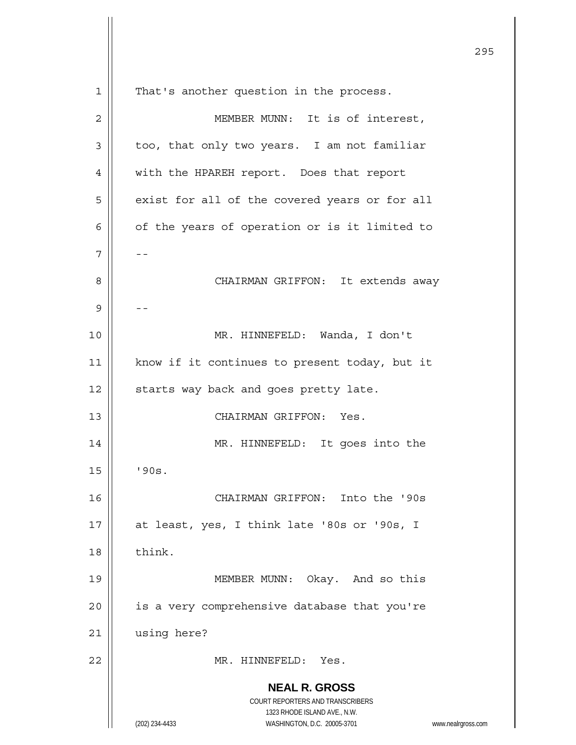That's another question in the process.

MEMBER MUNN: It is of interest, too, that only two years. I am not familiar with the HPAREH report. Does that report exist for all of the covered years or for all of the years of operation or is it limited to --

CHAIRMAN GRIFFON: It extends away --

MR. HINNEFELD: Wanda, I don't know if it continues to present today, but it starts way back and goes pretty late.

CHAIRMAN GRIFFON: Yes.

MR. HINNEFELD: It goes into the '90s.

CHAIRMAN GRIFFON: Into the '90s at least, yes, I think late '80s or '90s, I think.

MEMBER MUNN: Okay. And so this is a very comprehensive database that you're using here?

MR. HINNEFELD: Yes.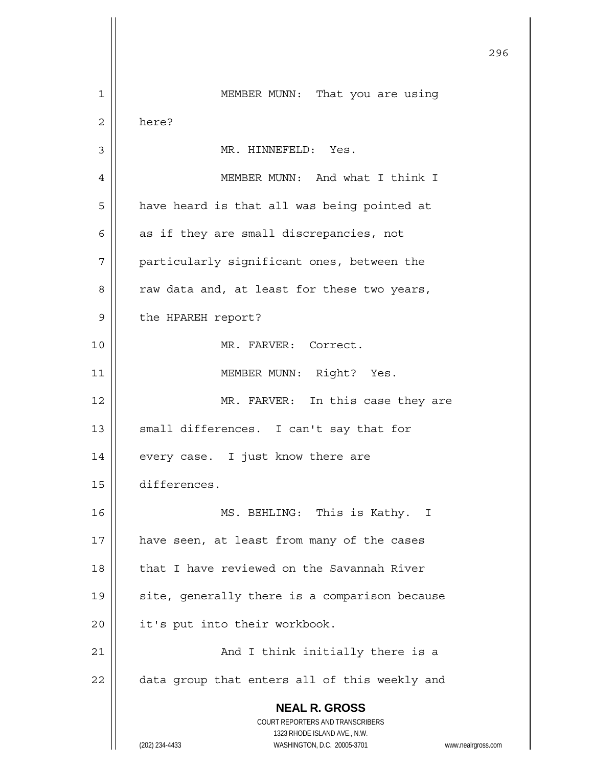MEMBER MUNN: That you are using here?

MR. HINNEFELD: Yes.

MEMBER MUNN: And what I think I have heard is that all was being pointed at as if they are small discrepancies, not particularly significant ones, between the raw data and, at least for these two years, the HPAREH report?

MR. FARVER: Correct.

MEMBER MUNN: Right? Yes.

MR. FARVER: In this case they are small differences. I can't say that for every case. I just know there are differences.

MS. BEHLING: This is Kathy. I have seen, at least from many of the cases that I have reviewed on the Savannah River site, generally there is a comparison because it's put into their workbook.

And I think initially there is a data group that enters all of this weekly and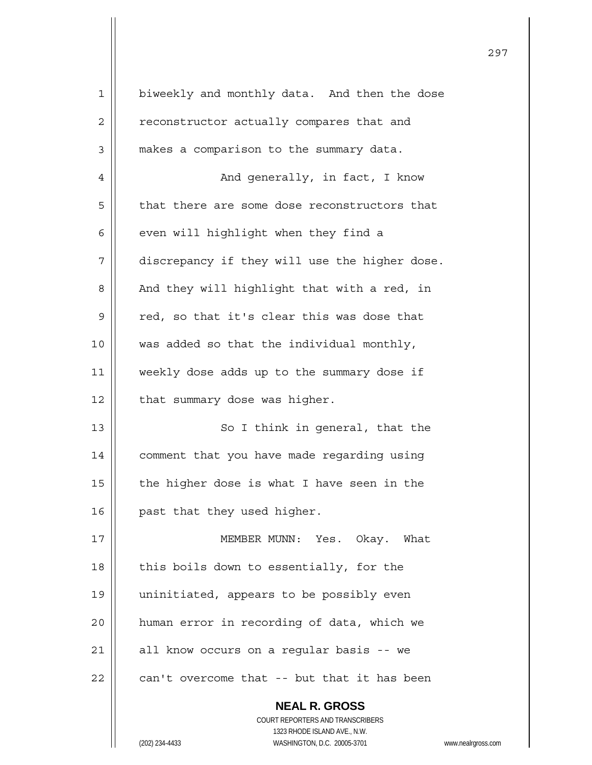biweekly and monthly data. And then the dose reconstructor actually compares that and makes a comparison to the summary data.

And generally, in fact, I know that there are some dose reconstructors that even will highlight when they find a discrepancy if they will use the higher dose. And they will highlight that with a red, in red, so that it's clear this was dose that was added so that the individual monthly, weekly dose adds up to the summary dose if that summary dose was higher.

So I think in general, that the comment that you have made regarding using the higher dose is what I have seen in the past that they used higher.

MEMBER MUNN: Yes. Okay. What this boils down to essentially, for the uninitiated, appears to be possibly even human error in recording of data, which we all know occurs on a regular basis -- we can't overcome that -- but that it has been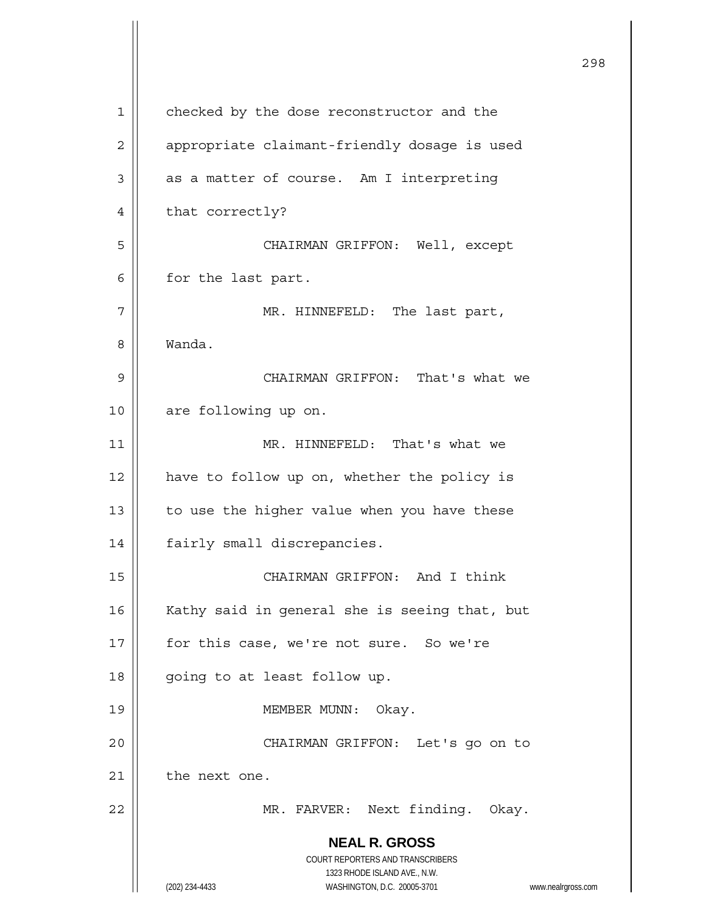checked by the dose reconstructor and the appropriate claimant-friendly dosage is used as a matter of course. Am I interpreting that correctly?

CHAIRMAN GRIFFON: Well, except for the last part.

MR. HINNEFELD: The last part, Wanda.

CHAIRMAN GRIFFON: That's what we are following up on.

MR. HINNEFELD: That's what we have to follow up on, whether the policy is to use the higher value when you have these fairly small discrepancies.

CHAIRMAN GRIFFON: And I think Kathy said in general she is seeing that, but for this case, we're not sure. So we're going to at least follow up.

MEMBER MUNN: Okay.

CHAIRMAN GRIFFON: Let's go on to the next one.

MR. FARVER: Next finding. Okay.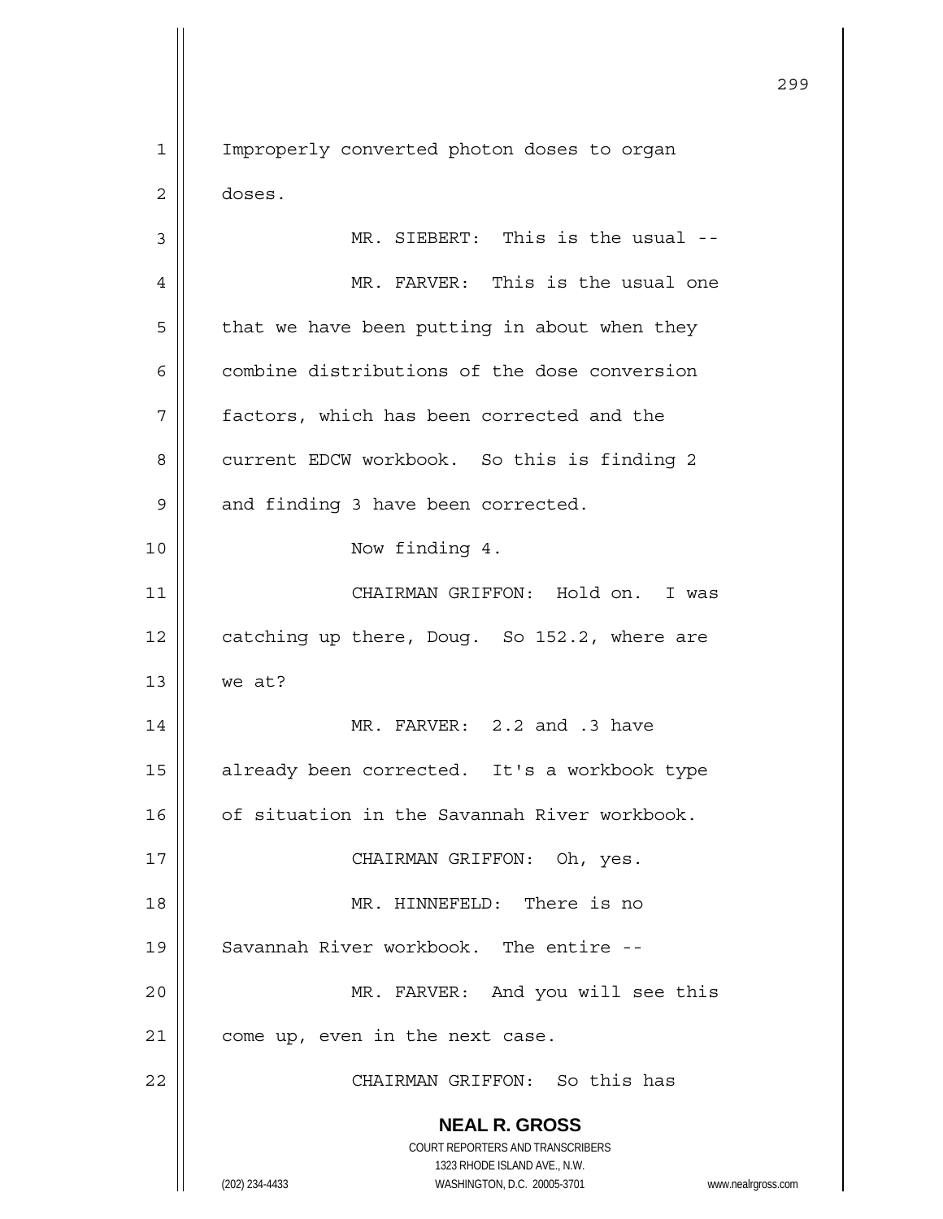Improperly converted photon doses to organ doses.

MR. SIEBERT: This is the usual --

MR. FARVER: This is the usual one that we have been putting in about when they combine distributions of the dose conversion factors, which has been corrected and the current EDCW workbook. So this is finding 2 and finding 3 have been corrected.

Now finding 4.

CHAIRMAN GRIFFON: Hold on. I was catching up there, Doug. So 152.2, where are we at?

MR. FARVER: 2.2 and .3 have already been corrected. It's a workbook type of situation in the Savannah River workbook.

CHAIRMAN GRIFFON: Oh, yes.

MR. HINNEFELD: There is no Savannah River workbook. The entire --

MR. FARVER: And you will see this come up, even in the next case.

CHAIRMAN GRIFFON: So this has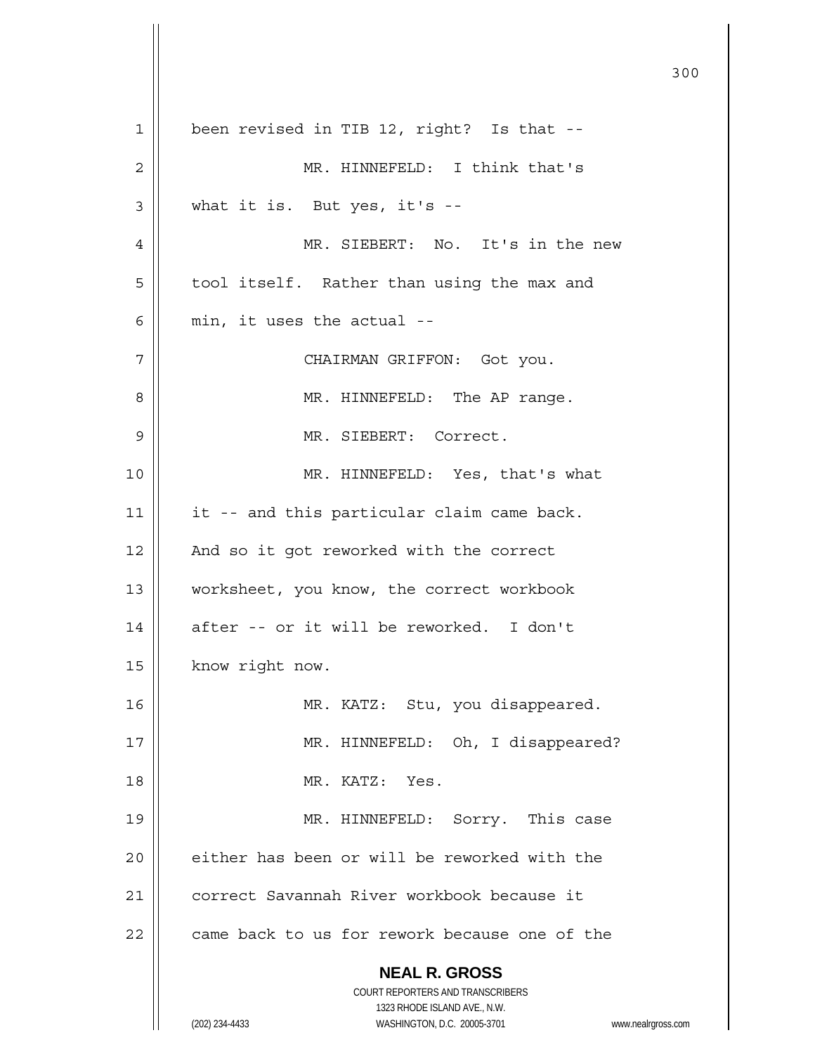been revised in TIB 12, right? Is that --

MR. HINNEFELD: I think that's what it is. But yes, it's --

MR. SIEBERT: No. It's in the new tool itself. Rather than using the max and min, it uses the actual --

CHAIRMAN GRIFFON: Got you.

MR. HINNEFELD: The AP range.

MR. SIEBERT: Correct.

MR. HINNEFELD: Yes, that's what it -- and this particular claim came back. And so it got reworked with the correct worksheet, you know, the correct workbook after -- or it will be reworked. I don't know right now.

MR. KATZ: Stu, you disappeared.

MR. HINNEFELD: Oh, I disappeared?

MR. KATZ: Yes.

MR. HINNEFELD: Sorry. This case either has been or will be reworked with the correct Savannah River workbook because it came back to us for rework because one of the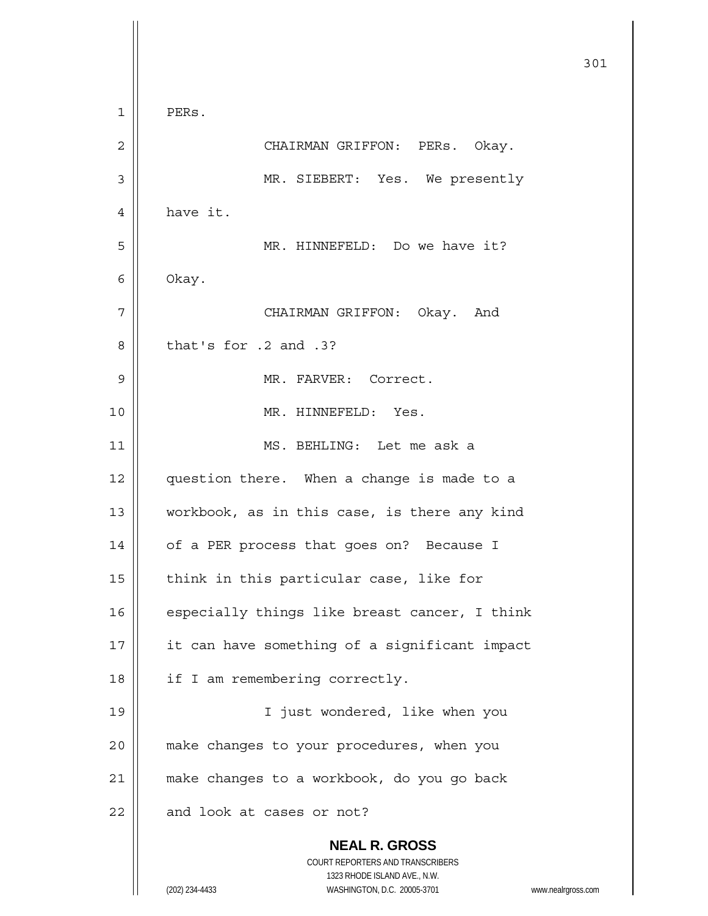PERs.

CHAIRMAN GRIFFON: PERs. Okay.

MR. SIEBERT: Yes. We presently have it.

MR. HINNEFELD: Do we have it? Okay.

CHAIRMAN GRIFFON: Okay. And that's for .2 and .3?

MR. FARVER: Correct.

MR. HINNEFELD: Yes.

MS. BEHLING: Let me ask a question there. When a change is made to a workbook, as in this case, is there any kind of a PER process that goes on? Because I think in this particular case, like for especially things like breast cancer, I think it can have something of a significant impact if I am remembering correctly.

I just wondered, like when you make changes to your procedures, when you make changes to a workbook, do you go back and look at cases or not?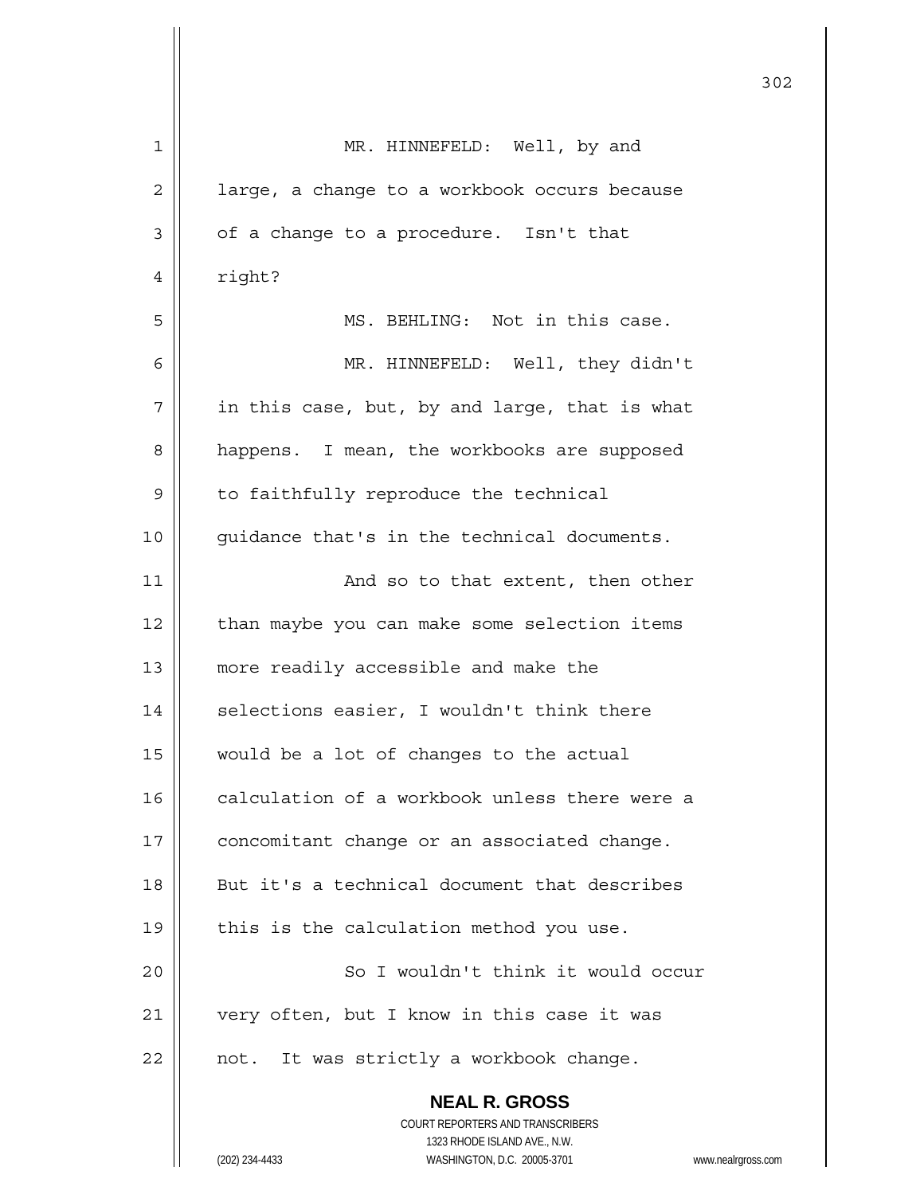MR. HINNEFELD: Well, by and large, a change to a workbook occurs because of a change to a procedure. Isn't that right?

MS. BEHLING: Not in this case.

MR. HINNEFELD: Well, they didn't in this case, but, by and large, that is what happens. I mean, the workbooks are supposed to faithfully reproduce the technical guidance that's in the technical documents.

And so to that extent, then other than maybe you can make some selection items more readily accessible and make the selections easier, I wouldn't think there would be a lot of changes to the actual calculation of a workbook unless there were a concomitant change or an associated change. But it's a technical document that describes this is the calculation method you use.

So I wouldn't think it would occur very often, but I know in this case it was not. It was strictly a workbook change.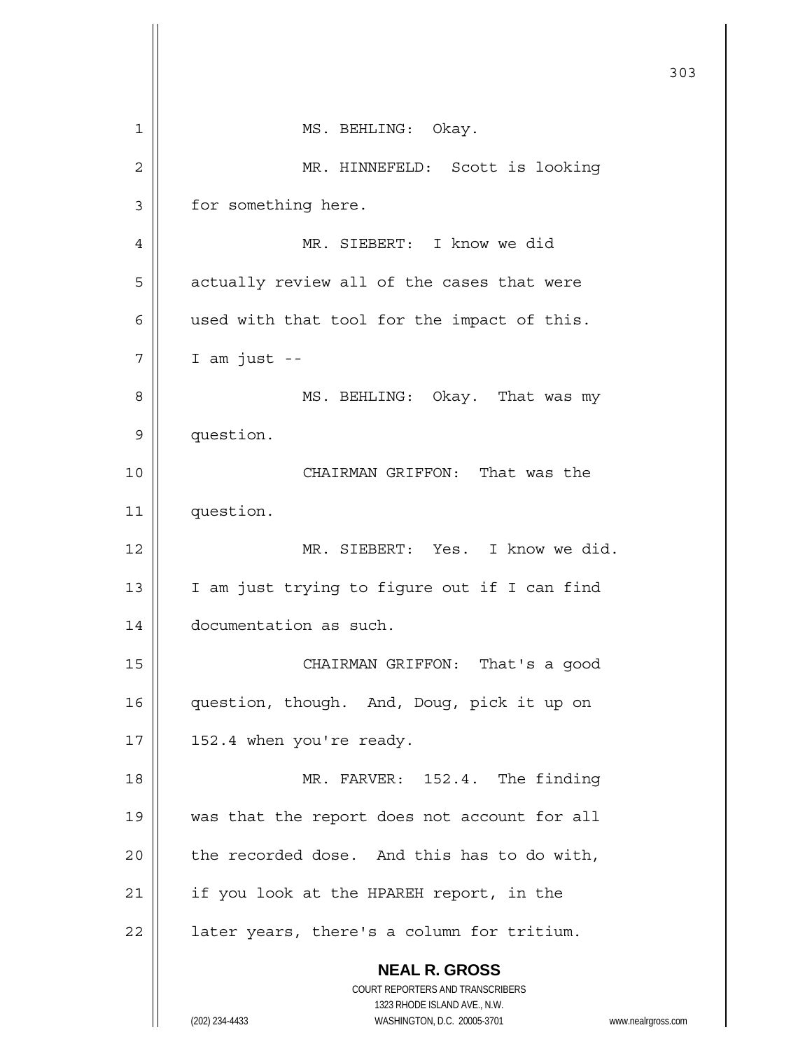MS. BEHLING: Okay.

MR. HINNEFELD: Scott is looking for something here.

MR. SIEBERT: I know we did actually review all of the cases that were used with that tool for the impact of this. I am just --

MS. BEHLING: Okay. That was my question.

CHAIRMAN GRIFFON: That was the question.

MR. SIEBERT: Yes. I know we did. I am just trying to figure out if I can find documentation as such.

CHAIRMAN GRIFFON: That's a good question, though. And, Doug, pick it up on 152.4 when you're ready.

MR. FARVER: 152.4. The finding was that the report does not account for all the recorded dose. And this has to do with, if you look at the HPAREH report, in the later years, there's a column for tritium.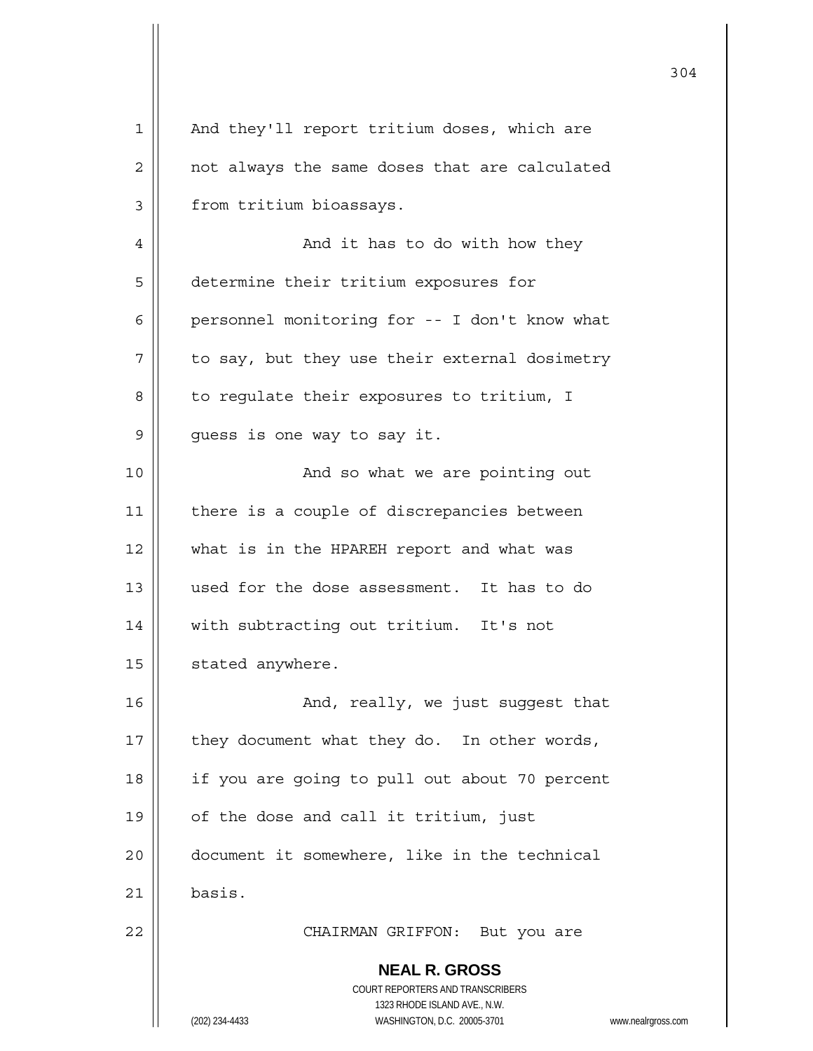And they'll report tritium doses, which are not always the same doses that are calculated from tritium bioassays.

And it has to do with how they determine their tritium exposures for personnel monitoring for -- I don't know what to say, but they use their external dosimetry to regulate their exposures to tritium, I guess is one way to say it.

And so what we are pointing out there is a couple of discrepancies between what is in the HPAREH report and what was used for the dose assessment. It has to do with subtracting out tritium. It's not stated anywhere.

And, really, we just suggest that they document what they do. In other words, if you are going to pull out about 70 percent of the dose and call it tritium, just document it somewhere, like in the technical basis.

CHAIRMAN GRIFFON: But you are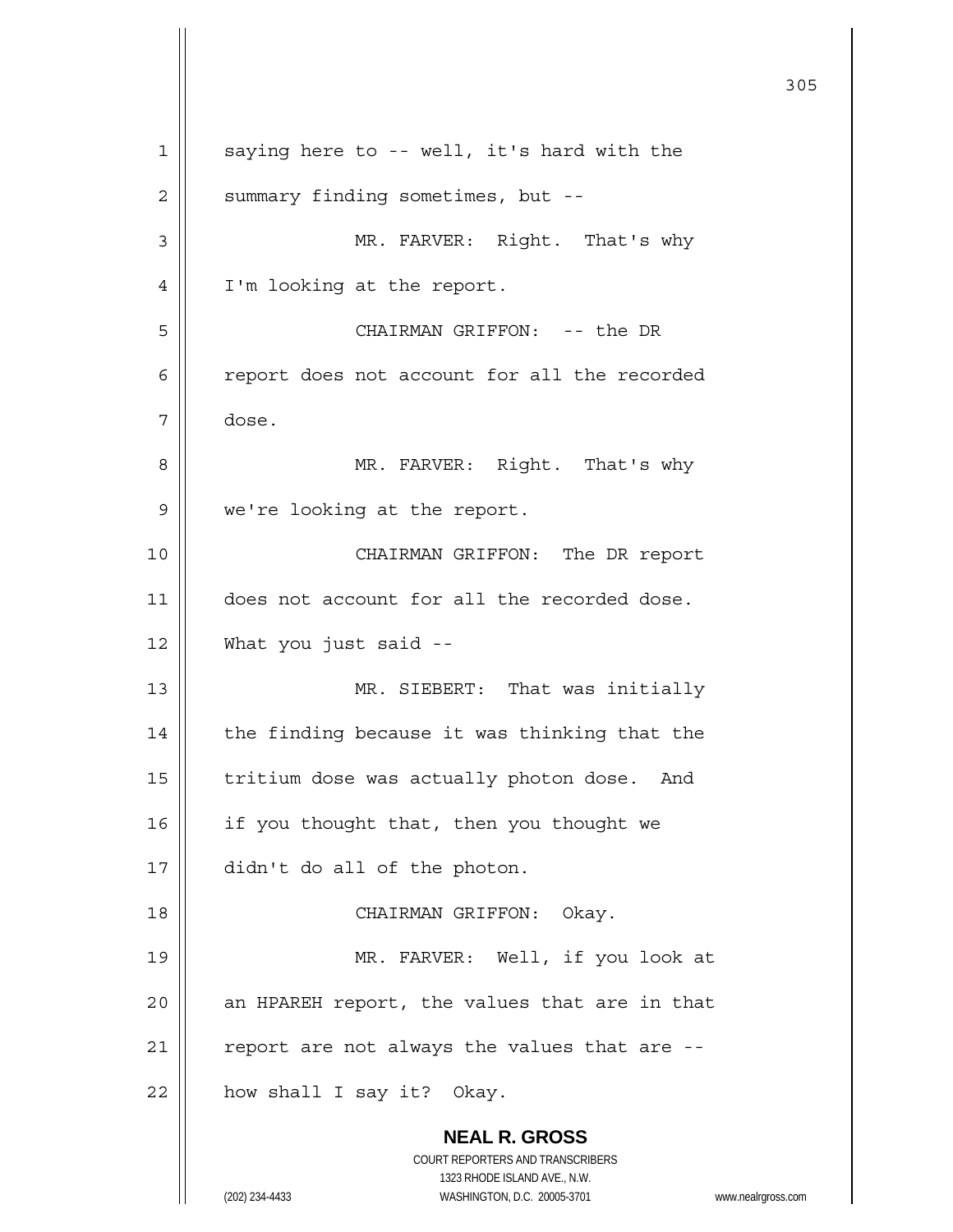saying here to -- well, it's hard with the summary finding sometimes, but --

MR. FARVER: Right. That's why I'm looking at the report.

CHAIRMAN GRIFFON: -- the DR report does not account for all the recorded dose.

MR. FARVER: Right. That's why we're looking at the report.

CHAIRMAN GRIFFON: The DR report does not account for all the recorded dose. What you just said --

MR. SIEBERT: That was initially the finding because it was thinking that the tritium dose was actually photon dose. And if you thought that, then you thought we didn't do all of the photon.

CHAIRMAN GRIFFON: Okay.

MR. FARVER: Well, if you look at an HPAREH report, the values that are in that report are not always the values that are -- how shall I say it? Okay.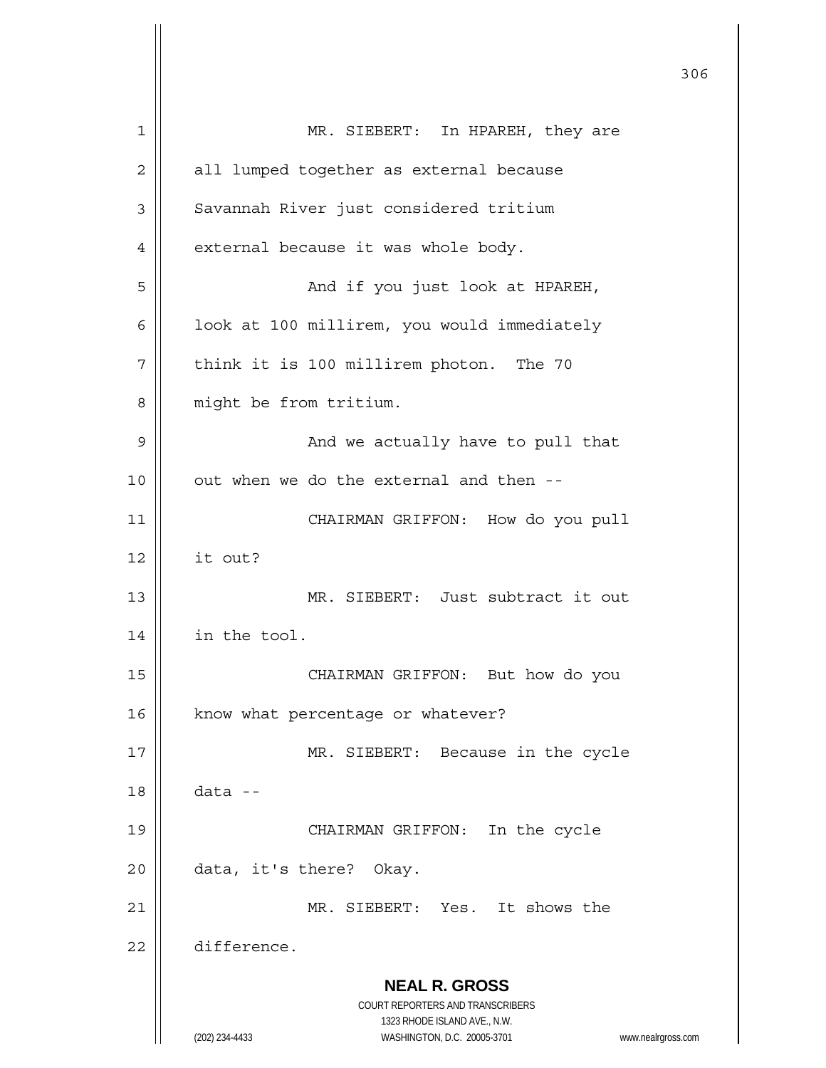MR. SIEBERT: In HPAREH, they are all lumped together as external because Savannah River just considered tritium external because it was whole body.

And if you just look at HPAREH, look at 100 millirem, you would immediately think it is 100 millirem photon. The 70 might be from tritium.

And we actually have to pull that out when we do the external and then --

CHAIRMAN GRIFFON: How do you pull it out?

MR. SIEBERT: Just subtract it out in the tool.

CHAIRMAN GRIFFON: But how do you know what percentage or whatever?

MR. SIEBERT: Because in the cycle data --

CHAIRMAN GRIFFON: In the cycle data, it's there? Okay.

MR. SIEBERT: Yes. It shows the difference.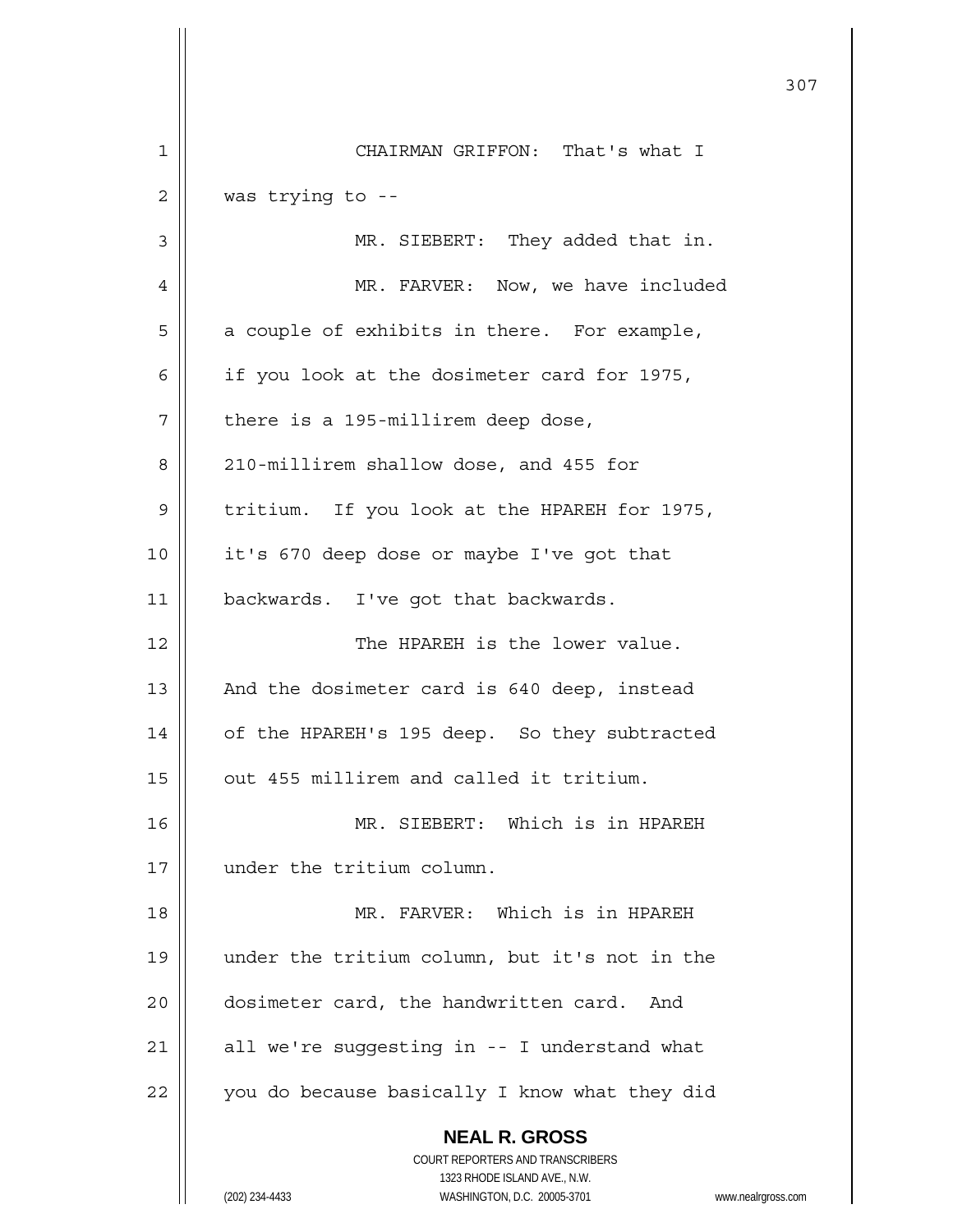CHAIRMAN GRIFFON: That's what I was trying to --

MR. SIEBERT: They added that in.

MR. FARVER: Now, we have included a couple of exhibits in there. For example, if you look at the dosimeter card for 1975, there is a 195-millirem deep dose, 210-millirem shallow dose, and 455 for tritium. If you look at the HPAREH for 1975, it's 670 deep dose or maybe I've got that backwards. I've got that backwards.

The HPAREH is the lower value. And the dosimeter card is 640 deep, instead of the HPAREH's 195 deep. So they subtracted out 455 millirem and called it tritium.

MR. SIEBERT: Which is in HPAREH under the tritium column.

MR. FARVER: Which is in HPAREH under the tritium column, but it's not in the dosimeter card, the handwritten card. And all we're suggesting in -- I understand what you do because basically I know what they did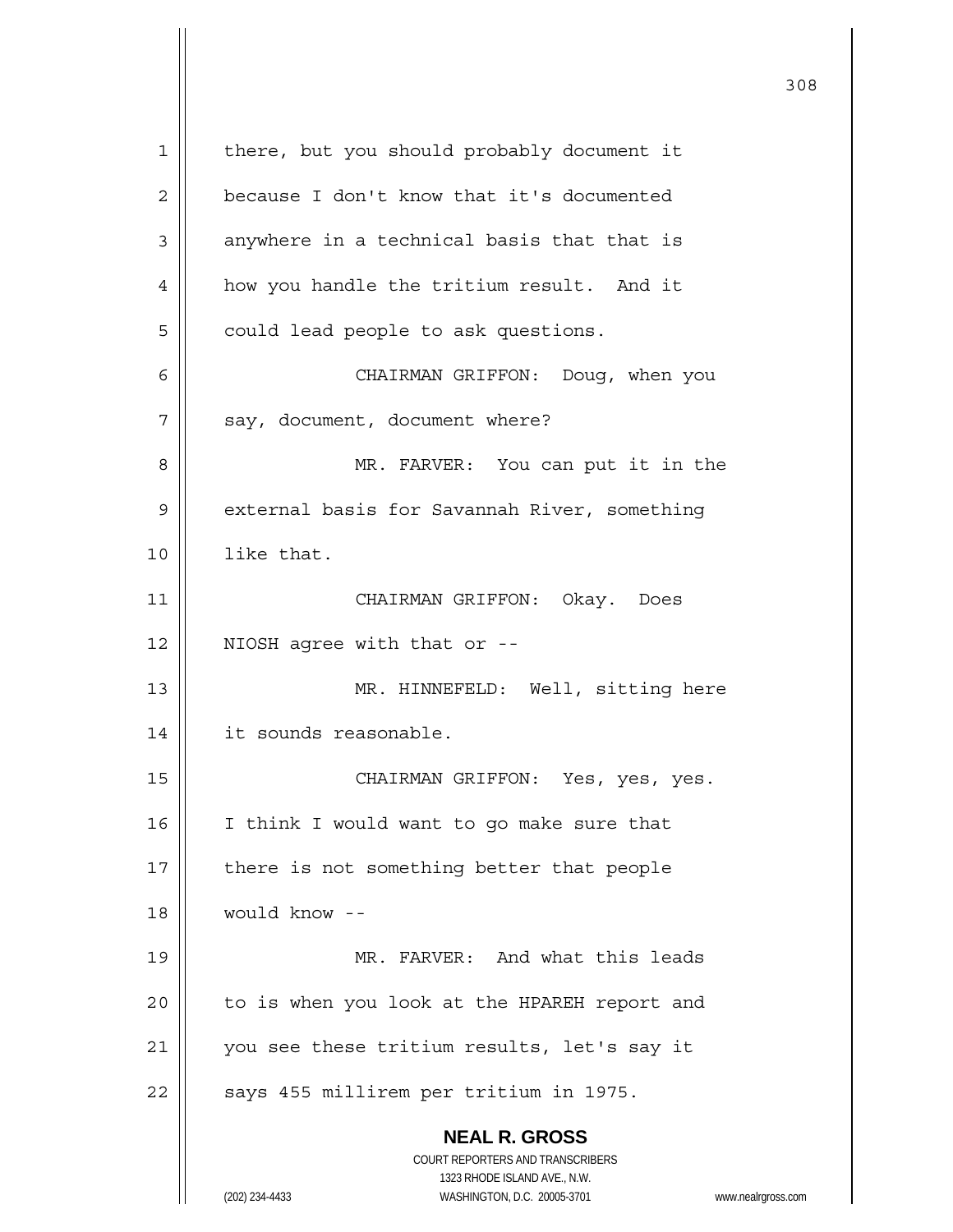there, but you should probably document it because I don't know that it's documented anywhere in a technical basis that that is how you handle the tritium result. And it could lead people to ask questions.

CHAIRMAN GRIFFON: Doug, when you say, document, document where?

MR. FARVER: You can put it in the external basis for Savannah River, something like that.

CHAIRMAN GRIFFON: Okay. Does NIOSH agree with that or --

MR. HINNEFELD: Well, sitting here it sounds reasonable.

CHAIRMAN GRIFFON: Yes, yes, yes. I think I would want to go make sure that there is not something better that people would know --

MR. FARVER: And what this leads to is when you look at the HPAREH report and you see these tritium results, let's say it says 455 millirem per tritium in 1975.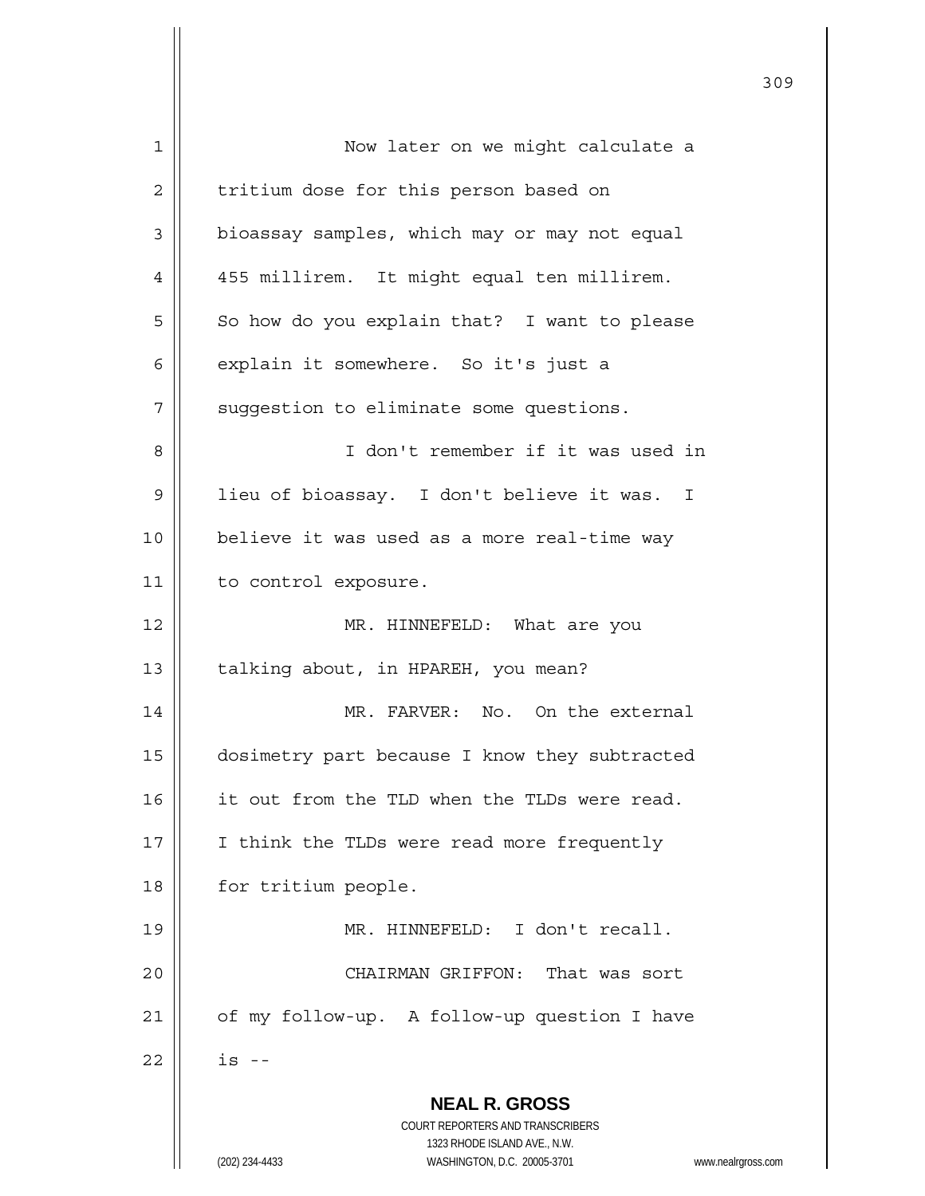Now later on we might calculate a tritium dose for this person based on bioassay samples, which may or may not equal 455 millirem. It might equal ten millirem. So how do you explain that? I want to please explain it somewhere. So it's just a suggestion to eliminate some questions.

I don't remember if it was used in lieu of bioassay. I don't believe it was. I believe it was used as a more real-time way to control exposure.

MR. HINNEFELD: What are you talking about, in HPAREH, you mean?

MR. FARVER: No. On the external dosimetry part because I know they subtracted it out from the TLD when the TLDs were read. I think the TLDs were read more frequently for tritium people.

MR. HINNEFELD: I don't recall.

CHAIRMAN GRIFFON: That was sort of my follow-up. A follow-up question I have is --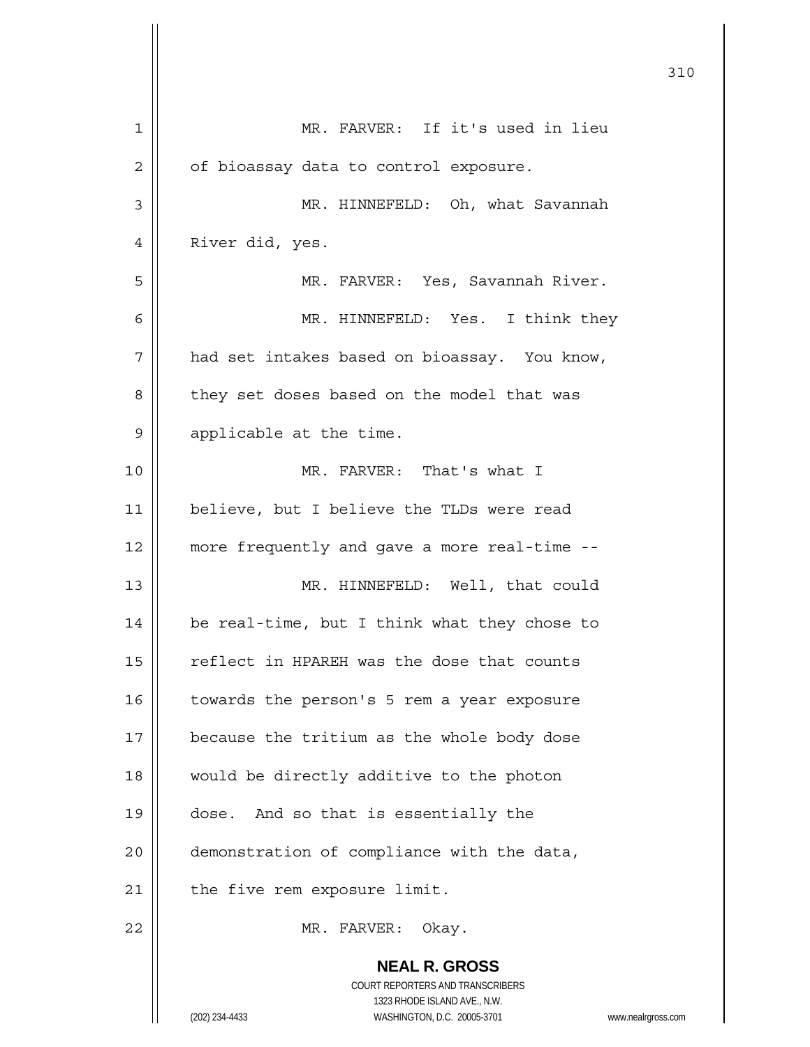MR. FARVER: If it's used in lieu of bioassay data to control exposure.

MR. HINNEFELD: Oh, what Savannah River did, yes.

MR. FARVER: Yes, Savannah River.

MR. HINNEFELD: Yes. I think they had set intakes based on bioassay. You know, they set doses based on the model that was applicable at the time.

MR. FARVER: That's what I believe, but I believe the TLDs were read more frequently and gave a more real-time --

MR. HINNEFELD: Well, that could be real-time, but I think what they chose to reflect in HPAREH was the dose that counts towards the person's 5 rem a year exposure because the tritium as the whole body dose would be directly additive to the photon dose. And so that is essentially the demonstration of compliance with the data, the five rem exposure limit.

MR. FARVER: Okay.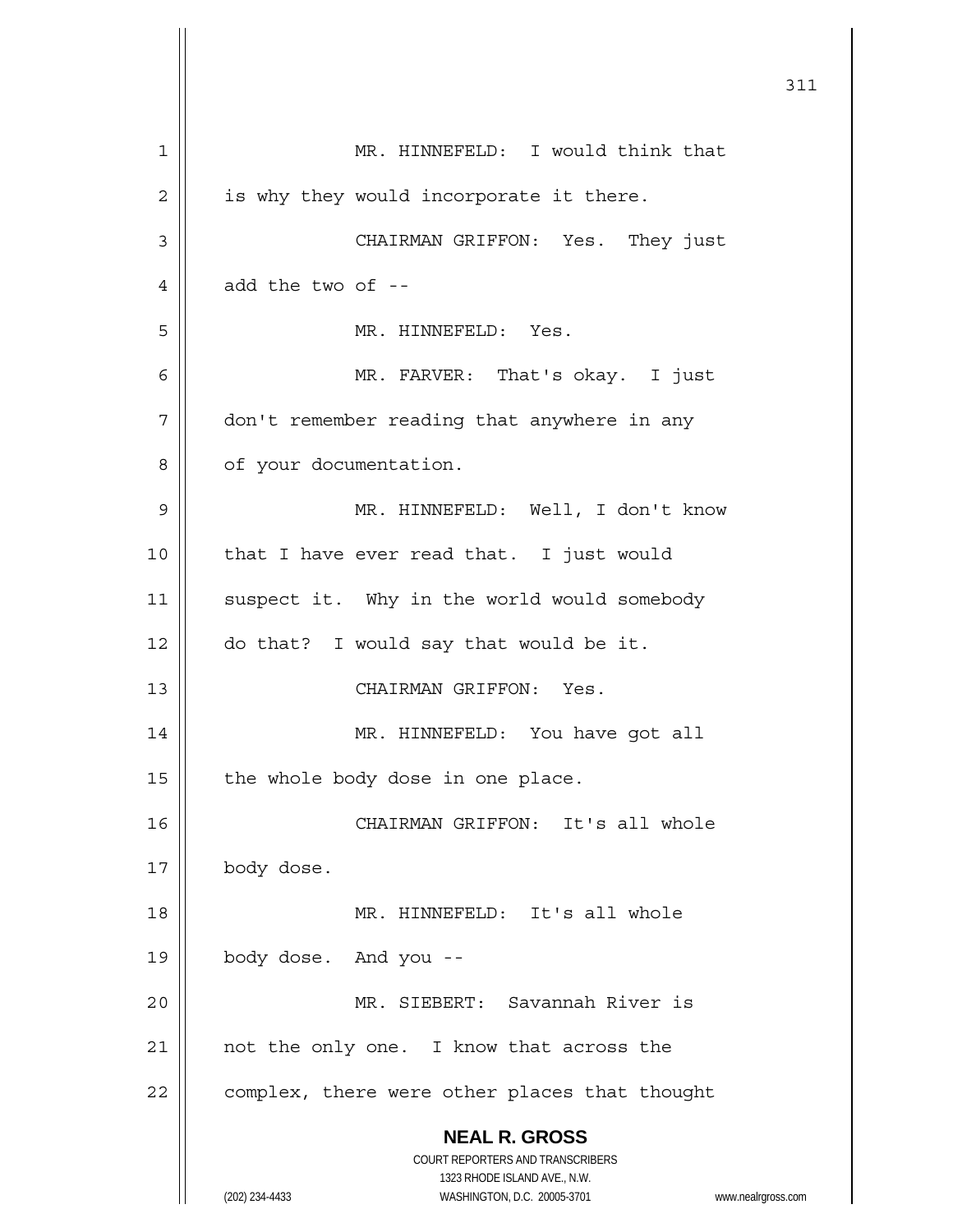MR. HINNEFELD: I would think that is why they would incorporate it there.

CHAIRMAN GRIFFON: Yes. They just add the two of --

MR. HINNEFELD: Yes.

MR. FARVER: That's okay. I just don't remember reading that anywhere in any of your documentation.

MR. HINNEFELD: Well, I don't know that I have ever read that. I just would suspect it. Why in the world would somebody do that? I would say that would be it.

CHAIRMAN GRIFFON: Yes.

MR. HINNEFELD: You have got all the whole body dose in one place.

CHAIRMAN GRIFFON: It's all whole body dose.

MR. HINNEFELD: It's all whole body dose. And you --

MR. SIEBERT: Savannah River is not the only one. I know that across the complex, there were other places that thought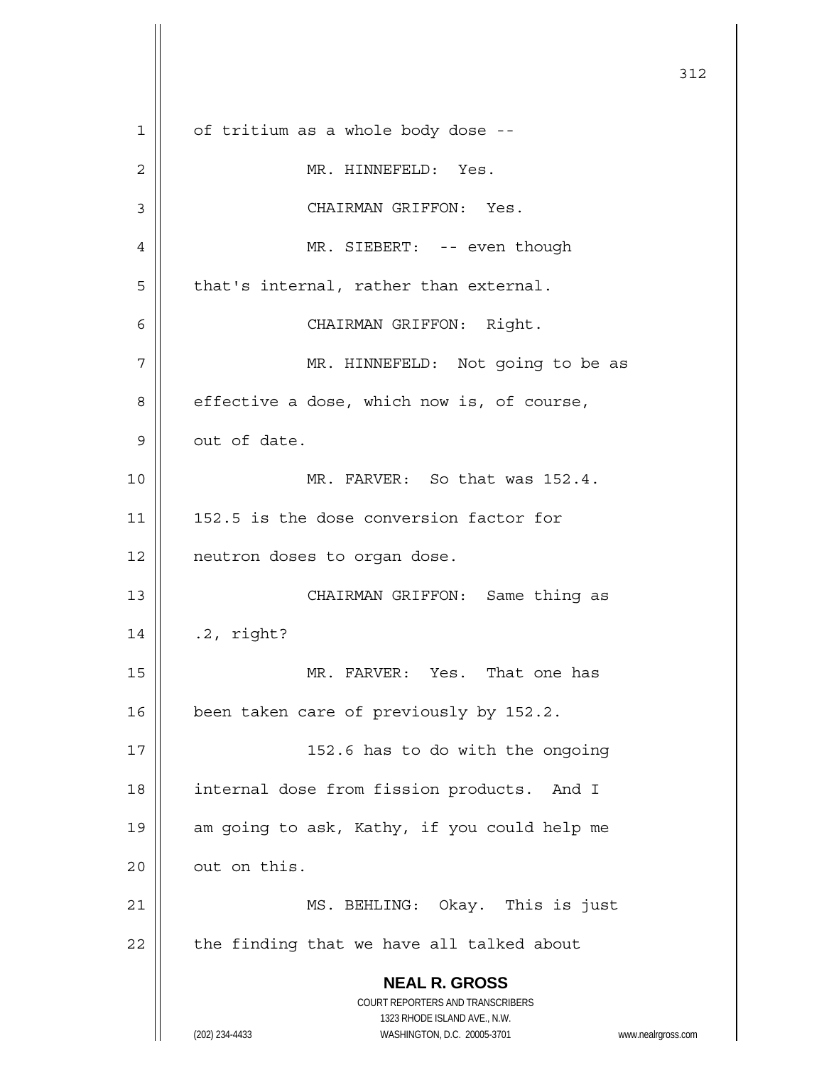of tritium as a whole body dose --

MR. HINNEFELD: Yes.

CHAIRMAN GRIFFON: Yes.

MR. SIEBERT: -- even though that's internal, rather than external.

CHAIRMAN GRIFFON: Right.

MR. HINNEFELD: Not going to be as effective a dose, which now is, of course, out of date.

MR. FARVER: So that was 152.4. 152.5 is the dose conversion factor for neutron doses to organ dose.

CHAIRMAN GRIFFON: Same thing as .2, right?

MR. FARVER: Yes. That one has been taken care of previously by 152.2.

152.6 has to do with the ongoing internal dose from fission products. And I am going to ask, Kathy, if you could help me out on this.

MS. BEHLING: Okay. This is just the finding that we have all talked about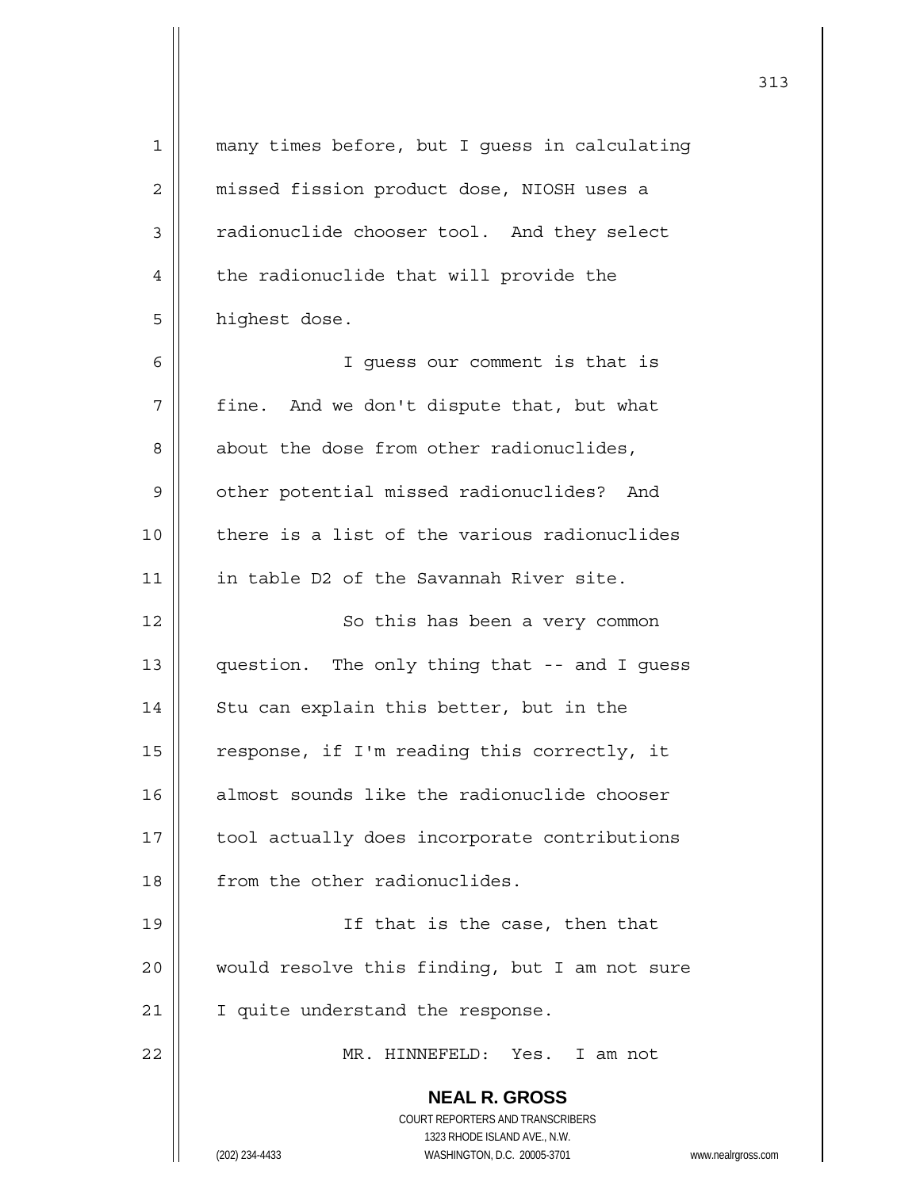many times before, but I guess in calculating missed fission product dose, NIOSH uses a radionuclide chooser tool. And they select the radionuclide that will provide the highest dose.

I guess our comment is that is fine. And we don't dispute that, but what about the dose from other radionuclides, other potential missed radionuclides? And there is a list of the various radionuclides in table D2 of the Savannah River site.

So this has been a very common question. The only thing that -- and I guess Stu can explain this better, but in the response, if I'm reading this correctly, it almost sounds like the radionuclide chooser tool actually does incorporate contributions from the other radionuclides.

If that is the case, then that would resolve this finding, but I am not sure I quite understand the response.

MR. HINNEFELD: Yes. I am not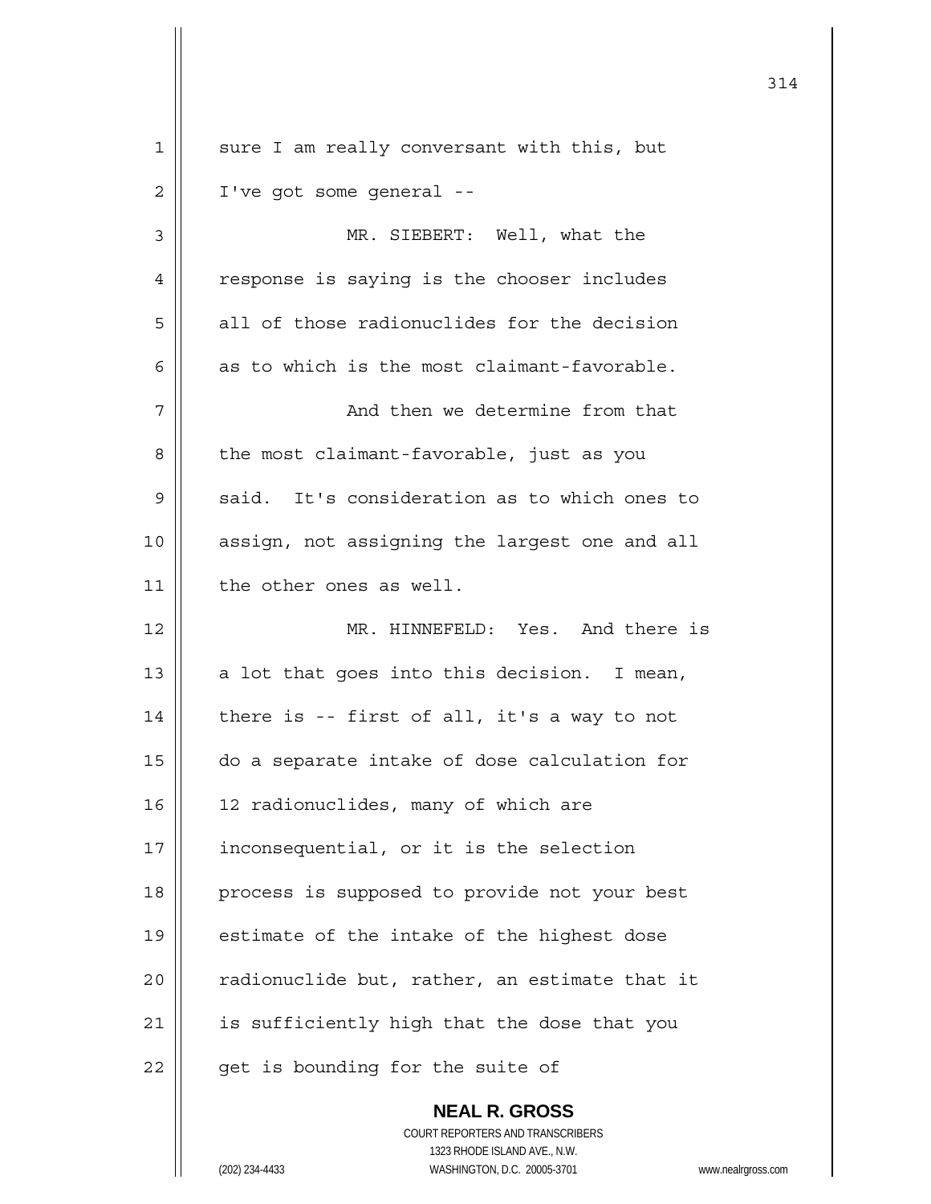sure I am really conversant with this, but I've got some general --

MR. SIEBERT: Well, what the response is saying is the chooser includes all of those radionuclides for the decision as to which is the most claimant-favorable.

And then we determine from that the most claimant-favorable, just as you said. It's consideration as to which ones to assign, not assigning the largest one and all the other ones as well.

MR. HINNEFELD: Yes. And there is a lot that goes into this decision. I mean, there is -- first of all, it's a way to not do a separate intake of dose calculation for 12 radionuclides, many of which are inconsequential, or it is the selection process is supposed to provide not your best estimate of the intake of the highest dose radionuclide but, rather, an estimate that it is sufficiently high that the dose that you get is bounding for the suite of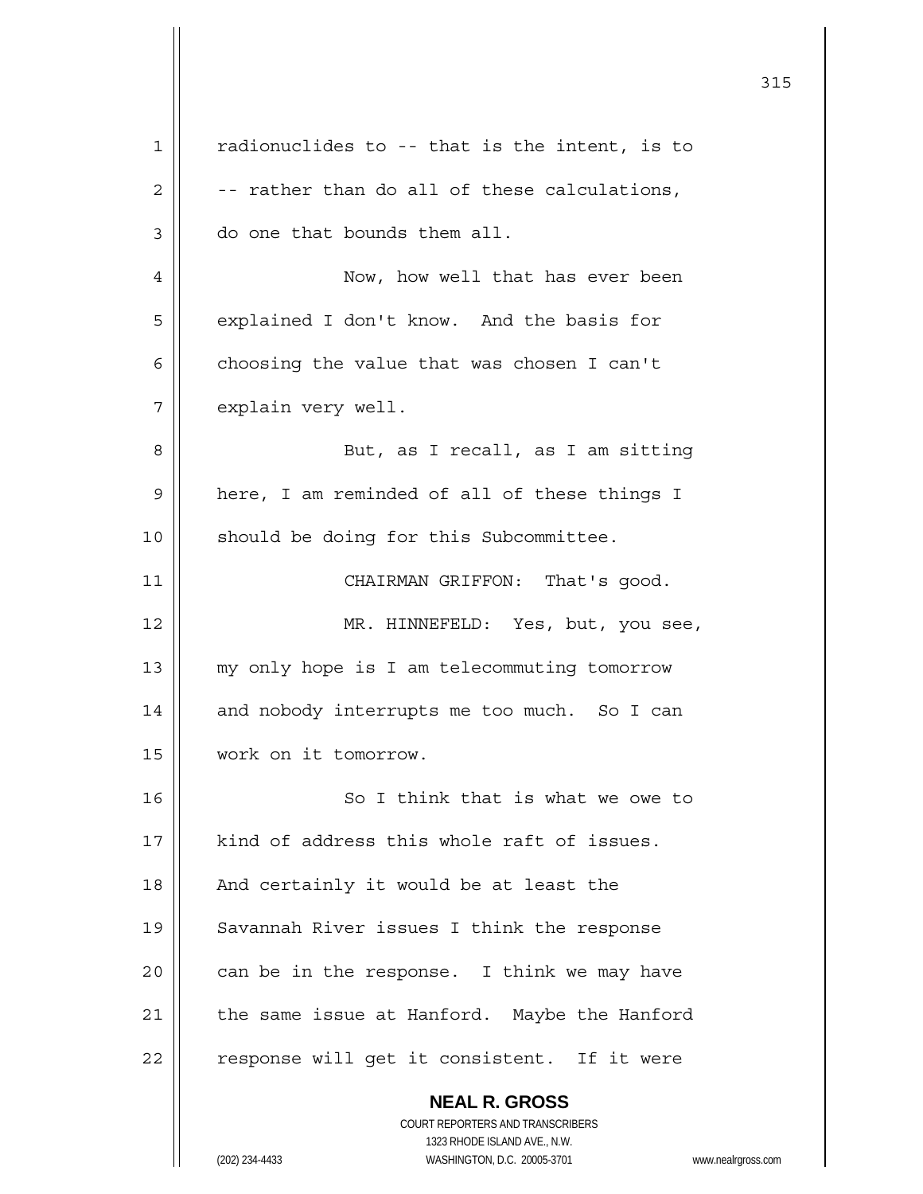radionuclides to -- that is the intent, is to -- rather than do all of these calculations, do one that bounds them all.

Now, how well that has ever been explained I don't know. And the basis for choosing the value that was chosen I can't explain very well.

But, as I recall, as I am sitting here, I am reminded of all of these things I should be doing for this Subcommittee.

CHAIRMAN GRIFFON: That's good.

MR. HINNEFELD: Yes, but, you see, my only hope is I am telecommuting tomorrow and nobody interrupts me too much. So I can work on it tomorrow.

So I think that is what we owe to kind of address this whole raft of issues. And certainly it would be at least the Savannah River issues I think the response can be in the response. I think we may have the same issue at Hanford. Maybe the Hanford response will get it consistent. If it were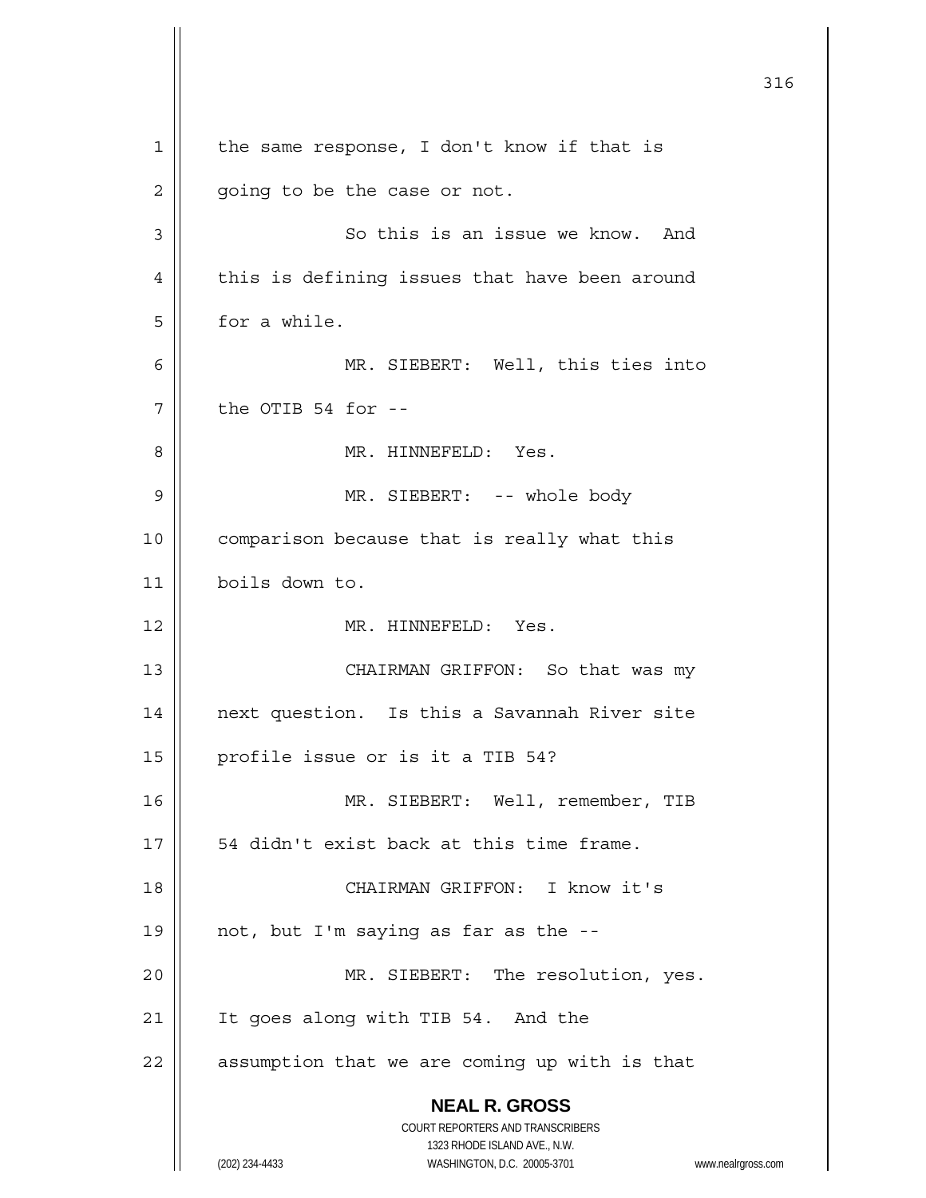the same response, I don't know if that is going to be the case or not.

So this is an issue we know. And this is defining issues that have been around for a while.

MR. SIEBERT: Well, this ties into the OTIB 54 for --

MR. HINNEFELD: Yes.

MR. SIEBERT: -- whole body comparison because that is really what this boils down to.

MR. HINNEFELD: Yes.

CHAIRMAN GRIFFON: So that was my next question. Is this a Savannah River site profile issue or is it a TIB 54?

MR. SIEBERT: Well, remember, TIB 54 didn't exist back at this time frame.

CHAIRMAN GRIFFON: I know it's not, but I'm saying as far as the --

MR. SIEBERT: The resolution, yes. It goes along with TIB 54. And the assumption that we are coming up with is that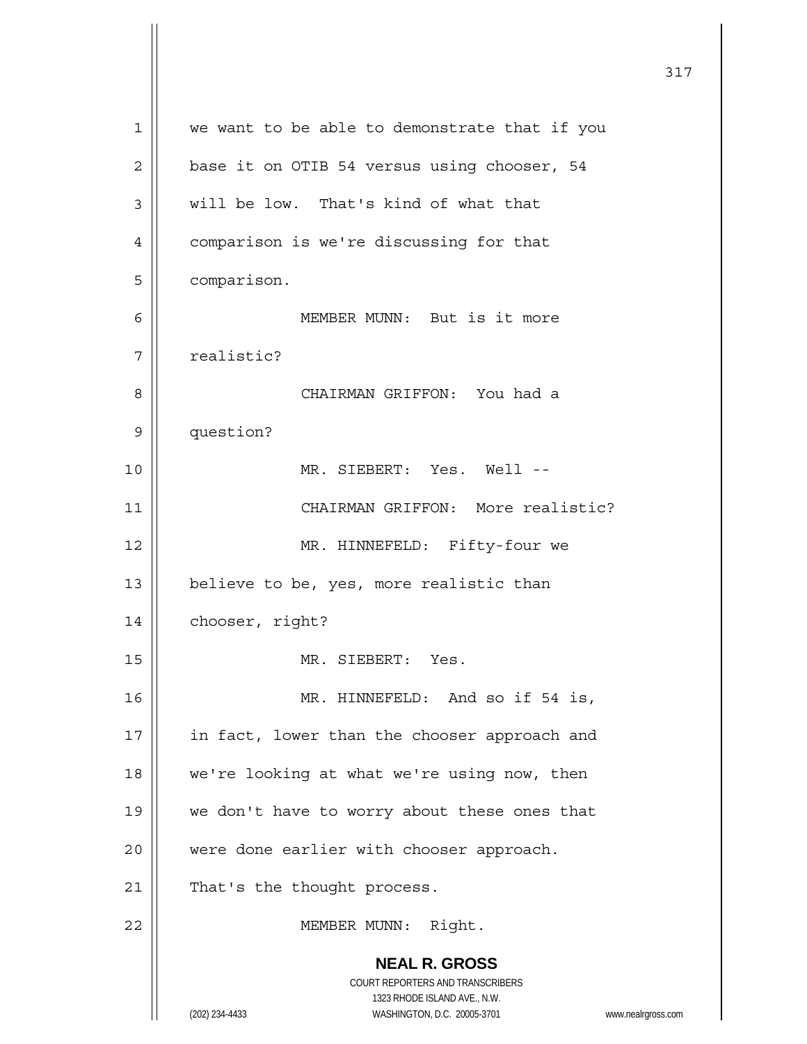we want to be able to demonstrate that if you base it on OTIB 54 versus using chooser, 54 will be low. That's kind of what that comparison is we're discussing for that comparison.

MEMBER MUNN: But is it more realistic?

CHAIRMAN GRIFFON: You had a question?

MR. SIEBERT: Yes. Well --

CHAIRMAN GRIFFON: More realistic?

MR. HINNEFELD: Fifty-four we believe to be, yes, more realistic than chooser, right?

MR. SIEBERT: Yes.

MR. HINNEFELD: And so if 54 is, in fact, lower than the chooser approach and we're looking at what we're using now, then we don't have to worry about these ones that were done earlier with chooser approach. That's the thought process.

MEMBER MUNN: Right.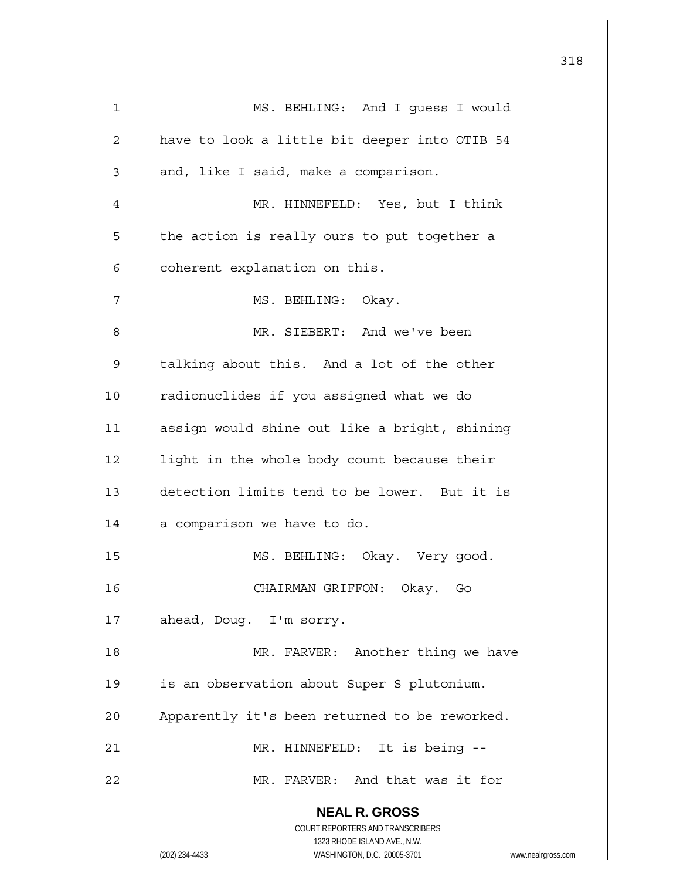MS. BEHLING: And I guess I would have to look a little bit deeper into OTIB 54 and, like I said, make a comparison.

MR. HINNEFELD: Yes, but I think the action is really ours to put together a coherent explanation on this.

MS. BEHLING: Okay.

MR. SIEBERT: And we've been talking about this. And a lot of the other radionuclides if you assigned what we do assign would shine out like a bright, shining light in the whole body count because their detection limits tend to be lower. But it is a comparison we have to do.

MS. BEHLING: Okay. Very good.

CHAIRMAN GRIFFON: Okay. Go ahead, Doug. I'm sorry.

MR. FARVER: Another thing we have is an observation about Super S plutonium. Apparently it's been returned to be reworked.

MR. HINNEFELD: It is being --

MR. FARVER: And that was it for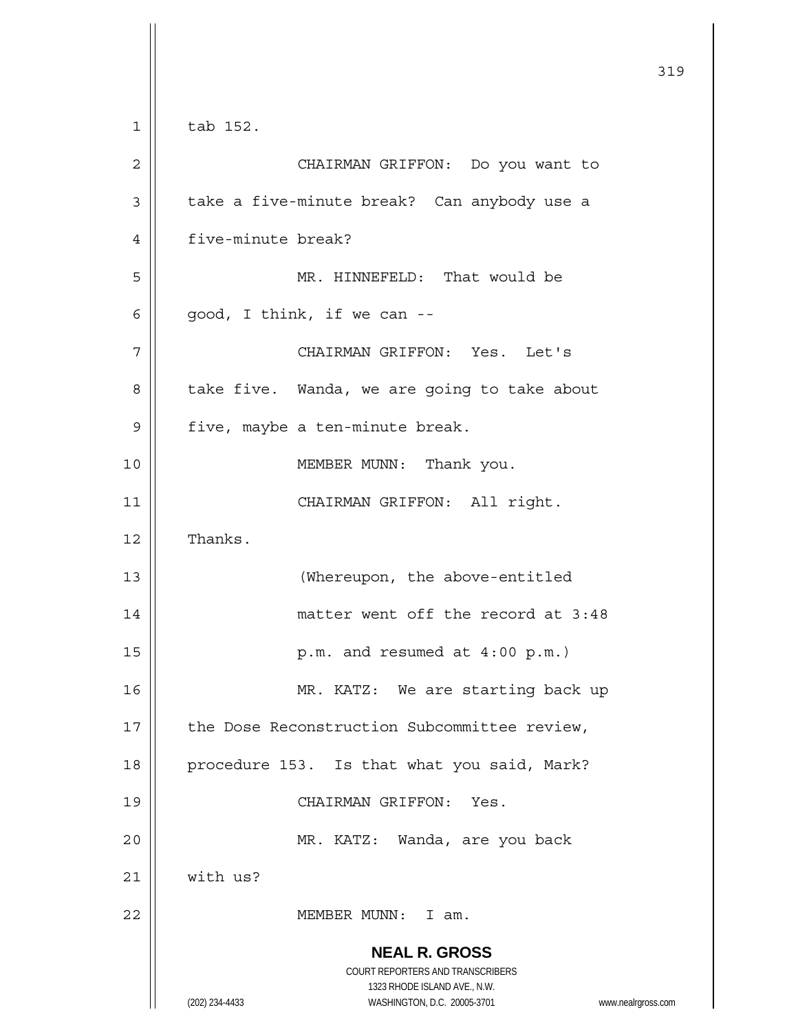tab 152.

CHAIRMAN GRIFFON: Do you want to take a five-minute break? Can anybody use a five-minute break?

MR. HINNEFELD: That would be good, I think, if we can --

CHAIRMAN GRIFFON: Yes. Let's take five. Wanda, we are going to take about five, maybe a ten-minute break.

MEMBER MUNN: Thank you.

CHAIRMAN GRIFFON: All right. Thanks.

(Whereupon, the above-entitled matter went off the record at 3:48 p.m. and resumed at 4:00 p.m.)

MR. KATZ: We are starting back up the Dose Reconstruction Subcommittee review, procedure 153. Is that what you said, Mark?

CHAIRMAN GRIFFON: Yes.

MR. KATZ: Wanda, are you back with us?

MEMBER MUNN: I am.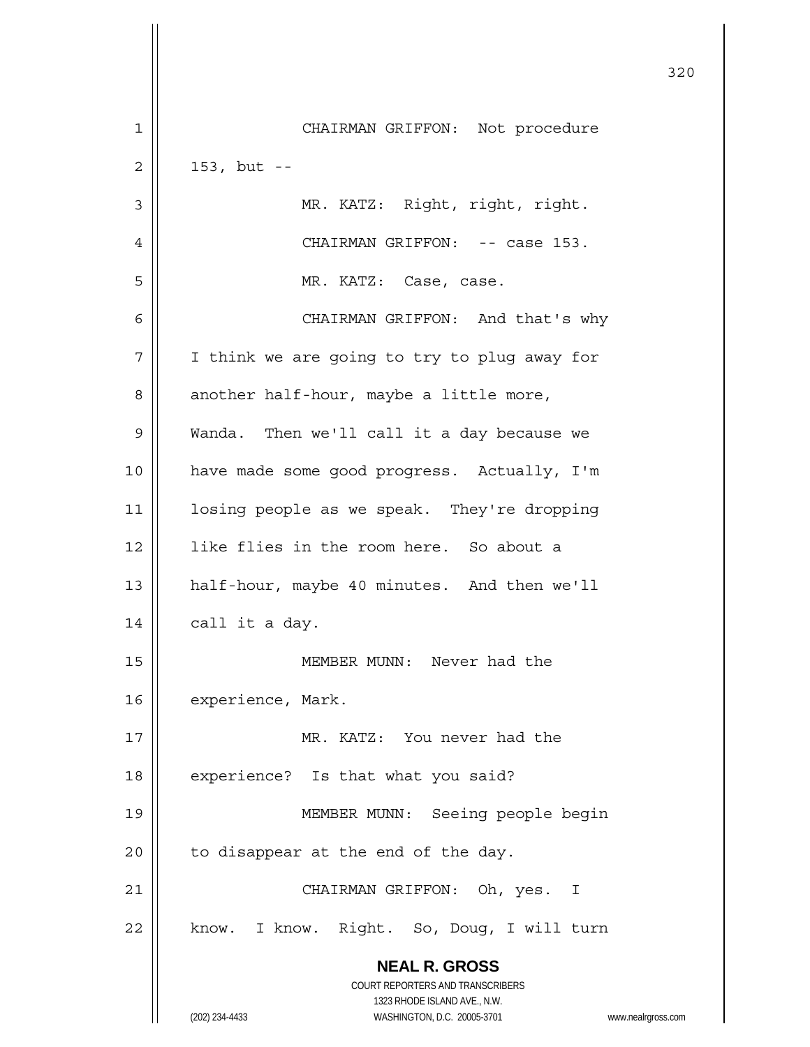CHAIRMAN GRIFFON: Not procedure 153, but --

MR. KATZ: Right, right, right.

CHAIRMAN GRIFFON: -- case 153.

MR. KATZ: Case, case.

CHAIRMAN GRIFFON: And that's why I think we are going to try to plug away for another half-hour, maybe a little more, Wanda. Then we'll call it a day because we have made some good progress. Actually, I'm losing people as we speak. They're dropping like flies in the room here. So about a half-hour, maybe 40 minutes. And then we'll call it a day.

MEMBER MUNN: Never had the experience, Mark.

MR. KATZ: You never had the experience? Is that what you said?

MEMBER MUNN: Seeing people begin to disappear at the end of the day.

CHAIRMAN GRIFFON: Oh, yes. I know. I know. Right. So, Doug, I will turn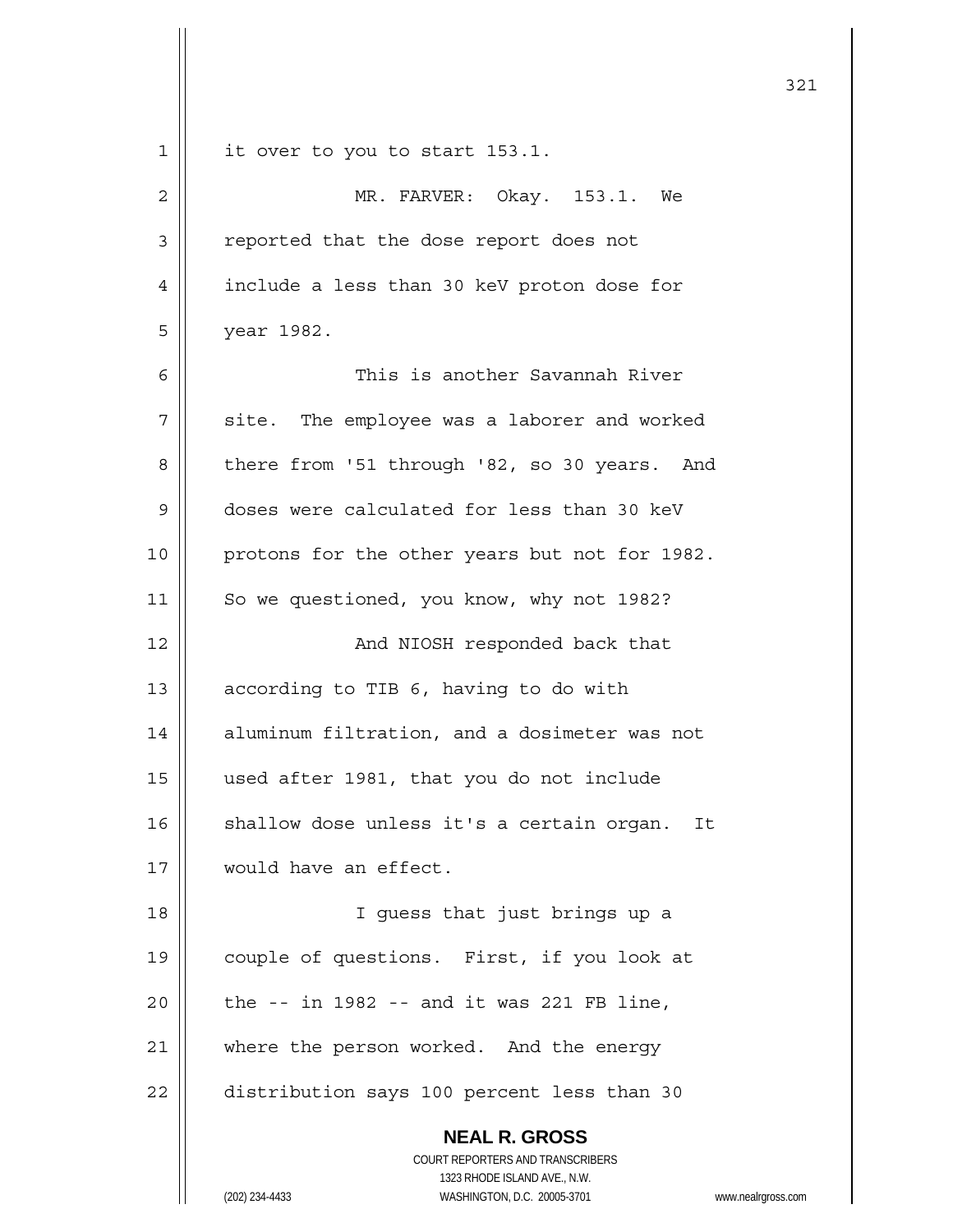it over to you to start 153.1.

MR. FARVER: Okay. 153.1. We reported that the dose report does not include a less than 30 keV proton dose for year 1982.

This is another Savannah River site. The employee was a laborer and worked there from '51 through '82, so 30 years. And doses were calculated for less than 30 keV protons for the other years but not for 1982. So we questioned, you know, why not 1982?

And NIOSH responded back that according to TIB 6, having to do with aluminum filtration, and a dosimeter was not used after 1981, that you do not include shallow dose unless it's a certain organ. It would have an effect.

I guess that just brings up a couple of questions. First, if you look at the -- in 1982 -- and it was 221 FB line, where the person worked. And the energy distribution says 100 percent less than 30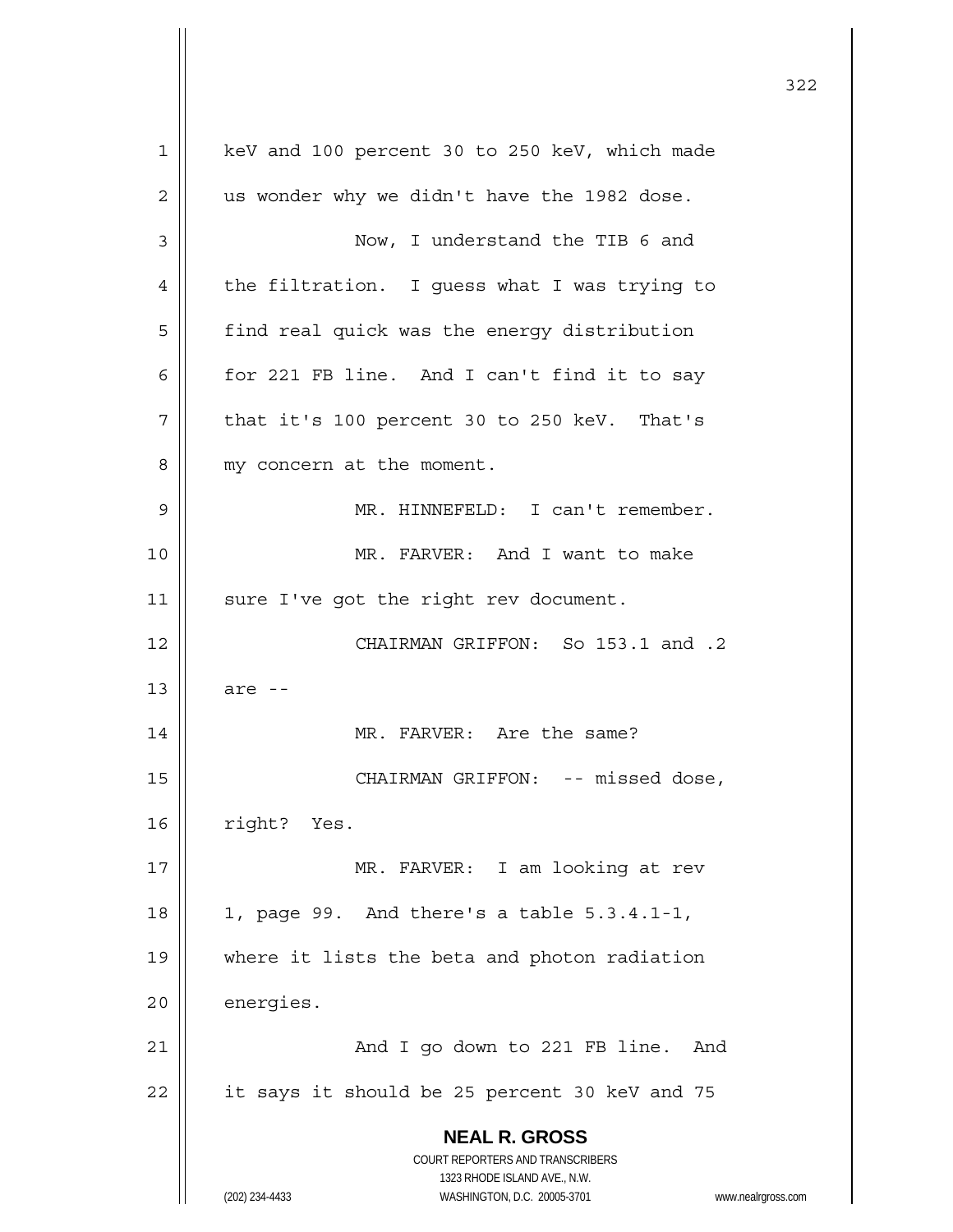keV and 100 percent 30 to 250 keV, which made us wonder why we didn't have the 1982 dose.

Now, I understand the TIB 6 and the filtration. I guess what I was trying to find real quick was the energy distribution for 221 FB line. And I can't find it to say that it's 100 percent 30 to 250 keV. That's my concern at the moment.

MR. HINNEFELD: I can't remember.

MR. FARVER: And I want to make sure I've got the right rev document.

CHAIRMAN GRIFFON: So 153.1 and .2 are --

MR. FARVER: Are the same?

CHAIRMAN GRIFFON: -- missed dose, right? Yes.

MR. FARVER: I am looking at rev 1, page 99. And there's a table 5.3.4.1-1, where it lists the beta and photon radiation energies.

And I go down to 221 FB line. And it says it should be 25 percent 30 keV and 75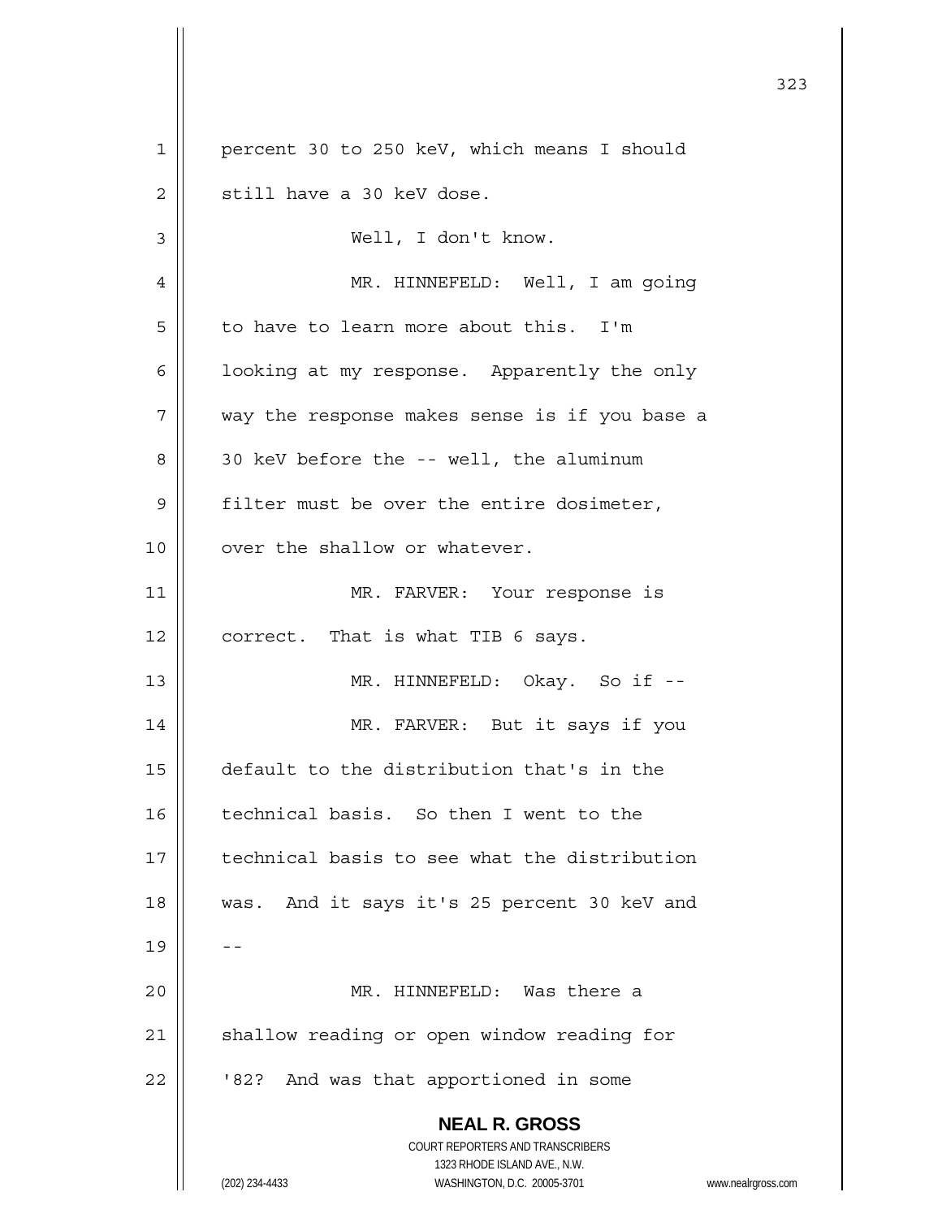percent 30 to 250 keV, which means I should still have a 30 keV dose.

Well, I don't know.

MR. HINNEFELD: Well, I am going to have to learn more about this. I'm looking at my response. Apparently the only way the response makes sense is if you base a 30 keV before the -- well, the aluminum filter must be over the entire dosimeter, over the shallow or whatever.

MR. FARVER: Your response is correct. That is what TIB 6 says.

MR. HINNEFELD: Okay. So if --

MR. FARVER: But it says if you default to the distribution that's in the technical basis. So then I went to the technical basis to see what the distribution was. And it says it's 25 percent 30 keV and --

MR. HINNEFELD: Was there a shallow reading or open window reading for '82? And was that apportioned in some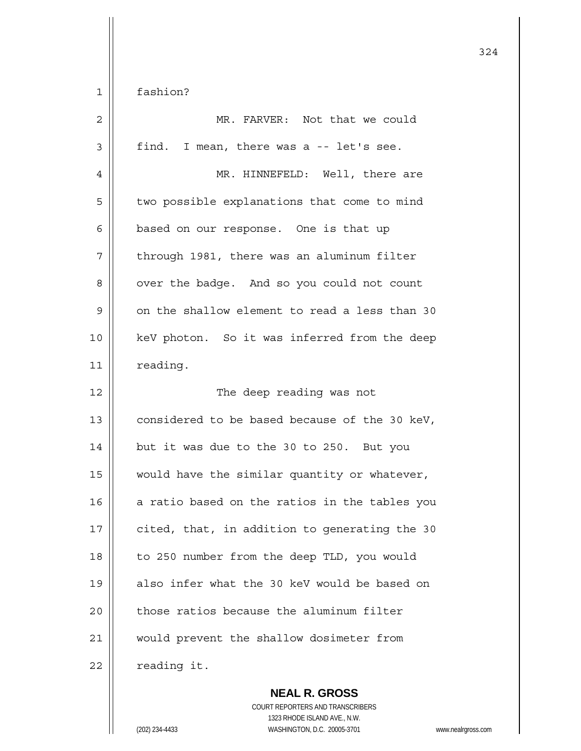fashion?

MR. FARVER: Not that we could find. I mean, there was a -- let's see.

MR. HINNEFELD: Well, there are two possible explanations that come to mind based on our response. One is that up through 1981, there was an aluminum filter over the badge. And so you could not count on the shallow element to read a less than 30 keV photon. So it was inferred from the deep reading.

The deep reading was not considered to be based because of the 30 keV, but it was due to the 30 to 250. But you would have the similar quantity or whatever, a ratio based on the ratios in the tables you cited, that, in addition to generating the 30 to 250 number from the deep TLD, you would also infer what the 30 keV would be based on those ratios because the aluminum filter would prevent the shallow dosimeter from reading it.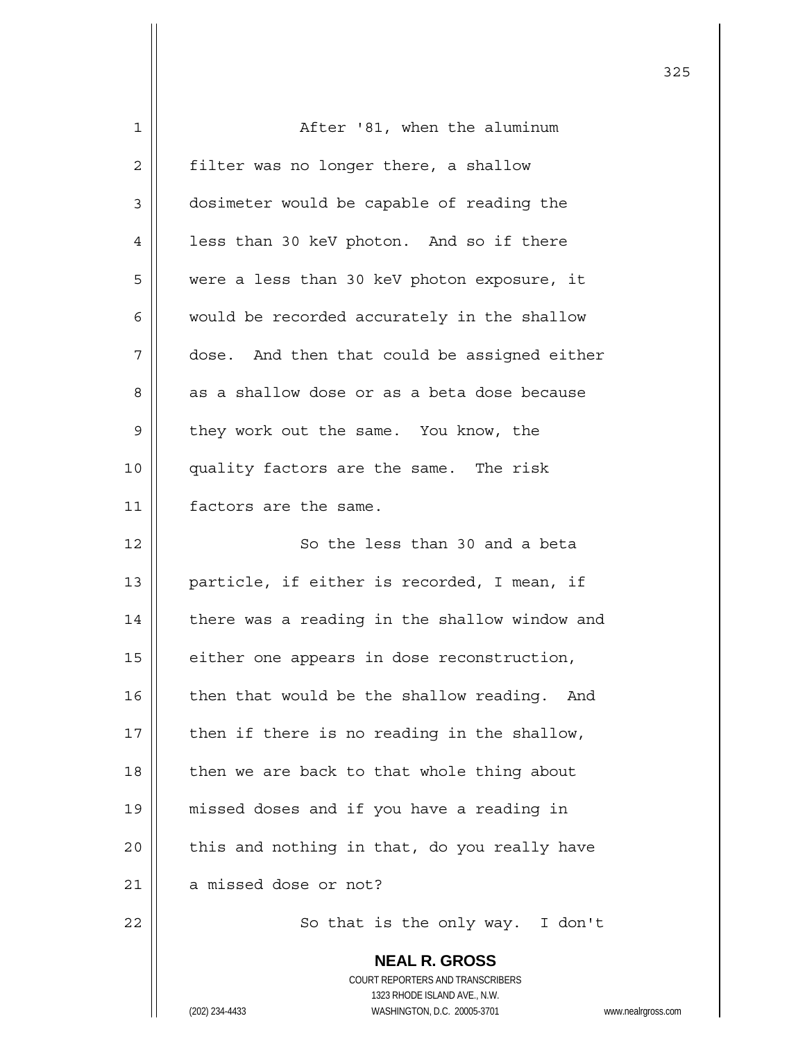After '81, when the aluminum filter was no longer there, a shallow dosimeter would be capable of reading the less than 30 keV photon. And so if there were a less than 30 keV photon exposure, it would be recorded accurately in the shallow dose. And then that could be assigned either as a shallow dose or as a beta dose because they work out the same. You know, the quality factors are the same. The risk factors are the same.

So the less than 30 and a beta particle, if either is recorded, I mean, if there was a reading in the shallow window and either one appears in dose reconstruction, then that would be the shallow reading. And then if there is no reading in the shallow, then we are back to that whole thing about missed doses and if you have a reading in this and nothing in that, do you really have a missed dose or not?

So that is the only way. I don't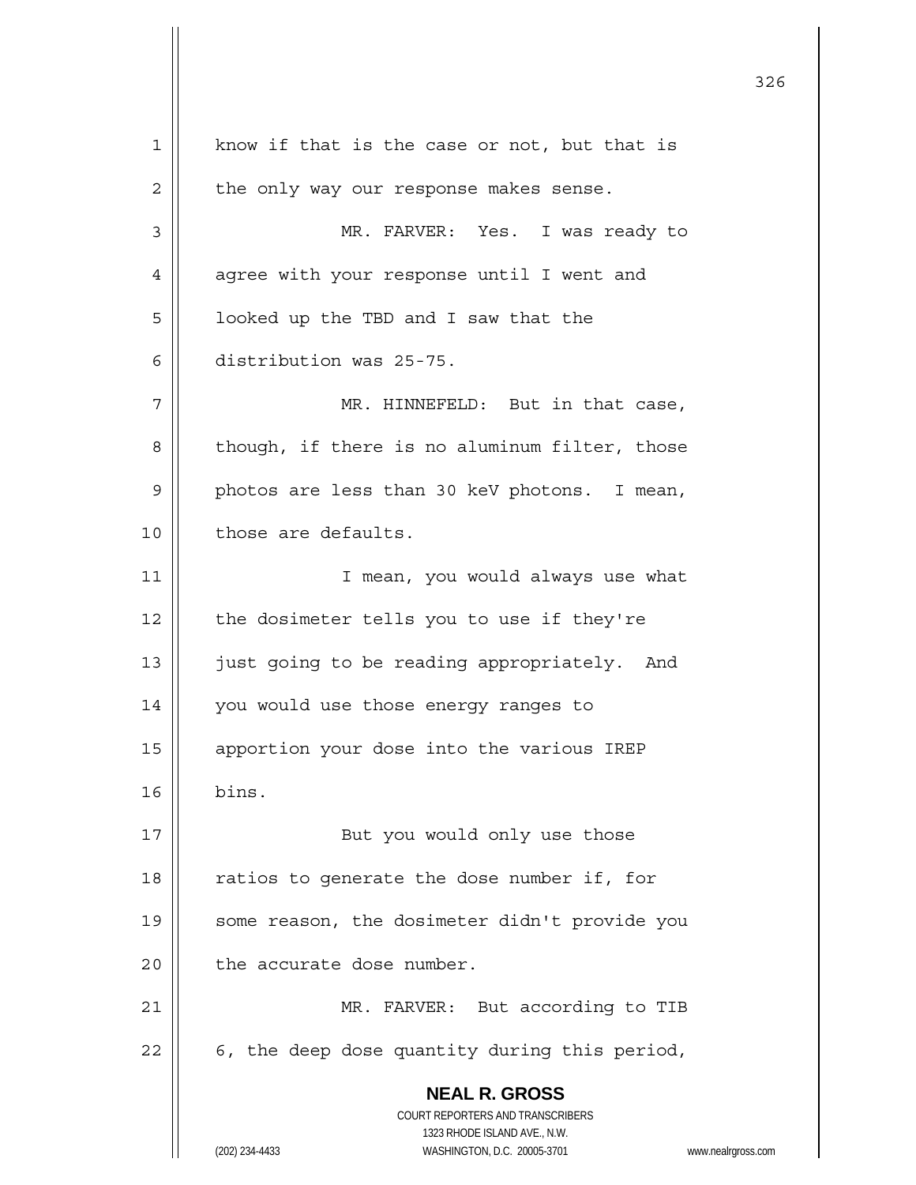know if that is the case or not, but that is the only way our response makes sense.

MR. FARVER: Yes. I was ready to agree with your response until I went and looked up the TBD and I saw that the distribution was 25-75.

MR. HINNEFELD: But in that case, though, if there is no aluminum filter, those photos are less than 30 keV photons. I mean, those are defaults.

I mean, you would always use what the dosimeter tells you to use if they're just going to be reading appropriately. And you would use those energy ranges to apportion your dose into the various IREP bins.

But you would only use those ratios to generate the dose number if, for some reason, the dosimeter didn't provide you the accurate dose number.

MR. FARVER: But according to TIB 6, the deep dose quantity during this period,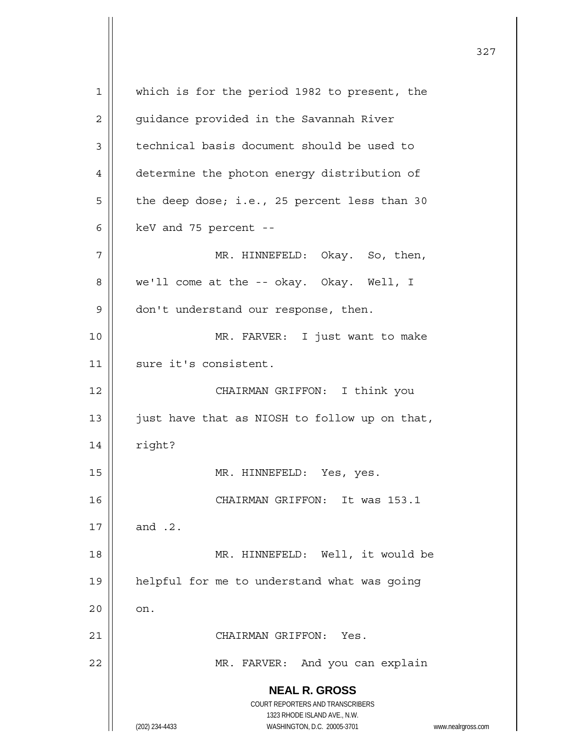which is for the period 1982 to present, the guidance provided in the Savannah River technical basis document should be used to determine the photon energy distribution of the deep dose; i.e., 25 percent less than 30 keV and 75 percent --

MR. HINNEFELD: Okay. So, then, we'll come at the -- okay. Okay. Well, I don't understand our response, then.

MR. FARVER: I just want to make sure it's consistent.

CHAIRMAN GRIFFON: I think you just have that as NIOSH to follow up on that, right?

MR. HINNEFELD: Yes, yes.

CHAIRMAN GRIFFON: It was 153.1 and .2.

MR. HINNEFELD: Well, it would be helpful for me to understand what was going on.

CHAIRMAN GRIFFON: Yes.

MR. FARVER: And you can explain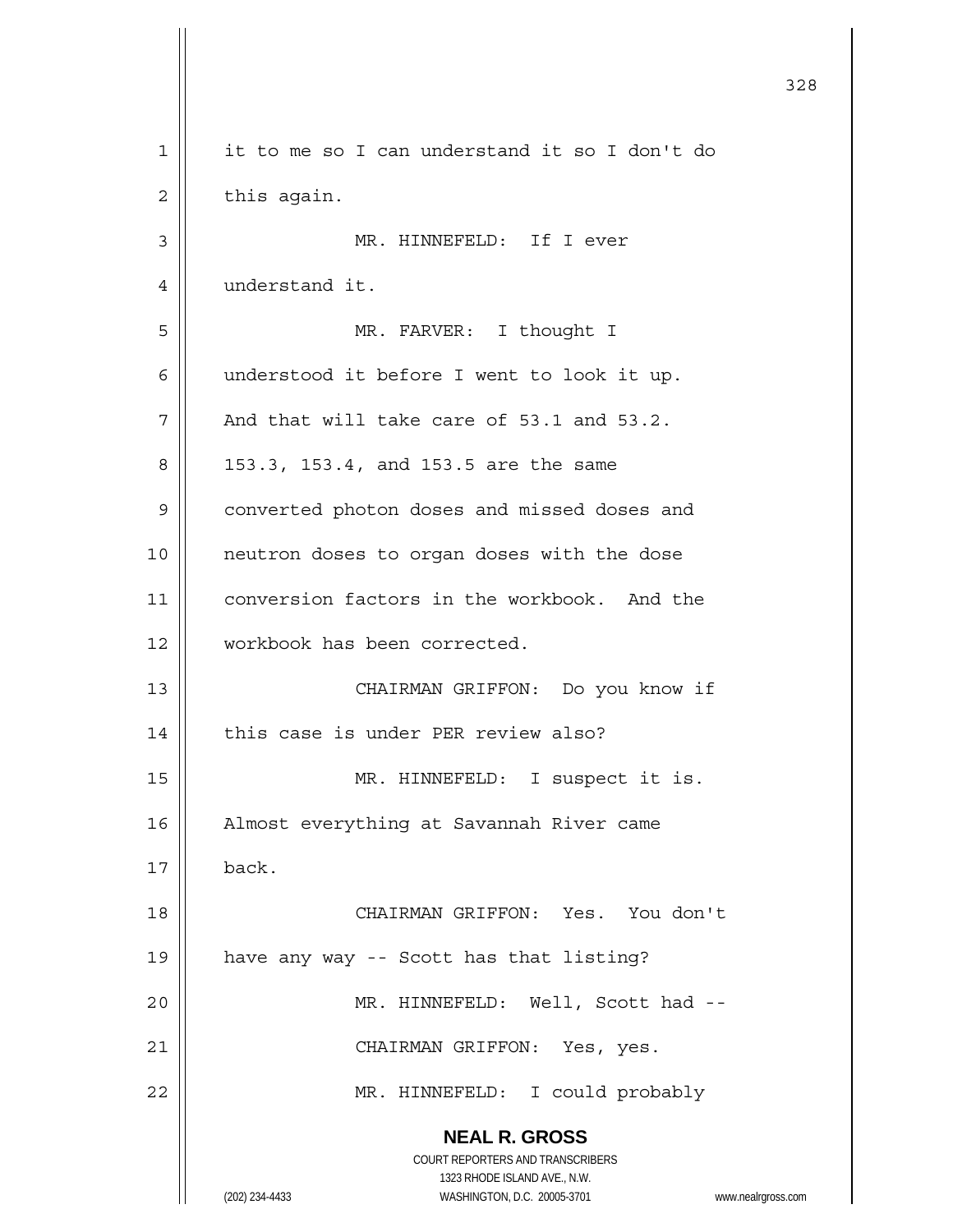it to me so I can understand it so I don't do this again.

MR. HINNEFELD: If I ever understand it.

MR. FARVER: I thought I understood it before I went to look it up. And that will take care of 53.1 and 53.2. 153.3, 153.4, and 153.5 are the same converted photon doses and missed doses and neutron doses to organ doses with the dose conversion factors in the workbook. And the workbook has been corrected.

CHAIRMAN GRIFFON: Do you know if this case is under PER review also?

MR. HINNEFELD: I suspect it is. Almost everything at Savannah River came back.

CHAIRMAN GRIFFON: Yes. You don't have any way -- Scott has that listing?

MR. HINNEFELD: Well, Scott had --

CHAIRMAN GRIFFON: Yes, yes.

MR. HINNEFELD: I could probably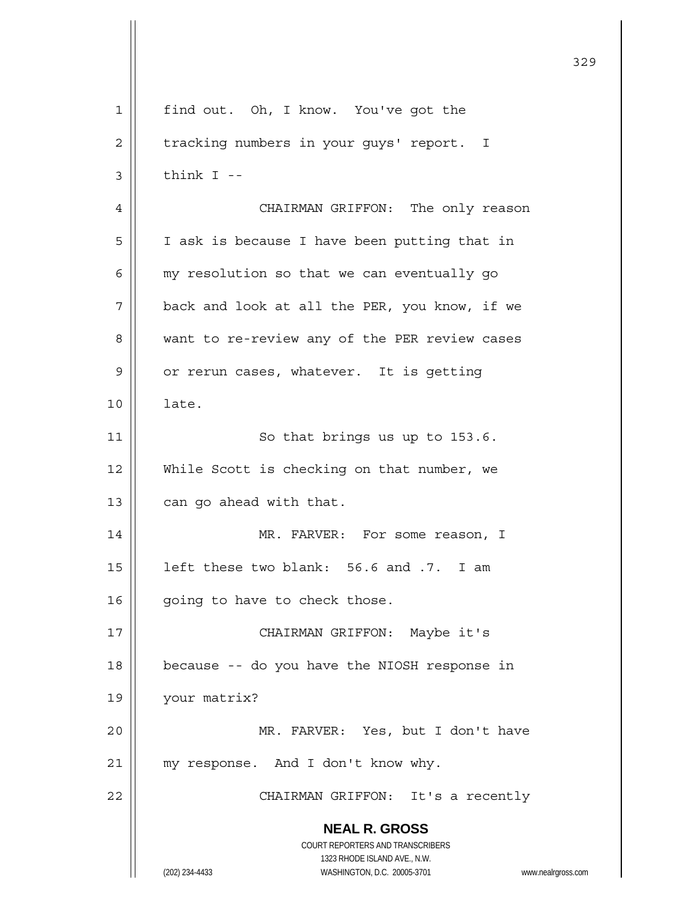find out. Oh, I know. You've got the tracking numbers in your guys' report. I think I --

CHAIRMAN GRIFFON: The only reason I ask is because I have been putting that in my resolution so that we can eventually go back and look at all the PER, you know, if we want to re-review any of the PER review cases or rerun cases, whatever. It is getting late.

So that brings us up to 153.6. While Scott is checking on that number, we can go ahead with that.

MR. FARVER: For some reason, I left these two blank: 56.6 and .7. I am going to have to check those.

CHAIRMAN GRIFFON: Maybe it's because -- do you have the NIOSH response in your matrix?

MR. FARVER: Yes, but I don't have my response. And I don't know why.

CHAIRMAN GRIFFON: It's a recently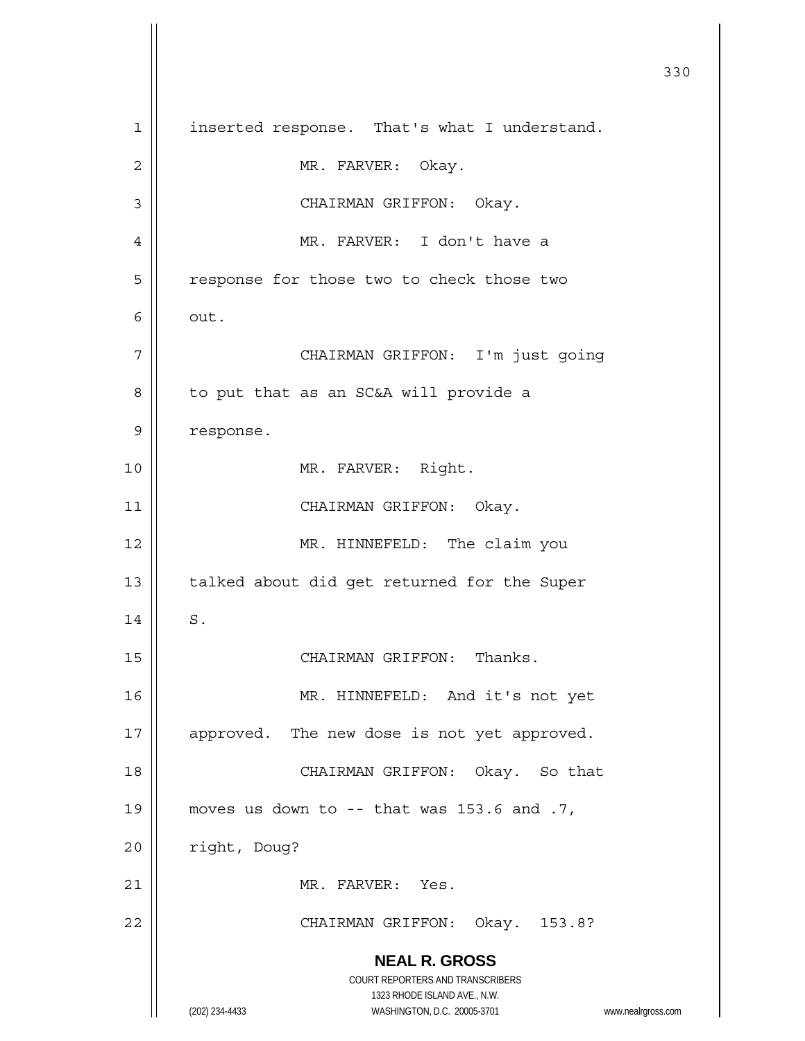inserted response. That's what I understand.

MR. FARVER: Okay.

CHAIRMAN GRIFFON: Okay.

MR. FARVER: I don't have a response for those two to check those two out.

CHAIRMAN GRIFFON: I'm just going to put that as an SC&A will provide a response.

MR. FARVER: Right.

CHAIRMAN GRIFFON: Okay.

MR. HINNEFELD: The claim you talked about did get returned for the Super S.

CHAIRMAN GRIFFON: Thanks.

MR. HINNEFELD: And it's not yet approved. The new dose is not yet approved.

CHAIRMAN GRIFFON: Okay. So that moves us down to -- that was 153.6 and .7, right, Doug?

MR. FARVER: Yes.

CHAIRMAN GRIFFON: Okay. 153.8?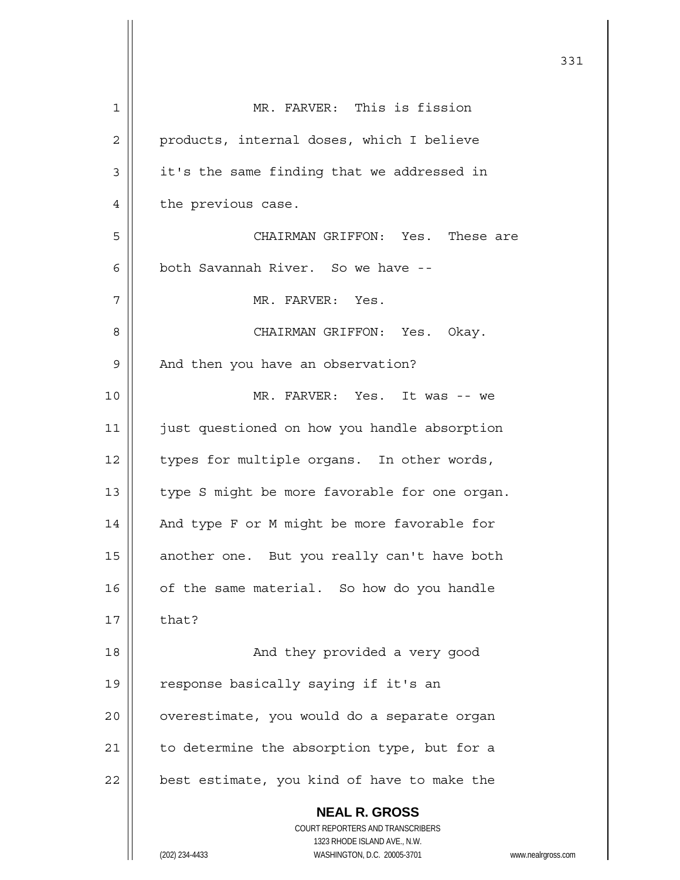MR. FARVER: This is fission products, internal doses, which I believe it's the same finding that we addressed in the previous case.

CHAIRMAN GRIFFON: Yes. These are both Savannah River. So we have --

MR. FARVER: Yes.

CHAIRMAN GRIFFON: Yes. Okay. And then you have an observation?

MR. FARVER: Yes. It was -- we just questioned on how you handle absorption types for multiple organs. In other words, type S might be more favorable for one organ. And type F or M might be more favorable for another one. But you really can't have both of the same material. So how do you handle that?

And they provided a very good response basically saying if it's an overestimate, you would do a separate organ to determine the absorption type, but for a best estimate, you kind of have to make the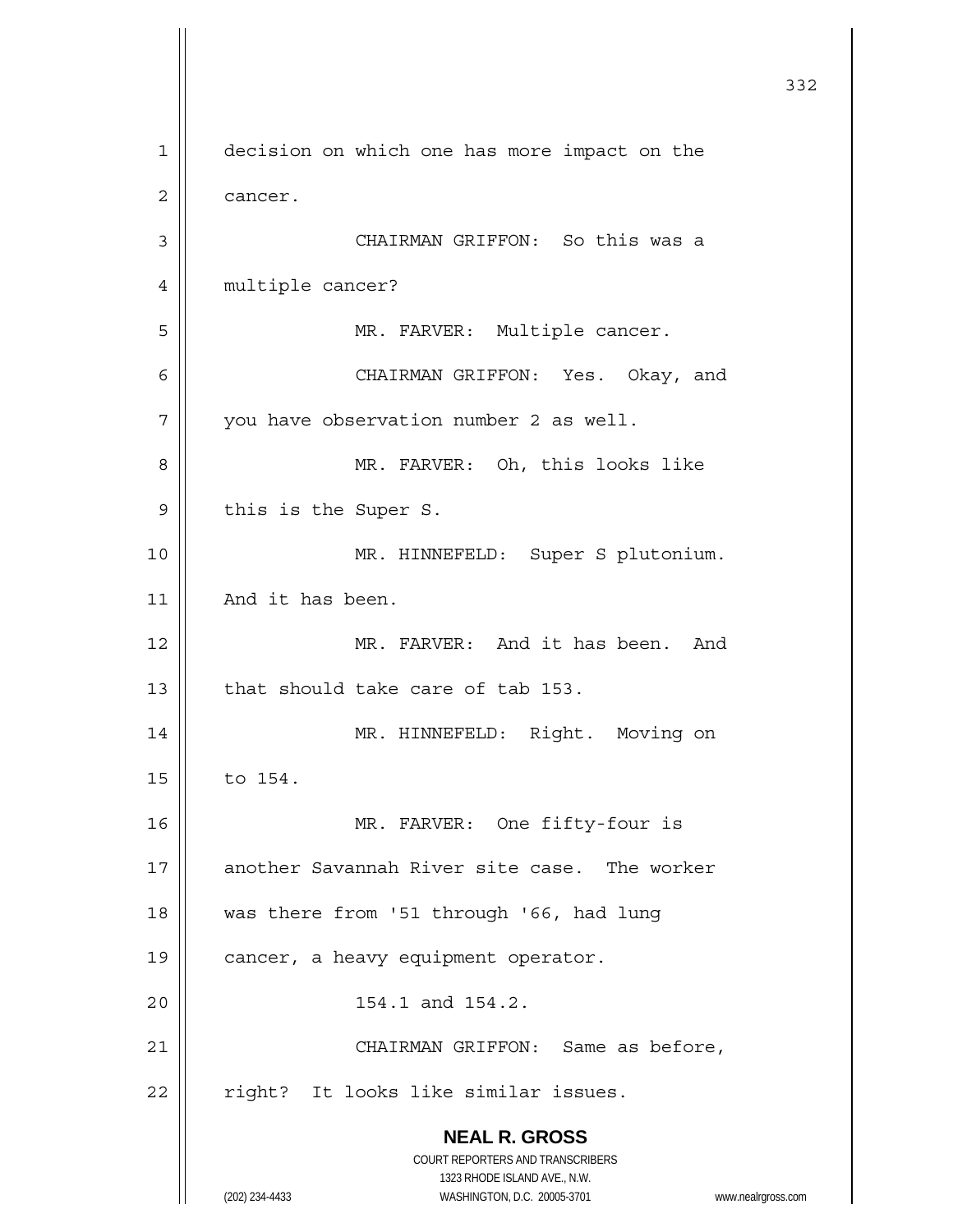decision on which one has more impact on the cancer.

CHAIRMAN GRIFFON: So this was a multiple cancer?

MR. FARVER: Multiple cancer.

CHAIRMAN GRIFFON: Yes. Okay, and you have observation number 2 as well.

MR. FARVER: Oh, this looks like this is the Super S.

MR. HINNEFELD: Super S plutonium. And it has been.

MR. FARVER: And it has been. And that should take care of tab 153.

MR. HINNEFELD: Right. Moving on to 154.

MR. FARVER: One fifty-four is another Savannah River site case. The worker was there from '51 through '66, had lung cancer, a heavy equipment operator.

154.1 and 154.2.

CHAIRMAN GRIFFON: Same as before, right? It looks like similar issues.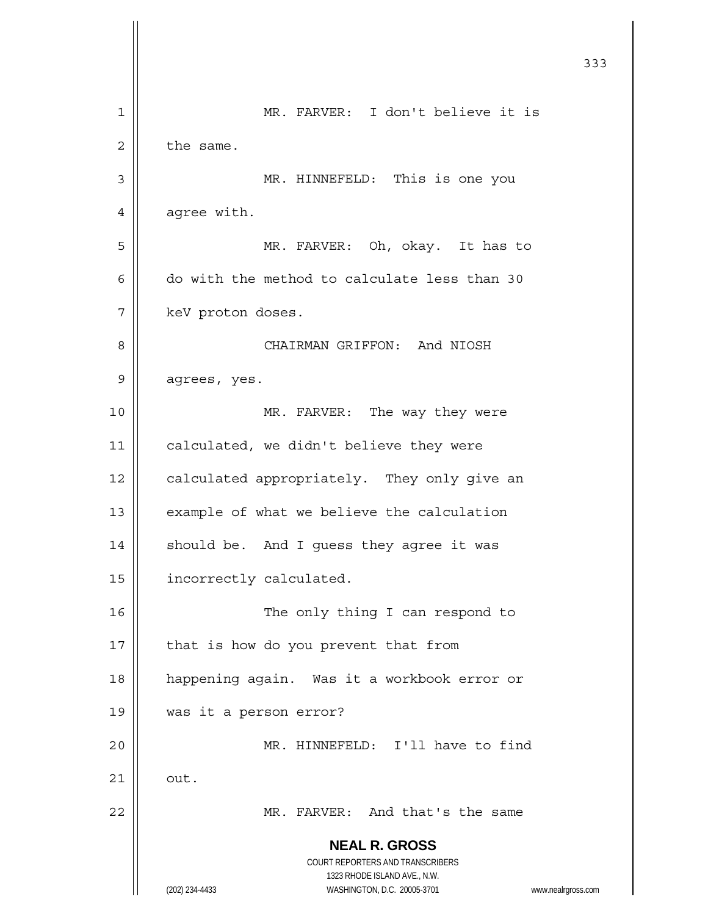MR. FARVER: I don't believe it is the same.

MR. HINNEFELD: This is one you agree with.

MR. FARVER: Oh, okay. It has to do with the method to calculate less than 30 keV proton doses.

CHAIRMAN GRIFFON: And NIOSH agrees, yes.

MR. FARVER: The way they were calculated, we didn't believe they were calculated appropriately. They only give an example of what we believe the calculation should be. And I guess they agree it was incorrectly calculated.

The only thing I can respond to that is how do you prevent that from happening again. Was it a workbook error or was it a person error?

MR. HINNEFELD: I'll have to find out.

MR. FARVER: And that's the same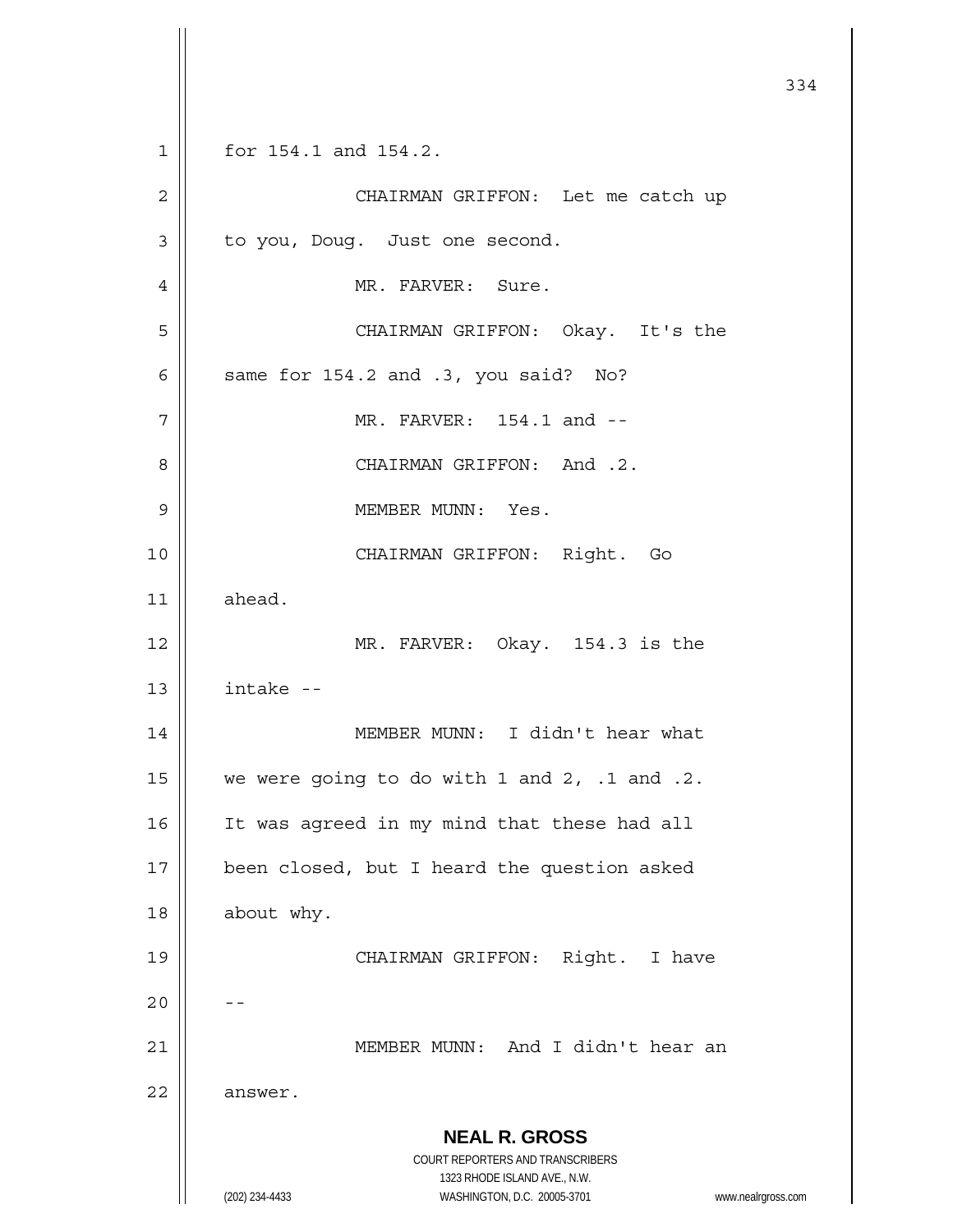for 154.1 and 154.2.

CHAIRMAN GRIFFON: Let me catch up to you, Doug. Just one second.

MR. FARVER: Sure.

CHAIRMAN GRIFFON: Okay. It's the same for 154.2 and .3, you said? No?

MR. FARVER: 154.1 and --

CHAIRMAN GRIFFON: And .2.

MEMBER MUNN: Yes.

CHAIRMAN GRIFFON: Right. Go ahead.

MR. FARVER: Okay. 154.3 is the intake --

MEMBER MUNN: I didn't hear what we were going to do with 1 and 2, .1 and .2. It was agreed in my mind that these had all been closed, but I heard the question asked about why.

CHAIRMAN GRIFFON: Right. I have --

MEMBER MUNN: And I didn't hear an answer.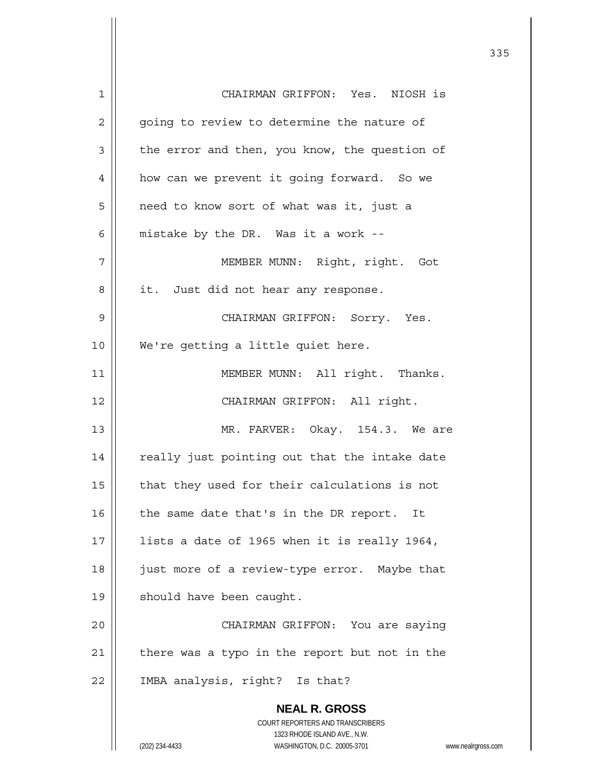CHAIRMAN GRIFFON: Yes. NIOSH is going to review to determine the nature of the error and then, you know, the question of how can we prevent it going forward. So we need to know sort of what was it, just a mistake by the DR. Was it a work --

MEMBER MUNN: Right, right. Got it. Just did not hear any response.

CHAIRMAN GRIFFON: Sorry. Yes. We're getting a little quiet here.

MEMBER MUNN: All right. Thanks.

CHAIRMAN GRIFFON: All right.

MR. FARVER: Okay. 154.3. We are really just pointing out that the intake date that they used for their calculations is not the same date that's in the DR report. It lists a date of 1965 when it is really 1964, just more of a review-type error. Maybe that should have been caught.

CHAIRMAN GRIFFON: You are saying there was a typo in the report but not in the IMBA analysis, right? Is that?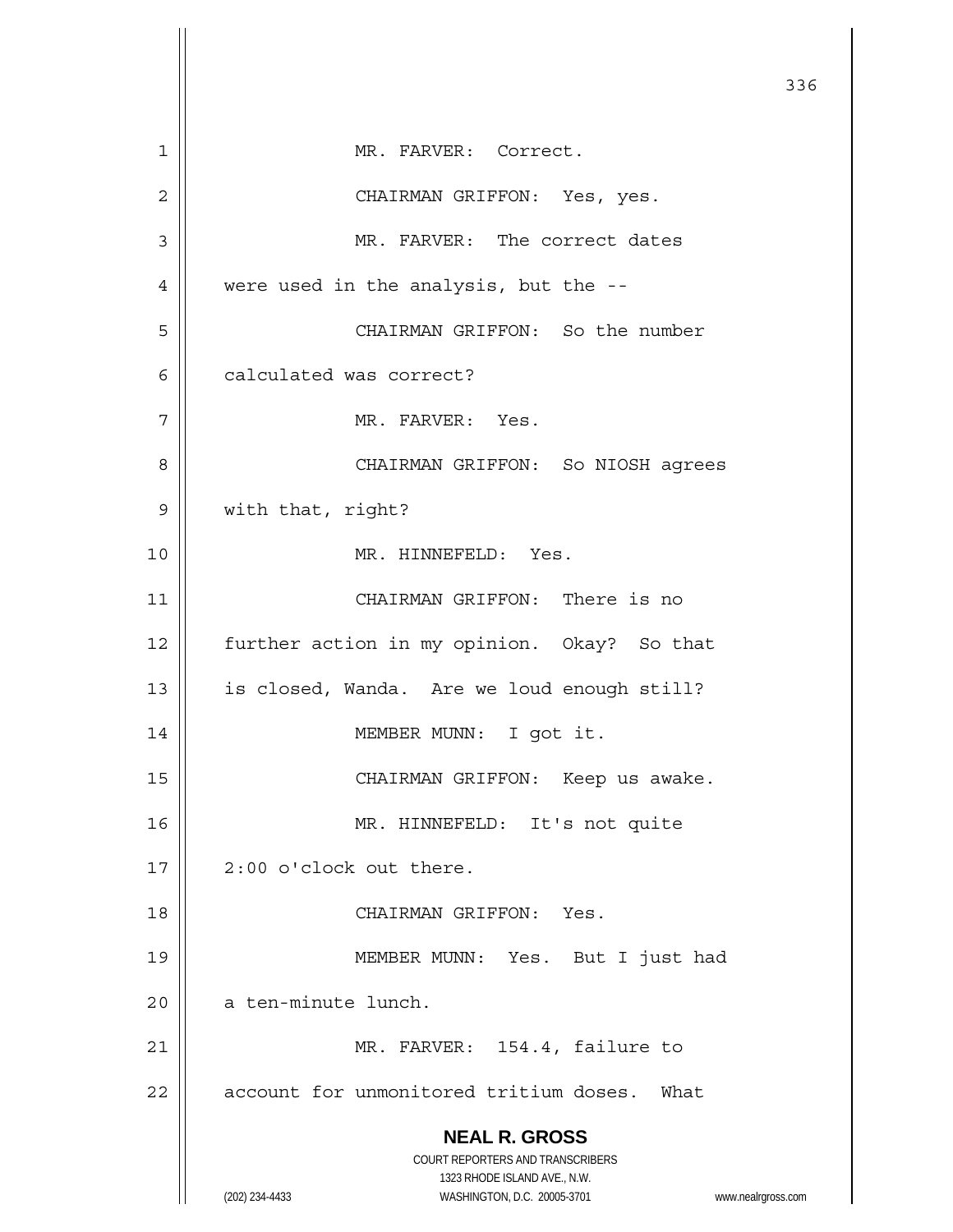MR. FARVER: Correct.

CHAIRMAN GRIFFON: Yes, yes.

MR. FARVER: The correct dates were used in the analysis, but the --

CHAIRMAN GRIFFON: So the number calculated was correct?

MR. FARVER: Yes.

CHAIRMAN GRIFFON: So NIOSH agrees with that, right?

MR. HINNEFELD: Yes.

CHAIRMAN GRIFFON: There is no further action in my opinion. Okay? So that is closed, Wanda. Are we loud enough still?

MEMBER MUNN: I got it.

CHAIRMAN GRIFFON: Keep us awake.

MR. HINNEFELD: It's not quite 2:00 o'clock out there.

CHAIRMAN GRIFFON: Yes.

MEMBER MUNN: Yes. But I just had a ten-minute lunch.

MR. FARVER: 154.4, failure to account for unmonitored tritium doses. What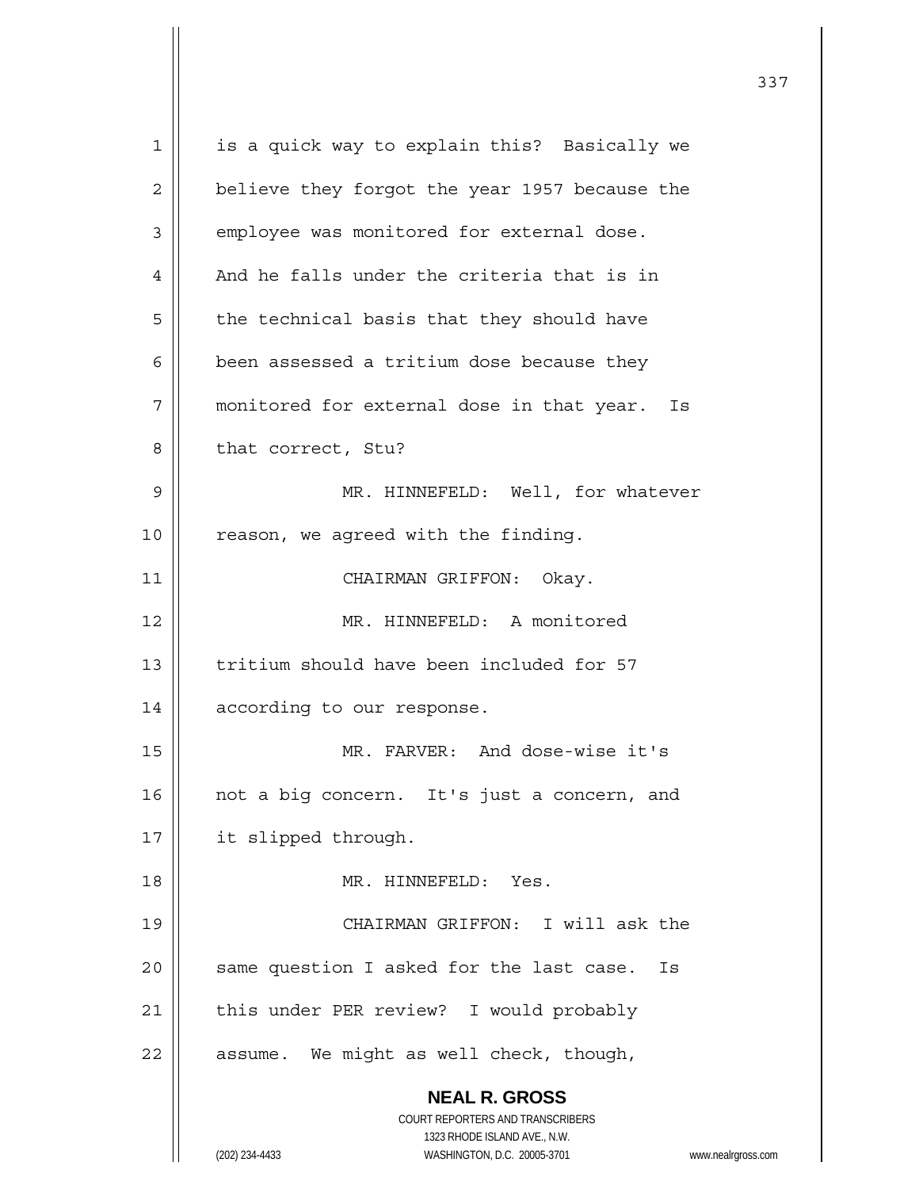is a quick way to explain this? Basically we believe they forgot the year 1957 because the employee was monitored for external dose. And he falls under the criteria that is in the technical basis that they should have been assessed a tritium dose because they monitored for external dose in that year. Is that correct, Stu?

MR. HINNEFELD: Well, for whatever reason, we agreed with the finding.

CHAIRMAN GRIFFON: Okay.

MR. HINNEFELD: A monitored tritium should have been included for 57 according to our response.

MR. FARVER: And dose-wise it's not a big concern. It's just a concern, and it slipped through.

MR. HINNEFELD: Yes.

CHAIRMAN GRIFFON: I will ask the same question I asked for the last case. Is this under PER review? I would probably assume. We might as well check, though,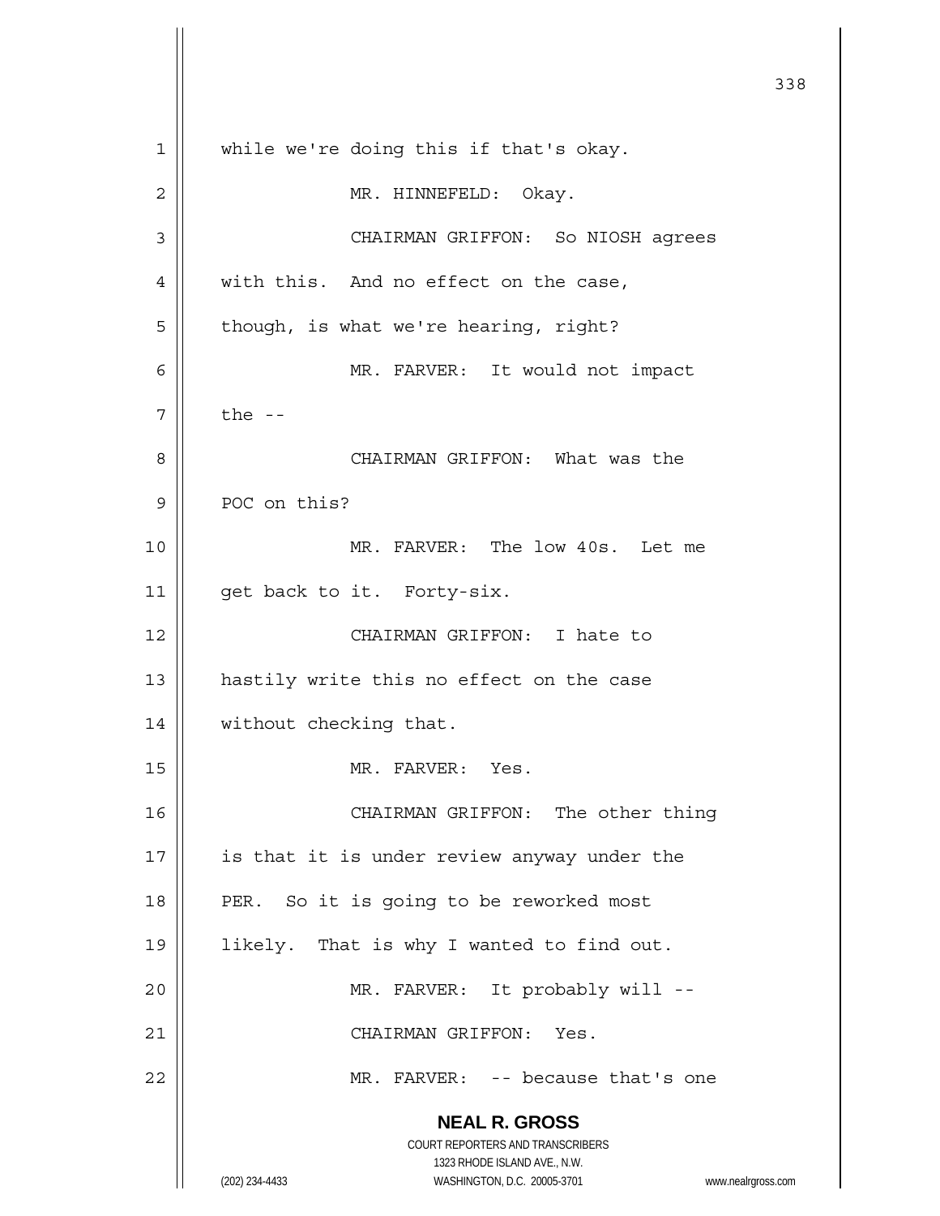while we're doing this if that's okay.

MR. HINNEFELD: Okay.

CHAIRMAN GRIFFON: So NIOSH agrees with this. And no effect on the case, though, is what we're hearing, right?

MR. FARVER: It would not impact the --

CHAIRMAN GRIFFON: What was the POC on this?

MR. FARVER: The low 40s. Let me get back to it. Forty-six.

CHAIRMAN GRIFFON: I hate to hastily write this no effect on the case without checking that.

MR. FARVER: Yes.

CHAIRMAN GRIFFON: The other thing is that it is under review anyway under the PER. So it is going to be reworked most likely. That is why I wanted to find out.

MR. FARVER: It probably will --

CHAIRMAN GRIFFON: Yes.

MR. FARVER: -- because that's one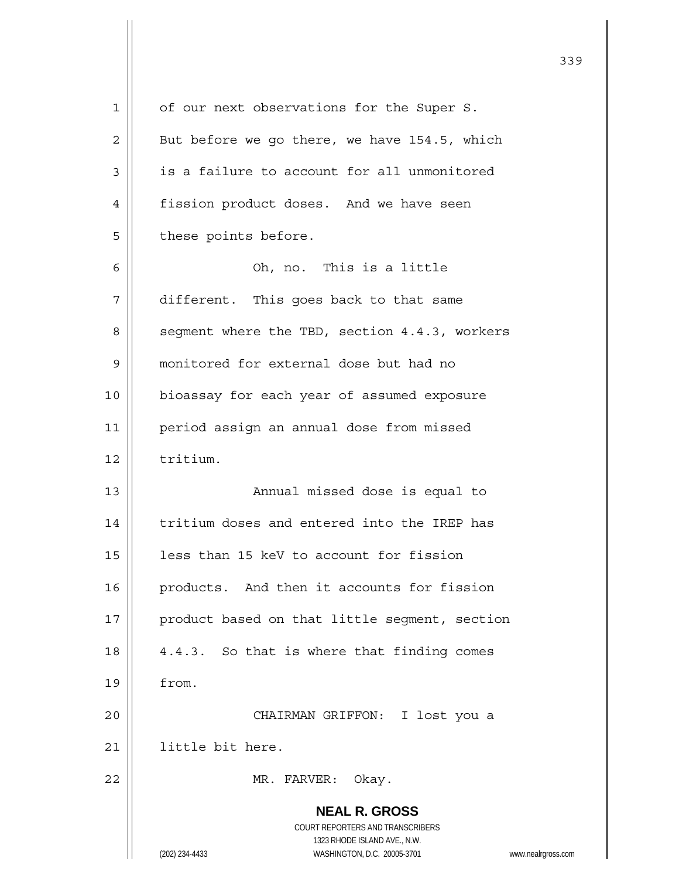of our next observations for the Super S. But before we go there, we have 154.5, which is a failure to account for all unmonitored fission product doses. And we have seen these points before.

Oh, no. This is a little different. This goes back to that same segment where the TBD, section 4.4.3, workers monitored for external dose but had no bioassay for each year of assumed exposure period assign an annual dose from missed tritium.

Annual missed dose is equal to tritium doses and entered into the IREP has less than 15 keV to account for fission products. And then it accounts for fission product based on that little segment, section 4.4.3. So that is where that finding comes from.

CHAIRMAN GRIFFON: I lost you a little bit here.

MR. FARVER: Okay.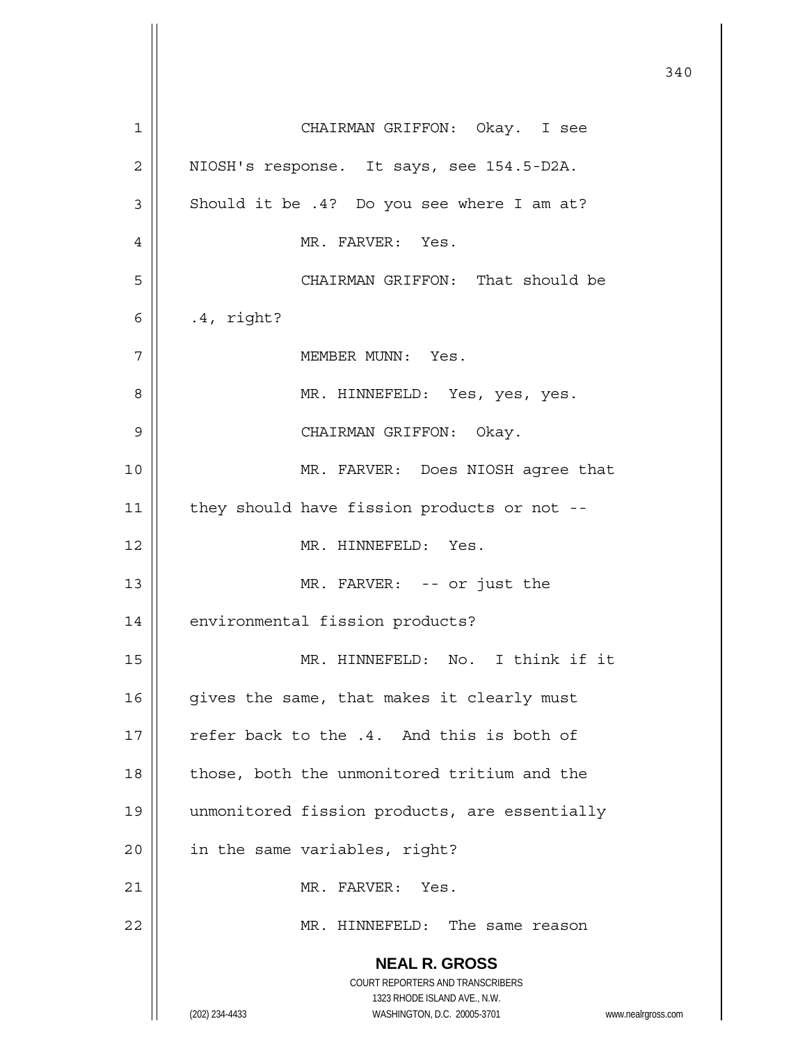CHAIRMAN GRIFFON: Okay. I see NIOSH's response. It says, see 154.5-D2A. Should it be .4? Do you see where I am at?

MR. FARVER: Yes.

CHAIRMAN GRIFFON: That should be .4, right?

MEMBER MUNN: Yes.

MR. HINNEFELD: Yes, yes, yes.

CHAIRMAN GRIFFON: Okay.

MR. FARVER: Does NIOSH agree that they should have fission products or not --

MR. HINNEFELD: Yes.

MR. FARVER: -- or just the environmental fission products?

MR. HINNEFELD: No. I think if it gives the same, that makes it clearly must refer back to the .4. And this is both of those, both the unmonitored tritium and the unmonitored fission products, are essentially in the same variables, right?

MR. FARVER: Yes.

MR. HINNEFELD: The same reason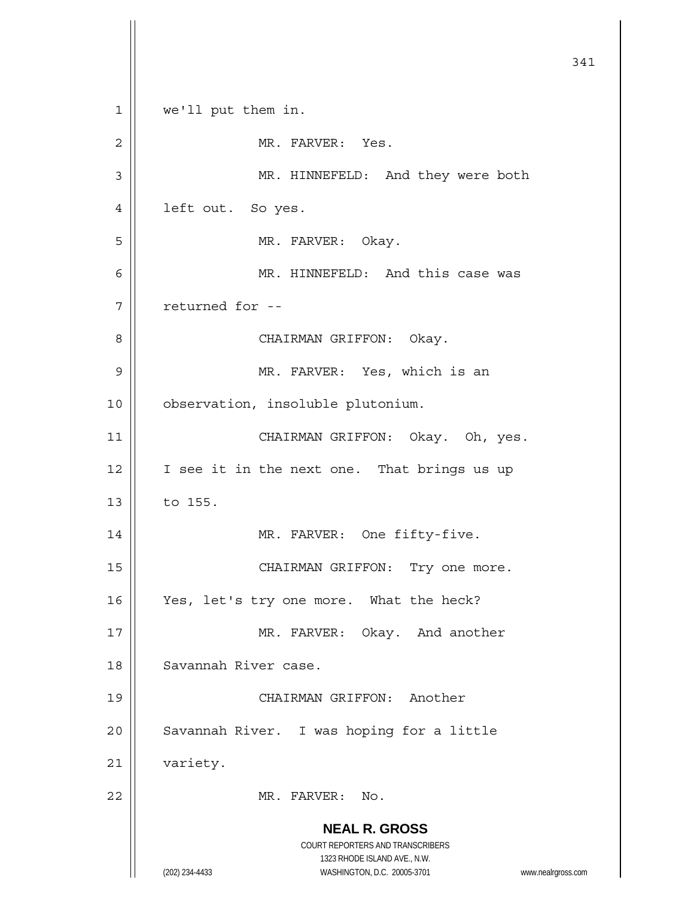we'll put them in.

MR. FARVER: Yes.

MR. HINNEFELD: And they were both left out. So yes.

MR. FARVER: Okay.

MR. HINNEFELD: And this case was returned for --

CHAIRMAN GRIFFON: Okay.

MR. FARVER: Yes, which is an observation, insoluble plutonium.

CHAIRMAN GRIFFON: Okay. Oh, yes. I see it in the next one. That brings us up to 155.

MR. FARVER: One fifty-five.

CHAIRMAN GRIFFON: Try one more. Yes, let's try one more. What the heck?

MR. FARVER: Okay. And another Savannah River case.

CHAIRMAN GRIFFON: Another Savannah River. I was hoping for a little variety.

MR. FARVER: No.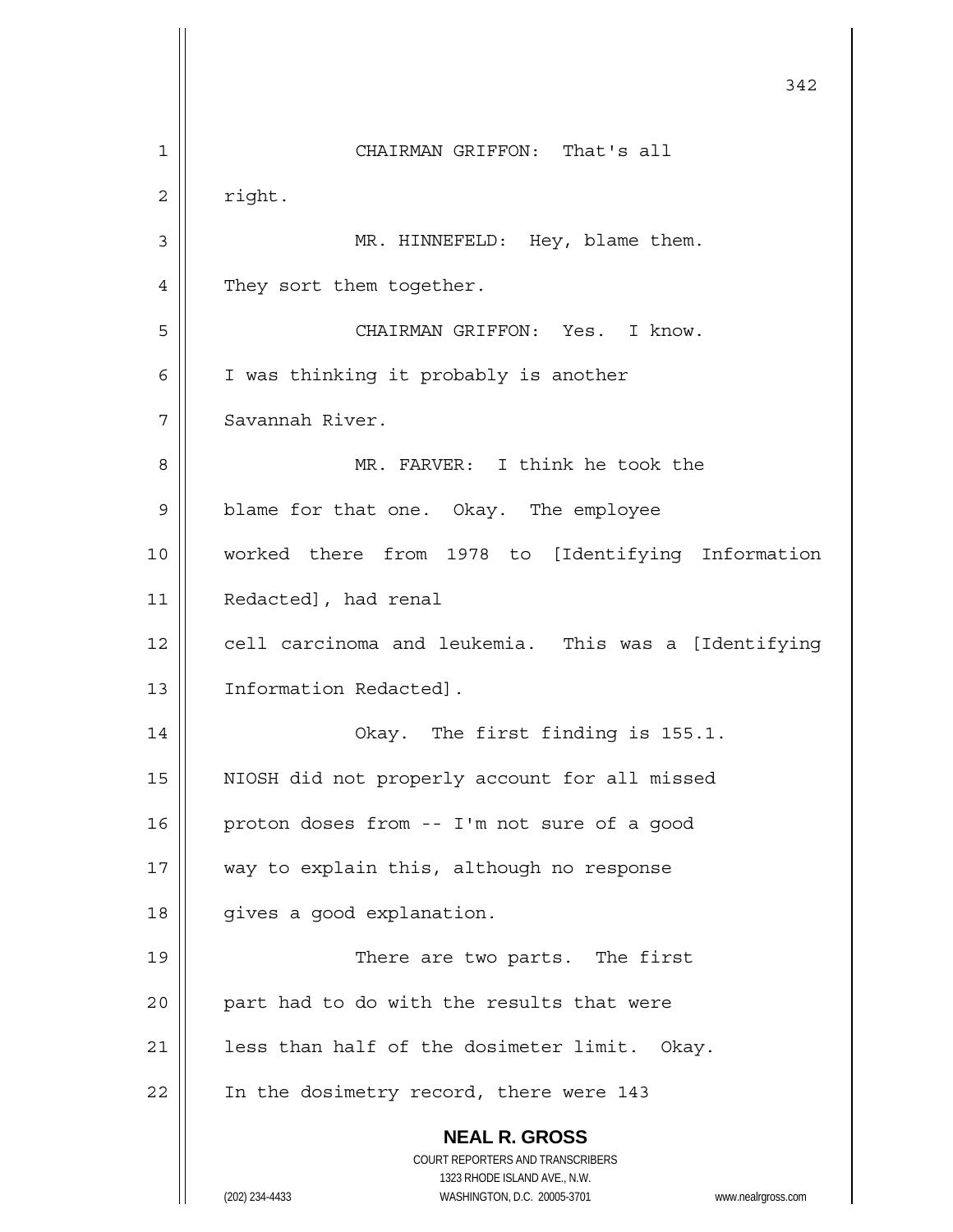CHAIRMAN GRIFFON: That's all right.

MR. HINNEFELD: Hey, blame them. They sort them together.

CHAIRMAN GRIFFON: Yes. I know. I was thinking it probably is another Savannah River.

MR. FARVER: I think he took the blame for that one. Okay. The employee worked there from 1978 to [Identifying Information Redacted], had renal cell carcinoma and leukemia. This was a [Identifying Information Redacted].

Okay. The first finding is 155.1. NIOSH did not properly account for all missed proton doses from -- I'm not sure of a good way to explain this, although no response gives a good explanation.

There are two parts. The first part had to do with the results that were less than half of the dosimeter limit. Okay. In the dosimetry record, there were 143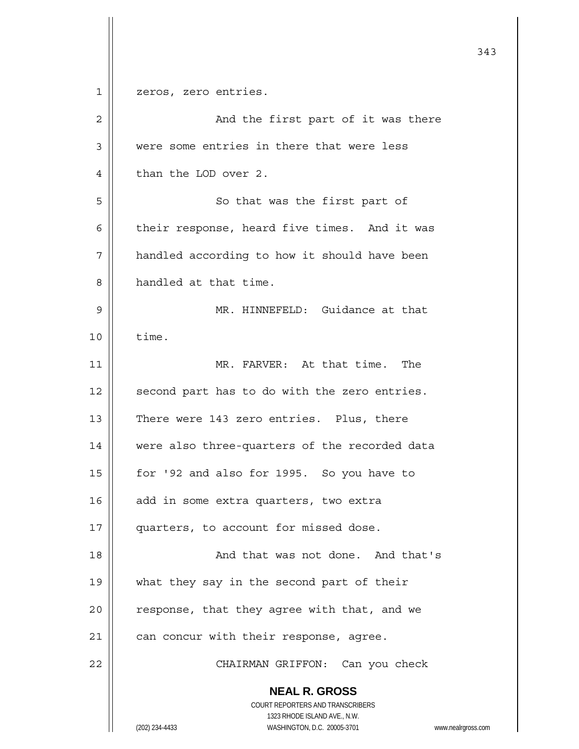zeros, zero entries.

And the first part of it was there were some entries in there that were less than the LOD over 2.

So that was the first part of their response, heard five times. And it was handled according to how it should have been handled at that time.

MR. HINNEFELD: Guidance at that time.

MR. FARVER: At that time. The second part has to do with the zero entries. There were 143 zero entries. Plus, there were also three-quarters of the recorded data for '92 and also for 1995. So you have to add in some extra quarters, two extra quarters, to account for missed dose.

And that was not done. And that's what they say in the second part of their response, that they agree with that, and we can concur with their response, agree.

CHAIRMAN GRIFFON: Can you check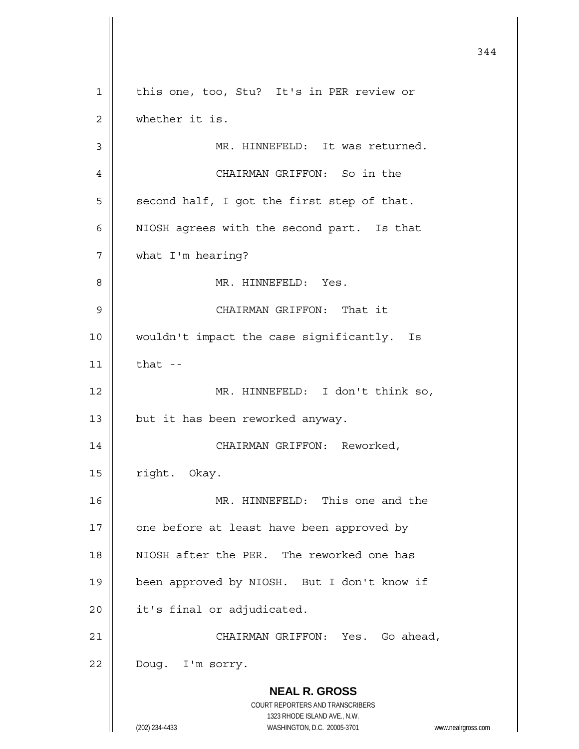this one, too, Stu? It's in PER review or whether it is.

MR. HINNEFELD: It was returned.

CHAIRMAN GRIFFON: So in the second half, I got the first step of that. NIOSH agrees with the second part. Is that what I'm hearing?

MR. HINNEFELD: Yes.

CHAIRMAN GRIFFON: That it wouldn't impact the case significantly. Is that --

MR. HINNEFELD: I don't think so, but it has been reworked anyway.

CHAIRMAN GRIFFON: Reworked, right. Okay.

MR. HINNEFELD: This one and the one before at least have been approved by NIOSH after the PER. The reworked one has been approved by NIOSH. But I don't know if it's final or adjudicated.

CHAIRMAN GRIFFON: Yes. Go ahead, Doug. I'm sorry.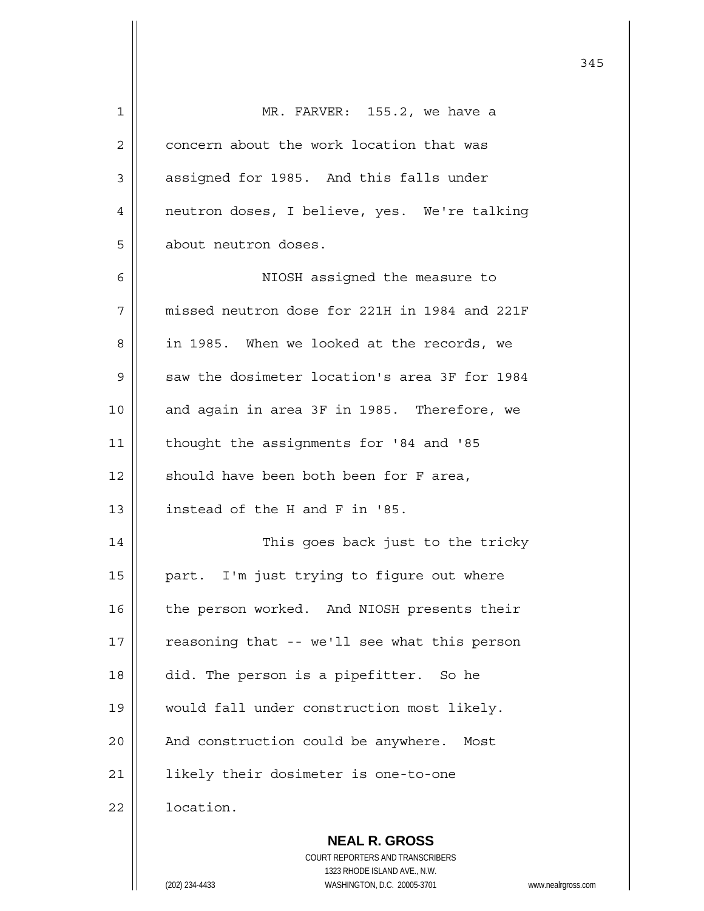MR. FARVER: 155.2, we have a concern about the work location that was assigned for 1985. And this falls under neutron doses, I believe, yes. We're talking about neutron doses.

NIOSH assigned the measure to missed neutron dose for 221H in 1984 and 221F in 1985. When we looked at the records, we saw the dosimeter location's area 3F for 1984 and again in area 3F in 1985. Therefore, we thought the assignments for '84 and '85 should have been both been for F area, instead of the H and F in '85.

This goes back just to the tricky part. I'm just trying to figure out where the person worked. And NIOSH presents their reasoning that -- we'll see what this person did. The person is a pipefitter. So he would fall under construction most likely. And construction could be anywhere. Most likely their dosimeter is one-to-one location.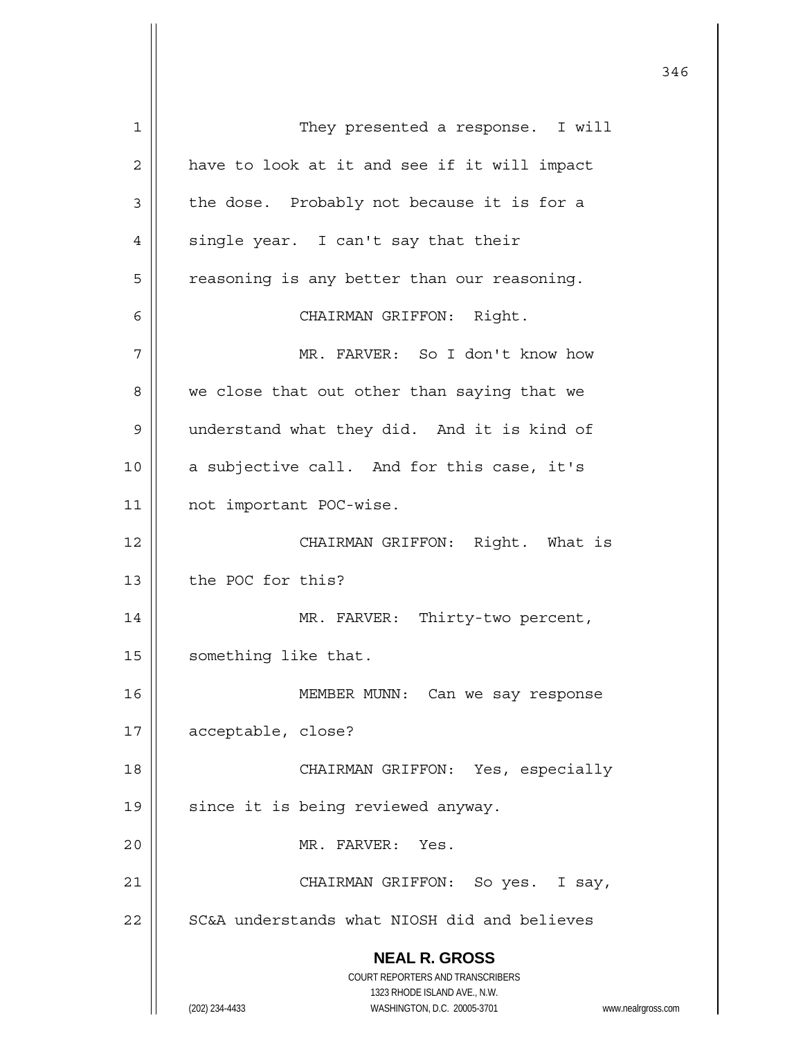They presented a response. I will have to look at it and see if it will impact the dose. Probably not because it is for a single year. I can't say that their reasoning is any better than our reasoning.

CHAIRMAN GRIFFON: Right.

MR. FARVER: So I don't know how we close that out other than saying that we understand what they did. And it is kind of a subjective call. And for this case, it's not important POC-wise.

CHAIRMAN GRIFFON: Right. What is the POC for this?

MR. FARVER: Thirty-two percent, something like that.

MEMBER MUNN: Can we say response acceptable, close?

CHAIRMAN GRIFFON: Yes, especially since it is being reviewed anyway.

MR. FARVER: Yes.

CHAIRMAN GRIFFON: So yes. I say, SC&A understands what NIOSH did and believes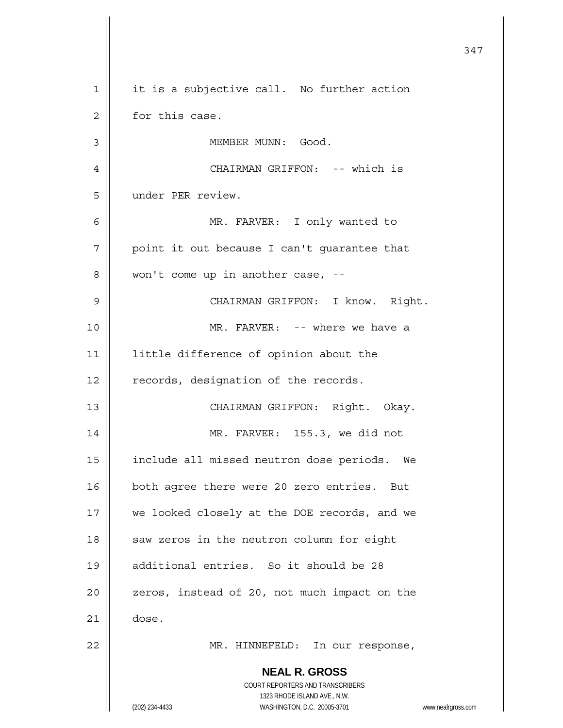it is a subjective call. No further action for this case.

MEMBER MUNN: Good.

CHAIRMAN GRIFFON: -- which is under PER review.

MR. FARVER: I only wanted to point it out because I can't guarantee that won't come up in another case, --

CHAIRMAN GRIFFON: I know. Right.

MR. FARVER: -- where we have a little difference of opinion about the records, designation of the records.

CHAIRMAN GRIFFON: Right. Okay.

MR. FARVER: 155.3, we did not include all missed neutron dose periods. We both agree there were 20 zero entries. But we looked closely at the DOE records, and we saw zeros in the neutron column for eight additional entries. So it should be 28 zeros, instead of 20, not much impact on the dose.

MR. HINNEFELD: In our response,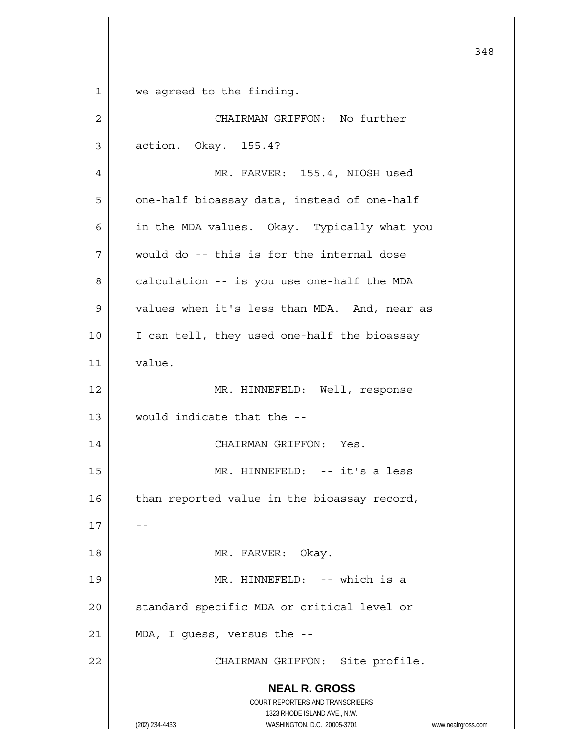we agreed to the finding.

CHAIRMAN GRIFFON: No further action. Okay. 155.4?

MR. FARVER: 155.4, NIOSH used one-half bioassay data, instead of one-half in the MDA values. Okay. Typically what you would do -- this is for the internal dose calculation -- is you use one-half the MDA values when it's less than MDA. And, near as I can tell, they used one-half the bioassay value.

MR. HINNEFELD: Well, response would indicate that the --

CHAIRMAN GRIFFON: Yes.

MR. HINNEFELD: -- it's a less than reported value in the bioassay record, --

MR. FARVER: Okay.

MR. HINNEFELD: -- which is a standard specific MDA or critical level or MDA, I guess, versus the --

CHAIRMAN GRIFFON: Site profile.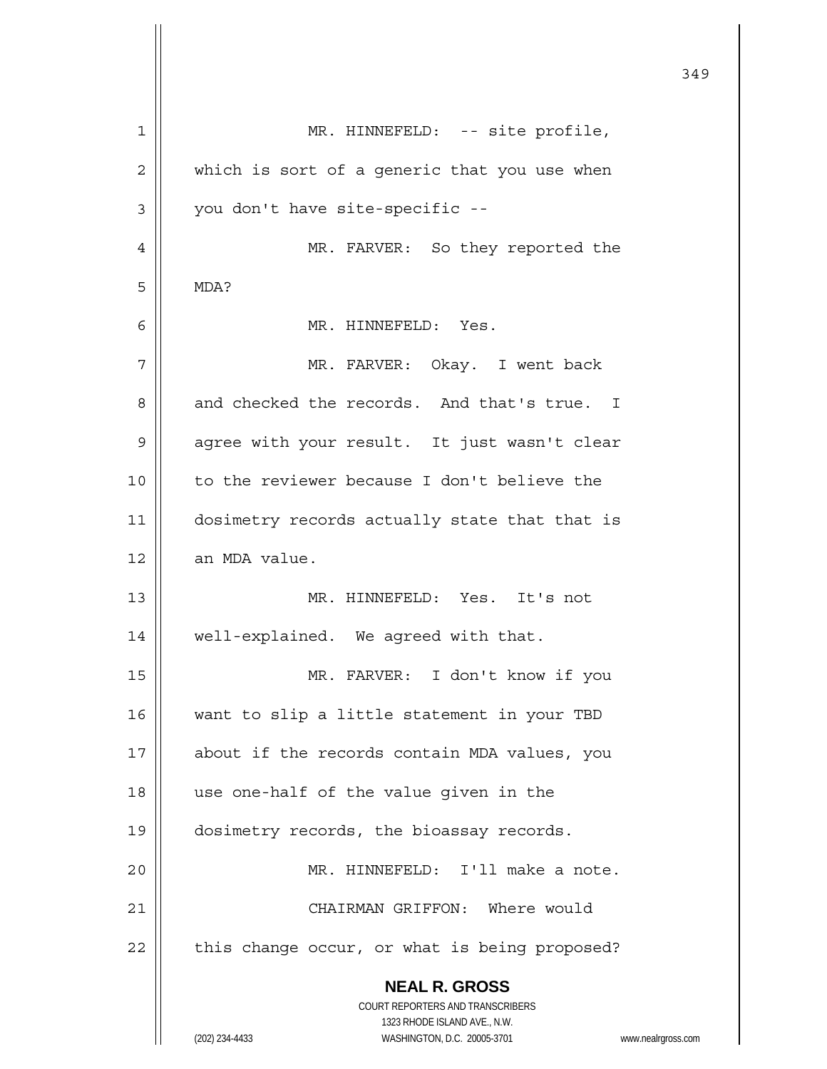MR. HINNEFELD: -- site profile, which is sort of a generic that you use when you don't have site-specific --

MR. FARVER: So they reported the MDA?

MR. HINNEFELD: Yes.

MR. FARVER: Okay. I went back and checked the records. And that's true. I agree with your result. It just wasn't clear to the reviewer because I don't believe the dosimetry records actually state that that is an MDA value.

MR. HINNEFELD: Yes. It's not well-explained. We agreed with that.

MR. FARVER: I don't know if you want to slip a little statement in your TBD about if the records contain MDA values, you use one-half of the value given in the dosimetry records, the bioassay records.

MR. HINNEFELD: I'll make a note.

CHAIRMAN GRIFFON: Where would this change occur, or what is being proposed?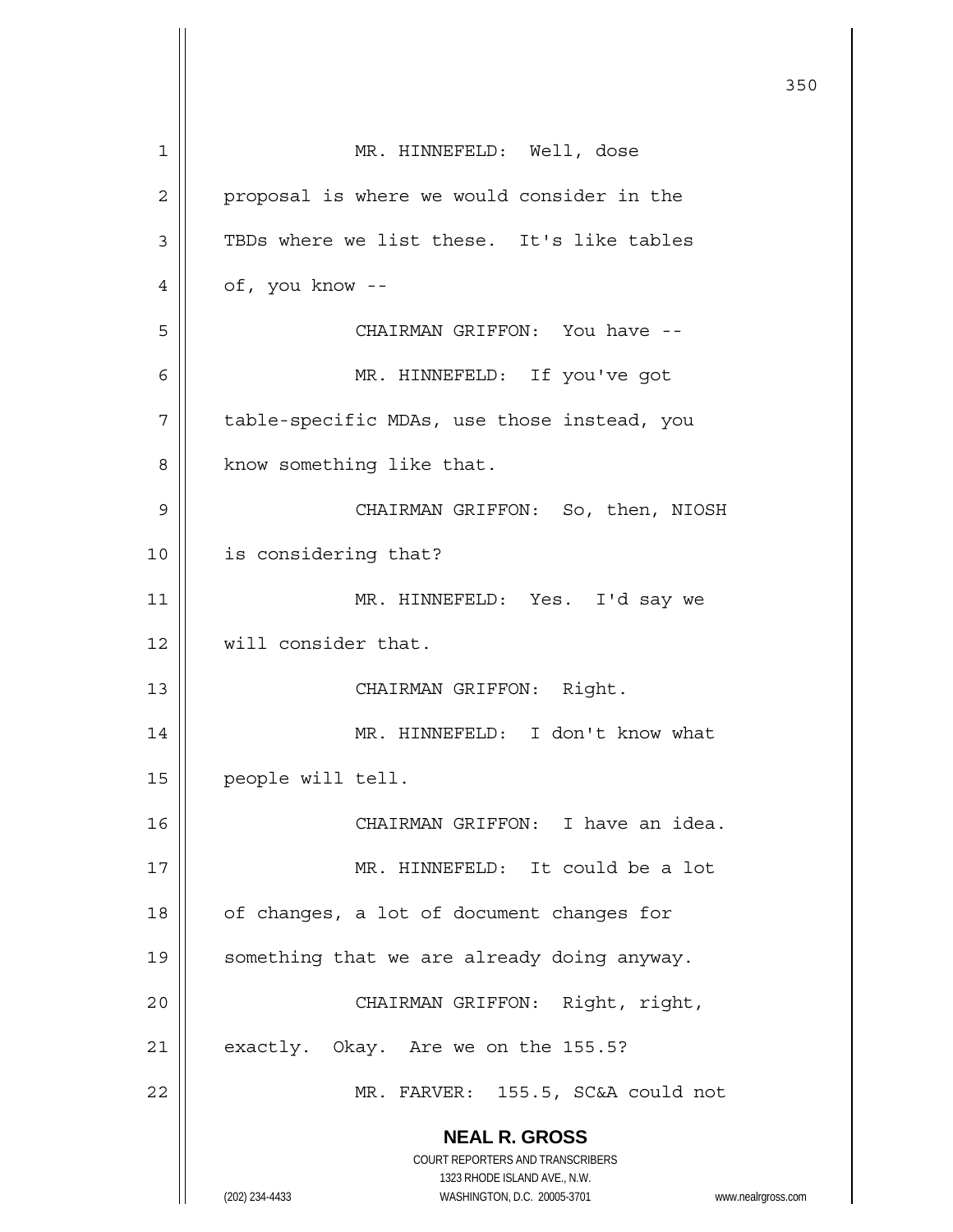MR. HINNEFELD: Well, dose proposal is where we would consider in the TBDs where we list these. It's like tables of, you know --

CHAIRMAN GRIFFON: You have --

MR. HINNEFELD: If you've got table-specific MDAs, use those instead, you know something like that.

CHAIRMAN GRIFFON: So, then, NIOSH is considering that?

MR. HINNEFELD: Yes. I'd say we will consider that.

CHAIRMAN GRIFFON: Right.

MR. HINNEFELD: I don't know what people will tell.

CHAIRMAN GRIFFON: I have an idea.

MR. HINNEFELD: It could be a lot of changes, a lot of document changes for something that we are already doing anyway.

CHAIRMAN GRIFFON: Right, right, exactly. Okay. Are we on the 155.5?

MR. FARVER: 155.5, SC&A could not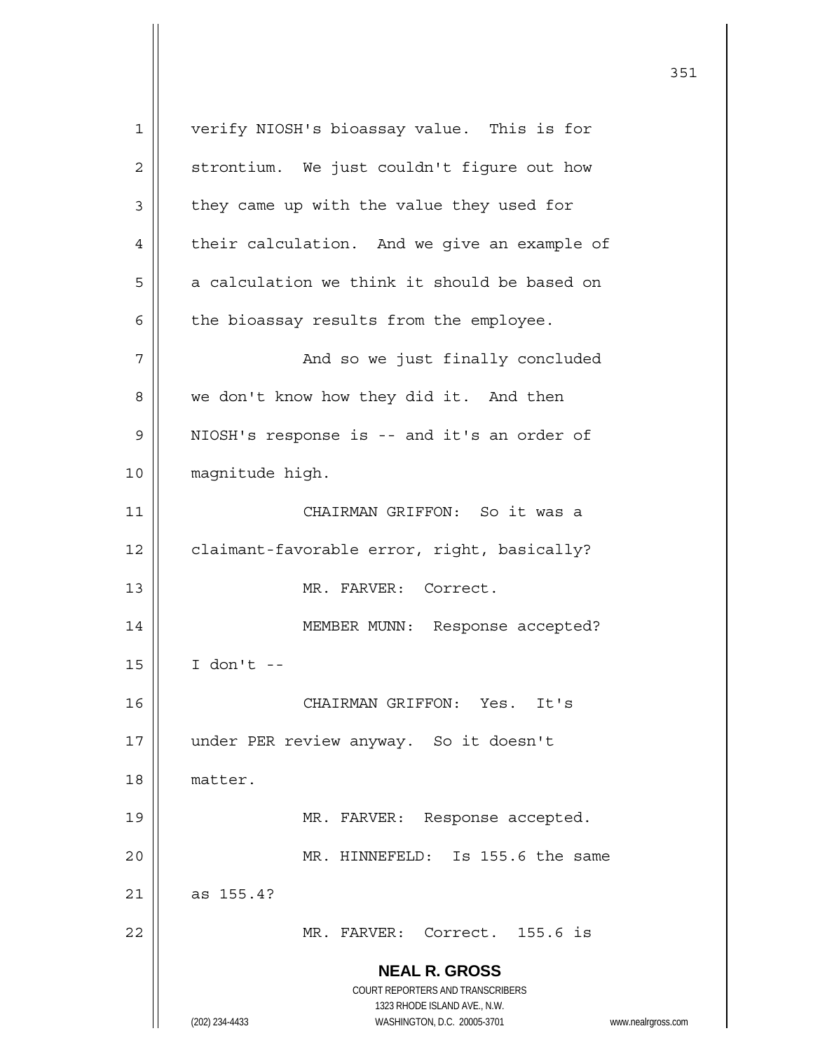verify NIOSH's bioassay value. This is for strontium. We just couldn't figure out how they came up with the value they used for their calculation. And we give an example of a calculation we think it should be based on the bioassay results from the employee.

And so we just finally concluded we don't know how they did it. And then NIOSH's response is -- and it's an order of magnitude high.

CHAIRMAN GRIFFON: So it was a claimant-favorable error, right, basically?

MR. FARVER: Correct.

MEMBER MUNN: Response accepted? I don't --

CHAIRMAN GRIFFON: Yes. It's under PER review anyway. So it doesn't matter.

MR. FARVER: Response accepted.

MR. HINNEFELD: Is 155.6 the same as 155.4?

MR. FARVER: Correct. 155.6 is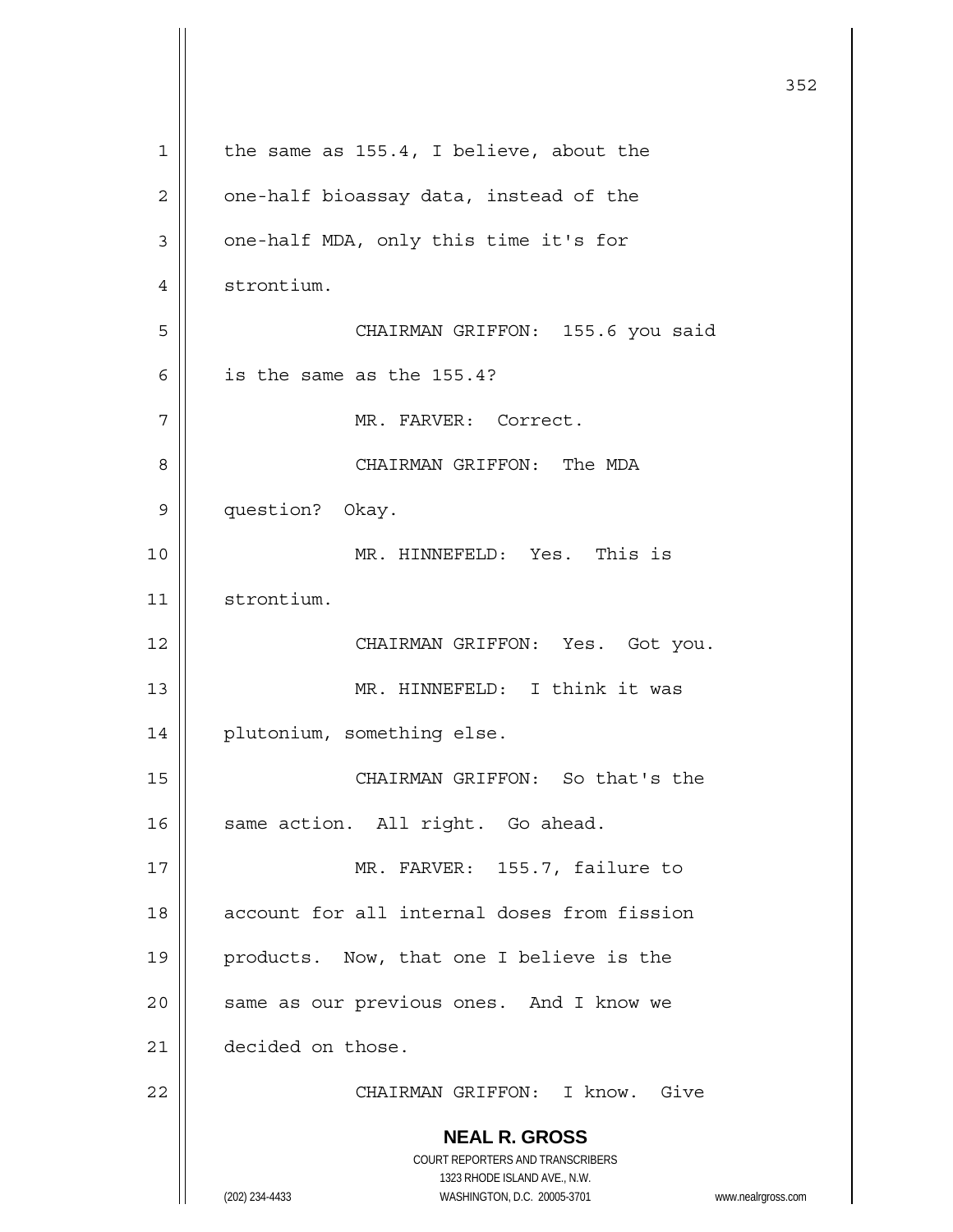the same as 155.4, I believe, about the one-half bioassay data, instead of the one-half MDA, only this time it's for strontium.

CHAIRMAN GRIFFON: 155.6 you said is the same as the 155.4?

MR. FARVER: Correct.

CHAIRMAN GRIFFON: The MDA question? Okay.

MR. HINNEFELD: Yes. This is strontium.

CHAIRMAN GRIFFON: Yes. Got you.

MR. HINNEFELD: I think it was plutonium, something else.

CHAIRMAN GRIFFON: So that's the same action. All right. Go ahead.

MR. FARVER: 155.7, failure to account for all internal doses from fission products. Now, that one I believe is the same as our previous ones. And I know we decided on those.

CHAIRMAN GRIFFON: I know. Give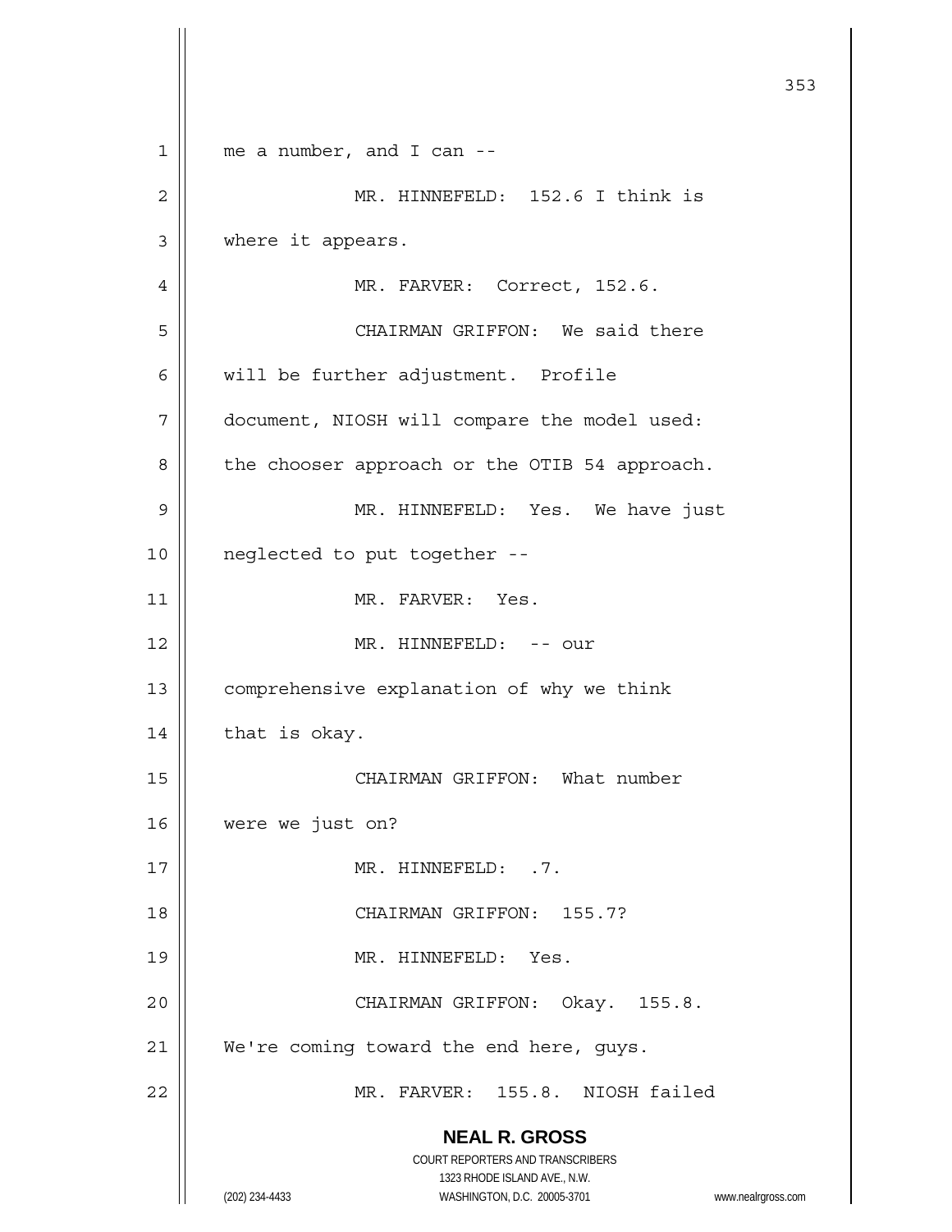me a number, and I can --

MR. HINNEFELD: 152.6 I think is where it appears.

MR. FARVER: Correct, 152.6.

CHAIRMAN GRIFFON: We said there will be further adjustment. Profile document, NIOSH will compare the model used: the chooser approach or the OTIB 54 approach.

MR. HINNEFELD: Yes. We have just neglected to put together --

MR. FARVER: Yes.

MR. HINNEFELD: -- our comprehensive explanation of why we think that is okay.

CHAIRMAN GRIFFON: What number were we just on?

MR. HINNEFELD: .7.

CHAIRMAN GRIFFON: 155.7?

MR. HINNEFELD: Yes.

CHAIRMAN GRIFFON: Okay. 155.8. We're coming toward the end here, guys.

MR. FARVER: 155.8. NIOSH failed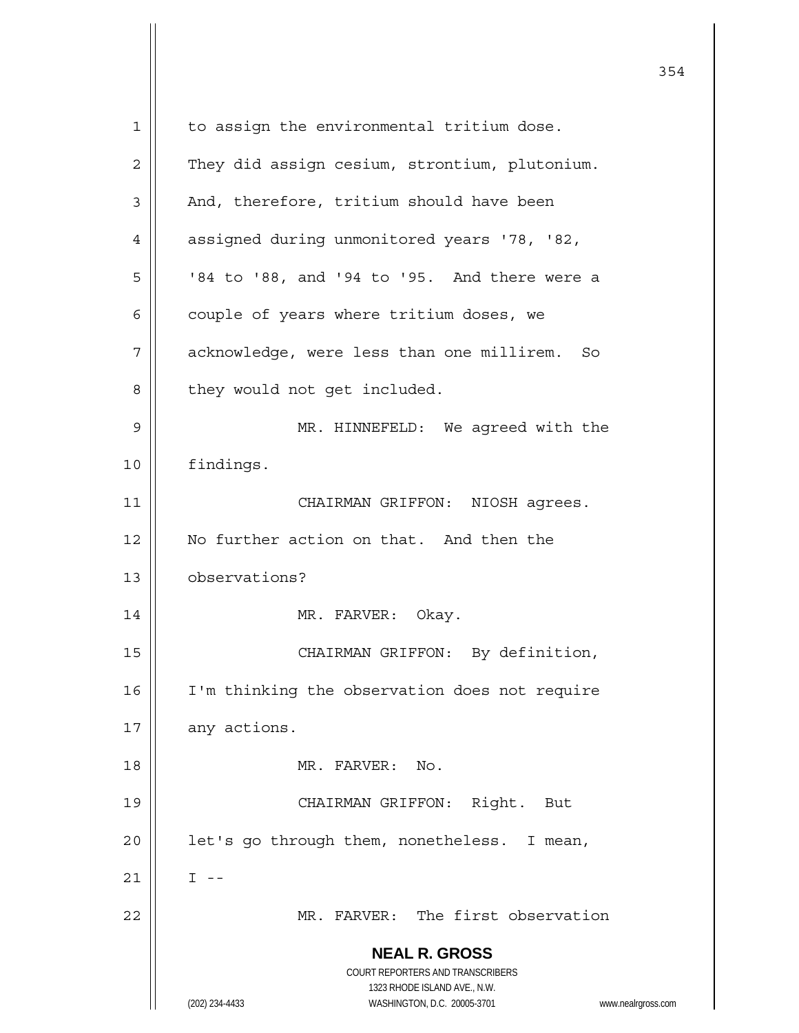to assign the environmental tritium dose. They did assign cesium, strontium, plutonium. And, therefore, tritium should have been assigned during unmonitored years '78, '82, '84 to '88, and '94 to '95. And there were a couple of years where tritium doses, we acknowledge, were less than one millirem. So they would not get included.

MR. HINNEFELD: We agreed with the findings.

CHAIRMAN GRIFFON: NIOSH agrees. No further action on that. And then the observations?

MR. FARVER: Okay.

CHAIRMAN GRIFFON: By definition, I'm thinking the observation does not require any actions.

MR. FARVER: No.

CHAIRMAN GRIFFON: Right. But let's go through them, nonetheless. I mean, I --

MR. FARVER: The first observation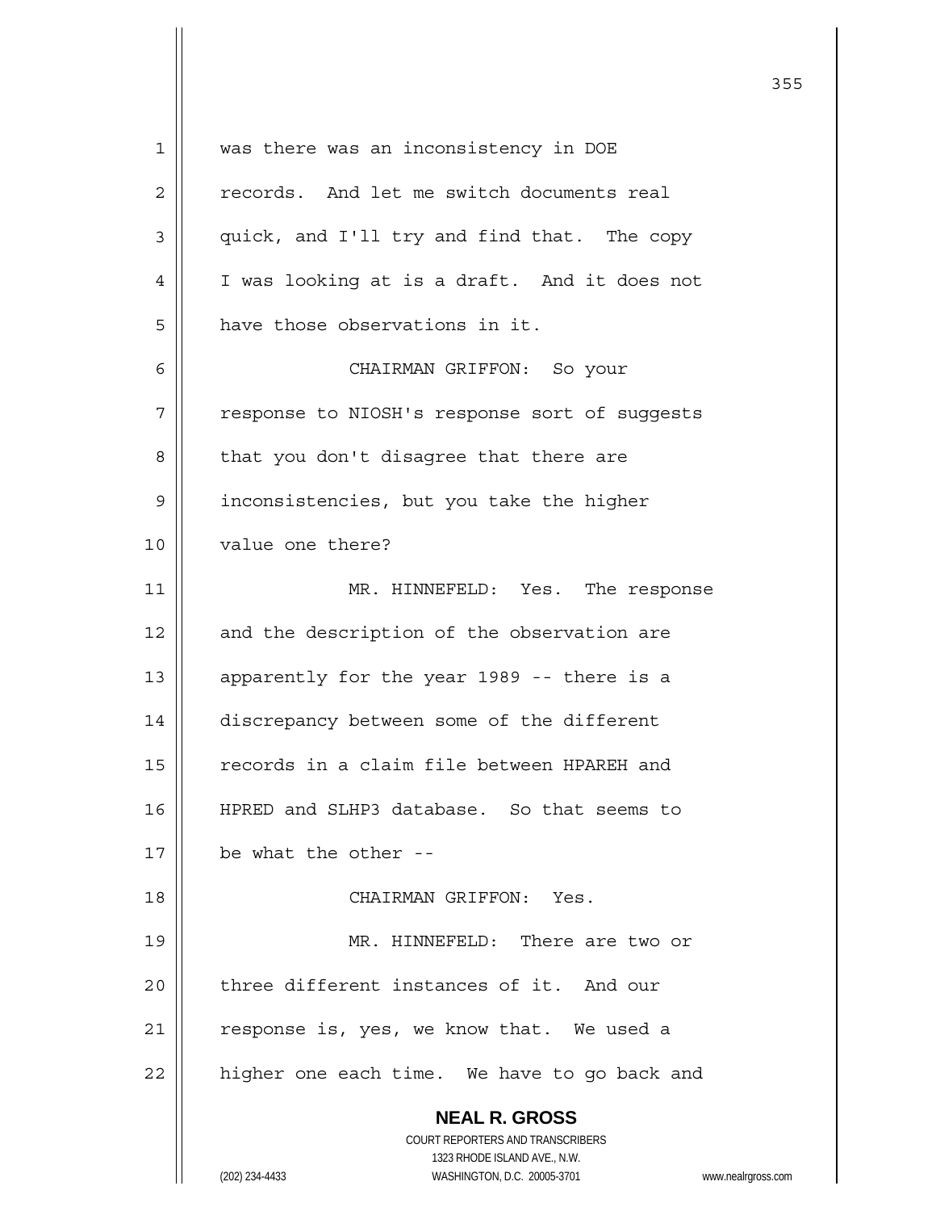was there was an inconsistency in DOE records. And let me switch documents real quick, and I'll try and find that. The copy I was looking at is a draft. And it does not have those observations in it.

CHAIRMAN GRIFFON: So your response to NIOSH's response sort of suggests that you don't disagree that there are inconsistencies, but you take the higher value one there?

MR. HINNEFELD: Yes. The response and the description of the observation are apparently for the year 1989 -- there is a discrepancy between some of the different records in a claim file between HPAREH and HPRED and SLHP3 database. So that seems to be what the other --

CHAIRMAN GRIFFON: Yes.

MR. HINNEFELD: There are two or three different instances of it. And our response is, yes, we know that. We used a higher one each time. We have to go back and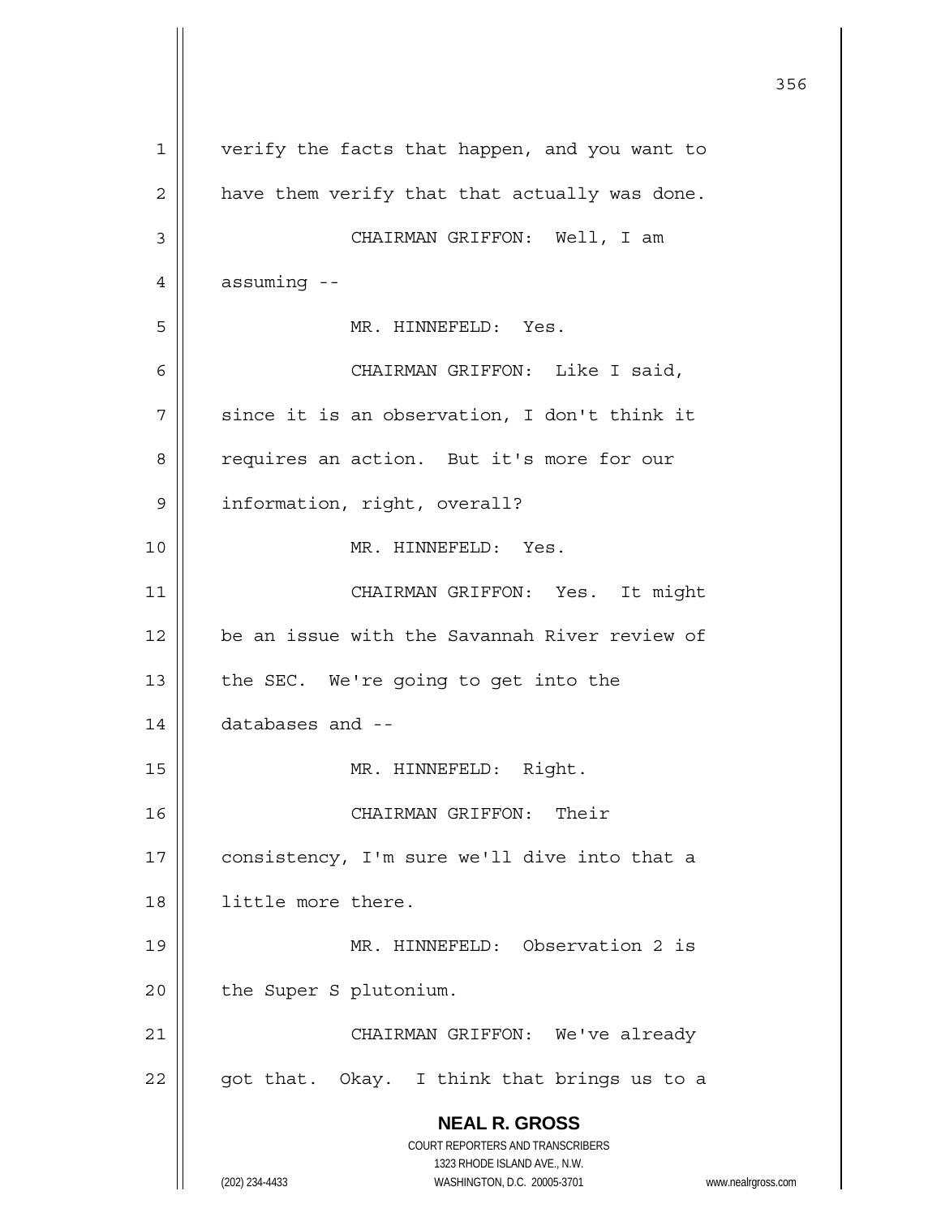verify the facts that happen, and you want to have them verify that that actually was done.

CHAIRMAN GRIFFON: Well, I am assuming --

MR. HINNEFELD: Yes.

CHAIRMAN GRIFFON: Like I said, since it is an observation, I don't think it requires an action. But it's more for our information, right, overall?

MR. HINNEFELD: Yes.

CHAIRMAN GRIFFON: Yes. It might be an issue with the Savannah River review of the SEC. We're going to get into the databases and --

MR. HINNEFELD: Right.

CHAIRMAN GRIFFON: Their consistency, I'm sure we'll dive into that a little more there.

MR. HINNEFELD: Observation 2 is the Super S plutonium.

CHAIRMAN GRIFFON: We've already got that. Okay. I think that brings us to a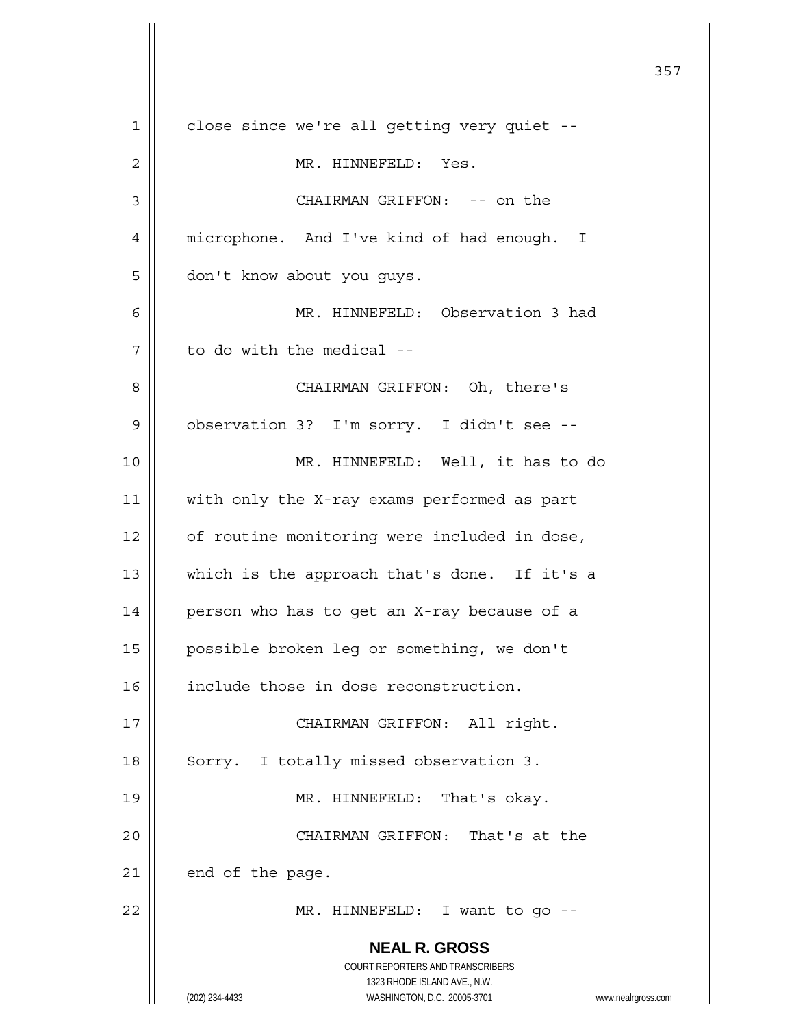close since we're all getting very quiet --

MR. HINNEFELD: Yes.

CHAIRMAN GRIFFON: -- on the microphone. And I've kind of had enough. I don't know about you guys.

MR. HINNEFELD: Observation 3 had to do with the medical --

CHAIRMAN GRIFFON: Oh, there's observation 3? I'm sorry. I didn't see --

MR. HINNEFELD: Well, it has to do with only the X-ray exams performed as part of routine monitoring were included in dose, which is the approach that's done. If it's a person who has to get an X-ray because of a possible broken leg or something, we don't include those in dose reconstruction.

CHAIRMAN GRIFFON: All right. Sorry. I totally missed observation 3.

MR. HINNEFELD: That's okay.

CHAIRMAN GRIFFON: That's at the end of the page.

MR. HINNEFELD: I want to go --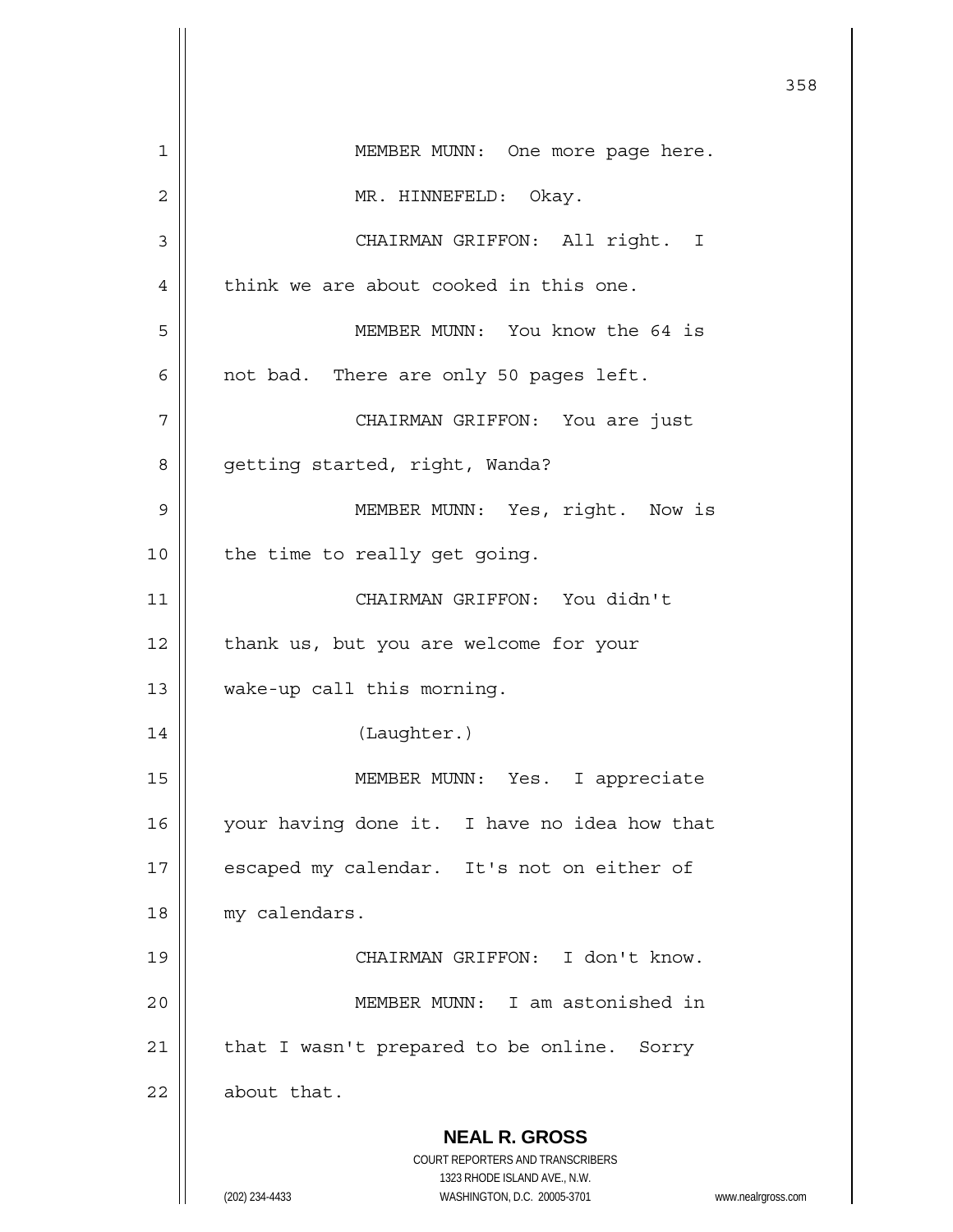MEMBER MUNN: One more page here.

MR. HINNEFELD: Okay.

CHAIRMAN GRIFFON: All right. I think we are about cooked in this one.

MEMBER MUNN: You know the 64 is not bad. There are only 50 pages left.

CHAIRMAN GRIFFON: You are just getting started, right, Wanda?

MEMBER MUNN: Yes, right. Now is the time to really get going.

CHAIRMAN GRIFFON: You didn't thank us, but you are welcome for your wake-up call this morning.

(Laughter.)

MEMBER MUNN: Yes. I appreciate your having done it. I have no idea how that escaped my calendar. It's not on either of my calendars.

CHAIRMAN GRIFFON: I don't know.

MEMBER MUNN: I am astonished in that I wasn't prepared to be online. Sorry about that.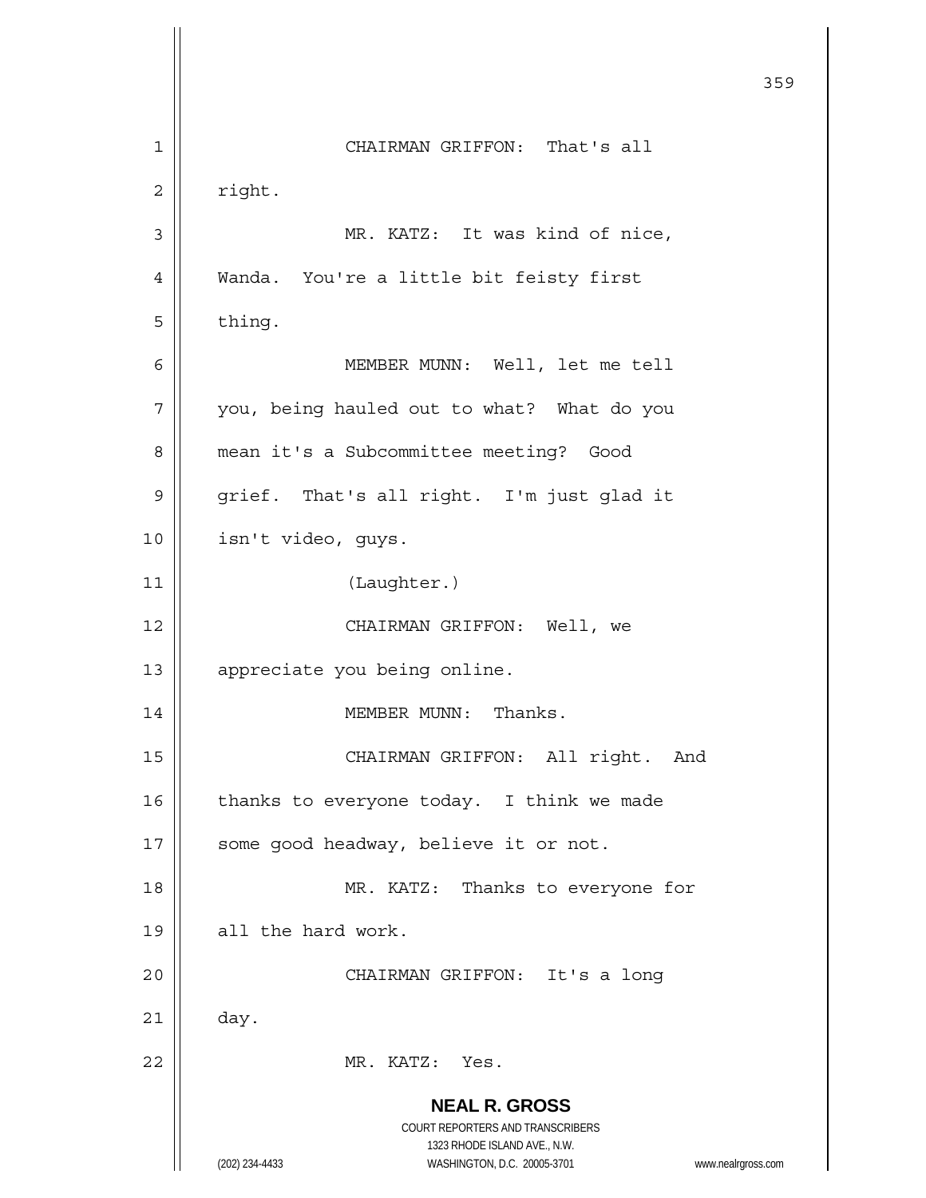CHAIRMAN GRIFFON: That's all right.

MR. KATZ: It was kind of nice, Wanda. You're a little bit feisty first thing.

MEMBER MUNN: Well, let me tell you, being hauled out to what? What do you mean it's a Subcommittee meeting? Good grief. That's all right. I'm just glad it isn't video, guys.

(Laughter.)

CHAIRMAN GRIFFON: Well, we appreciate you being online.

MEMBER MUNN: Thanks.

CHAIRMAN GRIFFON: All right. And thanks to everyone today. I think we made some good headway, believe it or not.

MR. KATZ: Thanks to everyone for all the hard work.

CHAIRMAN GRIFFON: It's a long day.

MR. KATZ: Yes.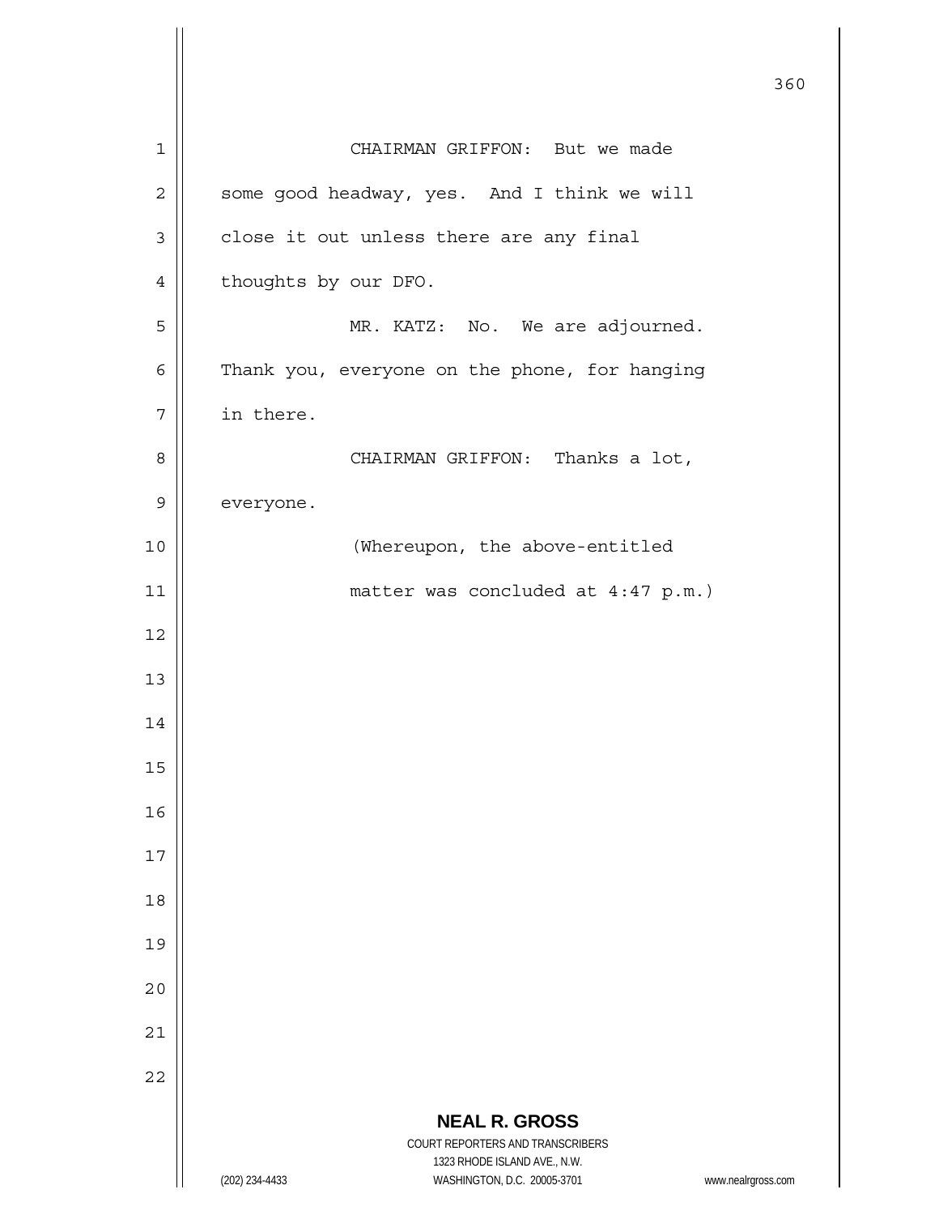CHAIRMAN GRIFFON: But we made some good headway, yes. And I think we will close it out unless there are any final thoughts by our DFO.

MR. KATZ: No. We are adjourned. Thank you, everyone on the phone, for hanging in there.

CHAIRMAN GRIFFON: Thanks a lot, everyone.

(Whereupon, the above-entitled matter was concluded at 4:47 p.m.)